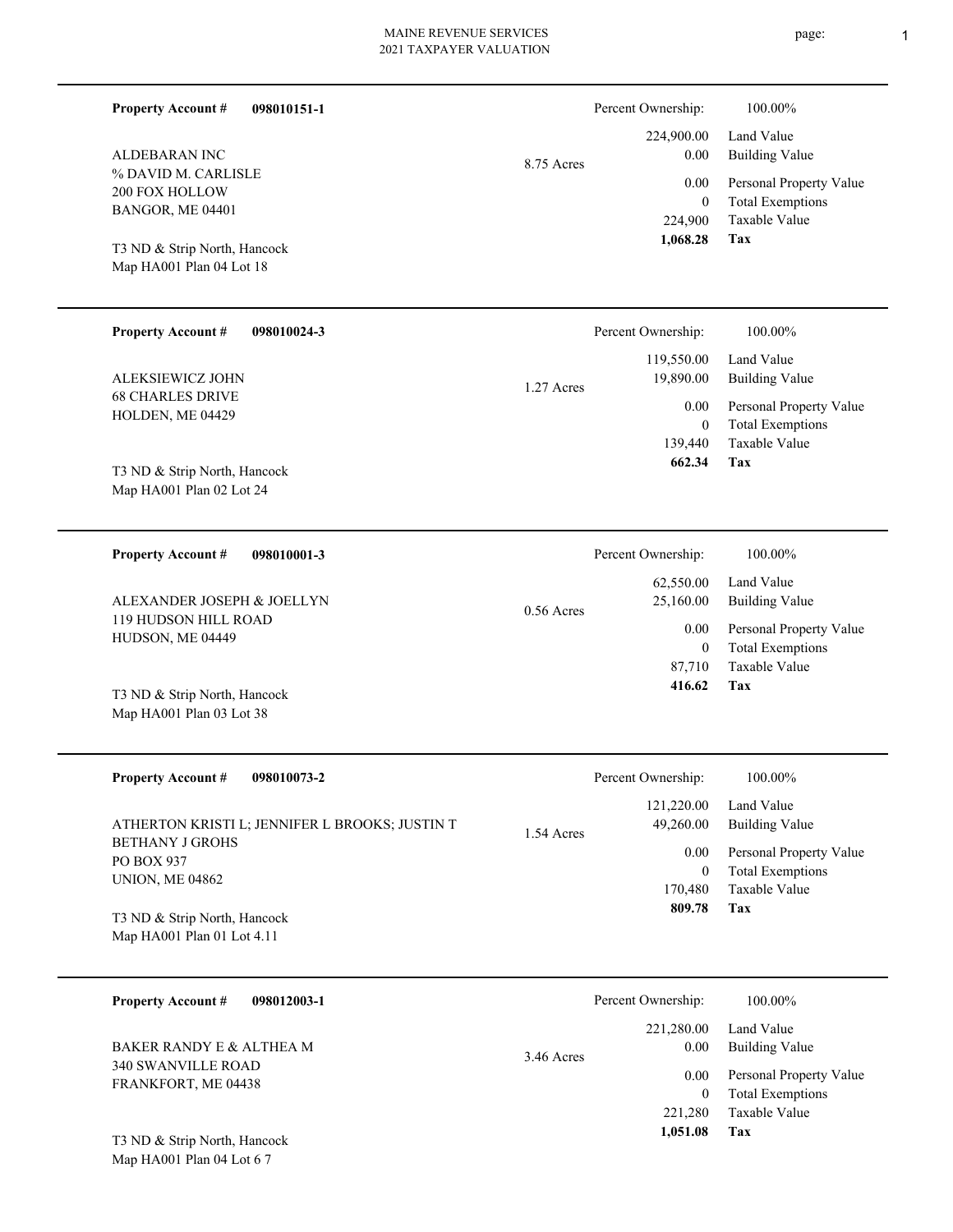MAINE REVENUE SERVICES
2021 TAXPAYER VALUATION

---

**Property Account #** **098010151-1**

ALDEBARAN INC
% DAVID M. CARLISLE
200 FOX HOLLOW
BANGOR, ME 04401

T3 ND & Strip North, Hancock
Map HA001 Plan 04 Lot 18

8.75 Acres

| | |
|---|---|
| Percent Ownership: | 100.00% |
| 224,900.00 | Land Value |
| 0.00 | Building Value |
| 0.00 | Personal Property Value |
| 0 | Total Exemptions |
| 224,900 | Taxable Value |
| **1,068.28** | **Tax** |

---

**Property Account #** **098010024-3**

ALEKSIEWICZ JOHN
68 CHARLES DRIVE
HOLDEN, ME 04429

T3 ND & Strip North, Hancock
Map HA001 Plan 02 Lot 24

1.27 Acres

| | |
|---|---|
| Percent Ownership: | 100.00% |
| 119,550.00 | Land Value |
| 19,890.00 | Building Value |
| 0.00 | Personal Property Value |
| 0 | Total Exemptions |
| 139,440 | Taxable Value |
| **662.34** | **Tax** |

---

**Property Account #** **098010001-3**

ALEXANDER JOSEPH & JOELLYN
119 HUDSON HILL ROAD
HUDSON, ME 04449

T3 ND & Strip North, Hancock
Map HA001 Plan 03 Lot 38

0.56 Acres

| | |
|---|---|
| Percent Ownership: | 100.00% |
| 62,550.00 | Land Value |
| 25,160.00 | Building Value |
| 0.00 | Personal Property Value |
| 0 | Total Exemptions |
| 87,710 | Taxable Value |
| **416.62** | **Tax** |

---

**Property Account #** **098010073-2**

ATHERTON KRISTI L; JENNIFER L BROOKS; JUSTIN T
BETHANY J GROHS
PO BOX 937
UNION, ME 04862

T3 ND & Strip North, Hancock
Map HA001 Plan 01 Lot 4.11

1.54 Acres

| | |
|---|---|
| Percent Ownership: | 100.00% |
| 121,220.00 | Land Value |
| 49,260.00 | Building Value |
| 0.00 | Personal Property Value |
| 0 | Total Exemptions |
| 170,480 | Taxable Value |
| **809.78** | **Tax** |

---

**Property Account #** **098012003-1**

BAKER RANDY E & ALTHEA M
340 SWANVILLE ROAD
FRANKFORT, ME 04438

T3 ND & Strip North, Hancock
Map HA001 Plan 04 Lot 6 7

3.46 Acres

| | |
|---|---|
| Percent Ownership: | 100.00% |
| 221,280.00 | Land Value |
| 0.00 | Building Value |
| 0.00 | Personal Property Value |
| 0 | Total Exemptions |
| 221,280 | Taxable Value |
| **1,051.08** | **Tax** |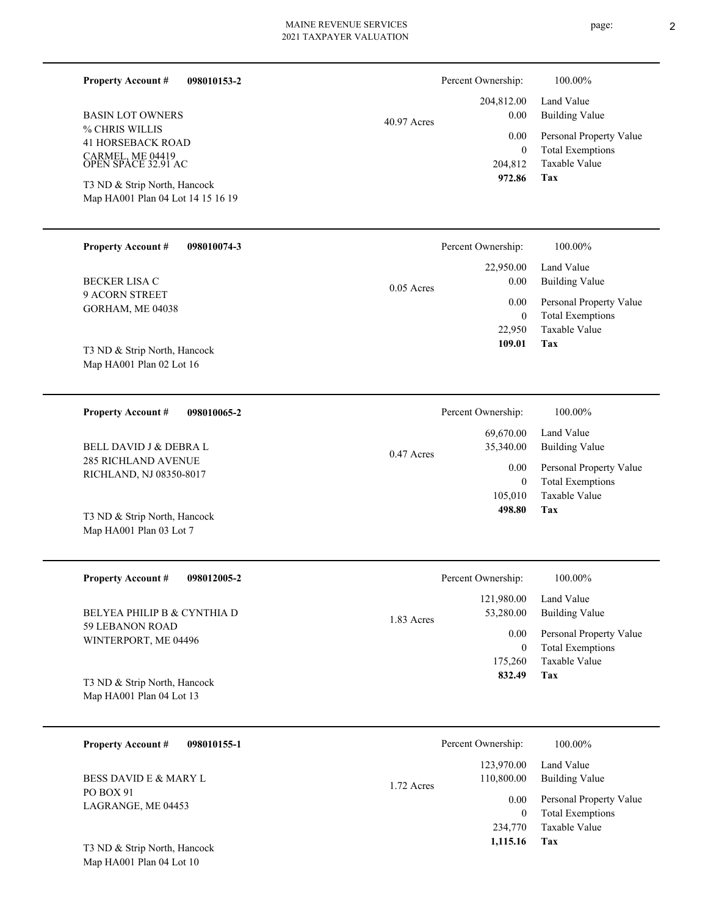**Property Account #** **098010153-2**

BASIN LOT OWNERS
% CHRIS WILLIS
41 HORSEBACK ROAD
CARMEL, ME 04419
OPEN SPACE 32.91 AC

T3 ND & Strip North, Hancock
Map HA001 Plan 04 Lot 14 15 16 19

40.97 Acres

| Percent Ownership: | 100.00% |
|---|---|
| 204,812.00 | Land Value |
| 0.00 | Building Value |
| 0.00 | Personal Property Value |
| 0 | Total Exemptions |
| 204,812 | Taxable Value |
| **972.86** | **Tax** |

---

**Property Account #** **098010074-3**

BECKER LISA C
9 ACORN STREET
GORHAM, ME 04038

T3 ND & Strip North, Hancock
Map HA001 Plan 02 Lot 16

0.05 Acres

| Percent Ownership: | 100.00% |
|---|---|
| 22,950.00 | Land Value |
| 0.00 | Building Value |
| 0.00 | Personal Property Value |
| 0 | Total Exemptions |
| 22,950 | Taxable Value |
| **109.01** | **Tax** |

---

**Property Account #** **098010065-2**

BELL DAVID J & DEBRA L
285 RICHLAND AVENUE
RICHLAND, NJ 08350-8017

T3 ND & Strip North, Hancock
Map HA001 Plan 03 Lot 7

0.47 Acres

| Percent Ownership: | 100.00% |
|---|---|
| 69,670.00 | Land Value |
| 35,340.00 | Building Value |
| 0.00 | Personal Property Value |
| 0 | Total Exemptions |
| 105,010 | Taxable Value |
| **498.80** | **Tax** |

---

**Property Account #** **098012005-2**

BELYEA PHILIP B & CYNTHIA D
59 LEBANON ROAD
WINTERPORT, ME 04496

T3 ND & Strip North, Hancock
Map HA001 Plan 04 Lot 13

1.83 Acres

| Percent Ownership: | 100.00% |
|---|---|
| 121,980.00 | Land Value |
| 53,280.00 | Building Value |
| 0.00 | Personal Property Value |
| 0 | Total Exemptions |
| 175,260 | Taxable Value |
| **832.49** | **Tax** |

---

**Property Account #** **098010155-1**

BESS DAVID E & MARY L
PO BOX 91
LAGRANGE, ME 04453

T3 ND & Strip North, Hancock
Map HA001 Plan 04 Lot 10

1.72 Acres

| Percent Ownership: | 100.00% |
|---|---|
| 123,970.00 | Land Value |
| 110,800.00 | Building Value |
| 0.00 | Personal Property Value |
| 0 | Total Exemptions |
| 234,770 | Taxable Value |
| **1,115.16** | **Tax** |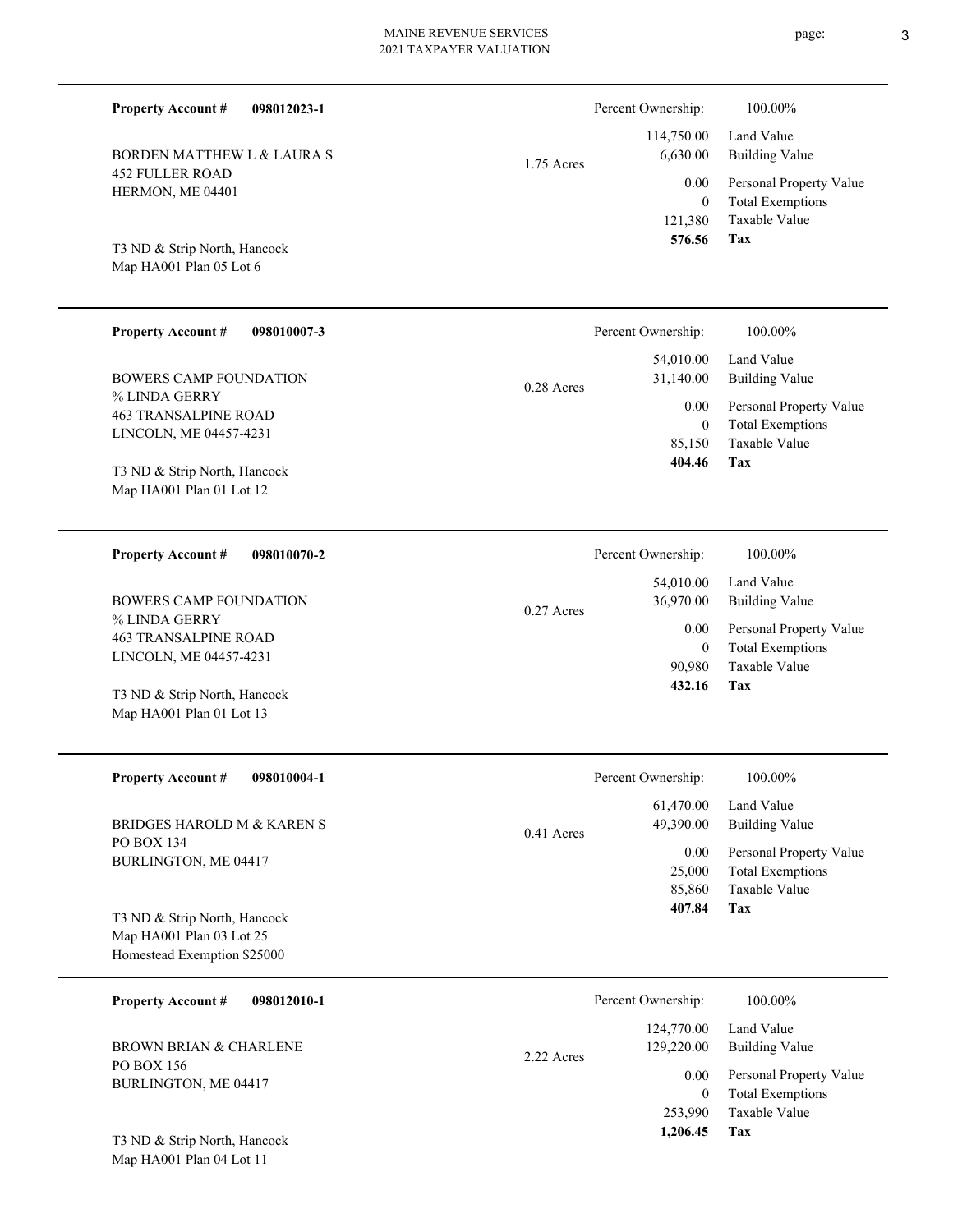**Property Account #** **098012023-1**

BORDEN MATTHEW L & LAURA S
452 FULLER ROAD
HERMON, ME 04401

T3 ND & Strip North, Hancock
Map HA001 Plan 05 Lot 6

1.75 Acres

| | |
|---|---|
| Percent Ownership: | 100.00% |
| Land Value | 114,750.00 |
| Building Value | 6,630.00 |
| Personal Property Value | 0.00 |
| Total Exemptions | 0 |
| Taxable Value | 121,380 |
| **Tax** | **576.56** |

---

**Property Account #** **098010007-3**

BOWERS CAMP FOUNDATION
% LINDA GERRY
463 TRANSALPINE ROAD
LINCOLN, ME 04457-4231

T3 ND & Strip North, Hancock
Map HA001 Plan 01 Lot 12

0.28 Acres

| | |
|---|---|
| Percent Ownership: | 100.00% |
| Land Value | 54,010.00 |
| Building Value | 31,140.00 |
| Personal Property Value | 0.00 |
| Total Exemptions | 0 |
| Taxable Value | 85,150 |
| **Tax** | **404.46** |

---

**Property Account #** **098010070-2**

BOWERS CAMP FOUNDATION
% LINDA GERRY
463 TRANSALPINE ROAD
LINCOLN, ME 04457-4231

T3 ND & Strip North, Hancock
Map HA001 Plan 01 Lot 13

0.27 Acres

| | |
|---|---|
| Percent Ownership: | 100.00% |
| Land Value | 54,010.00 |
| Building Value | 36,970.00 |
| Personal Property Value | 0.00 |
| Total Exemptions | 0 |
| Taxable Value | 90,980 |
| **Tax** | **432.16** |

---

**Property Account #** **098010004-1**

BRIDGES HAROLD M & KAREN S
PO BOX 134
BURLINGTON, ME 04417

T3 ND & Strip North, Hancock
Map HA001 Plan 03 Lot 25
Homestead Exemption $25000

0.41 Acres

| | |
|---|---|
| Percent Ownership: | 100.00% |
| Land Value | 61,470.00 |
| Building Value | 49,390.00 |
| Personal Property Value | 0.00 |
| Total Exemptions | 25,000 |
| Taxable Value | 85,860 |
| **Tax** | **407.84** |

---

**Property Account #** **098012010-1**

BROWN BRIAN & CHARLENE
PO BOX 156
BURLINGTON, ME 04417

T3 ND & Strip North, Hancock
Map HA001 Plan 04 Lot 11

2.22 Acres

| | |
|---|---|
| Percent Ownership: | 100.00% |
| Land Value | 124,770.00 |
| Building Value | 129,220.00 |
| Personal Property Value | 0.00 |
| Total Exemptions | 0 |
| Taxable Value | 253,990 |
| **Tax** | **1,206.45** |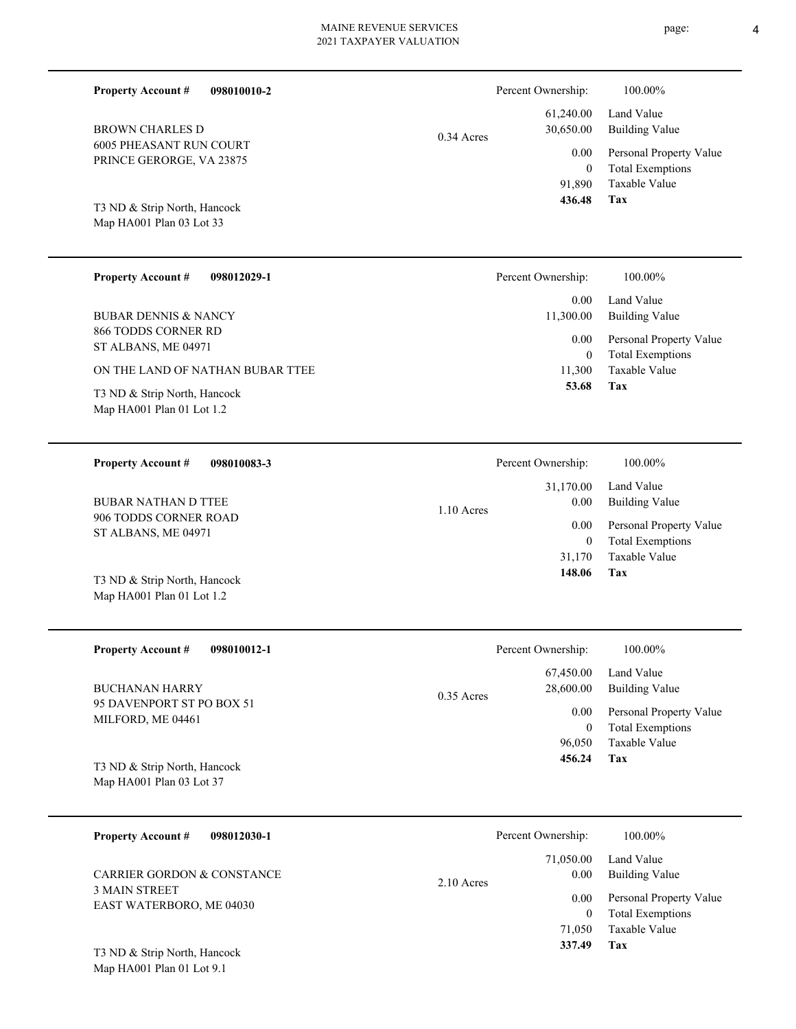**Property Account #** **098010010-2**

BROWN CHARLES D
6005 PHEASANT RUN COURT
PRINCE GERORGE, VA 23875

T3 ND & Strip North, Hancock
Map HA001 Plan 03 Lot 33

0.34 Acres

| Percent Ownership: | 100.00% |
|---|---|
| 61,240.00 | Land Value |
| 30,650.00 | Building Value |
| 0.00 | Personal Property Value |
| 0 | Total Exemptions |
| 91,890 | Taxable Value |
| **436.48** | **Tax** |

---

**Property Account #** **098012029-1**

BUBAR DENNIS & NANCY
866 TODDS CORNER RD
ST ALBANS, ME 04971

ON THE LAND OF NATHAN BUBAR TTEE

T3 ND & Strip North, Hancock
Map HA001 Plan 01 Lot 1.2

| Percent Ownership: | 100.00% |
|---|---|
| 0.00 | Land Value |
| 11,300.00 | Building Value |
| 0.00 | Personal Property Value |
| 0 | Total Exemptions |
| 11,300 | Taxable Value |
| **53.68** | **Tax** |

---

**Property Account #** **098010083-3**

BUBAR NATHAN D TTEE
906 TODDS CORNER ROAD
ST ALBANS, ME 04971

T3 ND & Strip North, Hancock
Map HA001 Plan 01 Lot 1.2

1.10 Acres

| Percent Ownership: | 100.00% |
|---|---|
| 31,170.00 | Land Value |
| 0.00 | Building Value |
| 0.00 | Personal Property Value |
| 0 | Total Exemptions |
| 31,170 | Taxable Value |
| **148.06** | **Tax** |

---

**Property Account #** **098010012-1**

BUCHANAN HARRY
95 DAVENPORT ST PO BOX 51
MILFORD, ME 04461

T3 ND & Strip North, Hancock
Map HA001 Plan 03 Lot 37

0.35 Acres

| Percent Ownership: | 100.00% |
|---|---|
| 67,450.00 | Land Value |
| 28,600.00 | Building Value |
| 0.00 | Personal Property Value |
| 0 | Total Exemptions |
| 96,050 | Taxable Value |
| **456.24** | **Tax** |

---

**Property Account #** **098012030-1**

CARRIER GORDON & CONSTANCE
3 MAIN STREET
EAST WATERBORO, ME 04030

T3 ND & Strip North, Hancock
Map HA001 Plan 01 Lot 9.1

2.10 Acres

| Percent Ownership: | 100.00% |
|---|---|
| 71,050.00 | Land Value |
| 0.00 | Building Value |
| 0.00 | Personal Property Value |
| 0 | Total Exemptions |
| 71,050 | Taxable Value |
| **337.49** | **Tax** |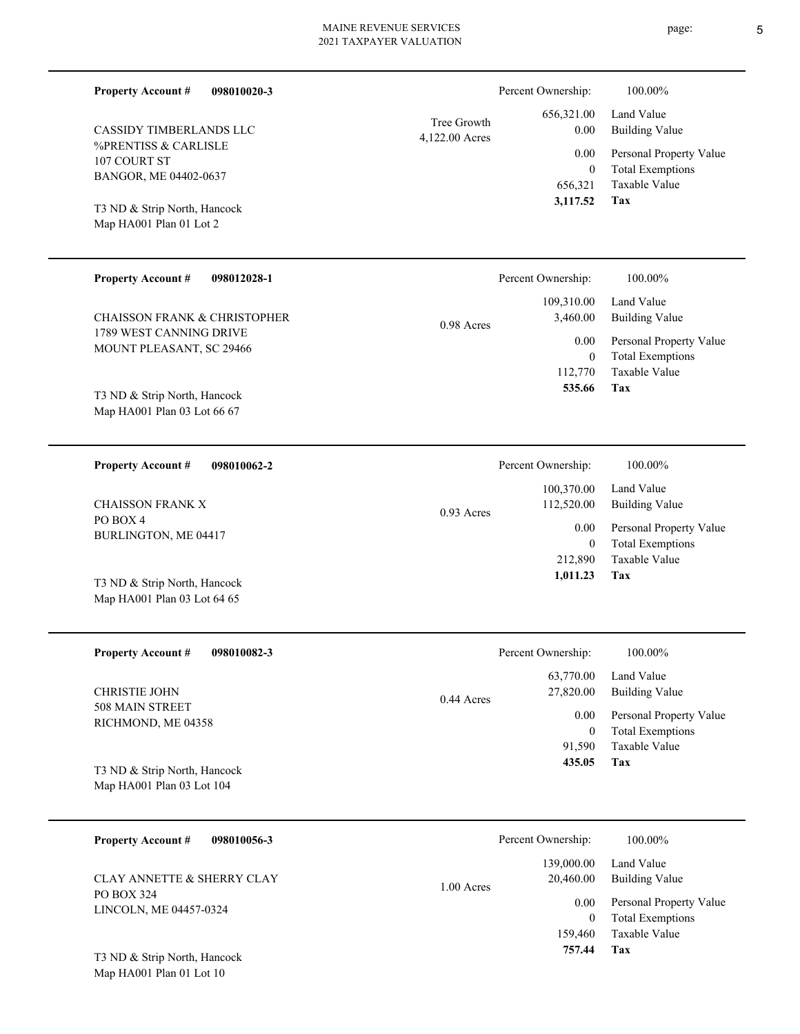**Property Account #** **098010020-3**

CASSIDY TIMBERLANDS LLC
%PRENTISS & CARLISLE
107 COURT ST
BANGOR, ME 04402-0637

T3 ND & Strip North, Hancock
Map HA001 Plan 01 Lot 2

Tree Growth
4,122.00 Acres

| | |
|---|---|
| Percent Ownership: | 100.00% |
| Land Value | 656,321.00 |
| Building Value | 0.00 |
| Personal Property Value | 0.00 |
| Total Exemptions | 0 |
| Taxable Value | 656,321 |
| **Tax** | **3,117.52** |

---

**Property Account #** **098012028-1**

CHAISSON FRANK & CHRISTOPHER
1789 WEST CANNING DRIVE
MOUNT PLEASANT, SC 29466

T3 ND & Strip North, Hancock
Map HA001 Plan 03 Lot 66 67

0.98 Acres

| | |
|---|---|
| Percent Ownership: | 100.00% |
| Land Value | 109,310.00 |
| Building Value | 3,460.00 |
| Personal Property Value | 0.00 |
| Total Exemptions | 0 |
| Taxable Value | 112,770 |
| **Tax** | **535.66** |

---

**Property Account #** **098010062-2**

CHAISSON FRANK X
PO BOX 4
BURLINGTON, ME 04417

T3 ND & Strip North, Hancock
Map HA001 Plan 03 Lot 64 65

0.93 Acres

| | |
|---|---|
| Percent Ownership: | 100.00% |
| Land Value | 100,370.00 |
| Building Value | 112,520.00 |
| Personal Property Value | 0.00 |
| Total Exemptions | 0 |
| Taxable Value | 212,890 |
| **Tax** | **1,011.23** |

---

**Property Account #** **098010082-3**

CHRISTIE JOHN
508 MAIN STREET
RICHMOND, ME 04358

T3 ND & Strip North, Hancock
Map HA001 Plan 03 Lot 104

0.44 Acres

| | |
|---|---|
| Percent Ownership: | 100.00% |
| Land Value | 63,770.00 |
| Building Value | 27,820.00 |
| Personal Property Value | 0.00 |
| Total Exemptions | 0 |
| Taxable Value | 91,590 |
| **Tax** | **435.05** |

---

**Property Account #** **098010056-3**

CLAY ANNETTE & SHERRY CLAY
PO BOX 324
LINCOLN, ME 04457-0324

T3 ND & Strip North, Hancock
Map HA001 Plan 01 Lot 10

1.00 Acres

| | |
|---|---|
| Percent Ownership: | 100.00% |
| Land Value | 139,000.00 |
| Building Value | 20,460.00 |
| Personal Property Value | 0.00 |
| Total Exemptions | 0 |
| Taxable Value | 159,460 |
| **Tax** | **757.44** |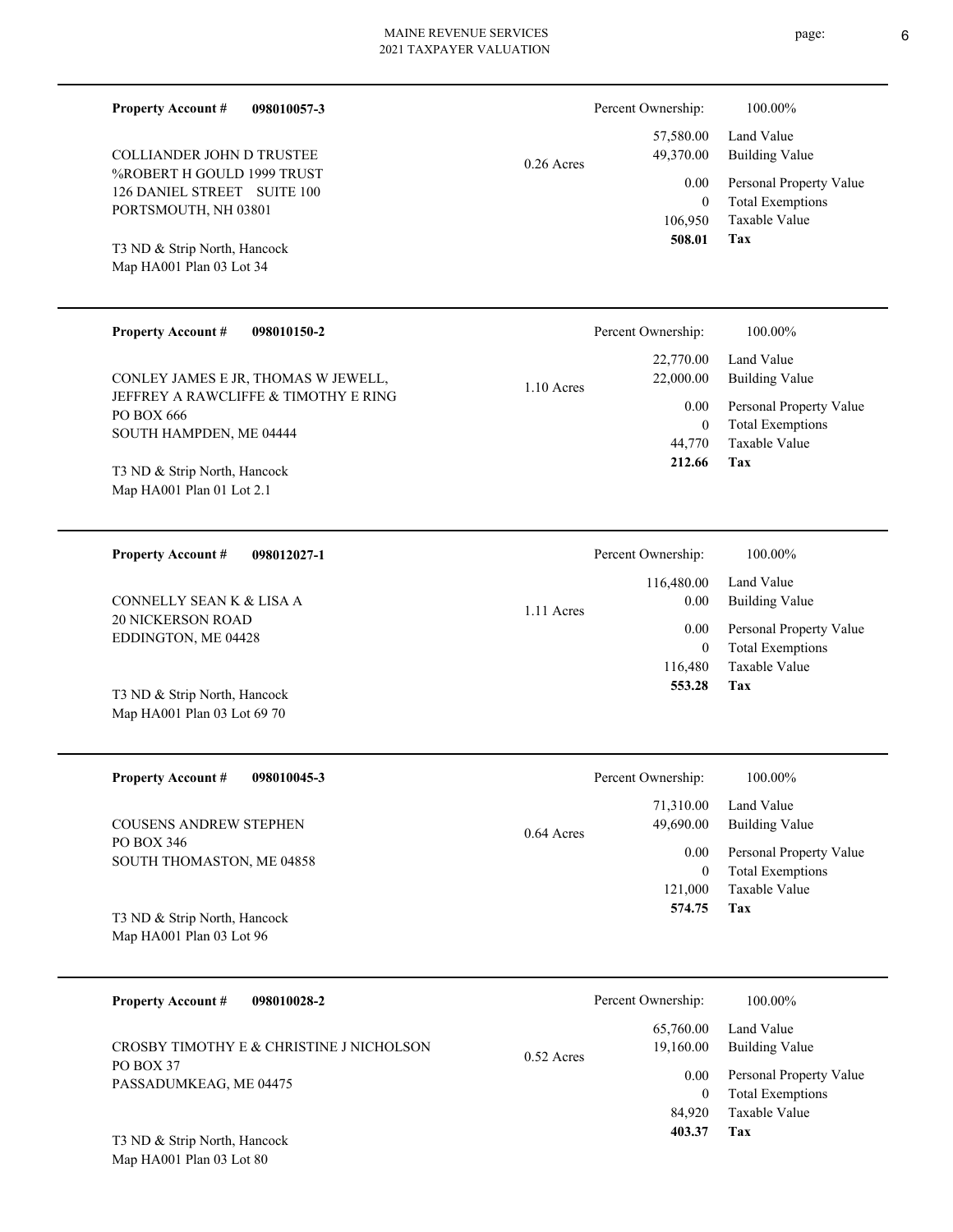**Property Account #** **098010057-3**

COLLIANDER JOHN D TRUSTEE
%ROBERT H GOULD 1999 TRUST
126 DANIEL STREET SUITE 100
PORTSMOUTH, NH 03801

T3 ND & Strip North, Hancock
Map HA001 Plan 03 Lot 34

0.26 Acres

| Percent Ownership: | 100.00% |
|---|---|
| 57,580.00 | Land Value |
| 49,370.00 | Building Value |
| 0.00 | Personal Property Value |
| 0 | Total Exemptions |
| 106,950 | Taxable Value |
| **508.01** | **Tax** |

---

**Property Account #** **098010150-2**

CONLEY JAMES E JR, THOMAS W JEWELL,
JEFFREY A RAWCLIFFE & TIMOTHY E RING
PO BOX 666
SOUTH HAMPDEN, ME 04444

T3 ND & Strip North, Hancock
Map HA001 Plan 01 Lot 2.1

1.10 Acres

| Percent Ownership: | 100.00% |
|---|---|
| 22,770.00 | Land Value |
| 22,000.00 | Building Value |
| 0.00 | Personal Property Value |
| 0 | Total Exemptions |
| 44,770 | Taxable Value |
| **212.66** | **Tax** |

---

**Property Account #** **098012027-1**

CONNELLY SEAN K & LISA A
20 NICKERSON ROAD
EDDINGTON, ME 04428

T3 ND & Strip North, Hancock
Map HA001 Plan 03 Lot 69 70

1.11 Acres

| Percent Ownership: | 100.00% |
|---|---|
| 116,480.00 | Land Value |
| 0.00 | Building Value |
| 0.00 | Personal Property Value |
| 0 | Total Exemptions |
| 116,480 | Taxable Value |
| **553.28** | **Tax** |

---

**Property Account #** **098010045-3**

COUSENS ANDREW STEPHEN
PO BOX 346
SOUTH THOMASTON, ME 04858

T3 ND & Strip North, Hancock
Map HA001 Plan 03 Lot 96

0.64 Acres

| Percent Ownership: | 100.00% |
|---|---|
| 71,310.00 | Land Value |
| 49,690.00 | Building Value |
| 0.00 | Personal Property Value |
| 0 | Total Exemptions |
| 121,000 | Taxable Value |
| **574.75** | **Tax** |

---

**Property Account #** **098010028-2**

CROSBY TIMOTHY E & CHRISTINE J NICHOLSON
PO BOX 37
PASSADUMKEAG, ME 04475

T3 ND & Strip North, Hancock
Map HA001 Plan 03 Lot 80

0.52 Acres

| Percent Ownership: | 100.00% |
|---|---|
| 65,760.00 | Land Value |
| 19,160.00 | Building Value |
| 0.00 | Personal Property Value |
| 0 | Total Exemptions |
| 84,920 | Taxable Value |
| **403.37** | **Tax** |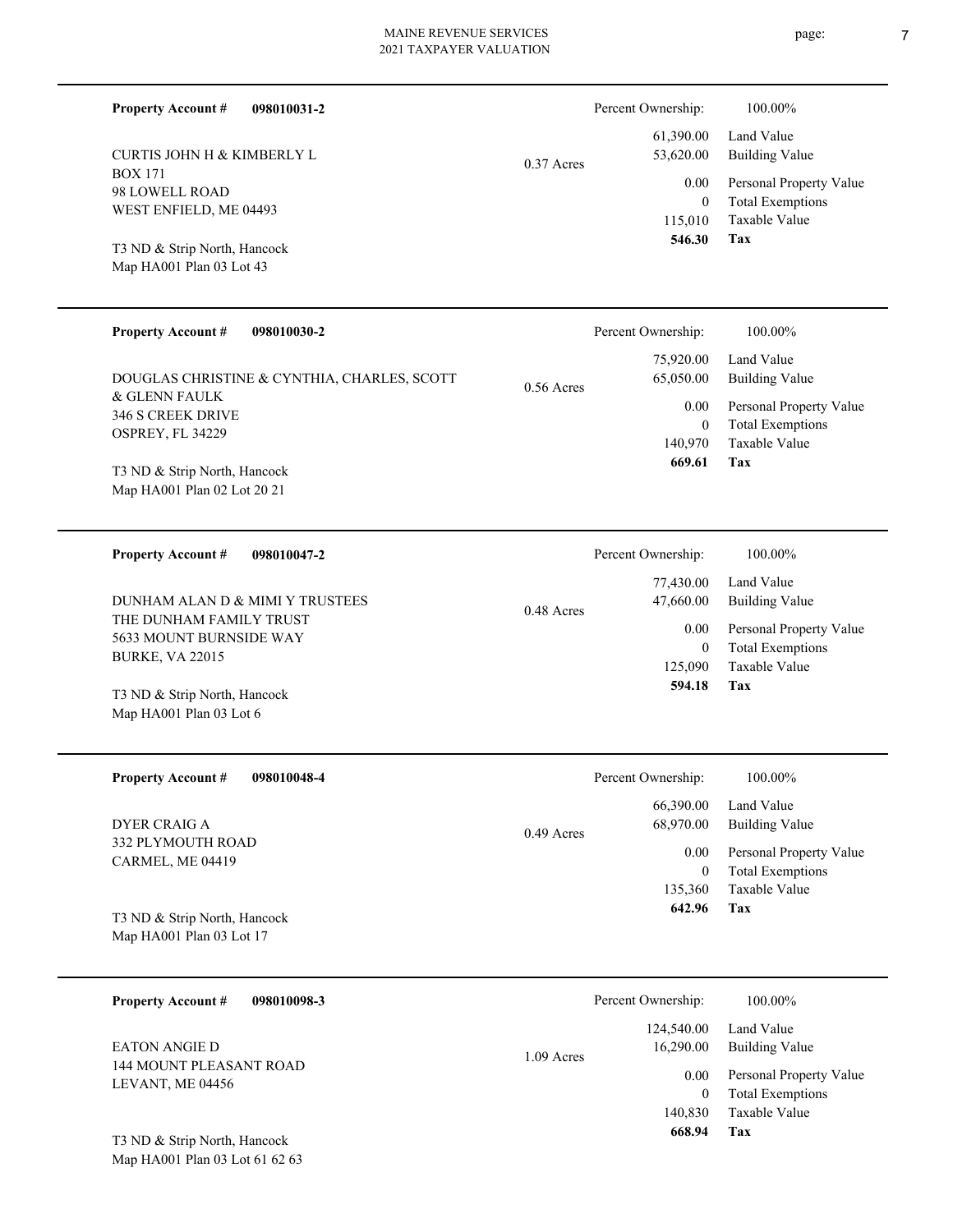**Property Account #** **098010031-2**

CURTIS JOHN H & KIMBERLY L
BOX 171
98 LOWELL ROAD
WEST ENFIELD, ME 04493

T3 ND & Strip North, Hancock
Map HA001 Plan 03 Lot 43

0.37 Acres

| Percent Ownership: | 100.00% |
|---|---|
| 61,390.00 | Land Value |
| 53,620.00 | Building Value |
| 0.00 | Personal Property Value |
| 0 | Total Exemptions |
| 115,010 | Taxable Value |
| **546.30** | **Tax** |

---

**Property Account #** **098010030-2**

DOUGLAS CHRISTINE & CYNTHIA, CHARLES, SCOTT
& GLENN FAULK
346 S CREEK DRIVE
OSPREY, FL 34229

T3 ND & Strip North, Hancock
Map HA001 Plan 02 Lot 20 21

0.56 Acres

| Percent Ownership: | 100.00% |
|---|---|
| 75,920.00 | Land Value |
| 65,050.00 | Building Value |
| 0.00 | Personal Property Value |
| 0 | Total Exemptions |
| 140,970 | Taxable Value |
| **669.61** | **Tax** |

---

**Property Account #** **098010047-2**

DUNHAM ALAN D & MIMI Y TRUSTEES
THE DUNHAM FAMILY TRUST
5633 MOUNT BURNSIDE WAY
BURKE, VA 22015

T3 ND & Strip North, Hancock
Map HA001 Plan 03 Lot 6

0.48 Acres

| Percent Ownership: | 100.00% |
|---|---|
| 77,430.00 | Land Value |
| 47,660.00 | Building Value |
| 0.00 | Personal Property Value |
| 0 | Total Exemptions |
| 125,090 | Taxable Value |
| **594.18** | **Tax** |

---

**Property Account #** **098010048-4**

DYER CRAIG A
332 PLYMOUTH ROAD
CARMEL, ME 04419

T3 ND & Strip North, Hancock
Map HA001 Plan 03 Lot 17

0.49 Acres

| Percent Ownership: | 100.00% |
|---|---|
| 66,390.00 | Land Value |
| 68,970.00 | Building Value |
| 0.00 | Personal Property Value |
| 0 | Total Exemptions |
| 135,360 | Taxable Value |
| **642.96** | **Tax** |

---

**Property Account #** **098010098-3**

EATON ANGIE D
144 MOUNT PLEASANT ROAD
LEVANT, ME 04456

T3 ND & Strip North, Hancock
Map HA001 Plan 03 Lot 61 62 63

1.09 Acres

| Percent Ownership: | 100.00% |
|---|---|
| 124,540.00 | Land Value |
| 16,290.00 | Building Value |
| 0.00 | Personal Property Value |
| 0 | Total Exemptions |
| 140,830 | Taxable Value |
| **668.94** | **Tax** |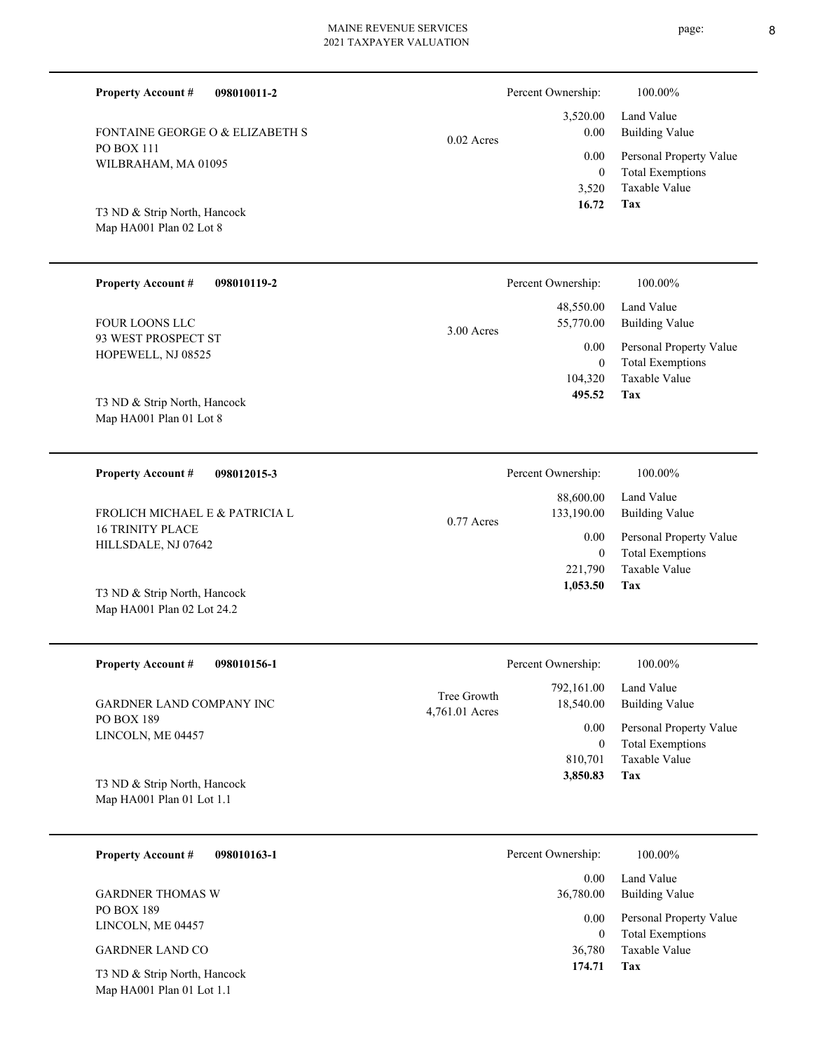**Property Account #** **098010011-2**

FONTAINE GEORGE O & ELIZABETH S
PO BOX 111
WILBRAHAM, MA 01095

T3 ND & Strip North, Hancock
Map HA001 Plan 02 Lot 8

0.02 Acres

| Percent Ownership: | 100.00% |
|---|---|
| 3,520.00 | Land Value |
| 0.00 | Building Value |
| 0.00 | Personal Property Value |
| 0 | Total Exemptions |
| 3,520 | Taxable Value |
| **16.72** | **Tax** |

---

**Property Account #** **098010119-2**

FOUR LOONS LLC
93 WEST PROSPECT ST
HOPEWELL, NJ 08525

T3 ND & Strip North, Hancock
Map HA001 Plan 01 Lot 8

3.00 Acres

| Percent Ownership: | 100.00% |
|---|---|
| 48,550.00 | Land Value |
| 55,770.00 | Building Value |
| 0.00 | Personal Property Value |
| 0 | Total Exemptions |
| 104,320 | Taxable Value |
| **495.52** | **Tax** |

---

**Property Account #** **098012015-3**

FROLICH MICHAEL E & PATRICIA L
16 TRINITY PLACE
HILLSDALE, NJ 07642

T3 ND & Strip North, Hancock
Map HA001 Plan 02 Lot 24.2

0.77 Acres

| Percent Ownership: | 100.00% |
|---|---|
| 88,600.00 | Land Value |
| 133,190.00 | Building Value |
| 0.00 | Personal Property Value |
| 0 | Total Exemptions |
| 221,790 | Taxable Value |
| **1,053.50** | **Tax** |

---

**Property Account #** **098010156-1**

GARDNER LAND COMPANY INC
PO BOX 189
LINCOLN, ME 04457

T3 ND & Strip North, Hancock
Map HA001 Plan 01 Lot 1.1

Tree Growth
4,761.01 Acres

| Percent Ownership: | 100.00% |
|---|---|
| 792,161.00 | Land Value |
| 18,540.00 | Building Value |
| 0.00 | Personal Property Value |
| 0 | Total Exemptions |
| 810,701 | Taxable Value |
| **3,850.83** | **Tax** |

---

**Property Account #** **098010163-1**

GARDNER THOMAS W
PO BOX 189
LINCOLN, ME 04457

GARDNER LAND CO

T3 ND & Strip North, Hancock
Map HA001 Plan 01 Lot 1.1

| Percent Ownership: | 100.00% |
|---|---|
| 0.00 | Land Value |
| 36,780.00 | Building Value |
| 0.00 | Personal Property Value |
| 0 | Total Exemptions |
| 36,780 | Taxable Value |
| **174.71** | **Tax** |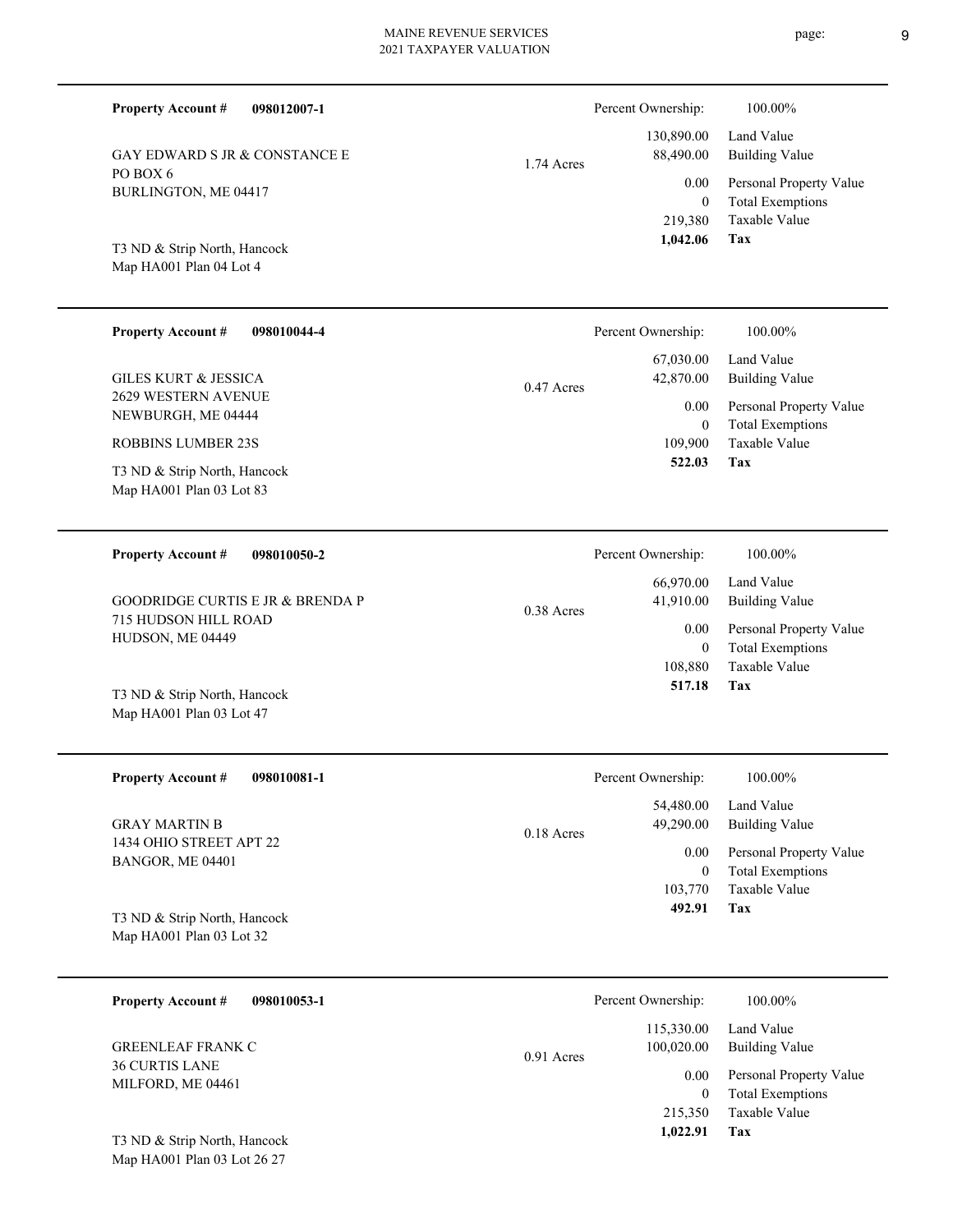**Property Account #** **098012007-1**

GAY EDWARD S JR & CONSTANCE E
PO BOX 6
BURLINGTON, ME 04417

T3 ND & Strip North, Hancock
Map HA001 Plan 04 Lot 4

1.74 Acres

| | |
|---|---|
| Percent Ownership: | 100.00% |
| 130,890.00 | Land Value |
| 88,490.00 | Building Value |
| 0.00 | Personal Property Value |
| 0 | Total Exemptions |
| 219,380 | Taxable Value |
| **1,042.06** | **Tax** |

---

**Property Account #** **098010044-4**

GILES KURT & JESSICA
2629 WESTERN AVENUE
NEWBURGH, ME 04444

ROBBINS LUMBER 23S

T3 ND & Strip North, Hancock
Map HA001 Plan 03 Lot 83

0.47 Acres

| | |
|---|---|
| Percent Ownership: | 100.00% |
| 67,030.00 | Land Value |
| 42,870.00 | Building Value |
| 0.00 | Personal Property Value |
| 0 | Total Exemptions |
| 109,900 | Taxable Value |
| **522.03** | **Tax** |

---

**Property Account #** **098010050-2**

GOODRIDGE CURTIS E JR & BRENDA P
715 HUDSON HILL ROAD
HUDSON, ME 04449

T3 ND & Strip North, Hancock
Map HA001 Plan 03 Lot 47

0.38 Acres

| | |
|---|---|
| Percent Ownership: | 100.00% |
| 66,970.00 | Land Value |
| 41,910.00 | Building Value |
| 0.00 | Personal Property Value |
| 0 | Total Exemptions |
| 108,880 | Taxable Value |
| **517.18** | **Tax** |

---

**Property Account #** **098010081-1**

GRAY MARTIN B
1434 OHIO STREET APT 22
BANGOR, ME 04401

T3 ND & Strip North, Hancock
Map HA001 Plan 03 Lot 32

0.18 Acres

| | |
|---|---|
| Percent Ownership: | 100.00% |
| 54,480.00 | Land Value |
| 49,290.00 | Building Value |
| 0.00 | Personal Property Value |
| 0 | Total Exemptions |
| 103,770 | Taxable Value |
| **492.91** | **Tax** |

---

**Property Account #** **098010053-1**

GREENLEAF FRANK C
36 CURTIS LANE
MILFORD, ME 04461

T3 ND & Strip North, Hancock
Map HA001 Plan 03 Lot 26 27

0.91 Acres

| | |
|---|---|
| Percent Ownership: | 100.00% |
| 115,330.00 | Land Value |
| 100,020.00 | Building Value |
| 0.00 | Personal Property Value |
| 0 | Total Exemptions |
| 215,350 | Taxable Value |
| **1,022.91** | **Tax** |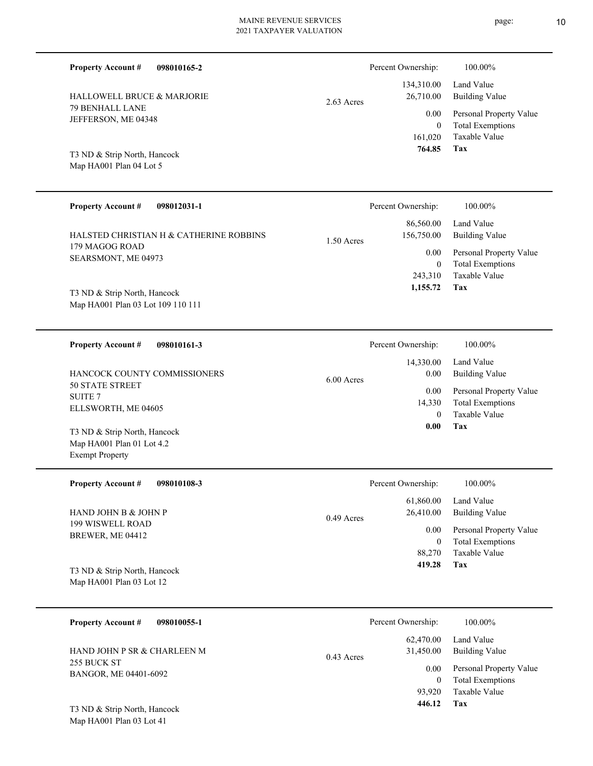**Property Account #** **098010165-2**

HALLOWELL BRUCE & MARJORIE
79 BENHALL LANE
JEFFERSON, ME 04348

T3 ND & Strip North, Hancock
Map HA001 Plan 04 Lot 5

2.63 Acres

| | |
|---|---|
| Percent Ownership: | 100.00% |
| 134,310.00 | Land Value |
| 26,710.00 | Building Value |
| 0.00 | Personal Property Value |
| 0 | Total Exemptions |
| 161,020 | Taxable Value |
| **764.85** | **Tax** |

---

**Property Account #** **098012031-1**

HALSTED CHRISTIAN H & CATHERINE ROBBINS
179 MAGOG ROAD
SEARSMONT, ME 04973

T3 ND & Strip North, Hancock
Map HA001 Plan 03 Lot 109 110 111

1.50 Acres

| | |
|---|---|
| Percent Ownership: | 100.00% |
| 86,560.00 | Land Value |
| 156,750.00 | Building Value |
| 0.00 | Personal Property Value |
| 0 | Total Exemptions |
| 243,310 | Taxable Value |
| **1,155.72** | **Tax** |

---

**Property Account #** **098010161-3**

HANCOCK COUNTY COMMISSIONERS
50 STATE STREET
SUITE 7
ELLSWORTH, ME 04605

T3 ND & Strip North, Hancock
Map HA001 Plan 01 Lot 4.2
Exempt Property

6.00 Acres

| | |
|---|---|
| Percent Ownership: | 100.00% |
| 14,330.00 | Land Value |
| 0.00 | Building Value |
| 0.00 | Personal Property Value |
| 14,330 | Total Exemptions |
| 0 | Taxable Value |
| **0.00** | **Tax** |

---

**Property Account #** **098010108-3**

HAND JOHN B & JOHN P
199 WISWELL ROAD
BREWER, ME 04412

T3 ND & Strip North, Hancock
Map HA001 Plan 03 Lot 12

0.49 Acres

| | |
|---|---|
| Percent Ownership: | 100.00% |
| 61,860.00 | Land Value |
| 26,410.00 | Building Value |
| 0.00 | Personal Property Value |
| 0 | Total Exemptions |
| 88,270 | Taxable Value |
| **419.28** | **Tax** |

---

**Property Account #** **098010055-1**

HAND JOHN P SR & CHARLEEN M
255 BUCK ST
BANGOR, ME 04401-6092

T3 ND & Strip North, Hancock
Map HA001 Plan 03 Lot 41

0.43 Acres

| | |
|---|---|
| Percent Ownership: | 100.00% |
| 62,470.00 | Land Value |
| 31,450.00 | Building Value |
| 0.00 | Personal Property Value |
| 0 | Total Exemptions |
| 93,920 | Taxable Value |
| **446.12** | **Tax** |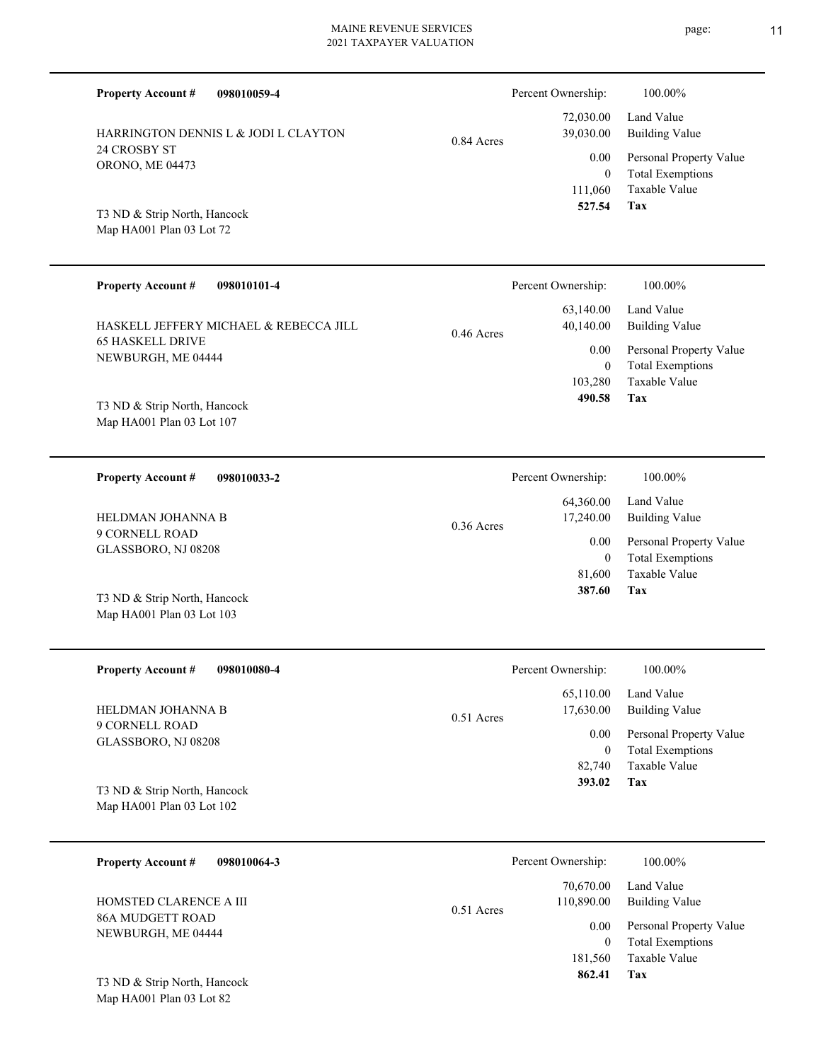**Property Account #** **098010059-4**

HARRINGTON DENNIS L & JODI L CLAYTON
24 CROSBY ST
ORONO, ME 04473

T3 ND & Strip North, Hancock
Map HA001 Plan 03 Lot 72

0.84 Acres

| Percent Ownership: | 100.00% |
|---|---|
| 72,030.00 | Land Value |
| 39,030.00 | Building Value |
| 0.00 | Personal Property Value |
| 0 | Total Exemptions |
| 111,060 | Taxable Value |
| **527.54** | **Tax** |

---

**Property Account #** **098010101-4**

HASKELL JEFFERY MICHAEL & REBECCA JILL
65 HASKELL DRIVE
NEWBURGH, ME 04444

T3 ND & Strip North, Hancock
Map HA001 Plan 03 Lot 107

0.46 Acres

| Percent Ownership: | 100.00% |
|---|---|
| 63,140.00 | Land Value |
| 40,140.00 | Building Value |
| 0.00 | Personal Property Value |
| 0 | Total Exemptions |
| 103,280 | Taxable Value |
| **490.58** | **Tax** |

---

**Property Account #** **098010033-2**

HELDMAN JOHANNA B
9 CORNELL ROAD
GLASSBORO, NJ 08208

T3 ND & Strip North, Hancock
Map HA001 Plan 03 Lot 103

0.36 Acres

| Percent Ownership: | 100.00% |
|---|---|
| 64,360.00 | Land Value |
| 17,240.00 | Building Value |
| 0.00 | Personal Property Value |
| 0 | Total Exemptions |
| 81,600 | Taxable Value |
| **387.60** | **Tax** |

---

**Property Account #** **098010080-4**

HELDMAN JOHANNA B
9 CORNELL ROAD
GLASSBORO, NJ 08208

T3 ND & Strip North, Hancock
Map HA001 Plan 03 Lot 102

0.51 Acres

| Percent Ownership: | 100.00% |
|---|---|
| 65,110.00 | Land Value |
| 17,630.00 | Building Value |
| 0.00 | Personal Property Value |
| 0 | Total Exemptions |
| 82,740 | Taxable Value |
| **393.02** | **Tax** |

---

**Property Account #** **098010064-3**

HOMSTED CLARENCE A III
86A MUDGETT ROAD
NEWBURGH, ME 04444

T3 ND & Strip North, Hancock
Map HA001 Plan 03 Lot 82

0.51 Acres

| Percent Ownership: | 100.00% |
|---|---|
| 70,670.00 | Land Value |
| 110,890.00 | Building Value |
| 0.00 | Personal Property Value |
| 0 | Total Exemptions |
| 181,560 | Taxable Value |
| **862.41** | **Tax** |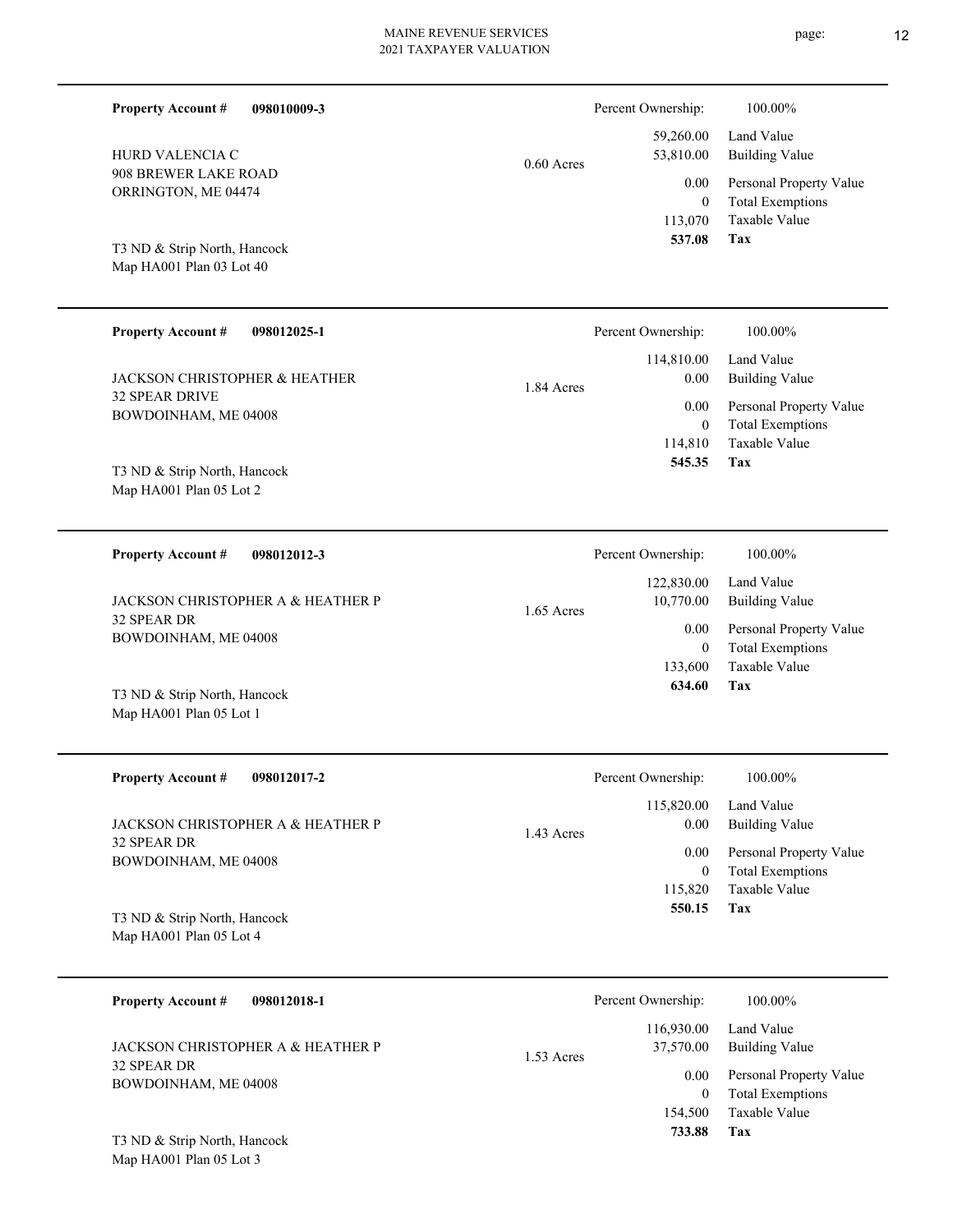**Property Account #** **098010009-3**

HURD VALENCIA C
908 BREWER LAKE ROAD
ORRINGTON, ME 04474

T3 ND & Strip North, Hancock
Map HA001 Plan 03 Lot 40

0.60 Acres

| Percent Ownership: | 100.00% |
|---|---|
| 59,260.00 | Land Value |
| 53,810.00 | Building Value |
| 0.00 | Personal Property Value |
| 0 | Total Exemptions |
| 113,070 | Taxable Value |
| **537.08** | **Tax** |

---

**Property Account #** **098012025-1**

JACKSON CHRISTOPHER & HEATHER
32 SPEAR DRIVE
BOWDOINHAM, ME 04008

T3 ND & Strip North, Hancock
Map HA001 Plan 05 Lot 2

1.84 Acres

| Percent Ownership: | 100.00% |
|---|---|
| 114,810.00 | Land Value |
| 0.00 | Building Value |
| 0.00 | Personal Property Value |
| 0 | Total Exemptions |
| 114,810 | Taxable Value |
| **545.35** | **Tax** |

---

**Property Account #** **098012012-3**

JACKSON CHRISTOPHER A & HEATHER P
32 SPEAR DR
BOWDOINHAM, ME 04008

T3 ND & Strip North, Hancock
Map HA001 Plan 05 Lot 1

1.65 Acres

| Percent Ownership: | 100.00% |
|---|---|
| 122,830.00 | Land Value |
| 10,770.00 | Building Value |
| 0.00 | Personal Property Value |
| 0 | Total Exemptions |
| 133,600 | Taxable Value |
| **634.60** | **Tax** |

---

**Property Account #** **098012017-2**

JACKSON CHRISTOPHER A & HEATHER P
32 SPEAR DR
BOWDOINHAM, ME 04008

T3 ND & Strip North, Hancock
Map HA001 Plan 05 Lot 4

1.43 Acres

| Percent Ownership: | 100.00% |
|---|---|
| 115,820.00 | Land Value |
| 0.00 | Building Value |
| 0.00 | Personal Property Value |
| 0 | Total Exemptions |
| 115,820 | Taxable Value |
| **550.15** | **Tax** |

---

**Property Account #** **098012018-1**

JACKSON CHRISTOPHER A & HEATHER P
32 SPEAR DR
BOWDOINHAM, ME 04008

T3 ND & Strip North, Hancock
Map HA001 Plan 05 Lot 3

1.53 Acres

| Percent Ownership: | 100.00% |
|---|---|
| 116,930.00 | Land Value |
| 37,570.00 | Building Value |
| 0.00 | Personal Property Value |
| 0 | Total Exemptions |
| 154,500 | Taxable Value |
| **733.88** | **Tax** |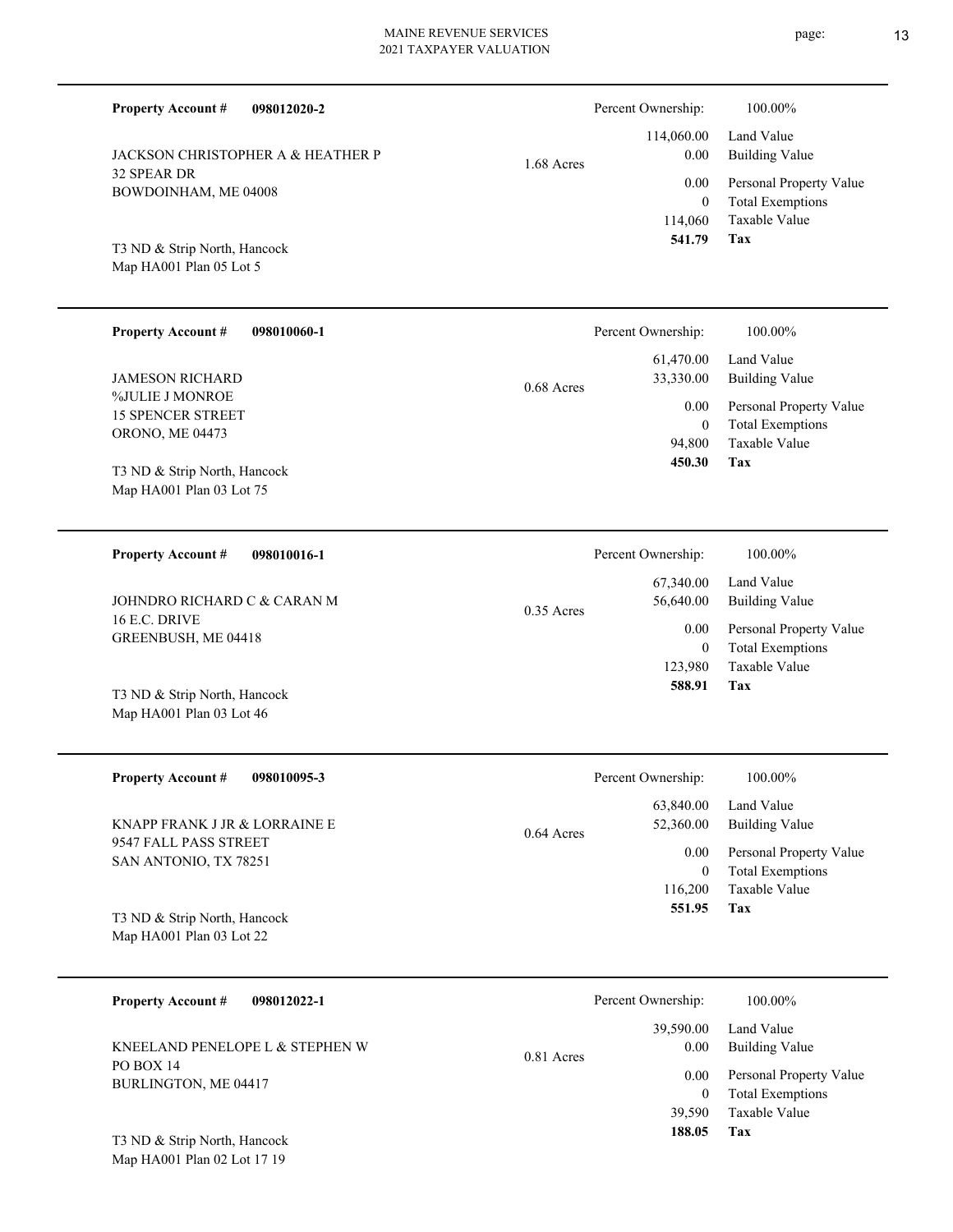**Property Account #** **098012020-2**

JACKSON CHRISTOPHER A & HEATHER P
32 SPEAR DR
BOWDOINHAM, ME 04008

T3 ND & Strip North, Hancock
Map HA001 Plan 05 Lot 5

1.68 Acres

| | |
|---|---|
| Percent Ownership: | 100.00% |
| 114,060.00 | Land Value |
| 0.00 | Building Value |
| 0.00 | Personal Property Value |
| 0 | Total Exemptions |
| 114,060 | Taxable Value |
| **541.79** | **Tax** |

---

**Property Account #** **098010060-1**

JAMESON RICHARD
%JULIE J MONROE
15 SPENCER STREET
ORONO, ME 04473

T3 ND & Strip North, Hancock
Map HA001 Plan 03 Lot 75

0.68 Acres

| | |
|---|---|
| Percent Ownership: | 100.00% |
| 61,470.00 | Land Value |
| 33,330.00 | Building Value |
| 0.00 | Personal Property Value |
| 0 | Total Exemptions |
| 94,800 | Taxable Value |
| **450.30** | **Tax** |

---

**Property Account #** **098010016-1**

JOHNDRO RICHARD C & CARAN M
16 E.C. DRIVE
GREENBUSH, ME 04418

T3 ND & Strip North, Hancock
Map HA001 Plan 03 Lot 46

0.35 Acres

| | |
|---|---|
| Percent Ownership: | 100.00% |
| 67,340.00 | Land Value |
| 56,640.00 | Building Value |
| 0.00 | Personal Property Value |
| 0 | Total Exemptions |
| 123,980 | Taxable Value |
| **588.91** | **Tax** |

---

**Property Account #** **098010095-3**

KNAPP FRANK J JR & LORRAINE E
9547 FALL PASS STREET
SAN ANTONIO, TX 78251

T3 ND & Strip North, Hancock
Map HA001 Plan 03 Lot 22

0.64 Acres

| | |
|---|---|
| Percent Ownership: | 100.00% |
| 63,840.00 | Land Value |
| 52,360.00 | Building Value |
| 0.00 | Personal Property Value |
| 0 | Total Exemptions |
| 116,200 | Taxable Value |
| **551.95** | **Tax** |

---

**Property Account #** **098012022-1**

KNEELAND PENELOPE L & STEPHEN W
PO BOX 14
BURLINGTON, ME 04417

T3 ND & Strip North, Hancock
Map HA001 Plan 02 Lot 17 19

0.81 Acres

| | |
|---|---|
| Percent Ownership: | 100.00% |
| 39,590.00 | Land Value |
| 0.00 | Building Value |
| 0.00 | Personal Property Value |
| 0 | Total Exemptions |
| 39,590 | Taxable Value |
| **188.05** | **Tax** |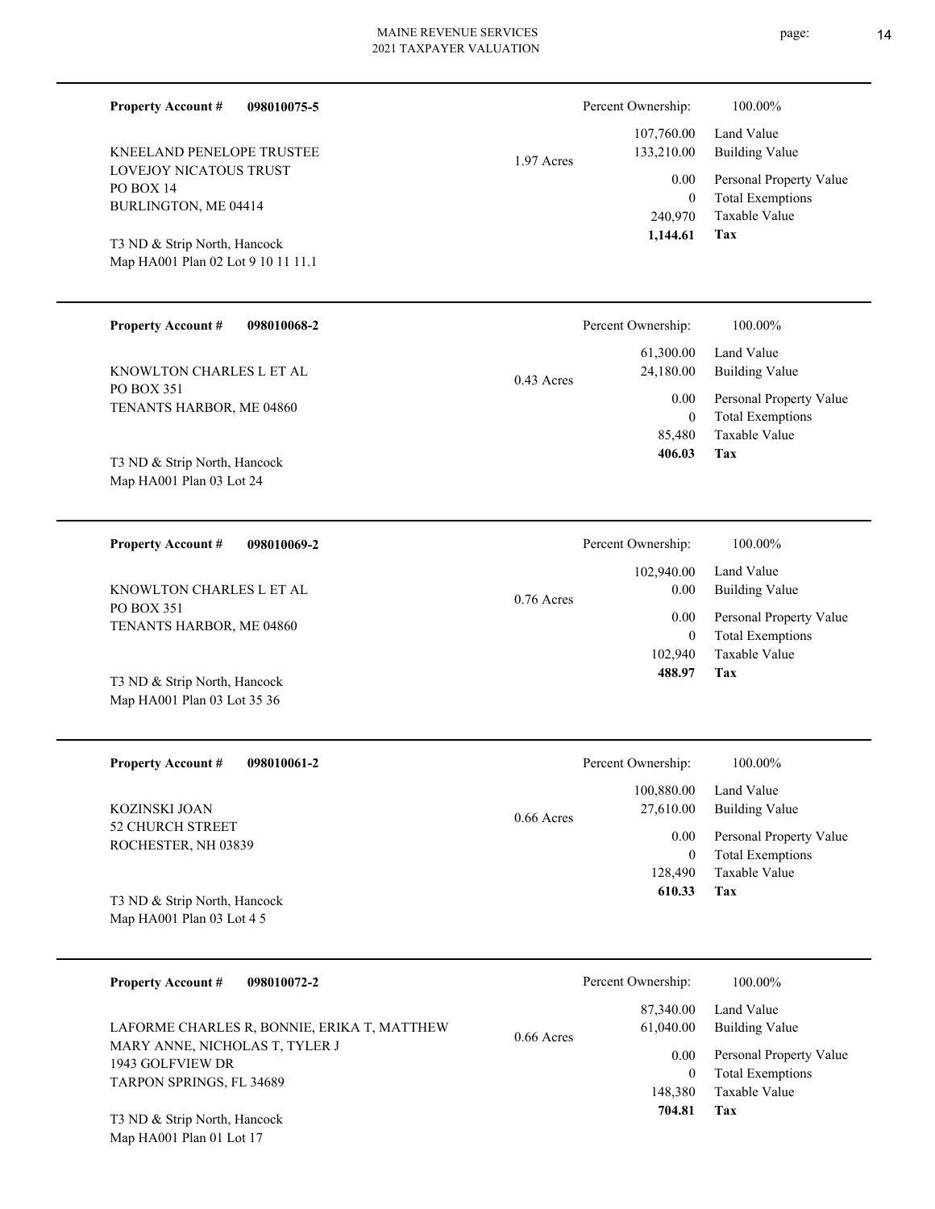**Property Account #** **098010075-5**

KNEELAND PENELOPE TRUSTEE
LOVEJOY NICATOUS TRUST
PO BOX 14
BURLINGTON, ME 04414

T3 ND & Strip North, Hancock
Map HA001 Plan 02 Lot 9 10 11 11.1

1.97 Acres

| Percent Ownership: | 100.00% |
|---|---|
| 107,760.00 | Land Value |
| 133,210.00 | Building Value |
| 0.00 | Personal Property Value |
| 0 | Total Exemptions |
| 240,970 | Taxable Value |
| **1,144.61** | **Tax** |

---

**Property Account #** **098010068-2**

KNOWLTON CHARLES L ET AL
PO BOX 351
TENANTS HARBOR, ME 04860

T3 ND & Strip North, Hancock
Map HA001 Plan 03 Lot 24

0.43 Acres

| Percent Ownership: | 100.00% |
|---|---|
| 61,300.00 | Land Value |
| 24,180.00 | Building Value |
| 0.00 | Personal Property Value |
| 0 | Total Exemptions |
| 85,480 | Taxable Value |
| **406.03** | **Tax** |

---

**Property Account #** **098010069-2**

KNOWLTON CHARLES L ET AL
PO BOX 351
TENANTS HARBOR, ME 04860

T3 ND & Strip North, Hancock
Map HA001 Plan 03 Lot 35 36

0.76 Acres

| Percent Ownership: | 100.00% |
|---|---|
| 102,940.00 | Land Value |
| 0.00 | Building Value |
| 0.00 | Personal Property Value |
| 0 | Total Exemptions |
| 102,940 | Taxable Value |
| **488.97** | **Tax** |

---

**Property Account #** **098010061-2**

KOZINSKI JOAN
52 CHURCH STREET
ROCHESTER, NH 03839

T3 ND & Strip North, Hancock
Map HA001 Plan 03 Lot 4 5

0.66 Acres

| Percent Ownership: | 100.00% |
|---|---|
| 100,880.00 | Land Value |
| 27,610.00 | Building Value |
| 0.00 | Personal Property Value |
| 0 | Total Exemptions |
| 128,490 | Taxable Value |
| **610.33** | **Tax** |

---

**Property Account #** **098010072-2**

LAFORME CHARLES R, BONNIE, ERIKA T, MATTHEW
MARY ANNE, NICHOLAS T, TYLER J
1943 GOLFVIEW DR
TARPON SPRINGS, FL 34689

T3 ND & Strip North, Hancock
Map HA001 Plan 01 Lot 17

0.66 Acres

| Percent Ownership: | 100.00% |
|---|---|
| 87,340.00 | Land Value |
| 61,040.00 | Building Value |
| 0.00 | Personal Property Value |
| 0 | Total Exemptions |
| 148,380 | Taxable Value |
| **704.81** | **Tax** |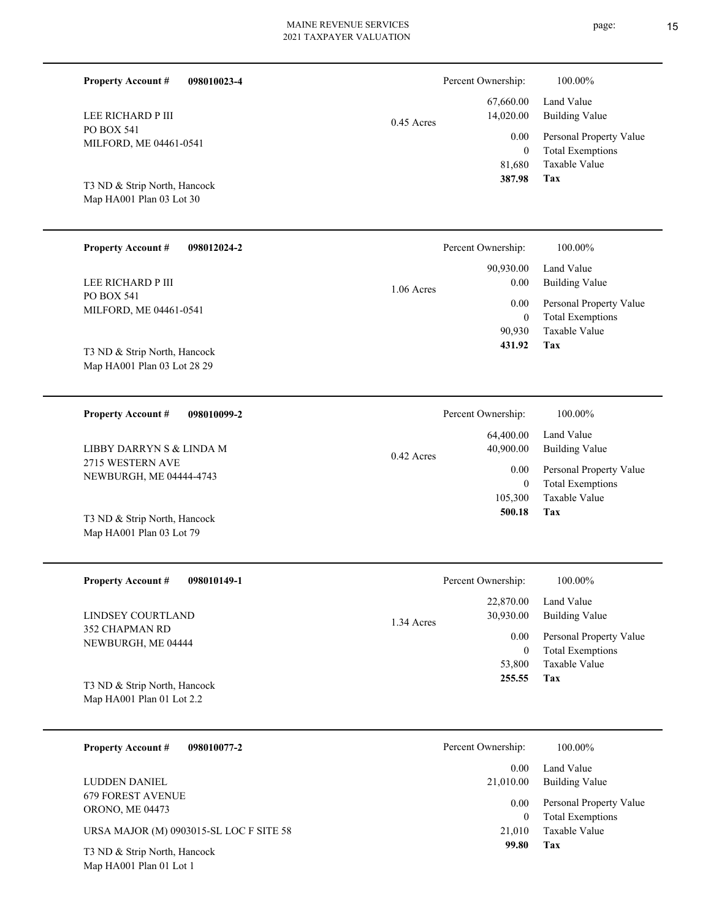**Property Account #** **098010023-4**

LEE RICHARD P III
PO BOX 541
MILFORD, ME 04461-0541

T3 ND & Strip North, Hancock
Map HA001 Plan 03 Lot 30

0.45 Acres

| Percent Ownership: | 100.00% |
|---|---|
| 67,660.00 | Land Value |
| 14,020.00 | Building Value |
| 0.00 | Personal Property Value |
| 0 | Total Exemptions |
| 81,680 | Taxable Value |
| **387.98** | **Tax** |

---

**Property Account #** **098012024-2**

LEE RICHARD P III
PO BOX 541
MILFORD, ME 04461-0541

T3 ND & Strip North, Hancock
Map HA001 Plan 03 Lot 28 29

1.06 Acres

| Percent Ownership: | 100.00% |
|---|---|
| 90,930.00 | Land Value |
| 0.00 | Building Value |
| 0.00 | Personal Property Value |
| 0 | Total Exemptions |
| 90,930 | Taxable Value |
| **431.92** | **Tax** |

---

**Property Account #** **098010099-2**

LIBBY DARRYN S & LINDA M
2715 WESTERN AVE
NEWBURGH, ME 04444-4743

T3 ND & Strip North, Hancock
Map HA001 Plan 03 Lot 79

0.42 Acres

| Percent Ownership: | 100.00% |
|---|---|
| 64,400.00 | Land Value |
| 40,900.00 | Building Value |
| 0.00 | Personal Property Value |
| 0 | Total Exemptions |
| 105,300 | Taxable Value |
| **500.18** | **Tax** |

---

**Property Account #** **098010149-1**

LINDSEY COURTLAND
352 CHAPMAN RD
NEWBURGH, ME 04444

T3 ND & Strip North, Hancock
Map HA001 Plan 01 Lot 2.2

1.34 Acres

| Percent Ownership: | 100.00% |
|---|---|
| 22,870.00 | Land Value |
| 30,930.00 | Building Value |
| 0.00 | Personal Property Value |
| 0 | Total Exemptions |
| 53,800 | Taxable Value |
| **255.55** | **Tax** |

---

**Property Account #** **098010077-2**

LUDDEN DANIEL
679 FOREST AVENUE
ORONO, ME 04473

URSA MAJOR (M) 0903015-SL LOC F SITE 58

T3 ND & Strip North, Hancock
Map HA001 Plan 01 Lot 1

| Percent Ownership: | 100.00% |
|---|---|
| 0.00 | Land Value |
| 21,010.00 | Building Value |
| 0.00 | Personal Property Value |
| 0 | Total Exemptions |
| 21,010 | Taxable Value |
| **99.80** | **Tax** |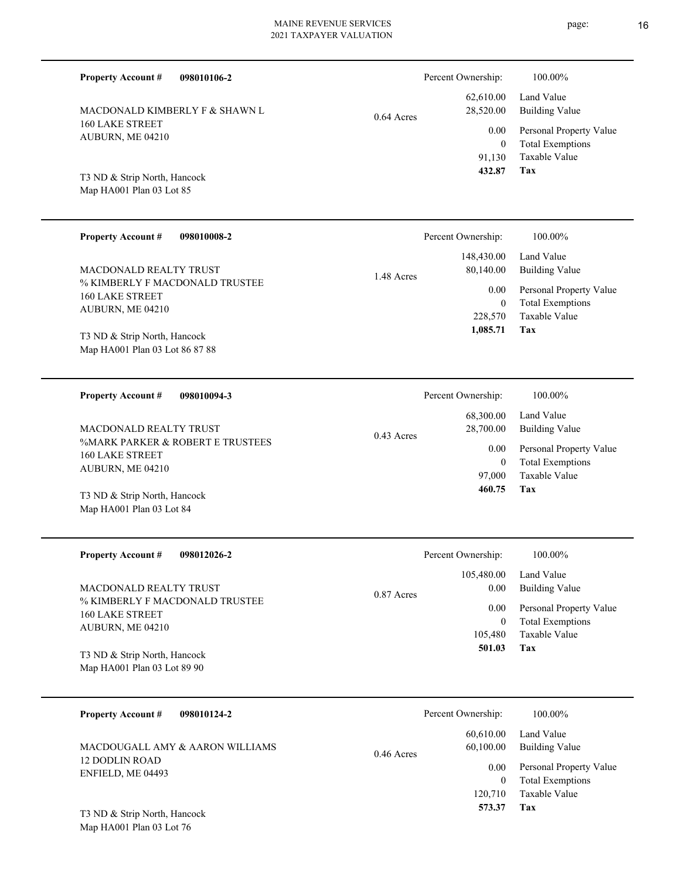**Property Account #** **098010106-2**

MACDONALD KIMBERLY F & SHAWN L
160 LAKE STREET
AUBURN, ME 04210

T3 ND & Strip North, Hancock
Map HA001 Plan 03 Lot 85

0.64 Acres

| Percent Ownership: | 100.00% |
|---|---|
| 62,610.00 | Land Value |
| 28,520.00 | Building Value |
| 0.00 | Personal Property Value |
| 0 | Total Exemptions |
| 91,130 | Taxable Value |
| **432.87** | **Tax** |

---

**Property Account #** **098010008-2**

MACDONALD REALTY TRUST
% KIMBERLY F MACDONALD TRUSTEE
160 LAKE STREET
AUBURN, ME 04210

T3 ND & Strip North, Hancock
Map HA001 Plan 03 Lot 86 87 88

1.48 Acres

| Percent Ownership: | 100.00% |
|---|---|
| 148,430.00 | Land Value |
| 80,140.00 | Building Value |
| 0.00 | Personal Property Value |
| 0 | Total Exemptions |
| 228,570 | Taxable Value |
| **1,085.71** | **Tax** |

---

**Property Account #** **098010094-3**

MACDONALD REALTY TRUST
%MARK PARKER & ROBERT E TRUSTEES
160 LAKE STREET
AUBURN, ME 04210

T3 ND & Strip North, Hancock
Map HA001 Plan 03 Lot 84

0.43 Acres

| Percent Ownership: | 100.00% |
|---|---|
| 68,300.00 | Land Value |
| 28,700.00 | Building Value |
| 0.00 | Personal Property Value |
| 0 | Total Exemptions |
| 97,000 | Taxable Value |
| **460.75** | **Tax** |

---

**Property Account #** **098012026-2**

MACDONALD REALTY TRUST
% KIMBERLY F MACDONALD TRUSTEE
160 LAKE STREET
AUBURN, ME 04210

T3 ND & Strip North, Hancock
Map HA001 Plan 03 Lot 89 90

0.87 Acres

| Percent Ownership: | 100.00% |
|---|---|
| 105,480.00 | Land Value |
| 0.00 | Building Value |
| 0.00 | Personal Property Value |
| 0 | Total Exemptions |
| 105,480 | Taxable Value |
| **501.03** | **Tax** |

---

**Property Account #** **098010124-2**

MACDOUGALL AMY & AARON WILLIAMS
12 DODLIN ROAD
ENFIELD, ME 04493

T3 ND & Strip North, Hancock
Map HA001 Plan 03 Lot 76

0.46 Acres

| Percent Ownership: | 100.00% |
|---|---|
| 60,610.00 | Land Value |
| 60,100.00 | Building Value |
| 0.00 | Personal Property Value |
| 0 | Total Exemptions |
| 120,710 | Taxable Value |
| **573.37** | **Tax** |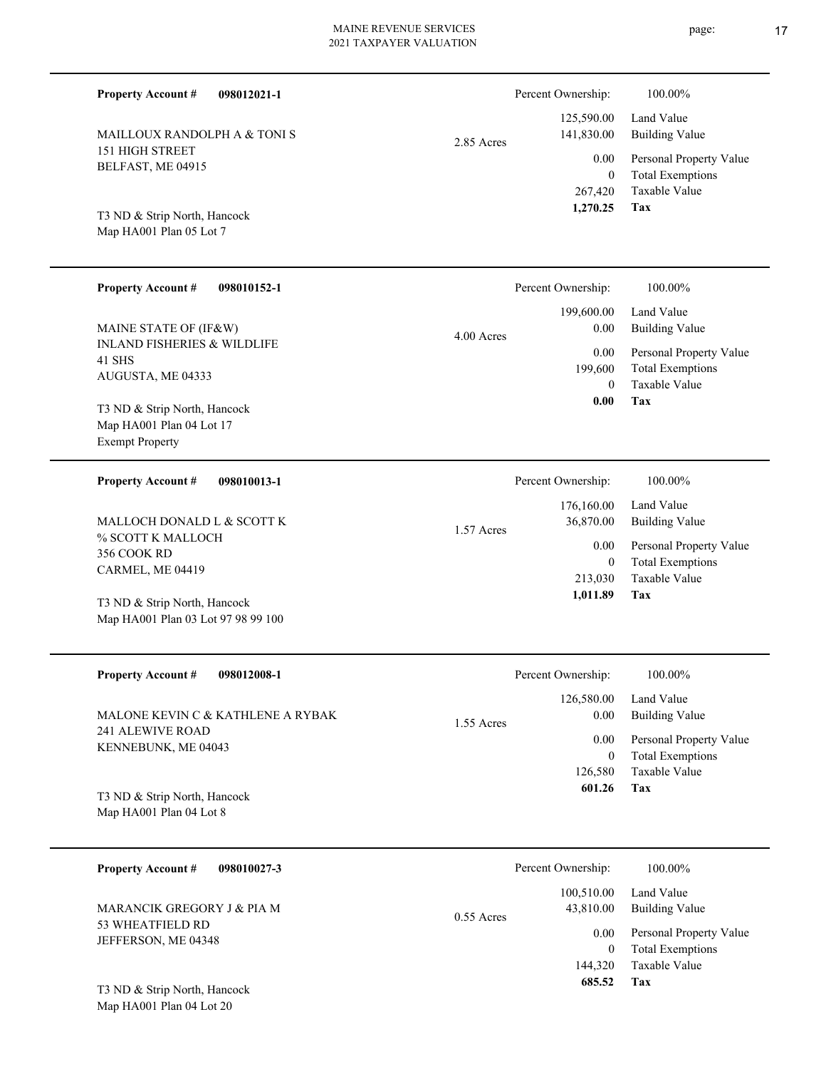**Property Account #** **098012021-1**

MAILLOUX RANDOLPH A & TONI S
151 HIGH STREET
BELFAST, ME 04915

T3 ND & Strip North, Hancock
Map HA001 Plan 05 Lot 7

2.85 Acres

| Percent Ownership: | 100.00% |
|---|---|
| 125,590.00 | Land Value |
| 141,830.00 | Building Value |
| 0.00 | Personal Property Value |
| 0 | Total Exemptions |
| 267,420 | Taxable Value |
| **1,270.25** | **Tax** |

---

**Property Account #** **098010152-1**

MAINE STATE OF (IF&W)
INLAND FISHERIES & WILDLIFE
41 SHS
AUGUSTA, ME 04333

T3 ND & Strip North, Hancock
Map HA001 Plan 04 Lot 17
Exempt Property

4.00 Acres

| Percent Ownership: | 100.00% |
|---|---|
| 199,600.00 | Land Value |
| 0.00 | Building Value |
| 0.00 | Personal Property Value |
| 199,600 | Total Exemptions |
| 0 | Taxable Value |
| **0.00** | **Tax** |

---

**Property Account #** **098010013-1**

MALLOCH DONALD L & SCOTT K
% SCOTT K MALLOCH
356 COOK RD
CARMEL, ME 04419

T3 ND & Strip North, Hancock
Map HA001 Plan 03 Lot 97 98 99 100

1.57 Acres

| Percent Ownership: | 100.00% |
|---|---|
| 176,160.00 | Land Value |
| 36,870.00 | Building Value |
| 0.00 | Personal Property Value |
| 0 | Total Exemptions |
| 213,030 | Taxable Value |
| **1,011.89** | **Tax** |

---

**Property Account #** **098012008-1**

MALONE KEVIN C & KATHLENE A RYBAK
241 ALEWIVE ROAD
KENNEBUNK, ME 04043

T3 ND & Strip North, Hancock
Map HA001 Plan 04 Lot 8

1.55 Acres

| Percent Ownership: | 100.00% |
|---|---|
| 126,580.00 | Land Value |
| 0.00 | Building Value |
| 0.00 | Personal Property Value |
| 0 | Total Exemptions |
| 126,580 | Taxable Value |
| **601.26** | **Tax** |

---

**Property Account #** **098010027-3**

MARANCIK GREGORY J & PIA M
53 WHEATFIELD RD
JEFFERSON, ME 04348

T3 ND & Strip North, Hancock
Map HA001 Plan 04 Lot 20

0.55 Acres

| Percent Ownership: | 100.00% |
|---|---|
| 100,510.00 | Land Value |
| 43,810.00 | Building Value |
| 0.00 | Personal Property Value |
| 0 | Total Exemptions |
| 144,320 | Taxable Value |
| **685.52** | **Tax** |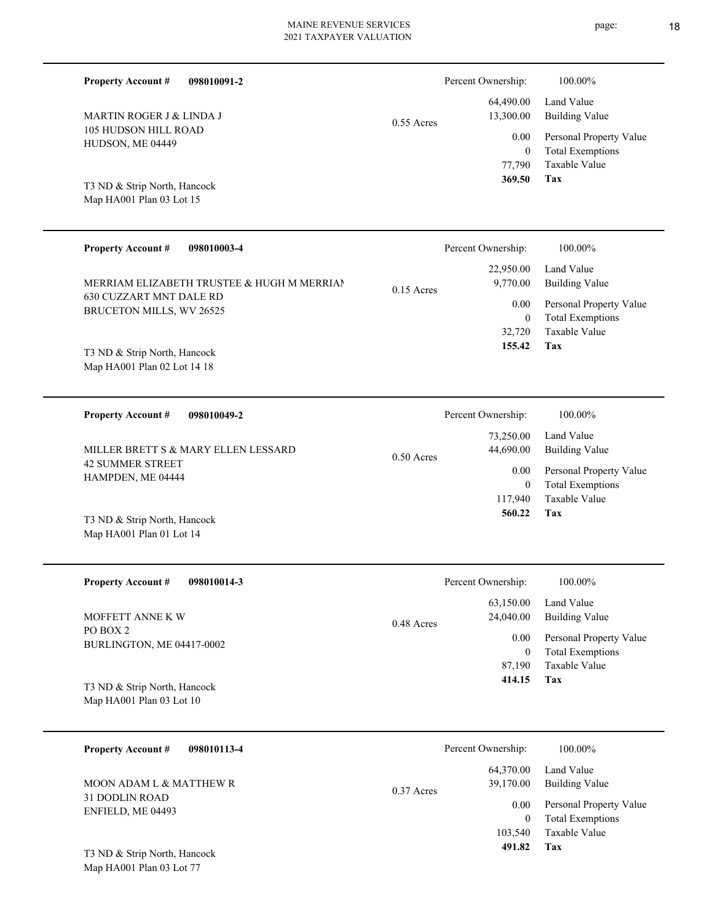**Property Account #** **098010091-2**

MARTIN ROGER J & LINDA J
105 HUDSON HILL ROAD
HUDSON, ME 04449

T3 ND & Strip North, Hancock
Map HA001 Plan 03 Lot 15

0.55 Acres

| Percent Ownership: | 100.00% |
|---|---|
| 64,490.00 | Land Value |
| 13,300.00 | Building Value |
| 0.00 | Personal Property Value |
| 0 | Total Exemptions |
| 77,790 | Taxable Value |
| **369.50** | **Tax** |

---

**Property Account #** **098010003-4**

MERRIAM ELIZABETH TRUSTEE & HUGH M MERRIAM
630 CUZZART MNT DALE RD
BRUCETON MILLS, WV 26525

T3 ND & Strip North, Hancock
Map HA001 Plan 02 Lot 14 18

0.15 Acres

| Percent Ownership: | 100.00% |
|---|---|
| 22,950.00 | Land Value |
| 9,770.00 | Building Value |
| 0.00 | Personal Property Value |
| 0 | Total Exemptions |
| 32,720 | Taxable Value |
| **155.42** | **Tax** |

---

**Property Account #** **098010049-2**

MILLER BRETT S & MARY ELLEN LESSARD
42 SUMMER STREET
HAMPDEN, ME 04444

T3 ND & Strip North, Hancock
Map HA001 Plan 01 Lot 14

0.50 Acres

| Percent Ownership: | 100.00% |
|---|---|
| 73,250.00 | Land Value |
| 44,690.00 | Building Value |
| 0.00 | Personal Property Value |
| 0 | Total Exemptions |
| 117,940 | Taxable Value |
| **560.22** | **Tax** |

---

**Property Account #** **098010014-3**

MOFFETT ANNE K W
PO BOX 2
BURLINGTON, ME 04417-0002

T3 ND & Strip North, Hancock
Map HA001 Plan 03 Lot 10

0.48 Acres

| Percent Ownership: | 100.00% |
|---|---|
| 63,150.00 | Land Value |
| 24,040.00 | Building Value |
| 0.00 | Personal Property Value |
| 0 | Total Exemptions |
| 87,190 | Taxable Value |
| **414.15** | **Tax** |

---

**Property Account #** **098010113-4**

MOON ADAM L & MATTHEW R
31 DODLIN ROAD
ENFIELD, ME 04493

T3 ND & Strip North, Hancock
Map HA001 Plan 03 Lot 77

0.37 Acres

| Percent Ownership: | 100.00% |
|---|---|
| 64,370.00 | Land Value |
| 39,170.00 | Building Value |
| 0.00 | Personal Property Value |
| 0 | Total Exemptions |
| 103,540 | Taxable Value |
| **491.82** | **Tax** |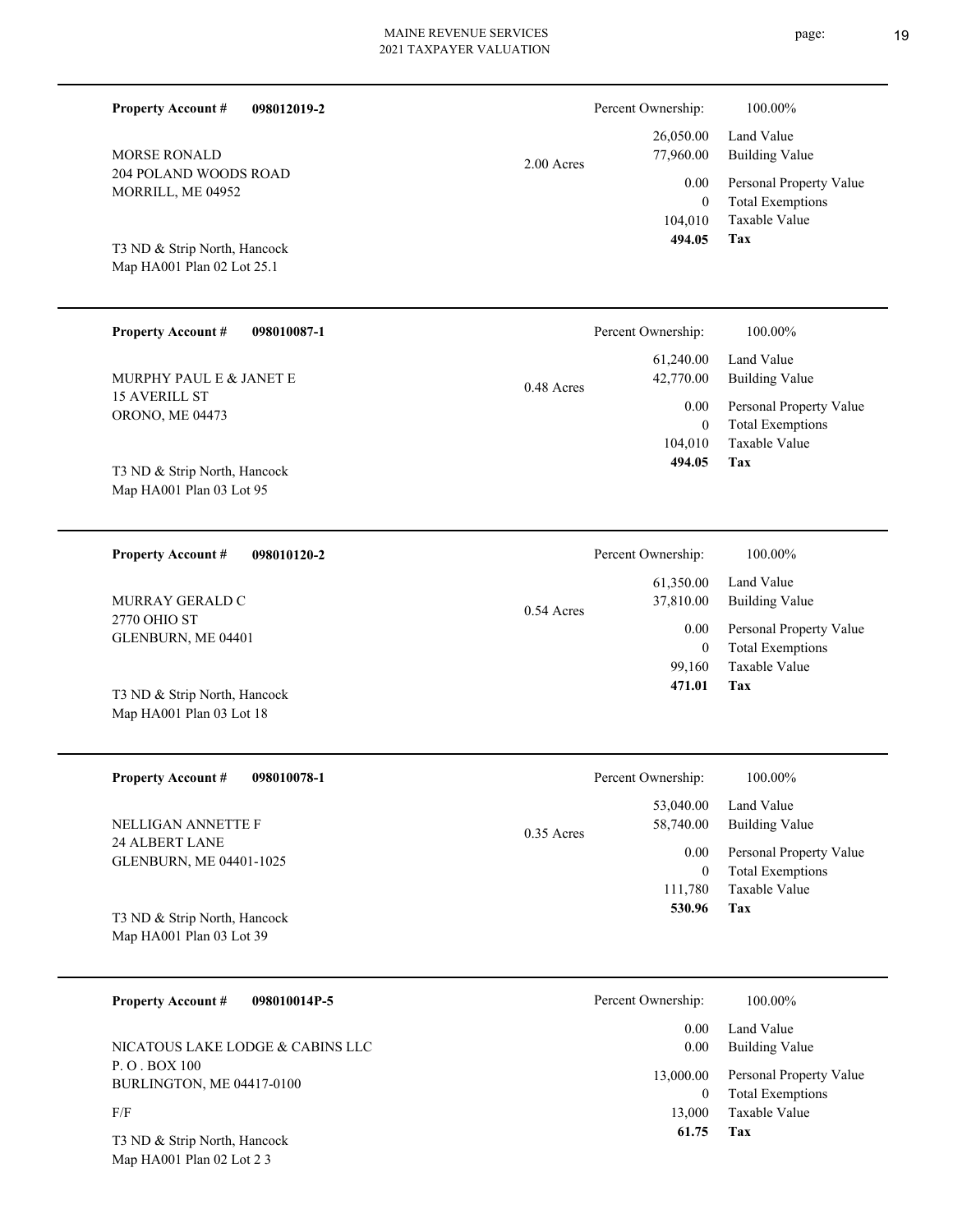**Property Account #** **098012019-2**

MORSE RONALD
204 POLAND WOODS ROAD
MORRILL, ME 04952

T3 ND & Strip North, Hancock
Map HA001 Plan 02 Lot 25.1

2.00 Acres

Percent Ownership: 100.00%

| | |
|---|---|
| 26,050.00 | Land Value |
| 77,960.00 | Building Value |
| 0.00 | Personal Property Value |
| 0 | Total Exemptions |
| 104,010 | Taxable Value |
| **494.05** | **Tax** |

---

**Property Account #** **098010087-1**

MURPHY PAUL E & JANET E
15 AVERILL ST
ORONO, ME 04473

T3 ND & Strip North, Hancock
Map HA001 Plan 03 Lot 95

0.48 Acres

Percent Ownership: 100.00%

| | |
|---|---|
| 61,240.00 | Land Value |
| 42,770.00 | Building Value |
| 0.00 | Personal Property Value |
| 0 | Total Exemptions |
| 104,010 | Taxable Value |
| **494.05** | **Tax** |

---

**Property Account #** **098010120-2**

MURRAY GERALD C
2770 OHIO ST
GLENBURN, ME 04401

T3 ND & Strip North, Hancock
Map HA001 Plan 03 Lot 18

0.54 Acres

Percent Ownership: 100.00%

| | |
|---|---|
| 61,350.00 | Land Value |
| 37,810.00 | Building Value |
| 0.00 | Personal Property Value |
| 0 | Total Exemptions |
| 99,160 | Taxable Value |
| **471.01** | **Tax** |

---

**Property Account #** **098010078-1**

NELLIGAN ANNETTE F
24 ALBERT LANE
GLENBURN, ME 04401-1025

T3 ND & Strip North, Hancock
Map HA001 Plan 03 Lot 39

0.35 Acres

Percent Ownership: 100.00%

| | |
|---|---|
| 53,040.00 | Land Value |
| 58,740.00 | Building Value |
| 0.00 | Personal Property Value |
| 0 | Total Exemptions |
| 111,780 | Taxable Value |
| **530.96** | **Tax** |

---

**Property Account #** **098010014P-5**

NICATOUS LAKE LODGE & CABINS LLC
P. O . BOX 100
BURLINGTON, ME 04417-0100

F/F

T3 ND & Strip North, Hancock
Map HA001 Plan 02 Lot 2 3

Percent Ownership: 100.00%

| | |
|---|---|
| 0.00 | Land Value |
| 0.00 | Building Value |
| 13,000.00 | Personal Property Value |
| 0 | Total Exemptions |
| 13,000 | Taxable Value |
| **61.75** | **Tax** |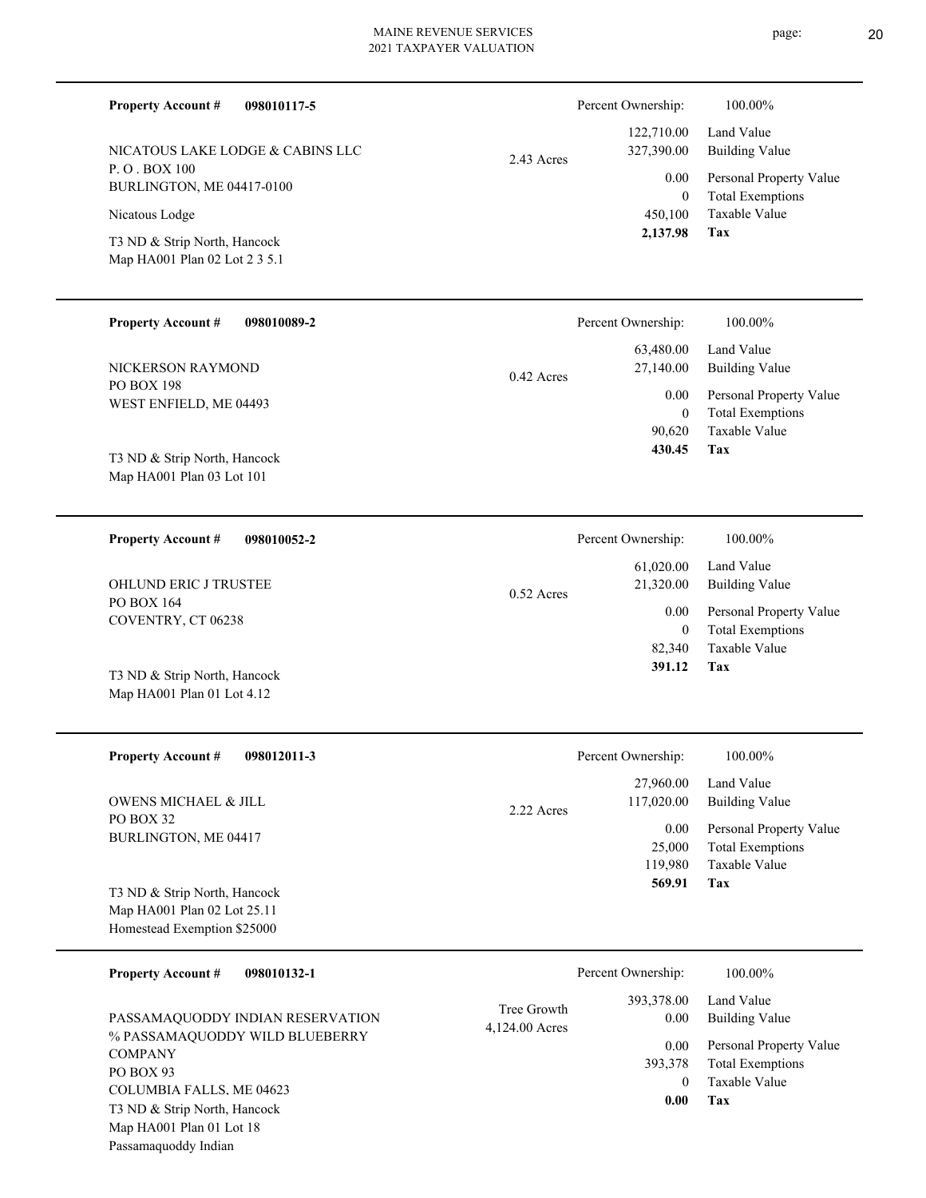**Property Account #** **098010117-5**

NICATOUS LAKE LODGE & CABINS LLC
P. O . BOX 100
BURLINGTON, ME 04417-0100

Nicatous Lodge

T3 ND & Strip North, Hancock
Map HA001 Plan 02 Lot 2 3 5.1

2.43 Acres

| Percent Ownership: | 100.00% |
|---|---|
| 122,710.00 | Land Value |
| 327,390.00 | Building Value |
| 0.00 | Personal Property Value |
| 0 | Total Exemptions |
| 450,100 | Taxable Value |
| **2,137.98** | **Tax** |

---

**Property Account #** **098010089-2**

NICKERSON RAYMOND
PO BOX 198
WEST ENFIELD, ME 04493

T3 ND & Strip North, Hancock
Map HA001 Plan 03 Lot 101

0.42 Acres

| Percent Ownership: | 100.00% |
|---|---|
| 63,480.00 | Land Value |
| 27,140.00 | Building Value |
| 0.00 | Personal Property Value |
| 0 | Total Exemptions |
| 90,620 | Taxable Value |
| **430.45** | **Tax** |

---

**Property Account #** **098010052-2**

OHLUND ERIC J TRUSTEE
PO BOX 164
COVENTRY, CT 06238

T3 ND & Strip North, Hancock
Map HA001 Plan 01 Lot 4.12

0.52 Acres

| Percent Ownership: | 100.00% |
|---|---|
| 61,020.00 | Land Value |
| 21,320.00 | Building Value |
| 0.00 | Personal Property Value |
| 0 | Total Exemptions |
| 82,340 | Taxable Value |
| **391.12** | **Tax** |

---

**Property Account #** **098012011-3**

OWENS MICHAEL & JILL
PO BOX 32
BURLINGTON, ME 04417

T3 ND & Strip North, Hancock
Map HA001 Plan 02 Lot 25.11
Homestead Exemption $25000

2.22 Acres

| Percent Ownership: | 100.00% |
|---|---|
| 27,960.00 | Land Value |
| 117,020.00 | Building Value |
| 0.00 | Personal Property Value |
| 25,000 | Total Exemptions |
| 119,980 | Taxable Value |
| **569.91** | **Tax** |

---

**Property Account #** **098010132-1**

PASSAMAQUODDY INDIAN RESERVATION
% PASSAMAQUODDY WILD BLUEBERRY COMPANY
PO BOX 93
COLUMBIA FALLS, ME 04623
T3 ND & Strip North, Hancock
Map HA001 Plan 01 Lot 18
Passamaquoddy Indian

Tree Growth
4,124.00 Acres

| Percent Ownership: | 100.00% |
|---|---|
| 393,378.00 | Land Value |
| 0.00 | Building Value |
| 0.00 | Personal Property Value |
| 393,378 | Total Exemptions |
| 0 | Taxable Value |
| **0.00** | **Tax** |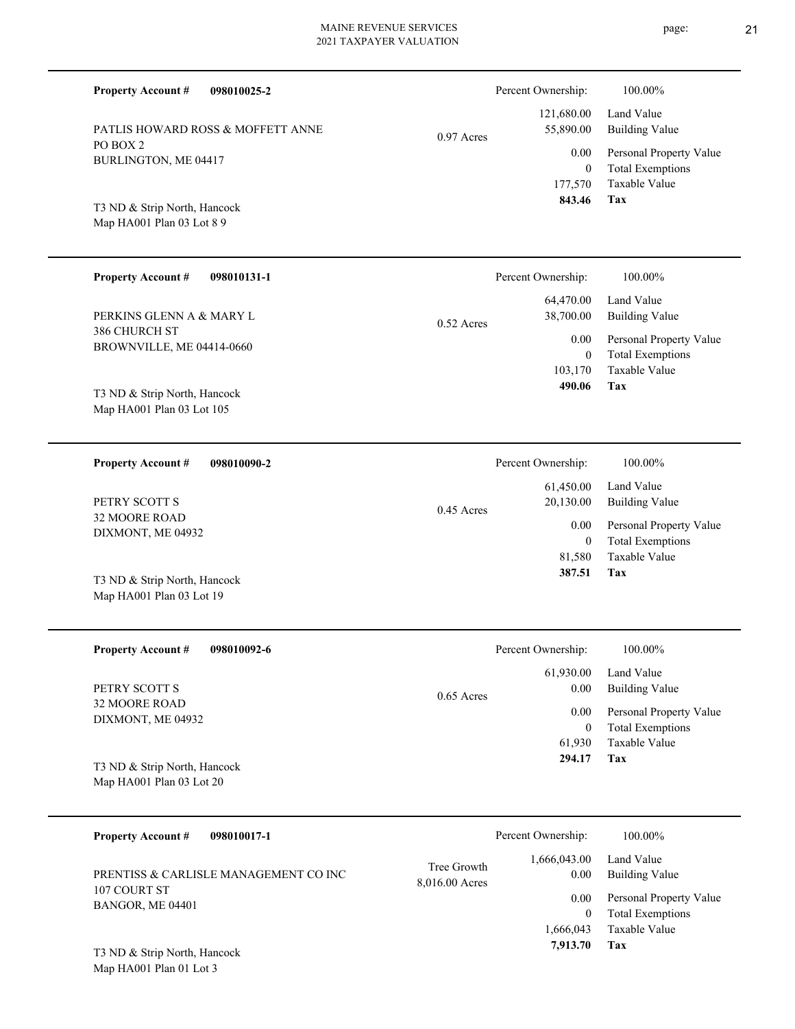**Property Account #** **098010025-2**

PATLIS HOWARD ROSS & MOFFETT ANNE
PO BOX 2
BURLINGTON, ME 04417

T3 ND & Strip North, Hancock
Map HA001 Plan 03 Lot 8 9

0.97 Acres

| Percent Ownership: | 100.00% |
|---|---|
| 121,680.00 | Land Value |
| 55,890.00 | Building Value |
| 0.00 | Personal Property Value |
| 0 | Total Exemptions |
| 177,570 | Taxable Value |
| **843.46** | **Tax** |

---

**Property Account #** **098010131-1**

PERKINS GLENN A & MARY L
386 CHURCH ST
BROWNVILLE, ME 04414-0660

T3 ND & Strip North, Hancock
Map HA001 Plan 03 Lot 105

0.52 Acres

| Percent Ownership: | 100.00% |
|---|---|
| 64,470.00 | Land Value |
| 38,700.00 | Building Value |
| 0.00 | Personal Property Value |
| 0 | Total Exemptions |
| 103,170 | Taxable Value |
| **490.06** | **Tax** |

---

**Property Account #** **098010090-2**

PETRY SCOTT S
32 MOORE ROAD
DIXMONT, ME 04932

T3 ND & Strip North, Hancock
Map HA001 Plan 03 Lot 19

0.45 Acres

| Percent Ownership: | 100.00% |
|---|---|
| 61,450.00 | Land Value |
| 20,130.00 | Building Value |
| 0.00 | Personal Property Value |
| 0 | Total Exemptions |
| 81,580 | Taxable Value |
| **387.51** | **Tax** |

---

**Property Account #** **098010092-6**

PETRY SCOTT S
32 MOORE ROAD
DIXMONT, ME 04932

T3 ND & Strip North, Hancock
Map HA001 Plan 03 Lot 20

0.65 Acres

| Percent Ownership: | 100.00% |
|---|---|
| 61,930.00 | Land Value |
| 0.00 | Building Value |
| 0.00 | Personal Property Value |
| 0 | Total Exemptions |
| 61,930 | Taxable Value |
| **294.17** | **Tax** |

---

**Property Account #** **098010017-1**

PRENTISS & CARLISLE MANAGEMENT CO INC
107 COURT ST
BANGOR, ME 04401

T3 ND & Strip North, Hancock
Map HA001 Plan 01 Lot 3

Tree Growth
8,016.00 Acres

| Percent Ownership: | 100.00% |
|---|---|
| 1,666,043.00 | Land Value |
| 0.00 | Building Value |
| 0.00 | Personal Property Value |
| 0 | Total Exemptions |
| 1,666,043 | Taxable Value |
| **7,913.70** | **Tax** |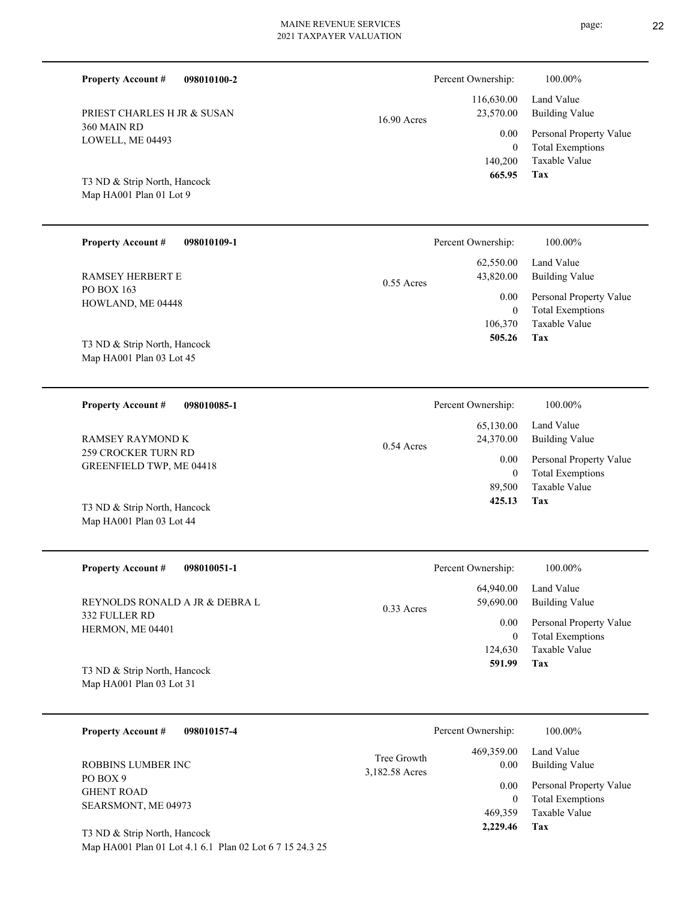| Property Account # | 098010100-2 | | Percent Ownership: | 100.00% |
|---|---|---|---|---|
| PRIEST CHARLES H JR & SUSAN | | 16.90 Acres | 116,630.00 | Land Value |
| 360 MAIN RD | | | 23,570.00 | Building Value |
| LOWELL, ME 04493 | | | 0.00 | Personal Property Value |
| | | | 0 | Total Exemptions |
| | | | 140,200 | Taxable Value |
| T3 ND & Strip North, Hancock | | | **665.95** | **Tax** |
| Map HA001 Plan 01 Lot 9 | | | | |

| Property Account # | 098010109-1 | | Percent Ownership: | 100.00% |
|---|---|---|---|---|
| RAMSEY HERBERT E | | 0.55 Acres | 62,550.00 | Land Value |
| PO BOX 163 | | | 43,820.00 | Building Value |
| HOWLAND, ME 04448 | | | 0.00 | Personal Property Value |
| | | | 0 | Total Exemptions |
| | | | 106,370 | Taxable Value |
| T3 ND & Strip North, Hancock | | | **505.26** | **Tax** |
| Map HA001 Plan 03 Lot 45 | | | | |

| Property Account # | 098010085-1 | | Percent Ownership: | 100.00% |
|---|---|---|---|---|
| RAMSEY RAYMOND K | | 0.54 Acres | 65,130.00 | Land Value |
| 259 CROCKER TURN RD | | | 24,370.00 | Building Value |
| GREENFIELD TWP, ME 04418 | | | 0.00 | Personal Property Value |
| | | | 0 | Total Exemptions |
| | | | 89,500 | Taxable Value |
| T3 ND & Strip North, Hancock | | | **425.13** | **Tax** |
| Map HA001 Plan 03 Lot 44 | | | | |

| Property Account # | 098010051-1 | | Percent Ownership: | 100.00% |
|---|---|---|---|---|
| REYNOLDS RONALD A JR & DEBRA L | | 0.33 Acres | 64,940.00 | Land Value |
| 332 FULLER RD | | | 59,690.00 | Building Value |
| HERMON, ME 04401 | | | 0.00 | Personal Property Value |
| | | | 0 | Total Exemptions |
| | | | 124,630 | Taxable Value |
| T3 ND & Strip North, Hancock | | | **591.99** | **Tax** |
| Map HA001 Plan 03 Lot 31 | | | | |

| Property Account # | 098010157-4 | | Percent Ownership: | 100.00% |
|---|---|---|---|---|
| ROBBINS LUMBER INC | | Tree Growth 3,182.58 Acres | 469,359.00 | Land Value |
| PO BOX 9 | | | 0.00 | Building Value |
| GHENT ROAD | | | 0.00 | Personal Property Value |
| SEARSMONT, ME 04973 | | | 0 | Total Exemptions |
| | | | 469,359 | Taxable Value |
| T3 ND & Strip North, Hancock | | | **2,229.46** | **Tax** |
| Map HA001 Plan 01 Lot 4.1 6.1 Plan 02 Lot 6 7 15 24.3 25 | | | | |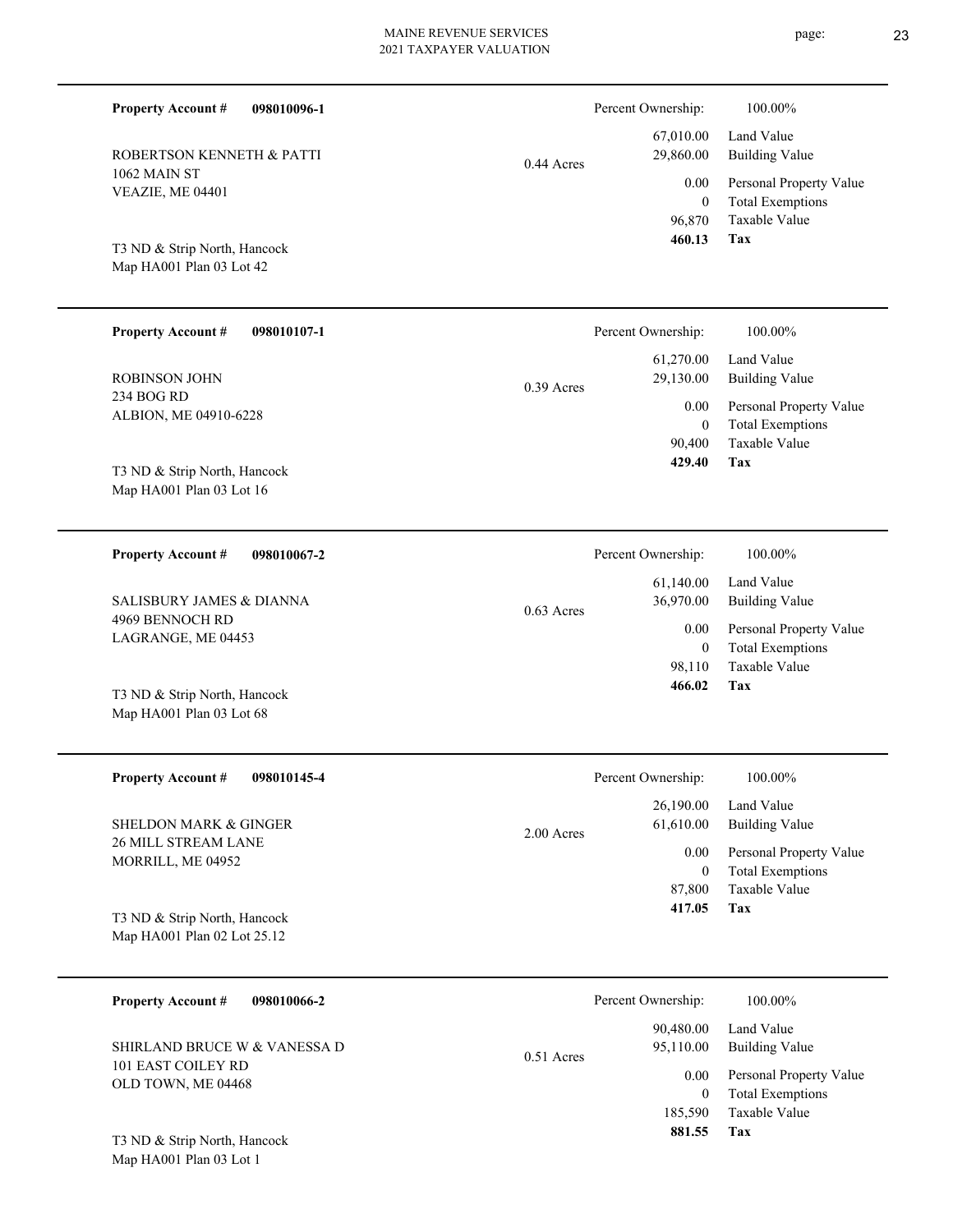**Property Account #** **098010096-1**

ROBERTSON KENNETH & PATTI
1062 MAIN ST
VEAZIE, ME 04401

T3 ND & Strip North, Hancock
Map HA001 Plan 03 Lot 42

0.44 Acres

| Percent Ownership: | 100.00% |
|---|---|
| 67,010.00 | Land Value |
| 29,860.00 | Building Value |
| 0.00 | Personal Property Value |
| 0 | Total Exemptions |
| 96,870 | Taxable Value |
| **460.13** | **Tax** |

---

**Property Account #** **098010107-1**

ROBINSON JOHN
234 BOG RD
ALBION, ME 04910-6228

T3 ND & Strip North, Hancock
Map HA001 Plan 03 Lot 16

0.39 Acres

| Percent Ownership: | 100.00% |
|---|---|
| 61,270.00 | Land Value |
| 29,130.00 | Building Value |
| 0.00 | Personal Property Value |
| 0 | Total Exemptions |
| 90,400 | Taxable Value |
| **429.40** | **Tax** |

---

**Property Account #** **098010067-2**

SALISBURY JAMES & DIANNA
4969 BENNOCH RD
LAGRANGE, ME 04453

T3 ND & Strip North, Hancock
Map HA001 Plan 03 Lot 68

0.63 Acres

| Percent Ownership: | 100.00% |
|---|---|
| 61,140.00 | Land Value |
| 36,970.00 | Building Value |
| 0.00 | Personal Property Value |
| 0 | Total Exemptions |
| 98,110 | Taxable Value |
| **466.02** | **Tax** |

---

**Property Account #** **098010145-4**

SHELDON MARK & GINGER
26 MILL STREAM LANE
MORRILL, ME 04952

T3 ND & Strip North, Hancock
Map HA001 Plan 02 Lot 25.12

2.00 Acres

| Percent Ownership: | 100.00% |
|---|---|
| 26,190.00 | Land Value |
| 61,610.00 | Building Value |
| 0.00 | Personal Property Value |
| 0 | Total Exemptions |
| 87,800 | Taxable Value |
| **417.05** | **Tax** |

---

**Property Account #** **098010066-2**

SHIRLAND BRUCE W & VANESSA D
101 EAST COILEY RD
OLD TOWN, ME 04468

T3 ND & Strip North, Hancock
Map HA001 Plan 03 Lot 1

0.51 Acres

| Percent Ownership: | 100.00% |
|---|---|
| 90,480.00 | Land Value |
| 95,110.00 | Building Value |
| 0.00 | Personal Property Value |
| 0 | Total Exemptions |
| 185,590 | Taxable Value |
| **881.55** | **Tax** |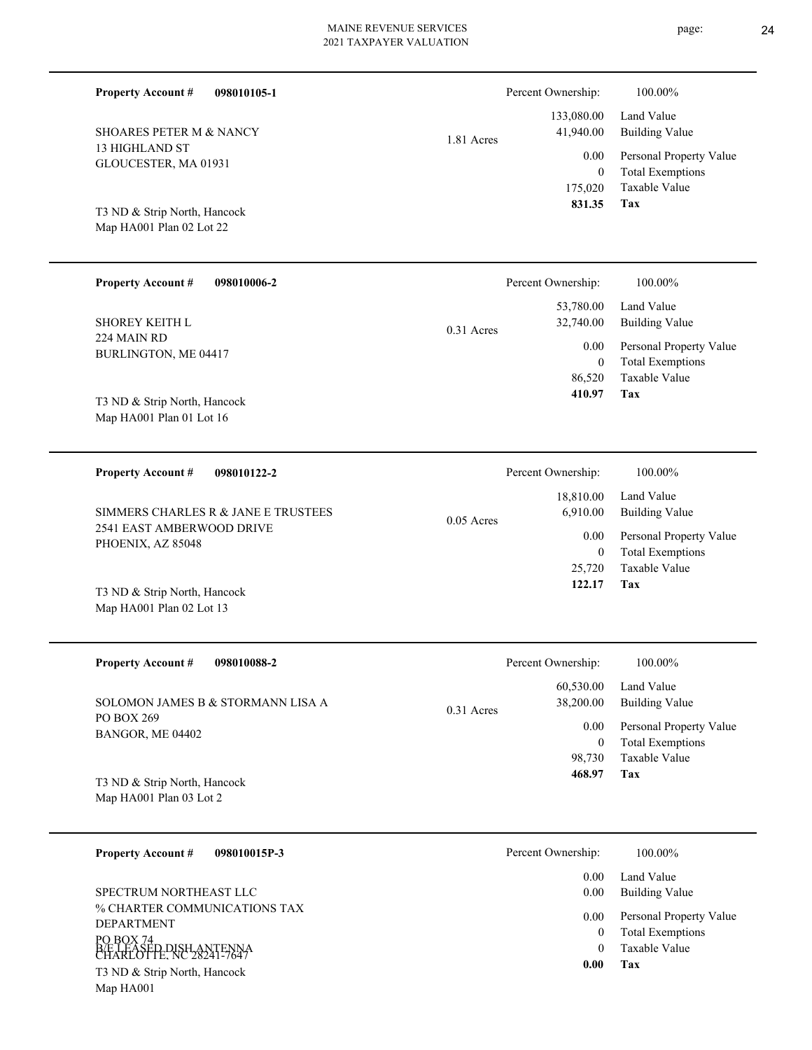**Property Account #** **098010105-1**

SHOARES PETER M & NANCY
13 HIGHLAND ST
GLOUCESTER, MA 01931

T3 ND & Strip North, Hancock
Map HA001 Plan 02 Lot 22

1.81 Acres

| Percent Ownership: | 100.00% |
|---|---|
| 133,080.00 | Land Value |
| 41,940.00 | Building Value |
| 0.00 | Personal Property Value |
| 0 | Total Exemptions |
| 175,020 | Taxable Value |
| **831.35** | **Tax** |

---

**Property Account #** **098010006-2**

SHOREY KEITH L
224 MAIN RD
BURLINGTON, ME 04417

T3 ND & Strip North, Hancock
Map HA001 Plan 01 Lot 16

0.31 Acres

| Percent Ownership: | 100.00% |
|---|---|
| 53,780.00 | Land Value |
| 32,740.00 | Building Value |
| 0.00 | Personal Property Value |
| 0 | Total Exemptions |
| 86,520 | Taxable Value |
| **410.97** | **Tax** |

---

**Property Account #** **098010122-2**

SIMMERS CHARLES R & JANE E TRUSTEES
2541 EAST AMBERWOOD DRIVE
PHOENIX, AZ 85048

T3 ND & Strip North, Hancock
Map HA001 Plan 02 Lot 13

0.05 Acres

| Percent Ownership: | 100.00% |
|---|---|
| 18,810.00 | Land Value |
| 6,910.00 | Building Value |
| 0.00 | Personal Property Value |
| 0 | Total Exemptions |
| 25,720 | Taxable Value |
| **122.17** | **Tax** |

---

**Property Account #** **098010088-2**

SOLOMON JAMES B & STORMANN LISA A
PO BOX 269
BANGOR, ME 04402

T3 ND & Strip North, Hancock
Map HA001 Plan 03 Lot 2

0.31 Acres

| Percent Ownership: | 100.00% |
|---|---|
| 60,530.00 | Land Value |
| 38,200.00 | Building Value |
| 0.00 | Personal Property Value |
| 0 | Total Exemptions |
| 98,730 | Taxable Value |
| **468.97** | **Tax** |

---

**Property Account #** **098010015P-3**

SPECTRUM NORTHEAST LLC
% CHARTER COMMUNICATIONS TAX DEPARTMENT
PO BOX 74
CHARLOTTE, NC 28241-7647
B/E LEASED DISH ANTENNA

T3 ND & Strip North, Hancock
Map HA001

| Percent Ownership: | 100.00% |
|---|---|
| 0.00 | Land Value |
| 0.00 | Building Value |
| 0.00 | Personal Property Value |
| 0 | Total Exemptions |
| 0 | Taxable Value |
| **0.00** | **Tax** |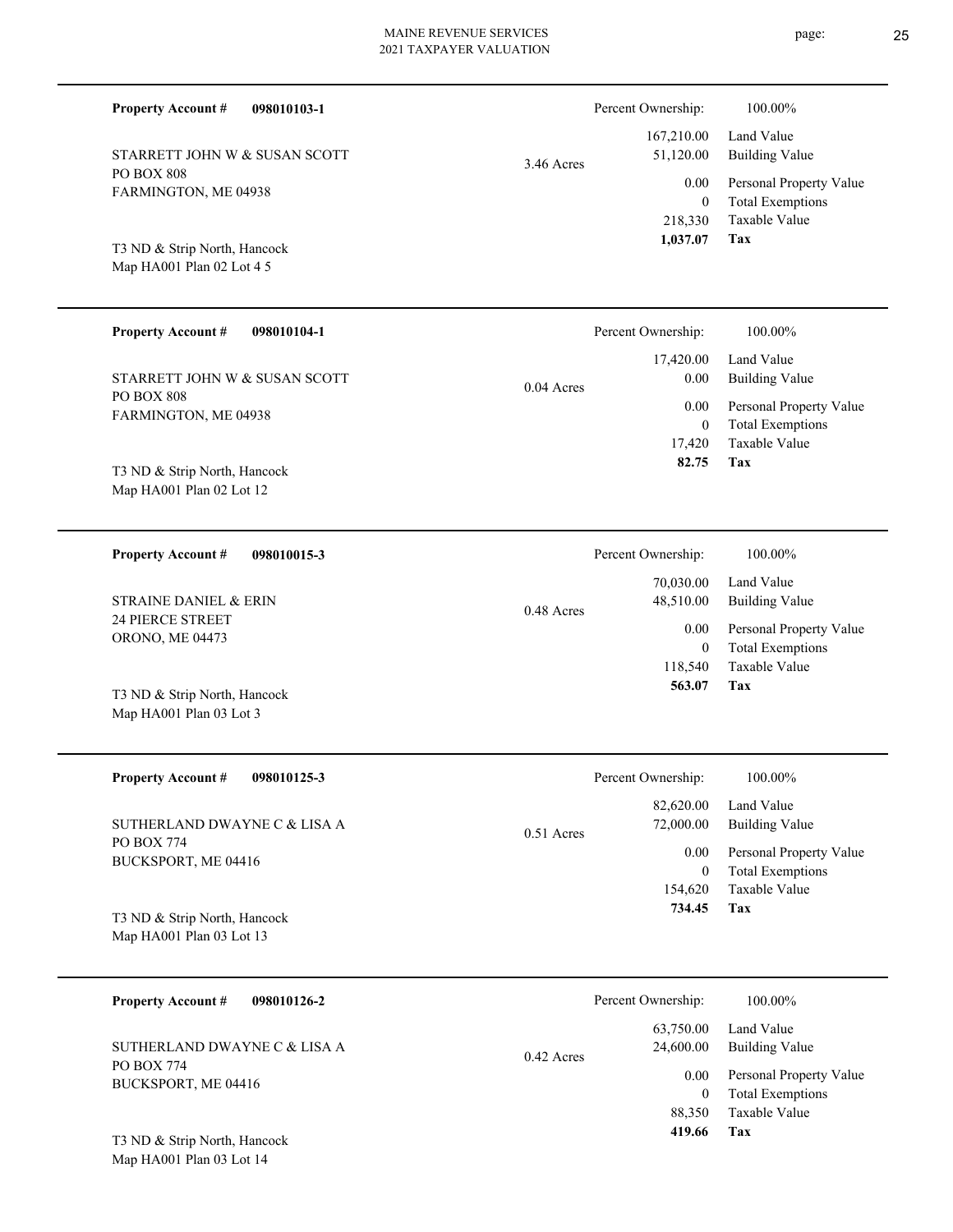**Property Account #** **098010103-1**

STARRETT JOHN W & SUSAN SCOTT
PO BOX 808
FARMINGTON, ME 04938

T3 ND & Strip North, Hancock
Map HA001 Plan 02 Lot 4 5

3.46 Acres

| Percent Ownership: | 100.00% |
|---|---|
| 167,210.00 | Land Value |
| 51,120.00 | Building Value |
| 0.00 | Personal Property Value |
| 0 | Total Exemptions |
| 218,330 | Taxable Value |
| **1,037.07** | **Tax** |

---

**Property Account #** **098010104-1**

STARRETT JOHN W & SUSAN SCOTT
PO BOX 808
FARMINGTON, ME 04938

T3 ND & Strip North, Hancock
Map HA001 Plan 02 Lot 12

0.04 Acres

| Percent Ownership: | 100.00% |
|---|---|
| 17,420.00 | Land Value |
| 0.00 | Building Value |
| 0.00 | Personal Property Value |
| 0 | Total Exemptions |
| 17,420 | Taxable Value |
| **82.75** | **Tax** |

---

**Property Account #** **098010015-3**

STRAINE DANIEL & ERIN
24 PIERCE STREET
ORONO, ME 04473

T3 ND & Strip North, Hancock
Map HA001 Plan 03 Lot 3

0.48 Acres

| Percent Ownership: | 100.00% |
|---|---|
| 70,030.00 | Land Value |
| 48,510.00 | Building Value |
| 0.00 | Personal Property Value |
| 0 | Total Exemptions |
| 118,540 | Taxable Value |
| **563.07** | **Tax** |

---

**Property Account #** **098010125-3**

SUTHERLAND DWAYNE C & LISA A
PO BOX 774
BUCKSPORT, ME 04416

T3 ND & Strip North, Hancock
Map HA001 Plan 03 Lot 13

0.51 Acres

| Percent Ownership: | 100.00% |
|---|---|
| 82,620.00 | Land Value |
| 72,000.00 | Building Value |
| 0.00 | Personal Property Value |
| 0 | Total Exemptions |
| 154,620 | Taxable Value |
| **734.45** | **Tax** |

---

**Property Account #** **098010126-2**

SUTHERLAND DWAYNE C & LISA A
PO BOX 774
BUCKSPORT, ME 04416

T3 ND & Strip North, Hancock
Map HA001 Plan 03 Lot 14

0.42 Acres

| Percent Ownership: | 100.00% |
|---|---|
| 63,750.00 | Land Value |
| 24,600.00 | Building Value |
| 0.00 | Personal Property Value |
| 0 | Total Exemptions |
| 88,350 | Taxable Value |
| **419.66** | **Tax** |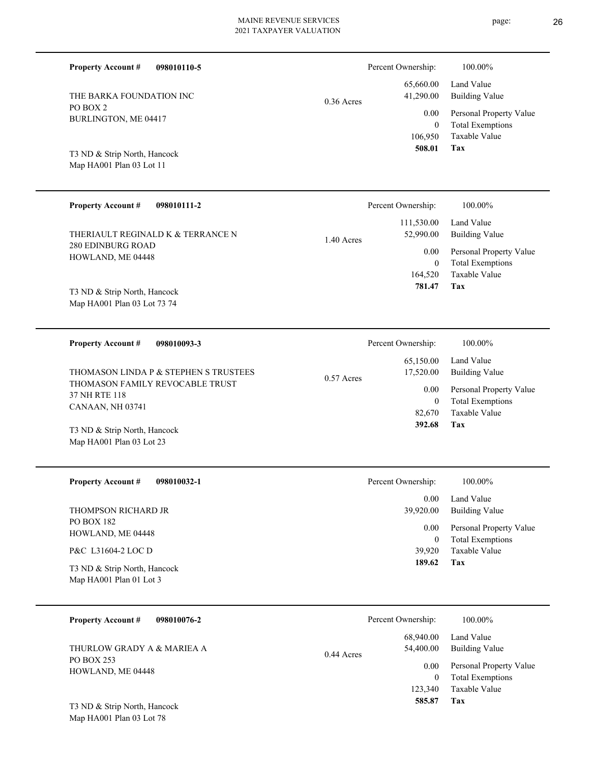**Property Account #** **098010110-5**

THE BARKA FOUNDATION INC
PO BOX 2
BURLINGTON, ME 04417

T3 ND & Strip North, Hancock
Map HA001 Plan 03 Lot 11

0.36 Acres

| Percent Ownership: | 100.00% |
|---|---|
| 65,660.00 | Land Value |
| 41,290.00 | Building Value |
| 0.00 | Personal Property Value |
| 0 | Total Exemptions |
| 106,950 | Taxable Value |
| **508.01** | **Tax** |

---

**Property Account #** **098010111-2**

THERIAULT REGINALD K & TERRANCE N
280 EDINBURG ROAD
HOWLAND, ME 04448

T3 ND & Strip North, Hancock
Map HA001 Plan 03 Lot 73 74

1.40 Acres

| Percent Ownership: | 100.00% |
|---|---|
| 111,530.00 | Land Value |
| 52,990.00 | Building Value |
| 0.00 | Personal Property Value |
| 0 | Total Exemptions |
| 164,520 | Taxable Value |
| **781.47** | **Tax** |

---

**Property Account #** **098010093-3**

THOMASON LINDA P & STEPHEN S TRUSTEES
THOMASON FAMILY REVOCABLE TRUST
37 NH RTE 118
CANAAN, NH 03741

T3 ND & Strip North, Hancock
Map HA001 Plan 03 Lot 23

0.57 Acres

| Percent Ownership: | 100.00% |
|---|---|
| 65,150.00 | Land Value |
| 17,520.00 | Building Value |
| 0.00 | Personal Property Value |
| 0 | Total Exemptions |
| 82,670 | Taxable Value |
| **392.68** | **Tax** |

---

**Property Account #** **098010032-1**

THOMPSON RICHARD JR
PO BOX 182
HOWLAND, ME 04448

P&C L31604-2 LOC D

T3 ND & Strip North, Hancock
Map HA001 Plan 01 Lot 3

| Percent Ownership: | 100.00% |
|---|---|
| 0.00 | Land Value |
| 39,920.00 | Building Value |
| 0.00 | Personal Property Value |
| 0 | Total Exemptions |
| 39,920 | Taxable Value |
| **189.62** | **Tax** |

---

**Property Account #** **098010076-2**

THURLOW GRADY A & MARIEA A
PO BOX 253
HOWLAND, ME 04448

T3 ND & Strip North, Hancock
Map HA001 Plan 03 Lot 78

0.44 Acres

| Percent Ownership: | 100.00% |
|---|---|
| 68,940.00 | Land Value |
| 54,400.00 | Building Value |
| 0.00 | Personal Property Value |
| 0 | Total Exemptions |
| 123,340 | Taxable Value |
| **585.87** | **Tax** |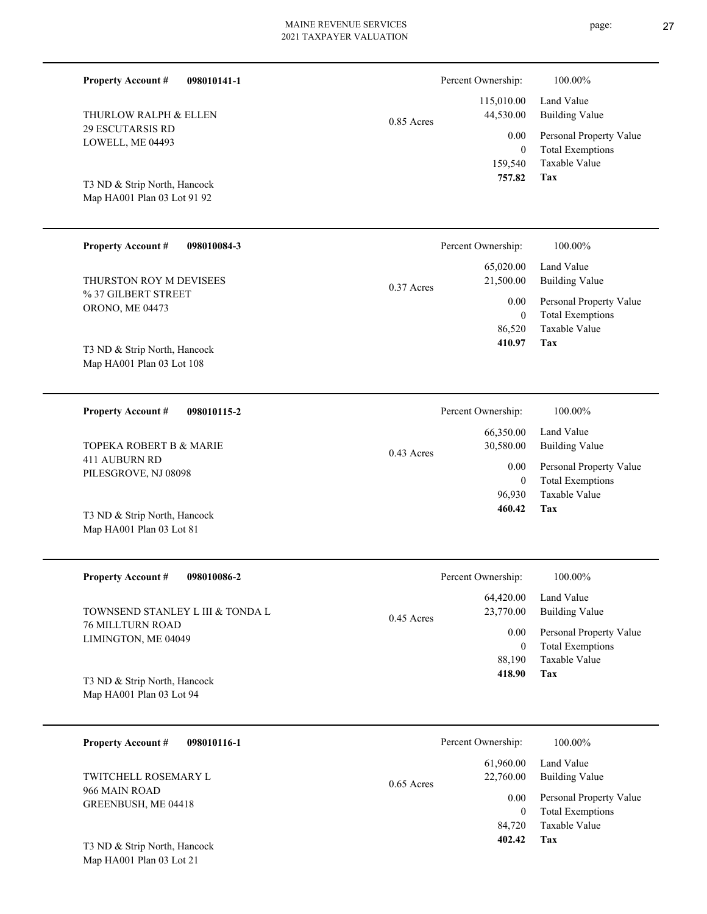**Property Account #** **098010141-1**

THURLOW RALPH & ELLEN
29 ESCUTARSIS RD
LOWELL, ME 04493

T3 ND & Strip North, Hancock
Map HA001 Plan 03 Lot 91 92

0.85 Acres

| Percent Ownership: | 100.00% |
|---|---|
| 115,010.00 | Land Value |
| 44,530.00 | Building Value |
| 0.00 | Personal Property Value |
| 0 | Total Exemptions |
| 159,540 | Taxable Value |
| **757.82** | **Tax** |

---

**Property Account #** **098010084-3**

THURSTON ROY M DEVISEES
% 37 GILBERT STREET
ORONO, ME 04473

T3 ND & Strip North, Hancock
Map HA001 Plan 03 Lot 108

0.37 Acres

| Percent Ownership: | 100.00% |
|---|---|
| 65,020.00 | Land Value |
| 21,500.00 | Building Value |
| 0.00 | Personal Property Value |
| 0 | Total Exemptions |
| 86,520 | Taxable Value |
| **410.97** | **Tax** |

---

**Property Account #** **098010115-2**

TOPEKA ROBERT B & MARIE
411 AUBURN RD
PILESGROVE, NJ 08098

T3 ND & Strip North, Hancock
Map HA001 Plan 03 Lot 81

0.43 Acres

| Percent Ownership: | 100.00% |
|---|---|
| 66,350.00 | Land Value |
| 30,580.00 | Building Value |
| 0.00 | Personal Property Value |
| 0 | Total Exemptions |
| 96,930 | Taxable Value |
| **460.42** | **Tax** |

---

**Property Account #** **098010086-2**

TOWNSEND STANLEY L III & TONDA L
76 MILLTURN ROAD
LIMINGTON, ME 04049

T3 ND & Strip North, Hancock
Map HA001 Plan 03 Lot 94

0.45 Acres

| Percent Ownership: | 100.00% |
|---|---|
| 64,420.00 | Land Value |
| 23,770.00 | Building Value |
| 0.00 | Personal Property Value |
| 0 | Total Exemptions |
| 88,190 | Taxable Value |
| **418.90** | **Tax** |

---

**Property Account #** **098010116-1**

TWITCHELL ROSEMARY L
966 MAIN ROAD
GREENBUSH, ME 04418

T3 ND & Strip North, Hancock
Map HA001 Plan 03 Lot 21

0.65 Acres

| Percent Ownership: | 100.00% |
|---|---|
| 61,960.00 | Land Value |
| 22,760.00 | Building Value |
| 0.00 | Personal Property Value |
| 0 | Total Exemptions |
| 84,720 | Taxable Value |
| **402.42** | **Tax** |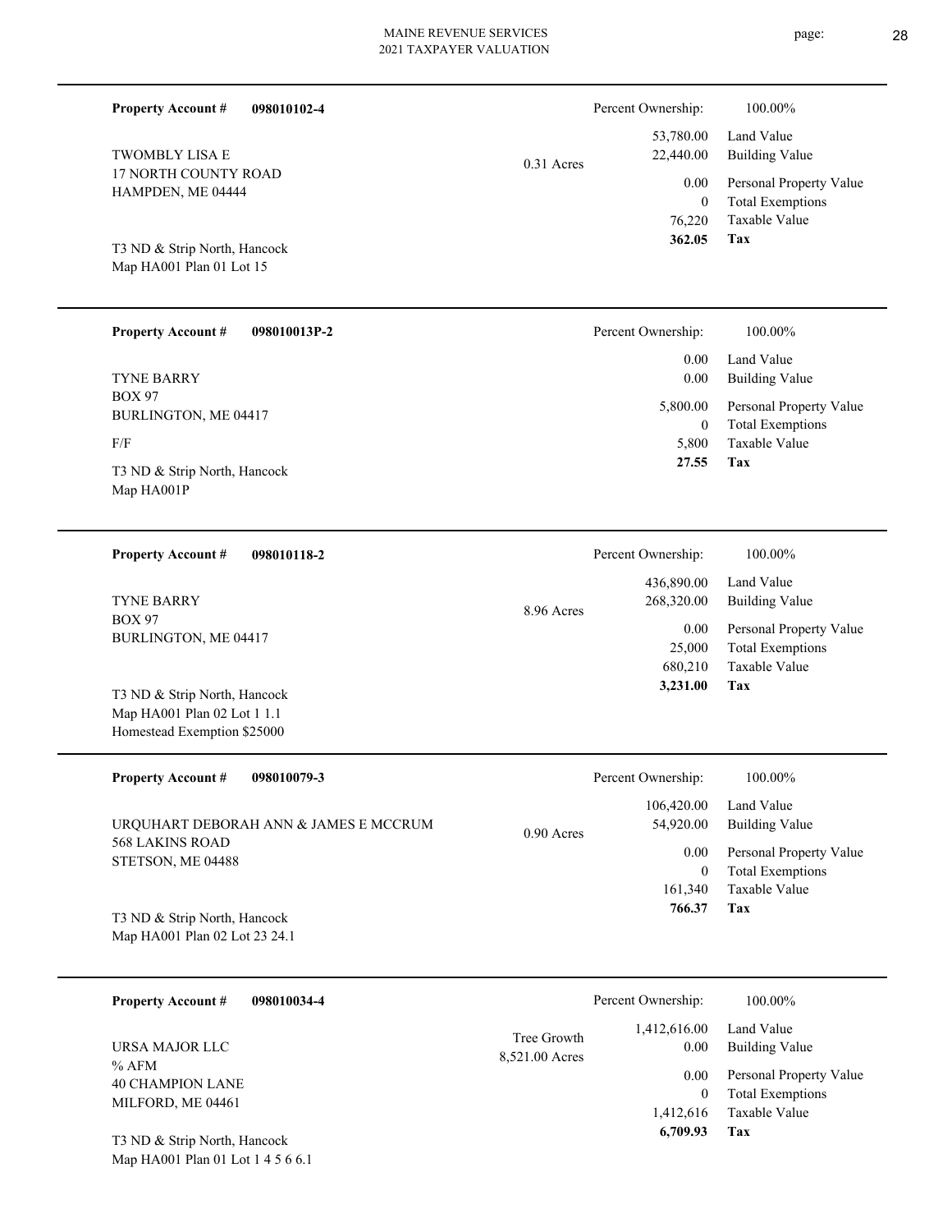MAINE REVENUE SERVICES
2021 TAXPAYER VALUATION

---

**Property Account #** **098010102-4**

Percent Ownership: 100.00%

TWOMBLY LISA E
17 NORTH COUNTY ROAD
HAMPDEN, ME 04444

0.31 Acres

| | |
|---|---|
| 53,780.00 | Land Value |
| 22,440.00 | Building Value |
| 0.00 | Personal Property Value |
| 0 | Total Exemptions |
| 76,220 | Taxable Value |
| **362.05** | **Tax** |

T3 ND & Strip North, Hancock
Map HA001 Plan 01 Lot 15

---

**Property Account #** **098010013P-2**

Percent Ownership: 100.00%

TYNE BARRY
BOX 97
BURLINGTON, ME 04417

F/F

| | |
|---|---|
| 0.00 | Land Value |
| 0.00 | Building Value |
| 5,800.00 | Personal Property Value |
| 0 | Total Exemptions |
| 5,800 | Taxable Value |
| **27.55** | **Tax** |

T3 ND & Strip North, Hancock
Map HA001P

---

**Property Account #** **098010118-2**

Percent Ownership: 100.00%

TYNE BARRY
BOX 97
BURLINGTON, ME 04417

8.96 Acres

| | |
|---|---|
| 436,890.00 | Land Value |
| 268,320.00 | Building Value |
| 0.00 | Personal Property Value |
| 25,000 | Total Exemptions |
| 680,210 | Taxable Value |
| **3,231.00** | **Tax** |

T3 ND & Strip North, Hancock
Map HA001 Plan 02 Lot 1 1.1
Homestead Exemption $25000

---

**Property Account #** **098010079-3**

Percent Ownership: 100.00%

URQUHART DEBORAH ANN & JAMES E MCCRUM
568 LAKINS ROAD
STETSON, ME 04488

0.90 Acres

| | |
|---|---|
| 106,420.00 | Land Value |
| 54,920.00 | Building Value |
| 0.00 | Personal Property Value |
| 0 | Total Exemptions |
| 161,340 | Taxable Value |
| **766.37** | **Tax** |

T3 ND & Strip North, Hancock
Map HA001 Plan 02 Lot 23 24.1

---

**Property Account #** **098010034-4**

Percent Ownership: 100.00%

URSA MAJOR LLC
% AFM
40 CHAMPION LANE
MILFORD, ME 04461

Tree Growth
8,521.00 Acres

| | |
|---|---|
| 1,412,616.00 | Land Value |
| 0.00 | Building Value |
| 0.00 | Personal Property Value |
| 0 | Total Exemptions |
| 1,412,616 | Taxable Value |
| **6,709.93** | **Tax** |

T3 ND & Strip North, Hancock
Map HA001 Plan 01 Lot 1 4 5 6 6.1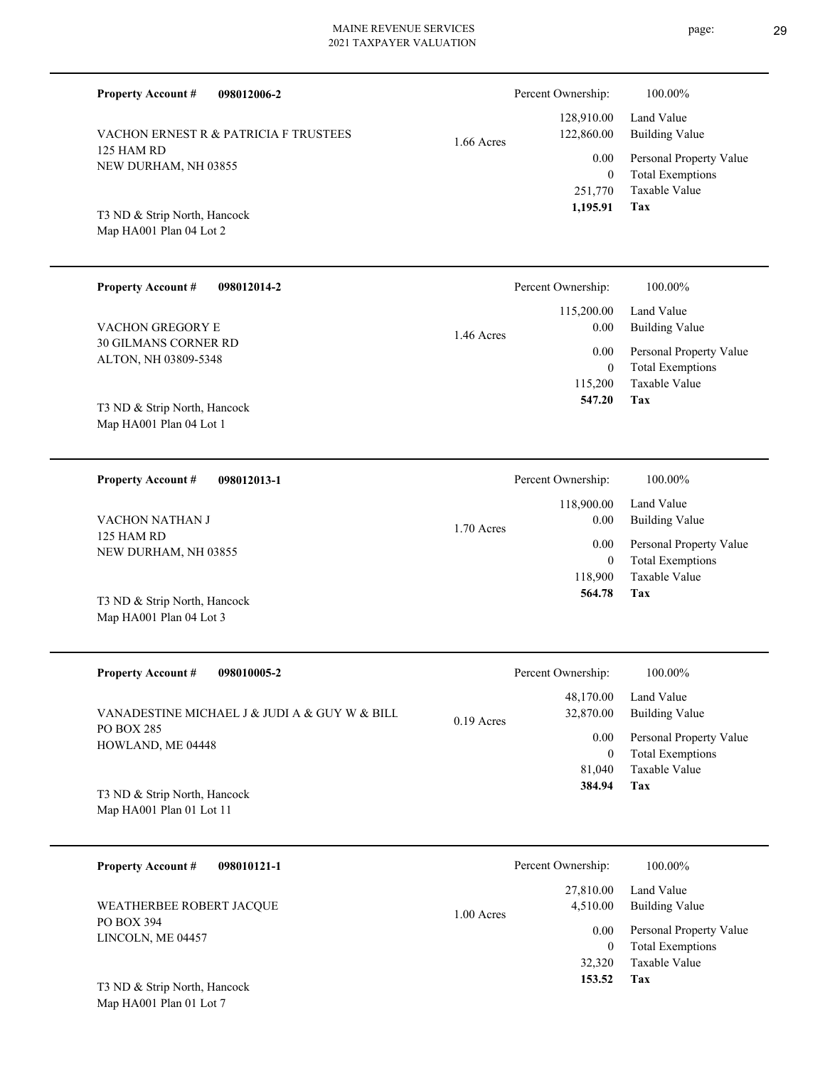**Property Account #** **098012006-2**

VACHON ERNEST R & PATRICIA F TRUSTEES
125 HAM RD
NEW DURHAM, NH 03855

T3 ND & Strip North, Hancock
Map HA001 Plan 04 Lot 2

1.66 Acres

| Percent Ownership: | 100.00% |
|---|---|
| 128,910.00 | Land Value |
| 122,860.00 | Building Value |
| 0.00 | Personal Property Value |
| 0 | Total Exemptions |
| 251,770 | Taxable Value |
| **1,195.91** | **Tax** |

---

**Property Account #** **098012014-2**

VACHON GREGORY E
30 GILMANS CORNER RD
ALTON, NH 03809-5348

T3 ND & Strip North, Hancock
Map HA001 Plan 04 Lot 1

1.46 Acres

| Percent Ownership: | 100.00% |
|---|---|
| 115,200.00 | Land Value |
| 0.00 | Building Value |
| 0.00 | Personal Property Value |
| 0 | Total Exemptions |
| 115,200 | Taxable Value |
| **547.20** | **Tax** |

---

**Property Account #** **098012013-1**

VACHON NATHAN J
125 HAM RD
NEW DURHAM, NH 03855

T3 ND & Strip North, Hancock
Map HA001 Plan 04 Lot 3

1.70 Acres

| Percent Ownership: | 100.00% |
|---|---|
| 118,900.00 | Land Value |
| 0.00 | Building Value |
| 0.00 | Personal Property Value |
| 0 | Total Exemptions |
| 118,900 | Taxable Value |
| **564.78** | **Tax** |

---

**Property Account #** **098010005-2**

VANADESTINE MICHAEL J & JUDI A & GUY W & BILL
PO BOX 285
HOWLAND, ME 04448

T3 ND & Strip North, Hancock
Map HA001 Plan 01 Lot 11

0.19 Acres

| Percent Ownership: | 100.00% |
|---|---|
| 48,170.00 | Land Value |
| 32,870.00 | Building Value |
| 0.00 | Personal Property Value |
| 0 | Total Exemptions |
| 81,040 | Taxable Value |
| **384.94** | **Tax** |

---

**Property Account #** **098010121-1**

WEATHERBEE ROBERT JACQUE
PO BOX 394
LINCOLN, ME 04457

T3 ND & Strip North, Hancock
Map HA001 Plan 01 Lot 7

1.00 Acres

| Percent Ownership: | 100.00% |
|---|---|
| 27,810.00 | Land Value |
| 4,510.00 | Building Value |
| 0.00 | Personal Property Value |
| 0 | Total Exemptions |
| 32,320 | Taxable Value |
| **153.52** | **Tax** |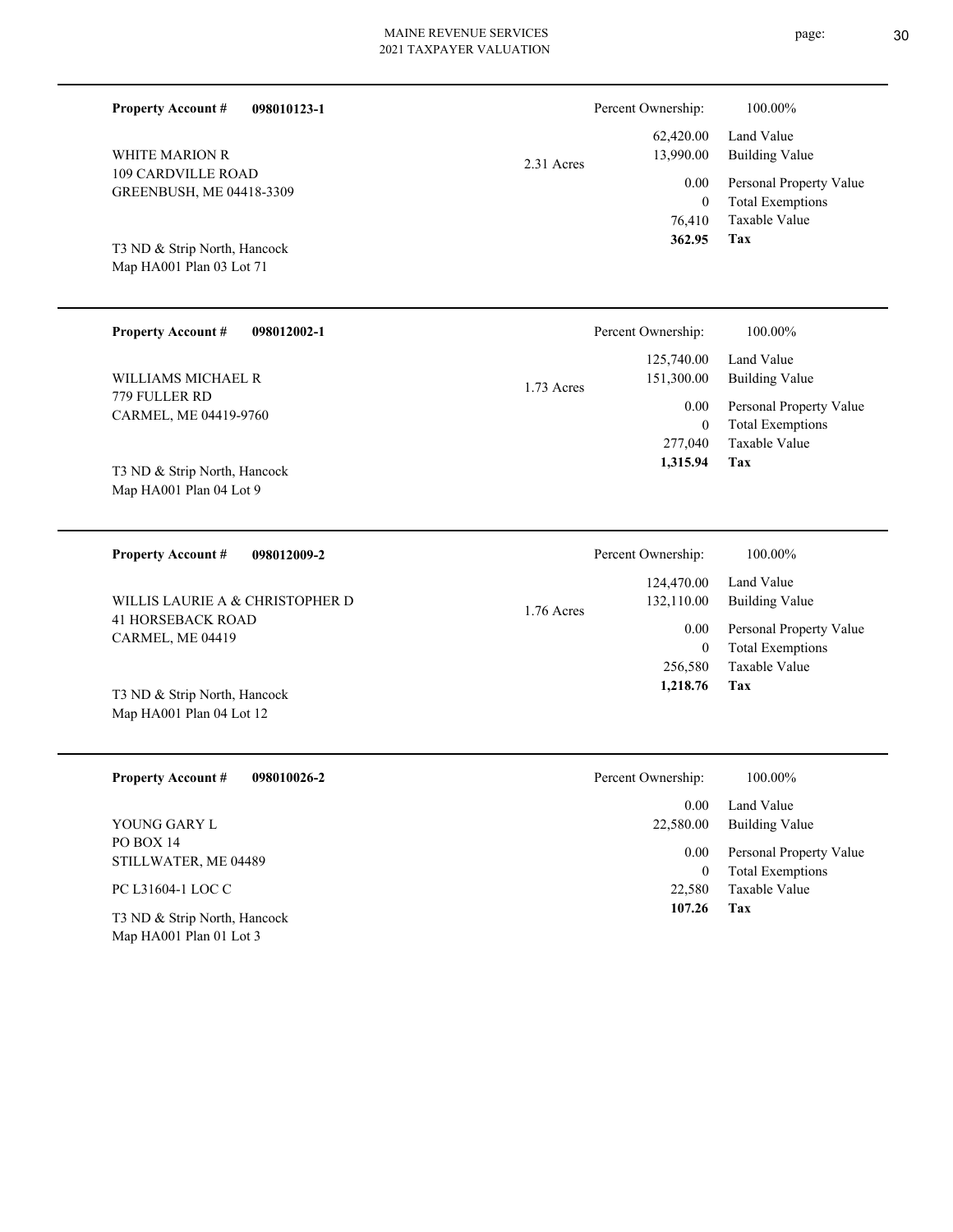**Property Account #** **098010123-1**

WHITE MARION R
109 CARDVILLE ROAD
GREENBUSH, ME 04418-3309

T3 ND & Strip North, Hancock
Map HA001 Plan 03 Lot 71

2.31 Acres

| Percent Ownership: | 100.00% |
|---|---|
| 62,420.00 | Land Value |
| 13,990.00 | Building Value |
| 0.00 | Personal Property Value |
| 0 | Total Exemptions |
| 76,410 | Taxable Value |
| **362.95** | **Tax** |

---

**Property Account #** **098012002-1**

WILLIAMS MICHAEL R
779 FULLER RD
CARMEL, ME 04419-9760

T3 ND & Strip North, Hancock
Map HA001 Plan 04 Lot 9

1.73 Acres

| Percent Ownership: | 100.00% |
|---|---|
| 125,740.00 | Land Value |
| 151,300.00 | Building Value |
| 0.00 | Personal Property Value |
| 0 | Total Exemptions |
| 277,040 | Taxable Value |
| **1,315.94** | **Tax** |

---

**Property Account #** **098012009-2**

WILLIS LAURIE A & CHRISTOPHER D
41 HORSEBACK ROAD
CARMEL, ME 04419

T3 ND & Strip North, Hancock
Map HA001 Plan 04 Lot 12

1.76 Acres

| Percent Ownership: | 100.00% |
|---|---|
| 124,470.00 | Land Value |
| 132,110.00 | Building Value |
| 0.00 | Personal Property Value |
| 0 | Total Exemptions |
| 256,580 | Taxable Value |
| **1,218.76** | **Tax** |

---

**Property Account #** **098010026-2**

YOUNG GARY L
PO BOX 14
STILLWATER, ME 04489

PC L31604-1 LOC C

T3 ND & Strip North, Hancock
Map HA001 Plan 01 Lot 3

| Percent Ownership: | 100.00% |
|---|---|
| 0.00 | Land Value |
| 22,580.00 | Building Value |
| 0.00 | Personal Property Value |
| 0 | Total Exemptions |
| 22,580 | Taxable Value |
| **107.26** | **Tax** |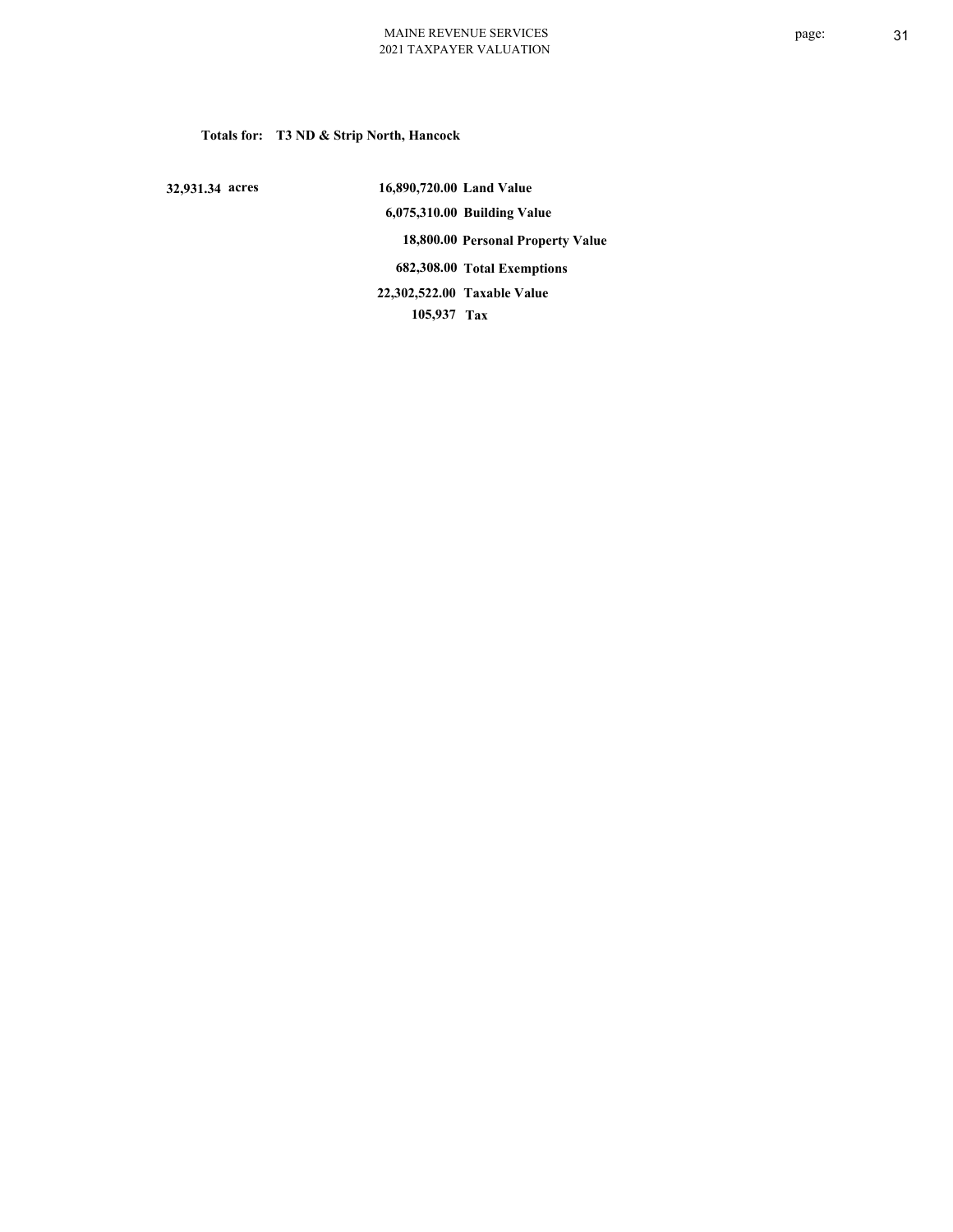**Totals for: T3 ND & Strip North, Hancock**

| | | |
|---|---|---|
| 32,931.34 acres | 16,890,720.00 | Land Value |
| | 6,075,310.00 | Building Value |
| | 18,800.00 | Personal Property Value |
| | 682,308.00 | Total Exemptions |
| | 22,302,522.00 | Taxable Value |
| | 105,937 | Tax |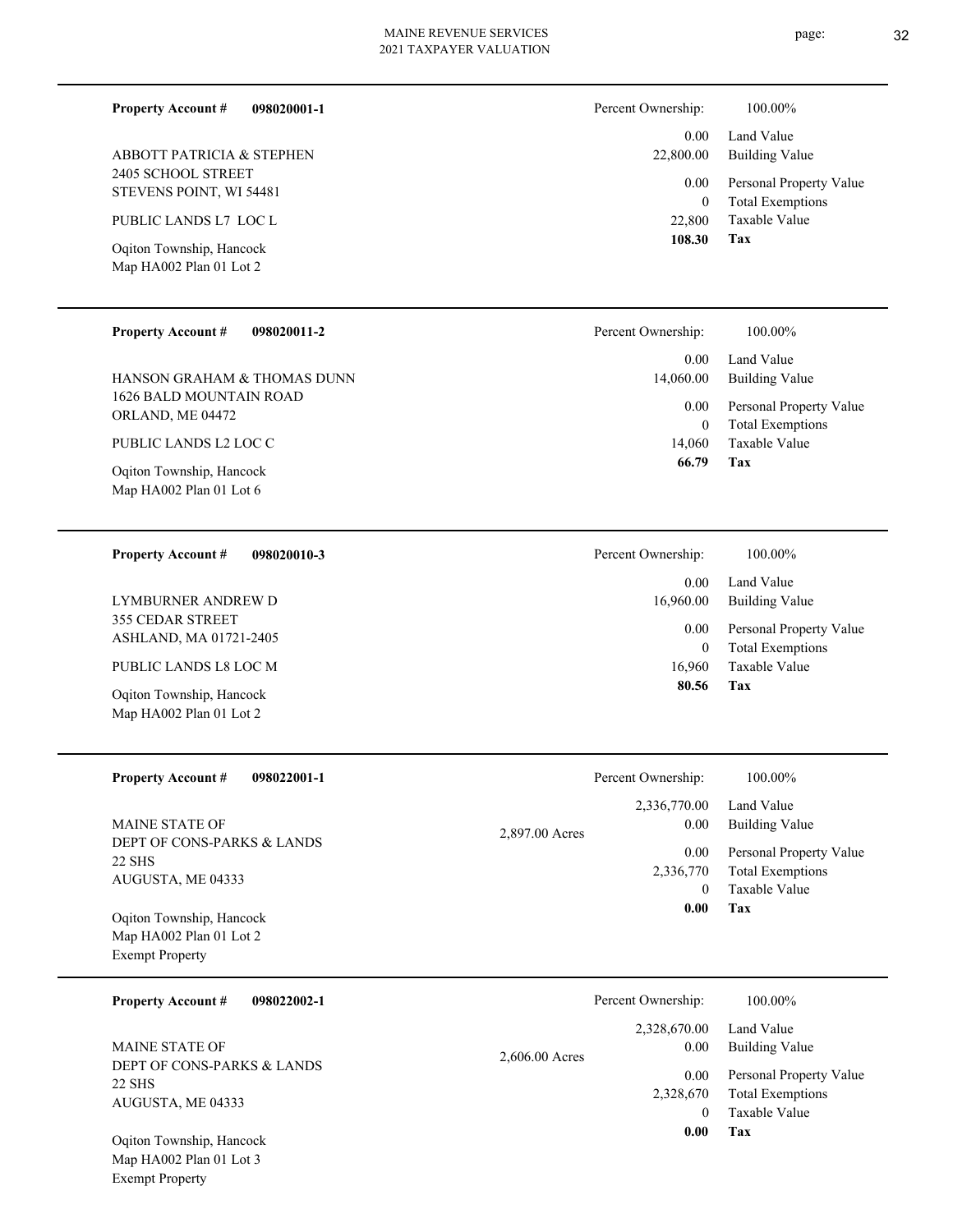**Property Account #** **098020001-1**

ABBOTT PATRICIA & STEPHEN
2405 SCHOOL STREET
STEVENS POINT, WI 54481

PUBLIC LANDS L7 LOC L

Oqiton Township, Hancock
Map HA002 Plan 01 Lot 2

| Percent Ownership: | 100.00% |
|---|---|
| 0.00 | Land Value |
| 22,800.00 | Building Value |
| 0.00 | Personal Property Value |
| 0 | Total Exemptions |
| 22,800 | Taxable Value |
| **108.30** | **Tax** |

---

**Property Account #** **098020011-2**

HANSON GRAHAM & THOMAS DUNN
1626 BALD MOUNTAIN ROAD
ORLAND, ME 04472

PUBLIC LANDS L2 LOC C

Oqiton Township, Hancock
Map HA002 Plan 01 Lot 6

| Percent Ownership: | 100.00% |
|---|---|
| 0.00 | Land Value |
| 14,060.00 | Building Value |
| 0.00 | Personal Property Value |
| 0 | Total Exemptions |
| 14,060 | Taxable Value |
| **66.79** | **Tax** |

---

**Property Account #** **098020010-3**

LYMBURNER ANDREW D
355 CEDAR STREET
ASHLAND, MA 01721-2405

PUBLIC LANDS L8 LOC M

Oqiton Township, Hancock
Map HA002 Plan 01 Lot 2

| Percent Ownership: | 100.00% |
|---|---|
| 0.00 | Land Value |
| 16,960.00 | Building Value |
| 0.00 | Personal Property Value |
| 0 | Total Exemptions |
| 16,960 | Taxable Value |
| **80.56** | **Tax** |

---

**Property Account #** **098022001-1**

MAINE STATE OF
DEPT OF CONS-PARKS & LANDS
22 SHS
AUGUSTA, ME 04333

Oqiton Township, Hancock
Map HA002 Plan 01 Lot 2
Exempt Property

2,897.00 Acres

| Percent Ownership: | 100.00% |
|---|---|
| 2,336,770.00 | Land Value |
| 0.00 | Building Value |
| 0.00 | Personal Property Value |
| 2,336,770 | Total Exemptions |
| 0 | Taxable Value |
| **0.00** | **Tax** |

---

**Property Account #** **098022002-1**

MAINE STATE OF
DEPT OF CONS-PARKS & LANDS
22 SHS
AUGUSTA, ME 04333

Oqiton Township, Hancock
Map HA002 Plan 01 Lot 3
Exempt Property

2,606.00 Acres

| Percent Ownership: | 100.00% |
|---|---|
| 2,328,670.00 | Land Value |
| 0.00 | Building Value |
| 0.00 | Personal Property Value |
| 2,328,670 | Total Exemptions |
| 0 | Taxable Value |
| **0.00** | **Tax** |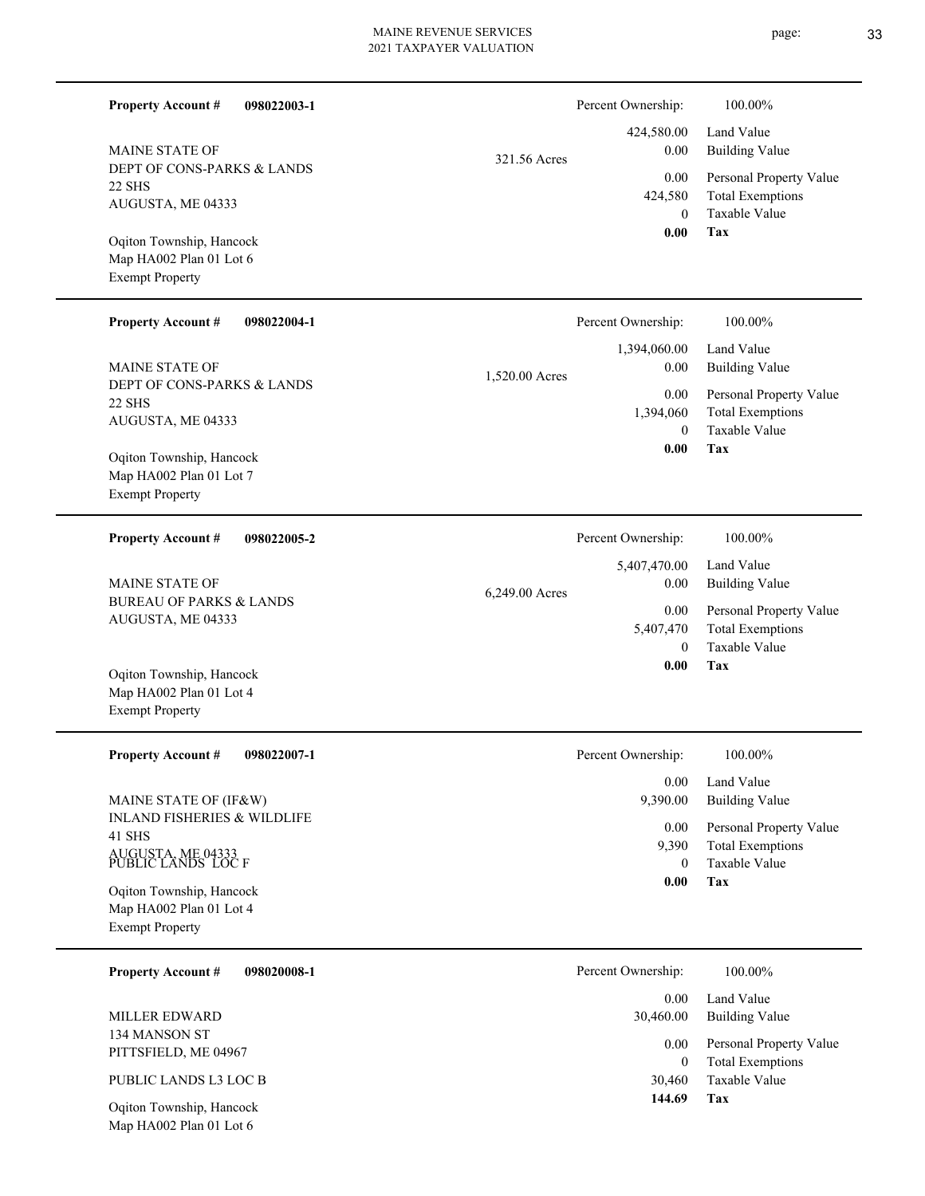**Property Account #** **098022003-1**

MAINE STATE OF
DEPT OF CONS-PARKS & LANDS
22 SHS
AUGUSTA, ME 04333

Oqiton Township, Hancock
Map HA002 Plan 01 Lot 6
Exempt Property

321.56 Acres

| | |
|---|---|
| Percent Ownership: | 100.00% |
| Land Value | 424,580.00 |
| Building Value | 0.00 |
| Personal Property Value | 0.00 |
| Total Exemptions | 424,580 |
| Taxable Value | 0 |
| **Tax** | **0.00** |

---

**Property Account #** **098022004-1**

MAINE STATE OF
DEPT OF CONS-PARKS & LANDS
22 SHS
AUGUSTA, ME 04333

Oqiton Township, Hancock
Map HA002 Plan 01 Lot 7
Exempt Property

1,520.00 Acres

| | |
|---|---|
| Percent Ownership: | 100.00% |
| Land Value | 1,394,060.00 |
| Building Value | 0.00 |
| Personal Property Value | 0.00 |
| Total Exemptions | 1,394,060 |
| Taxable Value | 0 |
| **Tax** | **0.00** |

---

**Property Account #** **098022005-2**

MAINE STATE OF
BUREAU OF PARKS & LANDS
AUGUSTA, ME 04333

Oqiton Township, Hancock
Map HA002 Plan 01 Lot 4
Exempt Property

6,249.00 Acres

| | |
|---|---|
| Percent Ownership: | 100.00% |
| Land Value | 5,407,470.00 |
| Building Value | 0.00 |
| Personal Property Value | 0.00 |
| Total Exemptions | 5,407,470 |
| Taxable Value | 0 |
| **Tax** | **0.00** |

---

**Property Account #** **098022007-1**

MAINE STATE OF (IF&W)
INLAND FISHERIES & WILDLIFE
41 SHS
AUGUSTA, ME 04333
PUBLIC LANDS LOC F

Oqiton Township, Hancock
Map HA002 Plan 01 Lot 4
Exempt Property

| | |
|---|---|
| Percent Ownership: | 100.00% |
| Land Value | 0.00 |
| Building Value | 9,390.00 |
| Personal Property Value | 0.00 |
| Total Exemptions | 9,390 |
| Taxable Value | 0 |
| **Tax** | **0.00** |

---

**Property Account #** **098020008-1**

MILLER EDWARD
134 MANSON ST
PITTSFIELD, ME 04967

PUBLIC LANDS L3 LOC B

Oqiton Township, Hancock
Map HA002 Plan 01 Lot 6

| | |
|---|---|
| Percent Ownership: | 100.00% |
| Land Value | 0.00 |
| Building Value | 30,460.00 |
| Personal Property Value | 0.00 |
| Total Exemptions | 0 |
| Taxable Value | 30,460 |
| **Tax** | **144.69** |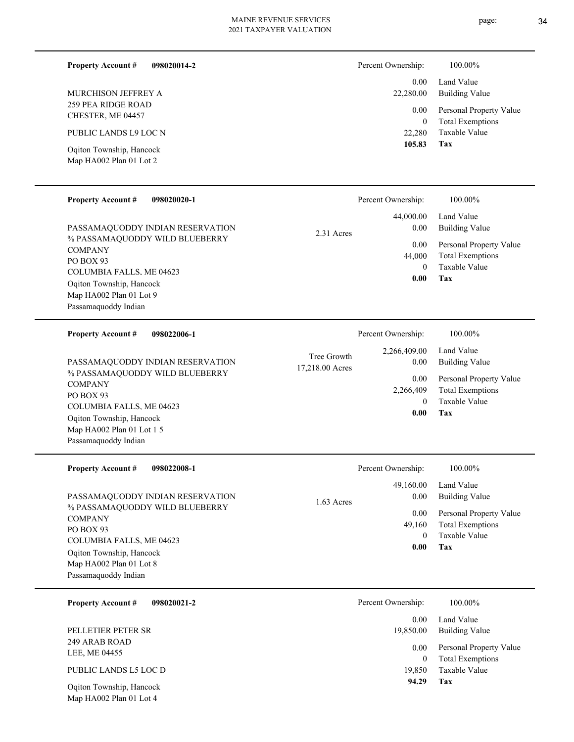**Property Account #** **098020014-2**

MURCHISON JEFFREY A
259 PEA RIDGE ROAD
CHESTER, ME 04457

PUBLIC LANDS L9 LOC N

Oqiton Township, Hancock
Map HA002 Plan 01 Lot 2

| Percent Ownership: | 100.00% |
|---|---|
| 0.00 | Land Value |
| 22,280.00 | Building Value |
| 0.00 | Personal Property Value |
| 0 | Total Exemptions |
| 22,280 | Taxable Value |
| **105.83** | **Tax** |

---

**Property Account #** **098020020-1**

PASSAMAQUODDY INDIAN RESERVATION
% PASSAMAQUODDY WILD BLUEBERRY COMPANY
PO BOX 93
COLUMBIA FALLS, ME 04623

Oqiton Township, Hancock
Map HA002 Plan 01 Lot 9
Passamaquoddy Indian

2.31 Acres

| Percent Ownership: | 100.00% |
|---|---|
| 44,000.00 | Land Value |
| 0.00 | Building Value |
| 0.00 | Personal Property Value |
| 44,000 | Total Exemptions |
| 0 | Taxable Value |
| **0.00** | **Tax** |

---

**Property Account #** **098022006-1**

PASSAMAQUODDY INDIAN RESERVATION
% PASSAMAQUODDY WILD BLUEBERRY COMPANY
PO BOX 93
COLUMBIA FALLS, ME 04623

Oqiton Township, Hancock
Map HA002 Plan 01 Lot 1 5
Passamaquoddy Indian

Tree Growth
17,218.00 Acres

| Percent Ownership: | 100.00% |
|---|---|
| 2,266,409.00 | Land Value |
| 0.00 | Building Value |
| 0.00 | Personal Property Value |
| 2,266,409 | Total Exemptions |
| 0 | Taxable Value |
| **0.00** | **Tax** |

---

**Property Account #** **098022008-1**

PASSAMAQUODDY INDIAN RESERVATION
% PASSAMAQUODDY WILD BLUEBERRY COMPANY
PO BOX 93
COLUMBIA FALLS, ME 04623

Oqiton Township, Hancock
Map HA002 Plan 01 Lot 8
Passamaquoddy Indian

1.63 Acres

| Percent Ownership: | 100.00% |
|---|---|
| 49,160.00 | Land Value |
| 0.00 | Building Value |
| 0.00 | Personal Property Value |
| 49,160 | Total Exemptions |
| 0 | Taxable Value |
| **0.00** | **Tax** |

---

**Property Account #** **098020021-2**

PELLETIER PETER SR
249 ARAB ROAD
LEE, ME 04455

PUBLIC LANDS L5 LOC D

Oqiton Township, Hancock
Map HA002 Plan 01 Lot 4

| Percent Ownership: | 100.00% |
|---|---|
| 0.00 | Land Value |
| 19,850.00 | Building Value |
| 0.00 | Personal Property Value |
| 0 | Total Exemptions |
| 19,850 | Taxable Value |
| **94.29** | **Tax** |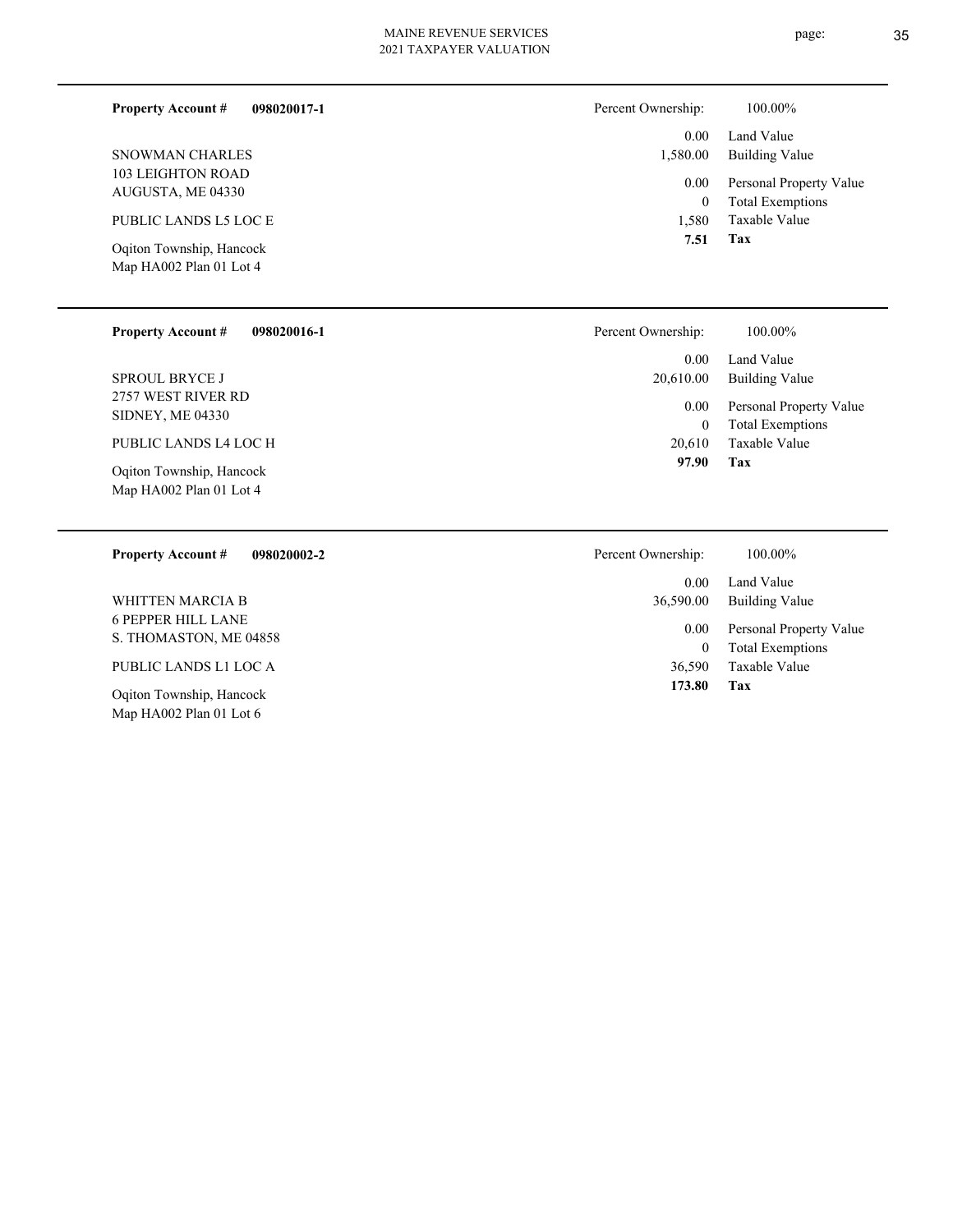**Property Account #** **098020017-1**

SNOWMAN CHARLES
103 LEIGHTON ROAD
AUGUSTA, ME 04330

PUBLIC LANDS L5 LOC E

Oqiton Township, Hancock
Map HA002 Plan 01 Lot 4

| | |
|---|---|
| Percent Ownership: | 100.00% |
| 0.00 | Land Value |
| 1,580.00 | Building Value |
| 0.00 | Personal Property Value |
| 0 | Total Exemptions |
| 1,580 | Taxable Value |
| **7.51** | **Tax** |

---

**Property Account #** **098020016-1**

SPROUL BRYCE J
2757 WEST RIVER RD
SIDNEY, ME 04330

PUBLIC LANDS L4 LOC H

Oqiton Township, Hancock
Map HA002 Plan 01 Lot 4

| | |
|---|---|
| Percent Ownership: | 100.00% |
| 0.00 | Land Value |
| 20,610.00 | Building Value |
| 0.00 | Personal Property Value |
| 0 | Total Exemptions |
| 20,610 | Taxable Value |
| **97.90** | **Tax** |

---

**Property Account #** **098020002-2**

WHITTEN MARCIA B
6 PEPPER HILL LANE
S. THOMASTON, ME 04858

PUBLIC LANDS L1 LOC A

Oqiton Township, Hancock
Map HA002 Plan 01 Lot 6

| | |
|---|---|
| Percent Ownership: | 100.00% |
| 0.00 | Land Value |
| 36,590.00 | Building Value |
| 0.00 | Personal Property Value |
| 0 | Total Exemptions |
| 36,590 | Taxable Value |
| **173.80** | **Tax** |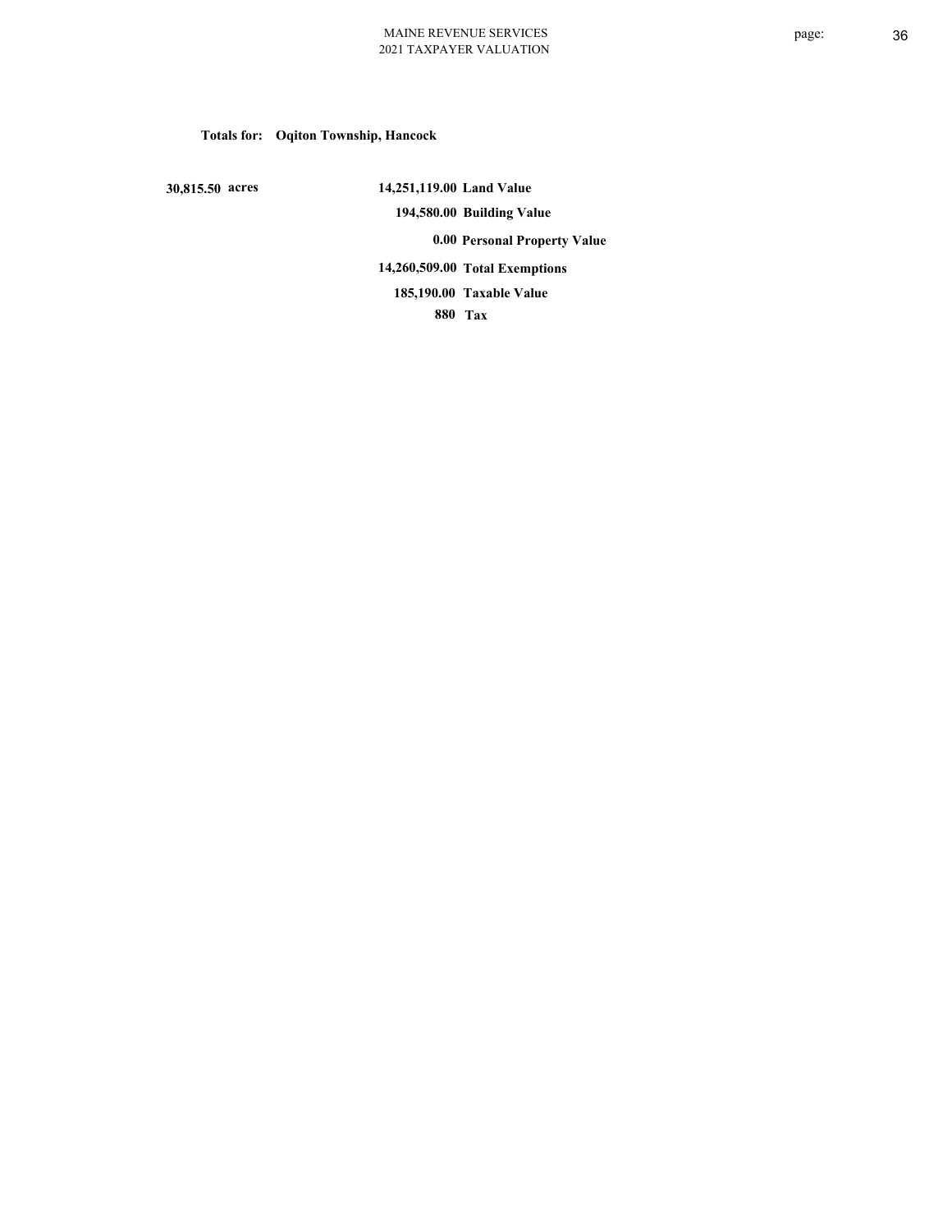**Totals for: Oqiton Township, Hancock**

| | | |
|---|---|---|
| 30,815.50 acres | 14,251,119.00 | Land Value |
| | 194,580.00 | Building Value |
| | 0.00 | Personal Property Value |
| | 14,260,509.00 | Total Exemptions |
| | 185,190.00 | Taxable Value |
| | 880 | Tax |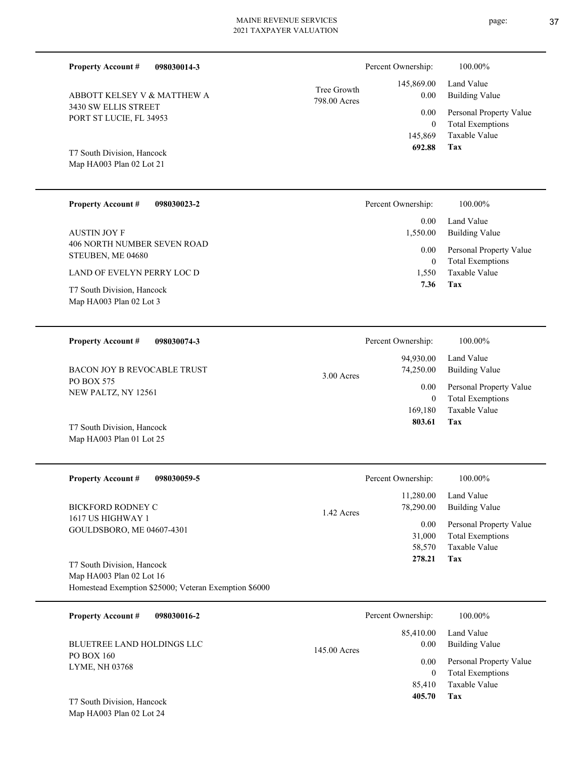**Property Account #** **098030014-3**

ABBOTT KELSEY V & MATTHEW A
3430 SW ELLIS STREET
PORT ST LUCIE, FL 34953

T7 South Division, Hancock
Map HA003 Plan 02 Lot 21

Tree Growth
798.00 Acres

| Percent Ownership: | 100.00% |
|---|---|
| 145,869.00 | Land Value |
| 0.00 | Building Value |
| 0.00 | Personal Property Value |
| 0 | Total Exemptions |
| 145,869 | Taxable Value |
| **692.88** | **Tax** |

---

**Property Account #** **098030023-2**

AUSTIN JOY F
406 NORTH NUMBER SEVEN ROAD
STEUBEN, ME 04680

LAND OF EVELYN PERRY LOC D

T7 South Division, Hancock
Map HA003 Plan 02 Lot 3

| Percent Ownership: | 100.00% |
|---|---|
| 0.00 | Land Value |
| 1,550.00 | Building Value |
| 0.00 | Personal Property Value |
| 0 | Total Exemptions |
| 1,550 | Taxable Value |
| **7.36** | **Tax** |

---

**Property Account #** **098030074-3**

BACON JOY B REVOCABLE TRUST
PO BOX 575
NEW PALTZ, NY 12561

T7 South Division, Hancock
Map HA003 Plan 01 Lot 25

3.00 Acres

| Percent Ownership: | 100.00% |
|---|---|
| 94,930.00 | Land Value |
| 74,250.00 | Building Value |
| 0.00 | Personal Property Value |
| 0 | Total Exemptions |
| 169,180 | Taxable Value |
| **803.61** | **Tax** |

---

**Property Account #** **098030059-5**

BICKFORD RODNEY C
1617 US HIGHWAY 1
GOULDSBORO, ME 04607-4301

T7 South Division, Hancock
Map HA003 Plan 02 Lot 16
Homestead Exemption $25000; Veteran Exemption $6000

1.42 Acres

| Percent Ownership: | 100.00% |
|---|---|
| 11,280.00 | Land Value |
| 78,290.00 | Building Value |
| 0.00 | Personal Property Value |
| 31,000 | Total Exemptions |
| 58,570 | Taxable Value |
| **278.21** | **Tax** |

---

**Property Account #** **098030016-2**

BLUETREE LAND HOLDINGS LLC
PO BOX 160
LYME, NH 03768

T7 South Division, Hancock
Map HA003 Plan 02 Lot 24

145.00 Acres

| Percent Ownership: | 100.00% |
|---|---|
| 85,410.00 | Land Value |
| 0.00 | Building Value |
| 0.00 | Personal Property Value |
| 0 | Total Exemptions |
| 85,410 | Taxable Value |
| **405.70** | **Tax** |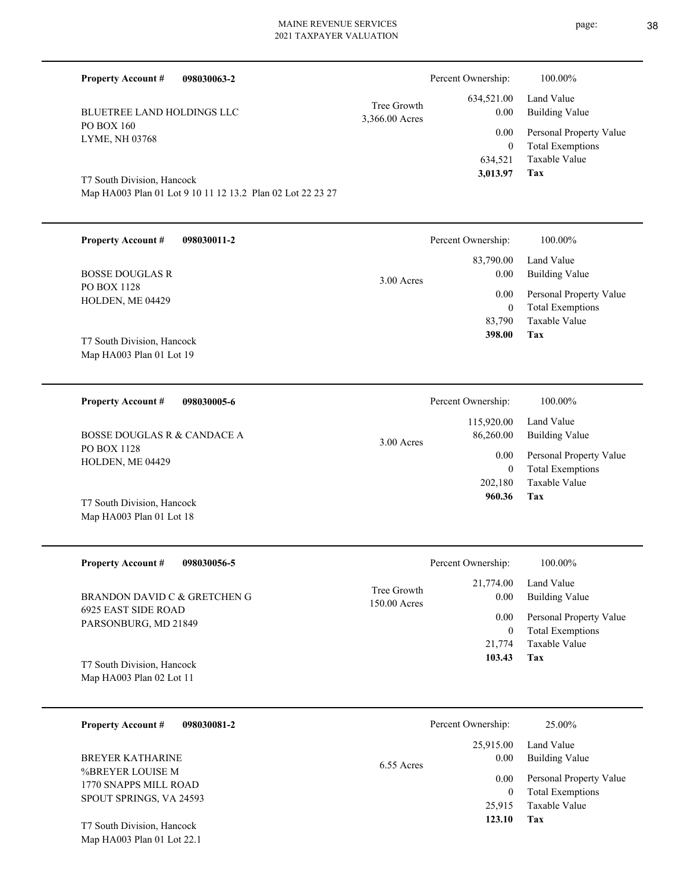**Property Account #** **098030063-2**

BLUETREE LAND HOLDINGS LLC
PO BOX 160
LYME, NH 03768

T7 South Division, Hancock
Map HA003 Plan 01 Lot 9 10 11 12 13.2 Plan 02 Lot 22 23 27

Tree Growth
3,366.00 Acres

| Percent Ownership: | 100.00% |
|---|---|
| 634,521.00 | Land Value |
| 0.00 | Building Value |
| 0.00 | Personal Property Value |
| 0 | Total Exemptions |
| 634,521 | Taxable Value |
| **3,013.97** | **Tax** |

---

**Property Account #** **098030011-2**

BOSSE DOUGLAS R
PO BOX 1128
HOLDEN, ME 04429

T7 South Division, Hancock
Map HA003 Plan 01 Lot 19

3.00 Acres

| Percent Ownership: | 100.00% |
|---|---|
| 83,790.00 | Land Value |
| 0.00 | Building Value |
| 0.00 | Personal Property Value |
| 0 | Total Exemptions |
| 83,790 | Taxable Value |
| **398.00** | **Tax** |

---

**Property Account #** **098030005-6**

BOSSE DOUGLAS R & CANDACE A
PO BOX 1128
HOLDEN, ME 04429

T7 South Division, Hancock
Map HA003 Plan 01 Lot 18

3.00 Acres

| Percent Ownership: | 100.00% |
|---|---|
| 115,920.00 | Land Value |
| 86,260.00 | Building Value |
| 0.00 | Personal Property Value |
| 0 | Total Exemptions |
| 202,180 | Taxable Value |
| **960.36** | **Tax** |

---

**Property Account #** **098030056-5**

BRANDON DAVID C & GRETCHEN G
6925 EAST SIDE ROAD
PARSONBURG, MD 21849

T7 South Division, Hancock
Map HA003 Plan 02 Lot 11

Tree Growth
150.00 Acres

| Percent Ownership: | 100.00% |
|---|---|
| 21,774.00 | Land Value |
| 0.00 | Building Value |
| 0.00 | Personal Property Value |
| 0 | Total Exemptions |
| 21,774 | Taxable Value |
| **103.43** | **Tax** |

---

**Property Account #** **098030081-2**

BREYER KATHARINE
%BREYER LOUISE M
1770 SNAPPS MILL ROAD
SPOUT SPRINGS, VA 24593

T7 South Division, Hancock
Map HA003 Plan 01 Lot 22.1

6.55 Acres

| Percent Ownership: | 25.00% |
|---|---|
| 25,915.00 | Land Value |
| 0.00 | Building Value |
| 0.00 | Personal Property Value |
| 0 | Total Exemptions |
| 25,915 | Taxable Value |
| **123.10** | **Tax** |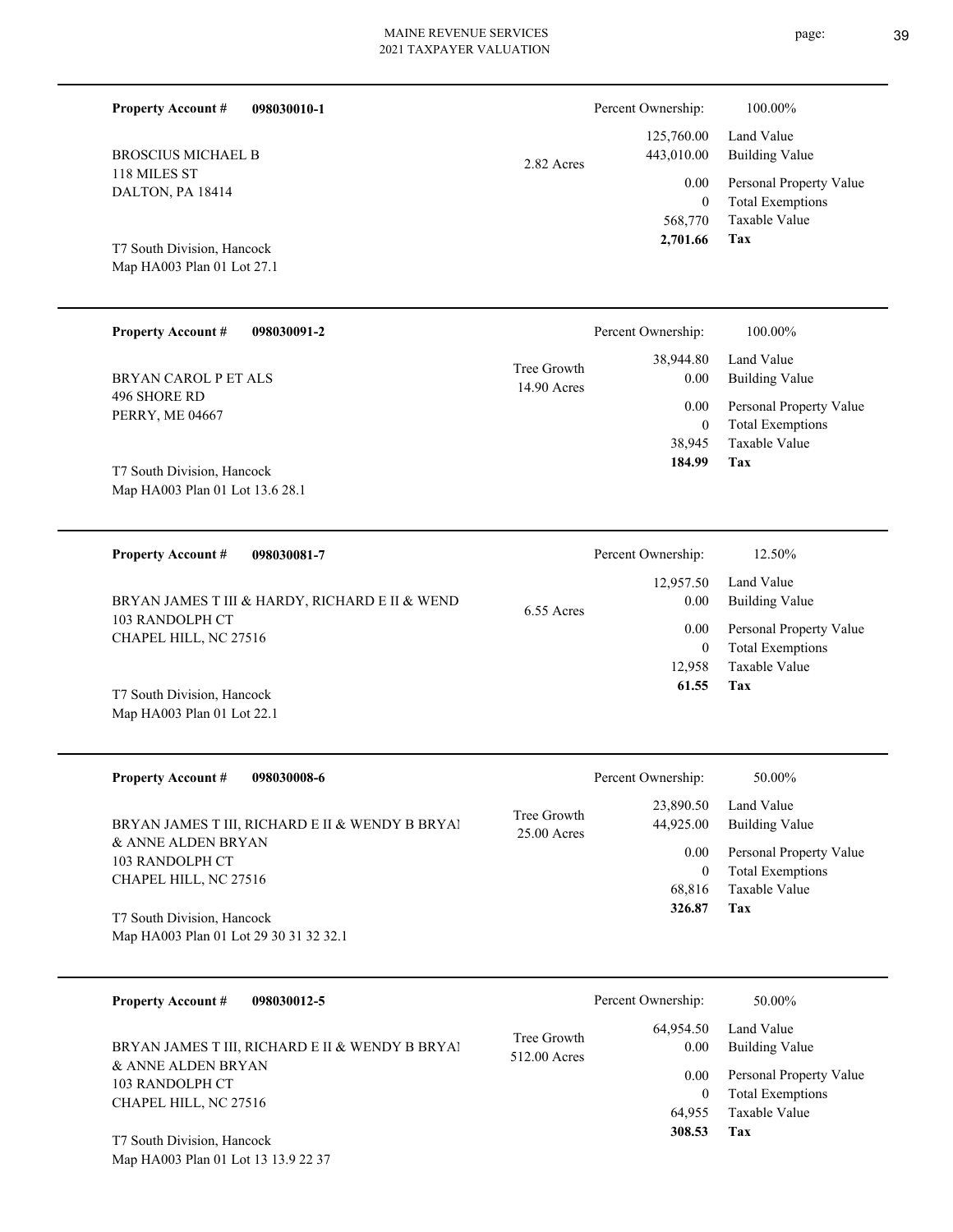**Property Account #** **098030010-1**

BROSCIUS MICHAEL B
118 MILES ST
DALTON, PA 18414

T7 South Division, Hancock
Map HA003 Plan 01 Lot 27.1

2.82 Acres

| Percent Ownership: | 100.00% |
|---|---|
| 125,760.00 | Land Value |
| 443,010.00 | Building Value |
| 0.00 | Personal Property Value |
| 0 | Total Exemptions |
| 568,770 | Taxable Value |
| **2,701.66** | **Tax** |

---

**Property Account #** **098030091-2**

BRYAN CAROL P ET ALS
496 SHORE RD
PERRY, ME 04667

T7 South Division, Hancock
Map HA003 Plan 01 Lot 13.6 28.1

Tree Growth
14.90 Acres

| Percent Ownership: | 100.00% |
|---|---|
| 38,944.80 | Land Value |
| 0.00 | Building Value |
| 0.00 | Personal Property Value |
| 0 | Total Exemptions |
| 38,945 | Taxable Value |
| **184.99** | **Tax** |

---

**Property Account #** **098030081-7**

BRYAN JAMES T III & HARDY, RICHARD E II & WEND
103 RANDOLPH CT
CHAPEL HILL, NC 27516

T7 South Division, Hancock
Map HA003 Plan 01 Lot 22.1

6.55 Acres

| Percent Ownership: | 12.50% |
|---|---|
| 12,957.50 | Land Value |
| 0.00 | Building Value |
| 0.00 | Personal Property Value |
| 0 | Total Exemptions |
| 12,958 | Taxable Value |
| **61.55** | **Tax** |

---

**Property Account #** **098030008-6**

BRYAN JAMES T III, RICHARD E II & WENDY B BRYAI
& ANNE ALDEN BRYAN
103 RANDOLPH CT
CHAPEL HILL, NC 27516

T7 South Division, Hancock
Map HA003 Plan 01 Lot 29 30 31 32 32.1

Tree Growth
25.00 Acres

| Percent Ownership: | 50.00% |
|---|---|
| 23,890.50 | Land Value |
| 44,925.00 | Building Value |
| 0.00 | Personal Property Value |
| 0 | Total Exemptions |
| 68,816 | Taxable Value |
| **326.87** | **Tax** |

---

**Property Account #** **098030012-5**

BRYAN JAMES T III, RICHARD E II & WENDY B BRYAI
& ANNE ALDEN BRYAN
103 RANDOLPH CT
CHAPEL HILL, NC 27516

T7 South Division, Hancock
Map HA003 Plan 01 Lot 13 13.9 22 37

Tree Growth
512.00 Acres

| Percent Ownership: | 50.00% |
|---|---|
| 64,954.50 | Land Value |
| 0.00 | Building Value |
| 0.00 | Personal Property Value |
| 0 | Total Exemptions |
| 64,955 | Taxable Value |
| **308.53** | **Tax** |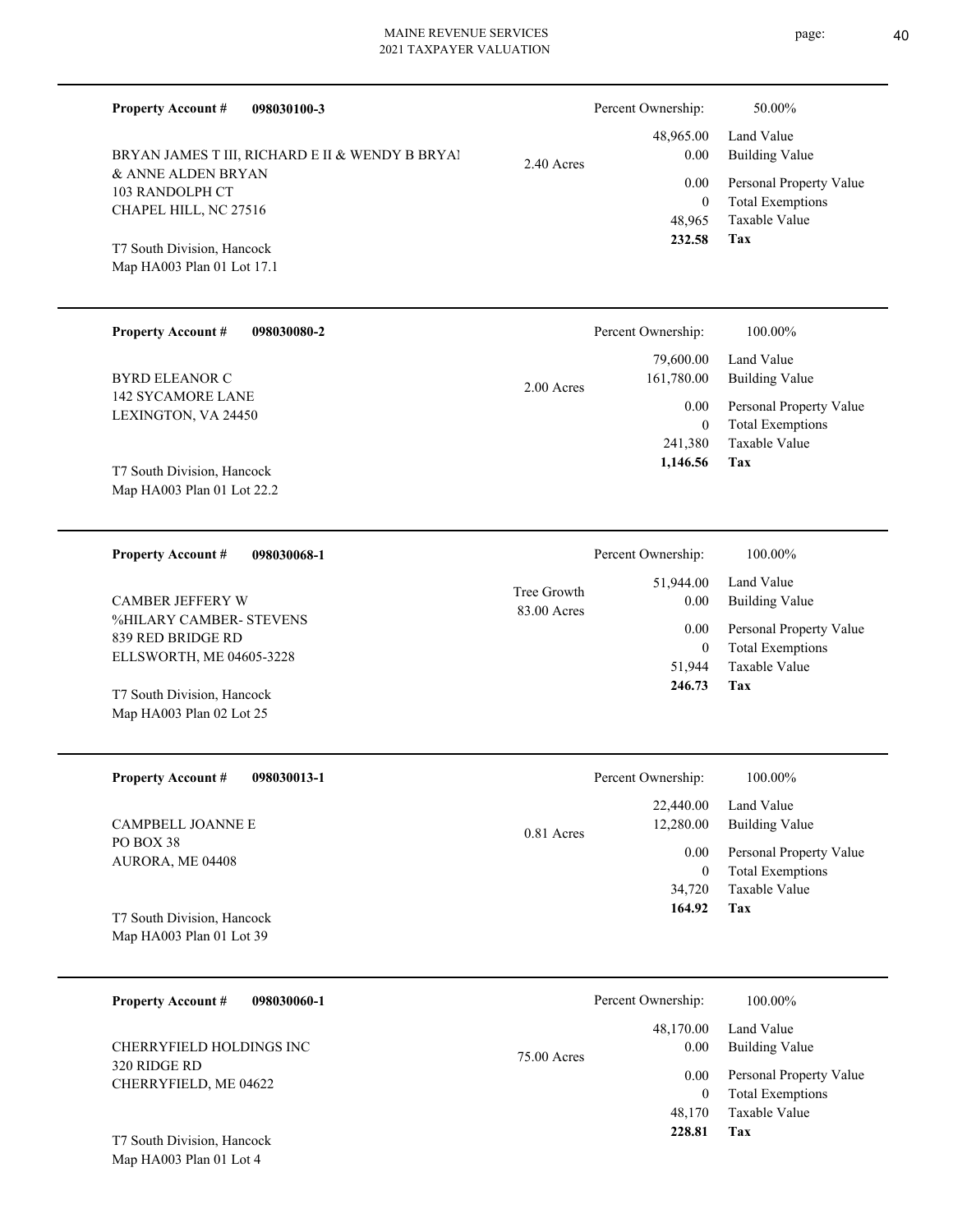**Property Account #** **098030100-3**

BRYAN JAMES T III, RICHARD E II & WENDY B BRYAI
& ANNE ALDEN BRYAN
103 RANDOLPH CT
CHAPEL HILL, NC 27516

T7 South Division, Hancock
Map HA003 Plan 01 Lot 17.1

2.40 Acres

| Percent Ownership: | 50.00% |
|---|---|
| 48,965.00 | Land Value |
| 0.00 | Building Value |
| 0.00 | Personal Property Value |
| 0 | Total Exemptions |
| 48,965 | Taxable Value |
| **232.58** | **Tax** |

---

**Property Account #** **098030080-2**

BYRD ELEANOR C
142 SYCAMORE LANE
LEXINGTON, VA 24450

T7 South Division, Hancock
Map HA003 Plan 01 Lot 22.2

2.00 Acres

| Percent Ownership: | 100.00% |
|---|---|
| 79,600.00 | Land Value |
| 161,780.00 | Building Value |
| 0.00 | Personal Property Value |
| 0 | Total Exemptions |
| 241,380 | Taxable Value |
| **1,146.56** | **Tax** |

---

**Property Account #** **098030068-1**

CAMBER JEFFERY W
%HILARY CAMBER- STEVENS
839 RED BRIDGE RD
ELLSWORTH, ME 04605-3228

T7 South Division, Hancock
Map HA003 Plan 02 Lot 25

Tree Growth
83.00 Acres

| Percent Ownership: | 100.00% |
|---|---|
| 51,944.00 | Land Value |
| 0.00 | Building Value |
| 0.00 | Personal Property Value |
| 0 | Total Exemptions |
| 51,944 | Taxable Value |
| **246.73** | **Tax** |

---

**Property Account #** **098030013-1**

CAMPBELL JOANNE E
PO BOX 38
AURORA, ME 04408

T7 South Division, Hancock
Map HA003 Plan 01 Lot 39

0.81 Acres

| Percent Ownership: | 100.00% |
|---|---|
| 22,440.00 | Land Value |
| 12,280.00 | Building Value |
| 0.00 | Personal Property Value |
| 0 | Total Exemptions |
| 34,720 | Taxable Value |
| **164.92** | **Tax** |

---

**Property Account #** **098030060-1**

CHERRYFIELD HOLDINGS INC
320 RIDGE RD
CHERRYFIELD, ME 04622

T7 South Division, Hancock
Map HA003 Plan 01 Lot 4

75.00 Acres

| Percent Ownership: | 100.00% |
|---|---|
| 48,170.00 | Land Value |
| 0.00 | Building Value |
| 0.00 | Personal Property Value |
| 0 | Total Exemptions |
| 48,170 | Taxable Value |
| **228.81** | **Tax** |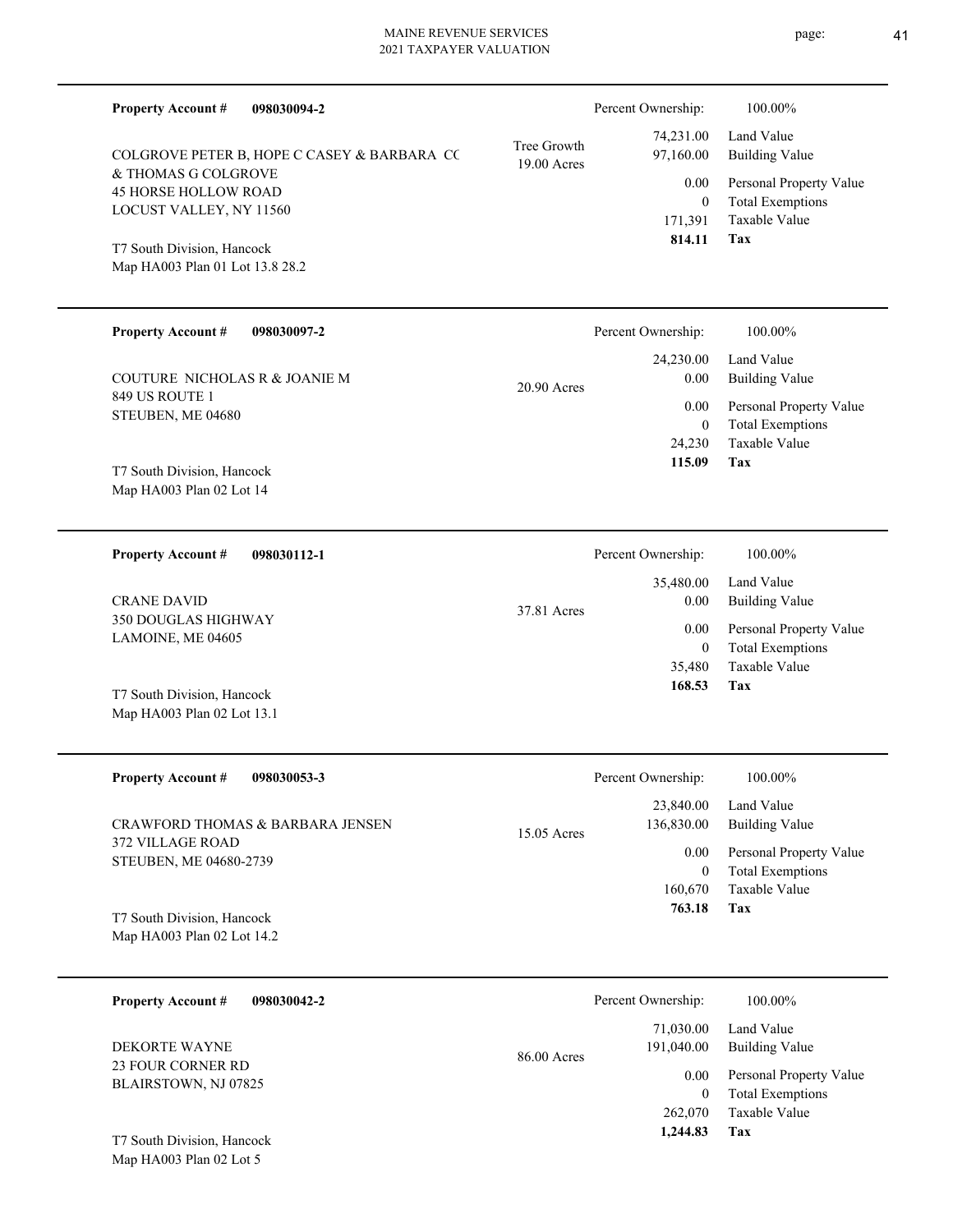**Property Account #** **098030094-2**

Percent Ownership: 100.00%

COLGROVE PETER B, HOPE C CASEY & BARBARA CC
& THOMAS G COLGROVE
45 HORSE HOLLOW ROAD
LOCUST VALLEY, NY 11560

T7 South Division, Hancock
Map HA003 Plan 01 Lot 13.8 28.2

Tree Growth
19.00 Acres

| | |
|---|---|
| 74,231.00 | Land Value |
| 97,160.00 | Building Value |
| 0.00 | Personal Property Value |
| 0 | Total Exemptions |
| 171,391 | Taxable Value |
| **814.11** | **Tax** |

---

**Property Account #** **098030097-2**

Percent Ownership: 100.00%

COUTURE NICHOLAS R & JOANIE M
849 US ROUTE 1
STEUBEN, ME 04680

T7 South Division, Hancock
Map HA003 Plan 02 Lot 14

20.90 Acres

| | |
|---|---|
| 24,230.00 | Land Value |
| 0.00 | Building Value |
| 0.00 | Personal Property Value |
| 0 | Total Exemptions |
| 24,230 | Taxable Value |
| **115.09** | **Tax** |

---

**Property Account #** **098030112-1**

Percent Ownership: 100.00%

CRANE DAVID
350 DOUGLAS HIGHWAY
LAMOINE, ME 04605

T7 South Division, Hancock
Map HA003 Plan 02 Lot 13.1

37.81 Acres

| | |
|---|---|
| 35,480.00 | Land Value |
| 0.00 | Building Value |
| 0.00 | Personal Property Value |
| 0 | Total Exemptions |
| 35,480 | Taxable Value |
| **168.53** | **Tax** |

---

**Property Account #** **098030053-3**

Percent Ownership: 100.00%

CRAWFORD THOMAS & BARBARA JENSEN
372 VILLAGE ROAD
STEUBEN, ME 04680-2739

T7 South Division, Hancock
Map HA003 Plan 02 Lot 14.2

15.05 Acres

| | |
|---|---|
| 23,840.00 | Land Value |
| 136,830.00 | Building Value |
| 0.00 | Personal Property Value |
| 0 | Total Exemptions |
| 160,670 | Taxable Value |
| **763.18** | **Tax** |

---

**Property Account #** **098030042-2**

Percent Ownership: 100.00%

DEKORTE WAYNE
23 FOUR CORNER RD
BLAIRSTOWN, NJ 07825

T7 South Division, Hancock
Map HA003 Plan 02 Lot 5

86.00 Acres

| | |
|---|---|
| 71,030.00 | Land Value |
| 191,040.00 | Building Value |
| 0.00 | Personal Property Value |
| 0 | Total Exemptions |
| 262,070 | Taxable Value |
| **1,244.83** | **Tax** |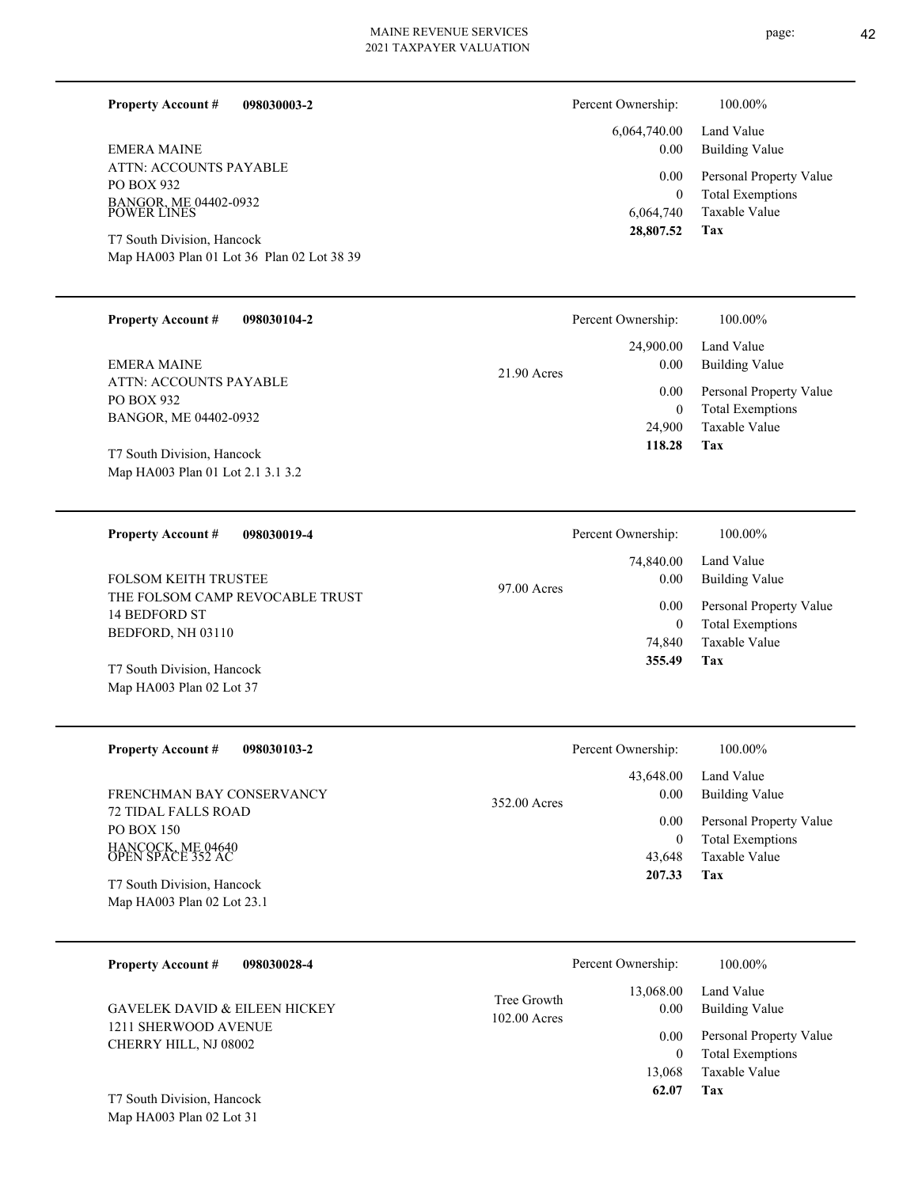**Property Account #** **098030003-2**

EMERA MAINE
ATTN: ACCOUNTS PAYABLE
PO BOX 932
BANGOR, ME 04402-0932
POWER LINES

T7 South Division, Hancock
Map HA003 Plan 01 Lot 36 Plan 02 Lot 38 39

| Percent Ownership: | 100.00% |
|---|---|
| 6,064,740.00 | Land Value |
| 0.00 | Building Value |
| 0.00 | Personal Property Value |
| 0 | Total Exemptions |
| 6,064,740 | Taxable Value |
| **28,807.52** | **Tax** |

---

**Property Account #** **098030104-2**

EMERA MAINE
ATTN: ACCOUNTS PAYABLE
PO BOX 932
BANGOR, ME 04402-0932

T7 South Division, Hancock
Map HA003 Plan 01 Lot 2.1 3.1 3.2

21.90 Acres

| Percent Ownership: | 100.00% |
|---|---|
| 24,900.00 | Land Value |
| 0.00 | Building Value |
| 0.00 | Personal Property Value |
| 0 | Total Exemptions |
| 24,900 | Taxable Value |
| **118.28** | **Tax** |

---

**Property Account #** **098030019-4**

FOLSOM KEITH TRUSTEE
THE FOLSOM CAMP REVOCABLE TRUST
14 BEDFORD ST
BEDFORD, NH 03110

T7 South Division, Hancock
Map HA003 Plan 02 Lot 37

97.00 Acres

| Percent Ownership: | 100.00% |
|---|---|
| 74,840.00 | Land Value |
| 0.00 | Building Value |
| 0.00 | Personal Property Value |
| 0 | Total Exemptions |
| 74,840 | Taxable Value |
| **355.49** | **Tax** |

---

**Property Account #** **098030103-2**

FRENCHMAN BAY CONSERVANCY
72 TIDAL FALLS ROAD
PO BOX 150
HANCOCK, ME 04640
OPEN SPACE 352 AC

T7 South Division, Hancock
Map HA003 Plan 02 Lot 23.1

352.00 Acres

| Percent Ownership: | 100.00% |
|---|---|
| 43,648.00 | Land Value |
| 0.00 | Building Value |
| 0.00 | Personal Property Value |
| 0 | Total Exemptions |
| 43,648 | Taxable Value |
| **207.33** | **Tax** |

---

**Property Account #** **098030028-4**

GAVELEK DAVID & EILEEN HICKEY
1211 SHERWOOD AVENUE
CHERRY HILL, NJ 08002

T7 South Division, Hancock
Map HA003 Plan 02 Lot 31

Tree Growth
102.00 Acres

| Percent Ownership: | 100.00% |
|---|---|
| 13,068.00 | Land Value |
| 0.00 | Building Value |
| 0.00 | Personal Property Value |
| 0 | Total Exemptions |
| 13,068 | Taxable Value |
| **62.07** | **Tax** |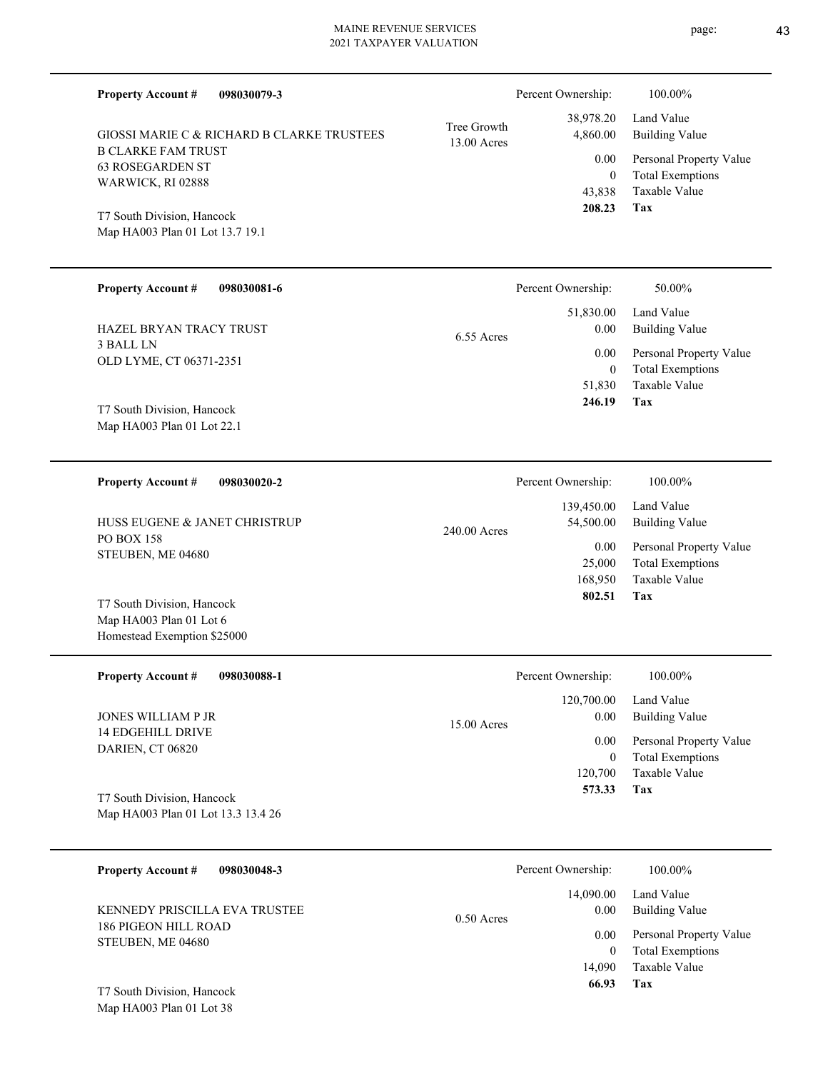**Property Account #** **098030079-3**

GIOSSI MARIE C & RICHARD B CLARKE TRUSTEES
B CLARKE FAM TRUST
63 ROSEGARDEN ST
WARWICK, RI 02888

T7 South Division, Hancock
Map HA003 Plan 01 Lot 13.7 19.1

Tree Growth
13.00 Acres

| Percent Ownership: | 100.00% |
|---|---|
| 38,978.20 | Land Value |
| 4,860.00 | Building Value |
| 0.00 | Personal Property Value |
| 0 | Total Exemptions |
| 43,838 | Taxable Value |
| **208.23** | **Tax** |

---

**Property Account #** **098030081-6**

HAZEL BRYAN TRACY TRUST
3 BALL LN
OLD LYME, CT 06371-2351

T7 South Division, Hancock
Map HA003 Plan 01 Lot 22.1

6.55 Acres

| Percent Ownership: | 50.00% |
|---|---|
| 51,830.00 | Land Value |
| 0.00 | Building Value |
| 0.00 | Personal Property Value |
| 0 | Total Exemptions |
| 51,830 | Taxable Value |
| **246.19** | **Tax** |

---

**Property Account #** **098030020-2**

HUSS EUGENE & JANET CHRISTRUP
PO BOX 158
STEUBEN, ME 04680

T7 South Division, Hancock
Map HA003 Plan 01 Lot 6
Homestead Exemption $25000

240.00 Acres

| Percent Ownership: | 100.00% |
|---|---|
| 139,450.00 | Land Value |
| 54,500.00 | Building Value |
| 0.00 | Personal Property Value |
| 25,000 | Total Exemptions |
| 168,950 | Taxable Value |
| **802.51** | **Tax** |

---

**Property Account #** **098030088-1**

JONES WILLIAM P JR
14 EDGEHILL DRIVE
DARIEN, CT 06820

T7 South Division, Hancock
Map HA003 Plan 01 Lot 13.3 13.4 26

15.00 Acres

| Percent Ownership: | 100.00% |
|---|---|
| 120,700.00 | Land Value |
| 0.00 | Building Value |
| 0.00 | Personal Property Value |
| 0 | Total Exemptions |
| 120,700 | Taxable Value |
| **573.33** | **Tax** |

---

**Property Account #** **098030048-3**

KENNEDY PRISCILLA EVA TRUSTEE
186 PIGEON HILL ROAD
STEUBEN, ME 04680

T7 South Division, Hancock
Map HA003 Plan 01 Lot 38

0.50 Acres

| Percent Ownership: | 100.00% |
|---|---|
| 14,090.00 | Land Value |
| 0.00 | Building Value |
| 0.00 | Personal Property Value |
| 0 | Total Exemptions |
| 14,090 | Taxable Value |
| **66.93** | **Tax** |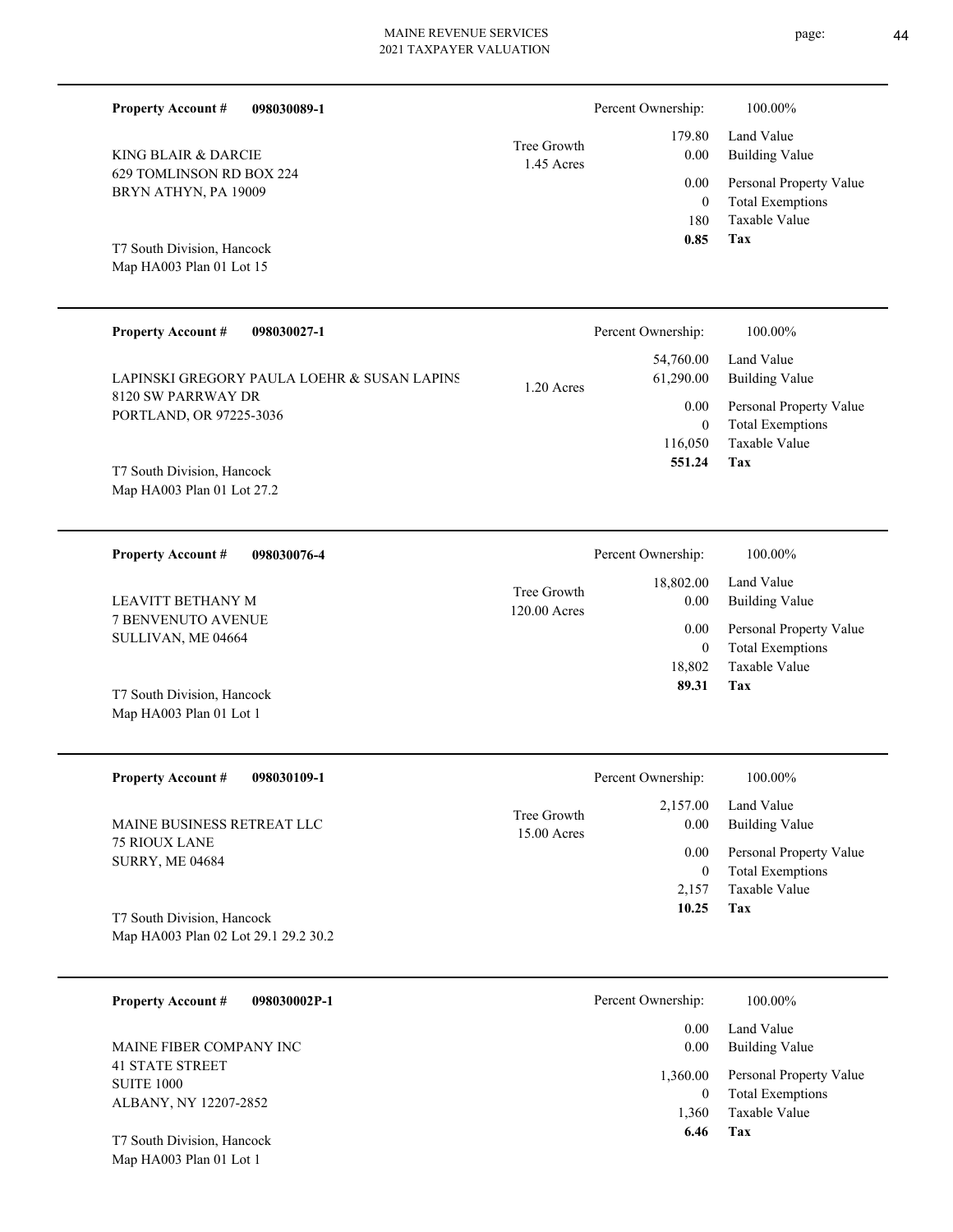**Property Account #** **098030089-1**

KING BLAIR & DARCIE
629 TOMLINSON RD BOX 224
BRYN ATHYN, PA 19009

T7 South Division, Hancock
Map HA003 Plan 01 Lot 15

Tree Growth
1.45 Acres

| Percent Ownership: | 100.00% |
|---|---|
| 179.80 | Land Value |
| 0.00 | Building Value |
| 0.00 | Personal Property Value |
| 0 | Total Exemptions |
| 180 | Taxable Value |
| **0.85** | **Tax** |

---

**Property Account #** **098030027-1**

LAPINSKI GREGORY PAULA LOEHR & SUSAN LAPINS
8120 SW PARRWAY DR
PORTLAND, OR 97225-3036

T7 South Division, Hancock
Map HA003 Plan 01 Lot 27.2

1.20 Acres

| Percent Ownership: | 100.00% |
|---|---|
| 54,760.00 | Land Value |
| 61,290.00 | Building Value |
| 0.00 | Personal Property Value |
| 0 | Total Exemptions |
| 116,050 | Taxable Value |
| **551.24** | **Tax** |

---

**Property Account #** **098030076-4**

LEAVITT BETHANY M
7 BENVENUTO AVENUE
SULLIVAN, ME 04664

T7 South Division, Hancock
Map HA003 Plan 01 Lot 1

Tree Growth
120.00 Acres

| Percent Ownership: | 100.00% |
|---|---|
| 18,802.00 | Land Value |
| 0.00 | Building Value |
| 0.00 | Personal Property Value |
| 0 | Total Exemptions |
| 18,802 | Taxable Value |
| **89.31** | **Tax** |

---

**Property Account #** **098030109-1**

MAINE BUSINESS RETREAT LLC
75 RIOUX LANE
SURRY, ME 04684

T7 South Division, Hancock
Map HA003 Plan 02 Lot 29.1 29.2 30.2

Tree Growth
15.00 Acres

| Percent Ownership: | 100.00% |
|---|---|
| 2,157.00 | Land Value |
| 0.00 | Building Value |
| 0.00 | Personal Property Value |
| 0 | Total Exemptions |
| 2,157 | Taxable Value |
| **10.25** | **Tax** |

---

**Property Account #** **098030002P-1**

MAINE FIBER COMPANY INC
41 STATE STREET
SUITE 1000
ALBANY, NY 12207-2852

T7 South Division, Hancock
Map HA003 Plan 01 Lot 1

| Percent Ownership: | 100.00% |
|---|---|
| 0.00 | Land Value |
| 0.00 | Building Value |
| 1,360.00 | Personal Property Value |
| 0 | Total Exemptions |
| 1,360 | Taxable Value |
| **6.46** | **Tax** |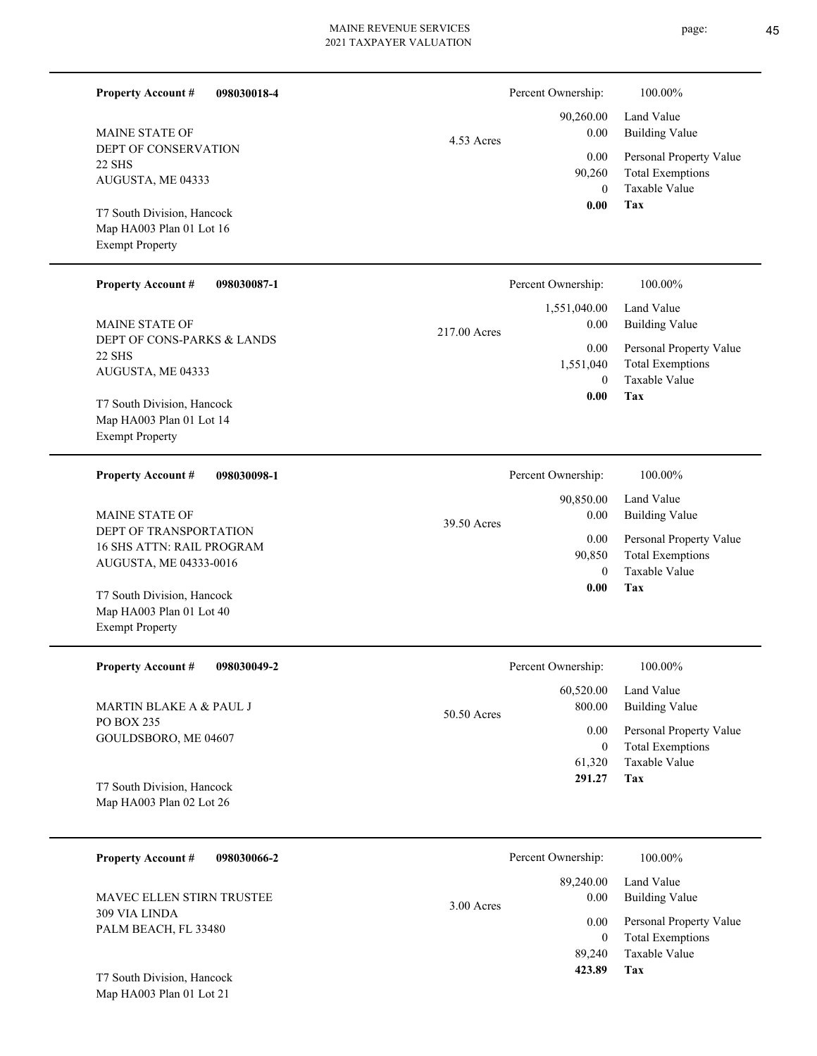**Property Account #** **098030018-4**

MAINE STATE OF
DEPT OF CONSERVATION
22 SHS
AUGUSTA, ME 04333

T7 South Division, Hancock
Map HA003 Plan 01 Lot 16
Exempt Property

4.53 Acres

| Percent Ownership: | 100.00% |
|---|---|
| 90,260.00 | Land Value |
| 0.00 | Building Value |
| 0.00 | Personal Property Value |
| 90,260 | Total Exemptions |
| 0 | Taxable Value |
| **0.00** | **Tax** |

---

**Property Account #** **098030087-1**

MAINE STATE OF
DEPT OF CONS-PARKS & LANDS
22 SHS
AUGUSTA, ME 04333

T7 South Division, Hancock
Map HA003 Plan 01 Lot 14
Exempt Property

217.00 Acres

| Percent Ownership: | 100.00% |
|---|---|
| 1,551,040.00 | Land Value |
| 0.00 | Building Value |
| 0.00 | Personal Property Value |
| 1,551,040 | Total Exemptions |
| 0 | Taxable Value |
| **0.00** | **Tax** |

---

**Property Account #** **098030098-1**

MAINE STATE OF
DEPT OF TRANSPORTATION
16 SHS ATTN: RAIL PROGRAM
AUGUSTA, ME 04333-0016

T7 South Division, Hancock
Map HA003 Plan 01 Lot 40
Exempt Property

39.50 Acres

| Percent Ownership: | 100.00% |
|---|---|
| 90,850.00 | Land Value |
| 0.00 | Building Value |
| 0.00 | Personal Property Value |
| 90,850 | Total Exemptions |
| 0 | Taxable Value |
| **0.00** | **Tax** |

---

**Property Account #** **098030049-2**

MARTIN BLAKE A & PAUL J
PO BOX 235
GOULDSBORO, ME 04607

T7 South Division, Hancock
Map HA003 Plan 02 Lot 26

50.50 Acres

| Percent Ownership: | 100.00% |
|---|---|
| 60,520.00 | Land Value |
| 800.00 | Building Value |
| 0.00 | Personal Property Value |
| 0 | Total Exemptions |
| 61,320 | Taxable Value |
| **291.27** | **Tax** |

---

**Property Account #** **098030066-2**

MAVEC ELLEN STIRN TRUSTEE
309 VIA LINDA
PALM BEACH, FL 33480

T7 South Division, Hancock
Map HA003 Plan 01 Lot 21

3.00 Acres

| Percent Ownership: | 100.00% |
|---|---|
| 89,240.00 | Land Value |
| 0.00 | Building Value |
| 0.00 | Personal Property Value |
| 0 | Total Exemptions |
| 89,240 | Taxable Value |
| **423.89** | **Tax** |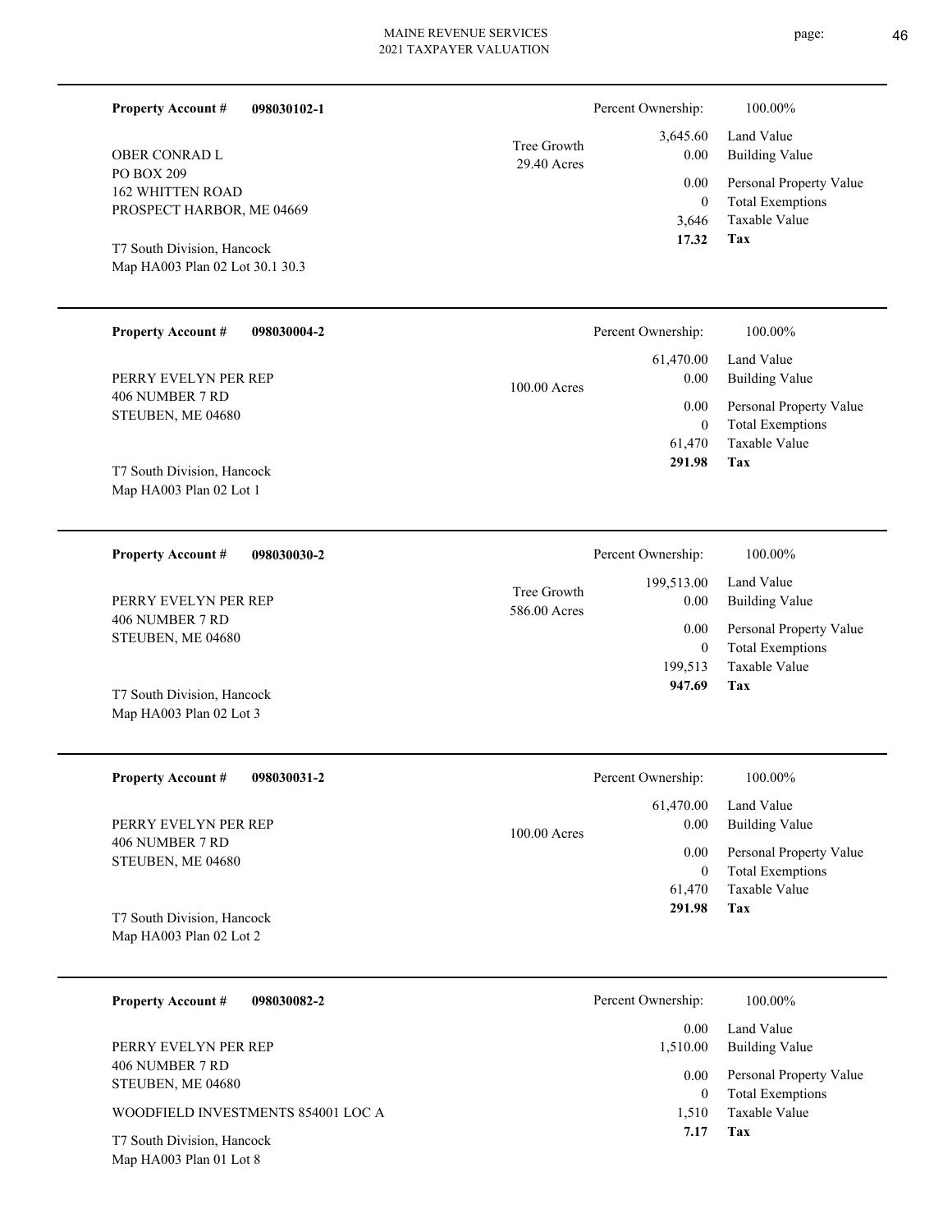**Property Account #** **098030102-1**

Percent Ownership: 100.00%

OBER CONRAD L
PO BOX 209
162 WHITTEN ROAD
PROSPECT HARBOR, ME 04669

T7 South Division, Hancock
Map HA003 Plan 02 Lot 30.1 30.3

Tree Growth
29.40 Acres

| | |
|---|---|
| 3,645.60 | Land Value |
| 0.00 | Building Value |
| 0.00 | Personal Property Value |
| 0 | Total Exemptions |
| 3,646 | Taxable Value |
| **17.32** | **Tax** |

---

**Property Account #** **098030004-2**

Percent Ownership: 100.00%

PERRY EVELYN PER REP
406 NUMBER 7 RD
STEUBEN, ME 04680

T7 South Division, Hancock
Map HA003 Plan 02 Lot 1

100.00 Acres

| | |
|---|---|
| 61,470.00 | Land Value |
| 0.00 | Building Value |
| 0.00 | Personal Property Value |
| 0 | Total Exemptions |
| 61,470 | Taxable Value |
| **291.98** | **Tax** |

---

**Property Account #** **098030030-2**

Percent Ownership: 100.00%

PERRY EVELYN PER REP
406 NUMBER 7 RD
STEUBEN, ME 04680

T7 South Division, Hancock
Map HA003 Plan 02 Lot 3

Tree Growth
586.00 Acres

| | |
|---|---|
| 199,513.00 | Land Value |
| 0.00 | Building Value |
| 0.00 | Personal Property Value |
| 0 | Total Exemptions |
| 199,513 | Taxable Value |
| **947.69** | **Tax** |

---

**Property Account #** **098030031-2**

Percent Ownership: 100.00%

PERRY EVELYN PER REP
406 NUMBER 7 RD
STEUBEN, ME 04680

T7 South Division, Hancock
Map HA003 Plan 02 Lot 2

100.00 Acres

| | |
|---|---|
| 61,470.00 | Land Value |
| 0.00 | Building Value |
| 0.00 | Personal Property Value |
| 0 | Total Exemptions |
| 61,470 | Taxable Value |
| **291.98** | **Tax** |

---

**Property Account #** **098030082-2**

Percent Ownership: 100.00%

PERRY EVELYN PER REP
406 NUMBER 7 RD
STEUBEN, ME 04680

WOODFIELD INVESTMENTS 854001 LOC A

T7 South Division, Hancock
Map HA003 Plan 01 Lot 8

| | |
|---|---|
| 0.00 | Land Value |
| 1,510.00 | Building Value |
| 0.00 | Personal Property Value |
| 0 | Total Exemptions |
| 1,510 | Taxable Value |
| **7.17** | **Tax** |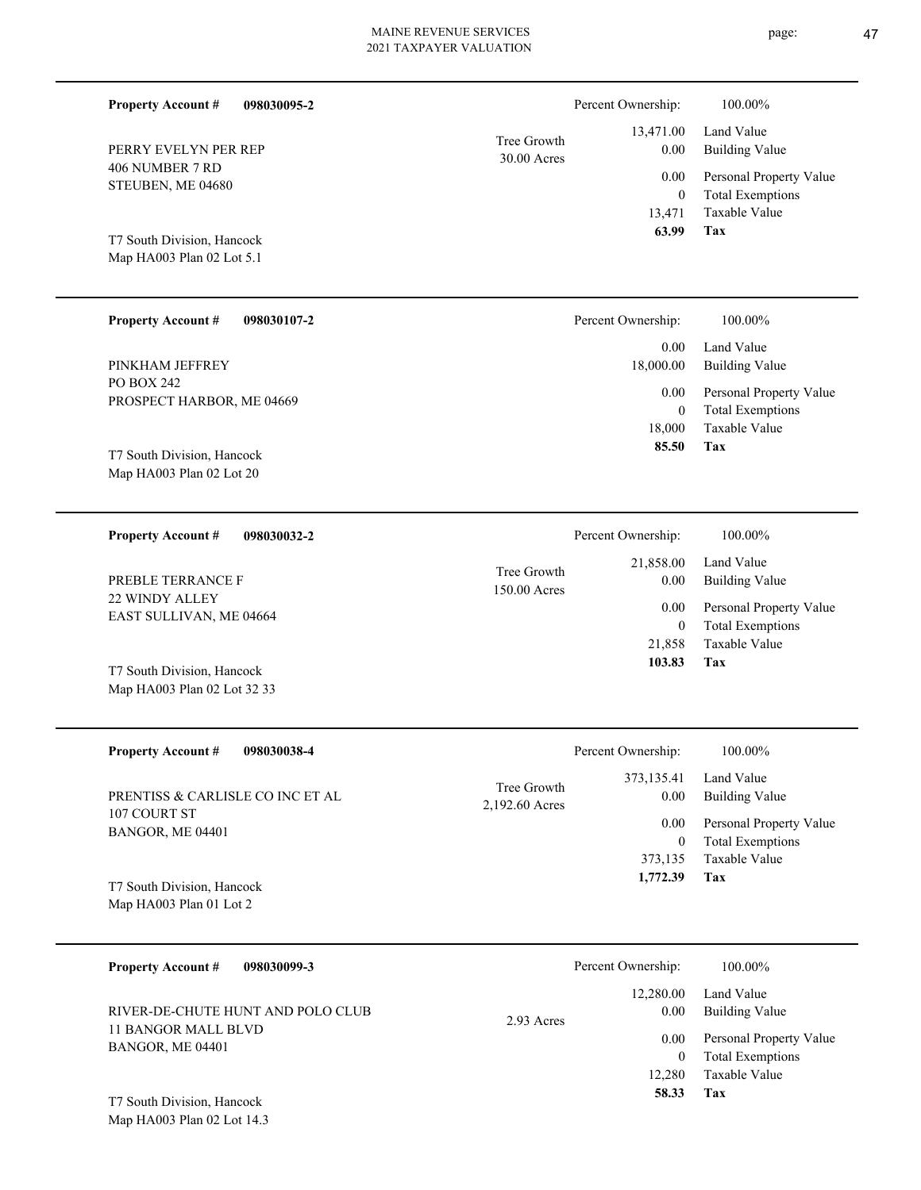**Property Account #** **098030095-2**

PERRY EVELYN PER REP
406 NUMBER 7 RD
STEUBEN, ME 04680

T7 South Division, Hancock
Map HA003 Plan 02 Lot 5.1

Tree Growth
30.00 Acres

| | |
|---|---|
| Percent Ownership: | 100.00% |
| 13,471.00 | Land Value |
| 0.00 | Building Value |
| 0.00 | Personal Property Value |
| 0 | Total Exemptions |
| 13,471 | Taxable Value |
| **63.99** | **Tax** |

---

**Property Account #** **098030107-2**

PINKHAM JEFFREY
PO BOX 242
PROSPECT HARBOR, ME 04669

T7 South Division, Hancock
Map HA003 Plan 02 Lot 20

| | |
|---|---|
| Percent Ownership: | 100.00% |
| 0.00 | Land Value |
| 18,000.00 | Building Value |
| 0.00 | Personal Property Value |
| 0 | Total Exemptions |
| 18,000 | Taxable Value |
| **85.50** | **Tax** |

---

**Property Account #** **098030032-2**

PREBLE TERRANCE F
22 WINDY ALLEY
EAST SULLIVAN, ME 04664

T7 South Division, Hancock
Map HA003 Plan 02 Lot 32 33

Tree Growth
150.00 Acres

| | |
|---|---|
| Percent Ownership: | 100.00% |
| 21,858.00 | Land Value |
| 0.00 | Building Value |
| 0.00 | Personal Property Value |
| 0 | Total Exemptions |
| 21,858 | Taxable Value |
| **103.83** | **Tax** |

---

**Property Account #** **098030038-4**

PRENTISS & CARLISLE CO INC ET AL
107 COURT ST
BANGOR, ME 04401

T7 South Division, Hancock
Map HA003 Plan 01 Lot 2

Tree Growth
2,192.60 Acres

| | |
|---|---|
| Percent Ownership: | 100.00% |
| 373,135.41 | Land Value |
| 0.00 | Building Value |
| 0.00 | Personal Property Value |
| 0 | Total Exemptions |
| 373,135 | Taxable Value |
| **1,772.39** | **Tax** |

---

**Property Account #** **098030099-3**

RIVER-DE-CHUTE HUNT AND POLO CLUB
11 BANGOR MALL BLVD
BANGOR, ME 04401

T7 South Division, Hancock
Map HA003 Plan 02 Lot 14.3

2.93 Acres

| | |
|---|---|
| Percent Ownership: | 100.00% |
| 12,280.00 | Land Value |
| 0.00 | Building Value |
| 0.00 | Personal Property Value |
| 0 | Total Exemptions |
| 12,280 | Taxable Value |
| **58.33** | **Tax** |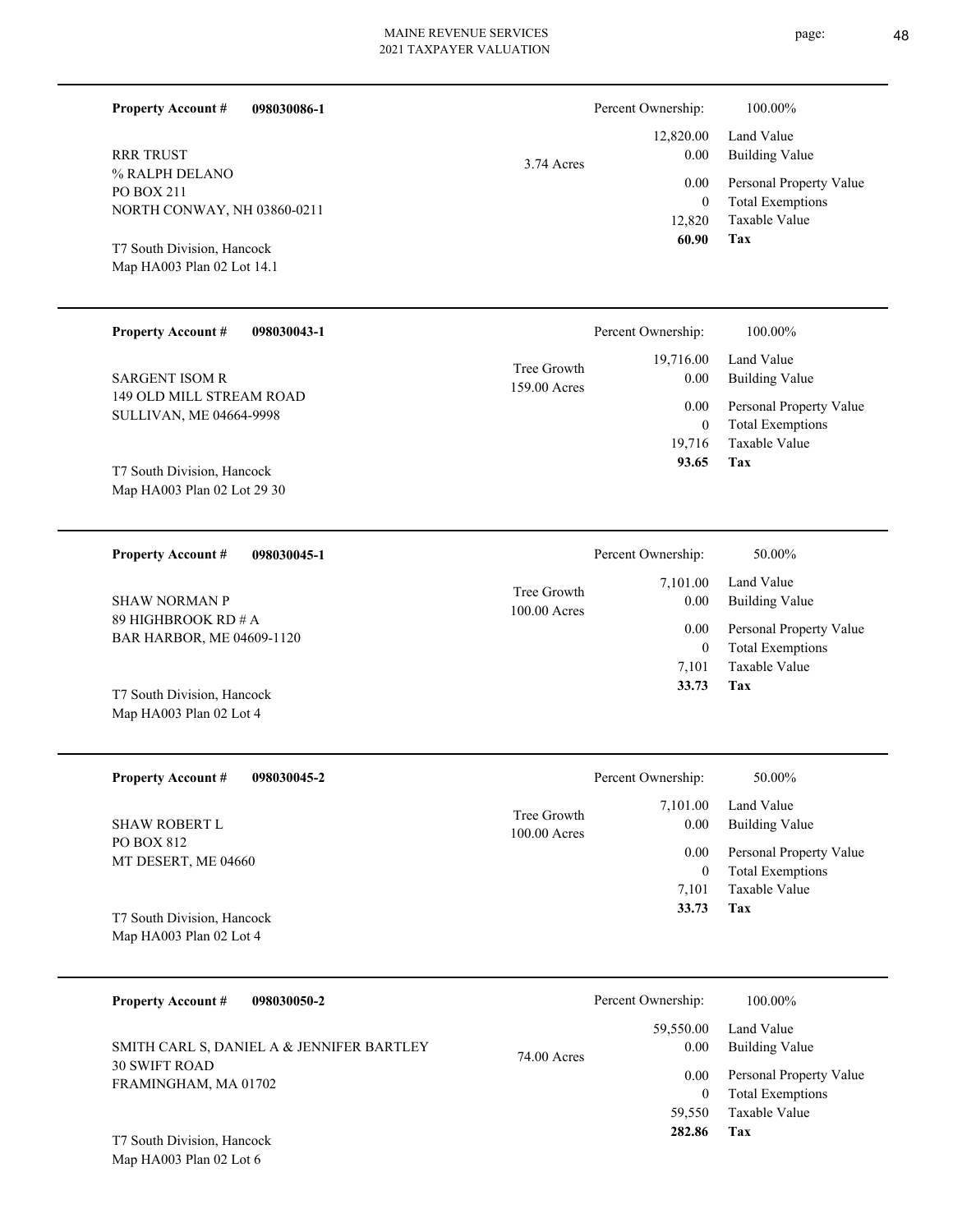**Property Account #** **098030086-1**

RRR TRUST
% RALPH DELANO
PO BOX 211
NORTH CONWAY, NH 03860-0211

T7 South Division, Hancock
Map HA003 Plan 02 Lot 14.1

3.74 Acres

| Percent Ownership: | 100.00% |
|---|---|
| 12,820.00 | Land Value |
| 0.00 | Building Value |
| 0.00 | Personal Property Value |
| 0 | Total Exemptions |
| 12,820 | Taxable Value |
| **60.90** | **Tax** |

---

**Property Account #** **098030043-1**

SARGENT ISOM R
149 OLD MILL STREAM ROAD
SULLIVAN, ME 04664-9998

T7 South Division, Hancock
Map HA003 Plan 02 Lot 29 30

Tree Growth
159.00 Acres

| Percent Ownership: | 100.00% |
|---|---|
| 19,716.00 | Land Value |
| 0.00 | Building Value |
| 0.00 | Personal Property Value |
| 0 | Total Exemptions |
| 19,716 | Taxable Value |
| **93.65** | **Tax** |

---

**Property Account #** **098030045-1**

SHAW NORMAN P
89 HIGHBROOK RD # A
BAR HARBOR, ME 04609-1120

T7 South Division, Hancock
Map HA003 Plan 02 Lot 4

Tree Growth
100.00 Acres

| Percent Ownership: | 50.00% |
|---|---|
| 7,101.00 | Land Value |
| 0.00 | Building Value |
| 0.00 | Personal Property Value |
| 0 | Total Exemptions |
| 7,101 | Taxable Value |
| **33.73** | **Tax** |

---

**Property Account #** **098030045-2**

SHAW ROBERT L
PO BOX 812
MT DESERT, ME 04660

T7 South Division, Hancock
Map HA003 Plan 02 Lot 4

Tree Growth
100.00 Acres

| Percent Ownership: | 50.00% |
|---|---|
| 7,101.00 | Land Value |
| 0.00 | Building Value |
| 0.00 | Personal Property Value |
| 0 | Total Exemptions |
| 7,101 | Taxable Value |
| **33.73** | **Tax** |

---

**Property Account #** **098030050-2**

SMITH CARL S, DANIEL A & JENNIFER BARTLEY
30 SWIFT ROAD
FRAMINGHAM, MA 01702

T7 South Division, Hancock
Map HA003 Plan 02 Lot 6

74.00 Acres

| Percent Ownership: | 100.00% |
|---|---|
| 59,550.00 | Land Value |
| 0.00 | Building Value |
| 0.00 | Personal Property Value |
| 0 | Total Exemptions |
| 59,550 | Taxable Value |
| **282.86** | **Tax** |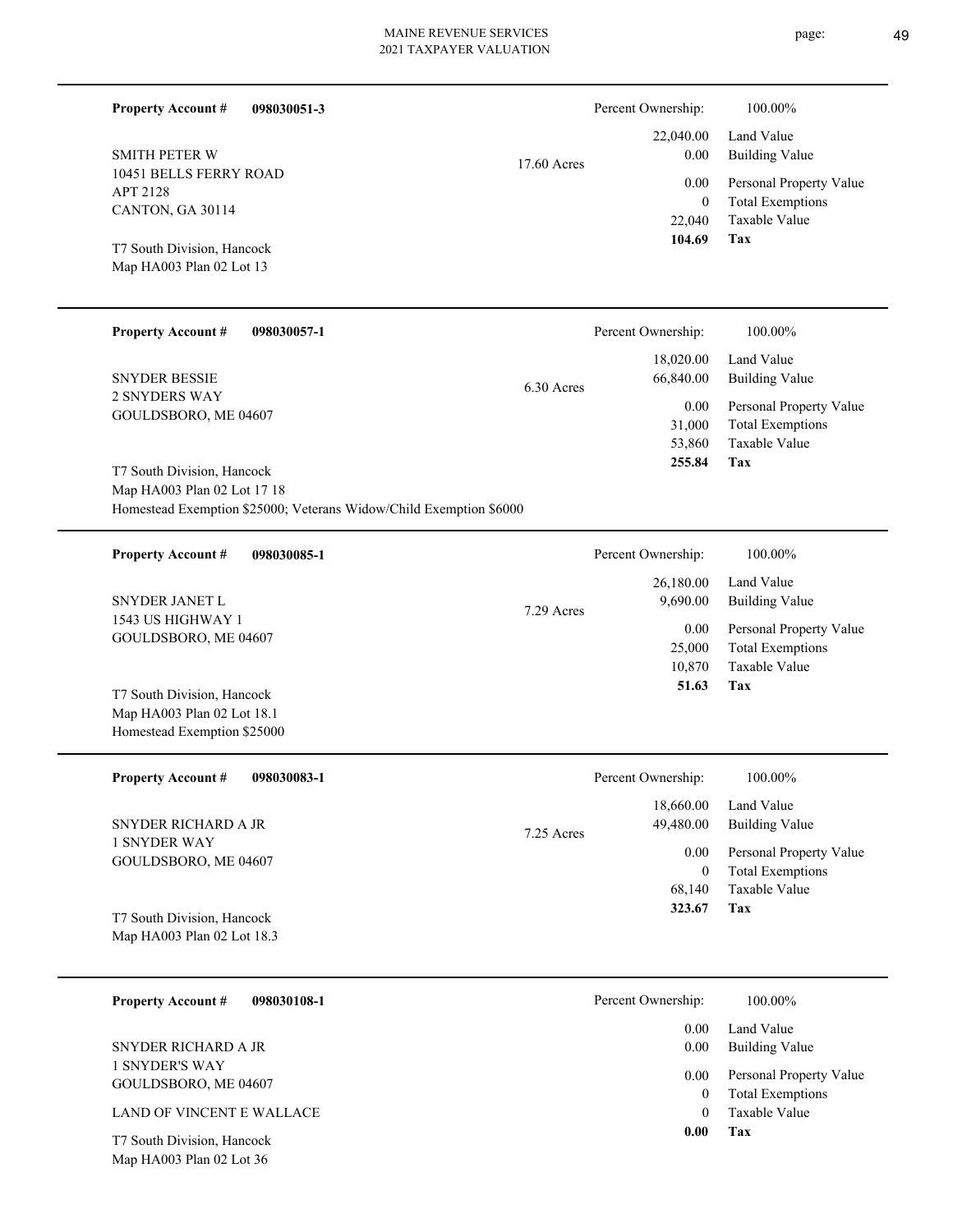**Property Account #** **098030051-3**

Percent Ownership: 100.00%

SMITH PETER W
10451 BELLS FERRY ROAD
APT 2128
CANTON, GA 30114

17.60 Acres

T7 South Division, Hancock
Map HA003 Plan 02 Lot 13

| | |
|---|---|
| 22,040.00 | Land Value |
| 0.00 | Building Value |
| 0.00 | Personal Property Value |
| 0 | Total Exemptions |
| 22,040 | Taxable Value |
| **104.69** | **Tax** |

---

**Property Account #** **098030057-1**

Percent Ownership: 100.00%

SNYDER BESSIE
2 SNYDERS WAY
GOULDSBORO, ME 04607

6.30 Acres

T7 South Division, Hancock
Map HA003 Plan 02 Lot 17 18
Homestead Exemption $25000; Veterans Widow/Child Exemption $6000

| | |
|---|---|
| 18,020.00 | Land Value |
| 66,840.00 | Building Value |
| 0.00 | Personal Property Value |
| 31,000 | Total Exemptions |
| 53,860 | Taxable Value |
| **255.84** | **Tax** |

---

**Property Account #** **098030085-1**

Percent Ownership: 100.00%

SNYDER JANET L
1543 US HIGHWAY 1
GOULDSBORO, ME 04607

7.29 Acres

T7 South Division, Hancock
Map HA003 Plan 02 Lot 18.1
Homestead Exemption $25000

| | |
|---|---|
| 26,180.00 | Land Value |
| 9,690.00 | Building Value |
| 0.00 | Personal Property Value |
| 25,000 | Total Exemptions |
| 10,870 | Taxable Value |
| **51.63** | **Tax** |

---

**Property Account #** **098030083-1**

Percent Ownership: 100.00%

SNYDER RICHARD A JR
1 SNYDER WAY
GOULDSBORO, ME 04607

7.25 Acres

T7 South Division, Hancock
Map HA003 Plan 02 Lot 18.3

| | |
|---|---|
| 18,660.00 | Land Value |
| 49,480.00 | Building Value |
| 0.00 | Personal Property Value |
| 0 | Total Exemptions |
| 68,140 | Taxable Value |
| **323.67** | **Tax** |

---

**Property Account #** **098030108-1**

Percent Ownership: 100.00%

SNYDER RICHARD A JR
1 SNYDER'S WAY
GOULDSBORO, ME 04607

LAND OF VINCENT E WALLACE

T7 South Division, Hancock
Map HA003 Plan 02 Lot 36

| | |
|---|---|
| 0.00 | Land Value |
| 0.00 | Building Value |
| 0.00 | Personal Property Value |
| 0 | Total Exemptions |
| 0 | Taxable Value |
| **0.00** | **Tax** |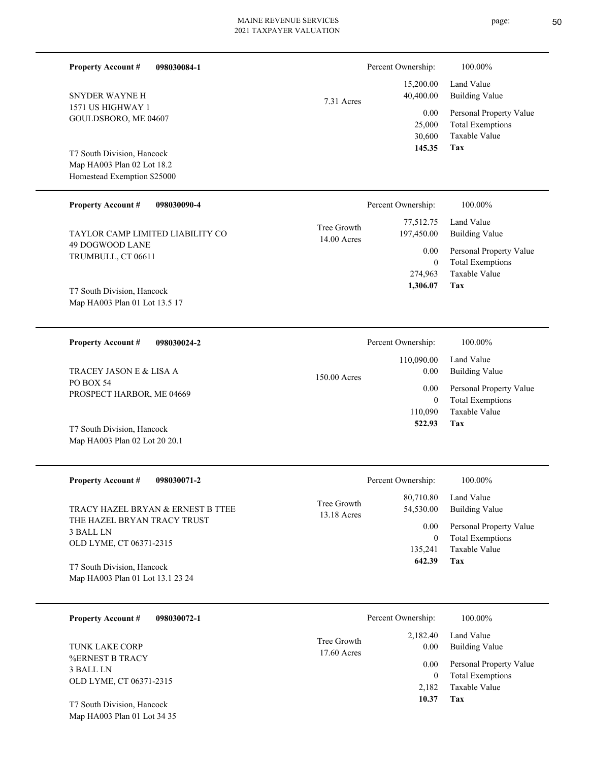**Property Account #** **098030084-1**

SNYDER WAYNE H
1571 US HIGHWAY 1
GOULDSBORO, ME 04607

T7 South Division, Hancock
Map HA003 Plan 02 Lot 18.2
Homestead Exemption $25000

7.31 Acres

| Percent Ownership: | 100.00% |
|---|---|
| 15,200.00 | Land Value |
| 40,400.00 | Building Value |
| 0.00 | Personal Property Value |
| 25,000 | Total Exemptions |
| 30,600 | Taxable Value |
| **145.35** | **Tax** |

---

**Property Account #** **098030090-4**

TAYLOR CAMP LIMITED LIABILITY CO
49 DOGWOOD LANE
TRUMBULL, CT 06611

T7 South Division, Hancock
Map HA003 Plan 01 Lot 13.5 17

Tree Growth
14.00 Acres

| Percent Ownership: | 100.00% |
|---|---|
| 77,512.75 | Land Value |
| 197,450.00 | Building Value |
| 0.00 | Personal Property Value |
| 0 | Total Exemptions |
| 274,963 | Taxable Value |
| **1,306.07** | **Tax** |

---

**Property Account #** **098030024-2**

TRACEY JASON E & LISA A
PO BOX 54
PROSPECT HARBOR, ME 04669

T7 South Division, Hancock
Map HA003 Plan 02 Lot 20 20.1

150.00 Acres

| Percent Ownership: | 100.00% |
|---|---|
| 110,090.00 | Land Value |
| 0.00 | Building Value |
| 0.00 | Personal Property Value |
| 0 | Total Exemptions |
| 110,090 | Taxable Value |
| **522.93** | **Tax** |

---

**Property Account #** **098030071-2**

TRACY HAZEL BRYAN & ERNEST B TTEE
THE HAZEL BRYAN TRACY TRUST
3 BALL LN
OLD LYME, CT 06371-2315

T7 South Division, Hancock
Map HA003 Plan 01 Lot 13.1 23 24

Tree Growth
13.18 Acres

| Percent Ownership: | 100.00% |
|---|---|
| 80,710.80 | Land Value |
| 54,530.00 | Building Value |
| 0.00 | Personal Property Value |
| 0 | Total Exemptions |
| 135,241 | Taxable Value |
| **642.39** | **Tax** |

---

**Property Account #** **098030072-1**

TUNK LAKE CORP
%ERNEST B TRACY
3 BALL LN
OLD LYME, CT 06371-2315

T7 South Division, Hancock
Map HA003 Plan 01 Lot 34 35

Tree Growth
17.60 Acres

| Percent Ownership: | 100.00% |
|---|---|
| 2,182.40 | Land Value |
| 0.00 | Building Value |
| 0.00 | Personal Property Value |
| 0 | Total Exemptions |
| 2,182 | Taxable Value |
| **10.37** | **Tax** |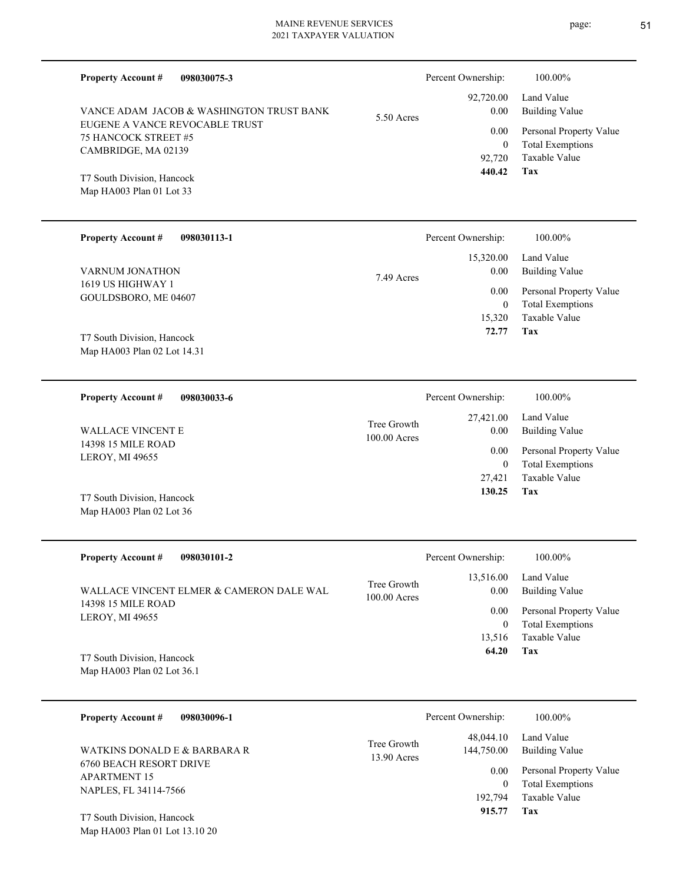**Property Account #** **098030075-3**

VANCE ADAM JACOB & WASHINGTON TRUST BANK
EUGENE A VANCE REVOCABLE TRUST
75 HANCOCK STREET #5
CAMBRIDGE, MA 02139

T7 South Division, Hancock
Map HA003 Plan 01 Lot 33

5.50 Acres

| Percent Ownership: | 100.00% |
|---|---|
| 92,720.00 | Land Value |
| 0.00 | Building Value |
| 0.00 | Personal Property Value |
| 0 | Total Exemptions |
| 92,720 | Taxable Value |
| **440.42** | **Tax** |

---

**Property Account #** **098030113-1**

VARNUM JONATHON
1619 US HIGHWAY 1
GOULDSBORO, ME 04607

T7 South Division, Hancock
Map HA003 Plan 02 Lot 14.31

7.49 Acres

| Percent Ownership: | 100.00% |
|---|---|
| 15,320.00 | Land Value |
| 0.00 | Building Value |
| 0.00 | Personal Property Value |
| 0 | Total Exemptions |
| 15,320 | Taxable Value |
| **72.77** | **Tax** |

---

**Property Account #** **098030033-6**

WALLACE VINCENT E
14398 15 MILE ROAD
LEROY, MI 49655

T7 South Division, Hancock
Map HA003 Plan 02 Lot 36

Tree Growth
100.00 Acres

| Percent Ownership: | 100.00% |
|---|---|
| 27,421.00 | Land Value |
| 0.00 | Building Value |
| 0.00 | Personal Property Value |
| 0 | Total Exemptions |
| 27,421 | Taxable Value |
| **130.25** | **Tax** |

---

**Property Account #** **098030101-2**

WALLACE VINCENT ELMER & CAMERON DALE WAL
14398 15 MILE ROAD
LEROY, MI 49655

T7 South Division, Hancock
Map HA003 Plan 02 Lot 36.1

Tree Growth
100.00 Acres

| Percent Ownership: | 100.00% |
|---|---|
| 13,516.00 | Land Value |
| 0.00 | Building Value |
| 0.00 | Personal Property Value |
| 0 | Total Exemptions |
| 13,516 | Taxable Value |
| **64.20** | **Tax** |

---

**Property Account #** **098030096-1**

WATKINS DONALD E & BARBARA R
6760 BEACH RESORT DRIVE
APARTMENT 15
NAPLES, FL 34114-7566

T7 South Division, Hancock
Map HA003 Plan 01 Lot 13.10 20

Tree Growth
13.90 Acres

| Percent Ownership: | 100.00% |
|---|---|
| 48,044.10 | Land Value |
| 144,750.00 | Building Value |
| 0.00 | Personal Property Value |
| 0 | Total Exemptions |
| 192,794 | Taxable Value |
| **915.77** | **Tax** |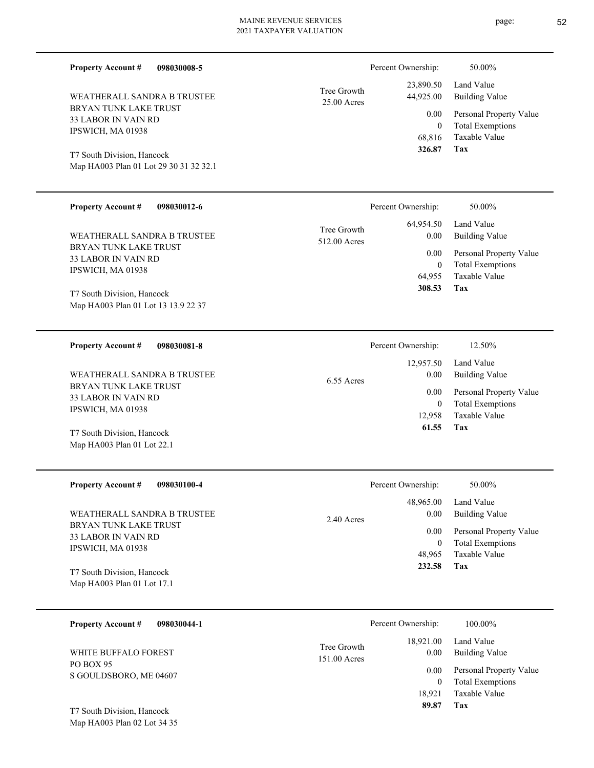**Property Account #** **098030008-5**

WEATHERALL SANDRA B TRUSTEE
BRYAN TUNK LAKE TRUST
33 LABOR IN VAIN RD
IPSWICH, MA 01938

T7 South Division, Hancock
Map HA003 Plan 01 Lot 29 30 31 32 32.1

Tree Growth
25.00 Acres

| Percent Ownership: | 50.00% |
|---|---|
| 23,890.50 | Land Value |
| 44,925.00 | Building Value |
| 0.00 | Personal Property Value |
| 0 | Total Exemptions |
| 68,816 | Taxable Value |
| **326.87** | **Tax** |

---

**Property Account #** **098030012-6**

WEATHERALL SANDRA B TRUSTEE
BRYAN TUNK LAKE TRUST
33 LABOR IN VAIN RD
IPSWICH, MA 01938

T7 South Division, Hancock
Map HA003 Plan 01 Lot 13 13.9 22 37

Tree Growth
512.00 Acres

| Percent Ownership: | 50.00% |
|---|---|
| 64,954.50 | Land Value |
| 0.00 | Building Value |
| 0.00 | Personal Property Value |
| 0 | Total Exemptions |
| 64,955 | Taxable Value |
| **308.53** | **Tax** |

---

**Property Account #** **098030081-8**

WEATHERALL SANDRA B TRUSTEE
BRYAN TUNK LAKE TRUST
33 LABOR IN VAIN RD
IPSWICH, MA 01938

T7 South Division, Hancock
Map HA003 Plan 01 Lot 22.1

6.55 Acres

| Percent Ownership: | 12.50% |
|---|---|
| 12,957.50 | Land Value |
| 0.00 | Building Value |
| 0.00 | Personal Property Value |
| 0 | Total Exemptions |
| 12,958 | Taxable Value |
| **61.55** | **Tax** |

---

**Property Account #** **098030100-4**

WEATHERALL SANDRA B TRUSTEE
BRYAN TUNK LAKE TRUST
33 LABOR IN VAIN RD
IPSWICH, MA 01938

T7 South Division, Hancock
Map HA003 Plan 01 Lot 17.1

2.40 Acres

| Percent Ownership: | 50.00% |
|---|---|
| 48,965.00 | Land Value |
| 0.00 | Building Value |
| 0.00 | Personal Property Value |
| 0 | Total Exemptions |
| 48,965 | Taxable Value |
| **232.58** | **Tax** |

---

**Property Account #** **098030044-1**

WHITE BUFFALO FOREST
PO BOX 95
S GOULDSBORO, ME 04607

T7 South Division, Hancock
Map HA003 Plan 02 Lot 34 35

Tree Growth
151.00 Acres

| Percent Ownership: | 100.00% |
|---|---|
| 18,921.00 | Land Value |
| 0.00 | Building Value |
| 0.00 | Personal Property Value |
| 0 | Total Exemptions |
| 18,921 | Taxable Value |
| **89.87** | **Tax** |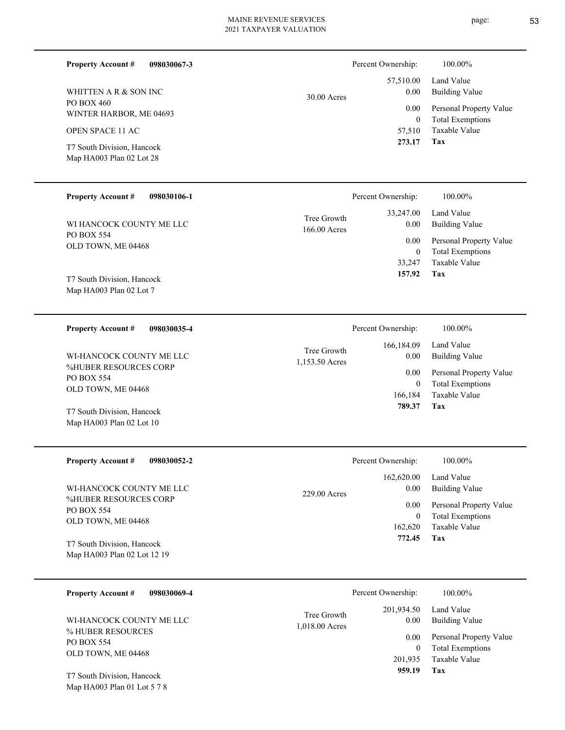**Property Account #** **098030067-3**

WHITTEN A R & SON INC
PO BOX 460
WINTER HARBOR, ME 04693

OPEN SPACE 11 AC

T7 South Division, Hancock
Map HA003 Plan 02 Lot 28

30.00 Acres

| Percent Ownership: | 100.00% |
|---|---|
| 57,510.00 | Land Value |
| 0.00 | Building Value |
| 0.00 | Personal Property Value |
| 0 | Total Exemptions |
| 57,510 | Taxable Value |
| **273.17** | **Tax** |

---

**Property Account #** **098030106-1**

WI HANCOCK COUNTY ME LLC
PO BOX 554
OLD TOWN, ME 04468

T7 South Division, Hancock
Map HA003 Plan 02 Lot 7

Tree Growth
166.00 Acres

| Percent Ownership: | 100.00% |
|---|---|
| 33,247.00 | Land Value |
| 0.00 | Building Value |
| 0.00 | Personal Property Value |
| 0 | Total Exemptions |
| 33,247 | Taxable Value |
| **157.92** | **Tax** |

---

**Property Account #** **098030035-4**

WI-HANCOCK COUNTY ME LLC
%HUBER RESOURCES CORP
PO BOX 554
OLD TOWN, ME 04468

T7 South Division, Hancock
Map HA003 Plan 02 Lot 10

Tree Growth
1,153.50 Acres

| Percent Ownership: | 100.00% |
|---|---|
| 166,184.09 | Land Value |
| 0.00 | Building Value |
| 0.00 | Personal Property Value |
| 0 | Total Exemptions |
| 166,184 | Taxable Value |
| **789.37** | **Tax** |

---

**Property Account #** **098030052-2**

WI-HANCOCK COUNTY ME LLC
%HUBER RESOURCES CORP
PO BOX 554
OLD TOWN, ME 04468

T7 South Division, Hancock
Map HA003 Plan 02 Lot 12 19

229.00 Acres

| Percent Ownership: | 100.00% |
|---|---|
| 162,620.00 | Land Value |
| 0.00 | Building Value |
| 0.00 | Personal Property Value |
| 0 | Total Exemptions |
| 162,620 | Taxable Value |
| **772.45** | **Tax** |

---

**Property Account #** **098030069-4**

WI-HANCOCK COUNTY ME LLC
% HUBER RESOURCES
PO BOX 554
OLD TOWN, ME 04468

T7 South Division, Hancock
Map HA003 Plan 01 Lot 5 7 8

Tree Growth
1,018.00 Acres

| Percent Ownership: | 100.00% |
|---|---|
| 201,934.50 | Land Value |
| 0.00 | Building Value |
| 0.00 | Personal Property Value |
| 0 | Total Exemptions |
| 201,935 | Taxable Value |
| **959.19** | **Tax** |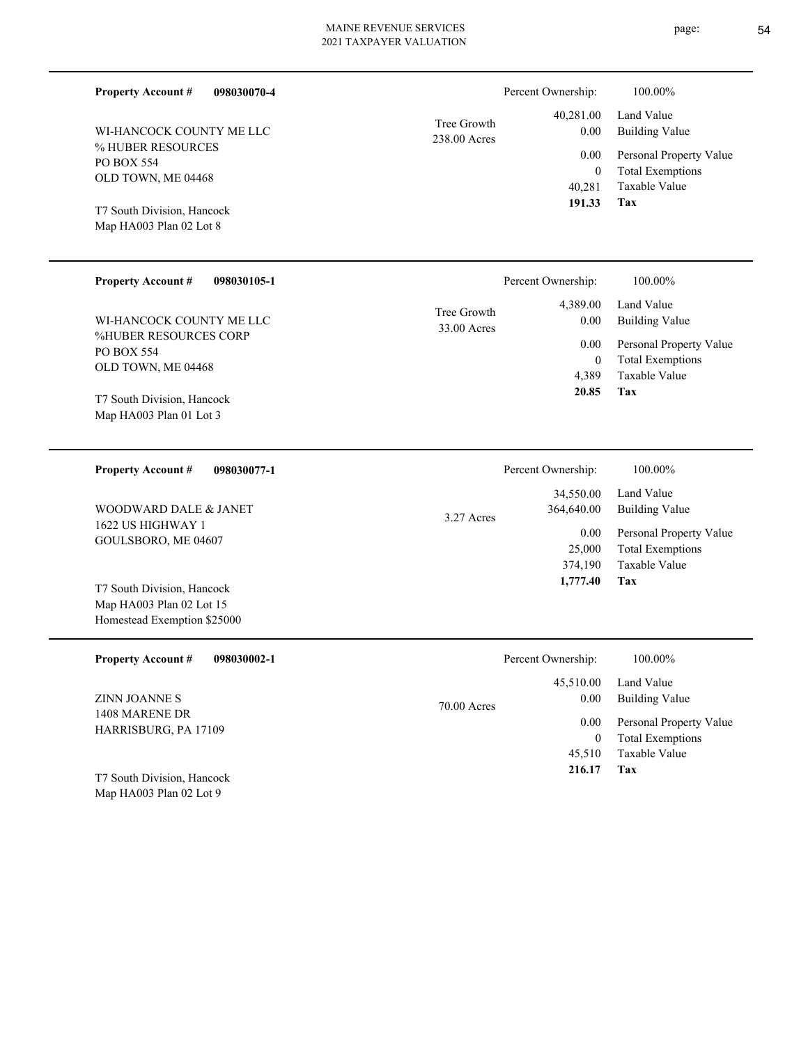**Property Account #** **098030070-4**

WI-HANCOCK COUNTY ME LLC
% HUBER RESOURCES
PO BOX 554
OLD TOWN, ME 04468

T7 South Division, Hancock
Map HA003 Plan 02 Lot 8

Tree Growth
238.00 Acres

| Percent Ownership: | 100.00% |
|---|---|
| 40,281.00 | Land Value |
| 0.00 | Building Value |
| 0.00 | Personal Property Value |
| 0 | Total Exemptions |
| 40,281 | Taxable Value |
| **191.33** | **Tax** |

---

**Property Account #** **098030105-1**

WI-HANCOCK COUNTY ME LLC
%HUBER RESOURCES CORP
PO BOX 554
OLD TOWN, ME 04468

T7 South Division, Hancock
Map HA003 Plan 01 Lot 3

Tree Growth
33.00 Acres

| Percent Ownership: | 100.00% |
|---|---|
| 4,389.00 | Land Value |
| 0.00 | Building Value |
| 0.00 | Personal Property Value |
| 0 | Total Exemptions |
| 4,389 | Taxable Value |
| **20.85** | **Tax** |

---

**Property Account #** **098030077-1**

WOODWARD DALE & JANET
1622 US HIGHWAY 1
GOULSBORO, ME 04607

T7 South Division, Hancock
Map HA003 Plan 02 Lot 15
Homestead Exemption $25000

3.27 Acres

| Percent Ownership: | 100.00% |
|---|---|
| 34,550.00 | Land Value |
| 364,640.00 | Building Value |
| 0.00 | Personal Property Value |
| 25,000 | Total Exemptions |
| 374,190 | Taxable Value |
| **1,777.40** | **Tax** |

---

**Property Account #** **098030002-1**

ZINN JOANNE S
1408 MARENE DR
HARRISBURG, PA 17109

T7 South Division, Hancock
Map HA003 Plan 02 Lot 9

70.00 Acres

| Percent Ownership: | 100.00% |
|---|---|
| 45,510.00 | Land Value |
| 0.00 | Building Value |
| 0.00 | Personal Property Value |
| 0 | Total Exemptions |
| 45,510 | Taxable Value |
| **216.17** | **Tax** |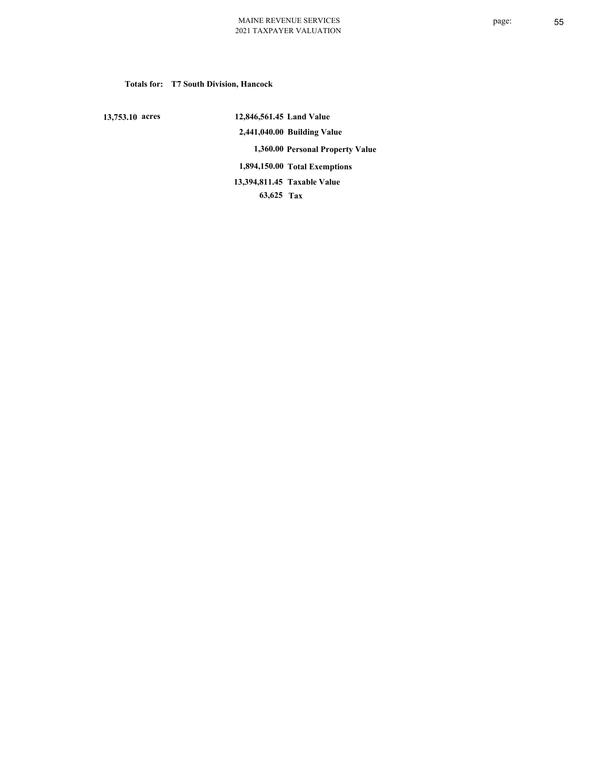**Totals for: T7 South Division, Hancock**

| | | |
|---|---|---|
| 13,753.10 acres | 12,846,561.45 | Land Value |
| | 2,441,040.00 | Building Value |
| | 1,360.00 | Personal Property Value |
| | 1,894,150.00 | Total Exemptions |
| | 13,394,811.45 | Taxable Value |
| | 63,625 | Tax |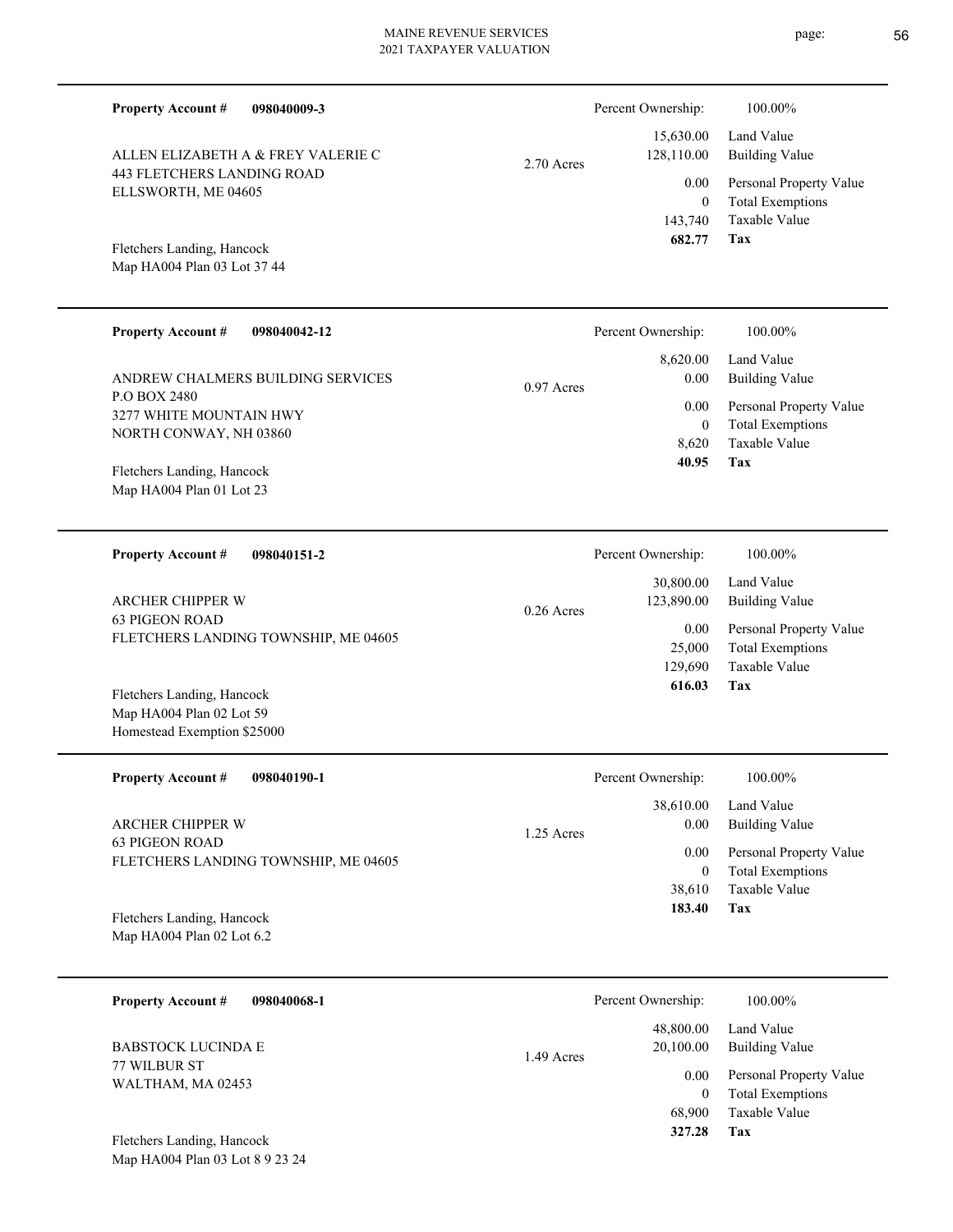**Property Account #** **098040009-3**

ALLEN ELIZABETH A & FREY VALERIE C
443 FLETCHERS LANDING ROAD
ELLSWORTH, ME 04605

Fletchers Landing, Hancock
Map HA004 Plan 03 Lot 37 44

2.70 Acres

| | |
|---|---|
| Percent Ownership: | 100.00% |
| 15,630.00 | Land Value |
| 128,110.00 | Building Value |
| 0.00 | Personal Property Value |
| 0 | Total Exemptions |
| 143,740 | Taxable Value |
| **682.77** | **Tax** |

---

**Property Account #** **098040042-12**

ANDREW CHALMERS BUILDING SERVICES
P.O BOX 2480
3277 WHITE MOUNTAIN HWY
NORTH CONWAY, NH 03860

Fletchers Landing, Hancock
Map HA004 Plan 01 Lot 23

0.97 Acres

| | |
|---|---|
| Percent Ownership: | 100.00% |
| 8,620.00 | Land Value |
| 0.00 | Building Value |
| 0.00 | Personal Property Value |
| 0 | Total Exemptions |
| 8,620 | Taxable Value |
| **40.95** | **Tax** |

---

**Property Account #** **098040151-2**

ARCHER CHIPPER W
63 PIGEON ROAD
FLETCHERS LANDING TOWNSHIP, ME 04605

Fletchers Landing, Hancock
Map HA004 Plan 02 Lot 59
Homestead Exemption $25000

0.26 Acres

| | |
|---|---|
| Percent Ownership: | 100.00% |
| 30,800.00 | Land Value |
| 123,890.00 | Building Value |
| 0.00 | Personal Property Value |
| 25,000 | Total Exemptions |
| 129,690 | Taxable Value |
| **616.03** | **Tax** |

---

**Property Account #** **098040190-1**

ARCHER CHIPPER W
63 PIGEON ROAD
FLETCHERS LANDING TOWNSHIP, ME 04605

Fletchers Landing, Hancock
Map HA004 Plan 02 Lot 6.2

1.25 Acres

| | |
|---|---|
| Percent Ownership: | 100.00% |
| 38,610.00 | Land Value |
| 0.00 | Building Value |
| 0.00 | Personal Property Value |
| 0 | Total Exemptions |
| 38,610 | Taxable Value |
| **183.40** | **Tax** |

---

**Property Account #** **098040068-1**

BABSTOCK LUCINDA E
77 WILBUR ST
WALTHAM, MA 02453

Fletchers Landing, Hancock
Map HA004 Plan 03 Lot 8 9 23 24

1.49 Acres

| | |
|---|---|
| Percent Ownership: | 100.00% |
| 48,800.00 | Land Value |
| 20,100.00 | Building Value |
| 0.00 | Personal Property Value |
| 0 | Total Exemptions |
| 68,900 | Taxable Value |
| **327.28** | **Tax** |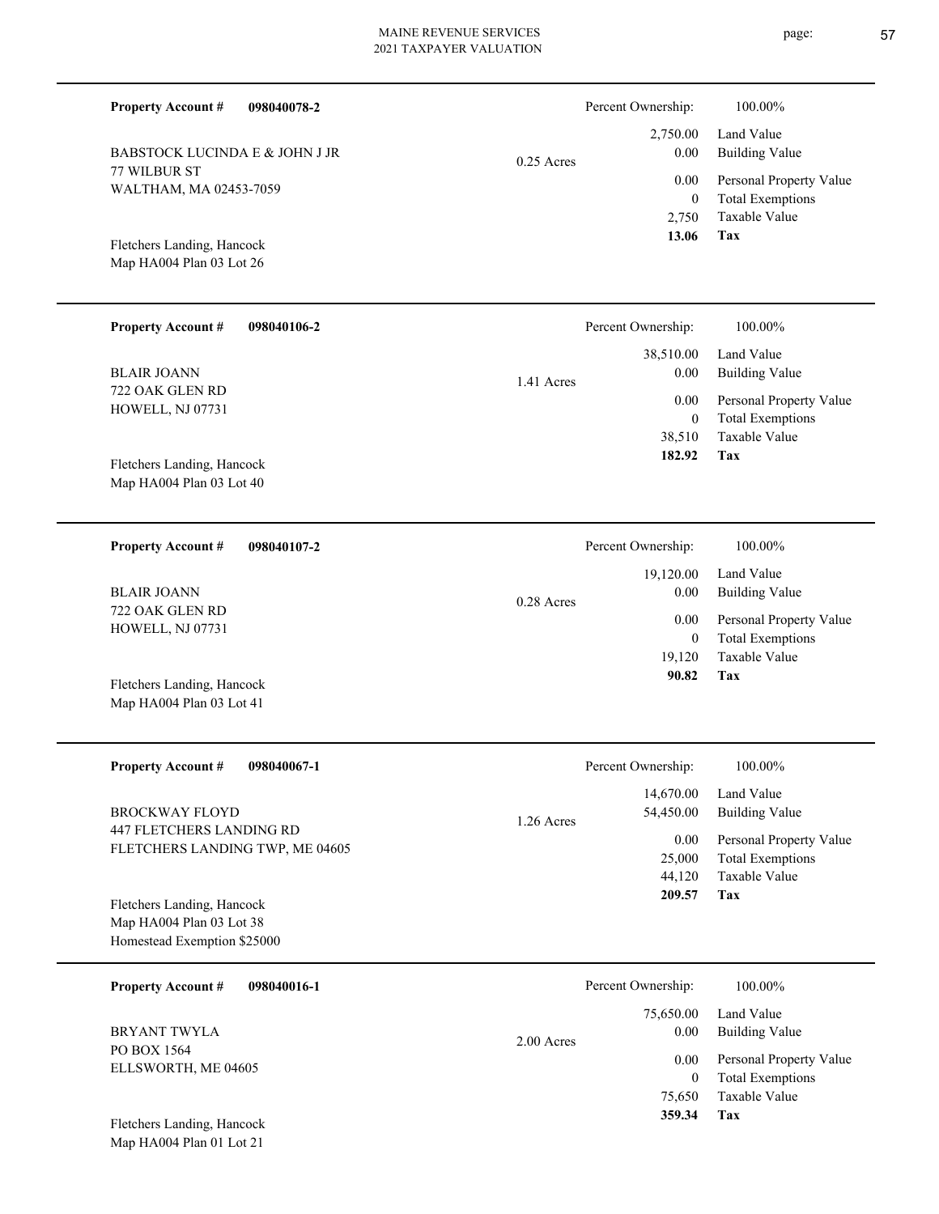**Property Account #** **098040078-2**

BABSTOCK LUCINDA E & JOHN J JR
77 WILBUR ST
WALTHAM, MA 02453-7059

Fletchers Landing, Hancock
Map HA004 Plan 03 Lot 26

0.25 Acres

| Percent Ownership: | 100.00% |
|---|---|
| 2,750.00 | Land Value |
| 0.00 | Building Value |
| 0.00 | Personal Property Value |
| 0 | Total Exemptions |
| 2,750 | Taxable Value |
| **13.06** | **Tax** |

---

**Property Account #** **098040106-2**

BLAIR JOANN
722 OAK GLEN RD
HOWELL, NJ 07731

Fletchers Landing, Hancock
Map HA004 Plan 03 Lot 40

1.41 Acres

| Percent Ownership: | 100.00% |
|---|---|
| 38,510.00 | Land Value |
| 0.00 | Building Value |
| 0.00 | Personal Property Value |
| 0 | Total Exemptions |
| 38,510 | Taxable Value |
| **182.92** | **Tax** |

---

**Property Account #** **098040107-2**

BLAIR JOANN
722 OAK GLEN RD
HOWELL, NJ 07731

Fletchers Landing, Hancock
Map HA004 Plan 03 Lot 41

0.28 Acres

| Percent Ownership: | 100.00% |
|---|---|
| 19,120.00 | Land Value |
| 0.00 | Building Value |
| 0.00 | Personal Property Value |
| 0 | Total Exemptions |
| 19,120 | Taxable Value |
| **90.82** | **Tax** |

---

**Property Account #** **098040067-1**

BROCKWAY FLOYD
447 FLETCHERS LANDING RD
FLETCHERS LANDING TWP, ME 04605

Fletchers Landing, Hancock
Map HA004 Plan 03 Lot 38
Homestead Exemption $25000

1.26 Acres

| Percent Ownership: | 100.00% |
|---|---|
| 14,670.00 | Land Value |
| 54,450.00 | Building Value |
| 0.00 | Personal Property Value |
| 25,000 | Total Exemptions |
| 44,120 | Taxable Value |
| **209.57** | **Tax** |

---

**Property Account #** **098040016-1**

BRYANT TWYLA
PO BOX 1564
ELLSWORTH, ME 04605

Fletchers Landing, Hancock
Map HA004 Plan 01 Lot 21

2.00 Acres

| Percent Ownership: | 100.00% |
|---|---|
| 75,650.00 | Land Value |
| 0.00 | Building Value |
| 0.00 | Personal Property Value |
| 0 | Total Exemptions |
| 75,650 | Taxable Value |
| **359.34** | **Tax** |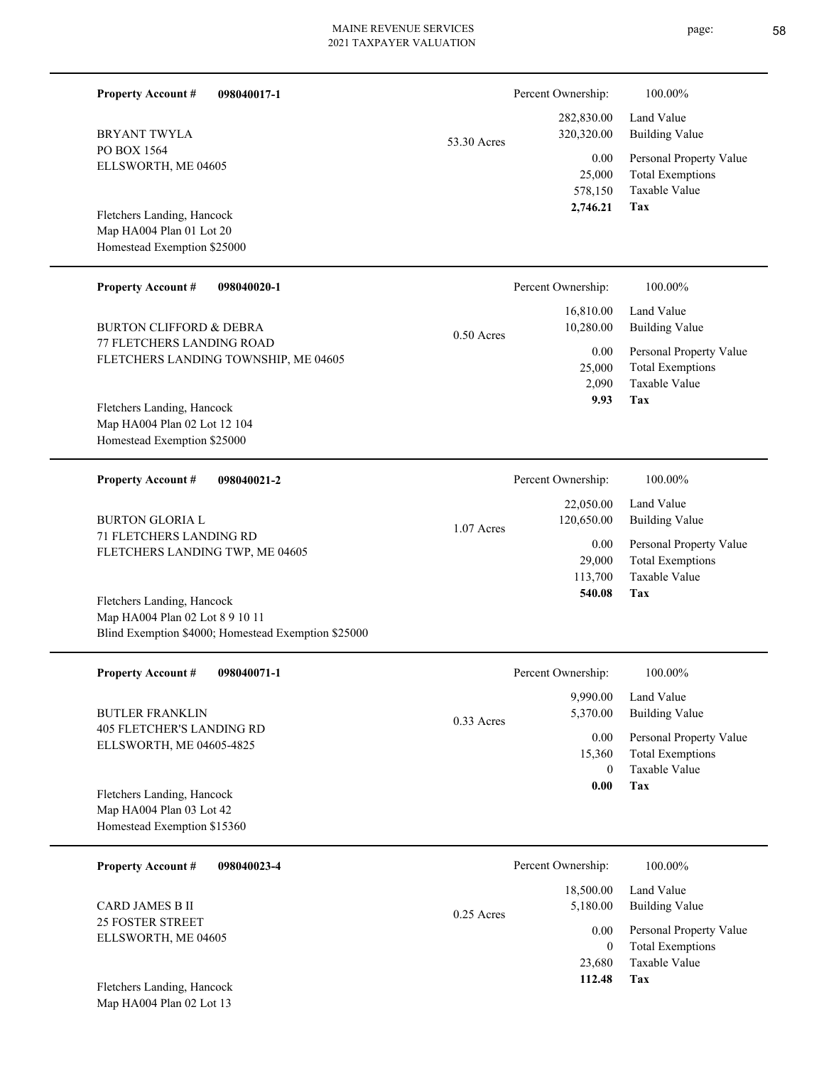**Property Account #** **098040017-1**

BRYANT TWYLA
PO BOX 1564
ELLSWORTH, ME 04605

Fletchers Landing, Hancock
Map HA004 Plan 01 Lot 20
Homestead Exemption $25000

53.30 Acres

| | |
|---|---|
| Percent Ownership: | 100.00% |
| Land Value | 282,830.00 |
| Building Value | 320,320.00 |
| Personal Property Value | 0.00 |
| Total Exemptions | 25,000 |
| Taxable Value | 578,150 |
| **Tax** | **2,746.21** |

---

**Property Account #** **098040020-1**

BURTON CLIFFORD & DEBRA
77 FLETCHERS LANDING ROAD
FLETCHERS LANDING TOWNSHIP, ME 04605

Fletchers Landing, Hancock
Map HA004 Plan 02 Lot 12 104
Homestead Exemption $25000

0.50 Acres

| | |
|---|---|
| Percent Ownership: | 100.00% |
| Land Value | 16,810.00 |
| Building Value | 10,280.00 |
| Personal Property Value | 0.00 |
| Total Exemptions | 25,000 |
| Taxable Value | 2,090 |
| **Tax** | **9.93** |

---

**Property Account #** **098040021-2**

BURTON GLORIA L
71 FLETCHERS LANDING RD
FLETCHERS LANDING TWP, ME 04605

Fletchers Landing, Hancock
Map HA004 Plan 02 Lot 8 9 10 11
Blind Exemption $4000; Homestead Exemption $25000

1.07 Acres

| | |
|---|---|
| Percent Ownership: | 100.00% |
| Land Value | 22,050.00 |
| Building Value | 120,650.00 |
| Personal Property Value | 0.00 |
| Total Exemptions | 29,000 |
| Taxable Value | 113,700 |
| **Tax** | **540.08** |

---

**Property Account #** **098040071-1**

BUTLER FRANKLIN
405 FLETCHER'S LANDING RD
ELLSWORTH, ME 04605-4825

Fletchers Landing, Hancock
Map HA004 Plan 03 Lot 42
Homestead Exemption $15360

0.33 Acres

| | |
|---|---|
| Percent Ownership: | 100.00% |
| Land Value | 9,990.00 |
| Building Value | 5,370.00 |
| Personal Property Value | 0.00 |
| Total Exemptions | 15,360 |
| Taxable Value | 0 |
| **Tax** | **0.00** |

---

**Property Account #** **098040023-4**

CARD JAMES B II
25 FOSTER STREET
ELLSWORTH, ME 04605

Fletchers Landing, Hancock
Map HA004 Plan 02 Lot 13

0.25 Acres

| | |
|---|---|
| Percent Ownership: | 100.00% |
| Land Value | 18,500.00 |
| Building Value | 5,180.00 |
| Personal Property Value | 0.00 |
| Total Exemptions | 0 |
| Taxable Value | 23,680 |
| **Tax** | **112.48** |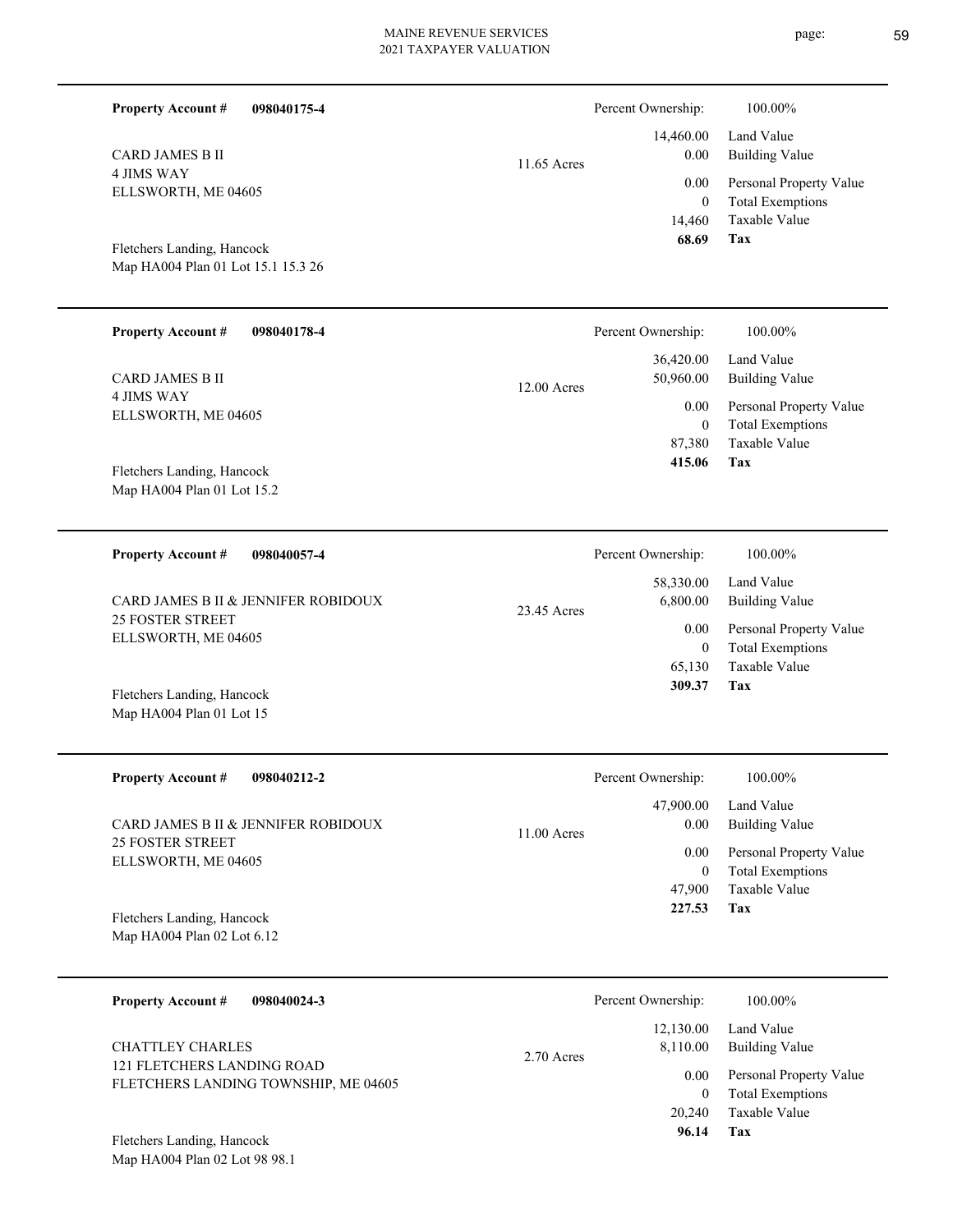**Property Account #** **098040175-4**

CARD JAMES B II
4 JIMS WAY
ELLSWORTH, ME 04605

Fletchers Landing, Hancock
Map HA004 Plan 01 Lot 15.1 15.3 26

11.65 Acres

Percent Ownership: 100.00%

| | |
|---|---|
| 14,460.00 | Land Value |
| 0.00 | Building Value |
| 0.00 | Personal Property Value |
| 0 | Total Exemptions |
| 14,460 | Taxable Value |
| **68.69** | **Tax** |

---

**Property Account #** **098040178-4**

CARD JAMES B II
4 JIMS WAY
ELLSWORTH, ME 04605

Fletchers Landing, Hancock
Map HA004 Plan 01 Lot 15.2

12.00 Acres

Percent Ownership: 100.00%

| | |
|---|---|
| 36,420.00 | Land Value |
| 50,960.00 | Building Value |
| 0.00 | Personal Property Value |
| 0 | Total Exemptions |
| 87,380 | Taxable Value |
| **415.06** | **Tax** |

---

**Property Account #** **098040057-4**

CARD JAMES B II & JENNIFER ROBIDOUX
25 FOSTER STREET
ELLSWORTH, ME 04605

Fletchers Landing, Hancock
Map HA004 Plan 01 Lot 15

23.45 Acres

Percent Ownership: 100.00%

| | |
|---|---|
| 58,330.00 | Land Value |
| 6,800.00 | Building Value |
| 0.00 | Personal Property Value |
| 0 | Total Exemptions |
| 65,130 | Taxable Value |
| **309.37** | **Tax** |

---

**Property Account #** **098040212-2**

CARD JAMES B II & JENNIFER ROBIDOUX
25 FOSTER STREET
ELLSWORTH, ME 04605

Fletchers Landing, Hancock
Map HA004 Plan 02 Lot 6.12

11.00 Acres

Percent Ownership: 100.00%

| | |
|---|---|
| 47,900.00 | Land Value |
| 0.00 | Building Value |
| 0.00 | Personal Property Value |
| 0 | Total Exemptions |
| 47,900 | Taxable Value |
| **227.53** | **Tax** |

---

**Property Account #** **098040024-3**

CHATTLEY CHARLES
121 FLETCHERS LANDING ROAD
FLETCHERS LANDING TOWNSHIP, ME 04605

Fletchers Landing, Hancock
Map HA004 Plan 02 Lot 98 98.1

2.70 Acres

Percent Ownership: 100.00%

| | |
|---|---|
| 12,130.00 | Land Value |
| 8,110.00 | Building Value |
| 0.00 | Personal Property Value |
| 0 | Total Exemptions |
| 20,240 | Taxable Value |
| **96.14** | **Tax** |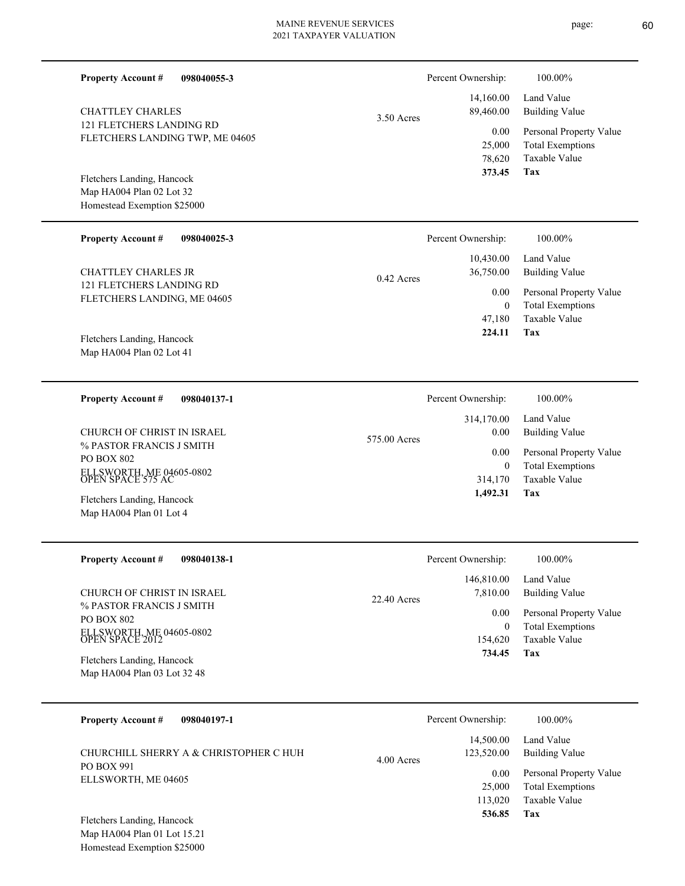**Property Account #** **098040055-3**

CHATTLEY CHARLES
121 FLETCHERS LANDING RD
FLETCHERS LANDING TWP, ME 04605

3.50 Acres

Fletchers Landing, Hancock
Map HA004 Plan 02 Lot 32
Homestead Exemption $25000

| Percent Ownership: | 100.00% |
|---|---|
| 14,160.00 | Land Value |
| 89,460.00 | Building Value |
| 0.00 | Personal Property Value |
| 25,000 | Total Exemptions |
| 78,620 | Taxable Value |
| **373.45** | **Tax** |

---

**Property Account #** **098040025-3**

CHATTLEY CHARLES JR
121 FLETCHERS LANDING RD
FLETCHERS LANDING, ME 04605

0.42 Acres

Fletchers Landing, Hancock
Map HA004 Plan 02 Lot 41

| Percent Ownership: | 100.00% |
|---|---|
| 10,430.00 | Land Value |
| 36,750.00 | Building Value |
| 0.00 | Personal Property Value |
| 0 | Total Exemptions |
| 47,180 | Taxable Value |
| **224.11** | **Tax** |

---

**Property Account #** **098040137-1**

CHURCH OF CHRIST IN ISRAEL
% PASTOR FRANCIS J SMITH
PO BOX 802
ELLSWORTH, ME 04605-0802
OPEN SPACE 575 AC

575.00 Acres

Fletchers Landing, Hancock
Map HA004 Plan 01 Lot 4

| Percent Ownership: | 100.00% |
|---|---|
| 314,170.00 | Land Value |
| 0.00 | Building Value |
| 0.00 | Personal Property Value |
| 0 | Total Exemptions |
| 314,170 | Taxable Value |
| **1,492.31** | **Tax** |

---

**Property Account #** **098040138-1**

CHURCH OF CHRIST IN ISRAEL
% PASTOR FRANCIS J SMITH
PO BOX 802
ELLSWORTH, ME 04605-0802
OPEN SPACE 2012

22.40 Acres

Fletchers Landing, Hancock
Map HA004 Plan 03 Lot 32 48

| Percent Ownership: | 100.00% |
|---|---|
| 146,810.00 | Land Value |
| 7,810.00 | Building Value |
| 0.00 | Personal Property Value |
| 0 | Total Exemptions |
| 154,620 | Taxable Value |
| **734.45** | **Tax** |

---

**Property Account #** **098040197-1**

CHURCHILL SHERRY A & CHRISTOPHER C HUH
PO BOX 991
ELLSWORTH, ME 04605

4.00 Acres

Fletchers Landing, Hancock
Map HA004 Plan 01 Lot 15.21
Homestead Exemption $25000

| Percent Ownership: | 100.00% |
|---|---|
| 14,500.00 | Land Value |
| 123,520.00 | Building Value |
| 0.00 | Personal Property Value |
| 25,000 | Total Exemptions |
| 113,020 | Taxable Value |
| **536.85** | **Tax** |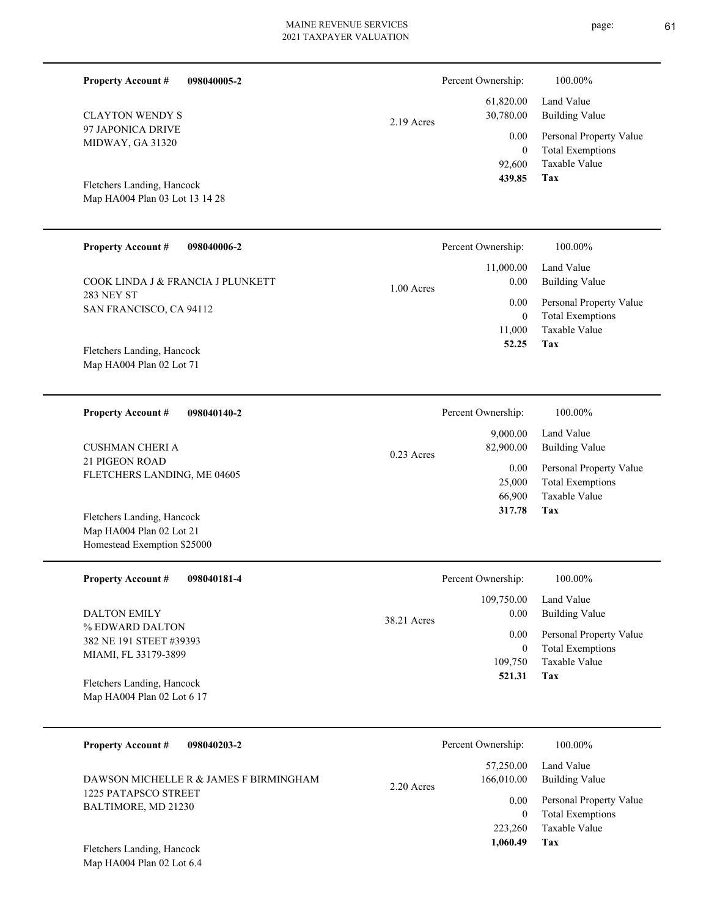**Property Account #** **098040005-2**

CLAYTON WENDY S
97 JAPONICA DRIVE
MIDWAY, GA 31320

Fletchers Landing, Hancock
Map HA004 Plan 03 Lot 13 14 28

2.19 Acres

| Percent Ownership: | 100.00% |
|---|---|
| 61,820.00 | Land Value |
| 30,780.00 | Building Value |
| 0.00 | Personal Property Value |
| 0 | Total Exemptions |
| 92,600 | Taxable Value |
| **439.85** | **Tax** |

---

**Property Account #** **098040006-2**

COOK LINDA J & FRANCIA J PLUNKETT
283 NEY ST
SAN FRANCISCO, CA 94112

Fletchers Landing, Hancock
Map HA004 Plan 02 Lot 71

1.00 Acres

| Percent Ownership: | 100.00% |
|---|---|
| 11,000.00 | Land Value |
| 0.00 | Building Value |
| 0.00 | Personal Property Value |
| 0 | Total Exemptions |
| 11,000 | Taxable Value |
| **52.25** | **Tax** |

---

**Property Account #** **098040140-2**

CUSHMAN CHERI A
21 PIGEON ROAD
FLETCHERS LANDING, ME 04605

Fletchers Landing, Hancock
Map HA004 Plan 02 Lot 21
Homestead Exemption $25000

0.23 Acres

| Percent Ownership: | 100.00% |
|---|---|
| 9,000.00 | Land Value |
| 82,900.00 | Building Value |
| 0.00 | Personal Property Value |
| 25,000 | Total Exemptions |
| 66,900 | Taxable Value |
| **317.78** | **Tax** |

---

**Property Account #** **098040181-4**

DALTON EMILY
% EDWARD DALTON
382 NE 191 STEET #39393
MIAMI, FL 33179-3899

Fletchers Landing, Hancock
Map HA004 Plan 02 Lot 6 17

38.21 Acres

| Percent Ownership: | 100.00% |
|---|---|
| 109,750.00 | Land Value |
| 0.00 | Building Value |
| 0.00 | Personal Property Value |
| 0 | Total Exemptions |
| 109,750 | Taxable Value |
| **521.31** | **Tax** |

---

**Property Account #** **098040203-2**

DAWSON MICHELLE R & JAMES F BIRMINGHAM
1225 PATAPSCO STREET
BALTIMORE, MD 21230

Fletchers Landing, Hancock
Map HA004 Plan 02 Lot 6.4

2.20 Acres

| Percent Ownership: | 100.00% |
|---|---|
| 57,250.00 | Land Value |
| 166,010.00 | Building Value |
| 0.00 | Personal Property Value |
| 0 | Total Exemptions |
| 223,260 | Taxable Value |
| **1,060.49** | **Tax** |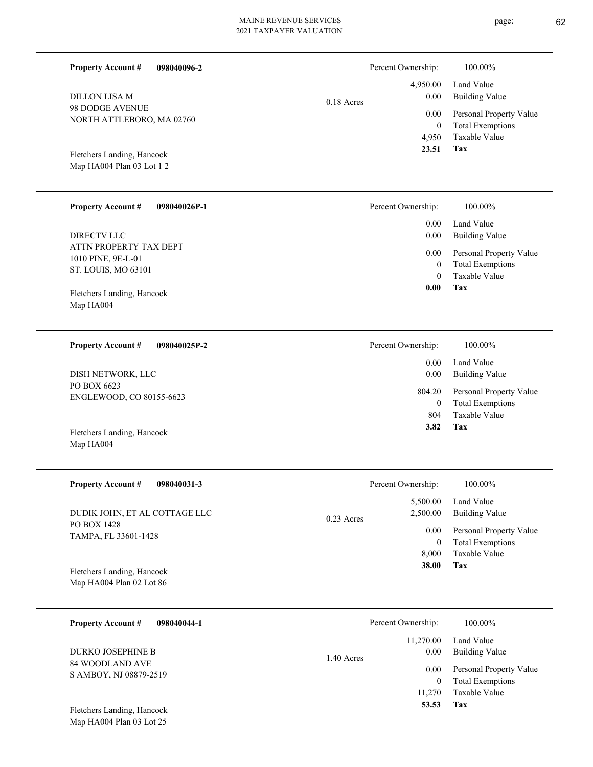| Property Account # | 098040096-2 | | Percent Ownership: | 100.00% |
|---|---|---|---|---|
| DILLON LISA M | | 0.18 Acres | 4,950.00 | Land Value |
| 98 DODGE AVENUE | | | 0.00 | Building Value |
| NORTH ATTLEBORO, MA 02760 | | | 0.00 | Personal Property Value |
| | | | 0 | Total Exemptions |
| | | | 4,950 | Taxable Value |
| Fletchers Landing, Hancock | | | **23.51** | **Tax** |
| Map HA004 Plan 03 Lot 1 2 | | | | |

| Property Account # | 098040026P-1 | | Percent Ownership: | 100.00% |
|---|---|---|---|---|
| DIRECTV LLC | | | 0.00 | Land Value |
| ATTN PROPERTY TAX DEPT | | | 0.00 | Building Value |
| 1010 PINE, 9E-L-01 | | | 0.00 | Personal Property Value |
| ST. LOUIS, MO 63101 | | | 0 | Total Exemptions |
| | | | 0 | Taxable Value |
| Fletchers Landing, Hancock | | | **0.00** | **Tax** |
| Map HA004 | | | | |

| Property Account # | 098040025P-2 | | Percent Ownership: | 100.00% |
|---|---|---|---|---|
| DISH NETWORK, LLC | | | 0.00 | Land Value |
| PO BOX 6623 | | | 0.00 | Building Value |
| ENGLEWOOD, CO 80155-6623 | | | 804.20 | Personal Property Value |
| | | | 0 | Total Exemptions |
| | | | 804 | Taxable Value |
| Fletchers Landing, Hancock | | | **3.82** | **Tax** |
| Map HA004 | | | | |

| Property Account # | 098040031-3 | | Percent Ownership: | 100.00% |
|---|---|---|---|---|
| DUDIK JOHN, ET AL COTTAGE LLC | | 0.23 Acres | 5,500.00 | Land Value |
| PO BOX 1428 | | | 2,500.00 | Building Value |
| TAMPA, FL 33601-1428 | | | 0.00 | Personal Property Value |
| | | | 0 | Total Exemptions |
| | | | 8,000 | Taxable Value |
| Fletchers Landing, Hancock | | | **38.00** | **Tax** |
| Map HA004 Plan 02 Lot 86 | | | | |

| Property Account # | 098040044-1 | | Percent Ownership: | 100.00% |
|---|---|---|---|---|
| DURKO JOSEPHINE B | | 1.40 Acres | 11,270.00 | Land Value |
| 84 WOODLAND AVE | | | 0.00 | Building Value |
| S AMBOY, NJ 08879-2519 | | | 0.00 | Personal Property Value |
| | | | 0 | Total Exemptions |
| | | | 11,270 | Taxable Value |
| Fletchers Landing, Hancock | | | **53.53** | **Tax** |
| Map HA004 Plan 03 Lot 25 | | | | |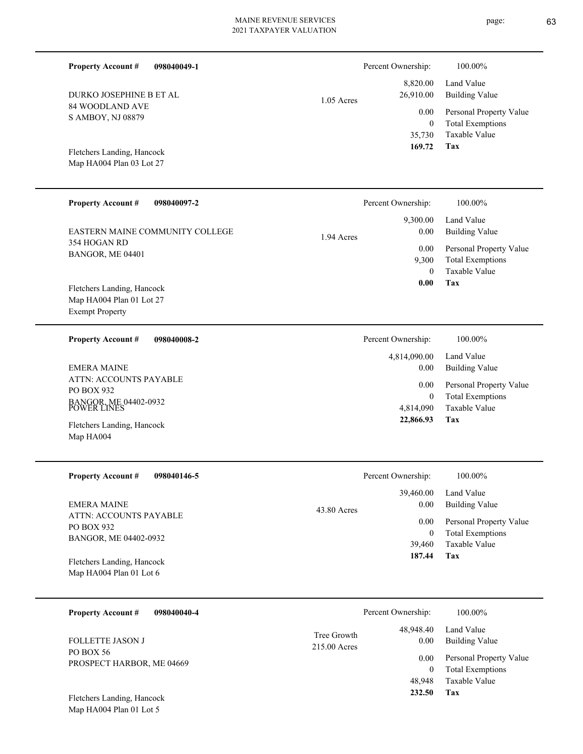**Property Account #** **098040049-1**

DURKO JOSEPHINE B ET AL
84 WOODLAND AVE
S AMBOY, NJ 08879

Fletchers Landing, Hancock
Map HA004 Plan 03 Lot 27

1.05 Acres

| | |
|---|---|
| Percent Ownership: | 100.00% |
| 8,820.00 | Land Value |
| 26,910.00 | Building Value |
| 0.00 | Personal Property Value |
| 0 | Total Exemptions |
| 35,730 | Taxable Value |
| **169.72** | **Tax** |

---

**Property Account #** **098040097-2**

EASTERN MAINE COMMUNITY COLLEGE
354 HOGAN RD
BANGOR, ME 04401

Fletchers Landing, Hancock
Map HA004 Plan 01 Lot 27
Exempt Property

1.94 Acres

| | |
|---|---|
| Percent Ownership: | 100.00% |
| 9,300.00 | Land Value |
| 0.00 | Building Value |
| 0.00 | Personal Property Value |
| 9,300 | Total Exemptions |
| 0 | Taxable Value |
| **0.00** | **Tax** |

---

**Property Account #** **098040008-2**

EMERA MAINE
ATTN: ACCOUNTS PAYABLE
PO BOX 932
BANGOR, ME 04402-0932
POWER LINES

Fletchers Landing, Hancock
Map HA004

| | |
|---|---|
| Percent Ownership: | 100.00% |
| 4,814,090.00 | Land Value |
| 0.00 | Building Value |
| 0.00 | Personal Property Value |
| 0 | Total Exemptions |
| 4,814,090 | Taxable Value |
| **22,866.93** | **Tax** |

---

**Property Account #** **098040146-5**

EMERA MAINE
ATTN: ACCOUNTS PAYABLE
PO BOX 932
BANGOR, ME 04402-0932

Fletchers Landing, Hancock
Map HA004 Plan 01 Lot 6

43.80 Acres

| | |
|---|---|
| Percent Ownership: | 100.00% |
| 39,460.00 | Land Value |
| 0.00 | Building Value |
| 0.00 | Personal Property Value |
| 0 | Total Exemptions |
| 39,460 | Taxable Value |
| **187.44** | **Tax** |

---

**Property Account #** **098040040-4**

FOLLETTE JASON J
PO BOX 56
PROSPECT HARBOR, ME 04669

Fletchers Landing, Hancock
Map HA004 Plan 01 Lot 5

Tree Growth
215.00 Acres

| | |
|---|---|
| Percent Ownership: | 100.00% |
| 48,948.40 | Land Value |
| 0.00 | Building Value |
| 0.00 | Personal Property Value |
| 0 | Total Exemptions |
| 48,948 | Taxable Value |
| **232.50** | **Tax** |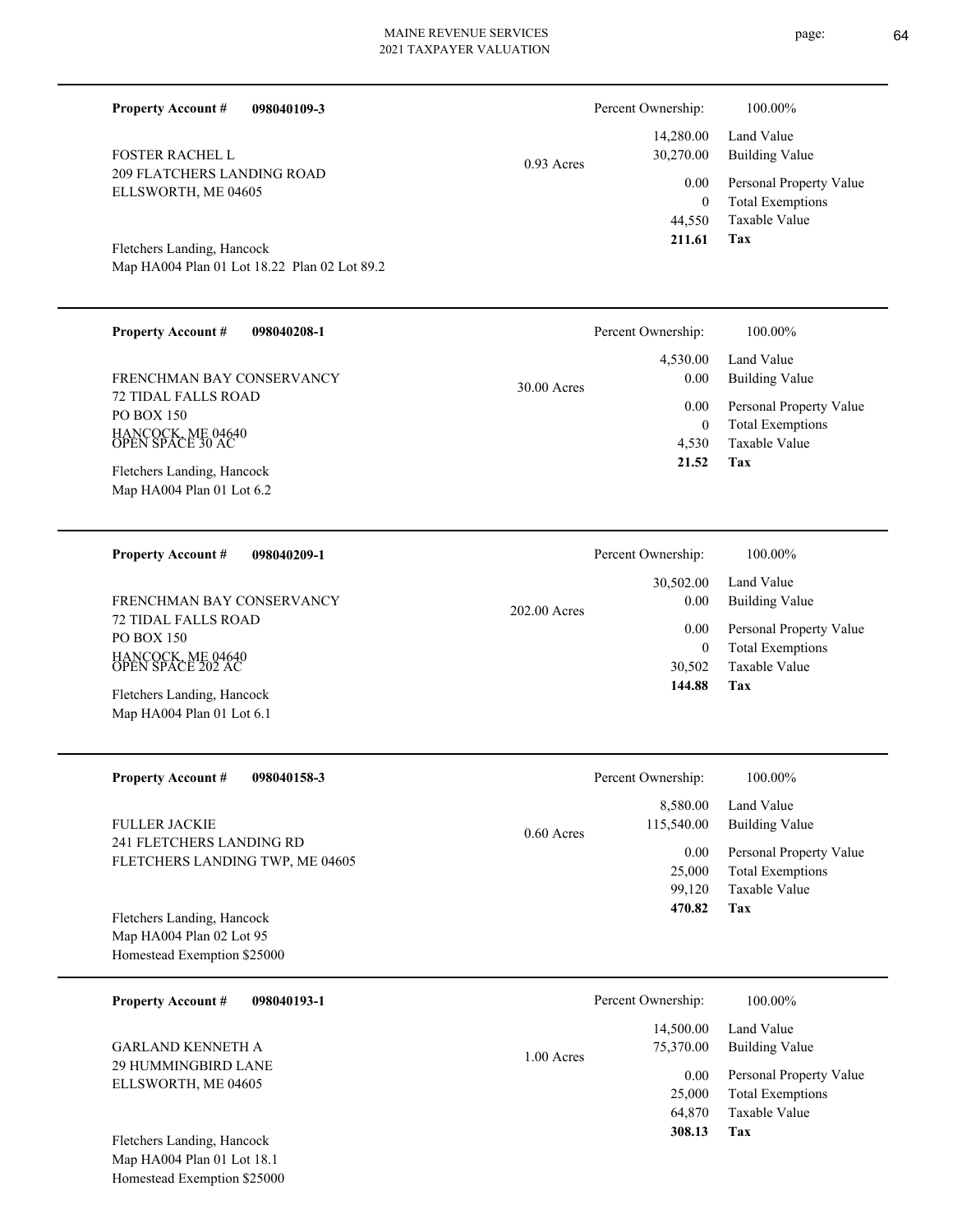**Property Account #** **098040109-3**

Percent Ownership: 100.00%

FOSTER RACHEL L
209 FLATCHERS LANDING ROAD
ELLSWORTH, ME 04605

0.93 Acres

| | |
|---|---|
| 14,280.00 | Land Value |
| 30,270.00 | Building Value |
| 0.00 | Personal Property Value |
| 0 | Total Exemptions |
| 44,550 | Taxable Value |
| **211.61** | **Tax** |

Fletchers Landing, Hancock
Map HA004 Plan 01 Lot 18.22 Plan 02 Lot 89.2

---

**Property Account #** **098040208-1**

Percent Ownership: 100.00%

FRENCHMAN BAY CONSERVANCY
72 TIDAL FALLS ROAD
PO BOX 150
HANCOCK, ME 04640
OPEN SPACE 30 AC

30.00 Acres

| | |
|---|---|
| 4,530.00 | Land Value |
| 0.00 | Building Value |
| 0.00 | Personal Property Value |
| 0 | Total Exemptions |
| 4,530 | Taxable Value |
| **21.52** | **Tax** |

Fletchers Landing, Hancock
Map HA004 Plan 01 Lot 6.2

---

**Property Account #** **098040209-1**

Percent Ownership: 100.00%

FRENCHMAN BAY CONSERVANCY
72 TIDAL FALLS ROAD
PO BOX 150
HANCOCK, ME 04640
OPEN SPACE 202 AC

202.00 Acres

| | |
|---|---|
| 30,502.00 | Land Value |
| 0.00 | Building Value |
| 0.00 | Personal Property Value |
| 0 | Total Exemptions |
| 30,502 | Taxable Value |
| **144.88** | **Tax** |

Fletchers Landing, Hancock
Map HA004 Plan 01 Lot 6.1

---

**Property Account #** **098040158-3**

Percent Ownership: 100.00%

FULLER JACKIE
241 FLETCHERS LANDING RD
FLETCHERS LANDING TWP, ME 04605

0.60 Acres

| | |
|---|---|
| 8,580.00 | Land Value |
| 115,540.00 | Building Value |
| 0.00 | Personal Property Value |
| 25,000 | Total Exemptions |
| 99,120 | Taxable Value |
| **470.82** | **Tax** |

Fletchers Landing, Hancock
Map HA004 Plan 02 Lot 95
Homestead Exemption $25000

---

**Property Account #** **098040193-1**

Percent Ownership: 100.00%

GARLAND KENNETH A
29 HUMMINGBIRD LANE
ELLSWORTH, ME 04605

1.00 Acres

| | |
|---|---|
| 14,500.00 | Land Value |
| 75,370.00 | Building Value |
| 0.00 | Personal Property Value |
| 25,000 | Total Exemptions |
| 64,870 | Taxable Value |
| **308.13** | **Tax** |

Fletchers Landing, Hancock
Map HA004 Plan 01 Lot 18.1
Homestead Exemption $25000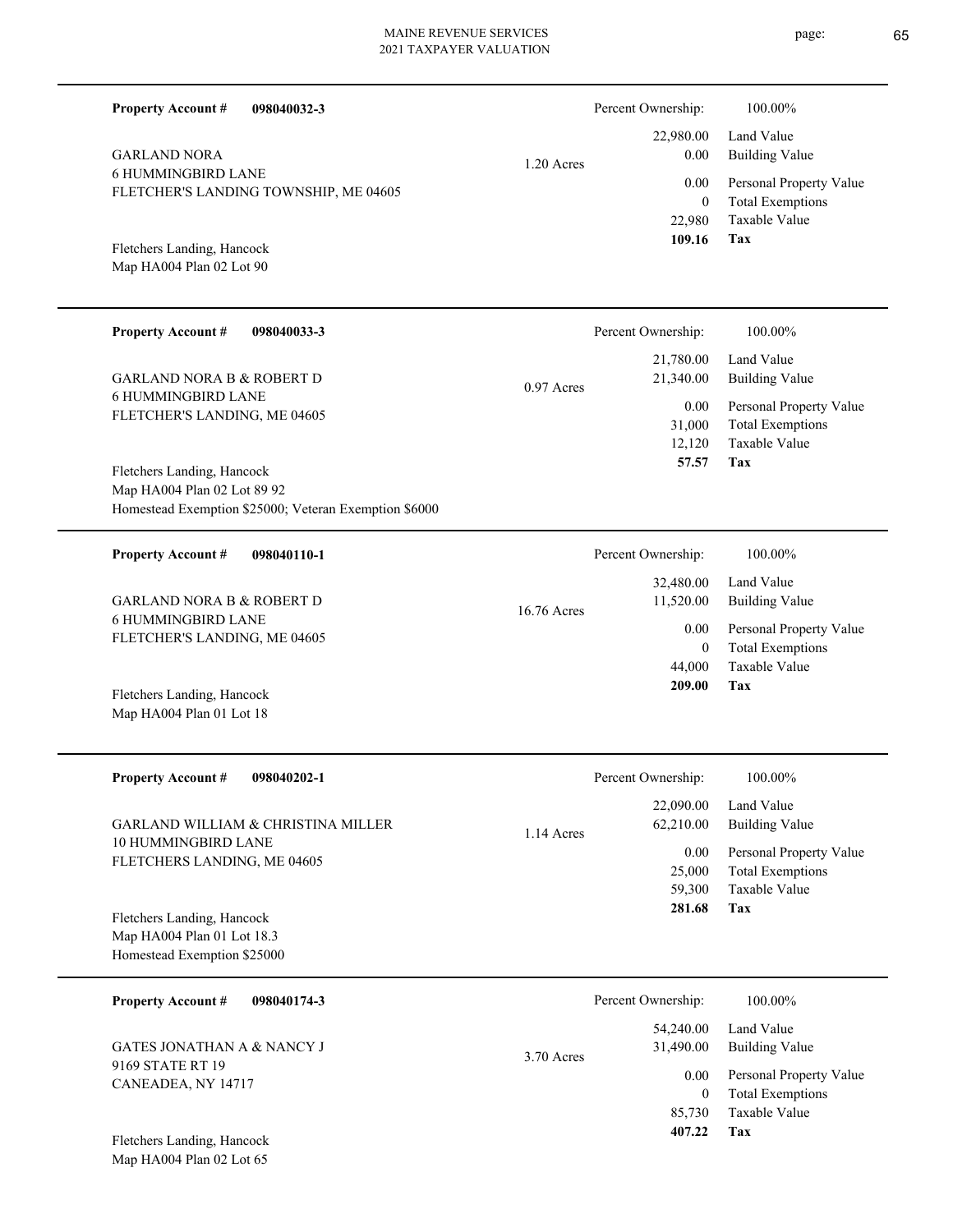**Property Account #** **098040032-3**

GARLAND NORA
6 HUMMINGBIRD LANE
FLETCHER'S LANDING TOWNSHIP, ME 04605

1.20 Acres

Fletchers Landing, Hancock
Map HA004 Plan 02 Lot 90

| Percent Ownership: | 100.00% |
|---|---|
| 22,980.00 | Land Value |
| 0.00 | Building Value |
| 0.00 | Personal Property Value |
| 0 | Total Exemptions |
| 22,980 | Taxable Value |
| **109.16** | **Tax** |

---

**Property Account #** **098040033-3**

GARLAND NORA B & ROBERT D
6 HUMMINGBIRD LANE
FLETCHER'S LANDING, ME 04605

0.97 Acres

Fletchers Landing, Hancock
Map HA004 Plan 02 Lot 89 92
Homestead Exemption $25000; Veteran Exemption $6000

| Percent Ownership: | 100.00% |
|---|---|
| 21,780.00 | Land Value |
| 21,340.00 | Building Value |
| 0.00 | Personal Property Value |
| 31,000 | Total Exemptions |
| 12,120 | Taxable Value |
| **57.57** | **Tax** |

---

**Property Account #** **098040110-1**

GARLAND NORA B & ROBERT D
6 HUMMINGBIRD LANE
FLETCHER'S LANDING, ME 04605

16.76 Acres

Fletchers Landing, Hancock
Map HA004 Plan 01 Lot 18

| Percent Ownership: | 100.00% |
|---|---|
| 32,480.00 | Land Value |
| 11,520.00 | Building Value |
| 0.00 | Personal Property Value |
| 0 | Total Exemptions |
| 44,000 | Taxable Value |
| **209.00** | **Tax** |

---

**Property Account #** **098040202-1**

GARLAND WILLIAM & CHRISTINA MILLER
10 HUMMINGBIRD LANE
FLETCHERS LANDING, ME 04605

1.14 Acres

Fletchers Landing, Hancock
Map HA004 Plan 01 Lot 18.3
Homestead Exemption $25000

| Percent Ownership: | 100.00% |
|---|---|
| 22,090.00 | Land Value |
| 62,210.00 | Building Value |
| 0.00 | Personal Property Value |
| 25,000 | Total Exemptions |
| 59,300 | Taxable Value |
| **281.68** | **Tax** |

---

**Property Account #** **098040174-3**

GATES JONATHAN A & NANCY J
9169 STATE RT 19
CANEADEA, NY 14717

3.70 Acres

Fletchers Landing, Hancock
Map HA004 Plan 02 Lot 65

| Percent Ownership: | 100.00% |
|---|---|
| 54,240.00 | Land Value |
| 31,490.00 | Building Value |
| 0.00 | Personal Property Value |
| 0 | Total Exemptions |
| 85,730 | Taxable Value |
| **407.22** | **Tax** |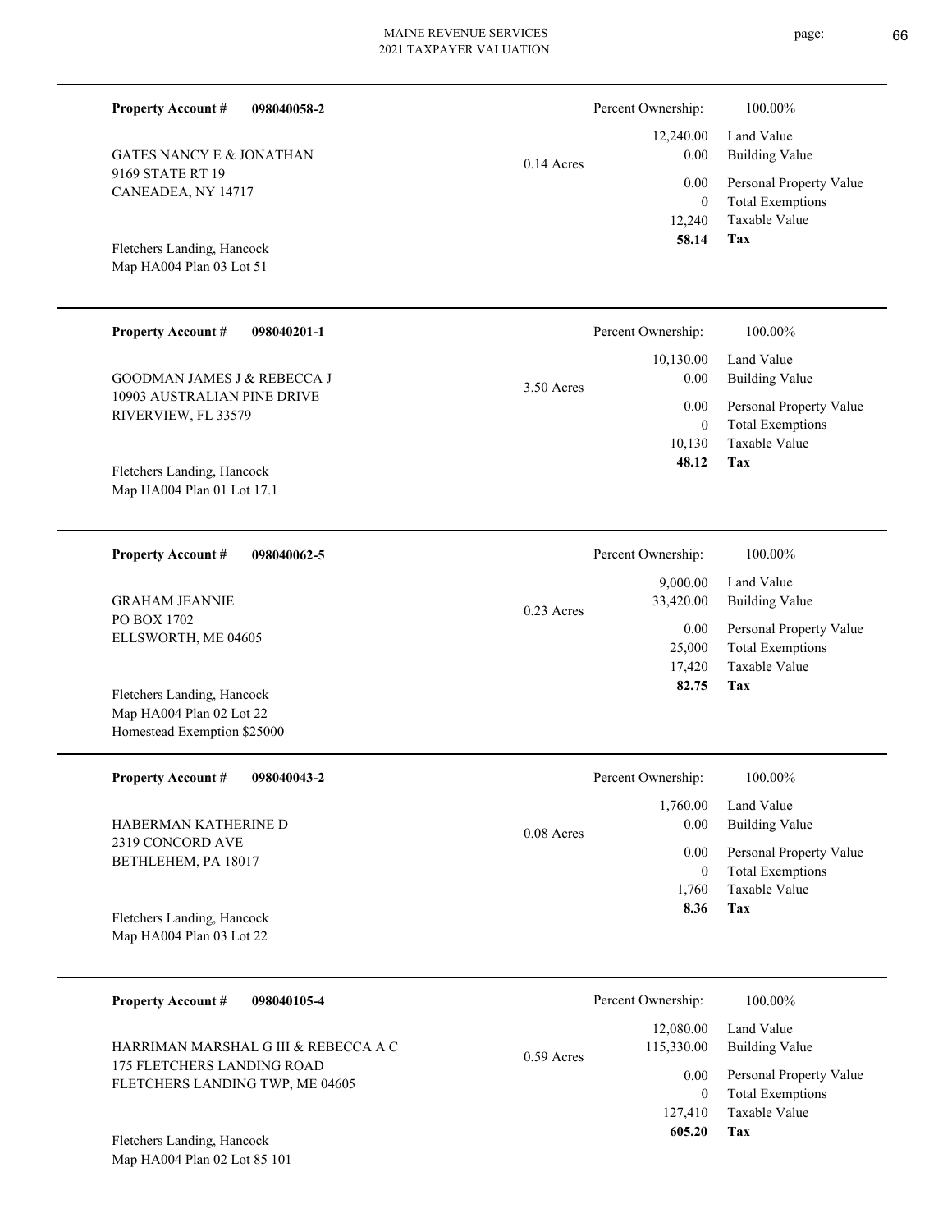**Property Account #** **098040058-2**

GATES NANCY E & JONATHAN
9169 STATE RT 19
CANEADEA, NY 14717

Fletchers Landing, Hancock
Map HA004 Plan 03 Lot 51

0.14 Acres

| Percent Ownership: | 100.00% |
|---|---|
| 12,240.00 | Land Value |
| 0.00 | Building Value |
| 0.00 | Personal Property Value |
| 0 | Total Exemptions |
| 12,240 | Taxable Value |
| **58.14** | **Tax** |

---

**Property Account #** **098040201-1**

GOODMAN JAMES J & REBECCA J
10903 AUSTRALIAN PINE DRIVE
RIVERVIEW, FL 33579

Fletchers Landing, Hancock
Map HA004 Plan 01 Lot 17.1

3.50 Acres

| Percent Ownership: | 100.00% |
|---|---|
| 10,130.00 | Land Value |
| 0.00 | Building Value |
| 0.00 | Personal Property Value |
| 0 | Total Exemptions |
| 10,130 | Taxable Value |
| **48.12** | **Tax** |

---

**Property Account #** **098040062-5**

GRAHAM JEANNIE
PO BOX 1702
ELLSWORTH, ME 04605

Fletchers Landing, Hancock
Map HA004 Plan 02 Lot 22
Homestead Exemption $25000

0.23 Acres

| Percent Ownership: | 100.00% |
|---|---|
| 9,000.00 | Land Value |
| 33,420.00 | Building Value |
| 0.00 | Personal Property Value |
| 25,000 | Total Exemptions |
| 17,420 | Taxable Value |
| **82.75** | **Tax** |

---

**Property Account #** **098040043-2**

HABERMAN KATHERINE D
2319 CONCORD AVE
BETHLEHEM, PA 18017

Fletchers Landing, Hancock
Map HA004 Plan 03 Lot 22

0.08 Acres

| Percent Ownership: | 100.00% |
|---|---|
| 1,760.00 | Land Value |
| 0.00 | Building Value |
| 0.00 | Personal Property Value |
| 0 | Total Exemptions |
| 1,760 | Taxable Value |
| **8.36** | **Tax** |

---

**Property Account #** **098040105-4**

HARRIMAN MARSHAL G III & REBECCA A C
175 FLETCHERS LANDING ROAD
FLETCHERS LANDING TWP, ME 04605

Fletchers Landing, Hancock
Map HA004 Plan 02 Lot 85 101

0.59 Acres

| Percent Ownership: | 100.00% |
|---|---|
| 12,080.00 | Land Value |
| 115,330.00 | Building Value |
| 0.00 | Personal Property Value |
| 0 | Total Exemptions |
| 127,410 | Taxable Value |
| **605.20** | **Tax** |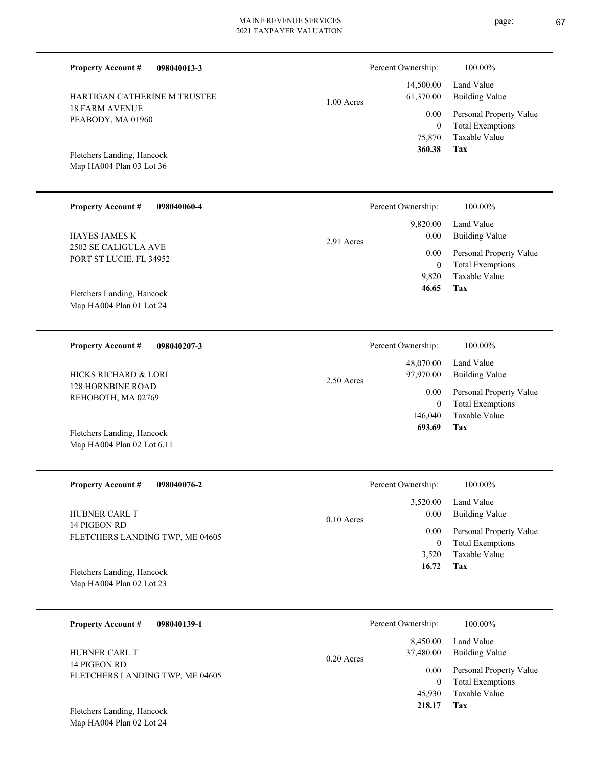MAINE REVENUE SERVICES
2021 TAXPAYER VALUATION

---

**Property Account #** **098040013-3**

HARTIGAN CATHERINE M TRUSTEE
18 FARM AVENUE
PEABODY, MA 01960

Fletchers Landing, Hancock
Map HA004 Plan 03 Lot 36

1.00 Acres

| Percent Ownership: | 100.00% |
|---|---|
| 14,500.00 | Land Value |
| 61,370.00 | Building Value |
| 0.00 | Personal Property Value |
| 0 | Total Exemptions |
| 75,870 | Taxable Value |
| **360.38** | **Tax** |

---

**Property Account #** **098040060-4**

HAYES JAMES K
2502 SE CALIGULA AVE
PORT ST LUCIE, FL 34952

Fletchers Landing, Hancock
Map HA004 Plan 01 Lot 24

2.91 Acres

| Percent Ownership: | 100.00% |
|---|---|
| 9,820.00 | Land Value |
| 0.00 | Building Value |
| 0.00 | Personal Property Value |
| 0 | Total Exemptions |
| 9,820 | Taxable Value |
| **46.65** | **Tax** |

---

**Property Account #** **098040207-3**

HICKS RICHARD & LORI
128 HORNBINE ROAD
REHOBOTH, MA 02769

Fletchers Landing, Hancock
Map HA004 Plan 02 Lot 6.11

2.50 Acres

| Percent Ownership: | 100.00% |
|---|---|
| 48,070.00 | Land Value |
| 97,970.00 | Building Value |
| 0.00 | Personal Property Value |
| 0 | Total Exemptions |
| 146,040 | Taxable Value |
| **693.69** | **Tax** |

---

**Property Account #** **098040076-2**

HUBNER CARL T
14 PIGEON RD
FLETCHERS LANDING TWP, ME 04605

Fletchers Landing, Hancock
Map HA004 Plan 02 Lot 23

0.10 Acres

| Percent Ownership: | 100.00% |
|---|---|
| 3,520.00 | Land Value |
| 0.00 | Building Value |
| 0.00 | Personal Property Value |
| 0 | Total Exemptions |
| 3,520 | Taxable Value |
| **16.72** | **Tax** |

---

**Property Account #** **098040139-1**

HUBNER CARL T
14 PIGEON RD
FLETCHERS LANDING TWP, ME 04605

Fletchers Landing, Hancock
Map HA004 Plan 02 Lot 24

0.20 Acres

| Percent Ownership: | 100.00% |
|---|---|
| 8,450.00 | Land Value |
| 37,480.00 | Building Value |
| 0.00 | Personal Property Value |
| 0 | Total Exemptions |
| 45,930 | Taxable Value |
| **218.17** | **Tax** |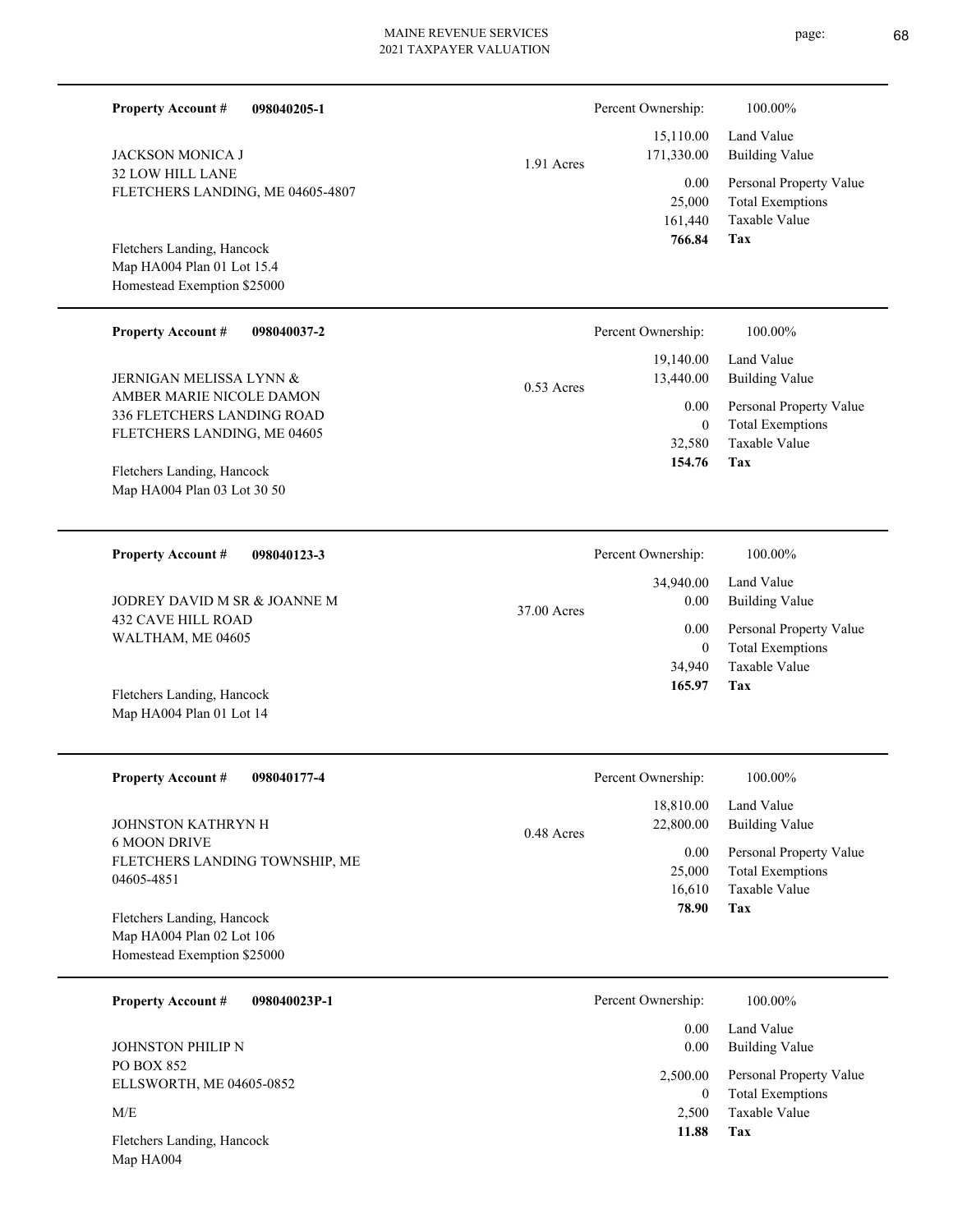**Property Account #** **098040205-1**

JACKSON MONICA J
32 LOW HILL LANE
FLETCHERS LANDING, ME 04605-4807

1.91 Acres

Fletchers Landing, Hancock
Map HA004 Plan 01 Lot 15.4
Homestead Exemption $25000

| Percent Ownership: | 100.00% |
|---|---|
| 15,110.00 | Land Value |
| 171,330.00 | Building Value |
| 0.00 | Personal Property Value |
| 25,000 | Total Exemptions |
| 161,440 | Taxable Value |
| **766.84** | **Tax** |

---

**Property Account #** **098040037-2**

JERNIGAN MELISSA LYNN &
AMBER MARIE NICOLE DAMON
336 FLETCHERS LANDING ROAD
FLETCHERS LANDING, ME 04605

0.53 Acres

Fletchers Landing, Hancock
Map HA004 Plan 03 Lot 30 50

| Percent Ownership: | 100.00% |
|---|---|
| 19,140.00 | Land Value |
| 13,440.00 | Building Value |
| 0.00 | Personal Property Value |
| 0 | Total Exemptions |
| 32,580 | Taxable Value |
| **154.76** | **Tax** |

---

**Property Account #** **098040123-3**

JODREY DAVID M SR & JOANNE M
432 CAVE HILL ROAD
WALTHAM, ME 04605

37.00 Acres

Fletchers Landing, Hancock
Map HA004 Plan 01 Lot 14

| Percent Ownership: | 100.00% |
|---|---|
| 34,940.00 | Land Value |
| 0.00 | Building Value |
| 0.00 | Personal Property Value |
| 0 | Total Exemptions |
| 34,940 | Taxable Value |
| **165.97** | **Tax** |

---

**Property Account #** **098040177-4**

JOHNSTON KATHRYN H
6 MOON DRIVE
FLETCHERS LANDING TOWNSHIP, ME
04605-4851

0.48 Acres

Fletchers Landing, Hancock
Map HA004 Plan 02 Lot 106
Homestead Exemption $25000

| Percent Ownership: | 100.00% |
|---|---|
| 18,810.00 | Land Value |
| 22,800.00 | Building Value |
| 0.00 | Personal Property Value |
| 25,000 | Total Exemptions |
| 16,610 | Taxable Value |
| **78.90** | **Tax** |

---

**Property Account #** **098040023P-1**

JOHNSTON PHILIP N
PO BOX 852
ELLSWORTH, ME 04605-0852

M/E

Fletchers Landing, Hancock
Map HA004

| Percent Ownership: | 100.00% |
|---|---|
| 0.00 | Land Value |
| 0.00 | Building Value |
| 2,500.00 | Personal Property Value |
| 0 | Total Exemptions |
| 2,500 | Taxable Value |
| **11.88** | **Tax** |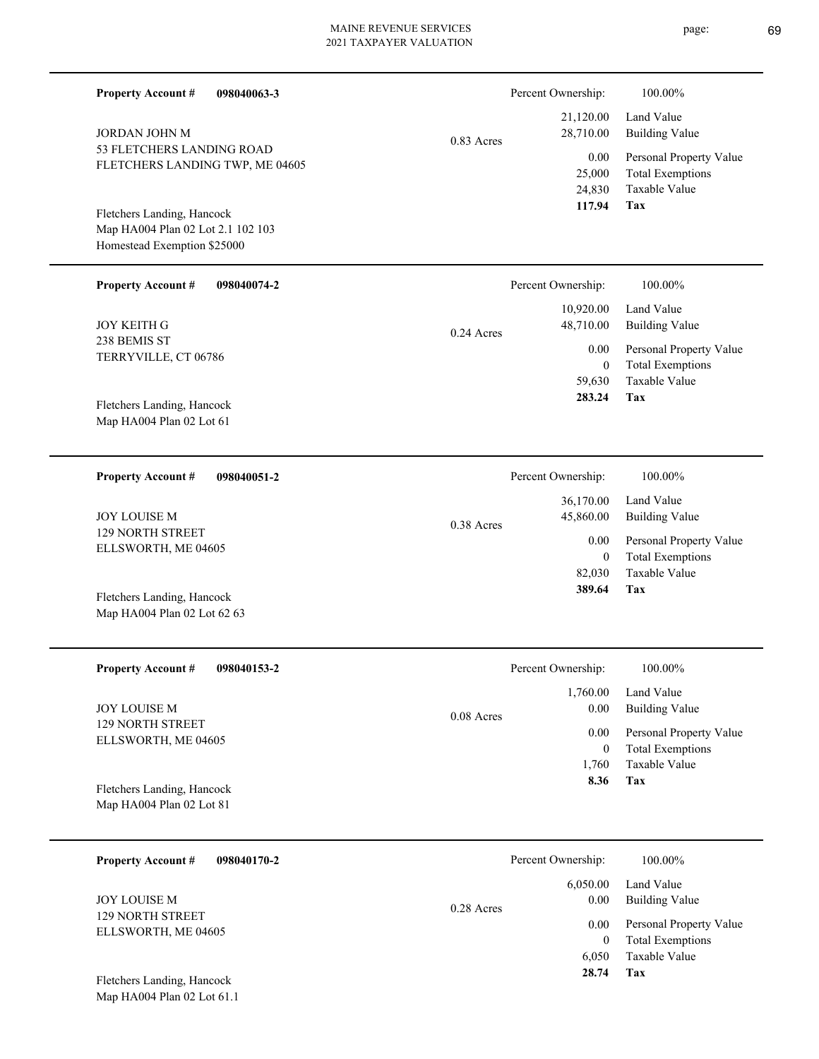**Property Account #** **098040063-3**

JORDAN JOHN M
53 FLETCHERS LANDING ROAD
FLETCHERS LANDING TWP, ME 04605

0.83 Acres

Fletchers Landing, Hancock
Map HA004 Plan 02 Lot 2.1 102 103
Homestead Exemption $25000

| Percent Ownership: | 100.00% |
|---|---|
| 21,120.00 | Land Value |
| 28,710.00 | Building Value |
| 0.00 | Personal Property Value |
| 25,000 | Total Exemptions |
| 24,830 | Taxable Value |
| **117.94** | **Tax** |

---

**Property Account #** **098040074-2**

JOY KEITH G
238 BEMIS ST
TERRYVILLE, CT 06786

0.24 Acres

Fletchers Landing, Hancock
Map HA004 Plan 02 Lot 61

| Percent Ownership: | 100.00% |
|---|---|
| 10,920.00 | Land Value |
| 48,710.00 | Building Value |
| 0.00 | Personal Property Value |
| 0 | Total Exemptions |
| 59,630 | Taxable Value |
| **283.24** | **Tax** |

---

**Property Account #** **098040051-2**

JOY LOUISE M
129 NORTH STREET
ELLSWORTH, ME 04605

0.38 Acres

Fletchers Landing, Hancock
Map HA004 Plan 02 Lot 62 63

| Percent Ownership: | 100.00% |
|---|---|
| 36,170.00 | Land Value |
| 45,860.00 | Building Value |
| 0.00 | Personal Property Value |
| 0 | Total Exemptions |
| 82,030 | Taxable Value |
| **389.64** | **Tax** |

---

**Property Account #** **098040153-2**

JOY LOUISE M
129 NORTH STREET
ELLSWORTH, ME 04605

0.08 Acres

Fletchers Landing, Hancock
Map HA004 Plan 02 Lot 81

| Percent Ownership: | 100.00% |
|---|---|
| 1,760.00 | Land Value |
| 0.00 | Building Value |
| 0.00 | Personal Property Value |
| 0 | Total Exemptions |
| 1,760 | Taxable Value |
| **8.36** | **Tax** |

---

**Property Account #** **098040170-2**

JOY LOUISE M
129 NORTH STREET
ELLSWORTH, ME 04605

0.28 Acres

Fletchers Landing, Hancock
Map HA004 Plan 02 Lot 61.1

| Percent Ownership: | 100.00% |
|---|---|
| 6,050.00 | Land Value |
| 0.00 | Building Value |
| 0.00 | Personal Property Value |
| 0 | Total Exemptions |
| 6,050 | Taxable Value |
| **28.74** | **Tax** |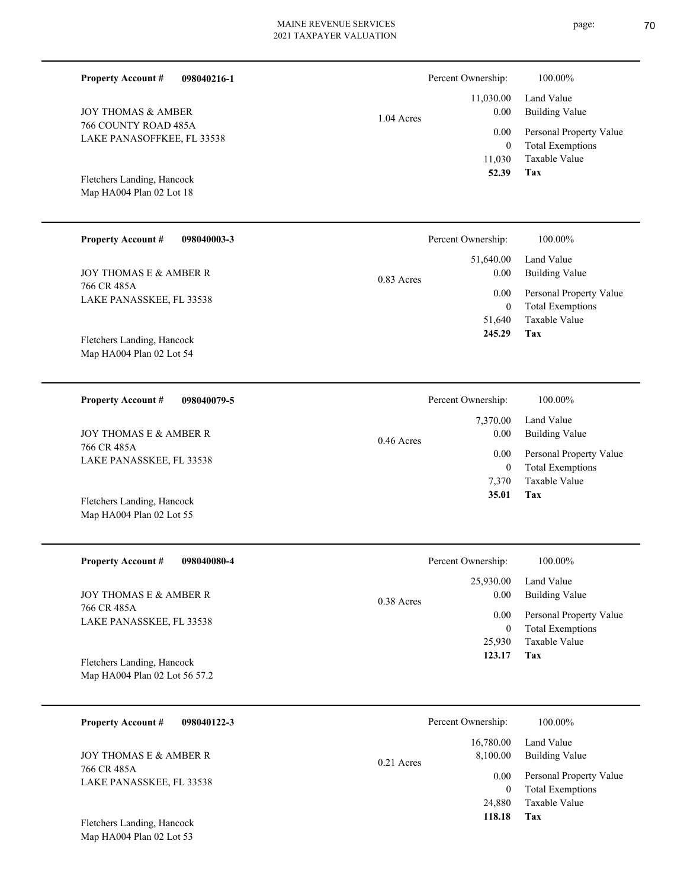**Property Account #** **098040216-1**

JOY THOMAS & AMBER
766 COUNTY ROAD 485A
LAKE PANASOFFKEE, FL 33538

Fletchers Landing, Hancock
Map HA004 Plan 02 Lot 18

1.04 Acres

| Percent Ownership: | 100.00% |
|---|---|
| 11,030.00 | Land Value |
| 0.00 | Building Value |
| 0.00 | Personal Property Value |
| 0 | Total Exemptions |
| 11,030 | Taxable Value |
| **52.39** | **Tax** |

---

**Property Account #** **098040003-3**

JOY THOMAS E & AMBER R
766 CR 485A
LAKE PANASSKEE, FL 33538

Fletchers Landing, Hancock
Map HA004 Plan 02 Lot 54

0.83 Acres

| Percent Ownership: | 100.00% |
|---|---|
| 51,640.00 | Land Value |
| 0.00 | Building Value |
| 0.00 | Personal Property Value |
| 0 | Total Exemptions |
| 51,640 | Taxable Value |
| **245.29** | **Tax** |

---

**Property Account #** **098040079-5**

JOY THOMAS E & AMBER R
766 CR 485A
LAKE PANASSKEE, FL 33538

Fletchers Landing, Hancock
Map HA004 Plan 02 Lot 55

0.46 Acres

| Percent Ownership: | 100.00% |
|---|---|
| 7,370.00 | Land Value |
| 0.00 | Building Value |
| 0.00 | Personal Property Value |
| 0 | Total Exemptions |
| 7,370 | Taxable Value |
| **35.01** | **Tax** |

---

**Property Account #** **098040080-4**

JOY THOMAS E & AMBER R
766 CR 485A
LAKE PANASSKEE, FL 33538

Fletchers Landing, Hancock
Map HA004 Plan 02 Lot 56 57.2

0.38 Acres

| Percent Ownership: | 100.00% |
|---|---|
| 25,930.00 | Land Value |
| 0.00 | Building Value |
| 0.00 | Personal Property Value |
| 0 | Total Exemptions |
| 25,930 | Taxable Value |
| **123.17** | **Tax** |

---

**Property Account #** **098040122-3**

JOY THOMAS E & AMBER R
766 CR 485A
LAKE PANASSKEE, FL 33538

Fletchers Landing, Hancock
Map HA004 Plan 02 Lot 53

0.21 Acres

| Percent Ownership: | 100.00% |
|---|---|
| 16,780.00 | Land Value |
| 8,100.00 | Building Value |
| 0.00 | Personal Property Value |
| 0 | Total Exemptions |
| 24,880 | Taxable Value |
| **118.18** | **Tax** |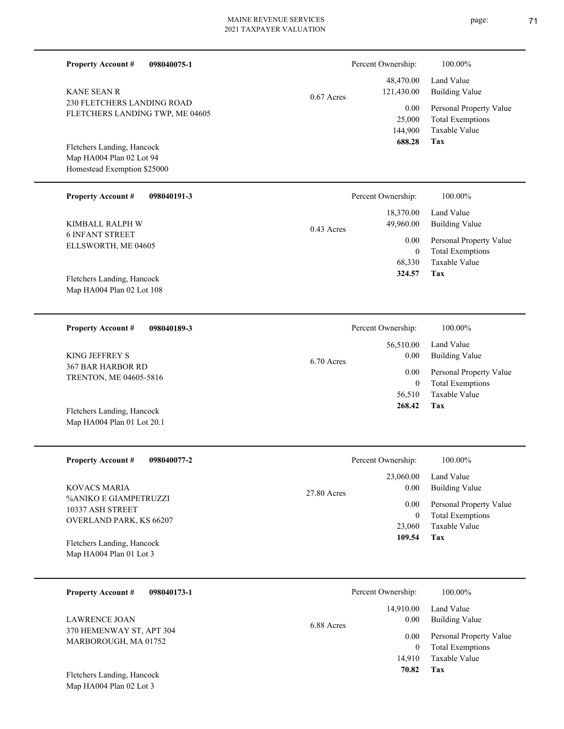**Property Account #** **098040075-1**

KANE SEAN R
230 FLETCHERS LANDING ROAD
FLETCHERS LANDING TWP, ME 04605

Fletchers Landing, Hancock
Map HA004 Plan 02 Lot 94
Homestead Exemption $25000

0.67 Acres

| Percent Ownership: | 100.00% |
|---|---|
| 48,470.00 | Land Value |
| 121,430.00 | Building Value |
| 0.00 | Personal Property Value |
| 25,000 | Total Exemptions |
| 144,900 | Taxable Value |
| **688.28** | **Tax** |

---

**Property Account #** **098040191-3**

KIMBALL RALPH W
6 INFANT STREET
ELLSWORTH, ME 04605

Fletchers Landing, Hancock
Map HA004 Plan 02 Lot 108

0.43 Acres

| Percent Ownership: | 100.00% |
|---|---|
| 18,370.00 | Land Value |
| 49,960.00 | Building Value |
| 0.00 | Personal Property Value |
| 0 | Total Exemptions |
| 68,330 | Taxable Value |
| **324.57** | **Tax** |

---

**Property Account #** **098040189-3**

KING JEFFREY S
367 BAR HARBOR RD
TRENTON, ME 04605-5816

Fletchers Landing, Hancock
Map HA004 Plan 01 Lot 20.1

6.70 Acres

| Percent Ownership: | 100.00% |
|---|---|
| 56,510.00 | Land Value |
| 0.00 | Building Value |
| 0.00 | Personal Property Value |
| 0 | Total Exemptions |
| 56,510 | Taxable Value |
| **268.42** | **Tax** |

---

**Property Account #** **098040077-2**

KOVACS MARIA
%ANIKO E GIAMPETRUZZI
10337 ASH STREET
OVERLAND PARK, KS 66207

Fletchers Landing, Hancock
Map HA004 Plan 01 Lot 3

27.80 Acres

| Percent Ownership: | 100.00% |
|---|---|
| 23,060.00 | Land Value |
| 0.00 | Building Value |
| 0.00 | Personal Property Value |
| 0 | Total Exemptions |
| 23,060 | Taxable Value |
| **109.54** | **Tax** |

---

**Property Account #** **098040173-1**

LAWRENCE JOAN
370 HEMENWAY ST, APT 304
MARBOROUGH, MA 01752

Fletchers Landing, Hancock
Map HA004 Plan 02 Lot 3

6.88 Acres

| Percent Ownership: | 100.00% |
|---|---|
| 14,910.00 | Land Value |
| 0.00 | Building Value |
| 0.00 | Personal Property Value |
| 0 | Total Exemptions |
| 14,910 | Taxable Value |
| **70.82** | **Tax** |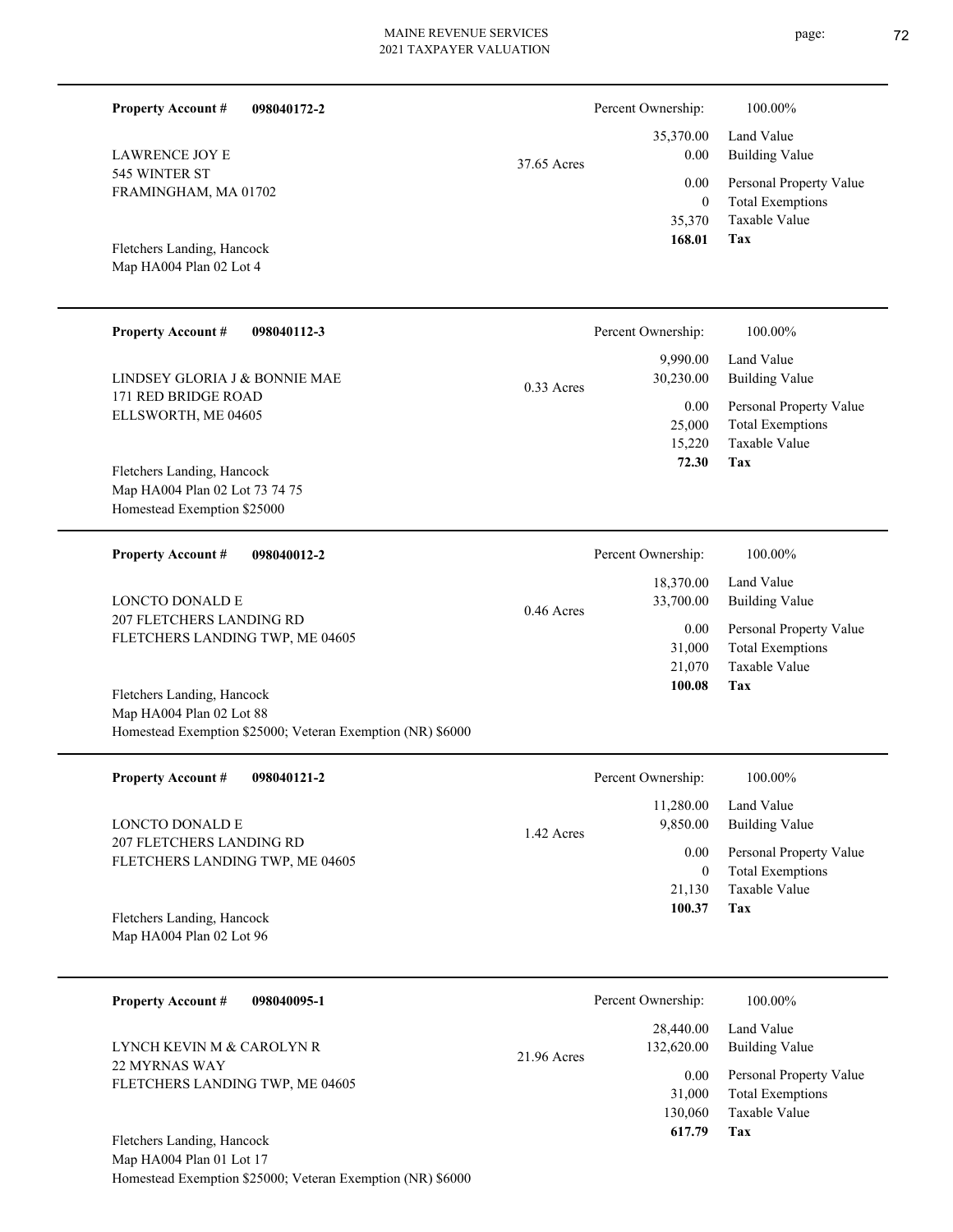**Property Account #** **098040172-2**

LAWRENCE JOY E
545 WINTER ST
FRAMINGHAM, MA 01702

Fletchers Landing, Hancock
Map HA004 Plan 02 Lot 4

37.65 Acres

| | |
|---|---|
| Percent Ownership: | 100.00% |
| Land Value | 35,370.00 |
| Building Value | 0.00 |
| Personal Property Value | 0.00 |
| Total Exemptions | 0 |
| Taxable Value | 35,370 |
| **Tax** | **168.01** |

---

**Property Account #** **098040112-3**

LINDSEY GLORIA J & BONNIE MAE
171 RED BRIDGE ROAD
ELLSWORTH, ME 04605

Fletchers Landing, Hancock
Map HA004 Plan 02 Lot 73 74 75
Homestead Exemption $25000

0.33 Acres

| | |
|---|---|
| Percent Ownership: | 100.00% |
| Land Value | 9,990.00 |
| Building Value | 30,230.00 |
| Personal Property Value | 0.00 |
| Total Exemptions | 25,000 |
| Taxable Value | 15,220 |
| **Tax** | **72.30** |

---

**Property Account #** **098040012-2**

LONCTO DONALD E
207 FLETCHERS LANDING RD
FLETCHERS LANDING TWP, ME 04605

Fletchers Landing, Hancock
Map HA004 Plan 02 Lot 88
Homestead Exemption $25000; Veteran Exemption (NR) $6000

0.46 Acres

| | |
|---|---|
| Percent Ownership: | 100.00% |
| Land Value | 18,370.00 |
| Building Value | 33,700.00 |
| Personal Property Value | 0.00 |
| Total Exemptions | 31,000 |
| Taxable Value | 21,070 |
| **Tax** | **100.08** |

---

**Property Account #** **098040121-2**

LONCTO DONALD E
207 FLETCHERS LANDING RD
FLETCHERS LANDING TWP, ME 04605

Fletchers Landing, Hancock
Map HA004 Plan 02 Lot 96

1.42 Acres

| | |
|---|---|
| Percent Ownership: | 100.00% |
| Land Value | 11,280.00 |
| Building Value | 9,850.00 |
| Personal Property Value | 0.00 |
| Total Exemptions | 0 |
| Taxable Value | 21,130 |
| **Tax** | **100.37** |

---

**Property Account #** **098040095-1**

LYNCH KEVIN M & CAROLYN R
22 MYRNAS WAY
FLETCHERS LANDING TWP, ME 04605

Fletchers Landing, Hancock
Map HA004 Plan 01 Lot 17
Homestead Exemption $25000; Veteran Exemption (NR) $6000

21.96 Acres

| | |
|---|---|
| Percent Ownership: | 100.00% |
| Land Value | 28,440.00 |
| Building Value | 132,620.00 |
| Personal Property Value | 0.00 |
| Total Exemptions | 31,000 |
| Taxable Value | 130,060 |
| **Tax** | **617.79** |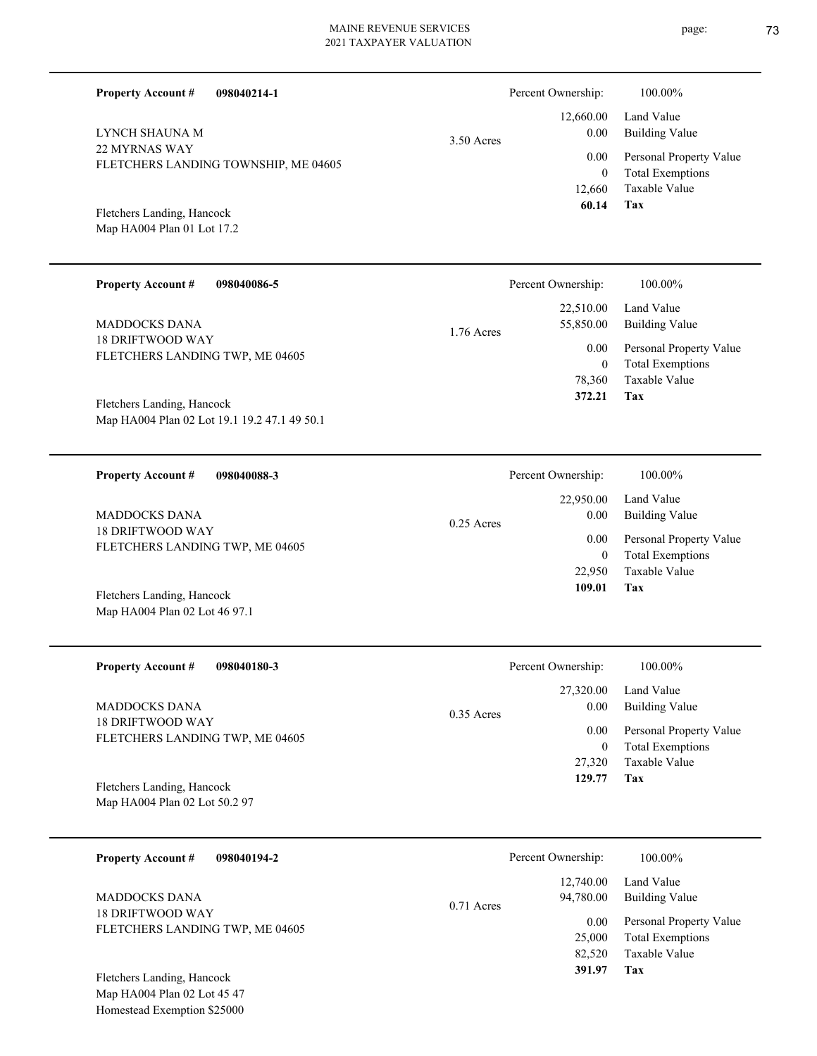**Property Account #** **098040214-1**

LYNCH SHAUNA M
22 MYRNAS WAY
FLETCHERS LANDING TOWNSHIP, ME 04605

Fletchers Landing, Hancock
Map HA004 Plan 01 Lot 17.2

3.50 Acres

| | |
|---|---|
| Percent Ownership: | 100.00% |
| 12,660.00 | Land Value |
| 0.00 | Building Value |
| 0.00 | Personal Property Value |
| 0 | Total Exemptions |
| 12,660 | Taxable Value |
| **60.14** | **Tax** |

---

**Property Account #** **098040086-5**

MADDOCKS DANA
18 DRIFTWOOD WAY
FLETCHERS LANDING TWP, ME 04605

Fletchers Landing, Hancock
Map HA004 Plan 02 Lot 19.1 19.2 47.1 49 50.1

1.76 Acres

| | |
|---|---|
| Percent Ownership: | 100.00% |
| 22,510.00 | Land Value |
| 55,850.00 | Building Value |
| 0.00 | Personal Property Value |
| 0 | Total Exemptions |
| 78,360 | Taxable Value |
| **372.21** | **Tax** |

---

**Property Account #** **098040088-3**

MADDOCKS DANA
18 DRIFTWOOD WAY
FLETCHERS LANDING TWP, ME 04605

Fletchers Landing, Hancock
Map HA004 Plan 02 Lot 46 97.1

0.25 Acres

| | |
|---|---|
| Percent Ownership: | 100.00% |
| 22,950.00 | Land Value |
| 0.00 | Building Value |
| 0.00 | Personal Property Value |
| 0 | Total Exemptions |
| 22,950 | Taxable Value |
| **109.01** | **Tax** |

---

**Property Account #** **098040180-3**

MADDOCKS DANA
18 DRIFTWOOD WAY
FLETCHERS LANDING TWP, ME 04605

Fletchers Landing, Hancock
Map HA004 Plan 02 Lot 50.2 97

0.35 Acres

| | |
|---|---|
| Percent Ownership: | 100.00% |
| 27,320.00 | Land Value |
| 0.00 | Building Value |
| 0.00 | Personal Property Value |
| 0 | Total Exemptions |
| 27,320 | Taxable Value |
| **129.77** | **Tax** |

---

**Property Account #** **098040194-2**

MADDOCKS DANA
18 DRIFTWOOD WAY
FLETCHERS LANDING TWP, ME 04605

Fletchers Landing, Hancock
Map HA004 Plan 02 Lot 45 47
Homestead Exemption $25000

0.71 Acres

| | |
|---|---|
| Percent Ownership: | 100.00% |
| 12,740.00 | Land Value |
| 94,780.00 | Building Value |
| 0.00 | Personal Property Value |
| 25,000 | Total Exemptions |
| 82,520 | Taxable Value |
| **391.97** | **Tax** |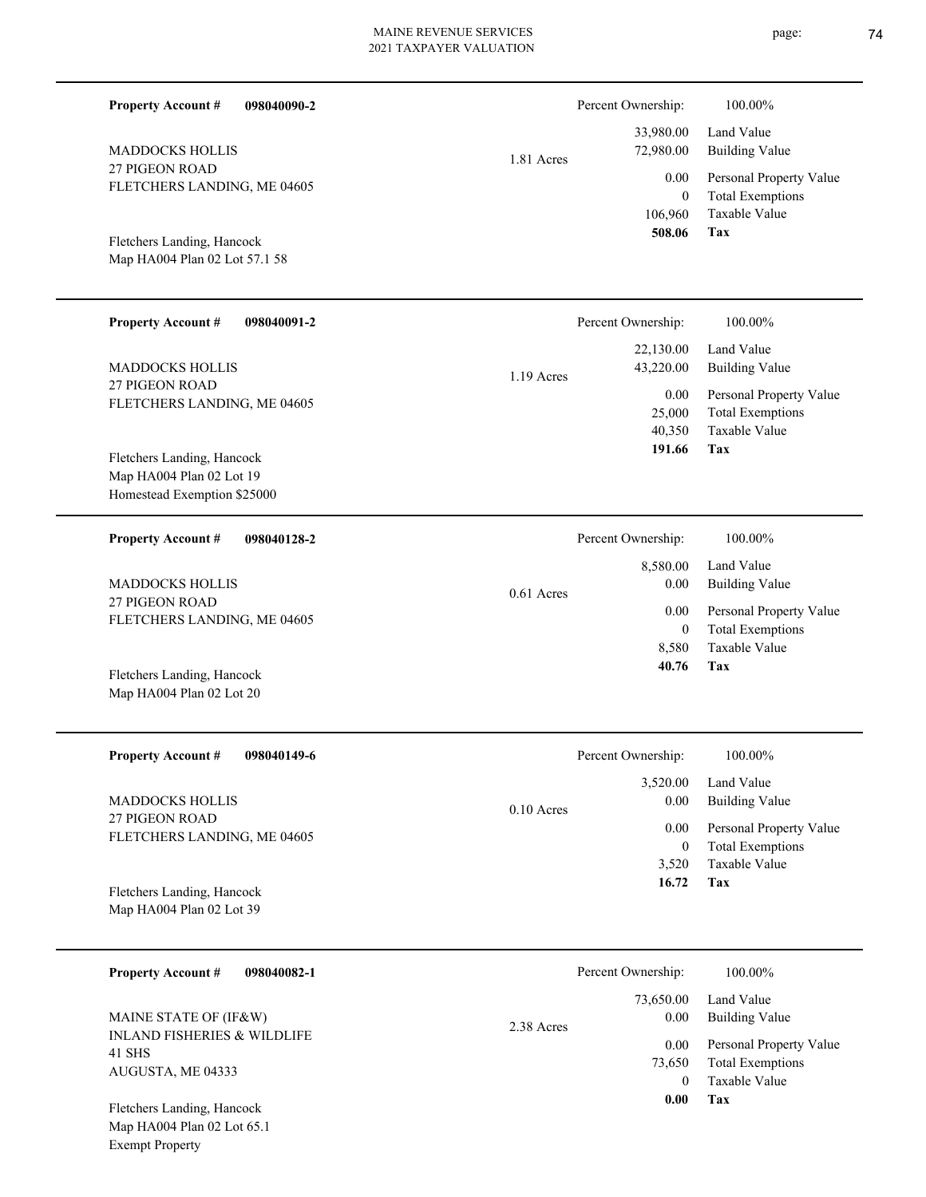**Property Account #** **098040090-2**

MADDOCKS HOLLIS
27 PIGEON ROAD
FLETCHERS LANDING, ME 04605

Fletchers Landing, Hancock
Map HA004 Plan 02 Lot 57.1 58

1.81 Acres

| Percent Ownership: | 100.00% |
|---|---|
| 33,980.00 | Land Value |
| 72,980.00 | Building Value |
| 0.00 | Personal Property Value |
| 0 | Total Exemptions |
| 106,960 | Taxable Value |
| **508.06** | **Tax** |

---

**Property Account #** **098040091-2**

MADDOCKS HOLLIS
27 PIGEON ROAD
FLETCHERS LANDING, ME 04605

Fletchers Landing, Hancock
Map HA004 Plan 02 Lot 19
Homestead Exemption $25000

1.19 Acres

| Percent Ownership: | 100.00% |
|---|---|
| 22,130.00 | Land Value |
| 43,220.00 | Building Value |
| 0.00 | Personal Property Value |
| 25,000 | Total Exemptions |
| 40,350 | Taxable Value |
| **191.66** | **Tax** |

---

**Property Account #** **098040128-2**

MADDOCKS HOLLIS
27 PIGEON ROAD
FLETCHERS LANDING, ME 04605

Fletchers Landing, Hancock
Map HA004 Plan 02 Lot 20

0.61 Acres

| Percent Ownership: | 100.00% |
|---|---|
| 8,580.00 | Land Value |
| 0.00 | Building Value |
| 0.00 | Personal Property Value |
| 0 | Total Exemptions |
| 8,580 | Taxable Value |
| **40.76** | **Tax** |

---

**Property Account #** **098040149-6**

MADDOCKS HOLLIS
27 PIGEON ROAD
FLETCHERS LANDING, ME 04605

Fletchers Landing, Hancock
Map HA004 Plan 02 Lot 39

0.10 Acres

| Percent Ownership: | 100.00% |
|---|---|
| 3,520.00 | Land Value |
| 0.00 | Building Value |
| 0.00 | Personal Property Value |
| 0 | Total Exemptions |
| 3,520 | Taxable Value |
| **16.72** | **Tax** |

---

**Property Account #** **098040082-1**

MAINE STATE OF (IF&W)
INLAND FISHERIES & WILDLIFE
41 SHS
AUGUSTA, ME 04333

Fletchers Landing, Hancock
Map HA004 Plan 02 Lot 65.1
Exempt Property

2.38 Acres

| Percent Ownership: | 100.00% |
|---|---|
| 73,650.00 | Land Value |
| 0.00 | Building Value |
| 0.00 | Personal Property Value |
| 73,650 | Total Exemptions |
| 0 | Taxable Value |
| **0.00** | **Tax** |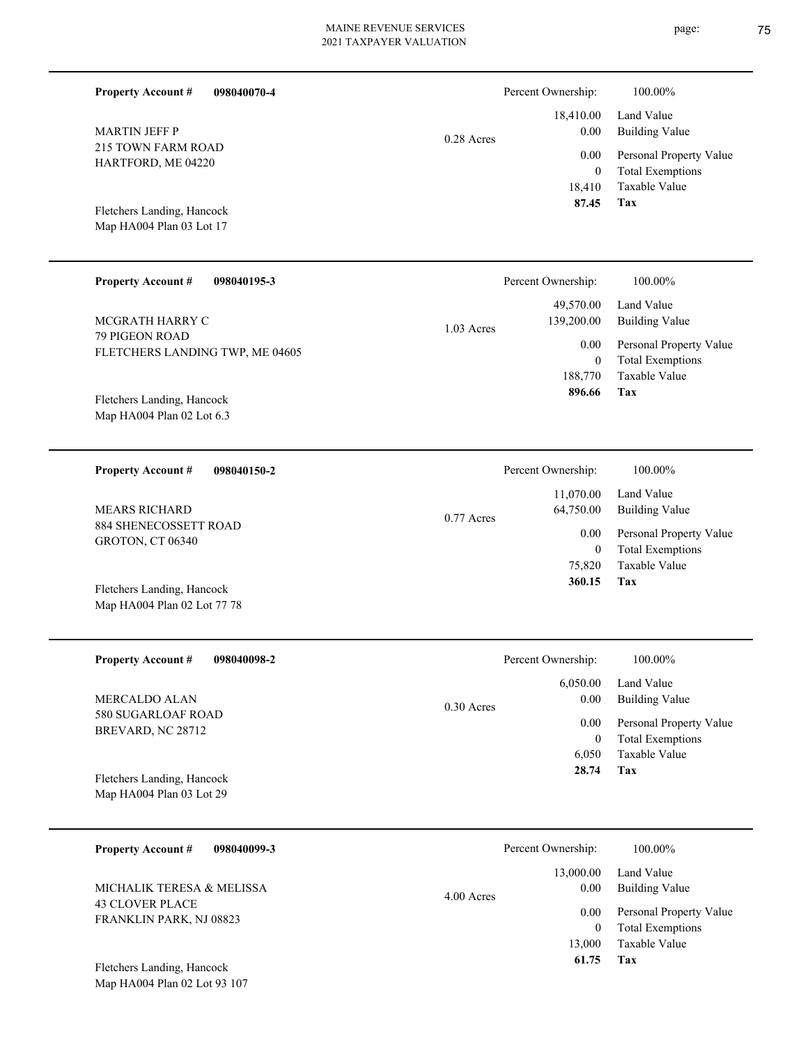| Property Account # | 098040070-4 | | Percent Ownership: | 100.00% |
|---|---|---|---|---|
| MARTIN JEFF P | | 0.28 Acres | 18,410.00 | Land Value |
| 215 TOWN FARM ROAD | | | 0.00 | Building Value |
| HARTFORD, ME 04220 | | | 0.00 | Personal Property Value |
| | | | 0 | Total Exemptions |
| | | | 18,410 | Taxable Value |
| Fletchers Landing, Hancock | | | **87.45** | **Tax** |
| Map HA004 Plan 03 Lot 17 | | | | |

| Property Account # | 098040195-3 | | Percent Ownership: | 100.00% |
|---|---|---|---|---|
| MCGRATH HARRY C | | 1.03 Acres | 49,570.00 | Land Value |
| 79 PIGEON ROAD | | | 139,200.00 | Building Value |
| FLETCHERS LANDING TWP, ME 04605 | | | 0.00 | Personal Property Value |
| | | | 0 | Total Exemptions |
| | | | 188,770 | Taxable Value |
| Fletchers Landing, Hancock | | | **896.66** | **Tax** |
| Map HA004 Plan 02 Lot 6.3 | | | | |

| Property Account # | 098040150-2 | | Percent Ownership: | 100.00% |
|---|---|---|---|---|
| MEARS RICHARD | | 0.77 Acres | 11,070.00 | Land Value |
| 884 SHENECOSSETT ROAD | | | 64,750.00 | Building Value |
| GROTON, CT 06340 | | | 0.00 | Personal Property Value |
| | | | 0 | Total Exemptions |
| | | | 75,820 | Taxable Value |
| Fletchers Landing, Hancock | | | **360.15** | **Tax** |
| Map HA004 Plan 02 Lot 77 78 | | | | |

| Property Account # | 098040098-2 | | Percent Ownership: | 100.00% |
|---|---|---|---|---|
| MERCALDO ALAN | | 0.30 Acres | 6,050.00 | Land Value |
| 580 SUGARLOAF ROAD | | | 0.00 | Building Value |
| BREVARD, NC 28712 | | | 0.00 | Personal Property Value |
| | | | 0 | Total Exemptions |
| | | | 6,050 | Taxable Value |
| Fletchers Landing, Hancock | | | **28.74** | **Tax** |
| Map HA004 Plan 03 Lot 29 | | | | |

| Property Account # | 098040099-3 | | Percent Ownership: | 100.00% |
|---|---|---|---|---|
| MICHALIK TERESA & MELISSA | | 4.00 Acres | 13,000.00 | Land Value |
| 43 CLOVER PLACE | | | 0.00 | Building Value |
| FRANKLIN PARK, NJ 08823 | | | 0.00 | Personal Property Value |
| | | | 0 | Total Exemptions |
| | | | 13,000 | Taxable Value |
| Fletchers Landing, Hancock | | | **61.75** | **Tax** |
| Map HA004 Plan 02 Lot 93 107 | | | | |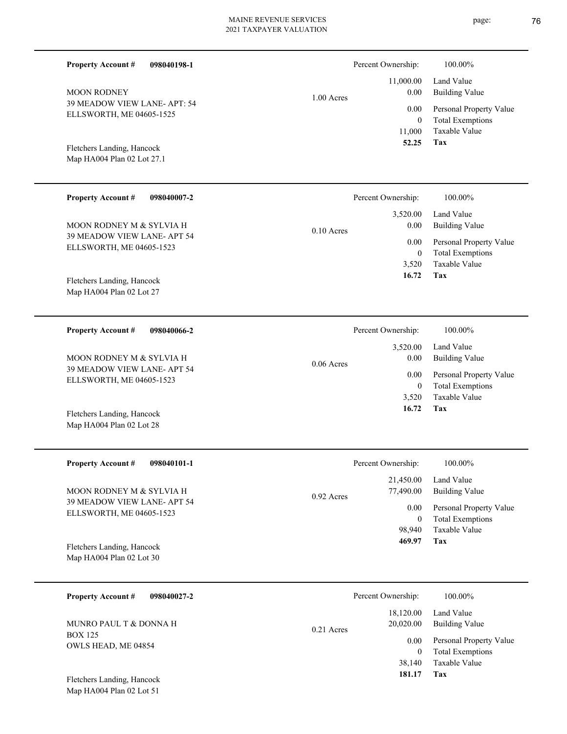**Property Account #** **098040198-1**

MOON RODNEY
39 MEADOW VIEW LANE- APT: 54
ELLSWORTH, ME 04605-1525

Fletchers Landing, Hancock
Map HA004 Plan 02 Lot 27.1

1.00 Acres

| Percent Ownership: | 100.00% |
|---|---|
| 11,000.00 | Land Value |
| 0.00 | Building Value |
| 0.00 | Personal Property Value |
| 0 | Total Exemptions |
| 11,000 | Taxable Value |
| **52.25** | **Tax** |

---

**Property Account #** **098040007-2**

MOON RODNEY M & SYLVIA H
39 MEADOW VIEW LANE- APT 54
ELLSWORTH, ME 04605-1523

Fletchers Landing, Hancock
Map HA004 Plan 02 Lot 27

0.10 Acres

| Percent Ownership: | 100.00% |
|---|---|
| 3,520.00 | Land Value |
| 0.00 | Building Value |
| 0.00 | Personal Property Value |
| 0 | Total Exemptions |
| 3,520 | Taxable Value |
| **16.72** | **Tax** |

---

**Property Account #** **098040066-2**

MOON RODNEY M & SYLVIA H
39 MEADOW VIEW LANE- APT 54
ELLSWORTH, ME 04605-1523

Fletchers Landing, Hancock
Map HA004 Plan 02 Lot 28

0.06 Acres

| Percent Ownership: | 100.00% |
|---|---|
| 3,520.00 | Land Value |
| 0.00 | Building Value |
| 0.00 | Personal Property Value |
| 0 | Total Exemptions |
| 3,520 | Taxable Value |
| **16.72** | **Tax** |

---

**Property Account #** **098040101-1**

MOON RODNEY M & SYLVIA H
39 MEADOW VIEW LANE- APT 54
ELLSWORTH, ME 04605-1523

Fletchers Landing, Hancock
Map HA004 Plan 02 Lot 30

0.92 Acres

| Percent Ownership: | 100.00% |
|---|---|
| 21,450.00 | Land Value |
| 77,490.00 | Building Value |
| 0.00 | Personal Property Value |
| 0 | Total Exemptions |
| 98,940 | Taxable Value |
| **469.97** | **Tax** |

---

**Property Account #** **098040027-2**

MUNRO PAUL T & DONNA H
BOX 125
OWLS HEAD, ME 04854

Fletchers Landing, Hancock
Map HA004 Plan 02 Lot 51

0.21 Acres

| Percent Ownership: | 100.00% |
|---|---|
| 18,120.00 | Land Value |
| 20,020.00 | Building Value |
| 0.00 | Personal Property Value |
| 0 | Total Exemptions |
| 38,140 | Taxable Value |
| **181.17** | **Tax** |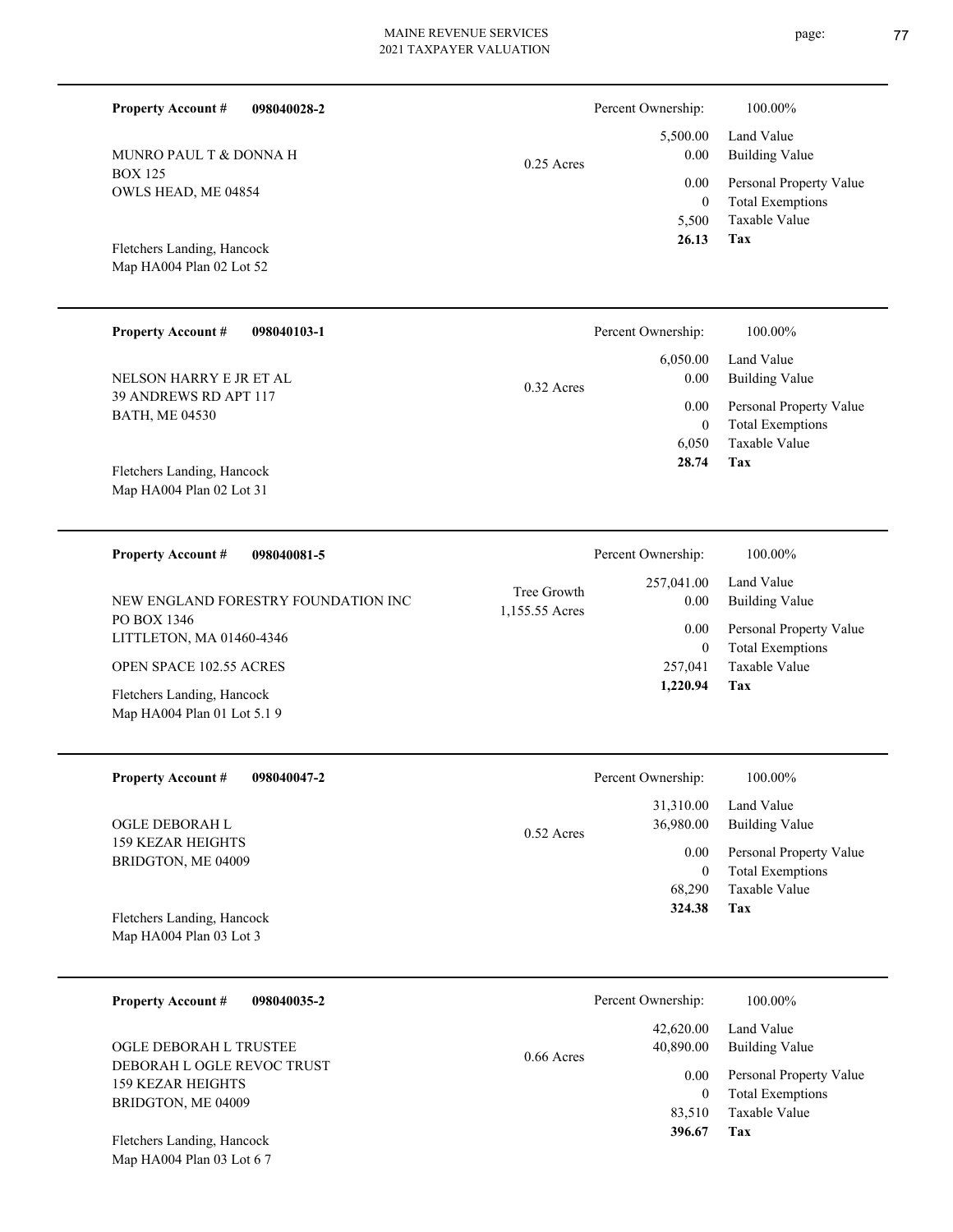**Property Account #** **098040028-2**

MUNRO PAUL T & DONNA H
BOX 125
OWLS HEAD, ME 04854

Fletchers Landing, Hancock
Map HA004 Plan 02 Lot 52

0.25 Acres

| Percent Ownership: | 100.00% |
|---|---|
| 5,500.00 | Land Value |
| 0.00 | Building Value |
| 0.00 | Personal Property Value |
| 0 | Total Exemptions |
| 5,500 | Taxable Value |
| **26.13** | **Tax** |

---

**Property Account #** **098040103-1**

NELSON HARRY E JR ET AL
39 ANDREWS RD APT 117
BATH, ME 04530

Fletchers Landing, Hancock
Map HA004 Plan 02 Lot 31

0.32 Acres

| Percent Ownership: | 100.00% |
|---|---|
| 6,050.00 | Land Value |
| 0.00 | Building Value |
| 0.00 | Personal Property Value |
| 0 | Total Exemptions |
| 6,050 | Taxable Value |
| **28.74** | **Tax** |

---

**Property Account #** **098040081-5**

NEW ENGLAND FORESTRY FOUNDATION INC
PO BOX 1346
LITTLETON, MA 01460-4346

OPEN SPACE 102.55 ACRES

Fletchers Landing, Hancock
Map HA004 Plan 01 Lot 5.1 9

Tree Growth
1,155.55 Acres

| Percent Ownership: | 100.00% |
|---|---|
| 257,041.00 | Land Value |
| 0.00 | Building Value |
| 0.00 | Personal Property Value |
| 0 | Total Exemptions |
| 257,041 | Taxable Value |
| **1,220.94** | **Tax** |

---

**Property Account #** **098040047-2**

OGLE DEBORAH L
159 KEZAR HEIGHTS
BRIDGTON, ME 04009

Fletchers Landing, Hancock
Map HA004 Plan 03 Lot 3

0.52 Acres

| Percent Ownership: | 100.00% |
|---|---|
| 31,310.00 | Land Value |
| 36,980.00 | Building Value |
| 0.00 | Personal Property Value |
| 0 | Total Exemptions |
| 68,290 | Taxable Value |
| **324.38** | **Tax** |

---

**Property Account #** **098040035-2**

OGLE DEBORAH L TRUSTEE
DEBORAH L OGLE REVOC TRUST
159 KEZAR HEIGHTS
BRIDGTON, ME 04009

Fletchers Landing, Hancock
Map HA004 Plan 03 Lot 6 7

0.66 Acres

| Percent Ownership: | 100.00% |
|---|---|
| 42,620.00 | Land Value |
| 40,890.00 | Building Value |
| 0.00 | Personal Property Value |
| 0 | Total Exemptions |
| 83,510 | Taxable Value |
| **396.67** | **Tax** |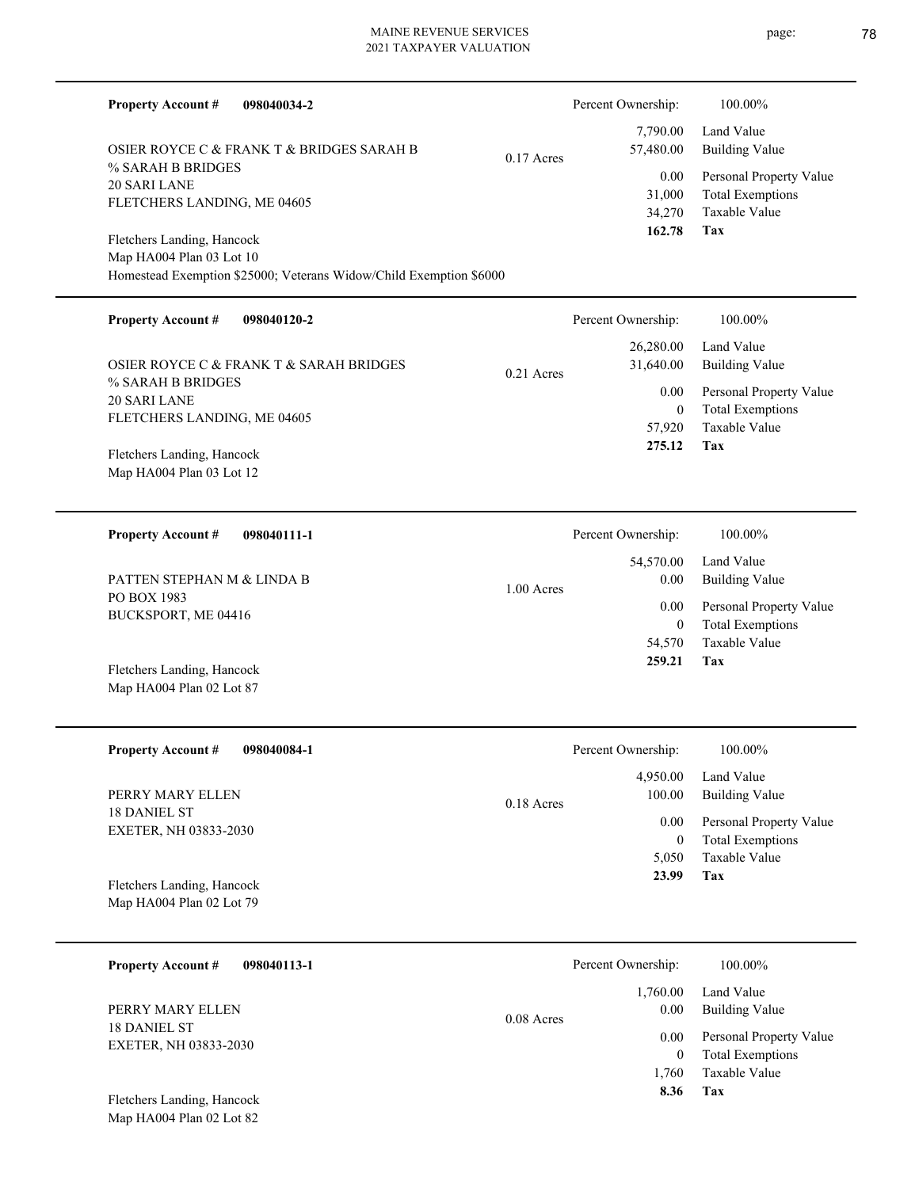**Property Account #** **098040034-2**

Percent Ownership: 100.00%

OSIER ROYCE C & FRANK T & BRIDGES SARAH B
% SARAH B BRIDGES
20 SARI LANE
FLETCHERS LANDING, ME 04605

0.17 Acres

| | |
|---|---|
| 7,790.00 | Land Value |
| 57,480.00 | Building Value |
| 0.00 | Personal Property Value |
| 31,000 | Total Exemptions |
| 34,270 | Taxable Value |
| **162.78** | **Tax** |

Fletchers Landing, Hancock
Map HA004 Plan 03 Lot 10
Homestead Exemption $25000; Veterans Widow/Child Exemption $6000

---

**Property Account #** **098040120-2**

Percent Ownership: 100.00%

OSIER ROYCE C & FRANK T & SARAH BRIDGES
% SARAH B BRIDGES
20 SARI LANE
FLETCHERS LANDING, ME 04605

0.21 Acres

| | |
|---|---|
| 26,280.00 | Land Value |
| 31,640.00 | Building Value |
| 0.00 | Personal Property Value |
| 0 | Total Exemptions |
| 57,920 | Taxable Value |
| **275.12** | **Tax** |

Fletchers Landing, Hancock
Map HA004 Plan 03 Lot 12

---

**Property Account #** **098040111-1**

Percent Ownership: 100.00%

PATTEN STEPHAN M & LINDA B
PO BOX 1983
BUCKSPORT, ME 04416

1.00 Acres

| | |
|---|---|
| 54,570.00 | Land Value |
| 0.00 | Building Value |
| 0.00 | Personal Property Value |
| 0 | Total Exemptions |
| 54,570 | Taxable Value |
| **259.21** | **Tax** |

Fletchers Landing, Hancock
Map HA004 Plan 02 Lot 87

---

**Property Account #** **098040084-1**

Percent Ownership: 100.00%

PERRY MARY ELLEN
18 DANIEL ST
EXETER, NH 03833-2030

0.18 Acres

| | |
|---|---|
| 4,950.00 | Land Value |
| 100.00 | Building Value |
| 0.00 | Personal Property Value |
| 0 | Total Exemptions |
| 5,050 | Taxable Value |
| **23.99** | **Tax** |

Fletchers Landing, Hancock
Map HA004 Plan 02 Lot 79

---

**Property Account #** **098040113-1**

Percent Ownership: 100.00%

PERRY MARY ELLEN
18 DANIEL ST
EXETER, NH 03833-2030

0.08 Acres

| | |
|---|---|
| 1,760.00 | Land Value |
| 0.00 | Building Value |
| 0.00 | Personal Property Value |
| 0 | Total Exemptions |
| 1,760 | Taxable Value |
| **8.36** | **Tax** |

Fletchers Landing, Hancock
Map HA004 Plan 02 Lot 82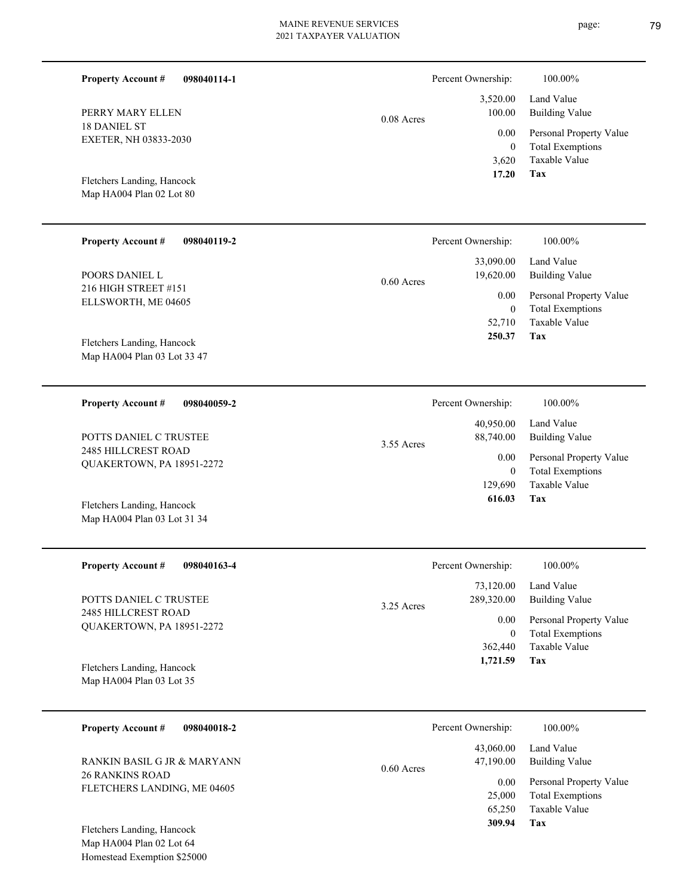**Property Account #** **098040114-1**

PERRY MARY ELLEN
18 DANIEL ST
EXETER, NH 03833-2030

Fletchers Landing, Hancock
Map HA004 Plan 02 Lot 80

0.08 Acres

| Percent Ownership: | 100.00% |
|---|---|
| 3,520.00 | Land Value |
| 100.00 | Building Value |
| 0.00 | Personal Property Value |
| 0 | Total Exemptions |
| 3,620 | Taxable Value |
| **17.20** | **Tax** |

---

**Property Account #** **098040119-2**

POORS DANIEL L
216 HIGH STREET #151
ELLSWORTH, ME 04605

Fletchers Landing, Hancock
Map HA004 Plan 03 Lot 33 47

0.60 Acres

| Percent Ownership: | 100.00% |
|---|---|
| 33,090.00 | Land Value |
| 19,620.00 | Building Value |
| 0.00 | Personal Property Value |
| 0 | Total Exemptions |
| 52,710 | Taxable Value |
| **250.37** | **Tax** |

---

**Property Account #** **098040059-2**

POTTS DANIEL C TRUSTEE
2485 HILLCREST ROAD
QUAKERTOWN, PA 18951-2272

Fletchers Landing, Hancock
Map HA004 Plan 03 Lot 31 34

3.55 Acres

| Percent Ownership: | 100.00% |
|---|---|
| 40,950.00 | Land Value |
| 88,740.00 | Building Value |
| 0.00 | Personal Property Value |
| 0 | Total Exemptions |
| 129,690 | Taxable Value |
| **616.03** | **Tax** |

---

**Property Account #** **098040163-4**

POTTS DANIEL C TRUSTEE
2485 HILLCREST ROAD
QUAKERTOWN, PA 18951-2272

Fletchers Landing, Hancock
Map HA004 Plan 03 Lot 35

3.25 Acres

| Percent Ownership: | 100.00% |
|---|---|
| 73,120.00 | Land Value |
| 289,320.00 | Building Value |
| 0.00 | Personal Property Value |
| 0 | Total Exemptions |
| 362,440 | Taxable Value |
| **1,721.59** | **Tax** |

---

**Property Account #** **098040018-2**

RANKIN BASIL G JR & MARYANN
26 RANKINS ROAD
FLETCHERS LANDING, ME 04605

Fletchers Landing, Hancock
Map HA004 Plan 02 Lot 64
Homestead Exemption $25000

0.60 Acres

| Percent Ownership: | 100.00% |
|---|---|
| 43,060.00 | Land Value |
| 47,190.00 | Building Value |
| 0.00 | Personal Property Value |
| 25,000 | Total Exemptions |
| 65,250 | Taxable Value |
| **309.94** | **Tax** |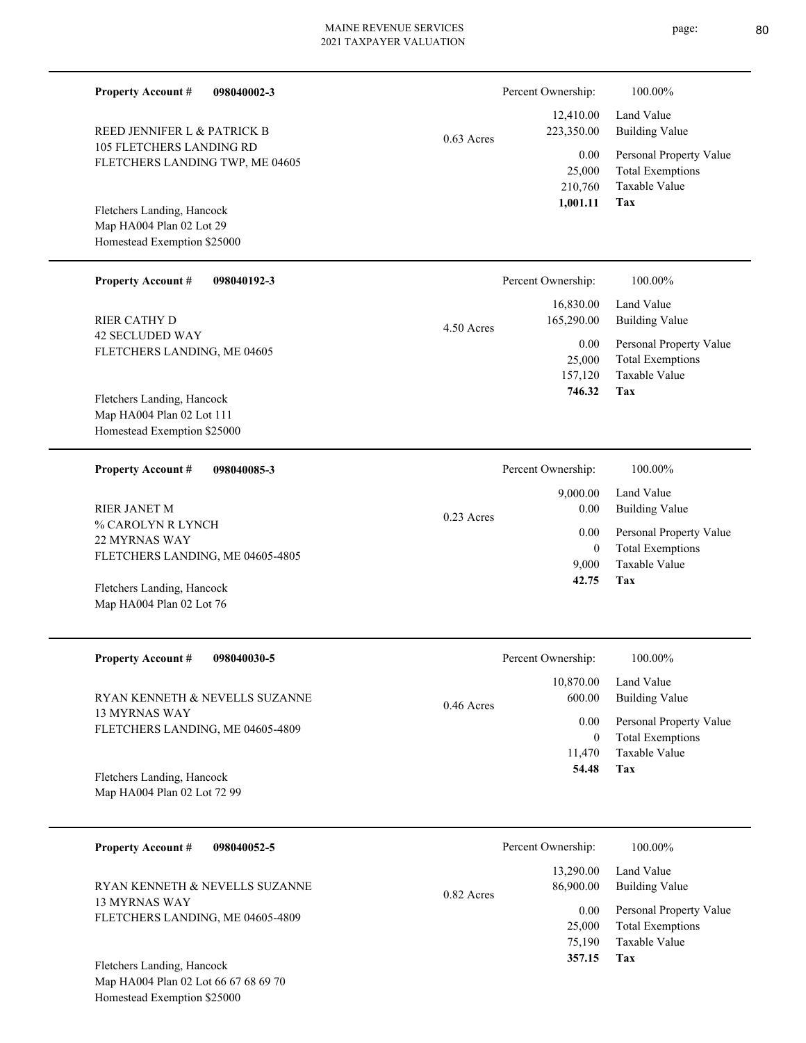**Property Account #** **098040002-3**

REED JENNIFER L & PATRICK B
105 FLETCHERS LANDING RD
FLETCHERS LANDING TWP, ME 04605

Fletchers Landing, Hancock
Map HA004 Plan 02 Lot 29
Homestead Exemption $25000

0.63 Acres

| Percent Ownership: | 100.00% |
|---|---|
| 12,410.00 | Land Value |
| 223,350.00 | Building Value |
| 0.00 | Personal Property Value |
| 25,000 | Total Exemptions |
| 210,760 | Taxable Value |
| **1,001.11** | **Tax** |

---

**Property Account #** **098040192-3**

RIER CATHY D
42 SECLUDED WAY
FLETCHERS LANDING, ME 04605

Fletchers Landing, Hancock
Map HA004 Plan 02 Lot 111
Homestead Exemption $25000

4.50 Acres

| Percent Ownership: | 100.00% |
|---|---|
| 16,830.00 | Land Value |
| 165,290.00 | Building Value |
| 0.00 | Personal Property Value |
| 25,000 | Total Exemptions |
| 157,120 | Taxable Value |
| **746.32** | **Tax** |

---

**Property Account #** **098040085-3**

RIER JANET M
% CAROLYN R LYNCH
22 MYRNAS WAY
FLETCHERS LANDING, ME 04605-4805

Fletchers Landing, Hancock
Map HA004 Plan 02 Lot 76

0.23 Acres

| Percent Ownership: | 100.00% |
|---|---|
| 9,000.00 | Land Value |
| 0.00 | Building Value |
| 0.00 | Personal Property Value |
| 0 | Total Exemptions |
| 9,000 | Taxable Value |
| **42.75** | **Tax** |

---

**Property Account #** **098040030-5**

RYAN KENNETH & NEVELLS SUZANNE
13 MYRNAS WAY
FLETCHERS LANDING, ME 04605-4809

Fletchers Landing, Hancock
Map HA004 Plan 02 Lot 72 99

0.46 Acres

| Percent Ownership: | 100.00% |
|---|---|
| 10,870.00 | Land Value |
| 600.00 | Building Value |
| 0.00 | Personal Property Value |
| 0 | Total Exemptions |
| 11,470 | Taxable Value |
| **54.48** | **Tax** |

---

**Property Account #** **098040052-5**

RYAN KENNETH & NEVELLS SUZANNE
13 MYRNAS WAY
FLETCHERS LANDING, ME 04605-4809

Fletchers Landing, Hancock
Map HA004 Plan 02 Lot 66 67 68 69 70
Homestead Exemption $25000

0.82 Acres

| Percent Ownership: | 100.00% |
|---|---|
| 13,290.00 | Land Value |
| 86,900.00 | Building Value |
| 0.00 | Personal Property Value |
| 25,000 | Total Exemptions |
| 75,190 | Taxable Value |
| **357.15** | **Tax** |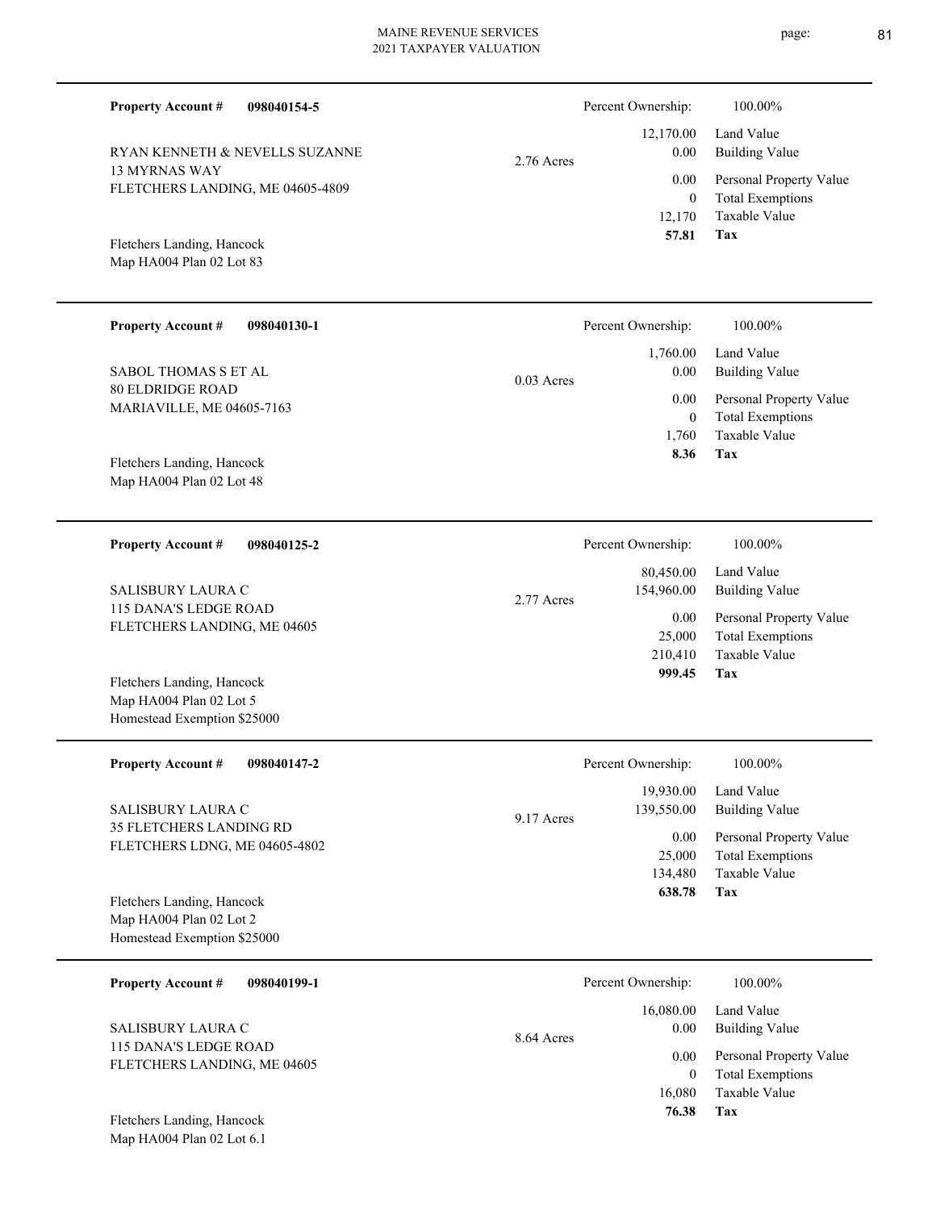**Property Account #** **098040154-5**

RYAN KENNETH & NEVELLS SUZANNE
13 MYRNAS WAY
FLETCHERS LANDING, ME 04605-4809

Fletchers Landing, Hancock
Map HA004 Plan 02 Lot 83

2.76 Acres

| Percent Ownership: | 100.00% |
|---|---|
| 12,170.00 | Land Value |
| 0.00 | Building Value |
| 0.00 | Personal Property Value |
| 0 | Total Exemptions |
| 12,170 | Taxable Value |
| **57.81** | **Tax** |

---

**Property Account #** **098040130-1**

SABOL THOMAS S ET AL
80 ELDRIDGE ROAD
MARIAVILLE, ME 04605-7163

Fletchers Landing, Hancock
Map HA004 Plan 02 Lot 48

0.03 Acres

| Percent Ownership: | 100.00% |
|---|---|
| 1,760.00 | Land Value |
| 0.00 | Building Value |
| 0.00 | Personal Property Value |
| 0 | Total Exemptions |
| 1,760 | Taxable Value |
| **8.36** | **Tax** |

---

**Property Account #** **098040125-2**

SALISBURY LAURA C
115 DANA'S LEDGE ROAD
FLETCHERS LANDING, ME 04605

Fletchers Landing, Hancock
Map HA004 Plan 02 Lot 5
Homestead Exemption $25000

2.77 Acres

| Percent Ownership: | 100.00% |
|---|---|
| 80,450.00 | Land Value |
| 154,960.00 | Building Value |
| 0.00 | Personal Property Value |
| 25,000 | Total Exemptions |
| 210,410 | Taxable Value |
| **999.45** | **Tax** |

---

**Property Account #** **098040147-2**

SALISBURY LAURA C
35 FLETCHERS LANDING RD
FLETCHERS LDNG, ME 04605-4802

Fletchers Landing, Hancock
Map HA004 Plan 02 Lot 2
Homestead Exemption $25000

9.17 Acres

| Percent Ownership: | 100.00% |
|---|---|
| 19,930.00 | Land Value |
| 139,550.00 | Building Value |
| 0.00 | Personal Property Value |
| 25,000 | Total Exemptions |
| 134,480 | Taxable Value |
| **638.78** | **Tax** |

---

**Property Account #** **098040199-1**

SALISBURY LAURA C
115 DANA'S LEDGE ROAD
FLETCHERS LANDING, ME 04605

Fletchers Landing, Hancock
Map HA004 Plan 02 Lot 6.1

8.64 Acres

| Percent Ownership: | 100.00% |
|---|---|
| 16,080.00 | Land Value |
| 0.00 | Building Value |
| 0.00 | Personal Property Value |
| 0 | Total Exemptions |
| 16,080 | Taxable Value |
| **76.38** | **Tax** |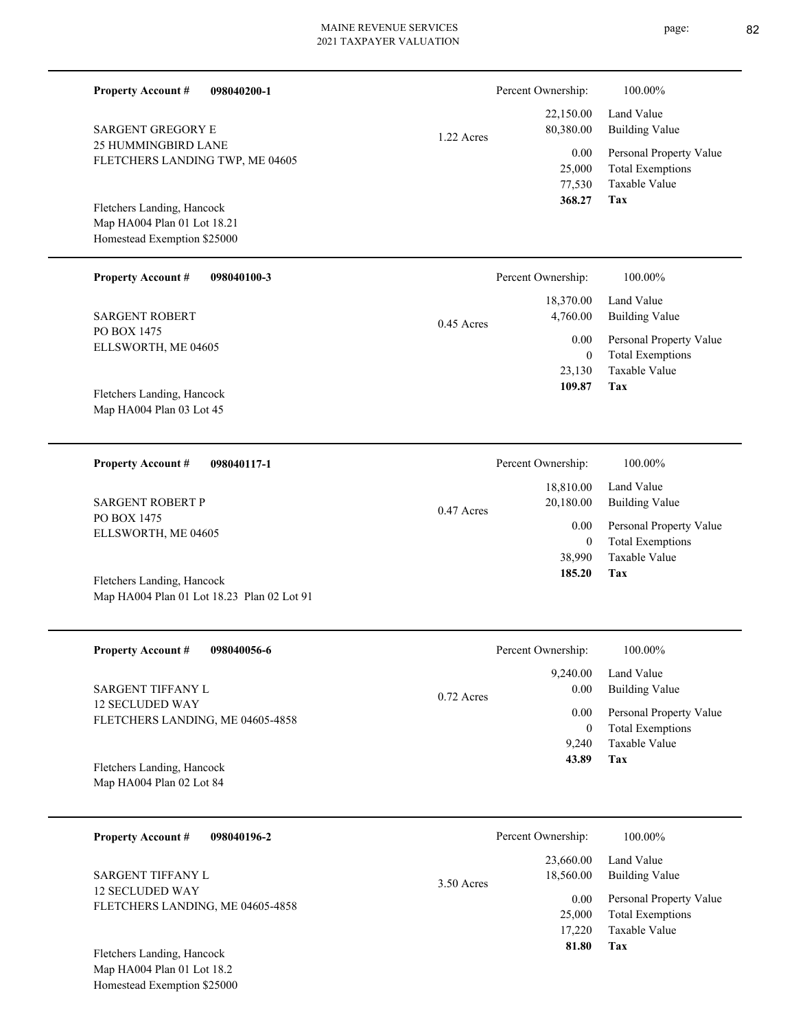**Property Account #** **098040200-1**

SARGENT GREGORY E
25 HUMMINGBIRD LANE
FLETCHERS LANDING TWP, ME 04605

Fletchers Landing, Hancock
Map HA004 Plan 01 Lot 18.21
Homestead Exemption $25000

1.22 Acres

| Percent Ownership: | 100.00% |
|---|---|
| 22,150.00 | Land Value |
| 80,380.00 | Building Value |
| 0.00 | Personal Property Value |
| 25,000 | Total Exemptions |
| 77,530 | Taxable Value |
| **368.27** | **Tax** |

---

**Property Account #** **098040100-3**

SARGENT ROBERT
PO BOX 1475
ELLSWORTH, ME 04605

Fletchers Landing, Hancock
Map HA004 Plan 03 Lot 45

0.45 Acres

| Percent Ownership: | 100.00% |
|---|---|
| 18,370.00 | Land Value |
| 4,760.00 | Building Value |
| 0.00 | Personal Property Value |
| 0 | Total Exemptions |
| 23,130 | Taxable Value |
| **109.87** | **Tax** |

---

**Property Account #** **098040117-1**

SARGENT ROBERT P
PO BOX 1475
ELLSWORTH, ME 04605

Fletchers Landing, Hancock
Map HA004 Plan 01 Lot 18.23 Plan 02 Lot 91

0.47 Acres

| Percent Ownership: | 100.00% |
|---|---|
| 18,810.00 | Land Value |
| 20,180.00 | Building Value |
| 0.00 | Personal Property Value |
| 0 | Total Exemptions |
| 38,990 | Taxable Value |
| **185.20** | **Tax** |

---

**Property Account #** **098040056-6**

SARGENT TIFFANY L
12 SECLUDED WAY
FLETCHERS LANDING, ME 04605-4858

Fletchers Landing, Hancock
Map HA004 Plan 02 Lot 84

0.72 Acres

| Percent Ownership: | 100.00% |
|---|---|
| 9,240.00 | Land Value |
| 0.00 | Building Value |
| 0.00 | Personal Property Value |
| 0 | Total Exemptions |
| 9,240 | Taxable Value |
| **43.89** | **Tax** |

---

**Property Account #** **098040196-2**

SARGENT TIFFANY L
12 SECLUDED WAY
FLETCHERS LANDING, ME 04605-4858

Fletchers Landing, Hancock
Map HA004 Plan 01 Lot 18.2
Homestead Exemption $25000

3.50 Acres

| Percent Ownership: | 100.00% |
|---|---|
| 23,660.00 | Land Value |
| 18,560.00 | Building Value |
| 0.00 | Personal Property Value |
| 25,000 | Total Exemptions |
| 17,220 | Taxable Value |
| **81.80** | **Tax** |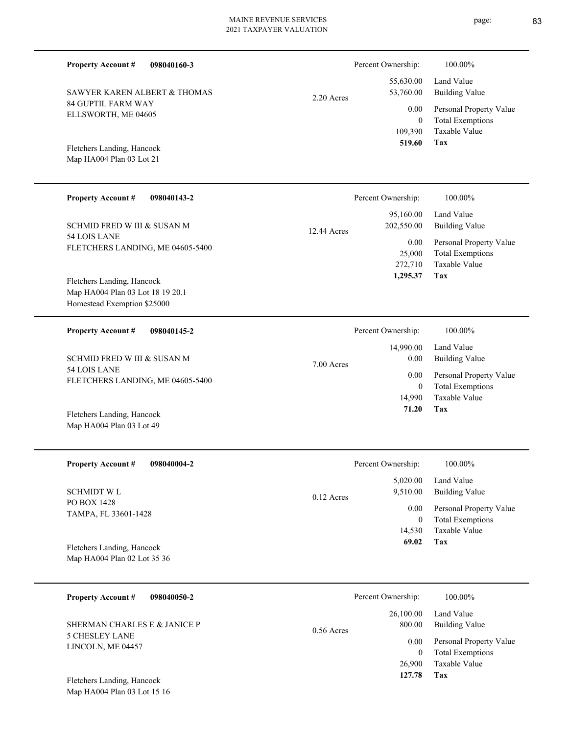**Property Account #** **098040160-3**

Percent Ownership: 100.00%

SAWYER KAREN ALBERT & THOMAS
84 GUPTIL FARM WAY
ELLSWORTH, ME 04605

2.20 Acres

| | |
|---|---|
| 55,630.00 | Land Value |
| 53,760.00 | Building Value |
| 0.00 | Personal Property Value |
| 0 | Total Exemptions |
| 109,390 | Taxable Value |
| **519.60** | **Tax** |

Fletchers Landing, Hancock
Map HA004 Plan 03 Lot 21

---

**Property Account #** **098040143-2**

Percent Ownership: 100.00%

SCHMID FRED W III & SUSAN M
54 LOIS LANE
FLETCHERS LANDING, ME 04605-5400

12.44 Acres

| | |
|---|---|
| 95,160.00 | Land Value |
| 202,550.00 | Building Value |
| 0.00 | Personal Property Value |
| 25,000 | Total Exemptions |
| 272,710 | Taxable Value |
| **1,295.37** | **Tax** |

Fletchers Landing, Hancock
Map HA004 Plan 03 Lot 18 19 20.1
Homestead Exemption $25000

---

**Property Account #** **098040145-2**

Percent Ownership: 100.00%

SCHMID FRED W III & SUSAN M
54 LOIS LANE
FLETCHERS LANDING, ME 04605-5400

7.00 Acres

| | |
|---|---|
| 14,990.00 | Land Value |
| 0.00 | Building Value |
| 0.00 | Personal Property Value |
| 0 | Total Exemptions |
| 14,990 | Taxable Value |
| **71.20** | **Tax** |

Fletchers Landing, Hancock
Map HA004 Plan 03 Lot 49

---

**Property Account #** **098040004-2**

Percent Ownership: 100.00%

SCHMIDT W L
PO BOX 1428
TAMPA, FL 33601-1428

0.12 Acres

| | |
|---|---|
| 5,020.00 | Land Value |
| 9,510.00 | Building Value |
| 0.00 | Personal Property Value |
| 0 | Total Exemptions |
| 14,530 | Taxable Value |
| **69.02** | **Tax** |

Fletchers Landing, Hancock
Map HA004 Plan 02 Lot 35 36

---

**Property Account #** **098040050-2**

Percent Ownership: 100.00%

SHERMAN CHARLES E & JANICE P
5 CHESLEY LANE
LINCOLN, ME 04457

0.56 Acres

| | |
|---|---|
| 26,100.00 | Land Value |
| 800.00 | Building Value |
| 0.00 | Personal Property Value |
| 0 | Total Exemptions |
| 26,900 | Taxable Value |
| **127.78** | **Tax** |

Fletchers Landing, Hancock
Map HA004 Plan 03 Lot 15 16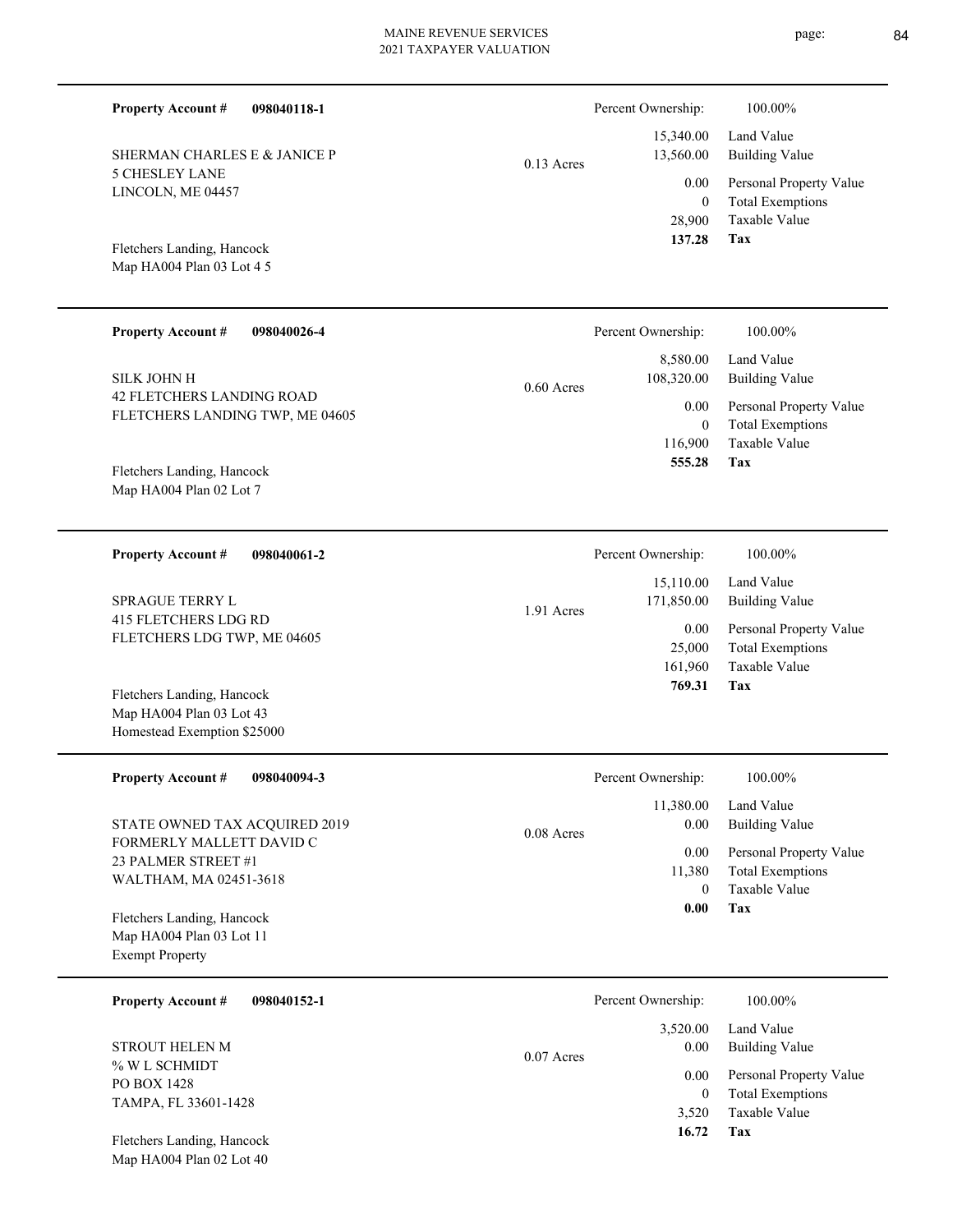**Property Account #** **098040118-1**

SHERMAN CHARLES E & JANICE P
5 CHESLEY LANE
LINCOLN, ME 04457

Fletchers Landing, Hancock
Map HA004 Plan 03 Lot 4 5

0.13 Acres

| Percent Ownership: | 100.00% |
|---|---|
| 15,340.00 | Land Value |
| 13,560.00 | Building Value |
| 0.00 | Personal Property Value |
| 0 | Total Exemptions |
| 28,900 | Taxable Value |
| **137.28** | **Tax** |

---

**Property Account #** **098040026-4**

SILK JOHN H
42 FLETCHERS LANDING ROAD
FLETCHERS LANDING TWP, ME 04605

Fletchers Landing, Hancock
Map HA004 Plan 02 Lot 7

0.60 Acres

| Percent Ownership: | 100.00% |
|---|---|
| 8,580.00 | Land Value |
| 108,320.00 | Building Value |
| 0.00 | Personal Property Value |
| 0 | Total Exemptions |
| 116,900 | Taxable Value |
| **555.28** | **Tax** |

---

**Property Account #** **098040061-2**

SPRAGUE TERRY L
415 FLETCHERS LDG RD
FLETCHERS LDG TWP, ME 04605

Fletchers Landing, Hancock
Map HA004 Plan 03 Lot 43
Homestead Exemption $25000

1.91 Acres

| Percent Ownership: | 100.00% |
|---|---|
| 15,110.00 | Land Value |
| 171,850.00 | Building Value |
| 0.00 | Personal Property Value |
| 25,000 | Total Exemptions |
| 161,960 | Taxable Value |
| **769.31** | **Tax** |

---

**Property Account #** **098040094-3**

STATE OWNED TAX ACQUIRED 2019
FORMERLY MALLETT DAVID C
23 PALMER STREET #1
WALTHAM, MA 02451-3618

Fletchers Landing, Hancock
Map HA004 Plan 03 Lot 11
Exempt Property

0.08 Acres

| Percent Ownership: | 100.00% |
|---|---|
| 11,380.00 | Land Value |
| 0.00 | Building Value |
| 0.00 | Personal Property Value |
| 11,380 | Total Exemptions |
| 0 | Taxable Value |
| **0.00** | **Tax** |

---

**Property Account #** **098040152-1**

STROUT HELEN M
% W L SCHMIDT
PO BOX 1428
TAMPA, FL 33601-1428

Fletchers Landing, Hancock
Map HA004 Plan 02 Lot 40

0.07 Acres

| Percent Ownership: | 100.00% |
|---|---|
| 3,520.00 | Land Value |
| 0.00 | Building Value |
| 0.00 | Personal Property Value |
| 0 | Total Exemptions |
| 3,520 | Taxable Value |
| **16.72** | **Tax** |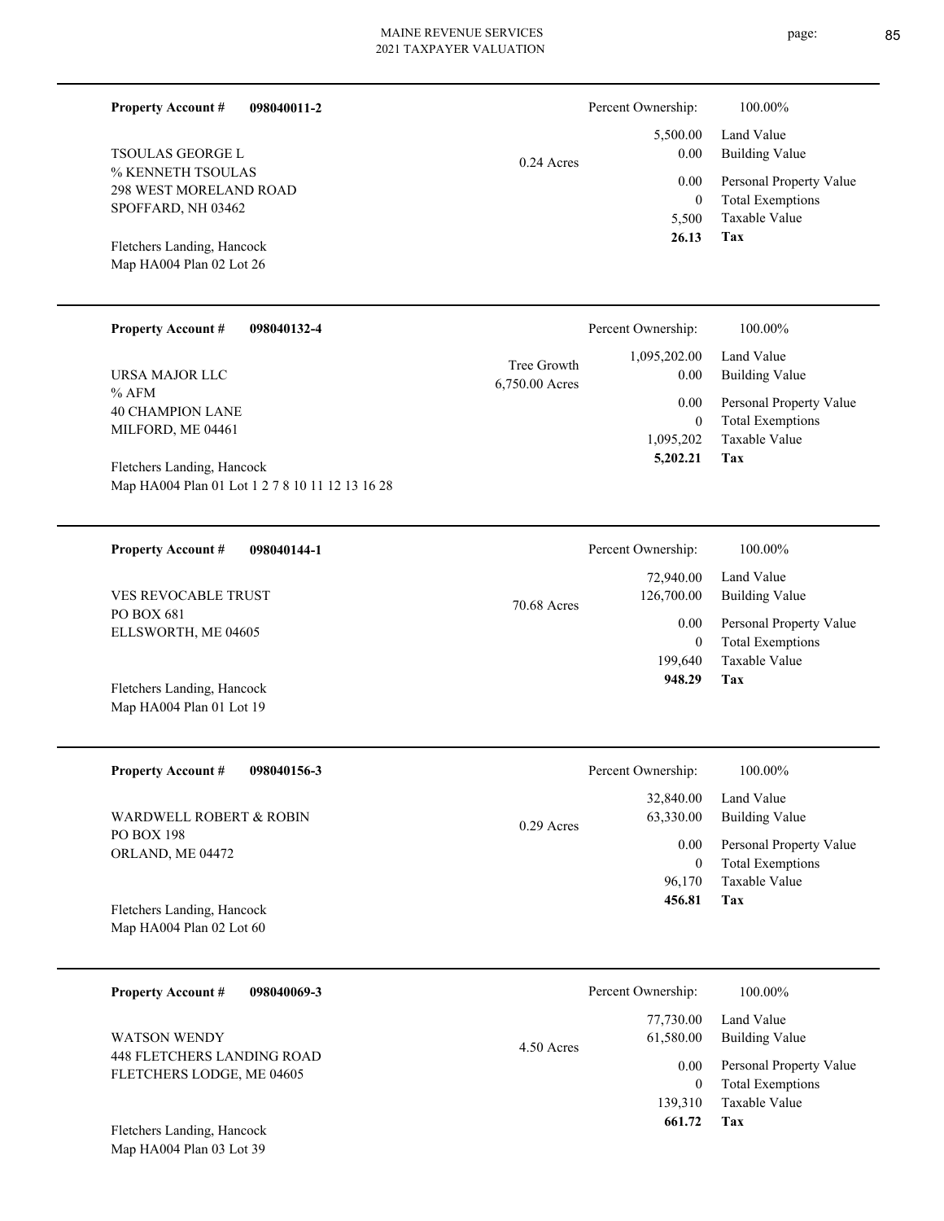**Property Account #** **098040011-2**

TSOULAS GEORGE L
% KENNETH TSOULAS
298 WEST MORELAND ROAD
SPOFFARD, NH 03462

Fletchers Landing, Hancock
Map HA004 Plan 02 Lot 26

0.24 Acres

| Percent Ownership: | 100.00% |
|---|---|
| 5,500.00 | Land Value |
| 0.00 | Building Value |
| 0.00 | Personal Property Value |
| 0 | Total Exemptions |
| 5,500 | Taxable Value |
| **26.13** | **Tax** |

---

**Property Account #** **098040132-4**

URSA MAJOR LLC
% AFM
40 CHAMPION LANE
MILFORD, ME 04461

Fletchers Landing, Hancock
Map HA004 Plan 01 Lot 1 2 7 8 10 11 12 13 16 28

Tree Growth
6,750.00 Acres

| Percent Ownership: | 100.00% |
|---|---|
| 1,095,202.00 | Land Value |
| 0.00 | Building Value |
| 0.00 | Personal Property Value |
| 0 | Total Exemptions |
| 1,095,202 | Taxable Value |
| **5,202.21** | **Tax** |

---

**Property Account #** **098040144-1**

VES REVOCABLE TRUST
PO BOX 681
ELLSWORTH, ME 04605

Fletchers Landing, Hancock
Map HA004 Plan 01 Lot 19

70.68 Acres

| Percent Ownership: | 100.00% |
|---|---|
| 72,940.00 | Land Value |
| 126,700.00 | Building Value |
| 0.00 | Personal Property Value |
| 0 | Total Exemptions |
| 199,640 | Taxable Value |
| **948.29** | **Tax** |

---

**Property Account #** **098040156-3**

WARDWELL ROBERT & ROBIN
PO BOX 198
ORLAND, ME 04472

Fletchers Landing, Hancock
Map HA004 Plan 02 Lot 60

0.29 Acres

| Percent Ownership: | 100.00% |
|---|---|
| 32,840.00 | Land Value |
| 63,330.00 | Building Value |
| 0.00 | Personal Property Value |
| 0 | Total Exemptions |
| 96,170 | Taxable Value |
| **456.81** | **Tax** |

---

**Property Account #** **098040069-3**

WATSON WENDY
448 FLETCHERS LANDING ROAD
FLETCHERS LODGE, ME 04605

Fletchers Landing, Hancock
Map HA004 Plan 03 Lot 39

4.50 Acres

| Percent Ownership: | 100.00% |
|---|---|
| 77,730.00 | Land Value |
| 61,580.00 | Building Value |
| 0.00 | Personal Property Value |
| 0 | Total Exemptions |
| 139,310 | Taxable Value |
| **661.72** | **Tax** |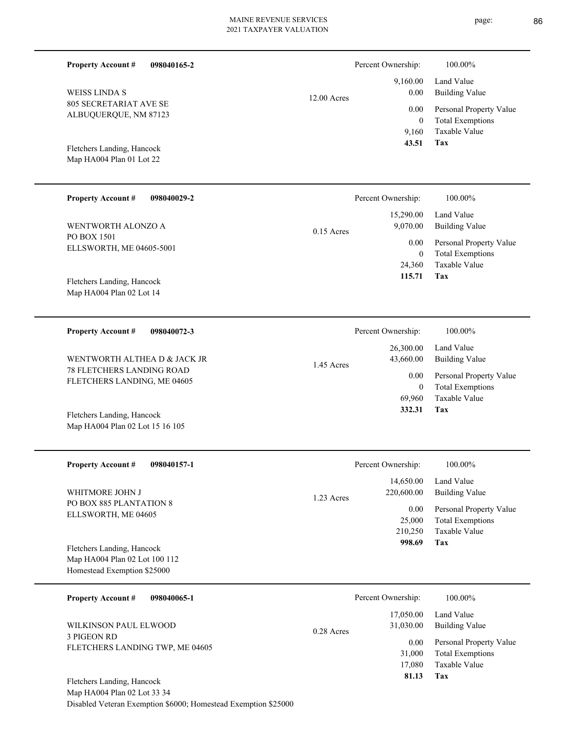**Property Account #** **098040165-2**

WEISS LINDA S
805 SECRETARIAT AVE SE
ALBUQUERQUE, NM 87123

Fletchers Landing, Hancock
Map HA004 Plan 01 Lot 22

12.00 Acres

| Percent Ownership: | 100.00% |
|---|---|
| 9,160.00 | Land Value |
| 0.00 | Building Value |
| 0.00 | Personal Property Value |
| 0 | Total Exemptions |
| 9,160 | Taxable Value |
| **43.51** | **Tax** |

---

**Property Account #** **098040029-2**

WENTWORTH ALONZO A
PO BOX 1501
ELLSWORTH, ME 04605-5001

Fletchers Landing, Hancock
Map HA004 Plan 02 Lot 14

0.15 Acres

| Percent Ownership: | 100.00% |
|---|---|
| 15,290.00 | Land Value |
| 9,070.00 | Building Value |
| 0.00 | Personal Property Value |
| 0 | Total Exemptions |
| 24,360 | Taxable Value |
| **115.71** | **Tax** |

---

**Property Account #** **098040072-3**

WENTWORTH ALTHEA D & JACK JR
78 FLETCHERS LANDING ROAD
FLETCHERS LANDING, ME 04605

Fletchers Landing, Hancock
Map HA004 Plan 02 Lot 15 16 105

1.45 Acres

| Percent Ownership: | 100.00% |
|---|---|
| 26,300.00 | Land Value |
| 43,660.00 | Building Value |
| 0.00 | Personal Property Value |
| 0 | Total Exemptions |
| 69,960 | Taxable Value |
| **332.31** | **Tax** |

---

**Property Account #** **098040157-1**

WHITMORE JOHN J
PO BOX 885 PLANTATION 8
ELLSWORTH, ME 04605

Fletchers Landing, Hancock
Map HA004 Plan 02 Lot 100 112
Homestead Exemption $25000

1.23 Acres

| Percent Ownership: | 100.00% |
|---|---|
| 14,650.00 | Land Value |
| 220,600.00 | Building Value |
| 0.00 | Personal Property Value |
| 25,000 | Total Exemptions |
| 210,250 | Taxable Value |
| **998.69** | **Tax** |

---

**Property Account #** **098040065-1**

WILKINSON PAUL ELWOOD
3 PIGEON RD
FLETCHERS LANDING TWP, ME 04605

Fletchers Landing, Hancock
Map HA004 Plan 02 Lot 33 34
Disabled Veteran Exemption $6000; Homestead Exemption $25000

0.28 Acres

| Percent Ownership: | 100.00% |
|---|---|
| 17,050.00 | Land Value |
| 31,030.00 | Building Value |
| 0.00 | Personal Property Value |
| 31,000 | Total Exemptions |
| 17,080 | Taxable Value |
| **81.13** | **Tax** |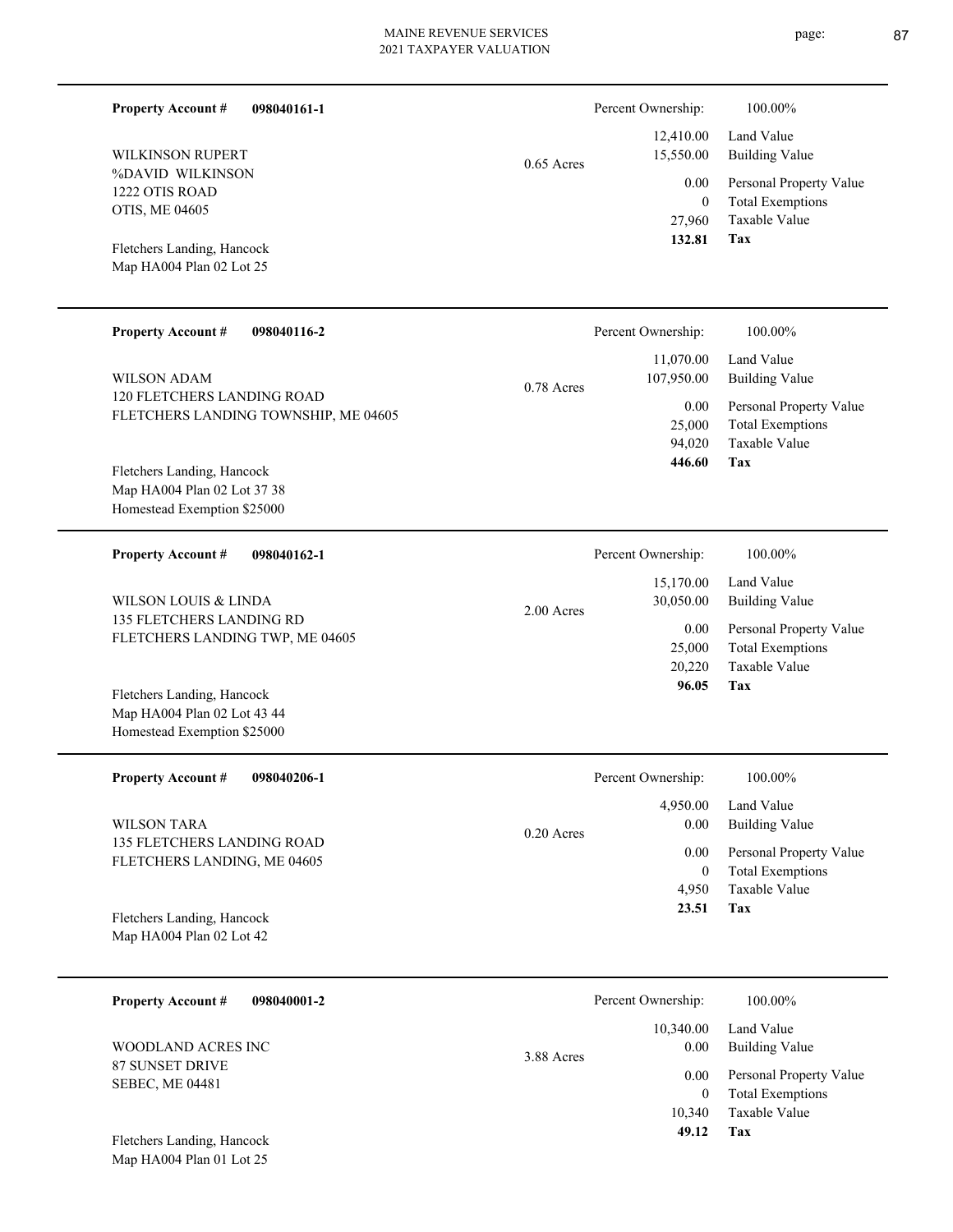**Property Account #** **098040161-1**

WILKINSON RUPERT
%DAVID WILKINSON
1222 OTIS ROAD
OTIS, ME 04605

Fletchers Landing, Hancock
Map HA004 Plan 02 Lot 25

0.65 Acres

| Percent Ownership: | 100.00% |
|---|---|
| 12,410.00 | Land Value |
| 15,550.00 | Building Value |
| 0.00 | Personal Property Value |
| 0 | Total Exemptions |
| 27,960 | Taxable Value |
| **132.81** | **Tax** |

---

**Property Account #** **098040116-2**

WILSON ADAM
120 FLETCHERS LANDING ROAD
FLETCHERS LANDING TOWNSHIP, ME 04605

Fletchers Landing, Hancock
Map HA004 Plan 02 Lot 37 38
Homestead Exemption $25000

0.78 Acres

| Percent Ownership: | 100.00% |
|---|---|
| 11,070.00 | Land Value |
| 107,950.00 | Building Value |
| 0.00 | Personal Property Value |
| 25,000 | Total Exemptions |
| 94,020 | Taxable Value |
| **446.60** | **Tax** |

---

**Property Account #** **098040162-1**

WILSON LOUIS & LINDA
135 FLETCHERS LANDING RD
FLETCHERS LANDING TWP, ME 04605

Fletchers Landing, Hancock
Map HA004 Plan 02 Lot 43 44
Homestead Exemption $25000

2.00 Acres

| Percent Ownership: | 100.00% |
|---|---|
| 15,170.00 | Land Value |
| 30,050.00 | Building Value |
| 0.00 | Personal Property Value |
| 25,000 | Total Exemptions |
| 20,220 | Taxable Value |
| **96.05** | **Tax** |

---

**Property Account #** **098040206-1**

WILSON TARA
135 FLETCHERS LANDING ROAD
FLETCHERS LANDING, ME 04605

Fletchers Landing, Hancock
Map HA004 Plan 02 Lot 42

0.20 Acres

| Percent Ownership: | 100.00% |
|---|---|
| 4,950.00 | Land Value |
| 0.00 | Building Value |
| 0.00 | Personal Property Value |
| 0 | Total Exemptions |
| 4,950 | Taxable Value |
| **23.51** | **Tax** |

---

**Property Account #** **098040001-2**

WOODLAND ACRES INC
87 SUNSET DRIVE
SEBEC, ME 04481

Fletchers Landing, Hancock
Map HA004 Plan 01 Lot 25

3.88 Acres

| Percent Ownership: | 100.00% |
|---|---|
| 10,340.00 | Land Value |
| 0.00 | Building Value |
| 0.00 | Personal Property Value |
| 0 | Total Exemptions |
| 10,340 | Taxable Value |
| **49.12** | **Tax** |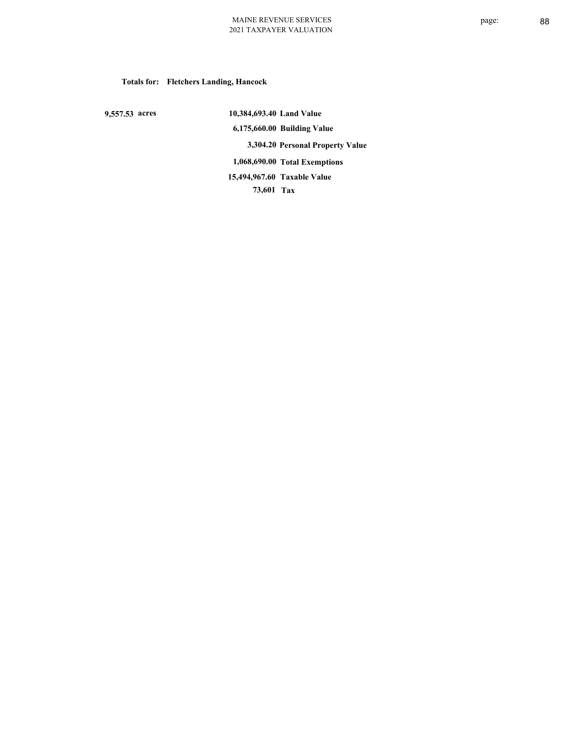**Totals for: Fletchers Landing, Hancock**

| | | |
|---|---|---|
| 9,557.53 acres | 10,384,693.40 | Land Value |
| | 6,175,660.00 | Building Value |
| | 3,304.20 | Personal Property Value |
| | 1,068,690.00 | Total Exemptions |
| | 15,494,967.60 | Taxable Value |
| | 73,601 | Tax |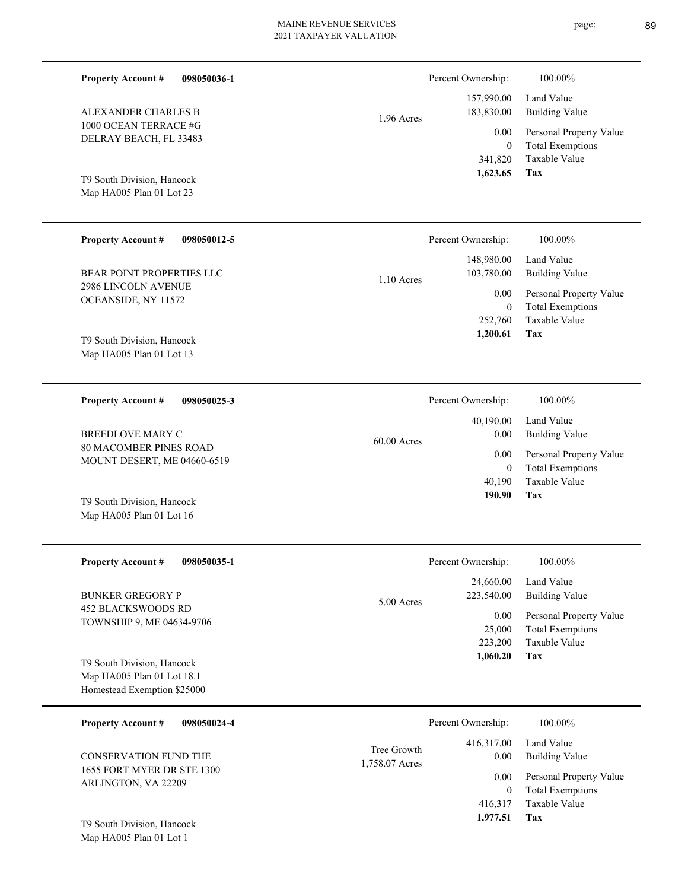**Property Account #** **098050036-1**

ALEXANDER CHARLES B
1000 OCEAN TERRACE #G
DELRAY BEACH, FL 33483

T9 South Division, Hancock
Map HA005 Plan 01 Lot 23

1.96 Acres

| | |
|---|---|
| Percent Ownership: | 100.00% |
| 157,990.00 | Land Value |
| 183,830.00 | Building Value |
| 0.00 | Personal Property Value |
| 0 | Total Exemptions |
| 341,820 | Taxable Value |
| **1,623.65** | **Tax** |

---

**Property Account #** **098050012-5**

BEAR POINT PROPERTIES LLC
2986 LINCOLN AVENUE
OCEANSIDE, NY 11572

T9 South Division, Hancock
Map HA005 Plan 01 Lot 13

1.10 Acres

| | |
|---|---|
| Percent Ownership: | 100.00% |
| 148,980.00 | Land Value |
| 103,780.00 | Building Value |
| 0.00 | Personal Property Value |
| 0 | Total Exemptions |
| 252,760 | Taxable Value |
| **1,200.61** | **Tax** |

---

**Property Account #** **098050025-3**

BREEDLOVE MARY C
80 MACOMBER PINES ROAD
MOUNT DESERT, ME 04660-6519

T9 South Division, Hancock
Map HA005 Plan 01 Lot 16

60.00 Acres

| | |
|---|---|
| Percent Ownership: | 100.00% |
| 40,190.00 | Land Value |
| 0.00 | Building Value |
| 0.00 | Personal Property Value |
| 0 | Total Exemptions |
| 40,190 | Taxable Value |
| **190.90** | **Tax** |

---

**Property Account #** **098050035-1**

BUNKER GREGORY P
452 BLACKSWOODS RD
TOWNSHIP 9, ME 04634-9706

T9 South Division, Hancock
Map HA005 Plan 01 Lot 18.1
Homestead Exemption $25000

5.00 Acres

| | |
|---|---|
| Percent Ownership: | 100.00% |
| 24,660.00 | Land Value |
| 223,540.00 | Building Value |
| 0.00 | Personal Property Value |
| 25,000 | Total Exemptions |
| 223,200 | Taxable Value |
| **1,060.20** | **Tax** |

---

**Property Account #** **098050024-4**

CONSERVATION FUND THE
1655 FORT MYER DR STE 1300
ARLINGTON, VA 22209

T9 South Division, Hancock
Map HA005 Plan 01 Lot 1

Tree Growth
1,758.07 Acres

| | |
|---|---|
| Percent Ownership: | 100.00% |
| 416,317.00 | Land Value |
| 0.00 | Building Value |
| 0.00 | Personal Property Value |
| 0 | Total Exemptions |
| 416,317 | Taxable Value |
| **1,977.51** | **Tax** |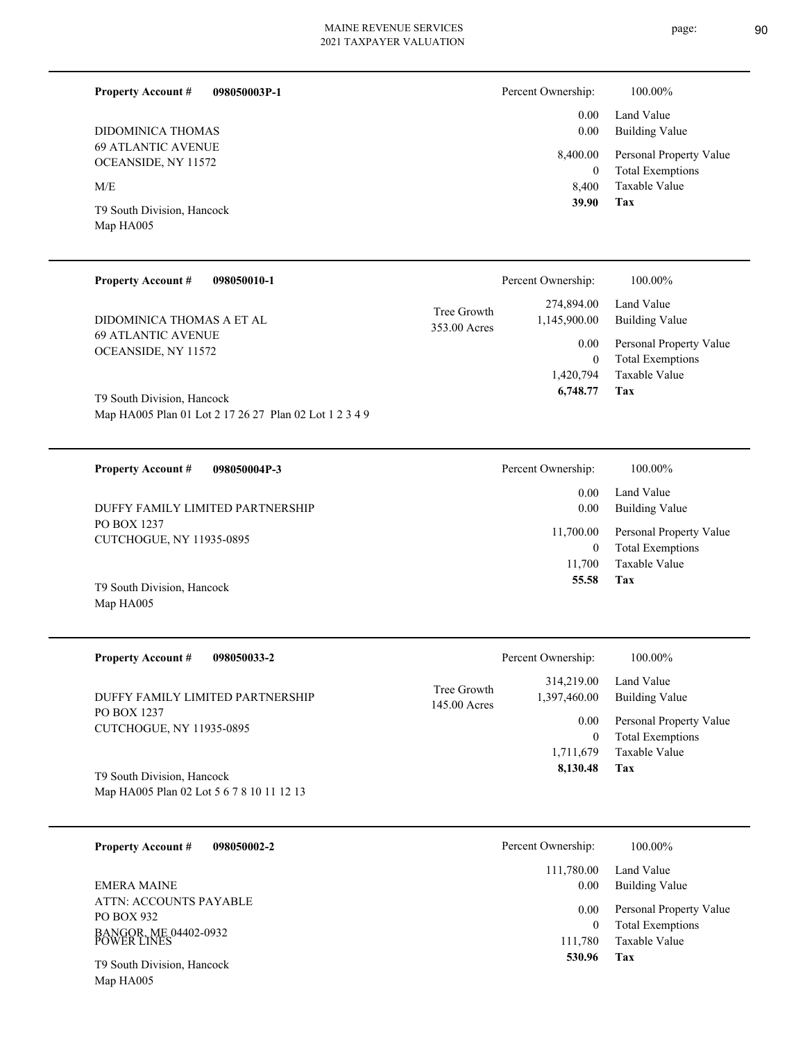**Property Account #** **098050003P-1**

DIDOMINICA THOMAS
69 ATLANTIC AVENUE
OCEANSIDE, NY 11572

M/E

T9 South Division, Hancock
Map HA005

| | |
|---|---|
| Percent Ownership: | 100.00% |
| 0.00 | Land Value |
| 0.00 | Building Value |
| 8,400.00 | Personal Property Value |
| 0 | Total Exemptions |
| 8,400 | Taxable Value |
| **39.90** | **Tax** |

---

**Property Account #** **098050010-1**

DIDOMINICA THOMAS A ET AL
69 ATLANTIC AVENUE
OCEANSIDE, NY 11572

T9 South Division, Hancock
Map HA005 Plan 01 Lot 2 17 26 27 Plan 02 Lot 1 2 3 4 9

Tree Growth
353.00 Acres

| | |
|---|---|
| Percent Ownership: | 100.00% |
| 274,894.00 | Land Value |
| 1,145,900.00 | Building Value |
| 0.00 | Personal Property Value |
| 0 | Total Exemptions |
| 1,420,794 | Taxable Value |
| **6,748.77** | **Tax** |

---

**Property Account #** **098050004P-3**

DUFFY FAMILY LIMITED PARTNERSHIP
PO BOX 1237
CUTCHOGUE, NY 11935-0895

T9 South Division, Hancock
Map HA005

| | |
|---|---|
| Percent Ownership: | 100.00% |
| 0.00 | Land Value |
| 0.00 | Building Value |
| 11,700.00 | Personal Property Value |
| 0 | Total Exemptions |
| 11,700 | Taxable Value |
| **55.58** | **Tax** |

---

**Property Account #** **098050033-2**

DUFFY FAMILY LIMITED PARTNERSHIP
PO BOX 1237
CUTCHOGUE, NY 11935-0895

T9 South Division, Hancock
Map HA005 Plan 02 Lot 5 6 7 8 10 11 12 13

Tree Growth
145.00 Acres

| | |
|---|---|
| Percent Ownership: | 100.00% |
| 314,219.00 | Land Value |
| 1,397,460.00 | Building Value |
| 0.00 | Personal Property Value |
| 0 | Total Exemptions |
| 1,711,679 | Taxable Value |
| **8,130.48** | **Tax** |

---

**Property Account #** **098050002-2**

EMERA MAINE
ATTN: ACCOUNTS PAYABLE
PO BOX 932
BANGOR, ME 04402-0932
POWER LINES

T9 South Division, Hancock
Map HA005

| | |
|---|---|
| Percent Ownership: | 100.00% |
| 111,780.00 | Land Value |
| 0.00 | Building Value |
| 0.00 | Personal Property Value |
| 0 | Total Exemptions |
| 111,780 | Taxable Value |
| **530.96** | **Tax** |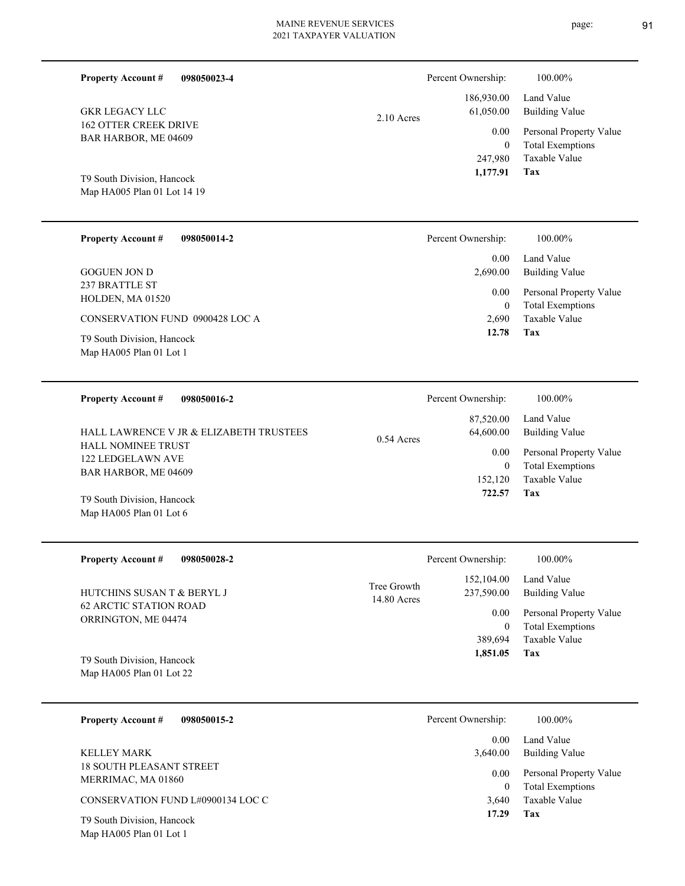**Property Account #** **098050023-4**

GKR LEGACY LLC
162 OTTER CREEK DRIVE
BAR HARBOR, ME 04609

T9 South Division, Hancock
Map HA005 Plan 01 Lot 14 19

2.10 Acres

| Percent Ownership: | 100.00% |
|---|---|
| 186,930.00 | Land Value |
| 61,050.00 | Building Value |
| 0.00 | Personal Property Value |
| 0 | Total Exemptions |
| 247,980 | Taxable Value |
| **1,177.91** | **Tax** |

---

**Property Account #** **098050014-2**

GOGUEN JON D
237 BRATTLE ST
HOLDEN, MA 01520

CONSERVATION FUND 0900428 LOC A

T9 South Division, Hancock
Map HA005 Plan 01 Lot 1

| Percent Ownership: | 100.00% |
|---|---|
| 0.00 | Land Value |
| 2,690.00 | Building Value |
| 0.00 | Personal Property Value |
| 0 | Total Exemptions |
| 2,690 | Taxable Value |
| **12.78** | **Tax** |

---

**Property Account #** **098050016-2**

HALL LAWRENCE V JR & ELIZABETH TRUSTEES
HALL NOMINEE TRUST
122 LEDGELAWN AVE
BAR HARBOR, ME 04609

T9 South Division, Hancock
Map HA005 Plan 01 Lot 6

0.54 Acres

| Percent Ownership: | 100.00% |
|---|---|
| 87,520.00 | Land Value |
| 64,600.00 | Building Value |
| 0.00 | Personal Property Value |
| 0 | Total Exemptions |
| 152,120 | Taxable Value |
| **722.57** | **Tax** |

---

**Property Account #** **098050028-2**

HUTCHINS SUSAN T & BERYL J
62 ARCTIC STATION ROAD
ORRINGTON, ME 04474

T9 South Division, Hancock
Map HA005 Plan 01 Lot 22

Tree Growth
14.80 Acres

| Percent Ownership: | 100.00% |
|---|---|
| 152,104.00 | Land Value |
| 237,590.00 | Building Value |
| 0.00 | Personal Property Value |
| 0 | Total Exemptions |
| 389,694 | Taxable Value |
| **1,851.05** | **Tax** |

---

**Property Account #** **098050015-2**

KELLEY MARK
18 SOUTH PLEASANT STREET
MERRIMAC, MA 01860

CONSERVATION FUND L#0900134 LOC C

T9 South Division, Hancock
Map HA005 Plan 01 Lot 1

| Percent Ownership: | 100.00% |
|---|---|
| 0.00 | Land Value |
| 3,640.00 | Building Value |
| 0.00 | Personal Property Value |
| 0 | Total Exemptions |
| 3,640 | Taxable Value |
| **17.29** | **Tax** |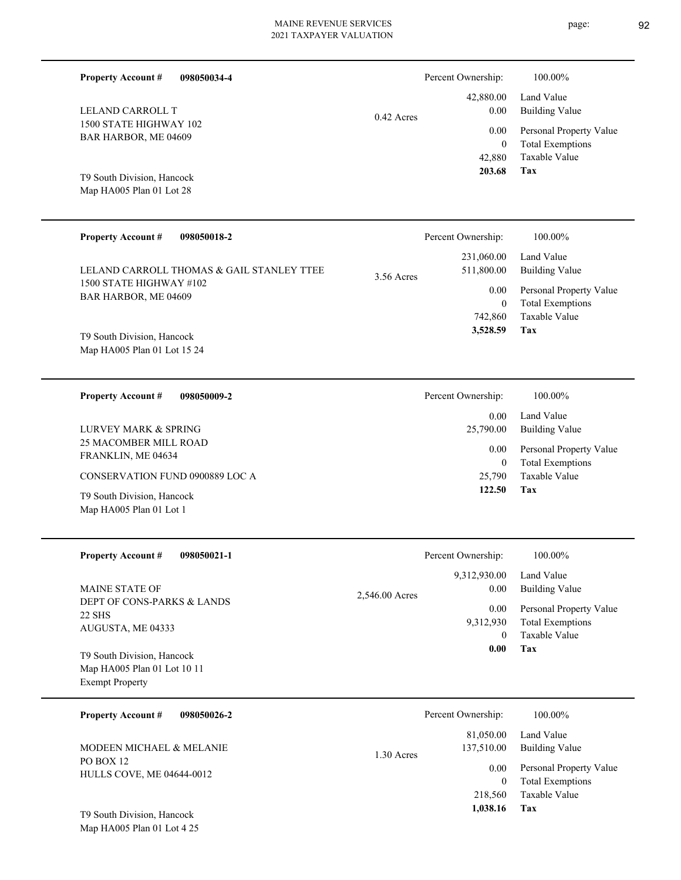**Property Account #** **098050034-4**

LELAND CARROLL T
1500 STATE HIGHWAY 102
BAR HARBOR, ME 04609

T9 South Division, Hancock
Map HA005 Plan 01 Lot 28

0.42 Acres

| | |
|---|---|
| Percent Ownership: | 100.00% |
| 42,880.00 | Land Value |
| 0.00 | Building Value |
| 0.00 | Personal Property Value |
| 0 | Total Exemptions |
| 42,880 | Taxable Value |
| **203.68** | **Tax** |

---

**Property Account #** **098050018-2**

LELAND CARROLL THOMAS & GAIL STANLEY TTEE
1500 STATE HIGHWAY #102
BAR HARBOR, ME 04609

T9 South Division, Hancock
Map HA005 Plan 01 Lot 15 24

3.56 Acres

| | |
|---|---|
| Percent Ownership: | 100.00% |
| 231,060.00 | Land Value |
| 511,800.00 | Building Value |
| 0.00 | Personal Property Value |
| 0 | Total Exemptions |
| 742,860 | Taxable Value |
| **3,528.59** | **Tax** |

---

**Property Account #** **098050009-2**

LURVEY MARK & SPRING
25 MACOMBER MILL ROAD
FRANKLIN, ME 04634

CONSERVATION FUND 0900889 LOC A

T9 South Division, Hancock
Map HA005 Plan 01 Lot 1

| | |
|---|---|
| Percent Ownership: | 100.00% |
| 0.00 | Land Value |
| 25,790.00 | Building Value |
| 0.00 | Personal Property Value |
| 0 | Total Exemptions |
| 25,790 | Taxable Value |
| **122.50** | **Tax** |

---

**Property Account #** **098050021-1**

MAINE STATE OF
DEPT OF CONS-PARKS & LANDS
22 SHS
AUGUSTA, ME 04333

T9 South Division, Hancock
Map HA005 Plan 01 Lot 10 11
Exempt Property

2,546.00 Acres

| | |
|---|---|
| Percent Ownership: | 100.00% |
| 9,312,930.00 | Land Value |
| 0.00 | Building Value |
| 0.00 | Personal Property Value |
| 9,312,930 | Total Exemptions |
| 0 | Taxable Value |
| **0.00** | **Tax** |

---

**Property Account #** **098050026-2**

MODEEN MICHAEL & MELANIE
PO BOX 12
HULLS COVE, ME 04644-0012

T9 South Division, Hancock
Map HA005 Plan 01 Lot 4 25

1.30 Acres

| | |
|---|---|
| Percent Ownership: | 100.00% |
| 81,050.00 | Land Value |
| 137,510.00 | Building Value |
| 0.00 | Personal Property Value |
| 0 | Total Exemptions |
| 218,560 | Taxable Value |
| **1,038.16** | **Tax** |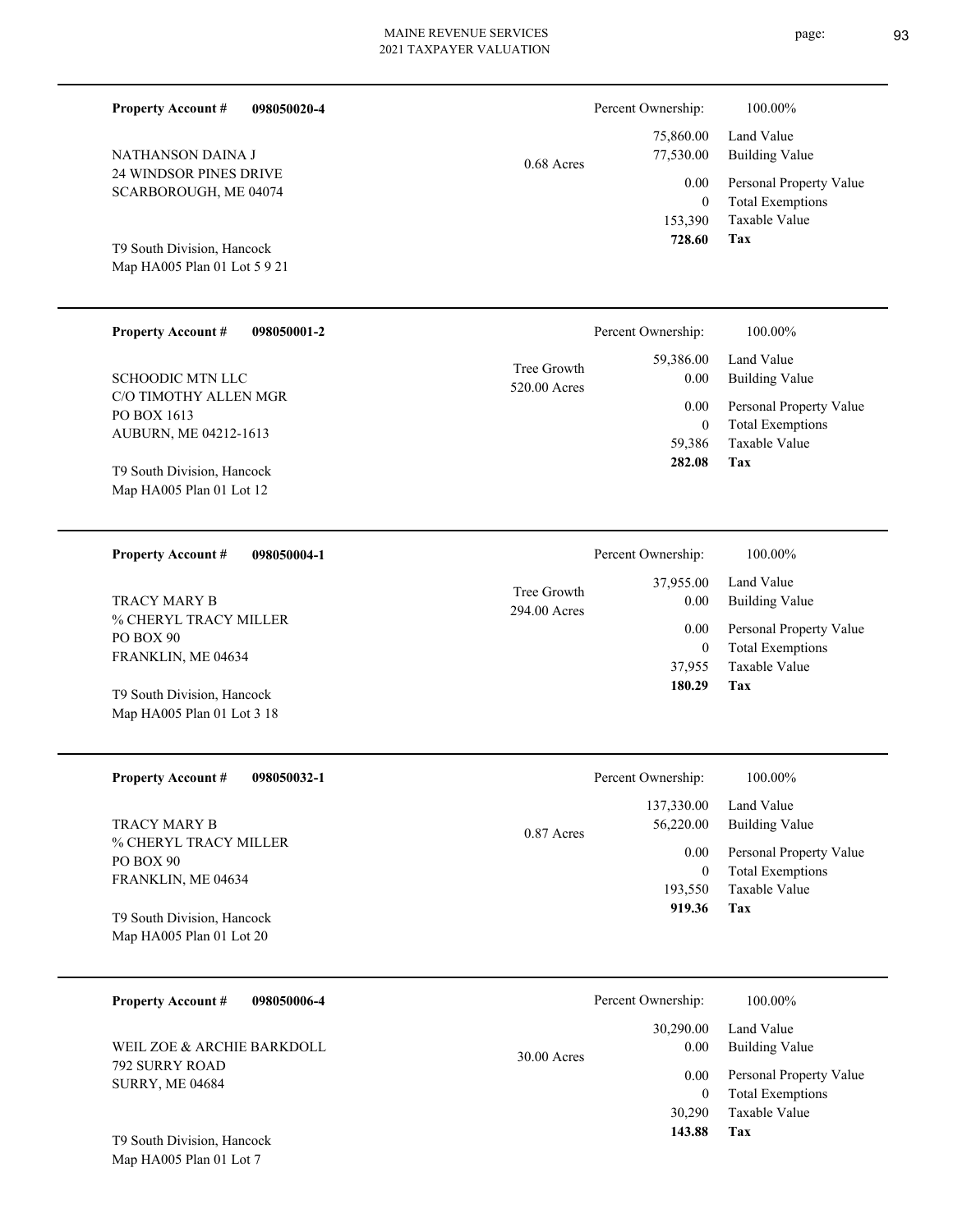**Property Account #** **098050020-4**

NATHANSON DAINA J
24 WINDSOR PINES DRIVE
SCARBOROUGH, ME 04074

T9 South Division, Hancock
Map HA005 Plan 01 Lot 5 9 21

0.68 Acres

| Percent Ownership: | 100.00% |
|---|---|
| 75,860.00 | Land Value |
| 77,530.00 | Building Value |
| 0.00 | Personal Property Value |
| 0 | Total Exemptions |
| 153,390 | Taxable Value |
| **728.60** | **Tax** |

---

**Property Account #** **098050001-2**

SCHOODIC MTN LLC
C/O TIMOTHY ALLEN MGR
PO BOX 1613
AUBURN, ME 04212-1613

T9 South Division, Hancock
Map HA005 Plan 01 Lot 12

Tree Growth
520.00 Acres

| Percent Ownership: | 100.00% |
|---|---|
| 59,386.00 | Land Value |
| 0.00 | Building Value |
| 0.00 | Personal Property Value |
| 0 | Total Exemptions |
| 59,386 | Taxable Value |
| **282.08** | **Tax** |

---

**Property Account #** **098050004-1**

TRACY MARY B
% CHERYL TRACY MILLER
PO BOX 90
FRANKLIN, ME 04634

T9 South Division, Hancock
Map HA005 Plan 01 Lot 3 18

Tree Growth
294.00 Acres

| Percent Ownership: | 100.00% |
|---|---|
| 37,955.00 | Land Value |
| 0.00 | Building Value |
| 0.00 | Personal Property Value |
| 0 | Total Exemptions |
| 37,955 | Taxable Value |
| **180.29** | **Tax** |

---

**Property Account #** **098050032-1**

TRACY MARY B
% CHERYL TRACY MILLER
PO BOX 90
FRANKLIN, ME 04634

T9 South Division, Hancock
Map HA005 Plan 01 Lot 20

0.87 Acres

| Percent Ownership: | 100.00% |
|---|---|
| 137,330.00 | Land Value |
| 56,220.00 | Building Value |
| 0.00 | Personal Property Value |
| 0 | Total Exemptions |
| 193,550 | Taxable Value |
| **919.36** | **Tax** |

---

**Property Account #** **098050006-4**

WEIL ZOE & ARCHIE BARKDOLL
792 SURRY ROAD
SURRY, ME 04684

T9 South Division, Hancock
Map HA005 Plan 01 Lot 7

30.00 Acres

| Percent Ownership: | 100.00% |
|---|---|
| 30,290.00 | Land Value |
| 0.00 | Building Value |
| 0.00 | Personal Property Value |
| 0 | Total Exemptions |
| 30,290 | Taxable Value |
| **143.88** | **Tax** |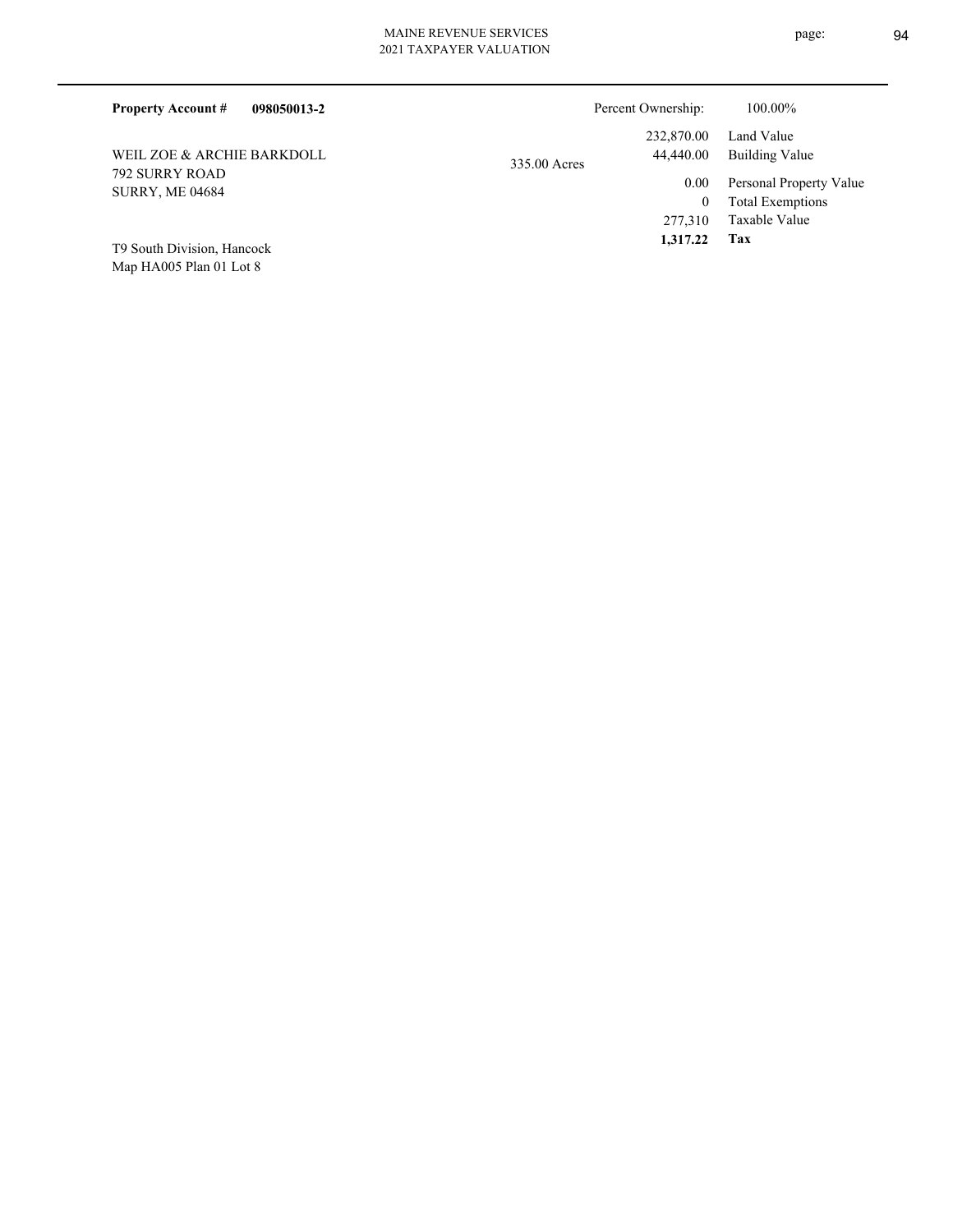**Property Account #** **098050013-2**

Percent Ownership: 100.00%

WEIL ZOE & ARCHIE BARKDOLL
792 SURRY ROAD
SURRY, ME 04684

335.00 Acres

| | |
|---|---|
| 232,870.00 | Land Value |
| 44,440.00 | Building Value |
| 0.00 | Personal Property Value |
| 0 | Total Exemptions |
| 277,310 | Taxable Value |
| **1,317.22** | **Tax** |

T9 South Division, Hancock
Map HA005 Plan 01 Lot 8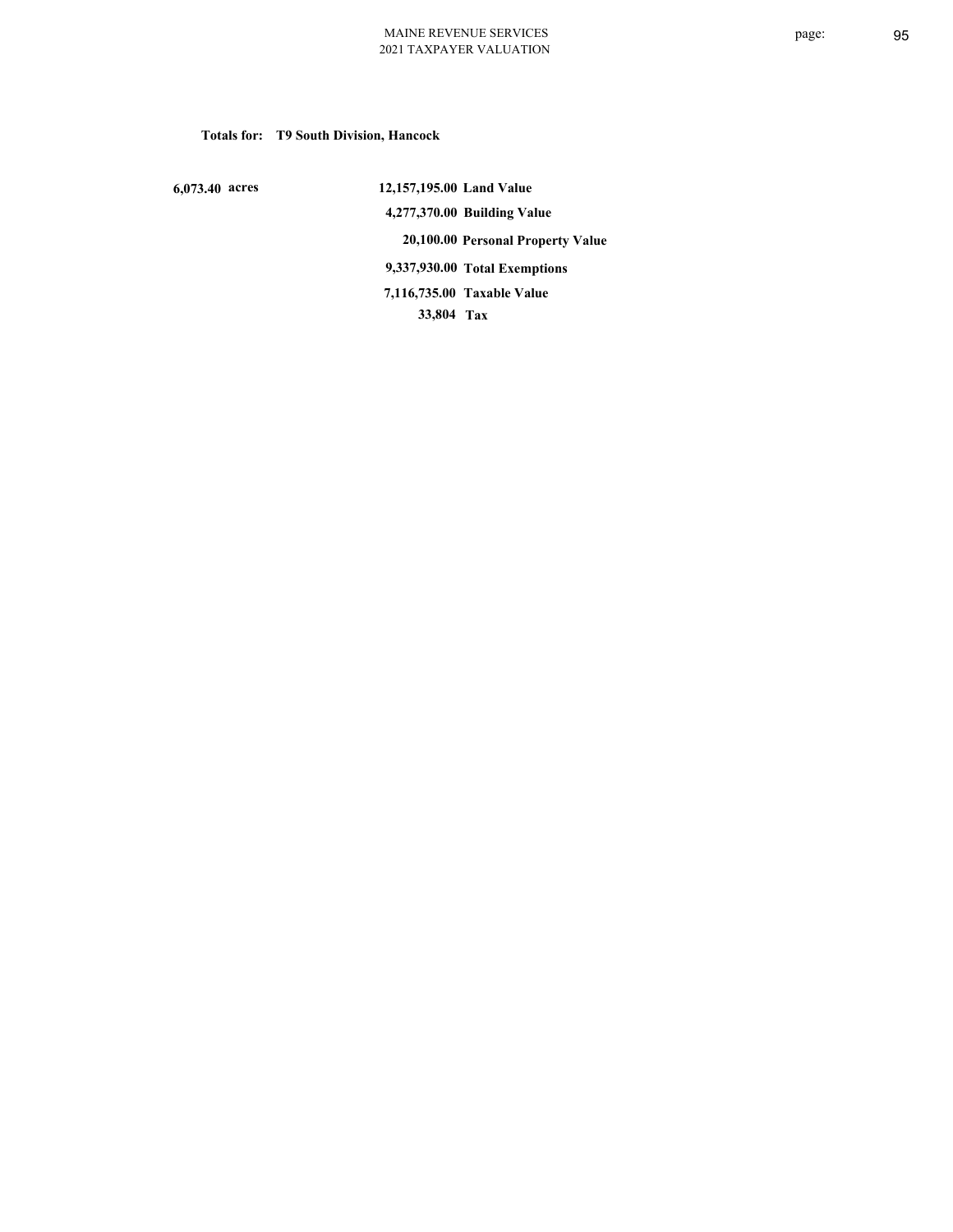**Totals for: T9 South Division, Hancock**

| | | |
|---|---|---|
| 6,073.40 acres | 12,157,195.00 | Land Value |
| | 4,277,370.00 | Building Value |
| | 20,100.00 | Personal Property Value |
| | 9,337,930.00 | Total Exemptions |
| | 7,116,735.00 | Taxable Value |
| | 33,804 | Tax |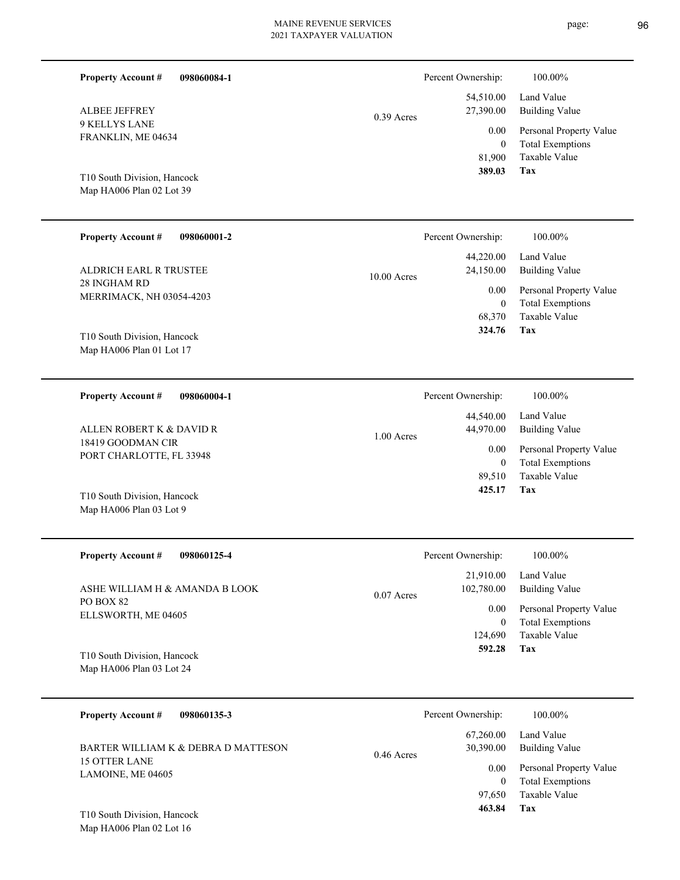**Property Account #** **098060084-1**

ALBEE JEFFREY
9 KELLYS LANE
FRANKLIN, ME 04634

T10 South Division, Hancock
Map HA006 Plan 02 Lot 39

0.39 Acres

| Percent Ownership: | 100.00% |
|---|---|
| 54,510.00 | Land Value |
| 27,390.00 | Building Value |
| 0.00 | Personal Property Value |
| 0 | Total Exemptions |
| 81,900 | Taxable Value |
| **389.03** | **Tax** |

---

**Property Account #** **098060001-2**

ALDRICH EARL R TRUSTEE
28 INGHAM RD
MERRIMACK, NH 03054-4203

T10 South Division, Hancock
Map HA006 Plan 01 Lot 17

10.00 Acres

| Percent Ownership: | 100.00% |
|---|---|
| 44,220.00 | Land Value |
| 24,150.00 | Building Value |
| 0.00 | Personal Property Value |
| 0 | Total Exemptions |
| 68,370 | Taxable Value |
| **324.76** | **Tax** |

---

**Property Account #** **098060004-1**

ALLEN ROBERT K & DAVID R
18419 GOODMAN CIR
PORT CHARLOTTE, FL 33948

T10 South Division, Hancock
Map HA006 Plan 03 Lot 9

1.00 Acres

| Percent Ownership: | 100.00% |
|---|---|
| 44,540.00 | Land Value |
| 44,970.00 | Building Value |
| 0.00 | Personal Property Value |
| 0 | Total Exemptions |
| 89,510 | Taxable Value |
| **425.17** | **Tax** |

---

**Property Account #** **098060125-4**

ASHE WILLIAM H & AMANDA B LOOK
PO BOX 82
ELLSWORTH, ME 04605

T10 South Division, Hancock
Map HA006 Plan 03 Lot 24

0.07 Acres

| Percent Ownership: | 100.00% |
|---|---|
| 21,910.00 | Land Value |
| 102,780.00 | Building Value |
| 0.00 | Personal Property Value |
| 0 | Total Exemptions |
| 124,690 | Taxable Value |
| **592.28** | **Tax** |

---

**Property Account #** **098060135-3**

BARTER WILLIAM K & DEBRA D MATTESON
15 OTTER LANE
LAMOINE, ME 04605

T10 South Division, Hancock
Map HA006 Plan 02 Lot 16

0.46 Acres

| Percent Ownership: | 100.00% |
|---|---|
| 67,260.00 | Land Value |
| 30,390.00 | Building Value |
| 0.00 | Personal Property Value |
| 0 | Total Exemptions |
| 97,650 | Taxable Value |
| **463.84** | **Tax** |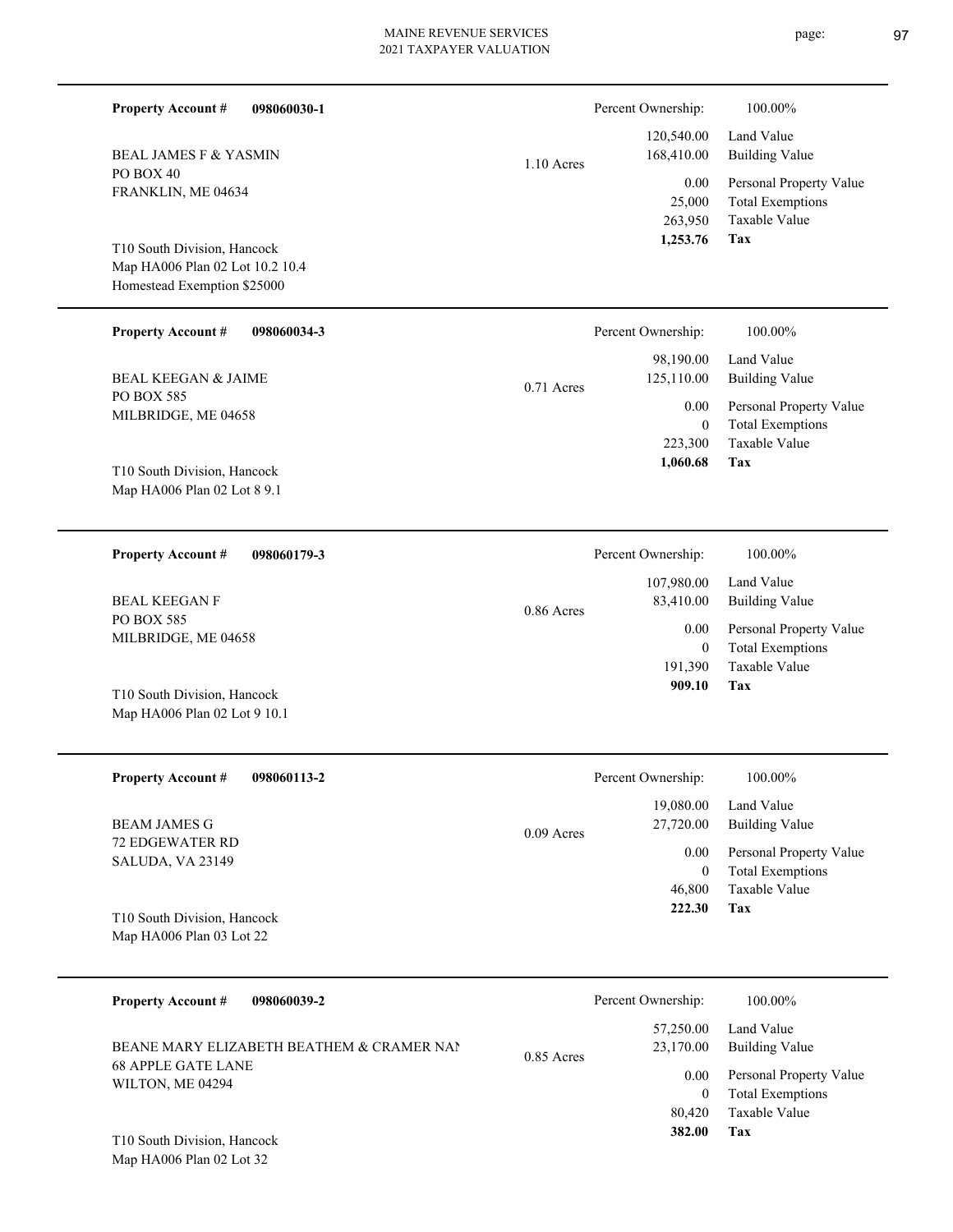**Property Account #** **098060030-1**

BEAL JAMES F & YASMIN
PO BOX 40
FRANKLIN, ME 04634

T10 South Division, Hancock
Map HA006 Plan 02 Lot 10.2 10.4
Homestead Exemption $25000

1.10 Acres

| Percent Ownership: | 100.00% |
|---|---|
| 120,540.00 | Land Value |
| 168,410.00 | Building Value |
| 0.00 | Personal Property Value |
| 25,000 | Total Exemptions |
| 263,950 | Taxable Value |
| **1,253.76** | **Tax** |

---

**Property Account #** **098060034-3**

BEAL KEEGAN & JAIME
PO BOX 585
MILBRIDGE, ME 04658

T10 South Division, Hancock
Map HA006 Plan 02 Lot 8 9.1

0.71 Acres

| Percent Ownership: | 100.00% |
|---|---|
| 98,190.00 | Land Value |
| 125,110.00 | Building Value |
| 0.00 | Personal Property Value |
| 0 | Total Exemptions |
| 223,300 | Taxable Value |
| **1,060.68** | **Tax** |

---

**Property Account #** **098060179-3**

BEAL KEEGAN F
PO BOX 585
MILBRIDGE, ME 04658

T10 South Division, Hancock
Map HA006 Plan 02 Lot 9 10.1

0.86 Acres

| Percent Ownership: | 100.00% |
|---|---|
| 107,980.00 | Land Value |
| 83,410.00 | Building Value |
| 0.00 | Personal Property Value |
| 0 | Total Exemptions |
| 191,390 | Taxable Value |
| **909.10** | **Tax** |

---

**Property Account #** **098060113-2**

BEAM JAMES G
72 EDGEWATER RD
SALUDA, VA 23149

T10 South Division, Hancock
Map HA006 Plan 03 Lot 22

0.09 Acres

| Percent Ownership: | 100.00% |
|---|---|
| 19,080.00 | Land Value |
| 27,720.00 | Building Value |
| 0.00 | Personal Property Value |
| 0 | Total Exemptions |
| 46,800 | Taxable Value |
| **222.30** | **Tax** |

---

**Property Account #** **098060039-2**

BEANE MARY ELIZABETH BEATHEM & CRAMER NAN
68 APPLE GATE LANE
WILTON, ME 04294

T10 South Division, Hancock
Map HA006 Plan 02 Lot 32

0.85 Acres

| Percent Ownership: | 100.00% |
|---|---|
| 57,250.00 | Land Value |
| 23,170.00 | Building Value |
| 0.00 | Personal Property Value |
| 0 | Total Exemptions |
| 80,420 | Taxable Value |
| **382.00** | **Tax** |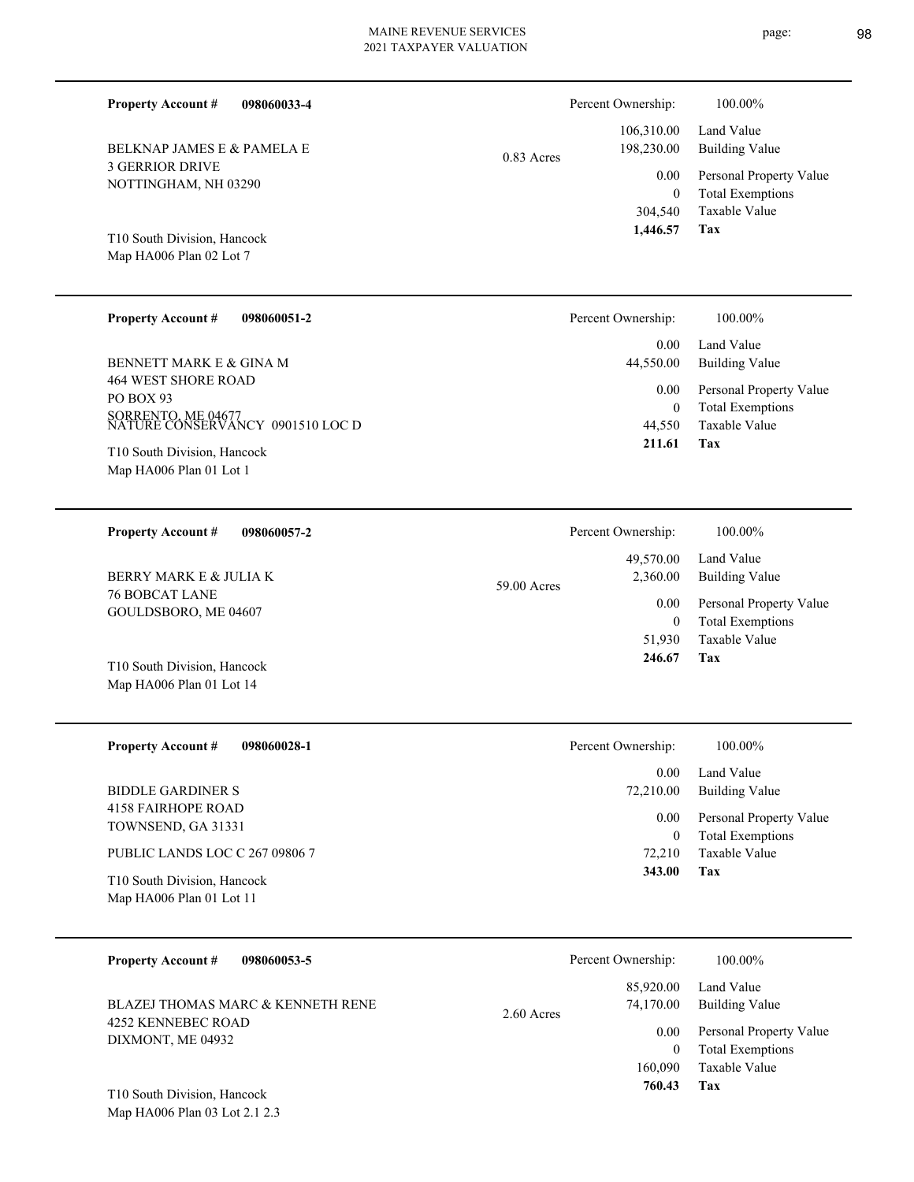**Property Account #** **098060033-4**

BELKNAP JAMES E & PAMELA E
3 GERRIOR DRIVE
NOTTINGHAM, NH 03290

T10 South Division, Hancock
Map HA006 Plan 02 Lot 7

0.83 Acres

| Percent Ownership: | 100.00% |
|---|---|
| 106,310.00 | Land Value |
| 198,230.00 | Building Value |
| 0.00 | Personal Property Value |
| 0 | Total Exemptions |
| 304,540 | Taxable Value |
| **1,446.57** | **Tax** |

---

**Property Account #** **098060051-2**

BENNETT MARK E & GINA M
464 WEST SHORE ROAD
PO BOX 93
SORRENTO, ME 04677
NATURE CONSERVANCY 0901510 LOC D

T10 South Division, Hancock
Map HA006 Plan 01 Lot 1

| Percent Ownership: | 100.00% |
|---|---|
| 0.00 | Land Value |
| 44,550.00 | Building Value |
| 0.00 | Personal Property Value |
| 0 | Total Exemptions |
| 44,550 | Taxable Value |
| **211.61** | **Tax** |

---

**Property Account #** **098060057-2**

BERRY MARK E & JULIA K
76 BOBCAT LANE
GOULDSBORO, ME 04607

T10 South Division, Hancock
Map HA006 Plan 01 Lot 14

59.00 Acres

| Percent Ownership: | 100.00% |
|---|---|
| 49,570.00 | Land Value |
| 2,360.00 | Building Value |
| 0.00 | Personal Property Value |
| 0 | Total Exemptions |
| 51,930 | Taxable Value |
| **246.67** | **Tax** |

---

**Property Account #** **098060028-1**

BIDDLE GARDINER S
4158 FAIRHOPE ROAD
TOWNSEND, GA 31331

PUBLIC LANDS LOC C 267 09806 7

T10 South Division, Hancock
Map HA006 Plan 01 Lot 11

| Percent Ownership: | 100.00% |
|---|---|
| 0.00 | Land Value |
| 72,210.00 | Building Value |
| 0.00 | Personal Property Value |
| 0 | Total Exemptions |
| 72,210 | Taxable Value |
| **343.00** | **Tax** |

---

**Property Account #** **098060053-5**

BLAZEJ THOMAS MARC & KENNETH RENE
4252 KENNEBEC ROAD
DIXMONT, ME 04932

T10 South Division, Hancock
Map HA006 Plan 03 Lot 2.1 2.3

2.60 Acres

| Percent Ownership: | 100.00% |
|---|---|
| 85,920.00 | Land Value |
| 74,170.00 | Building Value |
| 0.00 | Personal Property Value |
| 0 | Total Exemptions |
| 160,090 | Taxable Value |
| **760.43** | **Tax** |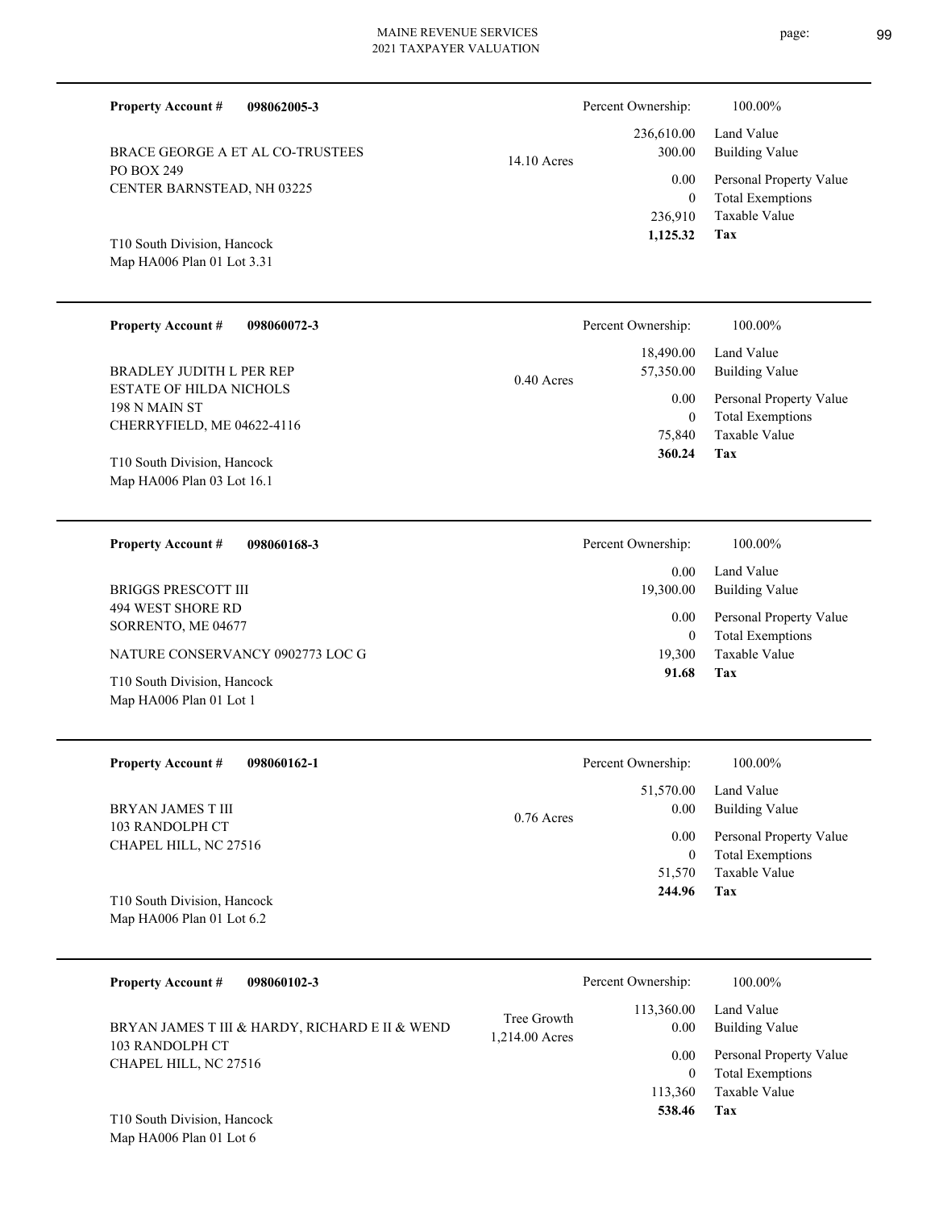**Property Account #** **098062005-3**

BRACE GEORGE A ET AL CO-TRUSTEES
PO BOX 249
CENTER BARNSTEAD, NH 03225

T10 South Division, Hancock
Map HA006 Plan 01 Lot 3.31

14.10 Acres

| Percent Ownership: | 100.00% |
|---|---|
| 236,610.00 | Land Value |
| 300.00 | Building Value |
| 0.00 | Personal Property Value |
| 0 | Total Exemptions |
| 236,910 | Taxable Value |
| **1,125.32** | **Tax** |

---

**Property Account #** **098060072-3**

BRADLEY JUDITH L PER REP
ESTATE OF HILDA NICHOLS
198 N MAIN ST
CHERRYFIELD, ME 04622-4116

T10 South Division, Hancock
Map HA006 Plan 03 Lot 16.1

0.40 Acres

| Percent Ownership: | 100.00% |
|---|---|
| 18,490.00 | Land Value |
| 57,350.00 | Building Value |
| 0.00 | Personal Property Value |
| 0 | Total Exemptions |
| 75,840 | Taxable Value |
| **360.24** | **Tax** |

---

**Property Account #** **098060168-3**

BRIGGS PRESCOTT III
494 WEST SHORE RD
SORRENTO, ME 04677

NATURE CONSERVANCY 0902773 LOC G

T10 South Division, Hancock
Map HA006 Plan 01 Lot 1

| Percent Ownership: | 100.00% |
|---|---|
| 0.00 | Land Value |
| 19,300.00 | Building Value |
| 0.00 | Personal Property Value |
| 0 | Total Exemptions |
| 19,300 | Taxable Value |
| **91.68** | **Tax** |

---

**Property Account #** **098060162-1**

BRYAN JAMES T III
103 RANDOLPH CT
CHAPEL HILL, NC 27516

T10 South Division, Hancock
Map HA006 Plan 01 Lot 6.2

0.76 Acres

| Percent Ownership: | 100.00% |
|---|---|
| 51,570.00 | Land Value |
| 0.00 | Building Value |
| 0.00 | Personal Property Value |
| 0 | Total Exemptions |
| 51,570 | Taxable Value |
| **244.96** | **Tax** |

---

**Property Account #** **098060102-3**

BRYAN JAMES T III & HARDY, RICHARD E II & WEND
103 RANDOLPH CT
CHAPEL HILL, NC 27516

T10 South Division, Hancock
Map HA006 Plan 01 Lot 6

Tree Growth
1,214.00 Acres

| Percent Ownership: | 100.00% |
|---|---|
| 113,360.00 | Land Value |
| 0.00 | Building Value |
| 0.00 | Personal Property Value |
| 0 | Total Exemptions |
| 113,360 | Taxable Value |
| **538.46** | **Tax** |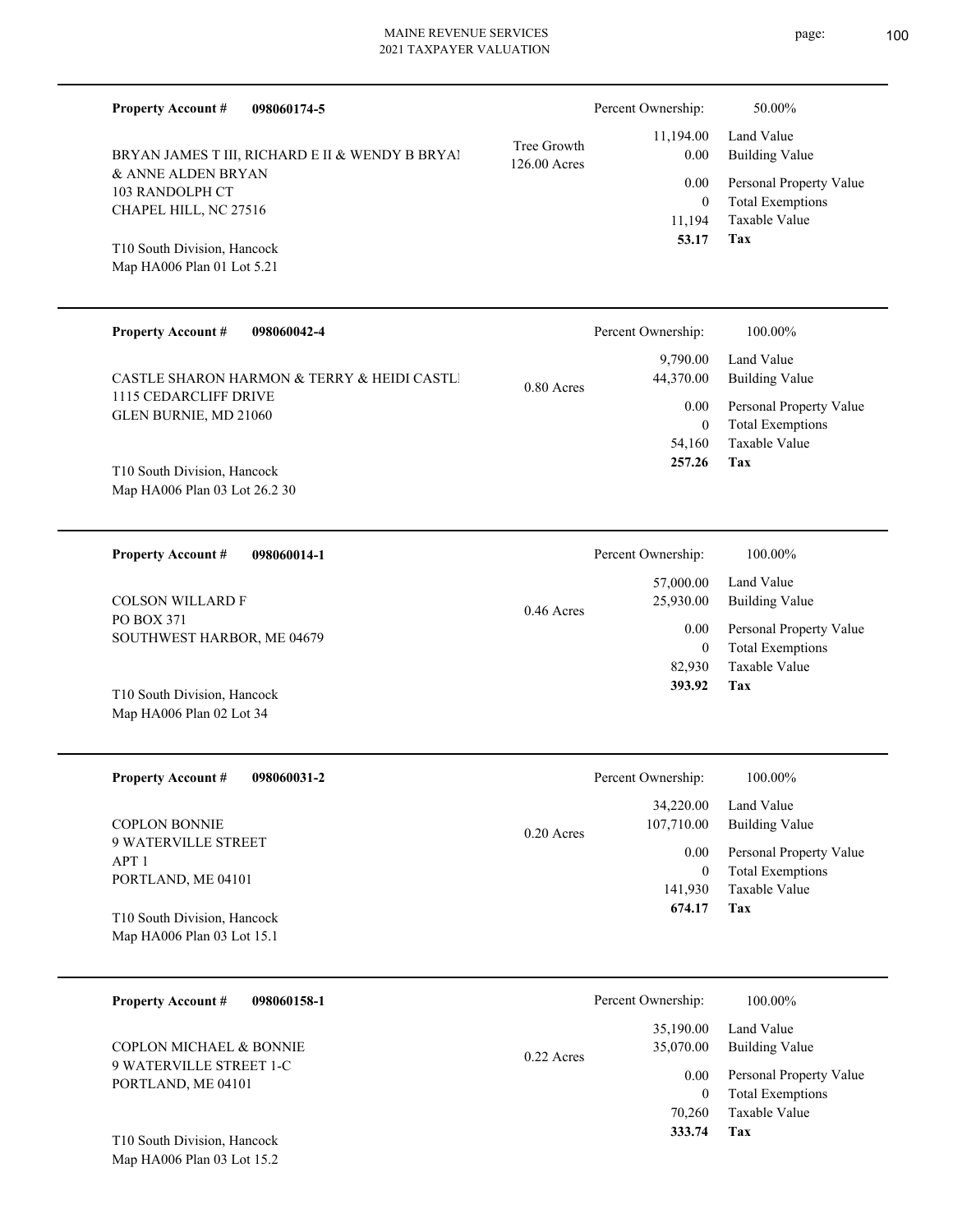**Property Account #** **098060174-5**

BRYAN JAMES T III, RICHARD E II & WENDY B BRYAI
& ANNE ALDEN BRYAN
103 RANDOLPH CT
CHAPEL HILL, NC 27516

T10 South Division, Hancock
Map HA006 Plan 01 Lot 5.21

Tree Growth
126.00 Acres

| Percent Ownership: | 50.00% |
|---|---|
| 11,194.00 | Land Value |
| 0.00 | Building Value |
| 0.00 | Personal Property Value |
| 0 | Total Exemptions |
| 11,194 | Taxable Value |
| **53.17** | **Tax** |

---

**Property Account #** **098060042-4**

CASTLE SHARON HARMON & TERRY & HEIDI CASTLI
1115 CEDARCLIFF DRIVE
GLEN BURNIE, MD 21060

T10 South Division, Hancock
Map HA006 Plan 03 Lot 26.2 30

0.80 Acres

| Percent Ownership: | 100.00% |
|---|---|
| 9,790.00 | Land Value |
| 44,370.00 | Building Value |
| 0.00 | Personal Property Value |
| 0 | Total Exemptions |
| 54,160 | Taxable Value |
| **257.26** | **Tax** |

---

**Property Account #** **098060014-1**

COLSON WILLARD F
PO BOX 371
SOUTHWEST HARBOR, ME 04679

T10 South Division, Hancock
Map HA006 Plan 02 Lot 34

0.46 Acres

| Percent Ownership: | 100.00% |
|---|---|
| 57,000.00 | Land Value |
| 25,930.00 | Building Value |
| 0.00 | Personal Property Value |
| 0 | Total Exemptions |
| 82,930 | Taxable Value |
| **393.92** | **Tax** |

---

**Property Account #** **098060031-2**

COPLON BONNIE
9 WATERVILLE STREET
APT 1
PORTLAND, ME 04101

T10 South Division, Hancock
Map HA006 Plan 03 Lot 15.1

0.20 Acres

| Percent Ownership: | 100.00% |
|---|---|
| 34,220.00 | Land Value |
| 107,710.00 | Building Value |
| 0.00 | Personal Property Value |
| 0 | Total Exemptions |
| 141,930 | Taxable Value |
| **674.17** | **Tax** |

---

**Property Account #** **098060158-1**

COPLON MICHAEL & BONNIE
9 WATERVILLE STREET 1-C
PORTLAND, ME 04101

T10 South Division, Hancock
Map HA006 Plan 03 Lot 15.2

0.22 Acres

| Percent Ownership: | 100.00% |
|---|---|
| 35,190.00 | Land Value |
| 35,070.00 | Building Value |
| 0.00 | Personal Property Value |
| 0 | Total Exemptions |
| 70,260 | Taxable Value |
| **333.74** | **Tax** |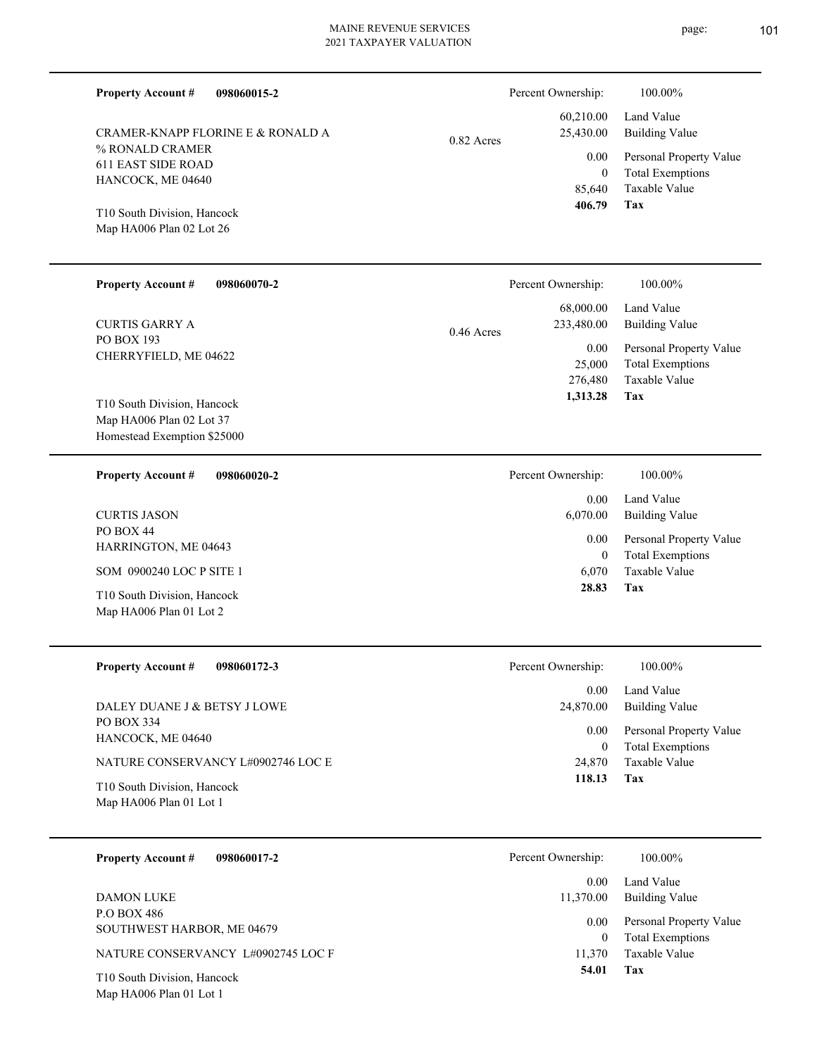**Property Account #** **098060015-2**

CRAMER-KNAPP FLORINE E & RONALD A
% RONALD CRAMER
611 EAST SIDE ROAD
HANCOCK, ME 04640

T10 South Division, Hancock
Map HA006 Plan 02 Lot 26

0.82 Acres

| | |
|---|---|
| Percent Ownership: | 100.00% |
| 60,210.00 | Land Value |
| 25,430.00 | Building Value |
| 0.00 | Personal Property Value |
| 0 | Total Exemptions |
| 85,640 | Taxable Value |
| **406.79** | **Tax** |

---

**Property Account #** **098060070-2**

CURTIS GARRY A
PO BOX 193
CHERRYFIELD, ME 04622

T10 South Division, Hancock
Map HA006 Plan 02 Lot 37
Homestead Exemption $25000

0.46 Acres

| | |
|---|---|
| Percent Ownership: | 100.00% |
| 68,000.00 | Land Value |
| 233,480.00 | Building Value |
| 0.00 | Personal Property Value |
| 25,000 | Total Exemptions |
| 276,480 | Taxable Value |
| **1,313.28** | **Tax** |

---

**Property Account #** **098060020-2**

CURTIS JASON
PO BOX 44
HARRINGTON, ME 04643

SOM 0900240 LOC P SITE 1

T10 South Division, Hancock
Map HA006 Plan 01 Lot 2

| | |
|---|---|
| Percent Ownership: | 100.00% |
| 0.00 | Land Value |
| 6,070.00 | Building Value |
| 0.00 | Personal Property Value |
| 0 | Total Exemptions |
| 6,070 | Taxable Value |
| **28.83** | **Tax** |

---

**Property Account #** **098060172-3**

DALEY DUANE J & BETSY J LOWE
PO BOX 334
HANCOCK, ME 04640

NATURE CONSERVANCY L#0902746 LOC E

T10 South Division, Hancock
Map HA006 Plan 01 Lot 1

| | |
|---|---|
| Percent Ownership: | 100.00% |
| 0.00 | Land Value |
| 24,870.00 | Building Value |
| 0.00 | Personal Property Value |
| 0 | Total Exemptions |
| 24,870 | Taxable Value |
| **118.13** | **Tax** |

---

**Property Account #** **098060017-2**

DAMON LUKE
P.O BOX 486
SOUTHWEST HARBOR, ME 04679

NATURE CONSERVANCY L#0902745 LOC F

T10 South Division, Hancock
Map HA006 Plan 01 Lot 1

| | |
|---|---|
| Percent Ownership: | 100.00% |
| 0.00 | Land Value |
| 11,370.00 | Building Value |
| 0.00 | Personal Property Value |
| 0 | Total Exemptions |
| 11,370 | Taxable Value |
| **54.01** | **Tax** |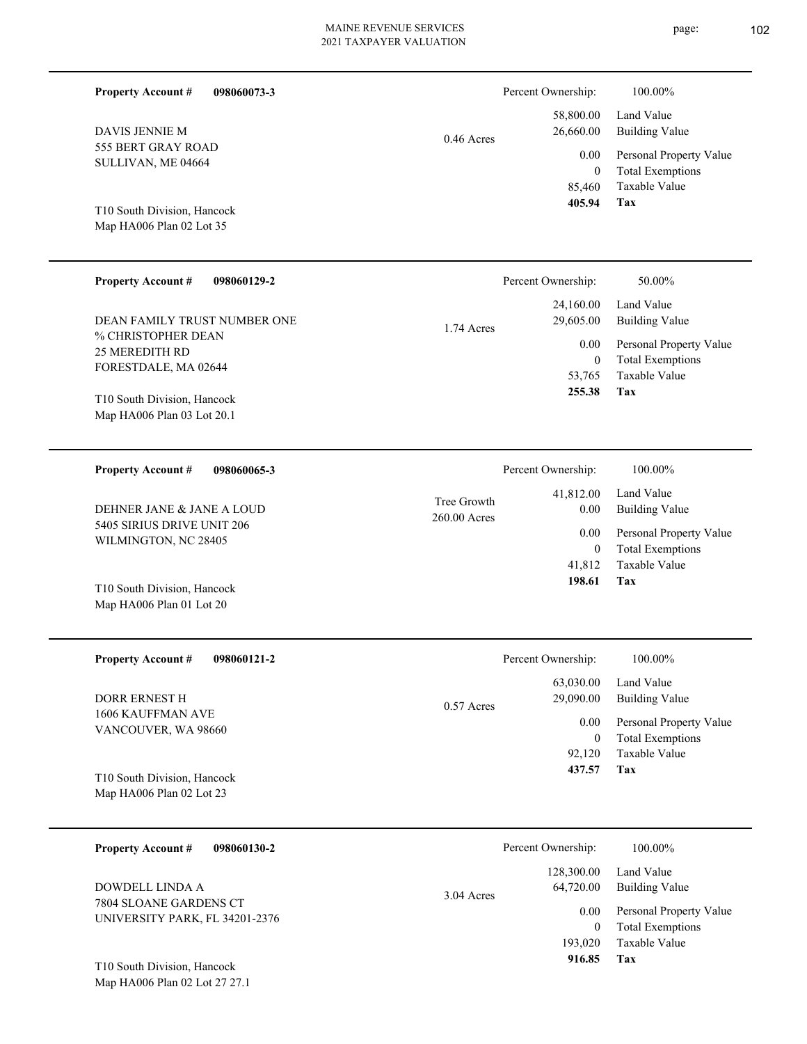**Property Account #** **098060073-3**

DAVIS JENNIE M
555 BERT GRAY ROAD
SULLIVAN, ME 04664

T10 South Division, Hancock
Map HA006 Plan 02 Lot 35

0.46 Acres

| Percent Ownership: | 100.00% |
|---|---|
| 58,800.00 | Land Value |
| 26,660.00 | Building Value |
| 0.00 | Personal Property Value |
| 0 | Total Exemptions |
| 85,460 | Taxable Value |
| **405.94** | **Tax** |

---

**Property Account #** **098060129-2**

DEAN FAMILY TRUST NUMBER ONE
% CHRISTOPHER DEAN
25 MEREDITH RD
FORESTDALE, MA 02644

T10 South Division, Hancock
Map HA006 Plan 03 Lot 20.1

1.74 Acres

| Percent Ownership: | 50.00% |
|---|---|
| 24,160.00 | Land Value |
| 29,605.00 | Building Value |
| 0.00 | Personal Property Value |
| 0 | Total Exemptions |
| 53,765 | Taxable Value |
| **255.38** | **Tax** |

---

**Property Account #** **098060065-3**

DEHNER JANE & JANE A LOUD
5405 SIRIUS DRIVE UNIT 206
WILMINGTON, NC 28405

T10 South Division, Hancock
Map HA006 Plan 01 Lot 20

Tree Growth
260.00 Acres

| Percent Ownership: | 100.00% |
|---|---|
| 41,812.00 | Land Value |
| 0.00 | Building Value |
| 0.00 | Personal Property Value |
| 0 | Total Exemptions |
| 41,812 | Taxable Value |
| **198.61** | **Tax** |

---

**Property Account #** **098060121-2**

DORR ERNEST H
1606 KAUFFMAN AVE
VANCOUVER, WA 98660

T10 South Division, Hancock
Map HA006 Plan 02 Lot 23

0.57 Acres

| Percent Ownership: | 100.00% |
|---|---|
| 63,030.00 | Land Value |
| 29,090.00 | Building Value |
| 0.00 | Personal Property Value |
| 0 | Total Exemptions |
| 92,120 | Taxable Value |
| **437.57** | **Tax** |

---

**Property Account #** **098060130-2**

DOWDELL LINDA A
7804 SLOANE GARDENS CT
UNIVERSITY PARK, FL 34201-2376

T10 South Division, Hancock
Map HA006 Plan 02 Lot 27 27.1

3.04 Acres

| Percent Ownership: | 100.00% |
|---|---|
| 128,300.00 | Land Value |
| 64,720.00 | Building Value |
| 0.00 | Personal Property Value |
| 0 | Total Exemptions |
| 193,020 | Taxable Value |
| **916.85** | **Tax** |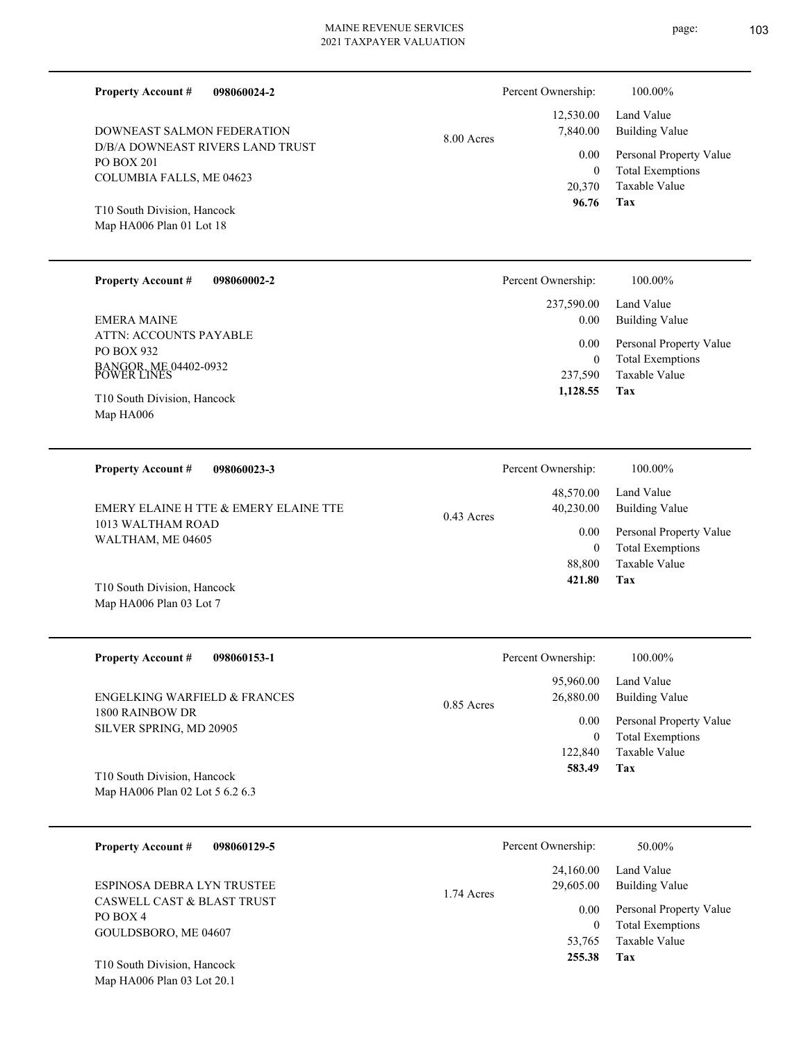**Property Account #** **098060024-2**

DOWNEAST SALMON FEDERATION
D/B/A DOWNEAST RIVERS LAND TRUST
PO BOX 201
COLUMBIA FALLS, ME 04623

T10 South Division, Hancock
Map HA006 Plan 01 Lot 18

8.00 Acres

| Percent Ownership: | 100.00% |
|---|---|
| 12,530.00 | Land Value |
| 7,840.00 | Building Value |
| 0.00 | Personal Property Value |
| 0 | Total Exemptions |
| 20,370 | Taxable Value |
| **96.76** | **Tax** |

---

**Property Account #** **098060002-2**

EMERA MAINE
ATTN: ACCOUNTS PAYABLE
PO BOX 932
BANGOR, ME 04402-0932
POWER LINES

T10 South Division, Hancock
Map HA006

| Percent Ownership: | 100.00% |
|---|---|
| 237,590.00 | Land Value |
| 0.00 | Building Value |
| 0.00 | Personal Property Value |
| 0 | Total Exemptions |
| 237,590 | Taxable Value |
| **1,128.55** | **Tax** |

---

**Property Account #** **098060023-3**

EMERY ELAINE H TTE & EMERY ELAINE TTE
1013 WALTHAM ROAD
WALTHAM, ME 04605

T10 South Division, Hancock
Map HA006 Plan 03 Lot 7

0.43 Acres

| Percent Ownership: | 100.00% |
|---|---|
| 48,570.00 | Land Value |
| 40,230.00 | Building Value |
| 0.00 | Personal Property Value |
| 0 | Total Exemptions |
| 88,800 | Taxable Value |
| **421.80** | **Tax** |

---

**Property Account #** **098060153-1**

ENGELKING WARFIELD & FRANCES
1800 RAINBOW DR
SILVER SPRING, MD 20905

T10 South Division, Hancock
Map HA006 Plan 02 Lot 5 6.2 6.3

0.85 Acres

| Percent Ownership: | 100.00% |
|---|---|
| 95,960.00 | Land Value |
| 26,880.00 | Building Value |
| 0.00 | Personal Property Value |
| 0 | Total Exemptions |
| 122,840 | Taxable Value |
| **583.49** | **Tax** |

---

**Property Account #** **098060129-5**

ESPINOSA DEBRA LYN TRUSTEE
CASWELL CAST & BLAST TRUST
PO BOX 4
GOULDSBORO, ME 04607

T10 South Division, Hancock
Map HA006 Plan 03 Lot 20.1

1.74 Acres

| Percent Ownership: | 50.00% |
|---|---|
| 24,160.00 | Land Value |
| 29,605.00 | Building Value |
| 0.00 | Personal Property Value |
| 0 | Total Exemptions |
| 53,765 | Taxable Value |
| **255.38** | **Tax** |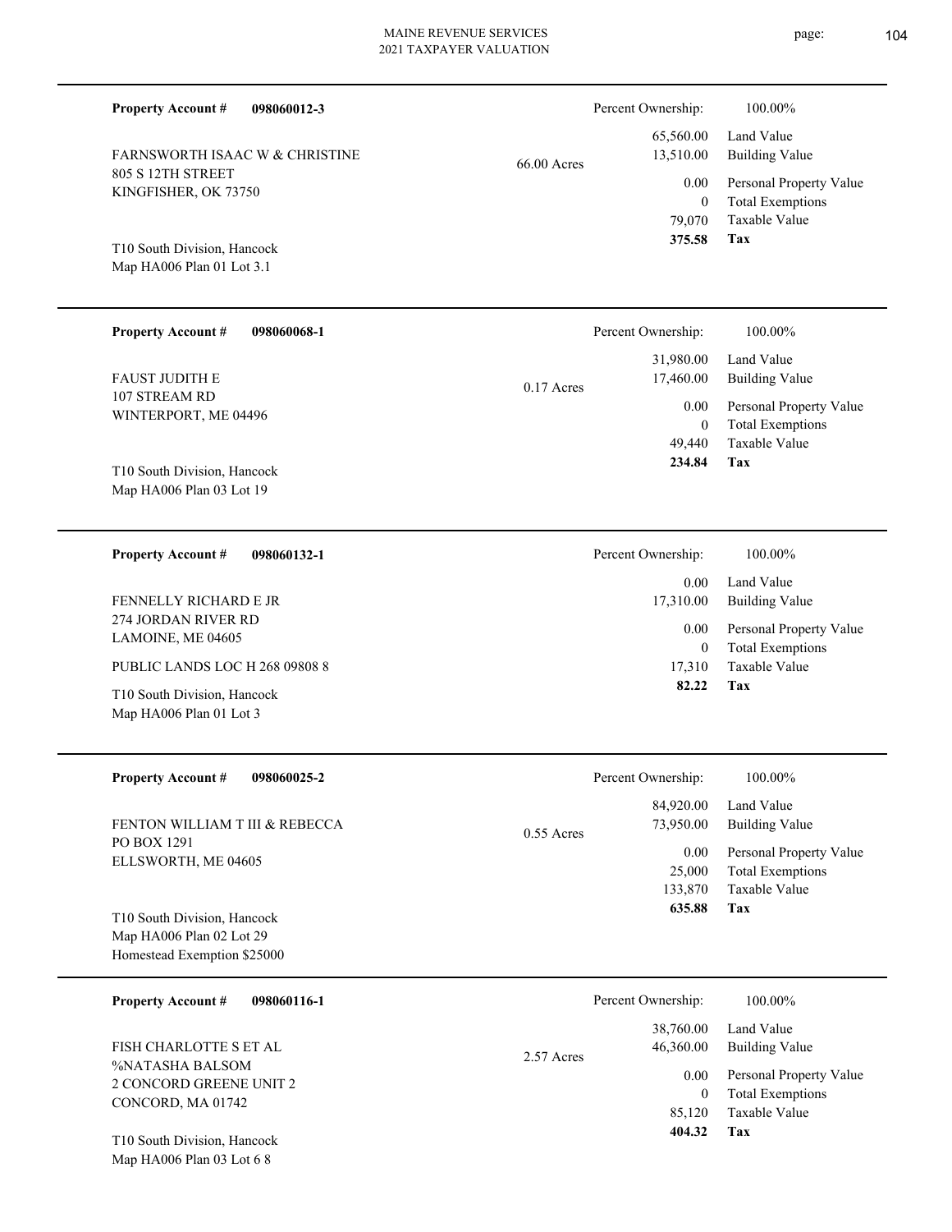**Property Account #** **098060012-3**

FARNSWORTH ISAAC W & CHRISTINE
805 S 12TH STREET
KINGFISHER, OK 73750

T10 South Division, Hancock
Map HA006 Plan 01 Lot 3.1

66.00 Acres

| Percent Ownership: | 100.00% |
|---|---|
| 65,560.00 | Land Value |
| 13,510.00 | Building Value |
| 0.00 | Personal Property Value |
| 0 | Total Exemptions |
| 79,070 | Taxable Value |
| **375.58** | **Tax** |

---

**Property Account #** **098060068-1**

FAUST JUDITH E
107 STREAM RD
WINTERPORT, ME 04496

T10 South Division, Hancock
Map HA006 Plan 03 Lot 19

0.17 Acres

| Percent Ownership: | 100.00% |
|---|---|
| 31,980.00 | Land Value |
| 17,460.00 | Building Value |
| 0.00 | Personal Property Value |
| 0 | Total Exemptions |
| 49,440 | Taxable Value |
| **234.84** | **Tax** |

---

**Property Account #** **098060132-1**

FENNELLY RICHARD E JR
274 JORDAN RIVER RD
LAMOINE, ME 04605

PUBLIC LANDS LOC H 268 09808 8

T10 South Division, Hancock
Map HA006 Plan 01 Lot 3

| Percent Ownership: | 100.00% |
|---|---|
| 0.00 | Land Value |
| 17,310.00 | Building Value |
| 0.00 | Personal Property Value |
| 0 | Total Exemptions |
| 17,310 | Taxable Value |
| **82.22** | **Tax** |

---

**Property Account #** **098060025-2**

FENTON WILLIAM T III & REBECCA
PO BOX 1291
ELLSWORTH, ME 04605

T10 South Division, Hancock
Map HA006 Plan 02 Lot 29
Homestead Exemption $25000

0.55 Acres

| Percent Ownership: | 100.00% |
|---|---|
| 84,920.00 | Land Value |
| 73,950.00 | Building Value |
| 0.00 | Personal Property Value |
| 25,000 | Total Exemptions |
| 133,870 | Taxable Value |
| **635.88** | **Tax** |

---

**Property Account #** **098060116-1**

FISH CHARLOTTE S ET AL
%NATASHA BALSOM
2 CONCORD GREENE UNIT 2
CONCORD, MA 01742

T10 South Division, Hancock
Map HA006 Plan 03 Lot 6 8

2.57 Acres

| Percent Ownership: | 100.00% |
|---|---|
| 38,760.00 | Land Value |
| 46,360.00 | Building Value |
| 0.00 | Personal Property Value |
| 0 | Total Exemptions |
| 85,120 | Taxable Value |
| **404.32** | **Tax** |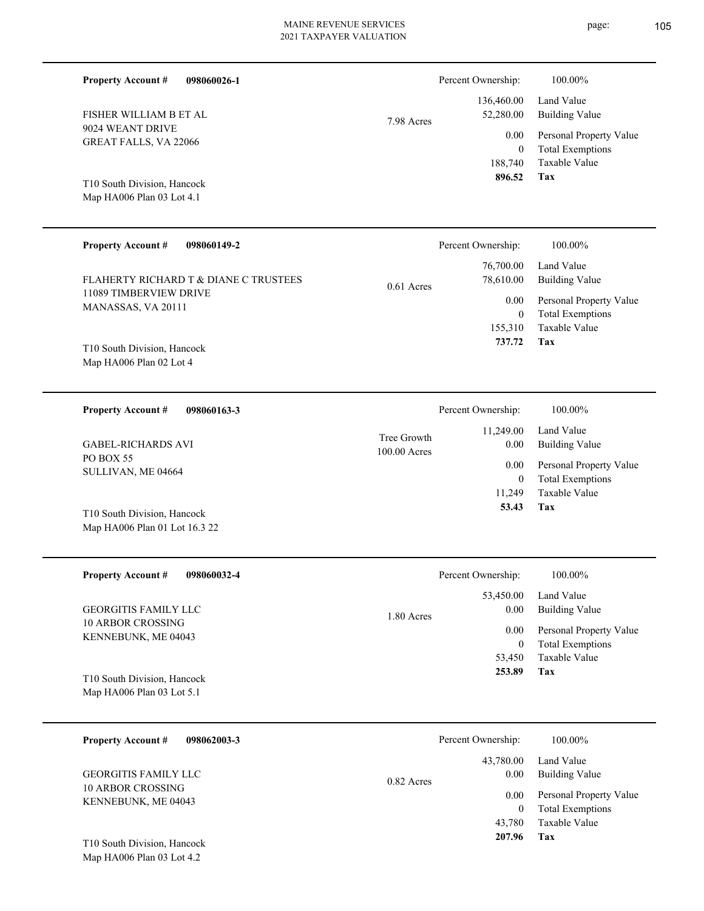**Property Account #** **098060026-1**

FISHER WILLIAM B ET AL
9024 WEANT DRIVE
GREAT FALLS, VA 22066

T10 South Division, Hancock
Map HA006 Plan 03 Lot 4.1

7.98 Acres

| | |
|---|---|
| Percent Ownership: | 100.00% |
| 136,460.00 | Land Value |
| 52,280.00 | Building Value |
| 0.00 | Personal Property Value |
| 0 | Total Exemptions |
| 188,740 | Taxable Value |
| **896.52** | **Tax** |

---

**Property Account #** **098060149-2**

FLAHERTY RICHARD T & DIANE C TRUSTEES
11089 TIMBERVIEW DRIVE
MANASSAS, VA 20111

T10 South Division, Hancock
Map HA006 Plan 02 Lot 4

0.61 Acres

| | |
|---|---|
| Percent Ownership: | 100.00% |
| 76,700.00 | Land Value |
| 78,610.00 | Building Value |
| 0.00 | Personal Property Value |
| 0 | Total Exemptions |
| 155,310 | Taxable Value |
| **737.72** | **Tax** |

---

**Property Account #** **098060163-3**

GABEL-RICHARDS AVI
PO BOX 55
SULLIVAN, ME 04664

T10 South Division, Hancock
Map HA006 Plan 01 Lot 16.3 22

Tree Growth
100.00 Acres

| | |
|---|---|
| Percent Ownership: | 100.00% |
| 11,249.00 | Land Value |
| 0.00 | Building Value |
| 0.00 | Personal Property Value |
| 0 | Total Exemptions |
| 11,249 | Taxable Value |
| **53.43** | **Tax** |

---

**Property Account #** **098060032-4**

GEORGITIS FAMILY LLC
10 ARBOR CROSSING
KENNEBUNK, ME 04043

T10 South Division, Hancock
Map HA006 Plan 03 Lot 5.1

1.80 Acres

| | |
|---|---|
| Percent Ownership: | 100.00% |
| 53,450.00 | Land Value |
| 0.00 | Building Value |
| 0.00 | Personal Property Value |
| 0 | Total Exemptions |
| 53,450 | Taxable Value |
| **253.89** | **Tax** |

---

**Property Account #** **098062003-3**

GEORGITIS FAMILY LLC
10 ARBOR CROSSING
KENNEBUNK, ME 04043

T10 South Division, Hancock
Map HA006 Plan 03 Lot 4.2

0.82 Acres

| | |
|---|---|
| Percent Ownership: | 100.00% |
| 43,780.00 | Land Value |
| 0.00 | Building Value |
| 0.00 | Personal Property Value |
| 0 | Total Exemptions |
| 43,780 | Taxable Value |
| **207.96** | **Tax** |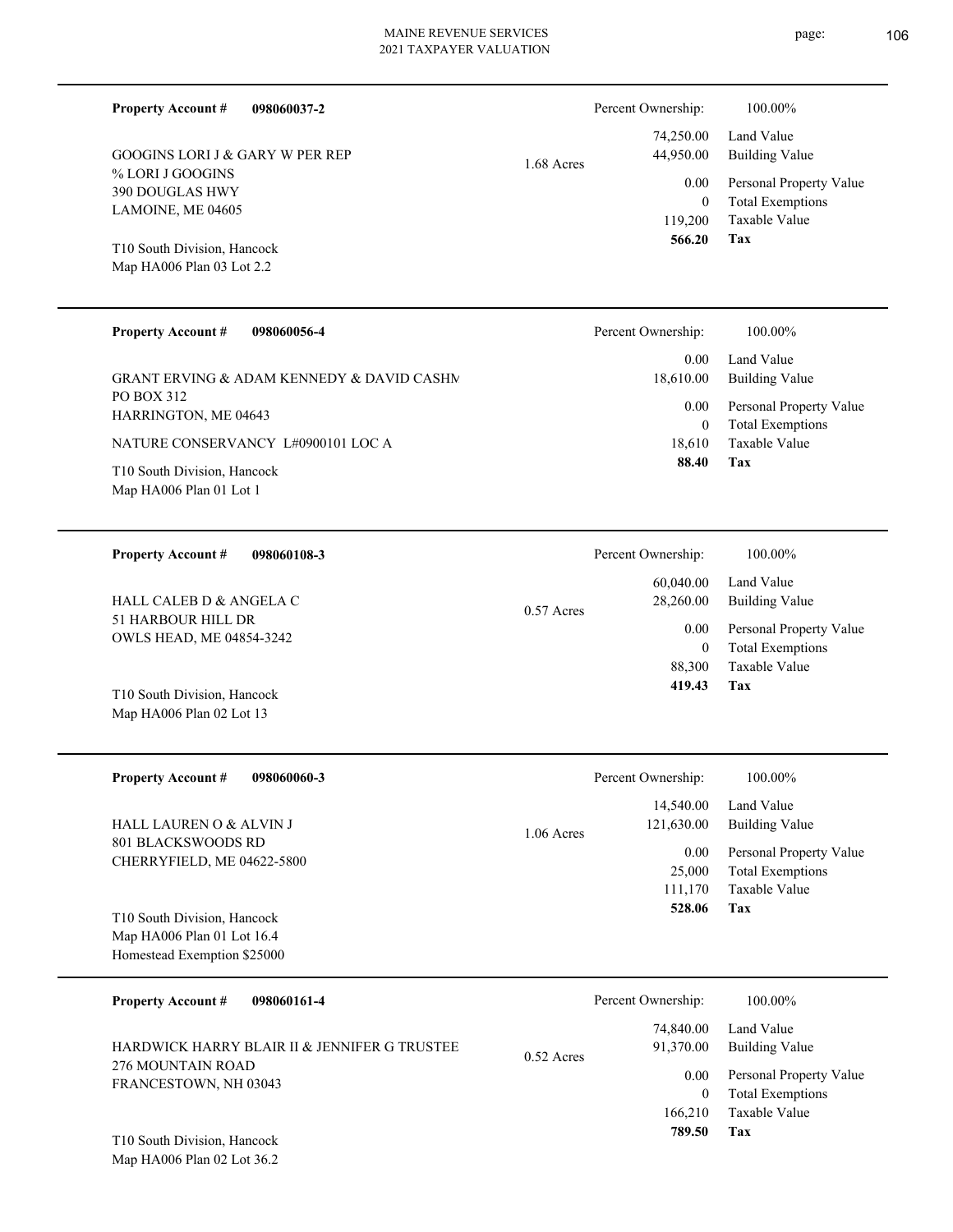**Property Account #** **098060037-2**

GOOGINS LORI J & GARY W PER REP
% LORI J GOOGINS
390 DOUGLAS HWY
LAMOINE, ME 04605

T10 South Division, Hancock
Map HA006 Plan 03 Lot 2.2

1.68 Acres

| Percent Ownership: | 100.00% |
|---|---|
| 74,250.00 | Land Value |
| 44,950.00 | Building Value |
| 0.00 | Personal Property Value |
| 0 | Total Exemptions |
| 119,200 | Taxable Value |
| **566.20** | **Tax** |

---

**Property Account #** **098060056-4**

GRANT ERVING & ADAM KENNEDY & DAVID CASHM
PO BOX 312
HARRINGTON, ME 04643

NATURE CONSERVANCY L#0900101 LOC A

T10 South Division, Hancock
Map HA006 Plan 01 Lot 1

| Percent Ownership: | 100.00% |
|---|---|
| 0.00 | Land Value |
| 18,610.00 | Building Value |
| 0.00 | Personal Property Value |
| 0 | Total Exemptions |
| 18,610 | Taxable Value |
| **88.40** | **Tax** |

---

**Property Account #** **098060108-3**

HALL CALEB D & ANGELA C
51 HARBOUR HILL DR
OWLS HEAD, ME 04854-3242

T10 South Division, Hancock
Map HA006 Plan 02 Lot 13

0.57 Acres

| Percent Ownership: | 100.00% |
|---|---|
| 60,040.00 | Land Value |
| 28,260.00 | Building Value |
| 0.00 | Personal Property Value |
| 0 | Total Exemptions |
| 88,300 | Taxable Value |
| **419.43** | **Tax** |

---

**Property Account #** **098060060-3**

HALL LAUREN O & ALVIN J
801 BLACKSWOODS RD
CHERRYFIELD, ME 04622-5800

T10 South Division, Hancock
Map HA006 Plan 01 Lot 16.4
Homestead Exemption $25000

1.06 Acres

| Percent Ownership: | 100.00% |
|---|---|
| 14,540.00 | Land Value |
| 121,630.00 | Building Value |
| 0.00 | Personal Property Value |
| 25,000 | Total Exemptions |
| 111,170 | Taxable Value |
| **528.06** | **Tax** |

---

**Property Account #** **098060161-4**

HARDWICK HARRY BLAIR II & JENNIFER G TRUSTEE
276 MOUNTAIN ROAD
FRANCESTOWN, NH 03043

T10 South Division, Hancock
Map HA006 Plan 02 Lot 36.2

0.52 Acres

| Percent Ownership: | 100.00% |
|---|---|
| 74,840.00 | Land Value |
| 91,370.00 | Building Value |
| 0.00 | Personal Property Value |
| 0 | Total Exemptions |
| 166,210 | Taxable Value |
| **789.50** | **Tax** |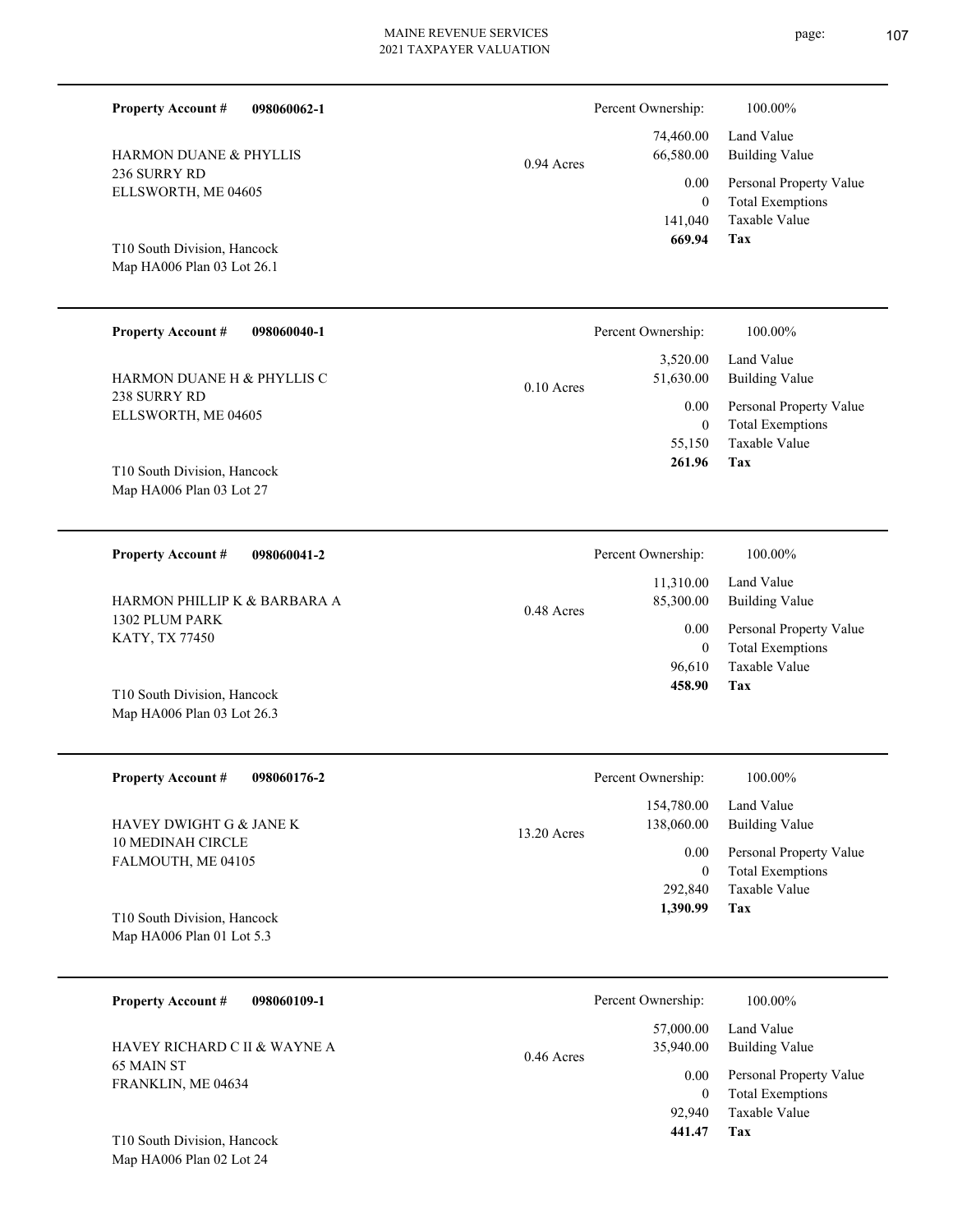**Property Account #** **098060062-1**

HARMON DUANE & PHYLLIS
236 SURRY RD
ELLSWORTH, ME 04605

T10 South Division, Hancock
Map HA006 Plan 03 Lot 26.1

0.94 Acres

| Percent Ownership: | 100.00% |
|---|---|
| 74,460.00 | Land Value |
| 66,580.00 | Building Value |
| 0.00 | Personal Property Value |
| 0 | Total Exemptions |
| 141,040 | Taxable Value |
| **669.94** | **Tax** |

---

**Property Account #** **098060040-1**

HARMON DUANE H & PHYLLIS C
238 SURRY RD
ELLSWORTH, ME 04605

T10 South Division, Hancock
Map HA006 Plan 03 Lot 27

0.10 Acres

| Percent Ownership: | 100.00% |
|---|---|
| 3,520.00 | Land Value |
| 51,630.00 | Building Value |
| 0.00 | Personal Property Value |
| 0 | Total Exemptions |
| 55,150 | Taxable Value |
| **261.96** | **Tax** |

---

**Property Account #** **098060041-2**

HARMON PHILLIP K & BARBARA A
1302 PLUM PARK
KATY, TX 77450

T10 South Division, Hancock
Map HA006 Plan 03 Lot 26.3

0.48 Acres

| Percent Ownership: | 100.00% |
|---|---|
| 11,310.00 | Land Value |
| 85,300.00 | Building Value |
| 0.00 | Personal Property Value |
| 0 | Total Exemptions |
| 96,610 | Taxable Value |
| **458.90** | **Tax** |

---

**Property Account #** **098060176-2**

HAVEY DWIGHT G & JANE K
10 MEDINAH CIRCLE
FALMOUTH, ME 04105

T10 South Division, Hancock
Map HA006 Plan 01 Lot 5.3

13.20 Acres

| Percent Ownership: | 100.00% |
|---|---|
| 154,780.00 | Land Value |
| 138,060.00 | Building Value |
| 0.00 | Personal Property Value |
| 0 | Total Exemptions |
| 292,840 | Taxable Value |
| **1,390.99** | **Tax** |

---

**Property Account #** **098060109-1**

HAVEY RICHARD C II & WAYNE A
65 MAIN ST
FRANKLIN, ME 04634

T10 South Division, Hancock
Map HA006 Plan 02 Lot 24

0.46 Acres

| Percent Ownership: | 100.00% |
|---|---|
| 57,000.00 | Land Value |
| 35,940.00 | Building Value |
| 0.00 | Personal Property Value |
| 0 | Total Exemptions |
| 92,940 | Taxable Value |
| **441.47** | **Tax** |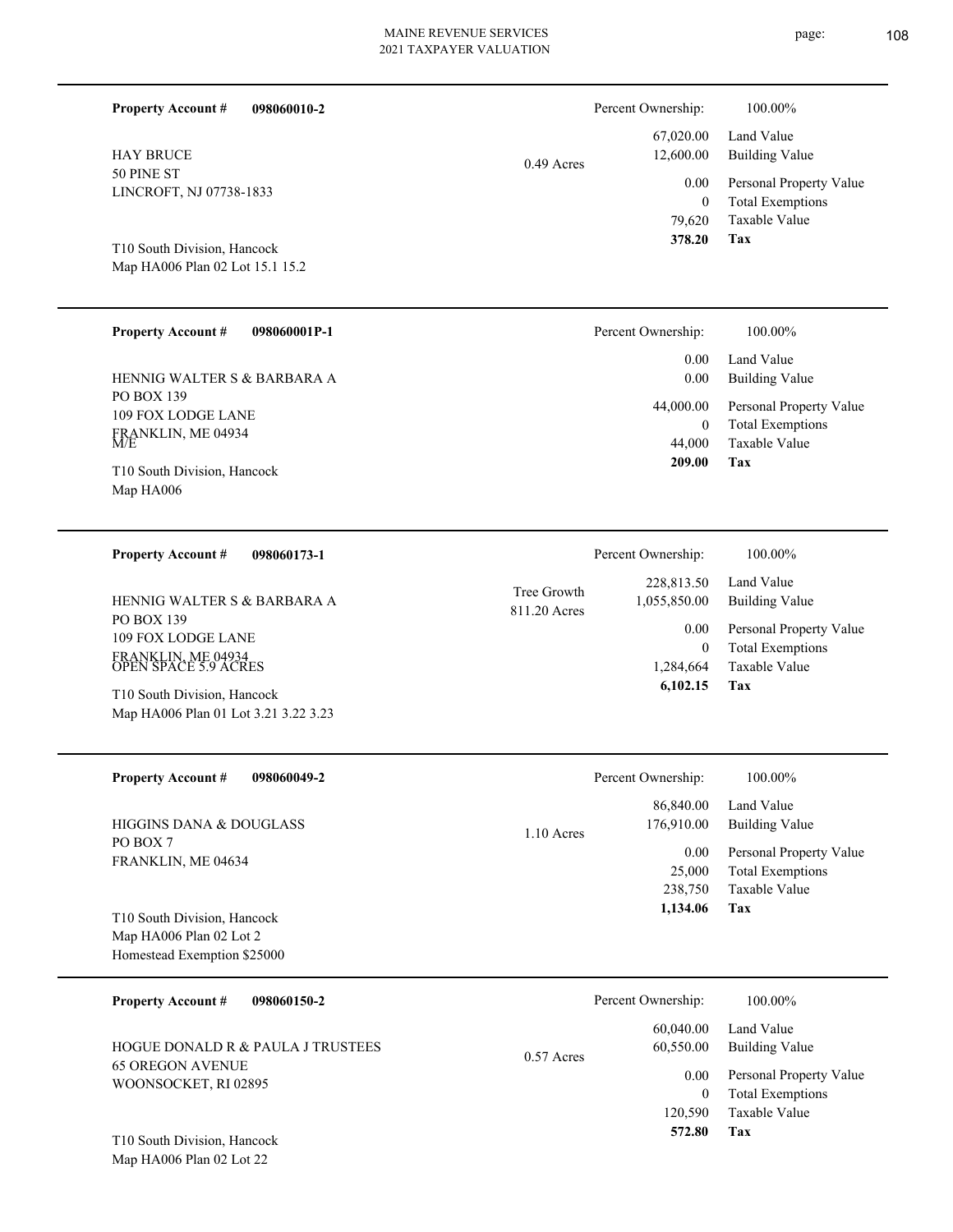**Property Account #** **098060010-2**

HAY BRUCE
50 PINE ST
LINCROFT, NJ 07738-1833

T10 South Division, Hancock
Map HA006 Plan 02 Lot 15.1 15.2

0.49 Acres

| Percent Ownership: | 100.00% |
|---|---|
| 67,020.00 | Land Value |
| 12,600.00 | Building Value |
| 0.00 | Personal Property Value |
| 0 | Total Exemptions |
| 79,620 | Taxable Value |
| **378.20** | **Tax** |

---

**Property Account #** **098060001P-1**

HENNIG WALTER S & BARBARA A
PO BOX 139
109 FOX LODGE LANE
FRANKLIN, ME 04934
M/E

T10 South Division, Hancock
Map HA006

| Percent Ownership: | 100.00% |
|---|---|
| 0.00 | Land Value |
| 0.00 | Building Value |
| 44,000.00 | Personal Property Value |
| 0 | Total Exemptions |
| 44,000 | Taxable Value |
| **209.00** | **Tax** |

---

**Property Account #** **098060173-1**

HENNIG WALTER S & BARBARA A
PO BOX 139
109 FOX LODGE LANE
FRANKLIN, ME 04934
OPEN SPACE 5.9 ACRES

T10 South Division, Hancock
Map HA006 Plan 01 Lot 3.21 3.22 3.23

Tree Growth
811.20 Acres

| Percent Ownership: | 100.00% |
|---|---|
| 228,813.50 | Land Value |
| 1,055,850.00 | Building Value |
| 0.00 | Personal Property Value |
| 0 | Total Exemptions |
| 1,284,664 | Taxable Value |
| **6,102.15** | **Tax** |

---

**Property Account #** **098060049-2**

HIGGINS DANA & DOUGLASS
PO BOX 7
FRANKLIN, ME 04634

T10 South Division, Hancock
Map HA006 Plan 02 Lot 2
Homestead Exemption $25000

1.10 Acres

| Percent Ownership: | 100.00% |
|---|---|
| 86,840.00 | Land Value |
| 176,910.00 | Building Value |
| 0.00 | Personal Property Value |
| 25,000 | Total Exemptions |
| 238,750 | Taxable Value |
| **1,134.06** | **Tax** |

---

**Property Account #** **098060150-2**

HOGUE DONALD R & PAULA J TRUSTEES
65 OREGON AVENUE
WOONSOCKET, RI 02895

T10 South Division, Hancock
Map HA006 Plan 02 Lot 22

0.57 Acres

| Percent Ownership: | 100.00% |
|---|---|
| 60,040.00 | Land Value |
| 60,550.00 | Building Value |
| 0.00 | Personal Property Value |
| 0 | Total Exemptions |
| 120,590 | Taxable Value |
| **572.80** | **Tax** |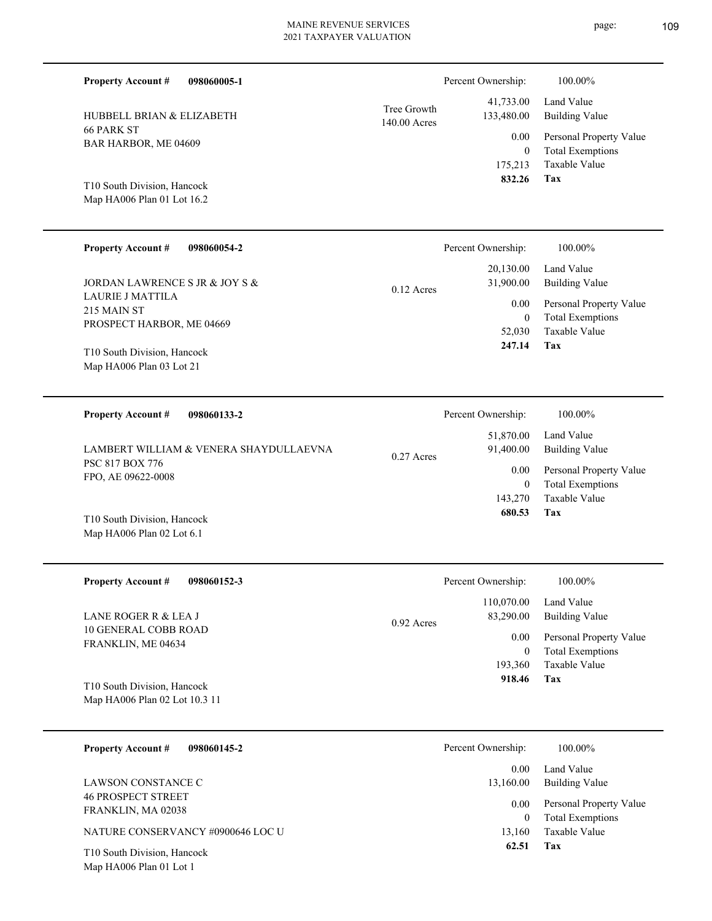**Property Account #** **098060005-1**

HUBBELL BRIAN & ELIZABETH
66 PARK ST
BAR HARBOR, ME 04609

T10 South Division, Hancock
Map HA006 Plan 01 Lot 16.2

Tree Growth
140.00 Acres

| Percent Ownership: | 100.00% |
|---|---|
| 41,733.00 | Land Value |
| 133,480.00 | Building Value |
| 0.00 | Personal Property Value |
| 0 | Total Exemptions |
| 175,213 | Taxable Value |
| **832.26** | **Tax** |

---

**Property Account #** **098060054-2**

JORDAN LAWRENCE S JR & JOY S &
LAURIE J MATTILA
215 MAIN ST
PROSPECT HARBOR, ME 04669

T10 South Division, Hancock
Map HA006 Plan 03 Lot 21

0.12 Acres

| Percent Ownership: | 100.00% |
|---|---|
| 20,130.00 | Land Value |
| 31,900.00 | Building Value |
| 0.00 | Personal Property Value |
| 0 | Total Exemptions |
| 52,030 | Taxable Value |
| **247.14** | **Tax** |

---

**Property Account #** **098060133-2**

LAMBERT WILLIAM & VENERA SHAYDULLAEVNA
PSC 817 BOX 776
FPO, AE 09622-0008

T10 South Division, Hancock
Map HA006 Plan 02 Lot 6.1

0.27 Acres

| Percent Ownership: | 100.00% |
|---|---|
| 51,870.00 | Land Value |
| 91,400.00 | Building Value |
| 0.00 | Personal Property Value |
| 0 | Total Exemptions |
| 143,270 | Taxable Value |
| **680.53** | **Tax** |

---

**Property Account #** **098060152-3**

LANE ROGER R & LEA J
10 GENERAL COBB ROAD
FRANKLIN, ME 04634

T10 South Division, Hancock
Map HA006 Plan 02 Lot 10.3 11

0.92 Acres

| Percent Ownership: | 100.00% |
|---|---|
| 110,070.00 | Land Value |
| 83,290.00 | Building Value |
| 0.00 | Personal Property Value |
| 0 | Total Exemptions |
| 193,360 | Taxable Value |
| **918.46** | **Tax** |

---

**Property Account #** **098060145-2**

LAWSON CONSTANCE C
46 PROSPECT STREET
FRANKLIN, MA 02038

NATURE CONSERVANCY #0900646 LOC U

T10 South Division, Hancock
Map HA006 Plan 01 Lot 1

| Percent Ownership: | 100.00% |
|---|---|
| 0.00 | Land Value |
| 13,160.00 | Building Value |
| 0.00 | Personal Property Value |
| 0 | Total Exemptions |
| 13,160 | Taxable Value |
| **62.51** | **Tax** |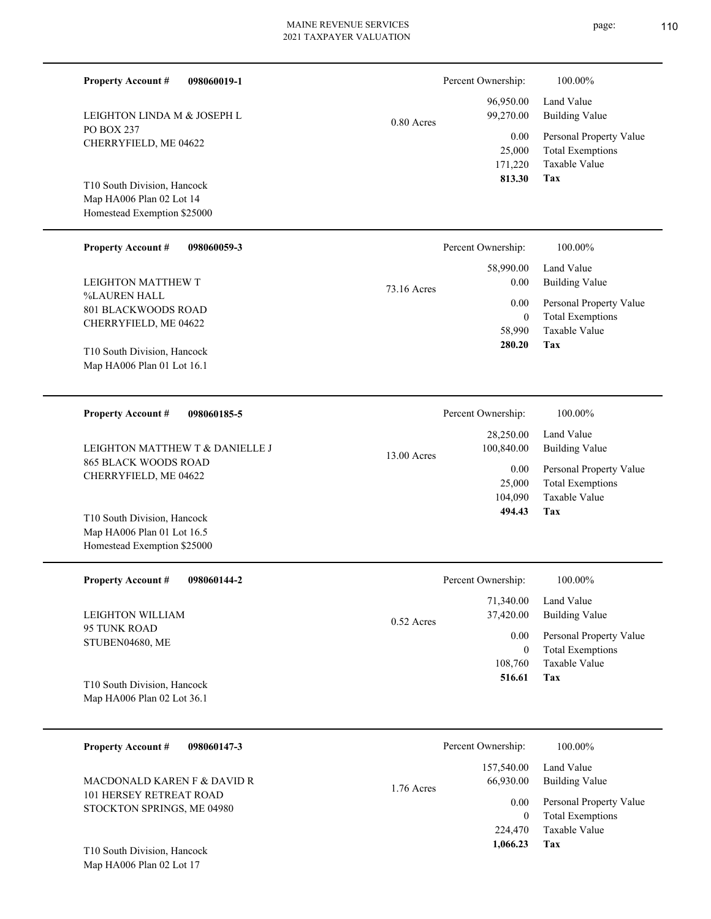**Property Account #** **098060019-1**

LEIGHTON LINDA M & JOSEPH L
PO BOX 237
CHERRYFIELD, ME 04622

T10 South Division, Hancock
Map HA006 Plan 02 Lot 14
Homestead Exemption $25000

0.80 Acres

| | |
|---|---|
| Percent Ownership: | 100.00% |
| 96,950.00 | Land Value |
| 99,270.00 | Building Value |
| 0.00 | Personal Property Value |
| 25,000 | Total Exemptions |
| 171,220 | Taxable Value |
| **813.30** | **Tax** |

---

**Property Account #** **098060059-3**

LEIGHTON MATTHEW T
%LAUREN HALL
801 BLACKWOODS ROAD
CHERRYFIELD, ME 04622

T10 South Division, Hancock
Map HA006 Plan 01 Lot 16.1

73.16 Acres

| | |
|---|---|
| Percent Ownership: | 100.00% |
| 58,990.00 | Land Value |
| 0.00 | Building Value |
| 0.00 | Personal Property Value |
| 0 | Total Exemptions |
| 58,990 | Taxable Value |
| **280.20** | **Tax** |

---

**Property Account #** **098060185-5**

LEIGHTON MATTHEW T & DANIELLE J
865 BLACK WOODS ROAD
CHERRYFIELD, ME 04622

T10 South Division, Hancock
Map HA006 Plan 01 Lot 16.5
Homestead Exemption $25000

13.00 Acres

| | |
|---|---|
| Percent Ownership: | 100.00% |
| 28,250.00 | Land Value |
| 100,840.00 | Building Value |
| 0.00 | Personal Property Value |
| 25,000 | Total Exemptions |
| 104,090 | Taxable Value |
| **494.43** | **Tax** |

---

**Property Account #** **098060144-2**

LEIGHTON WILLIAM
95 TUNK ROAD
STUBEN04680, ME

T10 South Division, Hancock
Map HA006 Plan 02 Lot 36.1

0.52 Acres

| | |
|---|---|
| Percent Ownership: | 100.00% |
| 71,340.00 | Land Value |
| 37,420.00 | Building Value |
| 0.00 | Personal Property Value |
| 0 | Total Exemptions |
| 108,760 | Taxable Value |
| **516.61** | **Tax** |

---

**Property Account #** **098060147-3**

MACDONALD KAREN F & DAVID R
101 HERSEY RETREAT ROAD
STOCKTON SPRINGS, ME 04980

T10 South Division, Hancock
Map HA006 Plan 02 Lot 17

1.76 Acres

| | |
|---|---|
| Percent Ownership: | 100.00% |
| 157,540.00 | Land Value |
| 66,930.00 | Building Value |
| 0.00 | Personal Property Value |
| 0 | Total Exemptions |
| 224,470 | Taxable Value |
| **1,066.23** | **Tax** |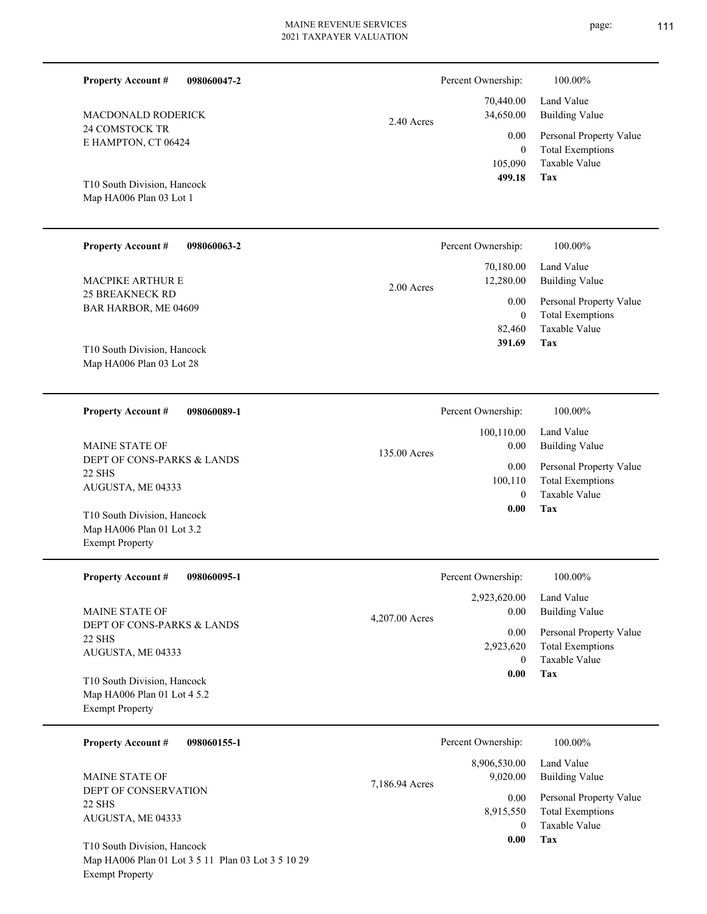**Property Account #** **098060047-2**

MACDONALD RODERICK
24 COMSTOCK TR
E HAMPTON, CT 06424

T10 South Division, Hancock
Map HA006 Plan 03 Lot 1

2.40 Acres

| Percent Ownership: | 100.00% |
|---|---|
| 70,440.00 | Land Value |
| 34,650.00 | Building Value |
| 0.00 | Personal Property Value |
| 0 | Total Exemptions |
| 105,090 | Taxable Value |
| **499.18** | **Tax** |

---

**Property Account #** **098060063-2**

MACPIKE ARTHUR E
25 BREAKNECK RD
BAR HARBOR, ME 04609

T10 South Division, Hancock
Map HA006 Plan 03 Lot 28

2.00 Acres

| Percent Ownership: | 100.00% |
|---|---|
| 70,180.00 | Land Value |
| 12,280.00 | Building Value |
| 0.00 | Personal Property Value |
| 0 | Total Exemptions |
| 82,460 | Taxable Value |
| **391.69** | **Tax** |

---

**Property Account #** **098060089-1**

MAINE STATE OF
DEPT OF CONS-PARKS & LANDS
22 SHS
AUGUSTA, ME 04333

T10 South Division, Hancock
Map HA006 Plan 01 Lot 3.2
Exempt Property

135.00 Acres

| Percent Ownership: | 100.00% |
|---|---|
| 100,110.00 | Land Value |
| 0.00 | Building Value |
| 0.00 | Personal Property Value |
| 100,110 | Total Exemptions |
| 0 | Taxable Value |
| **0.00** | **Tax** |

---

**Property Account #** **098060095-1**

MAINE STATE OF
DEPT OF CONS-PARKS & LANDS
22 SHS
AUGUSTA, ME 04333

T10 South Division, Hancock
Map HA006 Plan 01 Lot 4 5.2
Exempt Property

4,207.00 Acres

| Percent Ownership: | 100.00% |
|---|---|
| 2,923,620.00 | Land Value |
| 0.00 | Building Value |
| 0.00 | Personal Property Value |
| 2,923,620 | Total Exemptions |
| 0 | Taxable Value |
| **0.00** | **Tax** |

---

**Property Account #** **098060155-1**

MAINE STATE OF
DEPT OF CONSERVATION
22 SHS
AUGUSTA, ME 04333

T10 South Division, Hancock
Map HA006 Plan 01 Lot 3 5 11 Plan 03 Lot 3 5 10 29
Exempt Property

7,186.94 Acres

| Percent Ownership: | 100.00% |
|---|---|
| 8,906,530.00 | Land Value |
| 9,020.00 | Building Value |
| 0.00 | Personal Property Value |
| 8,915,550 | Total Exemptions |
| 0 | Taxable Value |
| **0.00** | **Tax** |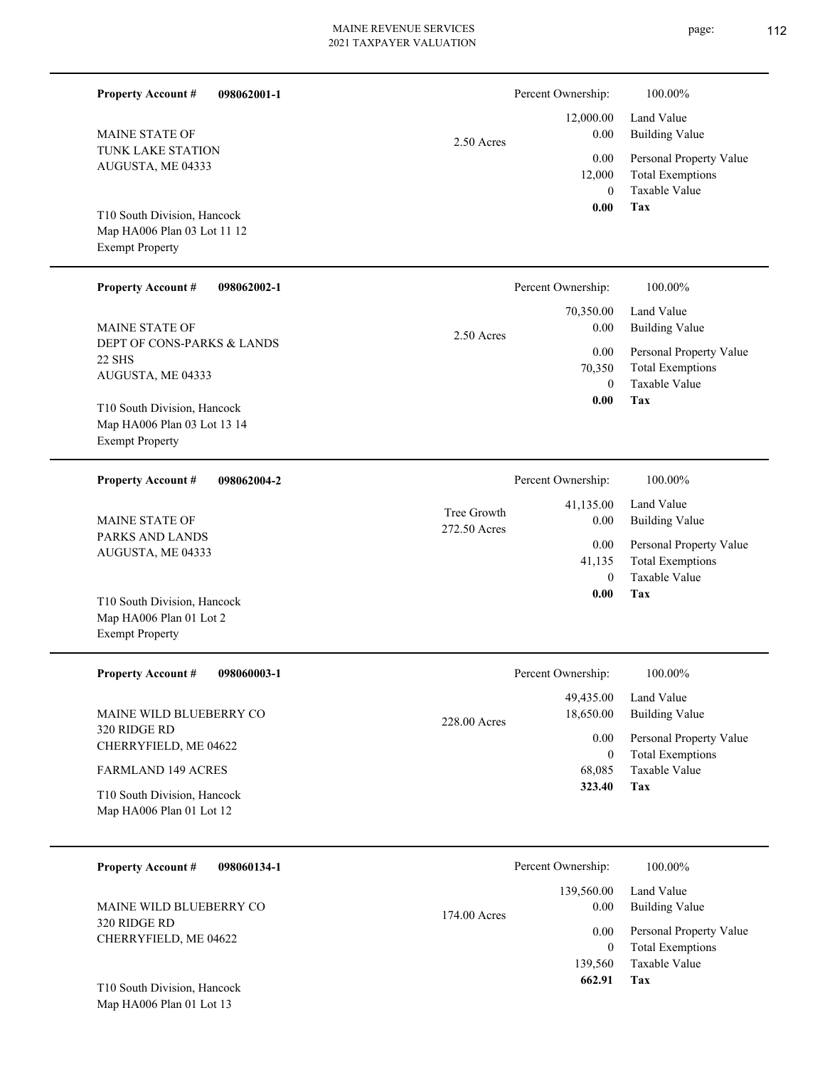**Property Account #** **098062001-1**

MAINE STATE OF
TUNK LAKE STATION
AUGUSTA, ME 04333

T10 South Division, Hancock
Map HA006 Plan 03 Lot 11 12
Exempt Property

2.50 Acres

| | |
|---|---|
| Percent Ownership: | 100.00% |
| 12,000.00 | Land Value |
| 0.00 | Building Value |
| 0.00 | Personal Property Value |
| 12,000 | Total Exemptions |
| 0 | Taxable Value |
| **0.00** | **Tax** |

---

**Property Account #** **098062002-1**

MAINE STATE OF
DEPT OF CONS-PARKS & LANDS
22 SHS
AUGUSTA, ME 04333

T10 South Division, Hancock
Map HA006 Plan 03 Lot 13 14
Exempt Property

2.50 Acres

| | |
|---|---|
| Percent Ownership: | 100.00% |
| 70,350.00 | Land Value |
| 0.00 | Building Value |
| 0.00 | Personal Property Value |
| 70,350 | Total Exemptions |
| 0 | Taxable Value |
| **0.00** | **Tax** |

---

**Property Account #** **098062004-2**

MAINE STATE OF
PARKS AND LANDS
AUGUSTA, ME 04333

T10 South Division, Hancock
Map HA006 Plan 01 Lot 2
Exempt Property

Tree Growth
272.50 Acres

| | |
|---|---|
| Percent Ownership: | 100.00% |
| 41,135.00 | Land Value |
| 0.00 | Building Value |
| 0.00 | Personal Property Value |
| 41,135 | Total Exemptions |
| 0 | Taxable Value |
| **0.00** | **Tax** |

---

**Property Account #** **098060003-1**

MAINE WILD BLUEBERRY CO
320 RIDGE RD
CHERRYFIELD, ME 04622

FARMLAND 149 ACRES

T10 South Division, Hancock
Map HA006 Plan 01 Lot 12

228.00 Acres

| | |
|---|---|
| Percent Ownership: | 100.00% |
| 49,435.00 | Land Value |
| 18,650.00 | Building Value |
| 0.00 | Personal Property Value |
| 0 | Total Exemptions |
| 68,085 | Taxable Value |
| **323.40** | **Tax** |

---

**Property Account #** **098060134-1**

MAINE WILD BLUEBERRY CO
320 RIDGE RD
CHERRYFIELD, ME 04622

T10 South Division, Hancock
Map HA006 Plan 01 Lot 13

174.00 Acres

| | |
|---|---|
| Percent Ownership: | 100.00% |
| 139,560.00 | Land Value |
| 0.00 | Building Value |
| 0.00 | Personal Property Value |
| 0 | Total Exemptions |
| 139,560 | Taxable Value |
| **662.91** | **Tax** |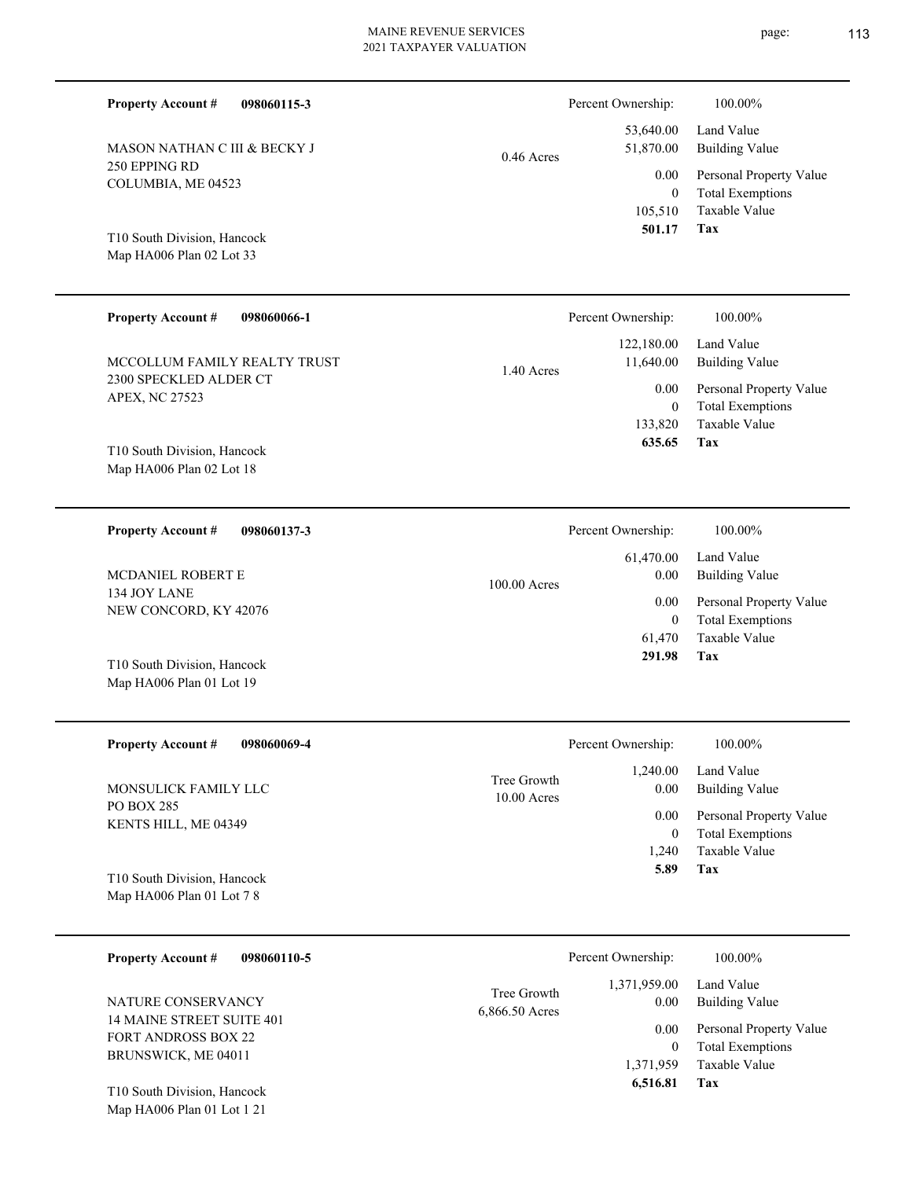**Property Account #** **098060115-3**

MASON NATHAN C III & BECKY J
250 EPPING RD
COLUMBIA, ME 04523

T10 South Division, Hancock
Map HA006 Plan 02 Lot 33

0.46 Acres

| Percent Ownership: | 100.00% |
|---|---|
| 53,640.00 | Land Value |
| 51,870.00 | Building Value |
| 0.00 | Personal Property Value |
| 0 | Total Exemptions |
| 105,510 | Taxable Value |
| **501.17** | **Tax** |

---

**Property Account #** **098060066-1**

MCCOLLUM FAMILY REALTY TRUST
2300 SPECKLED ALDER CT
APEX, NC 27523

T10 South Division, Hancock
Map HA006 Plan 02 Lot 18

1.40 Acres

| Percent Ownership: | 100.00% |
|---|---|
| 122,180.00 | Land Value |
| 11,640.00 | Building Value |
| 0.00 | Personal Property Value |
| 0 | Total Exemptions |
| 133,820 | Taxable Value |
| **635.65** | **Tax** |

---

**Property Account #** **098060137-3**

MCDANIEL ROBERT E
134 JOY LANE
NEW CONCORD, KY 42076

T10 South Division, Hancock
Map HA006 Plan 01 Lot 19

100.00 Acres

| Percent Ownership: | 100.00% |
|---|---|
| 61,470.00 | Land Value |
| 0.00 | Building Value |
| 0.00 | Personal Property Value |
| 0 | Total Exemptions |
| 61,470 | Taxable Value |
| **291.98** | **Tax** |

---

**Property Account #** **098060069-4**

MONSULICK FAMILY LLC
PO BOX 285
KENTS HILL, ME 04349

T10 South Division, Hancock
Map HA006 Plan 01 Lot 7 8

Tree Growth
10.00 Acres

| Percent Ownership: | 100.00% |
|---|---|
| 1,240.00 | Land Value |
| 0.00 | Building Value |
| 0.00 | Personal Property Value |
| 0 | Total Exemptions |
| 1,240 | Taxable Value |
| **5.89** | **Tax** |

---

**Property Account #** **098060110-5**

NATURE CONSERVANCY
14 MAINE STREET SUITE 401
FORT ANDROSS BOX 22
BRUNSWICK, ME 04011

T10 South Division, Hancock
Map HA006 Plan 01 Lot 1 21

Tree Growth
6,866.50 Acres

| Percent Ownership: | 100.00% |
|---|---|
| 1,371,959.00 | Land Value |
| 0.00 | Building Value |
| 0.00 | Personal Property Value |
| 0 | Total Exemptions |
| 1,371,959 | Taxable Value |
| **6,516.81** | **Tax** |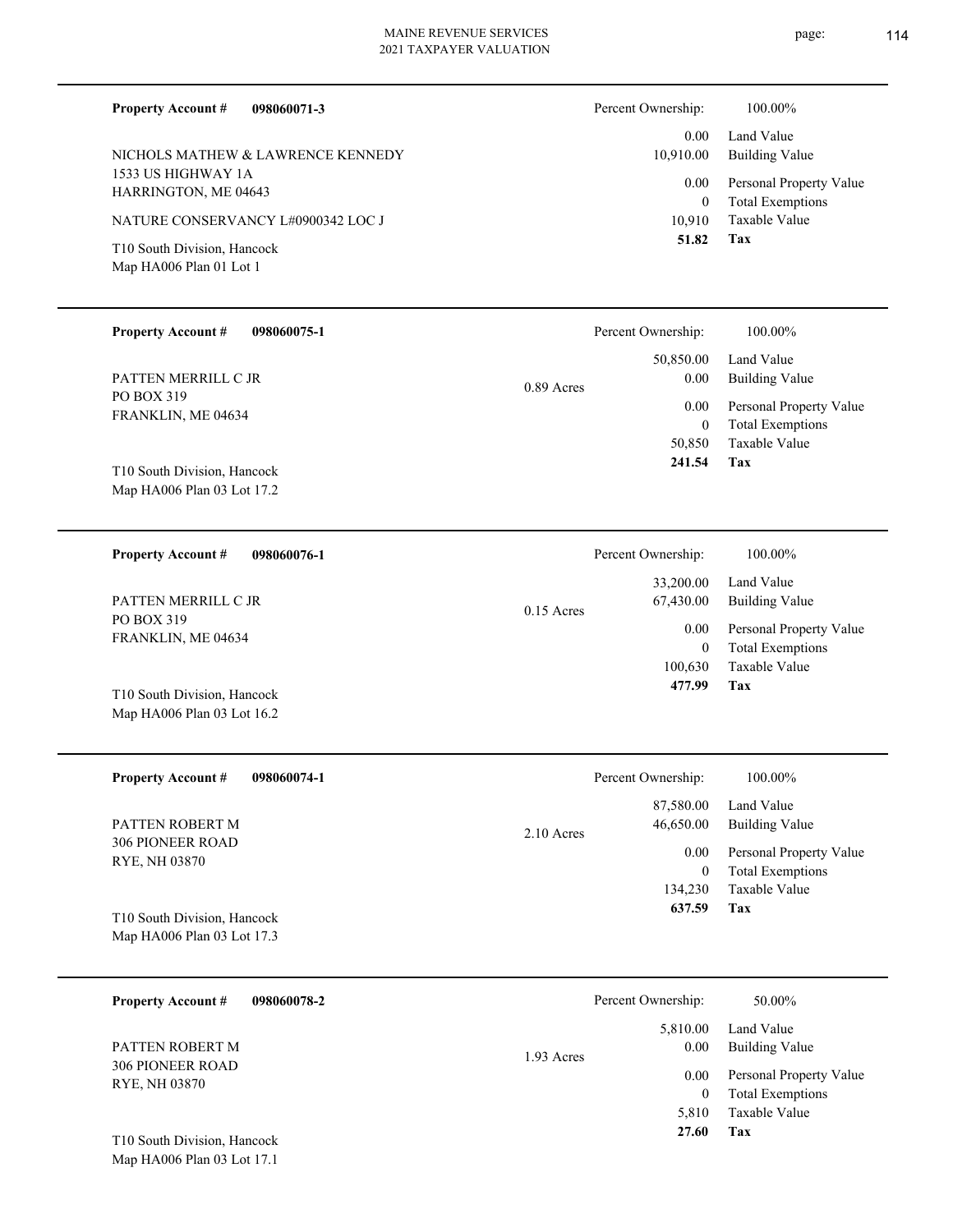**Property Account #** **098060071-3**

NICHOLS MATHEW & LAWRENCE KENNEDY
1533 US HIGHWAY 1A
HARRINGTON, ME 04643

NATURE CONSERVANCY L#0900342 LOC J

T10 South Division, Hancock
Map HA006 Plan 01 Lot 1

| Percent Ownership: | 100.00% |
|---|---|
| 0.00 | Land Value |
| 10,910.00 | Building Value |
| 0.00 | Personal Property Value |
| 0 | Total Exemptions |
| 10,910 | Taxable Value |
| **51.82** | **Tax** |

---

**Property Account #** **098060075-1**

PATTEN MERRILL C JR
PO BOX 319
FRANKLIN, ME 04634

0.89 Acres

T10 South Division, Hancock
Map HA006 Plan 03 Lot 17.2

| Percent Ownership: | 100.00% |
|---|---|
| 50,850.00 | Land Value |
| 0.00 | Building Value |
| 0.00 | Personal Property Value |
| 0 | Total Exemptions |
| 50,850 | Taxable Value |
| **241.54** | **Tax** |

---

**Property Account #** **098060076-1**

PATTEN MERRILL C JR
PO BOX 319
FRANKLIN, ME 04634

0.15 Acres

T10 South Division, Hancock
Map HA006 Plan 03 Lot 16.2

| Percent Ownership: | 100.00% |
|---|---|
| 33,200.00 | Land Value |
| 67,430.00 | Building Value |
| 0.00 | Personal Property Value |
| 0 | Total Exemptions |
| 100,630 | Taxable Value |
| **477.99** | **Tax** |

---

**Property Account #** **098060074-1**

PATTEN ROBERT M
306 PIONEER ROAD
RYE, NH 03870

2.10 Acres

T10 South Division, Hancock
Map HA006 Plan 03 Lot 17.3

| Percent Ownership: | 100.00% |
|---|---|
| 87,580.00 | Land Value |
| 46,650.00 | Building Value |
| 0.00 | Personal Property Value |
| 0 | Total Exemptions |
| 134,230 | Taxable Value |
| **637.59** | **Tax** |

---

**Property Account #** **098060078-2**

PATTEN ROBERT M
306 PIONEER ROAD
RYE, NH 03870

1.93 Acres

T10 South Division, Hancock
Map HA006 Plan 03 Lot 17.1

| Percent Ownership: | 50.00% |
|---|---|
| 5,810.00 | Land Value |
| 0.00 | Building Value |
| 0.00 | Personal Property Value |
| 0 | Total Exemptions |
| 5,810 | Taxable Value |
| **27.60** | **Tax** |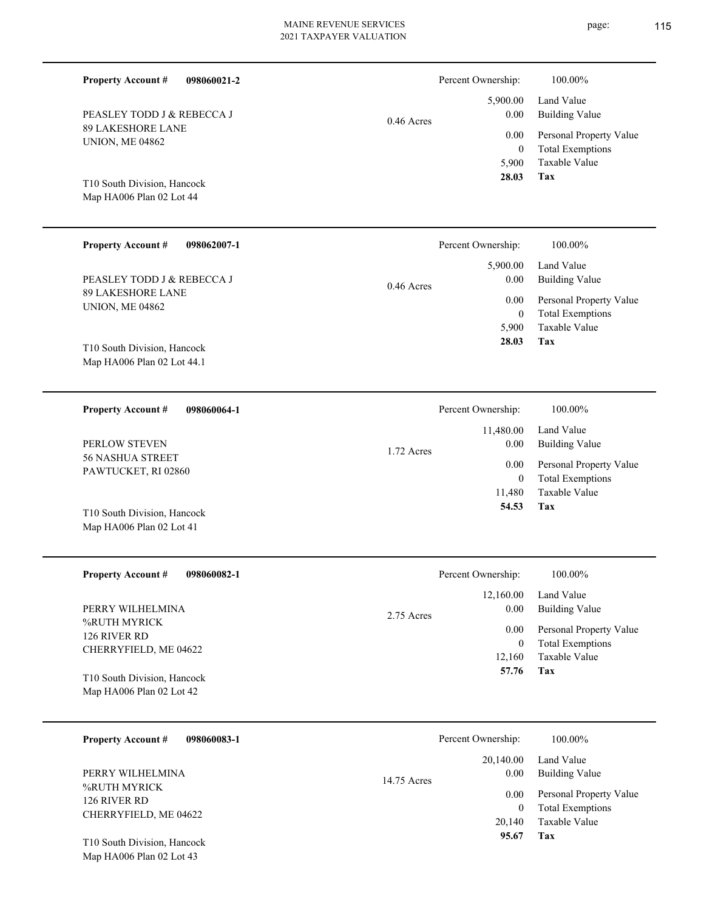**Property Account #** **098060021-2**

PEASLEY TODD J & REBECCA J
89 LAKESHORE LANE
UNION, ME 04862

T10 South Division, Hancock
Map HA006 Plan 02 Lot 44

0.46 Acres

| | |
|---|---|
| Percent Ownership: | 100.00% |
| 5,900.00 | Land Value |
| 0.00 | Building Value |
| 0.00 | Personal Property Value |
| 0 | Total Exemptions |
| 5,900 | Taxable Value |
| **28.03** | **Tax** |

---

**Property Account #** **098062007-1**

PEASLEY TODD J & REBECCA J
89 LAKESHORE LANE
UNION, ME 04862

T10 South Division, Hancock
Map HA006 Plan 02 Lot 44.1

0.46 Acres

| | |
|---|---|
| Percent Ownership: | 100.00% |
| 5,900.00 | Land Value |
| 0.00 | Building Value |
| 0.00 | Personal Property Value |
| 0 | Total Exemptions |
| 5,900 | Taxable Value |
| **28.03** | **Tax** |

---

**Property Account #** **098060064-1**

PERLOW STEVEN
56 NASHUA STREET
PAWTUCKET, RI 02860

T10 South Division, Hancock
Map HA006 Plan 02 Lot 41

1.72 Acres

| | |
|---|---|
| Percent Ownership: | 100.00% |
| 11,480.00 | Land Value |
| 0.00 | Building Value |
| 0.00 | Personal Property Value |
| 0 | Total Exemptions |
| 11,480 | Taxable Value |
| **54.53** | **Tax** |

---

**Property Account #** **098060082-1**

PERRY WILHELMINA
%RUTH MYRICK
126 RIVER RD
CHERRYFIELD, ME 04622

T10 South Division, Hancock
Map HA006 Plan 02 Lot 42

2.75 Acres

| | |
|---|---|
| Percent Ownership: | 100.00% |
| 12,160.00 | Land Value |
| 0.00 | Building Value |
| 0.00 | Personal Property Value |
| 0 | Total Exemptions |
| 12,160 | Taxable Value |
| **57.76** | **Tax** |

---

**Property Account #** **098060083-1**

PERRY WILHELMINA
%RUTH MYRICK
126 RIVER RD
CHERRYFIELD, ME 04622

T10 South Division, Hancock
Map HA006 Plan 02 Lot 43

14.75 Acres

| | |
|---|---|
| Percent Ownership: | 100.00% |
| 20,140.00 | Land Value |
| 0.00 | Building Value |
| 0.00 | Personal Property Value |
| 0 | Total Exemptions |
| 20,140 | Taxable Value |
| **95.67** | **Tax** |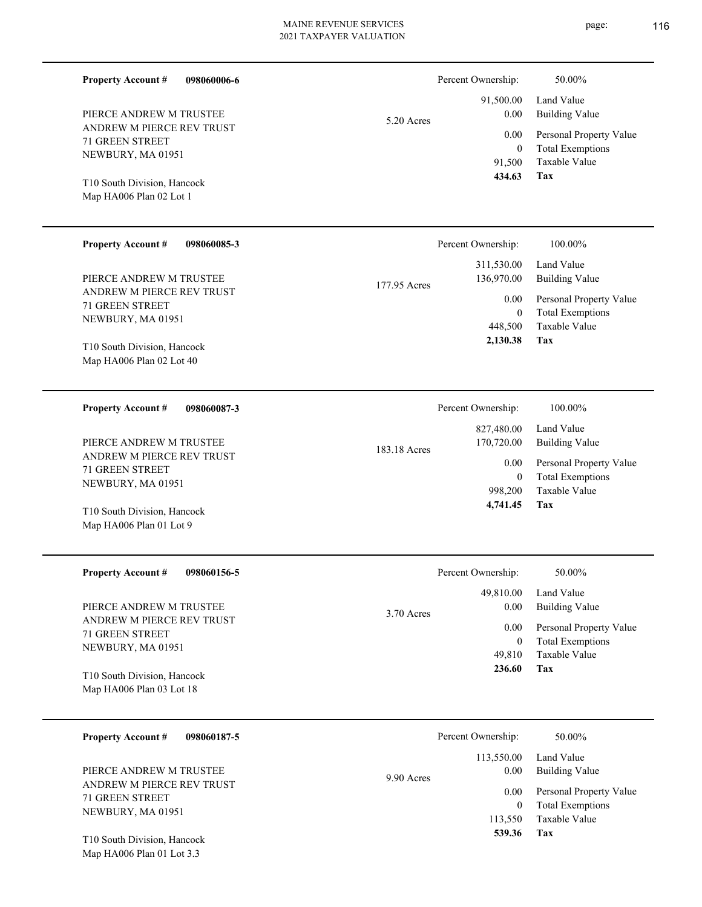**Property Account #** **098060006-6**

PIERCE ANDREW M TRUSTEE
ANDREW M PIERCE REV TRUST
71 GREEN STREET
NEWBURY, MA 01951

T10 South Division, Hancock
Map HA006 Plan 02 Lot 1

5.20 Acres

| | |
|---|---|
| Percent Ownership: | 50.00% |
| 91,500.00 | Land Value |
| 0.00 | Building Value |
| 0.00 | Personal Property Value |
| 0 | Total Exemptions |
| 91,500 | Taxable Value |
| **434.63** | **Tax** |

---

**Property Account #** **098060085-3**

PIERCE ANDREW M TRUSTEE
ANDREW M PIERCE REV TRUST
71 GREEN STREET
NEWBURY, MA 01951

T10 South Division, Hancock
Map HA006 Plan 02 Lot 40

177.95 Acres

| | |
|---|---|
| Percent Ownership: | 100.00% |
| 311,530.00 | Land Value |
| 136,970.00 | Building Value |
| 0.00 | Personal Property Value |
| 0 | Total Exemptions |
| 448,500 | Taxable Value |
| **2,130.38** | **Tax** |

---

**Property Account #** **098060087-3**

PIERCE ANDREW M TRUSTEE
ANDREW M PIERCE REV TRUST
71 GREEN STREET
NEWBURY, MA 01951

T10 South Division, Hancock
Map HA006 Plan 01 Lot 9

183.18 Acres

| | |
|---|---|
| Percent Ownership: | 100.00% |
| 827,480.00 | Land Value |
| 170,720.00 | Building Value |
| 0.00 | Personal Property Value |
| 0 | Total Exemptions |
| 998,200 | Taxable Value |
| **4,741.45** | **Tax** |

---

**Property Account #** **098060156-5**

PIERCE ANDREW M TRUSTEE
ANDREW M PIERCE REV TRUST
71 GREEN STREET
NEWBURY, MA 01951

T10 South Division, Hancock
Map HA006 Plan 03 Lot 18

3.70 Acres

| | |
|---|---|
| Percent Ownership: | 50.00% |
| 49,810.00 | Land Value |
| 0.00 | Building Value |
| 0.00 | Personal Property Value |
| 0 | Total Exemptions |
| 49,810 | Taxable Value |
| **236.60** | **Tax** |

---

**Property Account #** **098060187-5**

PIERCE ANDREW M TRUSTEE
ANDREW M PIERCE REV TRUST
71 GREEN STREET
NEWBURY, MA 01951

T10 South Division, Hancock
Map HA006 Plan 01 Lot 3.3

9.90 Acres

| | |
|---|---|
| Percent Ownership: | 50.00% |
| 113,550.00 | Land Value |
| 0.00 | Building Value |
| 0.00 | Personal Property Value |
| 0 | Total Exemptions |
| 113,550 | Taxable Value |
| **539.36** | **Tax** |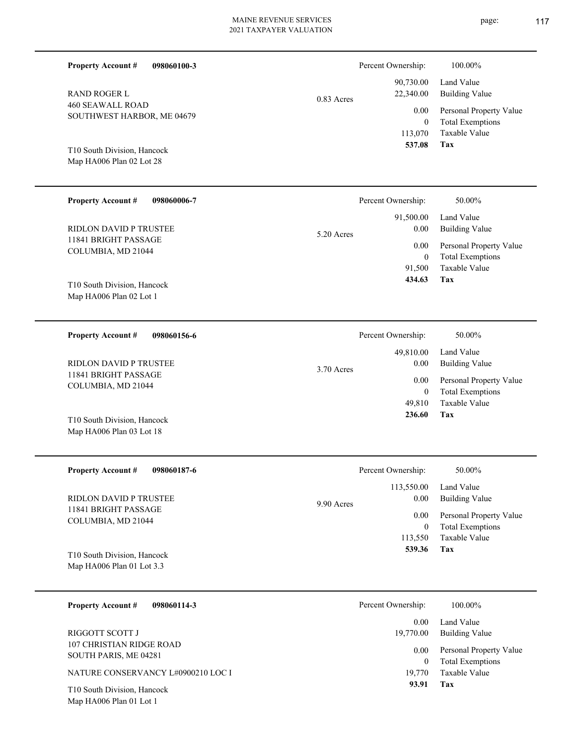**Property Account #** **098060100-3**

RAND ROGER L
460 SEAWALL ROAD
SOUTHWEST HARBOR, ME 04679

T10 South Division, Hancock
Map HA006 Plan 02 Lot 28

0.83 Acres

| Percent Ownership: | 100.00% |
|---|---|
| 90,730.00 | Land Value |
| 22,340.00 | Building Value |
| 0.00 | Personal Property Value |
| 0 | Total Exemptions |
| 113,070 | Taxable Value |
| **537.08** | **Tax** |

---

**Property Account #** **098060006-7**

RIDLON DAVID P TRUSTEE
11841 BRIGHT PASSAGE
COLUMBIA, MD 21044

T10 South Division, Hancock
Map HA006 Plan 02 Lot 1

5.20 Acres

| Percent Ownership: | 50.00% |
|---|---|
| 91,500.00 | Land Value |
| 0.00 | Building Value |
| 0.00 | Personal Property Value |
| 0 | Total Exemptions |
| 91,500 | Taxable Value |
| **434.63** | **Tax** |

---

**Property Account #** **098060156-6**

RIDLON DAVID P TRUSTEE
11841 BRIGHT PASSAGE
COLUMBIA, MD 21044

T10 South Division, Hancock
Map HA006 Plan 03 Lot 18

3.70 Acres

| Percent Ownership: | 50.00% |
|---|---|
| 49,810.00 | Land Value |
| 0.00 | Building Value |
| 0.00 | Personal Property Value |
| 0 | Total Exemptions |
| 49,810 | Taxable Value |
| **236.60** | **Tax** |

---

**Property Account #** **098060187-6**

RIDLON DAVID P TRUSTEE
11841 BRIGHT PASSAGE
COLUMBIA, MD 21044

T10 South Division, Hancock
Map HA006 Plan 01 Lot 3.3

9.90 Acres

| Percent Ownership: | 50.00% |
|---|---|
| 113,550.00 | Land Value |
| 0.00 | Building Value |
| 0.00 | Personal Property Value |
| 0 | Total Exemptions |
| 113,550 | Taxable Value |
| **539.36** | **Tax** |

---

**Property Account #** **098060114-3**

RIGGOTT SCOTT J
107 CHRISTIAN RIDGE ROAD
SOUTH PARIS, ME 04281

NATURE CONSERVANCY L#0900210 LOC I

T10 South Division, Hancock
Map HA006 Plan 01 Lot 1

| Percent Ownership: | 100.00% |
|---|---|
| 0.00 | Land Value |
| 19,770.00 | Building Value |
| 0.00 | Personal Property Value |
| 0 | Total Exemptions |
| 19,770 | Taxable Value |
| **93.91** | **Tax** |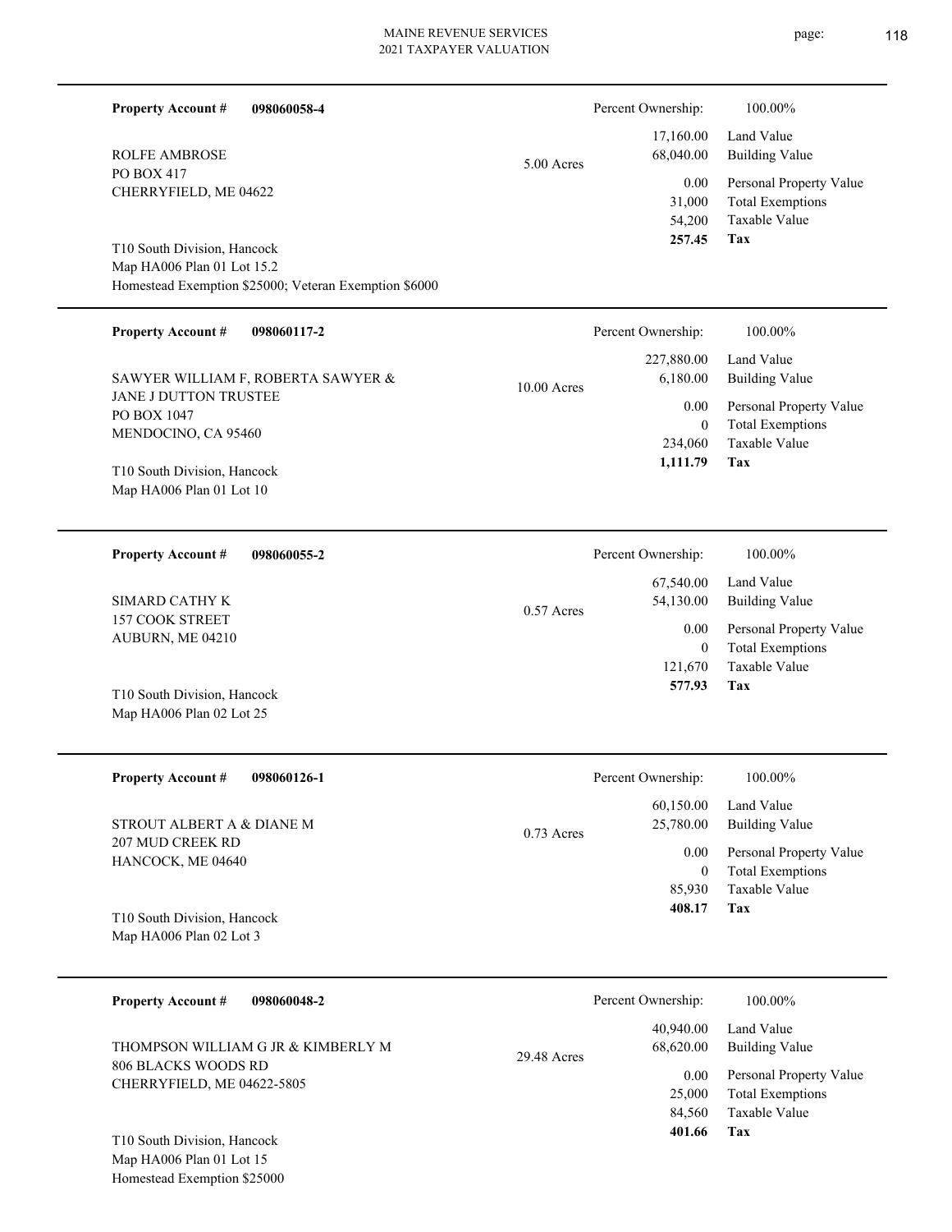**Property Account #** **098060058-4**

ROLFE AMBROSE
PO BOX 417
CHERRYFIELD, ME 04622

5.00 Acres

Percent Ownership: 100.00%

| | |
|---|---|
| 17,160.00 | Land Value |
| 68,040.00 | Building Value |
| 0.00 | Personal Property Value |
| 31,000 | Total Exemptions |
| 54,200 | Taxable Value |
| **257.45** | **Tax** |

T10 South Division, Hancock
Map HA006 Plan 01 Lot 15.2
Homestead Exemption $25000; Veteran Exemption $6000

---

**Property Account #** **098060117-2**

SAWYER WILLIAM F, ROBERTA SAWYER &
JANE J DUTTON TRUSTEE
PO BOX 1047
MENDOCINO, CA 95460

10.00 Acres

Percent Ownership: 100.00%

| | |
|---|---|
| 227,880.00 | Land Value |
| 6,180.00 | Building Value |
| 0.00 | Personal Property Value |
| 0 | Total Exemptions |
| 234,060 | Taxable Value |
| **1,111.79** | **Tax** |

T10 South Division, Hancock
Map HA006 Plan 01 Lot 10

---

**Property Account #** **098060055-2**

SIMARD CATHY K
157 COOK STREET
AUBURN, ME 04210

0.57 Acres

Percent Ownership: 100.00%

| | |
|---|---|
| 67,540.00 | Land Value |
| 54,130.00 | Building Value |
| 0.00 | Personal Property Value |
| 0 | Total Exemptions |
| 121,670 | Taxable Value |
| **577.93** | **Tax** |

T10 South Division, Hancock
Map HA006 Plan 02 Lot 25

---

**Property Account #** **098060126-1**

STROUT ALBERT A & DIANE M
207 MUD CREEK RD
HANCOCK, ME 04640

0.73 Acres

Percent Ownership: 100.00%

| | |
|---|---|
| 60,150.00 | Land Value |
| 25,780.00 | Building Value |
| 0.00 | Personal Property Value |
| 0 | Total Exemptions |
| 85,930 | Taxable Value |
| **408.17** | **Tax** |

T10 South Division, Hancock
Map HA006 Plan 02 Lot 3

---

**Property Account #** **098060048-2**

THOMPSON WILLIAM G JR & KIMBERLY M
806 BLACKS WOODS RD
CHERRYFIELD, ME 04622-5805

29.48 Acres

Percent Ownership: 100.00%

| | |
|---|---|
| 40,940.00 | Land Value |
| 68,620.00 | Building Value |
| 0.00 | Personal Property Value |
| 25,000 | Total Exemptions |
| 84,560 | Taxable Value |
| **401.66** | **Tax** |

T10 South Division, Hancock
Map HA006 Plan 01 Lot 15
Homestead Exemption $25000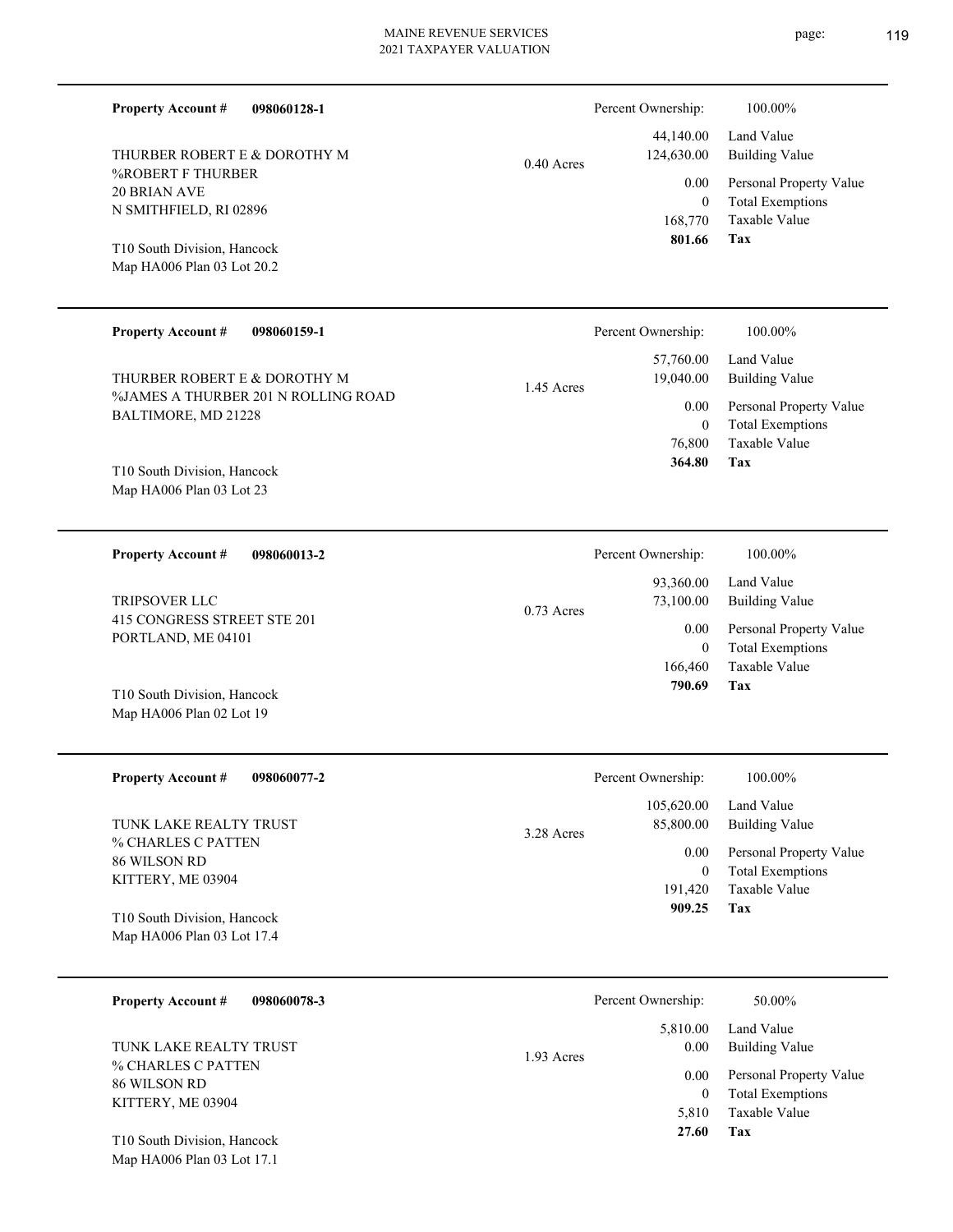**Property Account #** **098060128-1**

THURBER ROBERT E & DOROTHY M
%ROBERT F THURBER
20 BRIAN AVE
N SMITHFIELD, RI 02896

T10 South Division, Hancock
Map HA006 Plan 03 Lot 20.2

0.40 Acres

| Percent Ownership: | 100.00% |
|---|---|
| 44,140.00 | Land Value |
| 124,630.00 | Building Value |
| 0.00 | Personal Property Value |
| 0 | Total Exemptions |
| 168,770 | Taxable Value |
| **801.66** | **Tax** |

---

**Property Account #** **098060159-1**

THURBER ROBERT E & DOROTHY M
%JAMES A THURBER 201 N ROLLING ROAD
BALTIMORE, MD 21228

T10 South Division, Hancock
Map HA006 Plan 03 Lot 23

1.45 Acres

| Percent Ownership: | 100.00% |
|---|---|
| 57,760.00 | Land Value |
| 19,040.00 | Building Value |
| 0.00 | Personal Property Value |
| 0 | Total Exemptions |
| 76,800 | Taxable Value |
| **364.80** | **Tax** |

---

**Property Account #** **098060013-2**

TRIPSOVER LLC
415 CONGRESS STREET STE 201
PORTLAND, ME 04101

T10 South Division, Hancock
Map HA006 Plan 02 Lot 19

0.73 Acres

| Percent Ownership: | 100.00% |
|---|---|
| 93,360.00 | Land Value |
| 73,100.00 | Building Value |
| 0.00 | Personal Property Value |
| 0 | Total Exemptions |
| 166,460 | Taxable Value |
| **790.69** | **Tax** |

---

**Property Account #** **098060077-2**

TUNK LAKE REALTY TRUST
% CHARLES C PATTEN
86 WILSON RD
KITTERY, ME 03904

T10 South Division, Hancock
Map HA006 Plan 03 Lot 17.4

3.28 Acres

| Percent Ownership: | 100.00% |
|---|---|
| 105,620.00 | Land Value |
| 85,800.00 | Building Value |
| 0.00 | Personal Property Value |
| 0 | Total Exemptions |
| 191,420 | Taxable Value |
| **909.25** | **Tax** |

---

**Property Account #** **098060078-3**

TUNK LAKE REALTY TRUST
% CHARLES C PATTEN
86 WILSON RD
KITTERY, ME 03904

T10 South Division, Hancock
Map HA006 Plan 03 Lot 17.1

1.93 Acres

| Percent Ownership: | 50.00% |
|---|---|
| 5,810.00 | Land Value |
| 0.00 | Building Value |
| 0.00 | Personal Property Value |
| 0 | Total Exemptions |
| 5,810 | Taxable Value |
| **27.60** | **Tax** |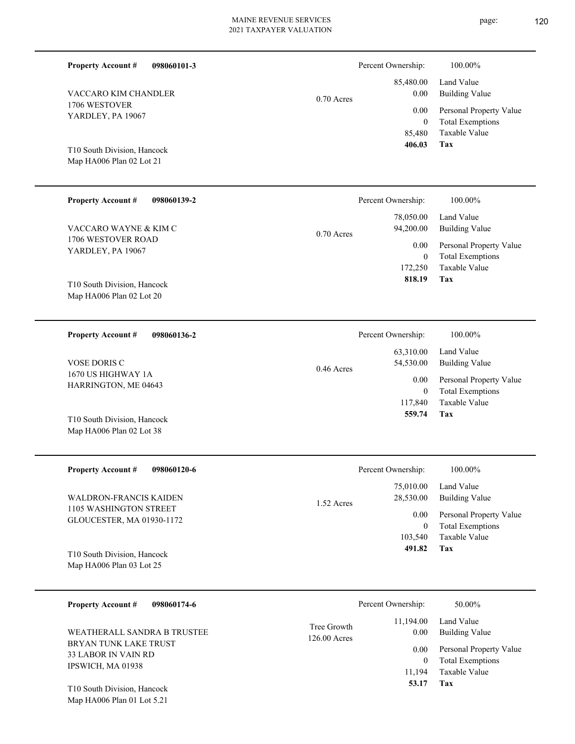**Property Account #** **098060101-3**

VACCARO KIM CHANDLER
1706 WESTOVER
YARDLEY, PA 19067

T10 South Division, Hancock
Map HA006 Plan 02 Lot 21

0.70 Acres

| Percent Ownership: | 100.00% |
|---|---|
| 85,480.00 | Land Value |
| 0.00 | Building Value |
| 0.00 | Personal Property Value |
| 0 | Total Exemptions |
| 85,480 | Taxable Value |
| **406.03** | **Tax** |

---

**Property Account #** **098060139-2**

VACCARO WAYNE & KIM C
1706 WESTOVER ROAD
YARDLEY, PA 19067

T10 South Division, Hancock
Map HA006 Plan 02 Lot 20

0.70 Acres

| Percent Ownership: | 100.00% |
|---|---|
| 78,050.00 | Land Value |
| 94,200.00 | Building Value |
| 0.00 | Personal Property Value |
| 0 | Total Exemptions |
| 172,250 | Taxable Value |
| **818.19** | **Tax** |

---

**Property Account #** **098060136-2**

VOSE DORIS C
1670 US HIGHWAY 1A
HARRINGTON, ME 04643

T10 South Division, Hancock
Map HA006 Plan 02 Lot 38

0.46 Acres

| Percent Ownership: | 100.00% |
|---|---|
| 63,310.00 | Land Value |
| 54,530.00 | Building Value |
| 0.00 | Personal Property Value |
| 0 | Total Exemptions |
| 117,840 | Taxable Value |
| **559.74** | **Tax** |

---

**Property Account #** **098060120-6**

WALDRON-FRANCIS KAIDEN
1105 WASHINGTON STREET
GLOUCESTER, MA 01930-1172

T10 South Division, Hancock
Map HA006 Plan 03 Lot 25

1.52 Acres

| Percent Ownership: | 100.00% |
|---|---|
| 75,010.00 | Land Value |
| 28,530.00 | Building Value |
| 0.00 | Personal Property Value |
| 0 | Total Exemptions |
| 103,540 | Taxable Value |
| **491.82** | **Tax** |

---

**Property Account #** **098060174-6**

WEATHERALL SANDRA B TRUSTEE
BRYAN TUNK LAKE TRUST
33 LABOR IN VAIN RD
IPSWICH, MA 01938

T10 South Division, Hancock
Map HA006 Plan 01 Lot 5.21

Tree Growth
126.00 Acres

| Percent Ownership: | 50.00% |
|---|---|
| 11,194.00 | Land Value |
| 0.00 | Building Value |
| 0.00 | Personal Property Value |
| 0 | Total Exemptions |
| 11,194 | Taxable Value |
| **53.17** | **Tax** |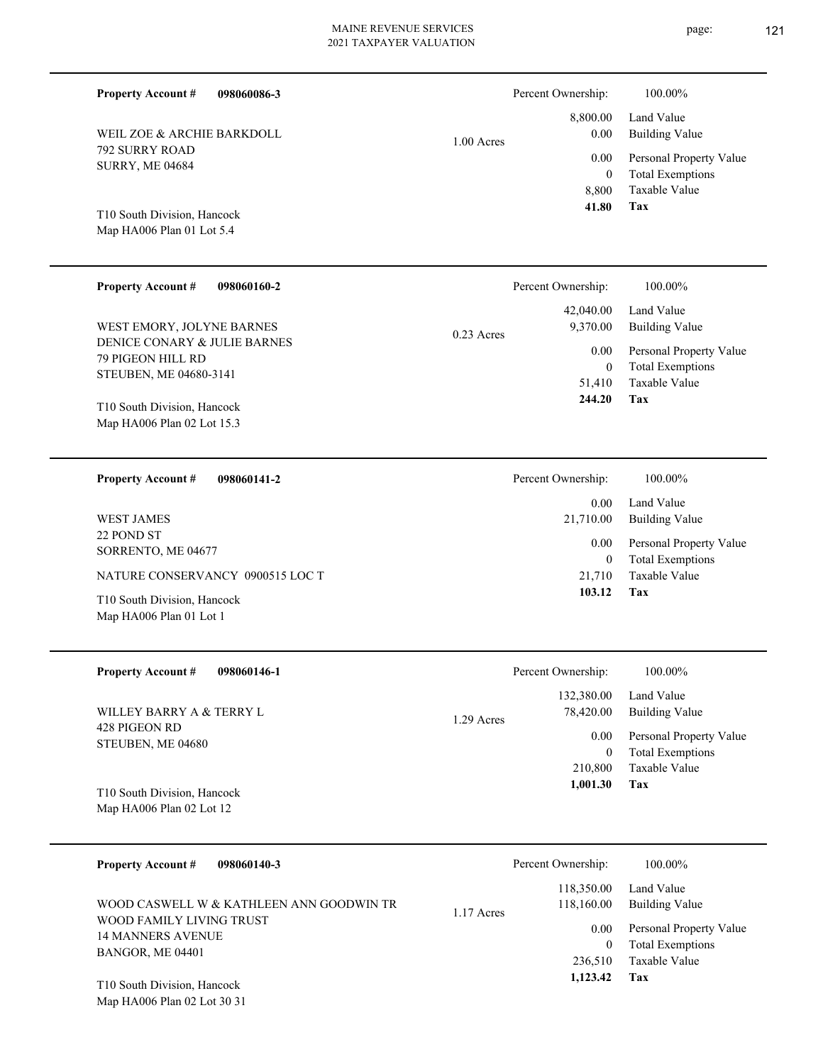**Property Account #** **098060086-3**

WEIL ZOE & ARCHIE BARKDOLL
792 SURRY ROAD
SURRY, ME 04684

T10 South Division, Hancock
Map HA006 Plan 01 Lot 5.4

1.00 Acres

Percent Ownership: 100.00%

| | |
|---|---|
| 8,800.00 | Land Value |
| 0.00 | Building Value |
| 0.00 | Personal Property Value |
| 0 | Total Exemptions |
| 8,800 | Taxable Value |
| **41.80** | **Tax** |

---

**Property Account #** **098060160-2**

WEST EMORY, JOLYNE BARNES
DENICE CONARY & JULIE BARNES
79 PIGEON HILL RD
STEUBEN, ME 04680-3141

T10 South Division, Hancock
Map HA006 Plan 02 Lot 15.3

0.23 Acres

Percent Ownership: 100.00%

| | |
|---|---|
| 42,040.00 | Land Value |
| 9,370.00 | Building Value |
| 0.00 | Personal Property Value |
| 0 | Total Exemptions |
| 51,410 | Taxable Value |
| **244.20** | **Tax** |

---

**Property Account #** **098060141-2**

WEST JAMES
22 POND ST
SORRENTO, ME 04677

NATURE CONSERVANCY 0900515 LOC T

T10 South Division, Hancock
Map HA006 Plan 01 Lot 1

Percent Ownership: 100.00%

| | |
|---|---|
| 0.00 | Land Value |
| 21,710.00 | Building Value |
| 0.00 | Personal Property Value |
| 0 | Total Exemptions |
| 21,710 | Taxable Value |
| **103.12** | **Tax** |

---

**Property Account #** **098060146-1**

WILLEY BARRY A & TERRY L
428 PIGEON RD
STEUBEN, ME 04680

T10 South Division, Hancock
Map HA006 Plan 02 Lot 12

1.29 Acres

Percent Ownership: 100.00%

| | |
|---|---|
| 132,380.00 | Land Value |
| 78,420.00 | Building Value |
| 0.00 | Personal Property Value |
| 0 | Total Exemptions |
| 210,800 | Taxable Value |
| **1,001.30** | **Tax** |

---

**Property Account #** **098060140-3**

WOOD CASWELL W & KATHLEEN ANN GOODWIN TR
WOOD FAMILY LIVING TRUST
14 MANNERS AVENUE
BANGOR, ME 04401

T10 South Division, Hancock
Map HA006 Plan 02 Lot 30 31

1.17 Acres

Percent Ownership: 100.00%

| | |
|---|---|
| 118,350.00 | Land Value |
| 118,160.00 | Building Value |
| 0.00 | Personal Property Value |
| 0 | Total Exemptions |
| 236,510 | Taxable Value |
| **1,123.42** | **Tax** |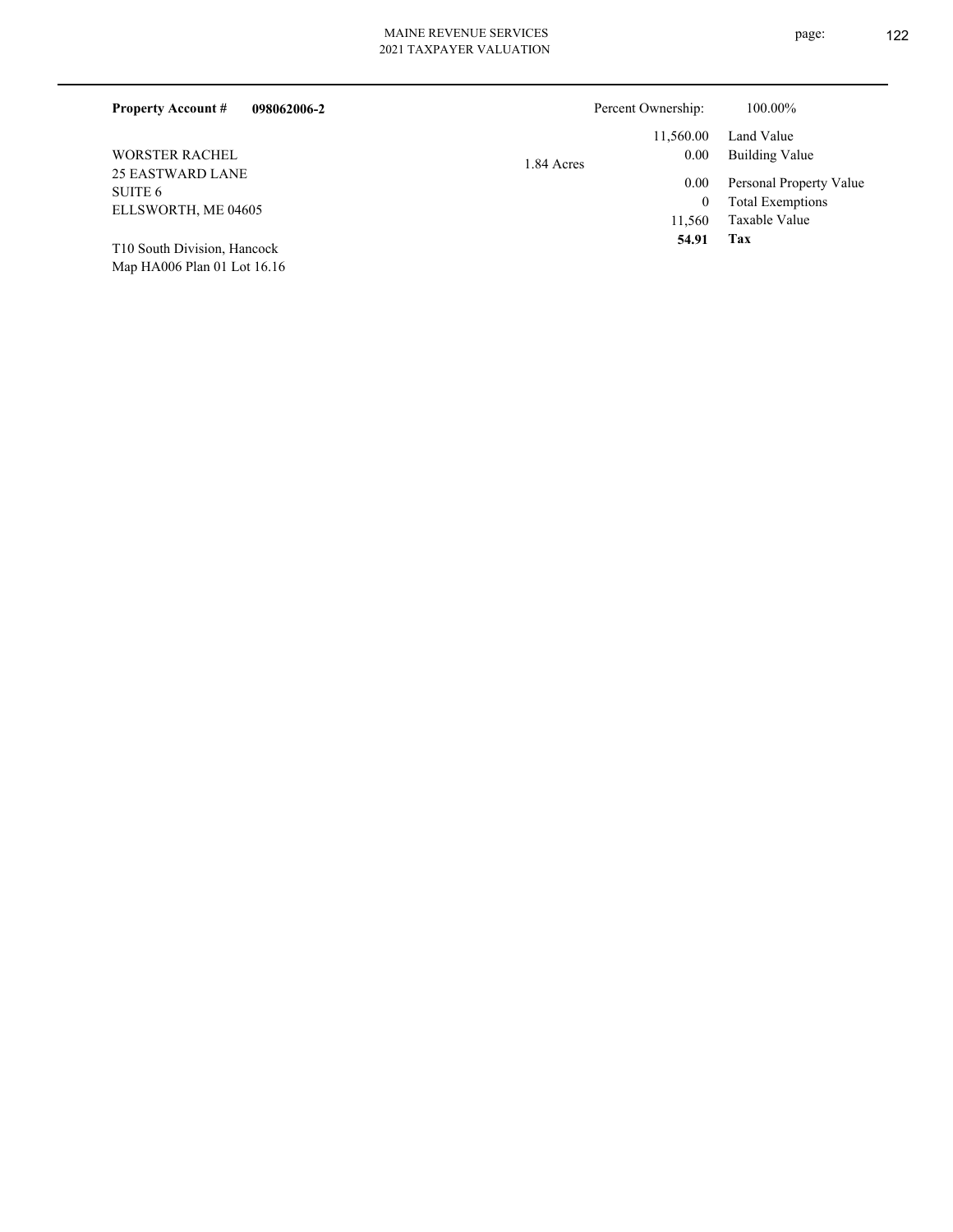**Property Account #** **098062006-2**

Percent Ownership: 100.00%

WORSTER RACHEL
25 EASTWARD LANE
SUITE 6
ELLSWORTH, ME 04605

T10 South Division, Hancock
Map HA006 Plan 01 Lot 16.16

1.84 Acres

| | |
|---|---|
| 11,560.00 | Land Value |
| 0.00 | Building Value |
| 0.00 | Personal Property Value |
| 0 | Total Exemptions |
| 11,560 | Taxable Value |
| **54.91** | **Tax** |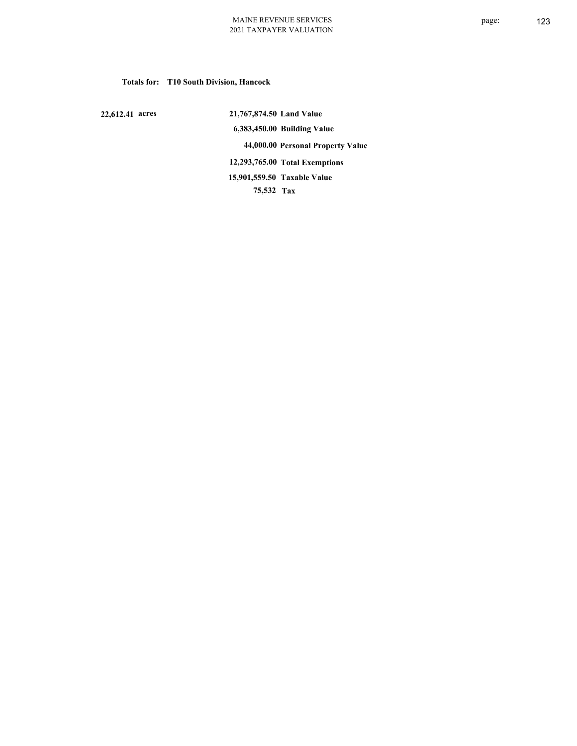**Totals for: T10 South Division, Hancock**

| | | |
|---|---|---|
| 22,612.41 acres | 21,767,874.50 | Land Value |
| | 6,383,450.00 | Building Value |
| | 44,000.00 | Personal Property Value |
| | 12,293,765.00 | Total Exemptions |
| | 15,901,559.50 | Taxable Value |
| | 75,532 | Tax |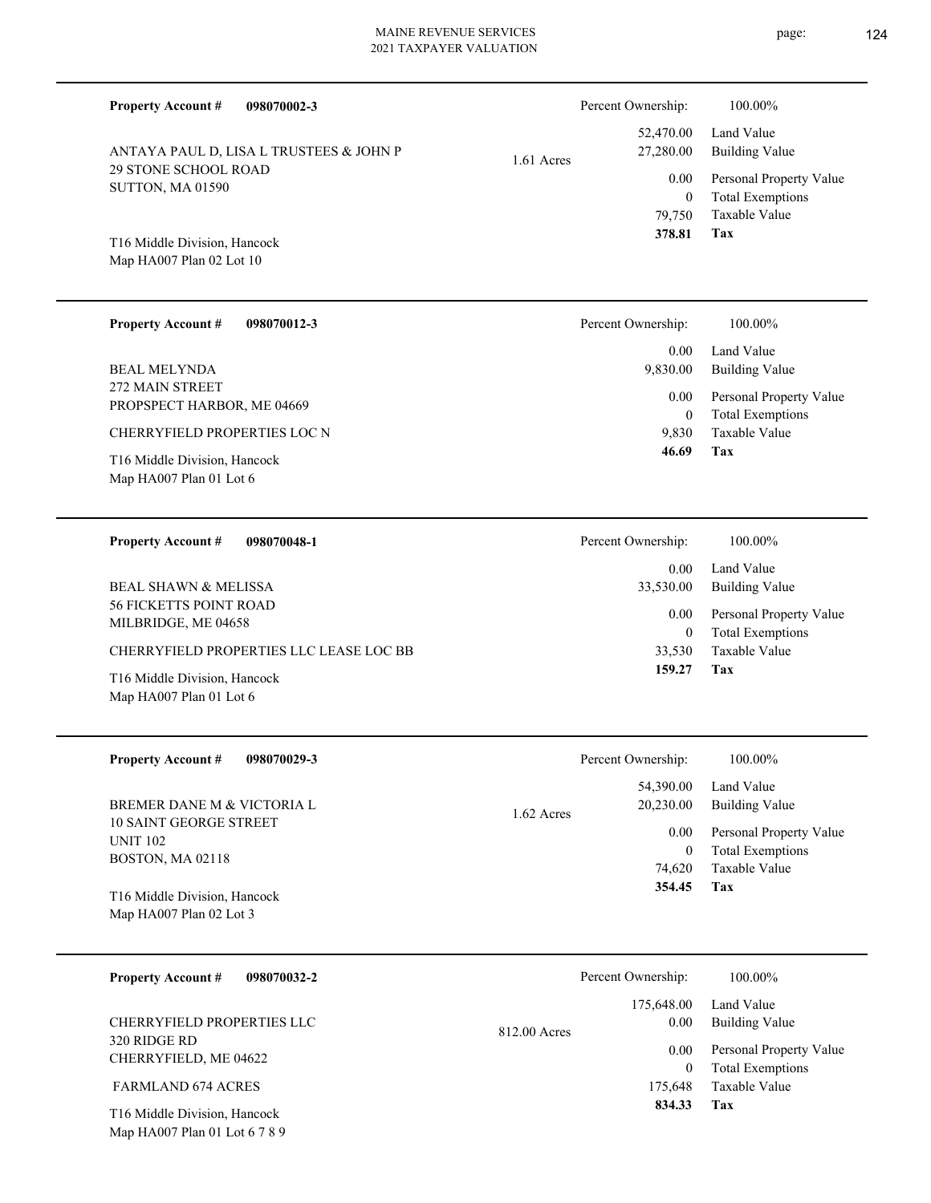**Property Account #** **098070002-3**

ANTAYA PAUL D, LISA L TRUSTEES & JOHN P
29 STONE SCHOOL ROAD
SUTTON, MA 01590

T16 Middle Division, Hancock
Map HA007 Plan 02 Lot 10

1.61 Acres

| Percent Ownership: | 100.00% |
|---|---|
| 52,470.00 | Land Value |
| 27,280.00 | Building Value |
| 0.00 | Personal Property Value |
| 0 | Total Exemptions |
| 79,750 | Taxable Value |
| **378.81** | **Tax** |

---

**Property Account #** **098070012-3**

BEAL MELYNDA
272 MAIN STREET
PROPSPECT HARBOR, ME 04669

CHERRYFIELD PROPERTIES LOC N

T16 Middle Division, Hancock
Map HA007 Plan 01 Lot 6

| Percent Ownership: | 100.00% |
|---|---|
| 0.00 | Land Value |
| 9,830.00 | Building Value |
| 0.00 | Personal Property Value |
| 0 | Total Exemptions |
| 9,830 | Taxable Value |
| **46.69** | **Tax** |

---

**Property Account #** **098070048-1**

BEAL SHAWN & MELISSA
56 FICKETTS POINT ROAD
MILBRIDGE, ME 04658

CHERRYFIELD PROPERTIES LLC LEASE LOC BB

T16 Middle Division, Hancock
Map HA007 Plan 01 Lot 6

| Percent Ownership: | 100.00% |
|---|---|
| 0.00 | Land Value |
| 33,530.00 | Building Value |
| 0.00 | Personal Property Value |
| 0 | Total Exemptions |
| 33,530 | Taxable Value |
| **159.27** | **Tax** |

---

**Property Account #** **098070029-3**

BREMER DANE M & VICTORIA L
10 SAINT GEORGE STREET
UNIT 102
BOSTON, MA 02118

T16 Middle Division, Hancock
Map HA007 Plan 02 Lot 3

1.62 Acres

| Percent Ownership: | 100.00% |
|---|---|
| 54,390.00 | Land Value |
| 20,230.00 | Building Value |
| 0.00 | Personal Property Value |
| 0 | Total Exemptions |
| 74,620 | Taxable Value |
| **354.45** | **Tax** |

---

**Property Account #** **098070032-2**

CHERRYFIELD PROPERTIES LLC
320 RIDGE RD
CHERRYFIELD, ME 04622

FARMLAND 674 ACRES

T16 Middle Division, Hancock
Map HA007 Plan 01 Lot 6 7 8 9

812.00 Acres

| Percent Ownership: | 100.00% |
|---|---|
| 175,648.00 | Land Value |
| 0.00 | Building Value |
| 0.00 | Personal Property Value |
| 0 | Total Exemptions |
| 175,648 | Taxable Value |
| **834.33** | **Tax** |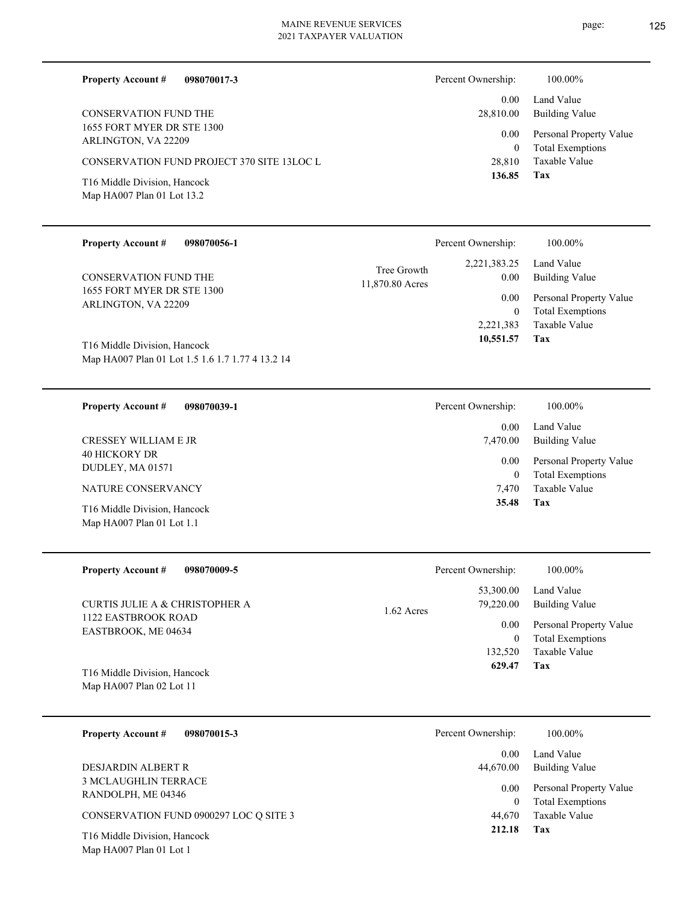**Property Account #** **098070017-3**

CONSERVATION FUND THE
1655 FORT MYER DR STE 1300
ARLINGTON, VA 22209

CONSERVATION FUND PROJECT 370 SITE 13LOC L

T16 Middle Division, Hancock
Map HA007 Plan 01 Lot 13.2

| | |
|---|---|
| Percent Ownership: | 100.00% |
| 0.00 | Land Value |
| 28,810.00 | Building Value |
| 0.00 | Personal Property Value |
| 0 | Total Exemptions |
| 28,810 | Taxable Value |
| **136.85** | **Tax** |

---

**Property Account #** **098070056-1**

CONSERVATION FUND THE
1655 FORT MYER DR STE 1300
ARLINGTON, VA 22209

T16 Middle Division, Hancock
Map HA007 Plan 01 Lot 1.5 1.6 1.7 1.77 4 13.2 14

Tree Growth
11,870.80 Acres

| | |
|---|---|
| Percent Ownership: | 100.00% |
| 2,221,383.25 | Land Value |
| 0.00 | Building Value |
| 0.00 | Personal Property Value |
| 0 | Total Exemptions |
| 2,221,383 | Taxable Value |
| **10,551.57** | **Tax** |

---

**Property Account #** **098070039-1**

CRESSEY WILLIAM E JR
40 HICKORY DR
DUDLEY, MA 01571

NATURE CONSERVANCY

T16 Middle Division, Hancock
Map HA007 Plan 01 Lot 1.1

| | |
|---|---|
| Percent Ownership: | 100.00% |
| 0.00 | Land Value |
| 7,470.00 | Building Value |
| 0.00 | Personal Property Value |
| 0 | Total Exemptions |
| 7,470 | Taxable Value |
| **35.48** | **Tax** |

---

**Property Account #** **098070009-5**

CURTIS JULIE A & CHRISTOPHER A
1122 EASTBROOK ROAD
EASTBROOK, ME 04634

T16 Middle Division, Hancock
Map HA007 Plan 02 Lot 11

1.62 Acres

| | |
|---|---|
| Percent Ownership: | 100.00% |
| 53,300.00 | Land Value |
| 79,220.00 | Building Value |
| 0.00 | Personal Property Value |
| 0 | Total Exemptions |
| 132,520 | Taxable Value |
| **629.47** | **Tax** |

---

**Property Account #** **098070015-3**

DESJARDIN ALBERT R
3 MCLAUGHLIN TERRACE
RANDOLPH, ME 04346

CONSERVATION FUND 0900297 LOC Q SITE 3

T16 Middle Division, Hancock
Map HA007 Plan 01 Lot 1

| | |
|---|---|
| Percent Ownership: | 100.00% |
| 0.00 | Land Value |
| 44,670.00 | Building Value |
| 0.00 | Personal Property Value |
| 0 | Total Exemptions |
| 44,670 | Taxable Value |
| **212.18** | **Tax** |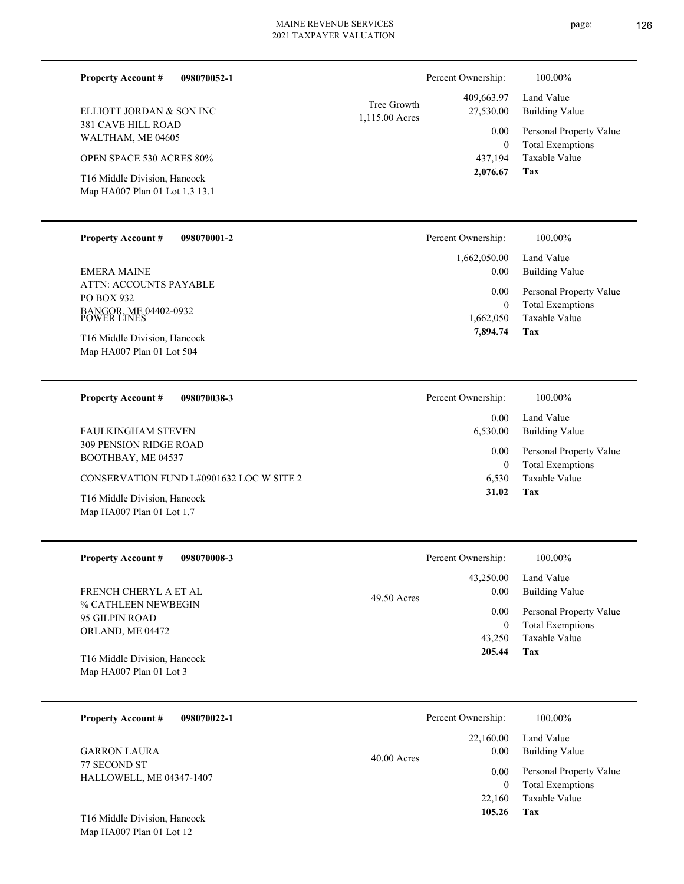**Property Account #** **098070052-1**

ELLIOTT JORDAN & SON INC
381 CAVE HILL ROAD
WALTHAM, ME 04605

OPEN SPACE 530 ACRES 80%

T16 Middle Division, Hancock
Map HA007 Plan 01 Lot 1.3 13.1

Tree Growth
1,115.00 Acres

| Percent Ownership: | 100.00% |
|---|---|
| 409,663.97 | Land Value |
| 27,530.00 | Building Value |
| 0.00 | Personal Property Value |
| 0 | Total Exemptions |
| 437,194 | Taxable Value |
| **2,076.67** | **Tax** |

---

**Property Account #** **098070001-2**

EMERA MAINE
ATTN: ACCOUNTS PAYABLE
PO BOX 932
BANGOR, ME 04402-0932
POWER LINES

T16 Middle Division, Hancock
Map HA007 Plan 01 Lot 504

| Percent Ownership: | 100.00% |
|---|---|
| 1,662,050.00 | Land Value |
| 0.00 | Building Value |
| 0.00 | Personal Property Value |
| 0 | Total Exemptions |
| 1,662,050 | Taxable Value |
| **7,894.74** | **Tax** |

---

**Property Account #** **098070038-3**

FAULKINGHAM STEVEN
309 PENSION RIDGE ROAD
BOOTHBAY, ME 04537

CONSERVATION FUND L#0901632 LOC W SITE 2

T16 Middle Division, Hancock
Map HA007 Plan 01 Lot 1.7

| Percent Ownership: | 100.00% |
|---|---|
| 0.00 | Land Value |
| 6,530.00 | Building Value |
| 0.00 | Personal Property Value |
| 0 | Total Exemptions |
| 6,530 | Taxable Value |
| **31.02** | **Tax** |

---

**Property Account #** **098070008-3**

FRENCH CHERYL A ET AL
% CATHLEEN NEWBEGIN
95 GILPIN ROAD
ORLAND, ME 04472

T16 Middle Division, Hancock
Map HA007 Plan 01 Lot 3

49.50 Acres

| Percent Ownership: | 100.00% |
|---|---|
| 43,250.00 | Land Value |
| 0.00 | Building Value |
| 0.00 | Personal Property Value |
| 0 | Total Exemptions |
| 43,250 | Taxable Value |
| **205.44** | **Tax** |

---

**Property Account #** **098070022-1**

GARRON LAURA
77 SECOND ST
HALLOWELL, ME 04347-1407

T16 Middle Division, Hancock
Map HA007 Plan 01 Lot 12

40.00 Acres

| Percent Ownership: | 100.00% |
|---|---|
| 22,160.00 | Land Value |
| 0.00 | Building Value |
| 0.00 | Personal Property Value |
| 0 | Total Exemptions |
| 22,160 | Taxable Value |
| **105.26** | **Tax** |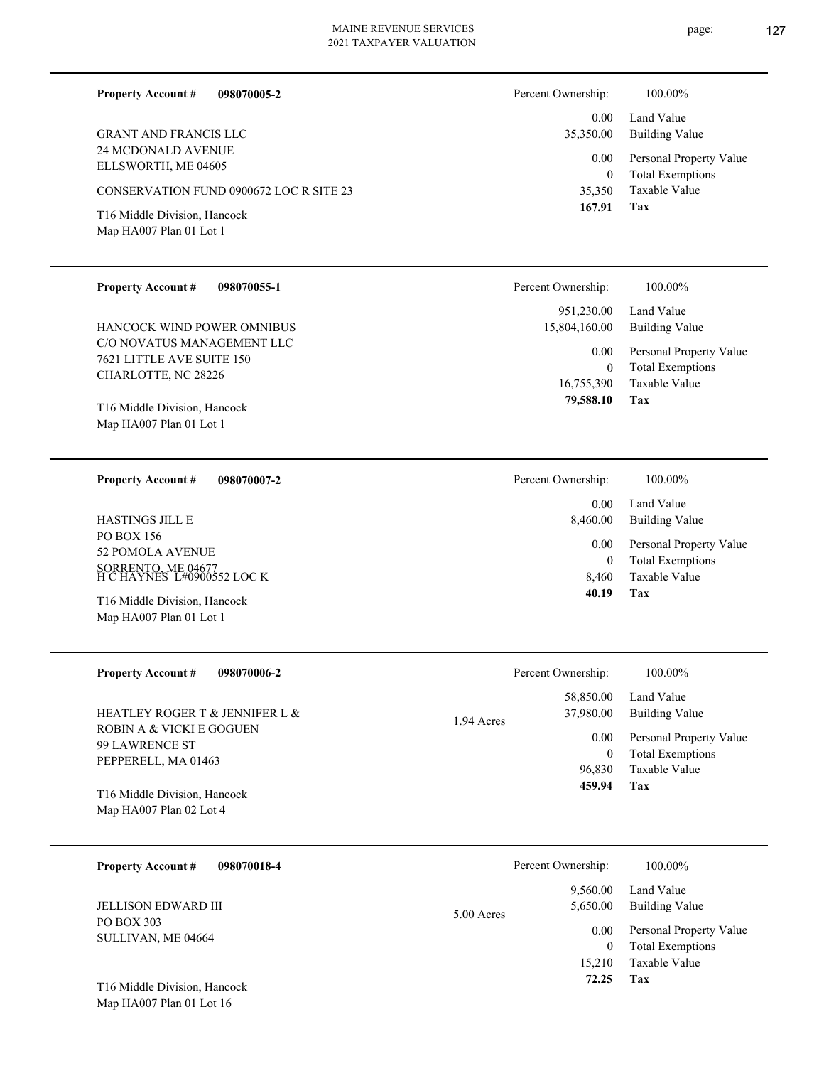**Property Account #** **098070005-2**

GRANT AND FRANCIS LLC
24 MCDONALD AVENUE
ELLSWORTH, ME 04605

CONSERVATION FUND 0900672 LOC R SITE 23

T16 Middle Division, Hancock
Map HA007 Plan 01 Lot 1

| Percent Ownership: | 100.00% |
|---|---|
| 0.00 | Land Value |
| 35,350.00 | Building Value |
| 0.00 | Personal Property Value |
| 0 | Total Exemptions |
| 35,350 | Taxable Value |
| **167.91** | **Tax** |

---

**Property Account #** **098070055-1**

HANCOCK WIND POWER OMNIBUS
C/O NOVATUS MANAGEMENT LLC
7621 LITTLE AVE SUITE 150
CHARLOTTE, NC 28226

T16 Middle Division, Hancock
Map HA007 Plan 01 Lot 1

| Percent Ownership: | 100.00% |
|---|---|
| 951,230.00 | Land Value |
| 15,804,160.00 | Building Value |
| 0.00 | Personal Property Value |
| 0 | Total Exemptions |
| 16,755,390 | Taxable Value |
| **79,588.10** | **Tax** |

---

**Property Account #** **098070007-2**

HASTINGS JILL E
PO BOX 156
52 POMOLA AVENUE
SORRENTO, ME 04677
H C HAYNES L#0900552 LOC K

T16 Middle Division, Hancock
Map HA007 Plan 01 Lot 1

| Percent Ownership: | 100.00% |
|---|---|
| 0.00 | Land Value |
| 8,460.00 | Building Value |
| 0.00 | Personal Property Value |
| 0 | Total Exemptions |
| 8,460 | Taxable Value |
| **40.19** | **Tax** |

---

**Property Account #** **098070006-2**

HEATLEY ROGER T & JENNIFER L &
ROBIN A & VICKI E GOGUEN
99 LAWRENCE ST
PEPPERELL, MA 01463

T16 Middle Division, Hancock
Map HA007 Plan 02 Lot 4

1.94 Acres

| Percent Ownership: | 100.00% |
|---|---|
| 58,850.00 | Land Value |
| 37,980.00 | Building Value |
| 0.00 | Personal Property Value |
| 0 | Total Exemptions |
| 96,830 | Taxable Value |
| **459.94** | **Tax** |

---

**Property Account #** **098070018-4**

JELLISON EDWARD III
PO BOX 303
SULLIVAN, ME 04664

T16 Middle Division, Hancock
Map HA007 Plan 01 Lot 16

5.00 Acres

| Percent Ownership: | 100.00% |
|---|---|
| 9,560.00 | Land Value |
| 5,650.00 | Building Value |
| 0.00 | Personal Property Value |
| 0 | Total Exemptions |
| 15,210 | Taxable Value |
| **72.25** | **Tax** |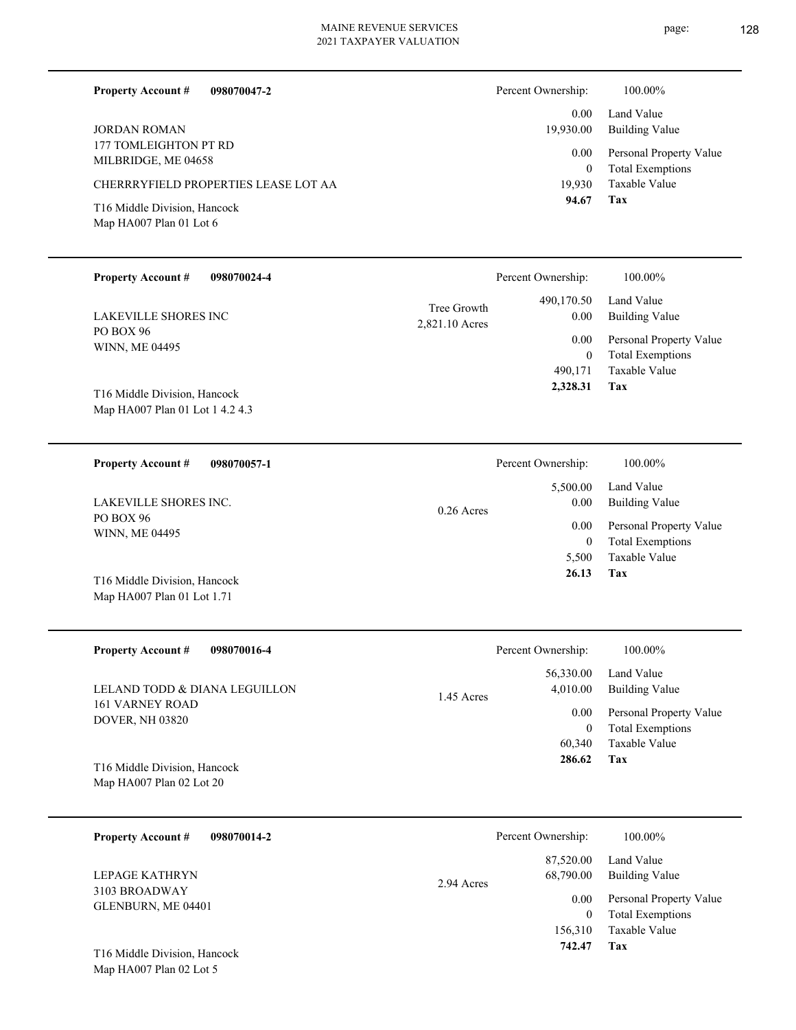**Property Account #** **098070047-2**

JORDAN ROMAN
177 TOMLEIGHTON PT RD
MILBRIDGE, ME 04658

CHERRRYFIELD PROPERTIES LEASE LOT AA

T16 Middle Division, Hancock
Map HA007 Plan 01 Lot 6

| Percent Ownership: | 100.00% |
|---|---|
| 0.00 | Land Value |
| 19,930.00 | Building Value |
| 0.00 | Personal Property Value |
| 0 | Total Exemptions |
| 19,930 | Taxable Value |
| **94.67** | **Tax** |

---

**Property Account #** **098070024-4**

LAKEVILLE SHORES INC
PO BOX 96
WINN, ME 04495

Tree Growth
2,821.10 Acres

T16 Middle Division, Hancock
Map HA007 Plan 01 Lot 1 4.2 4.3

| Percent Ownership: | 100.00% |
|---|---|
| 490,170.50 | Land Value |
| 0.00 | Building Value |
| 0.00 | Personal Property Value |
| 0 | Total Exemptions |
| 490,171 | Taxable Value |
| **2,328.31** | **Tax** |

---

**Property Account #** **098070057-1**

LAKEVILLE SHORES INC.
PO BOX 96
WINN, ME 04495

0.26 Acres

T16 Middle Division, Hancock
Map HA007 Plan 01 Lot 1.71

| Percent Ownership: | 100.00% |
|---|---|
| 5,500.00 | Land Value |
| 0.00 | Building Value |
| 0.00 | Personal Property Value |
| 0 | Total Exemptions |
| 5,500 | Taxable Value |
| **26.13** | **Tax** |

---

**Property Account #** **098070016-4**

LELAND TODD & DIANA LEGUILLON
161 VARNEY ROAD
DOVER, NH 03820

1.45 Acres

T16 Middle Division, Hancock
Map HA007 Plan 02 Lot 20

| Percent Ownership: | 100.00% |
|---|---|
| 56,330.00 | Land Value |
| 4,010.00 | Building Value |
| 0.00 | Personal Property Value |
| 0 | Total Exemptions |
| 60,340 | Taxable Value |
| **286.62** | **Tax** |

---

**Property Account #** **098070014-2**

LEPAGE KATHRYN
3103 BROADWAY
GLENBURN, ME 04401

2.94 Acres

T16 Middle Division, Hancock
Map HA007 Plan 02 Lot 5

| Percent Ownership: | 100.00% |
|---|---|
| 87,520.00 | Land Value |
| 68,790.00 | Building Value |
| 0.00 | Personal Property Value |
| 0 | Total Exemptions |
| 156,310 | Taxable Value |
| **742.47** | **Tax** |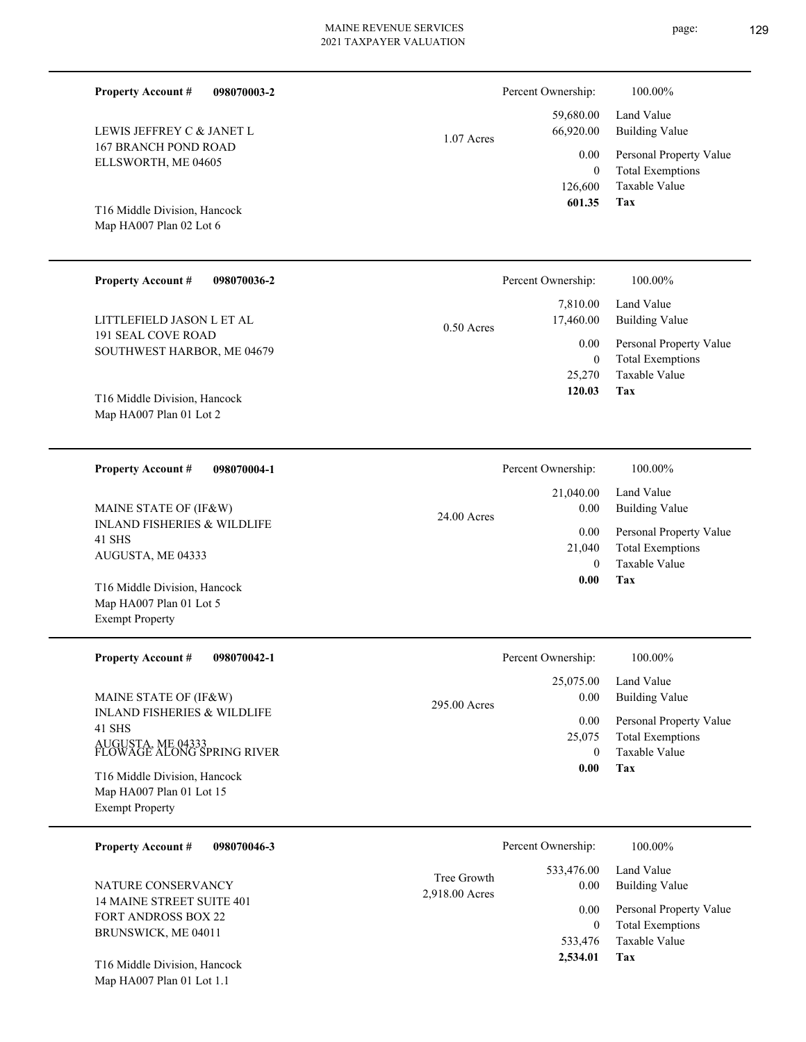**Property Account #** **098070003-2**

LEWIS JEFFREY C & JANET L
167 BRANCH POND ROAD
ELLSWORTH, ME 04605

T16 Middle Division, Hancock
Map HA007 Plan 02 Lot 6

1.07 Acres

| Percent Ownership: | 100.00% |
|---|---|
| 59,680.00 | Land Value |
| 66,920.00 | Building Value |
| 0.00 | Personal Property Value |
| 0 | Total Exemptions |
| 126,600 | Taxable Value |
| **601.35** | **Tax** |

---

**Property Account #** **098070036-2**

LITTLEFIELD JASON L ET AL
191 SEAL COVE ROAD
SOUTHWEST HARBOR, ME 04679

T16 Middle Division, Hancock
Map HA007 Plan 01 Lot 2

0.50 Acres

| Percent Ownership: | 100.00% |
|---|---|
| 7,810.00 | Land Value |
| 17,460.00 | Building Value |
| 0.00 | Personal Property Value |
| 0 | Total Exemptions |
| 25,270 | Taxable Value |
| **120.03** | **Tax** |

---

**Property Account #** **098070004-1**

MAINE STATE OF (IF&W)
INLAND FISHERIES & WILDLIFE
41 SHS
AUGUSTA, ME 04333

T16 Middle Division, Hancock
Map HA007 Plan 01 Lot 5
Exempt Property

24.00 Acres

| Percent Ownership: | 100.00% |
|---|---|
| 21,040.00 | Land Value |
| 0.00 | Building Value |
| 0.00 | Personal Property Value |
| 21,040 | Total Exemptions |
| 0 | Taxable Value |
| **0.00** | **Tax** |

---

**Property Account #** **098070042-1**

MAINE STATE OF (IF&W)
INLAND FISHERIES & WILDLIFE
41 SHS
AUGUSTA, ME 04333
FLOWAGE ALONG SPRING RIVER

T16 Middle Division, Hancock
Map HA007 Plan 01 Lot 15
Exempt Property

295.00 Acres

| Percent Ownership: | 100.00% |
|---|---|
| 25,075.00 | Land Value |
| 0.00 | Building Value |
| 0.00 | Personal Property Value |
| 25,075 | Total Exemptions |
| 0 | Taxable Value |
| **0.00** | **Tax** |

---

**Property Account #** **098070046-3**

NATURE CONSERVANCY
14 MAINE STREET SUITE 401
FORT ANDROSS BOX 22
BRUNSWICK, ME 04011

T16 Middle Division, Hancock
Map HA007 Plan 01 Lot 1.1

Tree Growth
2,918.00 Acres

| Percent Ownership: | 100.00% |
|---|---|
| 533,476.00 | Land Value |
| 0.00 | Building Value |
| 0.00 | Personal Property Value |
| 0 | Total Exemptions |
| 533,476 | Taxable Value |
| **2,534.01** | **Tax** |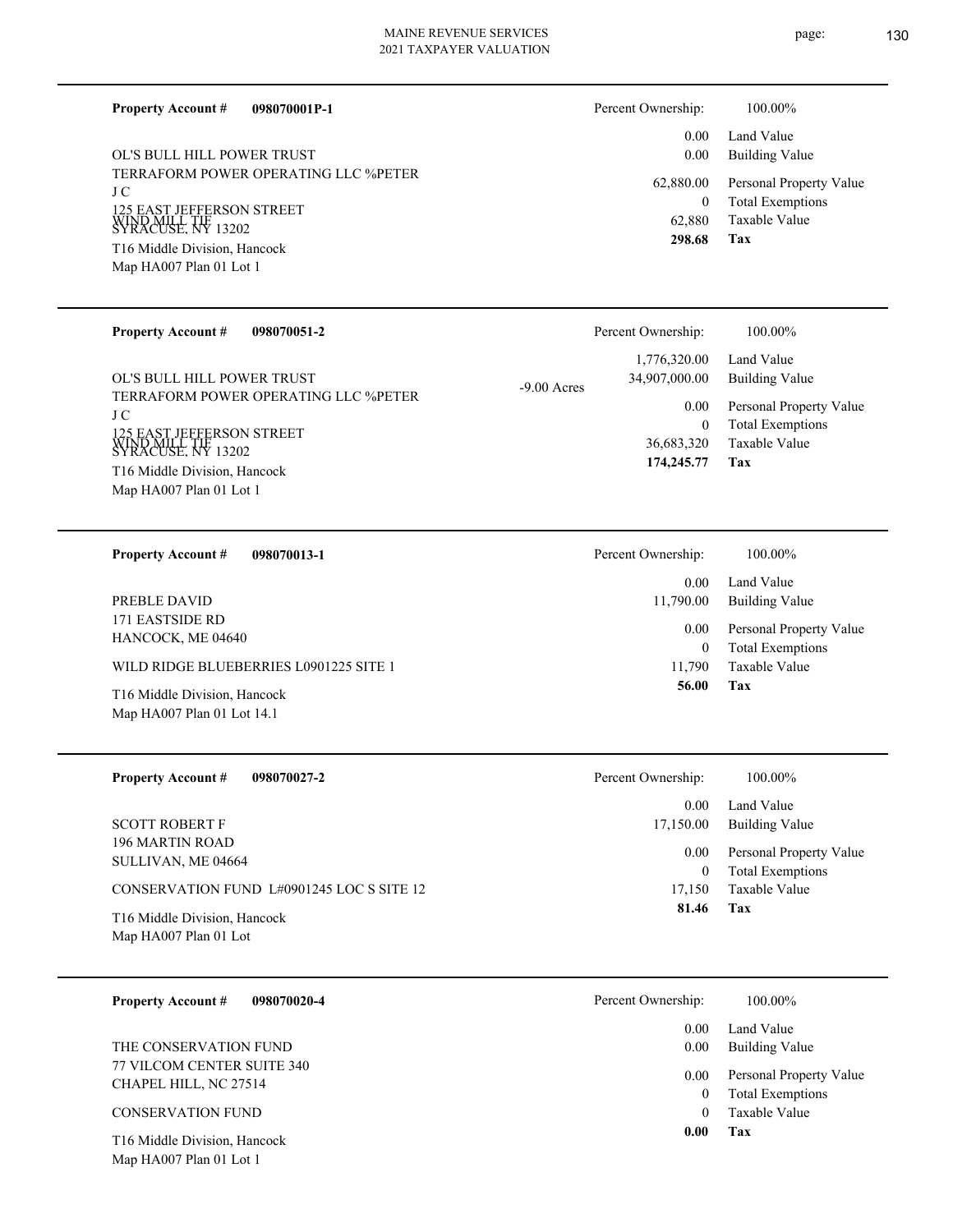MAINE REVENUE SERVICES
2021 TAXPAYER VALUATION

---

**Property Account #** **098070001P-1**

Percent Ownership: 100.00%

OL'S BULL HILL POWER TRUST
TERRAFORM POWER OPERATING LLC %PETER J C
125 EAST JEFFERSON STREET
SYRACUSE, NY 13202
WIND MILL TIF
T16 Middle Division, Hancock
Map HA007 Plan 01 Lot 1

| | |
|---|---|
| 0.00 | Land Value |
| 0.00 | Building Value |
| 62,880.00 | Personal Property Value |
| 0 | Total Exemptions |
| 62,880 | Taxable Value |
| **298.68** | **Tax** |

---

**Property Account #** **098070051-2**

Percent Ownership: 100.00%

OL'S BULL HILL POWER TRUST
TERRAFORM POWER OPERATING LLC %PETER J C
125 EAST JEFFERSON STREET
SYRACUSE, NY 13202
WIND MILL TIF
T16 Middle Division, Hancock
Map HA007 Plan 01 Lot 1

-9.00 Acres

| | |
|---|---|
| 1,776,320.00 | Land Value |
| 34,907,000.00 | Building Value |
| 0.00 | Personal Property Value |
| 0 | Total Exemptions |
| 36,683,320 | Taxable Value |
| **174,245.77** | **Tax** |

---

**Property Account #** **098070013-1**

Percent Ownership: 100.00%

PREBLE DAVID
171 EASTSIDE RD
HANCOCK, ME 04640
WILD RIDGE BLUEBERRIES L0901225 SITE 1
T16 Middle Division, Hancock
Map HA007 Plan 01 Lot 14.1

| | |
|---|---|
| 0.00 | Land Value |
| 11,790.00 | Building Value |
| 0.00 | Personal Property Value |
| 0 | Total Exemptions |
| 11,790 | Taxable Value |
| **56.00** | **Tax** |

---

**Property Account #** **098070027-2**

Percent Ownership: 100.00%

SCOTT ROBERT F
196 MARTIN ROAD
SULLIVAN, ME 04664
CONSERVATION FUND L#0901245 LOC S SITE 12
T16 Middle Division, Hancock
Map HA007 Plan 01 Lot

| | |
|---|---|
| 0.00 | Land Value |
| 17,150.00 | Building Value |
| 0.00 | Personal Property Value |
| 0 | Total Exemptions |
| 17,150 | Taxable Value |
| **81.46** | **Tax** |

---

**Property Account #** **098070020-4**

Percent Ownership: 100.00%

THE CONSERVATION FUND
77 VILCOM CENTER SUITE 340
CHAPEL HILL, NC 27514
CONSERVATION FUND
T16 Middle Division, Hancock
Map HA007 Plan 01 Lot 1

| | |
|---|---|
| 0.00 | Land Value |
| 0.00 | Building Value |
| 0.00 | Personal Property Value |
| 0 | Total Exemptions |
| 0 | Taxable Value |
| **0.00** | **Tax** |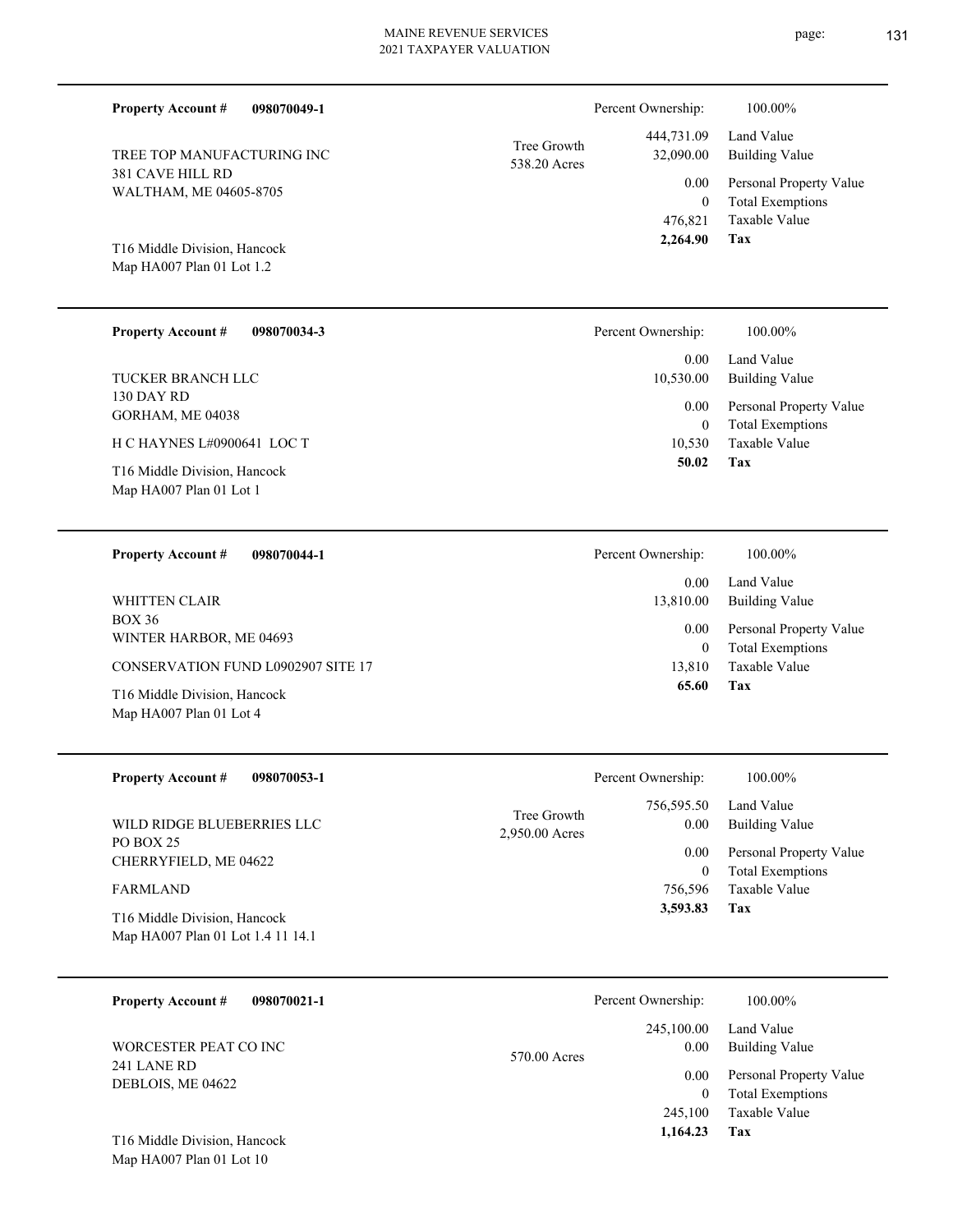**Property Account #** **098070049-1**

TREE TOP MANUFACTURING INC
381 CAVE HILL RD
WALTHAM, ME 04605-8705

T16 Middle Division, Hancock
Map HA007 Plan 01 Lot 1.2

Tree Growth
538.20 Acres

| Percent Ownership: | 100.00% |
|---|---|
| 444,731.09 | Land Value |
| 32,090.00 | Building Value |
| 0.00 | Personal Property Value |
| 0 | Total Exemptions |
| 476,821 | Taxable Value |
| **2,264.90** | **Tax** |

---

**Property Account #** **098070034-3**

TUCKER BRANCH LLC
130 DAY RD
GORHAM, ME 04038

H C HAYNES L#0900641 LOC T

T16 Middle Division, Hancock
Map HA007 Plan 01 Lot 1

| Percent Ownership: | 100.00% |
|---|---|
| 0.00 | Land Value |
| 10,530.00 | Building Value |
| 0.00 | Personal Property Value |
| 0 | Total Exemptions |
| 10,530 | Taxable Value |
| **50.02** | **Tax** |

---

**Property Account #** **098070044-1**

WHITTEN CLAIR
BOX 36
WINTER HARBOR, ME 04693

CONSERVATION FUND L0902907 SITE 17

T16 Middle Division, Hancock
Map HA007 Plan 01 Lot 4

| Percent Ownership: | 100.00% |
|---|---|
| 0.00 | Land Value |
| 13,810.00 | Building Value |
| 0.00 | Personal Property Value |
| 0 | Total Exemptions |
| 13,810 | Taxable Value |
| **65.60** | **Tax** |

---

**Property Account #** **098070053-1**

WILD RIDGE BLUEBERRIES LLC
PO BOX 25
CHERRYFIELD, ME 04622

FARMLAND

T16 Middle Division, Hancock
Map HA007 Plan 01 Lot 1.4 11 14.1

Tree Growth
2,950.00 Acres

| Percent Ownership: | 100.00% |
|---|---|
| 756,595.50 | Land Value |
| 0.00 | Building Value |
| 0.00 | Personal Property Value |
| 0 | Total Exemptions |
| 756,596 | Taxable Value |
| **3,593.83** | **Tax** |

---

**Property Account #** **098070021-1**

WORCESTER PEAT CO INC
241 LANE RD
DEBLOIS, ME 04622

T16 Middle Division, Hancock
Map HA007 Plan 01 Lot 10

570.00 Acres

| Percent Ownership: | 100.00% |
|---|---|
| 245,100.00 | Land Value |
| 0.00 | Building Value |
| 0.00 | Personal Property Value |
| 0 | Total Exemptions |
| 245,100 | Taxable Value |
| **1,164.23** | **Tax** |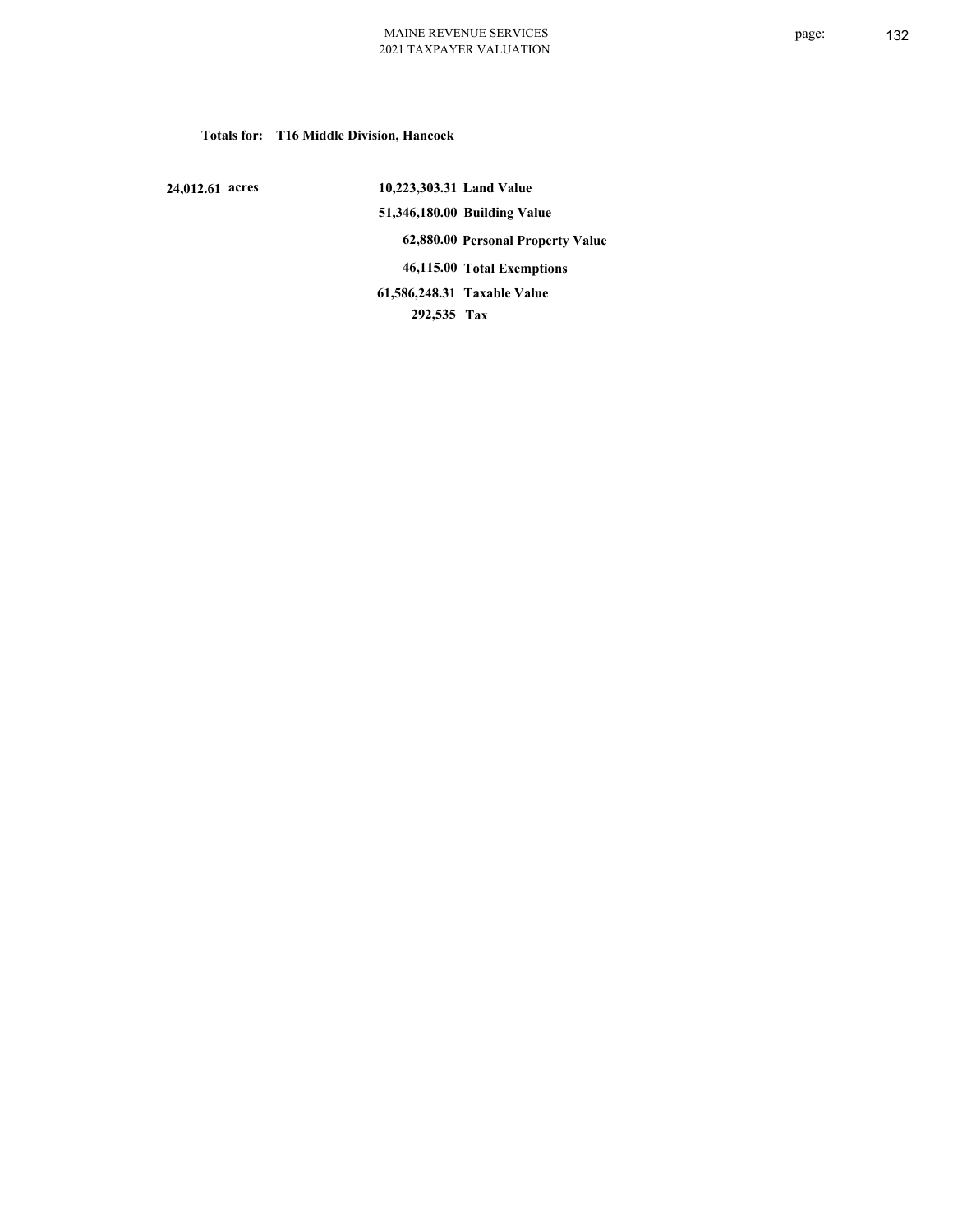**Totals for: T16 Middle Division, Hancock**

| | | |
|---|---|---|
| 24,012.61 acres | 10,223,303.31 | Land Value |
| | 51,346,180.00 | Building Value |
| | 62,880.00 | Personal Property Value |
| | 46,115.00 | Total Exemptions |
| | 61,586,248.31 | Taxable Value |
| | 292,535 | Tax |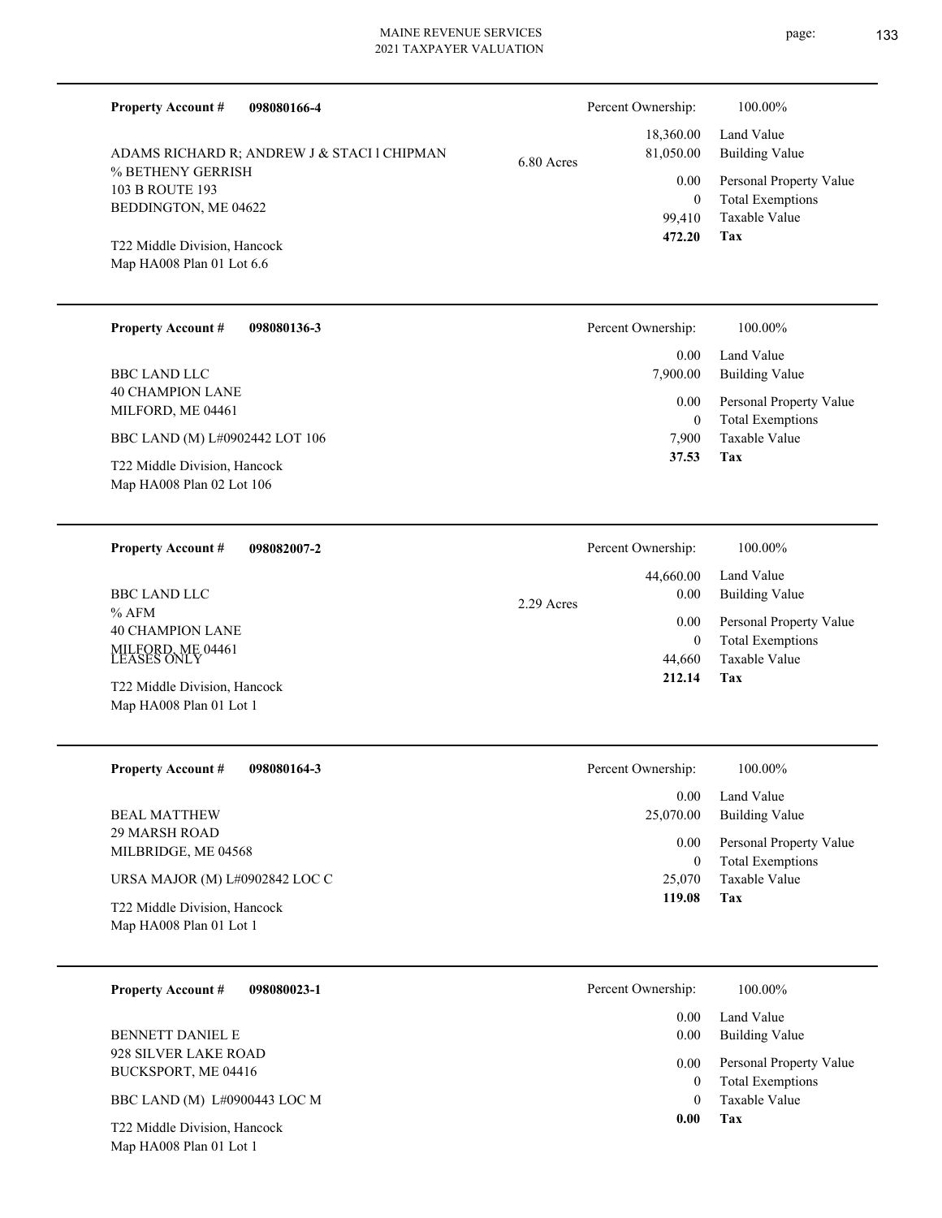**Property Account #** **098080166-4**

ADAMS RICHARD R; ANDREW J & STACI l CHIPMAN
% BETHENY GERRISH
103 B ROUTE 193
BEDDINGTON, ME 04622

T22 Middle Division, Hancock
Map HA008 Plan 01 Lot 6.6

6.80 Acres

| Percent Ownership: | 100.00% |
|---|---|
| 18,360.00 | Land Value |
| 81,050.00 | Building Value |
| 0.00 | Personal Property Value |
| 0 | Total Exemptions |
| 99,410 | Taxable Value |
| **472.20** | **Tax** |

---

**Property Account #** **098080136-3**

BBC LAND LLC
40 CHAMPION LANE
MILFORD, ME 04461

BBC LAND (M) L#0902442 LOT 106

T22 Middle Division, Hancock
Map HA008 Plan 02 Lot 106

| Percent Ownership: | 100.00% |
|---|---|
| 0.00 | Land Value |
| 7,900.00 | Building Value |
| 0.00 | Personal Property Value |
| 0 | Total Exemptions |
| 7,900 | Taxable Value |
| **37.53** | **Tax** |

---

**Property Account #** **098082007-2**

BBC LAND LLC
% AFM
40 CHAMPION LANE
MILFORD, ME 04461
LEASES ONLY

T22 Middle Division, Hancock
Map HA008 Plan 01 Lot 1

2.29 Acres

| Percent Ownership: | 100.00% |
|---|---|
| 44,660.00 | Land Value |
| 0.00 | Building Value |
| 0.00 | Personal Property Value |
| 0 | Total Exemptions |
| 44,660 | Taxable Value |
| **212.14** | **Tax** |

---

**Property Account #** **098080164-3**

BEAL MATTHEW
29 MARSH ROAD
MILBRIDGE, ME 04568

URSA MAJOR (M) L#0902842 LOC C

T22 Middle Division, Hancock
Map HA008 Plan 01 Lot 1

| Percent Ownership: | 100.00% |
|---|---|
| 0.00 | Land Value |
| 25,070.00 | Building Value |
| 0.00 | Personal Property Value |
| 0 | Total Exemptions |
| 25,070 | Taxable Value |
| **119.08** | **Tax** |

---

**Property Account #** **098080023-1**

BENNETT DANIEL E
928 SILVER LAKE ROAD
BUCKSPORT, ME 04416

BBC LAND (M) L#0900443 LOC M

T22 Middle Division, Hancock
Map HA008 Plan 01 Lot 1

| Percent Ownership: | 100.00% |
|---|---|
| 0.00 | Land Value |
| 0.00 | Building Value |
| 0.00 | Personal Property Value |
| 0 | Total Exemptions |
| 0 | Taxable Value |
| **0.00** | **Tax** |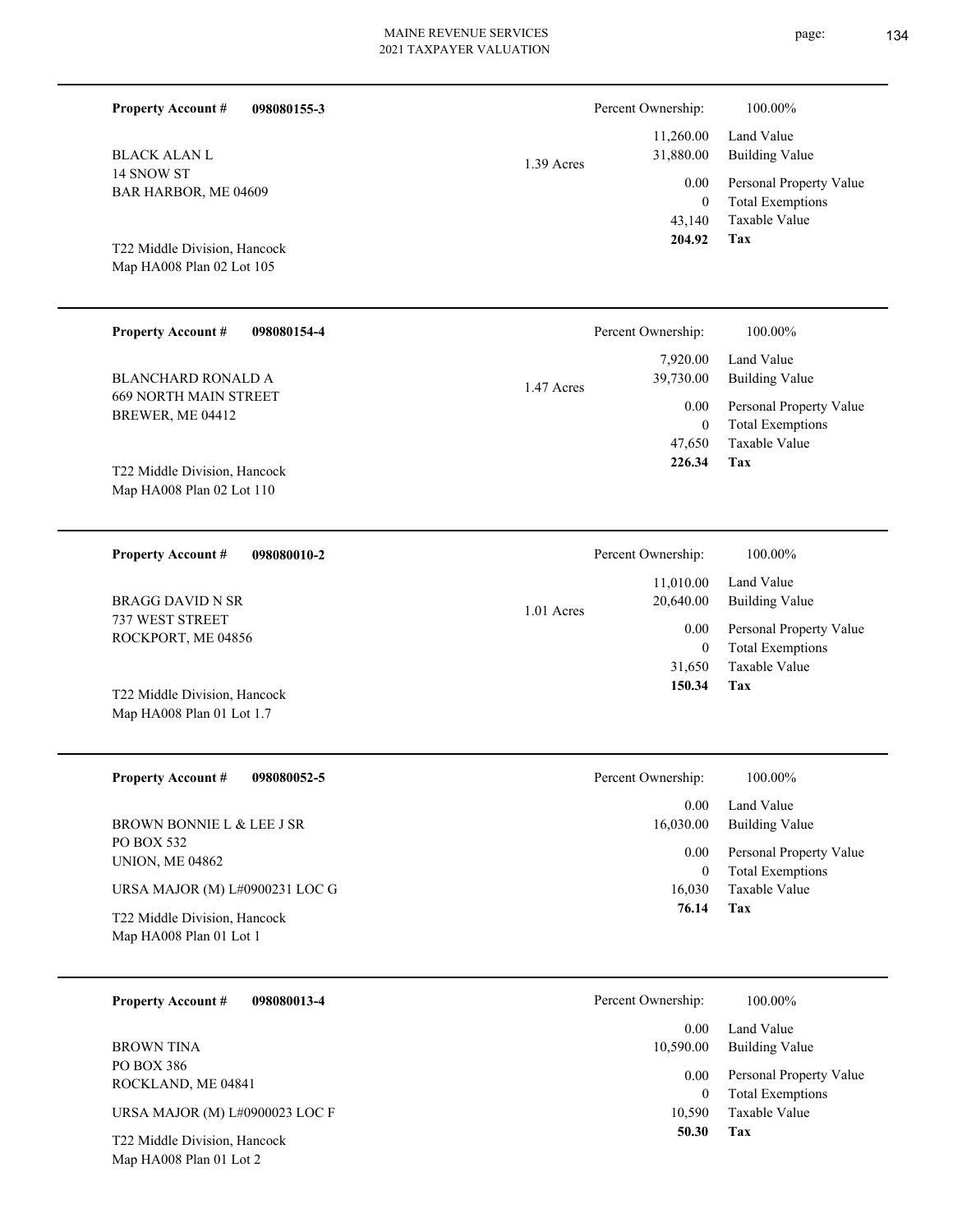**Property Account #** **098080155-3**

BLACK ALAN L
14 SNOW ST
BAR HARBOR, ME 04609

T22 Middle Division, Hancock
Map HA008 Plan 02 Lot 105

1.39 Acres

| Percent Ownership: | 100.00% |
|---|---|
| 11,260.00 | Land Value |
| 31,880.00 | Building Value |
| 0.00 | Personal Property Value |
| 0 | Total Exemptions |
| 43,140 | Taxable Value |
| **204.92** | **Tax** |

---

**Property Account #** **098080154-4**

BLANCHARD RONALD A
669 NORTH MAIN STREET
BREWER, ME 04412

T22 Middle Division, Hancock
Map HA008 Plan 02 Lot 110

1.47 Acres

| Percent Ownership: | 100.00% |
|---|---|
| 7,920.00 | Land Value |
| 39,730.00 | Building Value |
| 0.00 | Personal Property Value |
| 0 | Total Exemptions |
| 47,650 | Taxable Value |
| **226.34** | **Tax** |

---

**Property Account #** **098080010-2**

BRAGG DAVID N SR
737 WEST STREET
ROCKPORT, ME 04856

T22 Middle Division, Hancock
Map HA008 Plan 01 Lot 1.7

1.01 Acres

| Percent Ownership: | 100.00% |
|---|---|
| 11,010.00 | Land Value |
| 20,640.00 | Building Value |
| 0.00 | Personal Property Value |
| 0 | Total Exemptions |
| 31,650 | Taxable Value |
| **150.34** | **Tax** |

---

**Property Account #** **098080052-5**

BROWN BONNIE L & LEE J SR
PO BOX 532
UNION, ME 04862

URSA MAJOR (M) L#0900231 LOC G

T22 Middle Division, Hancock
Map HA008 Plan 01 Lot 1

| Percent Ownership: | 100.00% |
|---|---|
| 0.00 | Land Value |
| 16,030.00 | Building Value |
| 0.00 | Personal Property Value |
| 0 | Total Exemptions |
| 16,030 | Taxable Value |
| **76.14** | **Tax** |

---

**Property Account #** **098080013-4**

BROWN TINA
PO BOX 386
ROCKLAND, ME 04841

URSA MAJOR (M) L#0900023 LOC F

T22 Middle Division, Hancock
Map HA008 Plan 01 Lot 2

| Percent Ownership: | 100.00% |
|---|---|
| 0.00 | Land Value |
| 10,590.00 | Building Value |
| 0.00 | Personal Property Value |
| 0 | Total Exemptions |
| 10,590 | Taxable Value |
| **50.30** | **Tax** |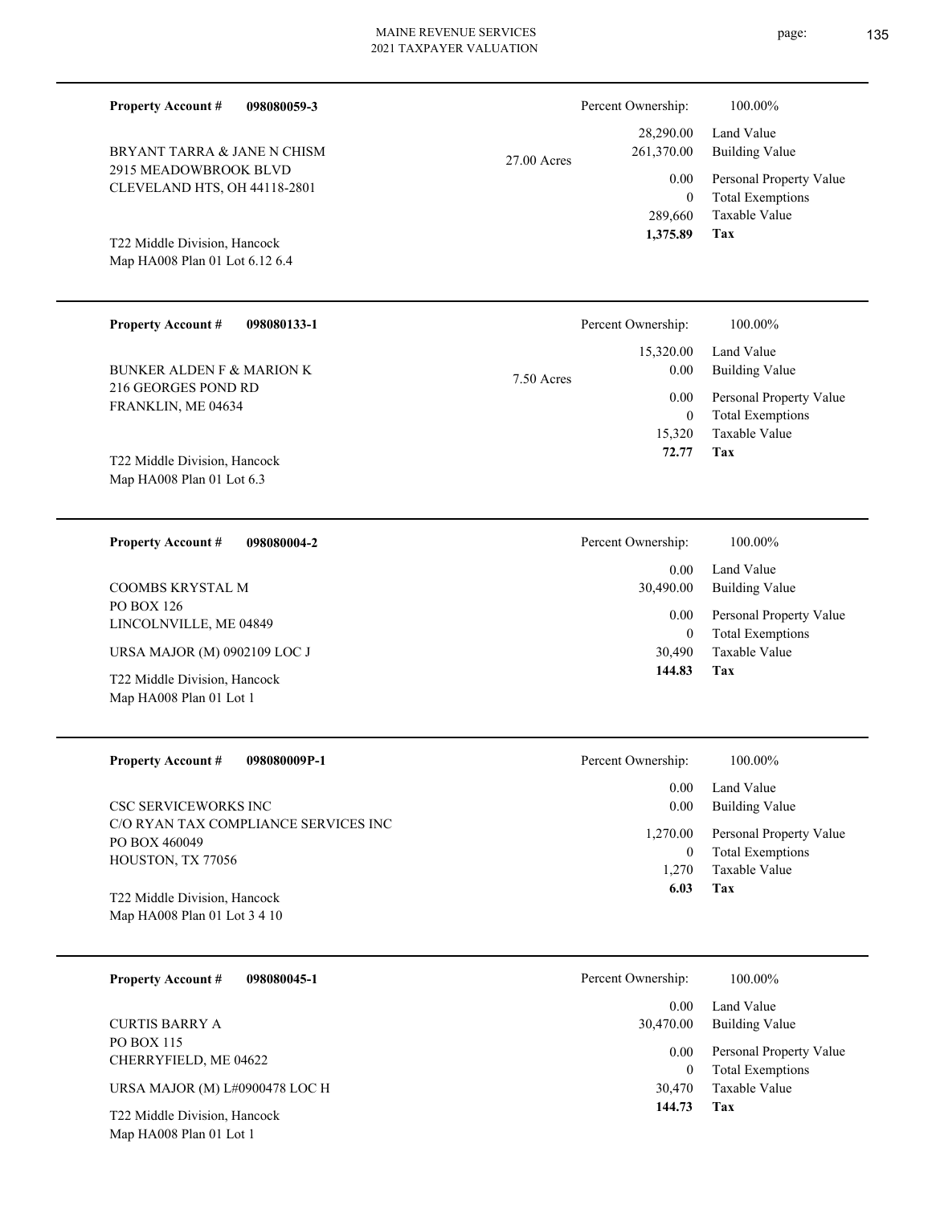**Property Account #** **098080059-3**

BRYANT TARRA & JANE N CHISM
2915 MEADOWBROOK BLVD
CLEVELAND HTS, OH 44118-2801

T22 Middle Division, Hancock
Map HA008 Plan 01 Lot 6.12 6.4

27.00 Acres

| Percent Ownership: | 100.00% |
|---|---|
| 28,290.00 | Land Value |
| 261,370.00 | Building Value |
| 0.00 | Personal Property Value |
| 0 | Total Exemptions |
| 289,660 | Taxable Value |
| **1,375.89** | **Tax** |

---

**Property Account #** **098080133-1**

BUNKER ALDEN F & MARION K
216 GEORGES POND RD
FRANKLIN, ME 04634

T22 Middle Division, Hancock
Map HA008 Plan 01 Lot 6.3

7.50 Acres

| Percent Ownership: | 100.00% |
|---|---|
| 15,320.00 | Land Value |
| 0.00 | Building Value |
| 0.00 | Personal Property Value |
| 0 | Total Exemptions |
| 15,320 | Taxable Value |
| **72.77** | **Tax** |

---

**Property Account #** **098080004-2**

COOMBS KRYSTAL M
PO BOX 126
LINCOLNVILLE, ME 04849

URSA MAJOR (M) 0902109 LOC J

T22 Middle Division, Hancock
Map HA008 Plan 01 Lot 1

| Percent Ownership: | 100.00% |
|---|---|
| 0.00 | Land Value |
| 30,490.00 | Building Value |
| 0.00 | Personal Property Value |
| 0 | Total Exemptions |
| 30,490 | Taxable Value |
| **144.83** | **Tax** |

---

**Property Account #** **098080009P-1**

CSC SERVICEWORKS INC
C/O RYAN TAX COMPLIANCE SERVICES INC
PO BOX 460049
HOUSTON, TX 77056

T22 Middle Division, Hancock
Map HA008 Plan 01 Lot 3 4 10

| Percent Ownership: | 100.00% |
|---|---|
| 0.00 | Land Value |
| 0.00 | Building Value |
| 1,270.00 | Personal Property Value |
| 0 | Total Exemptions |
| 1,270 | Taxable Value |
| **6.03** | **Tax** |

---

**Property Account #** **098080045-1**

CURTIS BARRY A
PO BOX 115
CHERRYFIELD, ME 04622

URSA MAJOR (M) L#0900478 LOC H

T22 Middle Division, Hancock
Map HA008 Plan 01 Lot 1

| Percent Ownership: | 100.00% |
|---|---|
| 0.00 | Land Value |
| 30,470.00 | Building Value |
| 0.00 | Personal Property Value |
| 0 | Total Exemptions |
| 30,470 | Taxable Value |
| **144.73** | **Tax** |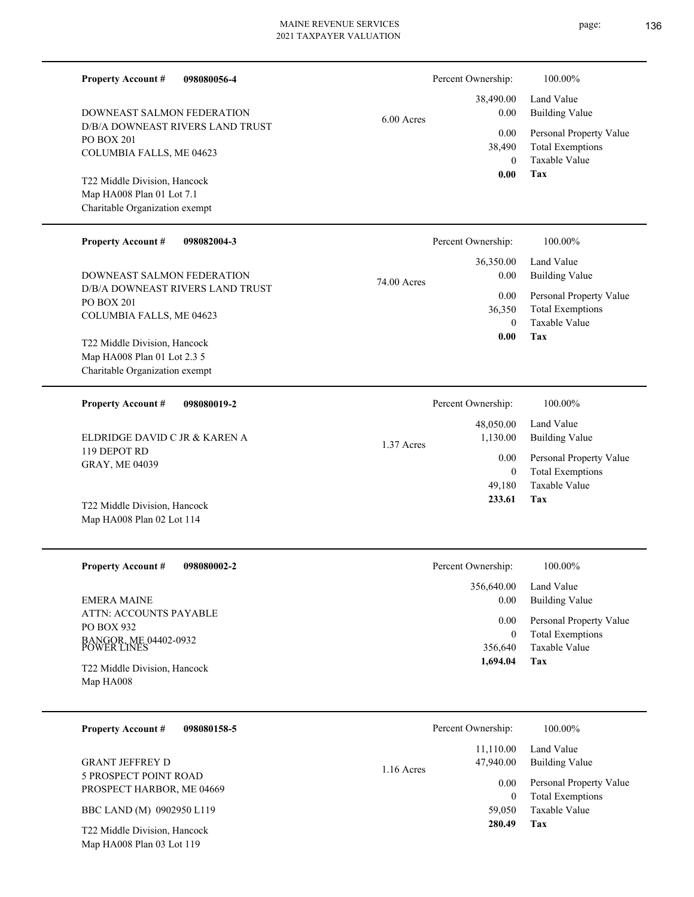**Property Account #** **098080056-4**

DOWNEAST SALMON FEDERATION
D/B/A DOWNEAST RIVERS LAND TRUST
PO BOX 201
COLUMBIA FALLS, ME 04623

T22 Middle Division, Hancock
Map HA008 Plan 01 Lot 7.1
Charitable Organization exempt

6.00 Acres

| | |
|---|---|
| Percent Ownership: | 100.00% |
| Land Value | 38,490.00 |
| Building Value | 0.00 |
| Personal Property Value | 0.00 |
| Total Exemptions | 38,490 |
| Taxable Value | 0 |
| **Tax** | **0.00** |

---

**Property Account #** **098082004-3**

DOWNEAST SALMON FEDERATION
D/B/A DOWNEAST RIVERS LAND TRUST
PO BOX 201
COLUMBIA FALLS, ME 04623

T22 Middle Division, Hancock
Map HA008 Plan 01 Lot 2.3 5
Charitable Organization exempt

74.00 Acres

| | |
|---|---|
| Percent Ownership: | 100.00% |
| Land Value | 36,350.00 |
| Building Value | 0.00 |
| Personal Property Value | 0.00 |
| Total Exemptions | 36,350 |
| Taxable Value | 0 |
| **Tax** | **0.00** |

---

**Property Account #** **098080019-2**

ELDRIDGE DAVID C JR & KAREN A
119 DEPOT RD
GRAY, ME 04039

T22 Middle Division, Hancock
Map HA008 Plan 02 Lot 114

1.37 Acres

| | |
|---|---|
| Percent Ownership: | 100.00% |
| Land Value | 48,050.00 |
| Building Value | 1,130.00 |
| Personal Property Value | 0.00 |
| Total Exemptions | 0 |
| Taxable Value | 49,180 |
| **Tax** | **233.61** |

---

**Property Account #** **098080002-2**

EMERA MAINE
ATTN: ACCOUNTS PAYABLE
PO BOX 932
BANGOR, ME 04402-0932
POWER LINES

T22 Middle Division, Hancock
Map HA008

| | |
|---|---|
| Percent Ownership: | 100.00% |
| Land Value | 356,640.00 |
| Building Value | 0.00 |
| Personal Property Value | 0.00 |
| Total Exemptions | 0 |
| Taxable Value | 356,640 |
| **Tax** | **1,694.04** |

---

**Property Account #** **098080158-5**

GRANT JEFFREY D
5 PROSPECT POINT ROAD
PROSPECT HARBOR, ME 04669

BBC LAND (M) 0902950 L119

T22 Middle Division, Hancock
Map HA008 Plan 03 Lot 119

1.16 Acres

| | |
|---|---|
| Percent Ownership: | 100.00% |
| Land Value | 11,110.00 |
| Building Value | 47,940.00 |
| Personal Property Value | 0.00 |
| Total Exemptions | 0 |
| Taxable Value | 59,050 |
| **Tax** | **280.49** |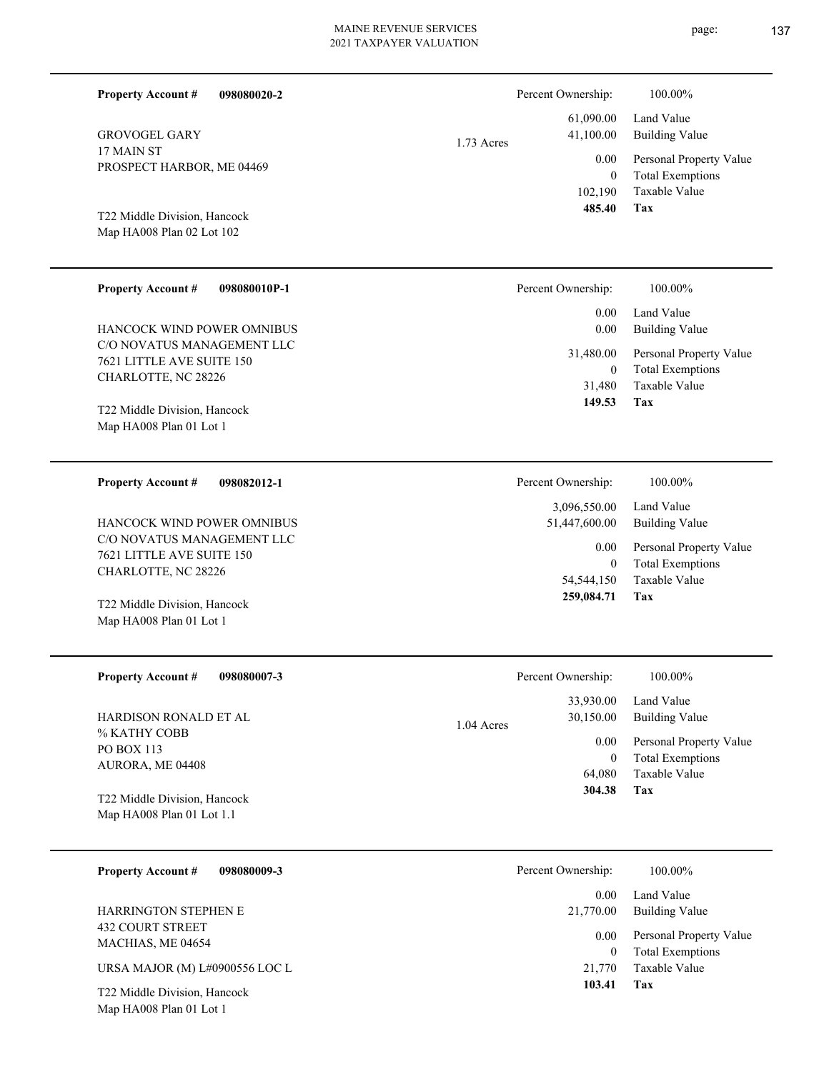**Property Account #** **098080020-2**

GROVOGEL GARY
17 MAIN ST
PROSPECT HARBOR, ME 04469

T22 Middle Division, Hancock
Map HA008 Plan 02 Lot 102

1.73 Acres

| | |
|---|---|
| Percent Ownership: | 100.00% |
| 61,090.00 | Land Value |
| 41,100.00 | Building Value |
| 0.00 | Personal Property Value |
| 0 | Total Exemptions |
| 102,190 | Taxable Value |
| **485.40** | **Tax** |

---

**Property Account #** **098080010P-1**

HANCOCK WIND POWER OMNIBUS
C/O NOVATUS MANAGEMENT LLC
7621 LITTLE AVE SUITE 150
CHARLOTTE, NC 28226

T22 Middle Division, Hancock
Map HA008 Plan 01 Lot 1

| | |
|---|---|
| Percent Ownership: | 100.00% |
| 0.00 | Land Value |
| 0.00 | Building Value |
| 31,480.00 | Personal Property Value |
| 0 | Total Exemptions |
| 31,480 | Taxable Value |
| **149.53** | **Tax** |

---

**Property Account #** **098082012-1**

HANCOCK WIND POWER OMNIBUS
C/O NOVATUS MANAGEMENT LLC
7621 LITTLE AVE SUITE 150
CHARLOTTE, NC 28226

T22 Middle Division, Hancock
Map HA008 Plan 01 Lot 1

| | |
|---|---|
| Percent Ownership: | 100.00% |
| 3,096,550.00 | Land Value |
| 51,447,600.00 | Building Value |
| 0.00 | Personal Property Value |
| 0 | Total Exemptions |
| 54,544,150 | Taxable Value |
| **259,084.71** | **Tax** |

---

**Property Account #** **098080007-3**

HARDISON RONALD ET AL
% KATHY COBB
PO BOX 113
AURORA, ME 04408

T22 Middle Division, Hancock
Map HA008 Plan 01 Lot 1.1

1.04 Acres

| | |
|---|---|
| Percent Ownership: | 100.00% |
| 33,930.00 | Land Value |
| 30,150.00 | Building Value |
| 0.00 | Personal Property Value |
| 0 | Total Exemptions |
| 64,080 | Taxable Value |
| **304.38** | **Tax** |

---

**Property Account #** **098080009-3**

HARRINGTON STEPHEN E
432 COURT STREET
MACHIAS, ME 04654

URSA MAJOR (M) L#0900556 LOC L

T22 Middle Division, Hancock
Map HA008 Plan 01 Lot 1

| | |
|---|---|
| Percent Ownership: | 100.00% |
| 0.00 | Land Value |
| 21,770.00 | Building Value |
| 0.00 | Personal Property Value |
| 0 | Total Exemptions |
| 21,770 | Taxable Value |
| **103.41** | **Tax** |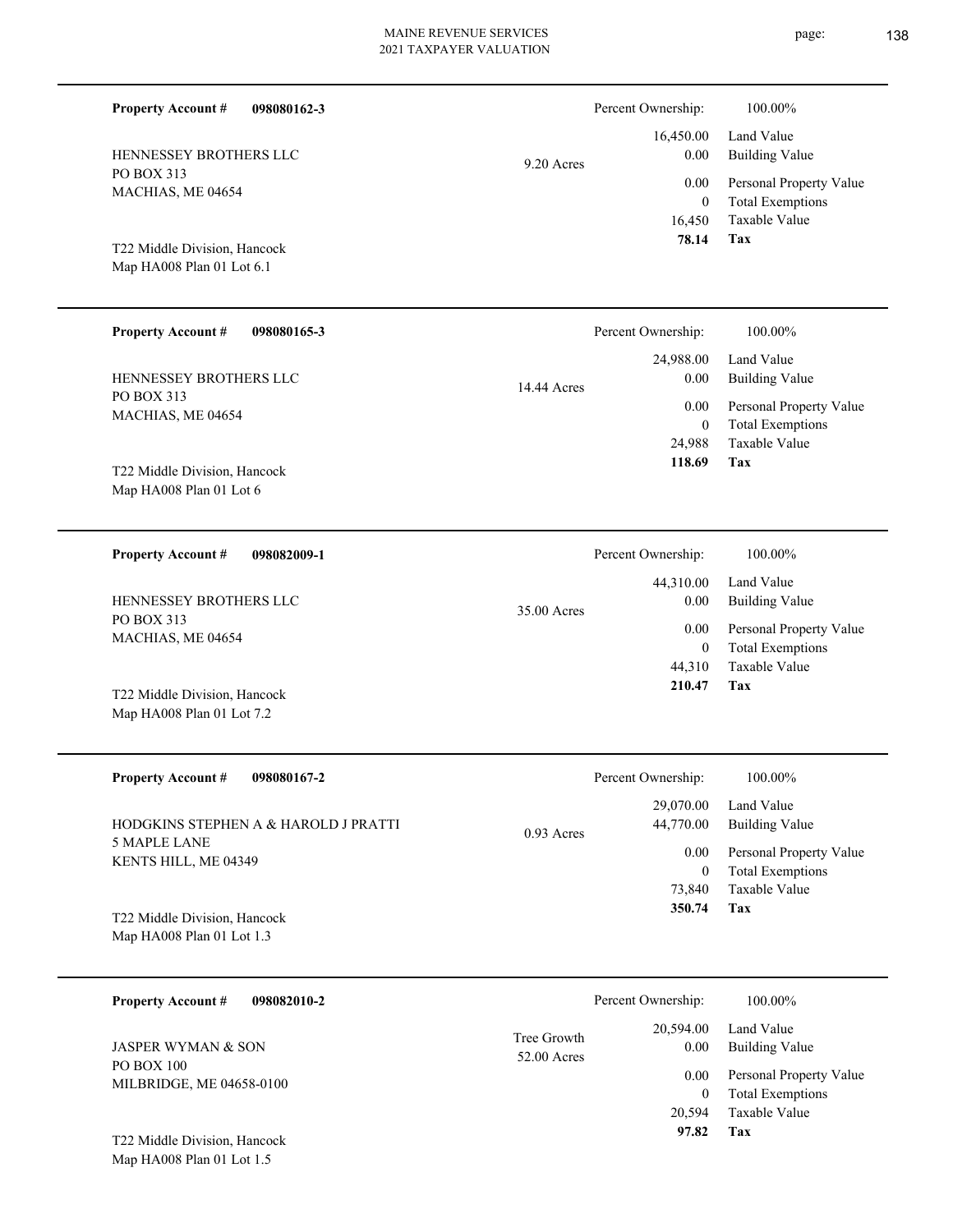**Property Account #** **098080162-3**

HENNESSEY BROTHERS LLC
PO BOX 313
MACHIAS, ME 04654

T22 Middle Division, Hancock
Map HA008 Plan 01 Lot 6.1

9.20 Acres

| | |
|---|---|
| Percent Ownership: | 100.00% |
| 16,450.00 | Land Value |
| 0.00 | Building Value |
| 0.00 | Personal Property Value |
| 0 | Total Exemptions |
| 16,450 | Taxable Value |
| **78.14** | **Tax** |

---

**Property Account #** **098080165-3**

HENNESSEY BROTHERS LLC
PO BOX 313
MACHIAS, ME 04654

T22 Middle Division, Hancock
Map HA008 Plan 01 Lot 6

14.44 Acres

| | |
|---|---|
| Percent Ownership: | 100.00% |
| 24,988.00 | Land Value |
| 0.00 | Building Value |
| 0.00 | Personal Property Value |
| 0 | Total Exemptions |
| 24,988 | Taxable Value |
| **118.69** | **Tax** |

---

**Property Account #** **098082009-1**

HENNESSEY BROTHERS LLC
PO BOX 313
MACHIAS, ME 04654

T22 Middle Division, Hancock
Map HA008 Plan 01 Lot 7.2

35.00 Acres

| | |
|---|---|
| Percent Ownership: | 100.00% |
| 44,310.00 | Land Value |
| 0.00 | Building Value |
| 0.00 | Personal Property Value |
| 0 | Total Exemptions |
| 44,310 | Taxable Value |
| **210.47** | **Tax** |

---

**Property Account #** **098080167-2**

HODGKINS STEPHEN A & HAROLD J PRATTI
5 MAPLE LANE
KENTS HILL, ME 04349

T22 Middle Division, Hancock
Map HA008 Plan 01 Lot 1.3

0.93 Acres

| | |
|---|---|
| Percent Ownership: | 100.00% |
| 29,070.00 | Land Value |
| 44,770.00 | Building Value |
| 0.00 | Personal Property Value |
| 0 | Total Exemptions |
| 73,840 | Taxable Value |
| **350.74** | **Tax** |

---

**Property Account #** **098082010-2**

JASPER WYMAN & SON
PO BOX 100
MILBRIDGE, ME 04658-0100

T22 Middle Division, Hancock
Map HA008 Plan 01 Lot 1.5

Tree Growth
52.00 Acres

| | |
|---|---|
| Percent Ownership: | 100.00% |
| 20,594.00 | Land Value |
| 0.00 | Building Value |
| 0.00 | Personal Property Value |
| 0 | Total Exemptions |
| 20,594 | Taxable Value |
| **97.82** | **Tax** |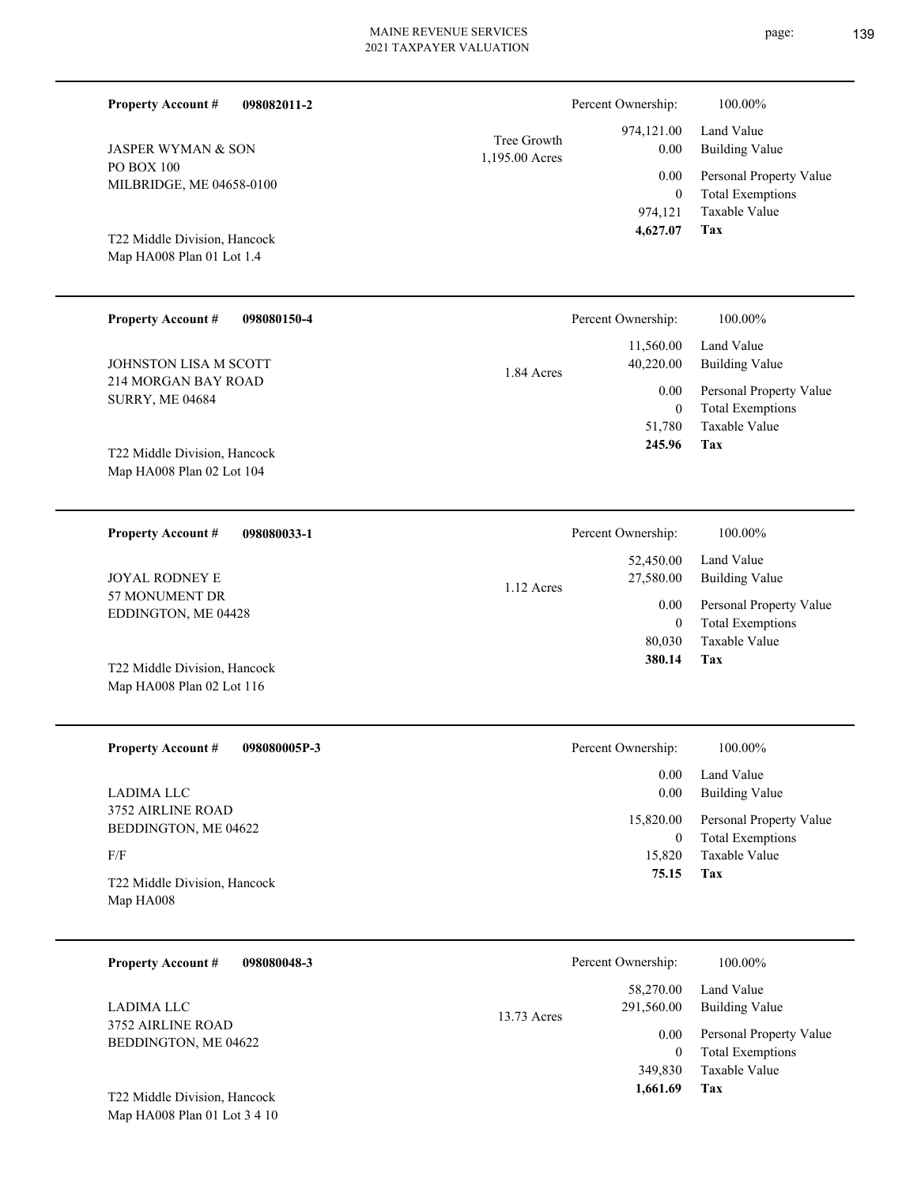**Property Account #** **098082011-2**

JASPER WYMAN & SON
PO BOX 100
MILBRIDGE, ME 04658-0100

T22 Middle Division, Hancock
Map HA008 Plan 01 Lot 1.4

Tree Growth
1,195.00 Acres

| Percent Ownership: | 100.00% |
|---|---|
| 974,121.00 | Land Value |
| 0.00 | Building Value |
| 0.00 | Personal Property Value |
| 0 | Total Exemptions |
| 974,121 | Taxable Value |
| **4,627.07** | **Tax** |

---

**Property Account #** **098080150-4**

JOHNSTON LISA M SCOTT
214 MORGAN BAY ROAD
SURRY, ME 04684

T22 Middle Division, Hancock
Map HA008 Plan 02 Lot 104

1.84 Acres

| Percent Ownership: | 100.00% |
|---|---|
| 11,560.00 | Land Value |
| 40,220.00 | Building Value |
| 0.00 | Personal Property Value |
| 0 | Total Exemptions |
| 51,780 | Taxable Value |
| **245.96** | **Tax** |

---

**Property Account #** **098080033-1**

JOYAL RODNEY E
57 MONUMENT DR
EDDINGTON, ME 04428

T22 Middle Division, Hancock
Map HA008 Plan 02 Lot 116

1.12 Acres

| Percent Ownership: | 100.00% |
|---|---|
| 52,450.00 | Land Value |
| 27,580.00 | Building Value |
| 0.00 | Personal Property Value |
| 0 | Total Exemptions |
| 80,030 | Taxable Value |
| **380.14** | **Tax** |

---

**Property Account #** **098080005P-3**

LADIMA LLC
3752 AIRLINE ROAD
BEDDINGTON, ME 04622

F/F

T22 Middle Division, Hancock
Map HA008

| Percent Ownership: | 100.00% |
|---|---|
| 0.00 | Land Value |
| 0.00 | Building Value |
| 15,820.00 | Personal Property Value |
| 0 | Total Exemptions |
| 15,820 | Taxable Value |
| **75.15** | **Tax** |

---

**Property Account #** **098080048-3**

LADIMA LLC
3752 AIRLINE ROAD
BEDDINGTON, ME 04622

T22 Middle Division, Hancock
Map HA008 Plan 01 Lot 3 4 10

13.73 Acres

| Percent Ownership: | 100.00% |
|---|---|
| 58,270.00 | Land Value |
| 291,560.00 | Building Value |
| 0.00 | Personal Property Value |
| 0 | Total Exemptions |
| 349,830 | Taxable Value |
| **1,661.69** | **Tax** |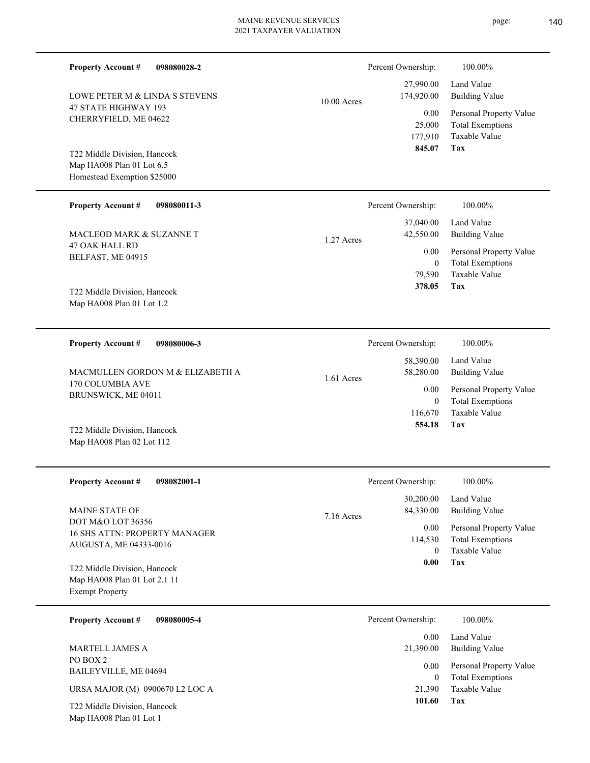**Property Account #** **098080028-2**

LOWE PETER M & LINDA S STEVENS
47 STATE HIGHWAY 193
CHERRYFIELD, ME 04622

T22 Middle Division, Hancock
Map HA008 Plan 01 Lot 6.5
Homestead Exemption $25000

10.00 Acres

| Percent Ownership: | 100.00% |
|---|---|
| 27,990.00 | Land Value |
| 174,920.00 | Building Value |
| 0.00 | Personal Property Value |
| 25,000 | Total Exemptions |
| 177,910 | Taxable Value |
| **845.07** | **Tax** |

---

**Property Account #** **098080011-3**

MACLEOD MARK & SUZANNE T
47 OAK HALL RD
BELFAST, ME 04915

T22 Middle Division, Hancock
Map HA008 Plan 01 Lot 1.2

1.27 Acres

| Percent Ownership: | 100.00% |
|---|---|
| 37,040.00 | Land Value |
| 42,550.00 | Building Value |
| 0.00 | Personal Property Value |
| 0 | Total Exemptions |
| 79,590 | Taxable Value |
| **378.05** | **Tax** |

---

**Property Account #** **098080006-3**

MACMULLEN GORDON M & ELIZABETH A
170 COLUMBIA AVE
BRUNSWICK, ME 04011

T22 Middle Division, Hancock
Map HA008 Plan 02 Lot 112

1.61 Acres

| Percent Ownership: | 100.00% |
|---|---|
| 58,390.00 | Land Value |
| 58,280.00 | Building Value |
| 0.00 | Personal Property Value |
| 0 | Total Exemptions |
| 116,670 | Taxable Value |
| **554.18** | **Tax** |

---

**Property Account #** **098082001-1**

MAINE STATE OF
DOT M&O LOT 36356
16 SHS ATTN: PROPERTY MANAGER
AUGUSTA, ME 04333-0016

T22 Middle Division, Hancock
Map HA008 Plan 01 Lot 2.1 11
Exempt Property

7.16 Acres

| Percent Ownership: | 100.00% |
|---|---|
| 30,200.00 | Land Value |
| 84,330.00 | Building Value |
| 0.00 | Personal Property Value |
| 114,530 | Total Exemptions |
| 0 | Taxable Value |
| **0.00** | **Tax** |

---

**Property Account #** **098080005-4**

MARTELL JAMES A
PO BOX 2
BAILEYVILLE, ME 04694

URSA MAJOR (M) 0900670 L2 LOC A

T22 Middle Division, Hancock
Map HA008 Plan 01 Lot 1

| Percent Ownership: | 100.00% |
|---|---|
| 0.00 | Land Value |
| 21,390.00 | Building Value |
| 0.00 | Personal Property Value |
| 0 | Total Exemptions |
| 21,390 | Taxable Value |
| **101.60** | **Tax** |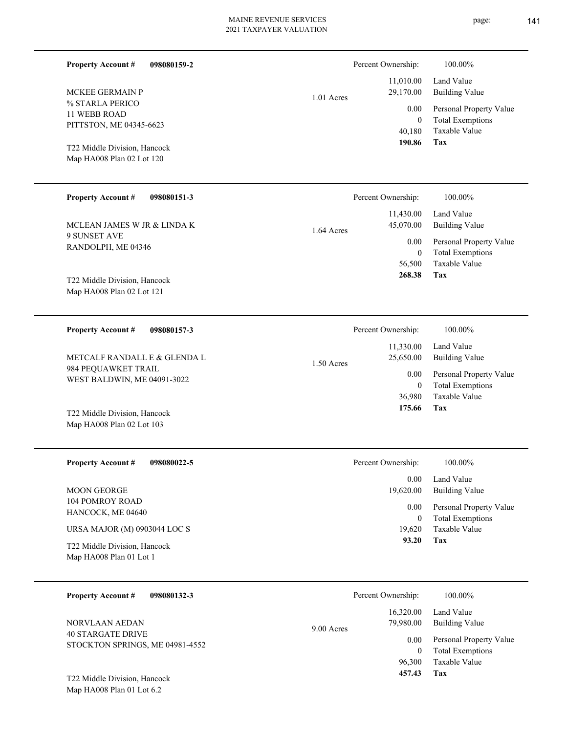**Property Account #** **098080159-2**

MCKEE GERMAIN P
% STARLA PERICO
11 WEBB ROAD
PITTSTON, ME 04345-6623

T22 Middle Division, Hancock
Map HA008 Plan 02 Lot 120

1.01 Acres

| Percent Ownership: | 100.00% |
|---|---|
| 11,010.00 | Land Value |
| 29,170.00 | Building Value |
| 0.00 | Personal Property Value |
| 0 | Total Exemptions |
| 40,180 | Taxable Value |
| **190.86** | **Tax** |

---

**Property Account #** **098080151-3**

MCLEAN JAMES W JR & LINDA K
9 SUNSET AVE
RANDOLPH, ME 04346

T22 Middle Division, Hancock
Map HA008 Plan 02 Lot 121

1.64 Acres

| Percent Ownership: | 100.00% |
|---|---|
| 11,430.00 | Land Value |
| 45,070.00 | Building Value |
| 0.00 | Personal Property Value |
| 0 | Total Exemptions |
| 56,500 | Taxable Value |
| **268.38** | **Tax** |

---

**Property Account #** **098080157-3**

METCALF RANDALL E & GLENDA L
984 PEQUAWKET TRAIL
WEST BALDWIN, ME 04091-3022

T22 Middle Division, Hancock
Map HA008 Plan 02 Lot 103

1.50 Acres

| Percent Ownership: | 100.00% |
|---|---|
| 11,330.00 | Land Value |
| 25,650.00 | Building Value |
| 0.00 | Personal Property Value |
| 0 | Total Exemptions |
| 36,980 | Taxable Value |
| **175.66** | **Tax** |

---

**Property Account #** **098080022-5**

MOON GEORGE
104 POMROY ROAD
HANCOCK, ME 04640

URSA MAJOR (M) 0903044 LOC S

T22 Middle Division, Hancock
Map HA008 Plan 01 Lot 1

| Percent Ownership: | 100.00% |
|---|---|
| 0.00 | Land Value |
| 19,620.00 | Building Value |
| 0.00 | Personal Property Value |
| 0 | Total Exemptions |
| 19,620 | Taxable Value |
| **93.20** | **Tax** |

---

**Property Account #** **098080132-3**

NORVLAAN AEDAN
40 STARGATE DRIVE
STOCKTON SPRINGS, ME 04981-4552

T22 Middle Division, Hancock
Map HA008 Plan 01 Lot 6.2

9.00 Acres

| Percent Ownership: | 100.00% |
|---|---|
| 16,320.00 | Land Value |
| 79,980.00 | Building Value |
| 0.00 | Personal Property Value |
| 0 | Total Exemptions |
| 96,300 | Taxable Value |
| **457.43** | **Tax** |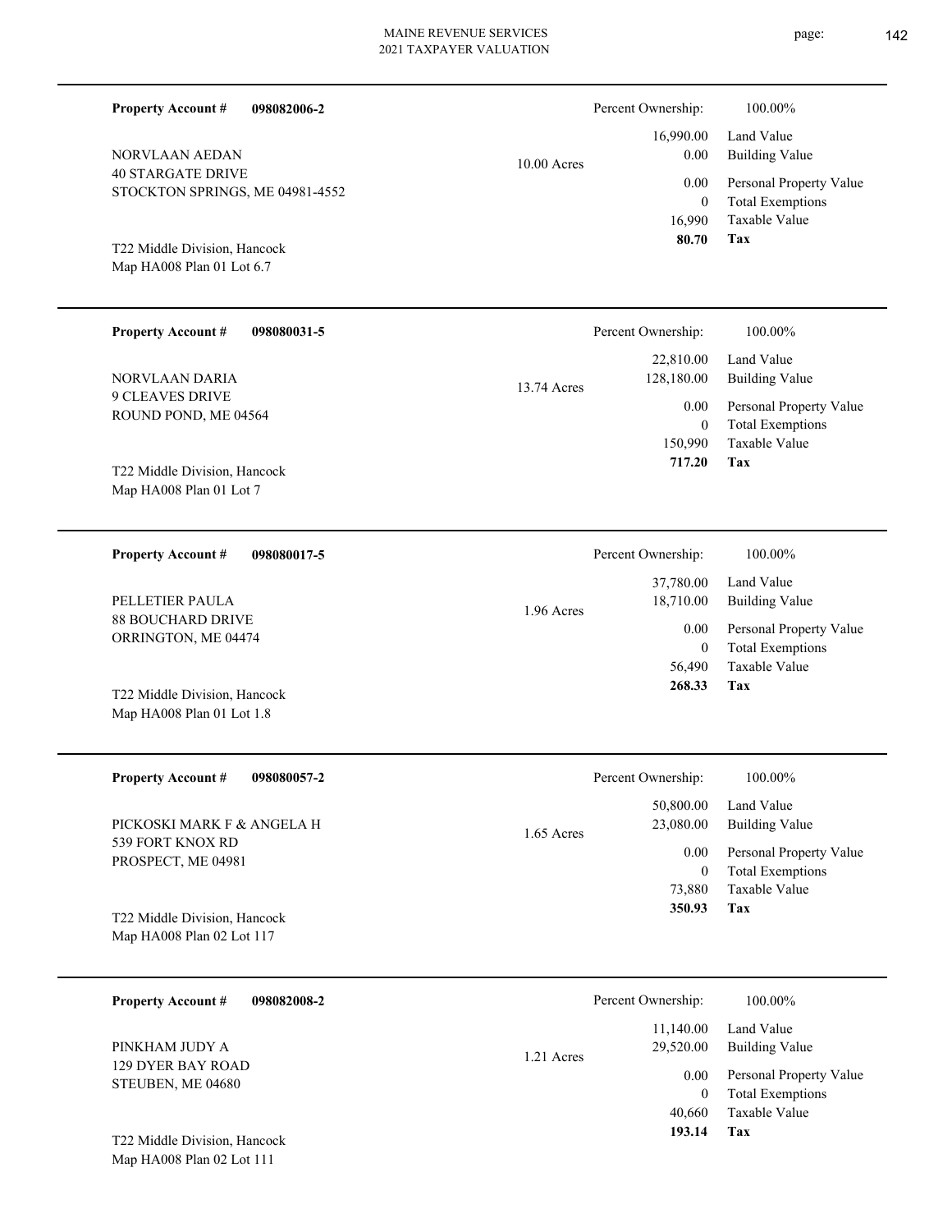**Property Account #** **098082006-2**

NORVLAAN AEDAN
40 STARGATE DRIVE
STOCKTON SPRINGS, ME 04981-4552

T22 Middle Division, Hancock
Map HA008 Plan 01 Lot 6.7

10.00 Acres

| Percent Ownership: | 100.00% |
|---|---|
| 16,990.00 | Land Value |
| 0.00 | Building Value |
| 0.00 | Personal Property Value |
| 0 | Total Exemptions |
| 16,990 | Taxable Value |
| **80.70** | **Tax** |

---

**Property Account #** **098080031-5**

NORVLAAN DARIA
9 CLEAVES DRIVE
ROUND POND, ME 04564

T22 Middle Division, Hancock
Map HA008 Plan 01 Lot 7

13.74 Acres

| Percent Ownership: | 100.00% |
|---|---|
| 22,810.00 | Land Value |
| 128,180.00 | Building Value |
| 0.00 | Personal Property Value |
| 0 | Total Exemptions |
| 150,990 | Taxable Value |
| **717.20** | **Tax** |

---

**Property Account #** **098080017-5**

PELLETIER PAULA
88 BOUCHARD DRIVE
ORRINGTON, ME 04474

T22 Middle Division, Hancock
Map HA008 Plan 01 Lot 1.8

1.96 Acres

| Percent Ownership: | 100.00% |
|---|---|
| 37,780.00 | Land Value |
| 18,710.00 | Building Value |
| 0.00 | Personal Property Value |
| 0 | Total Exemptions |
| 56,490 | Taxable Value |
| **268.33** | **Tax** |

---

**Property Account #** **098080057-2**

PICKOSKI MARK F & ANGELA H
539 FORT KNOX RD
PROSPECT, ME 04981

T22 Middle Division, Hancock
Map HA008 Plan 02 Lot 117

1.65 Acres

| Percent Ownership: | 100.00% |
|---|---|
| 50,800.00 | Land Value |
| 23,080.00 | Building Value |
| 0.00 | Personal Property Value |
| 0 | Total Exemptions |
| 73,880 | Taxable Value |
| **350.93** | **Tax** |

---

**Property Account #** **098082008-2**

PINKHAM JUDY A
129 DYER BAY ROAD
STEUBEN, ME 04680

T22 Middle Division, Hancock
Map HA008 Plan 02 Lot 111

1.21 Acres

| Percent Ownership: | 100.00% |
|---|---|
| 11,140.00 | Land Value |
| 29,520.00 | Building Value |
| 0.00 | Personal Property Value |
| 0 | Total Exemptions |
| 40,660 | Taxable Value |
| **193.14** | **Tax** |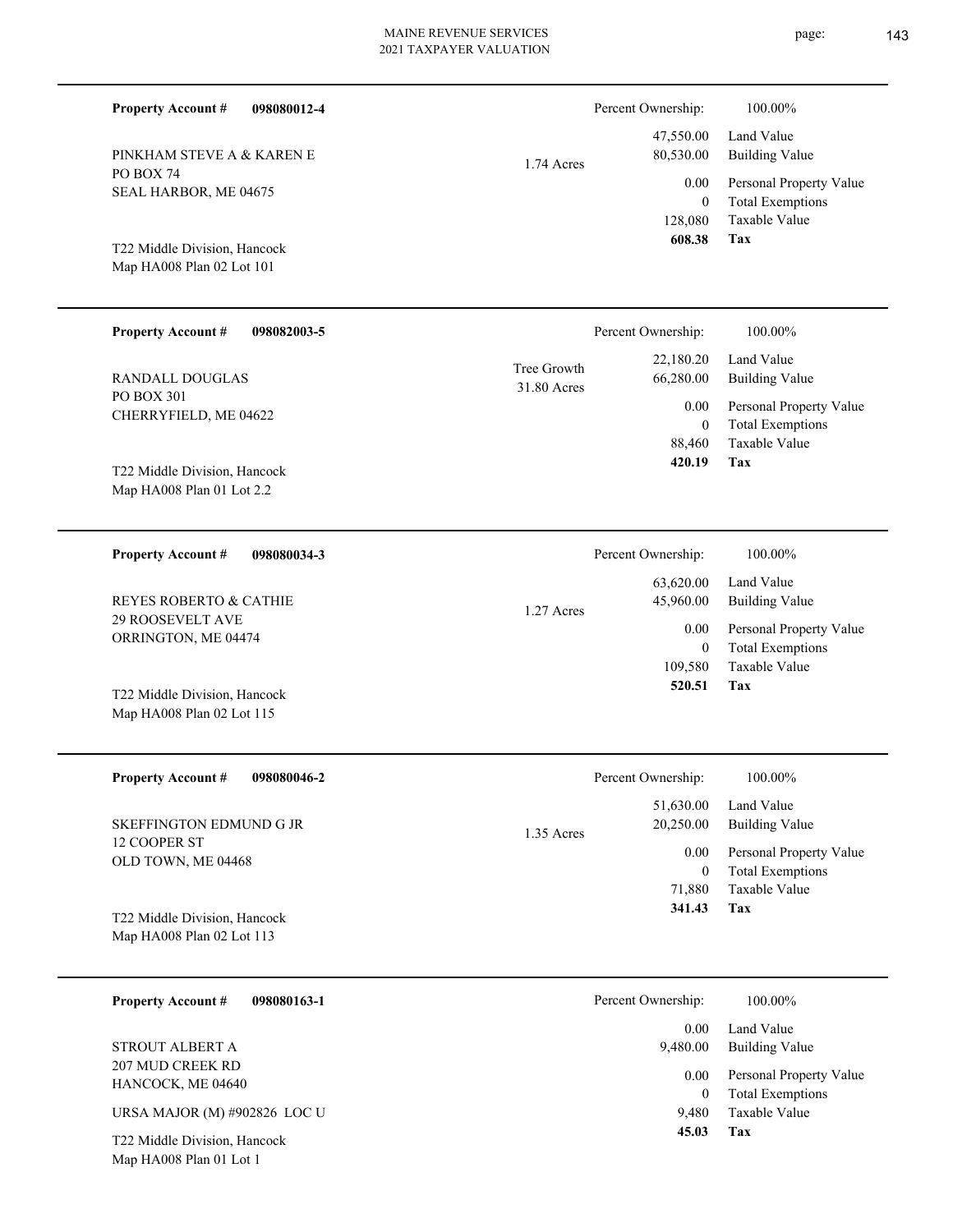**Property Account #** **098080012-4**

PINKHAM STEVE A & KAREN E
PO BOX 74
SEAL HARBOR, ME 04675

T22 Middle Division, Hancock
Map HA008 Plan 02 Lot 101

1.74 Acres

| Percent Ownership: | 100.00% |
|---|---|
| 47,550.00 | Land Value |
| 80,530.00 | Building Value |
| 0.00 | Personal Property Value |
| 0 | Total Exemptions |
| 128,080 | Taxable Value |
| **608.38** | **Tax** |

---

**Property Account #** **098082003-5**

RANDALL DOUGLAS
PO BOX 301
CHERRYFIELD, ME 04622

T22 Middle Division, Hancock
Map HA008 Plan 01 Lot 2.2

Tree Growth
31.80 Acres

| Percent Ownership: | 100.00% |
|---|---|
| 22,180.20 | Land Value |
| 66,280.00 | Building Value |
| 0.00 | Personal Property Value |
| 0 | Total Exemptions |
| 88,460 | Taxable Value |
| **420.19** | **Tax** |

---

**Property Account #** **098080034-3**

REYES ROBERTO & CATHIE
29 ROOSEVELT AVE
ORRINGTON, ME 04474

T22 Middle Division, Hancock
Map HA008 Plan 02 Lot 115

1.27 Acres

| Percent Ownership: | 100.00% |
|---|---|
| 63,620.00 | Land Value |
| 45,960.00 | Building Value |
| 0.00 | Personal Property Value |
| 0 | Total Exemptions |
| 109,580 | Taxable Value |
| **520.51** | **Tax** |

---

**Property Account #** **098080046-2**

SKEFFINGTON EDMUND G JR
12 COOPER ST
OLD TOWN, ME 04468

T22 Middle Division, Hancock
Map HA008 Plan 02 Lot 113

1.35 Acres

| Percent Ownership: | 100.00% |
|---|---|
| 51,630.00 | Land Value |
| 20,250.00 | Building Value |
| 0.00 | Personal Property Value |
| 0 | Total Exemptions |
| 71,880 | Taxable Value |
| **341.43** | **Tax** |

---

**Property Account #** **098080163-1**

STROUT ALBERT A
207 MUD CREEK RD
HANCOCK, ME 04640

URSA MAJOR (M) #902826 LOC U

T22 Middle Division, Hancock
Map HA008 Plan 01 Lot 1

| Percent Ownership: | 100.00% |
|---|---|
| 0.00 | Land Value |
| 9,480.00 | Building Value |
| 0.00 | Personal Property Value |
| 0 | Total Exemptions |
| 9,480 | Taxable Value |
| **45.03** | **Tax** |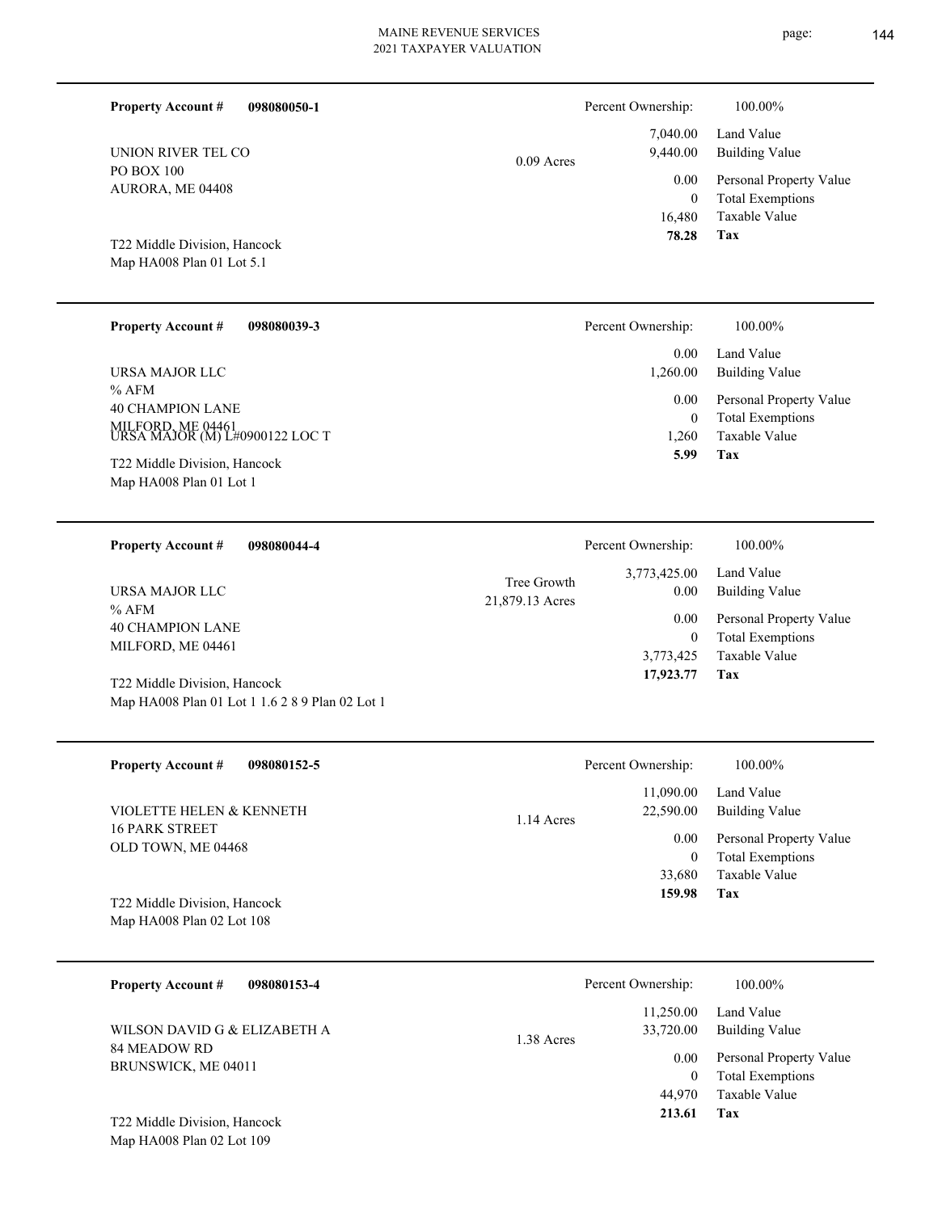**Property Account #** **098080050-1**

UNION RIVER TEL CO
PO BOX 100
AURORA, ME 04408

0.09 Acres

T22 Middle Division, Hancock
Map HA008 Plan 01 Lot 5.1

| | |
|---|---|
| Percent Ownership: | 100.00% |
| 7,040.00 | Land Value |
| 9,440.00 | Building Value |
| 0.00 | Personal Property Value |
| 0 | Total Exemptions |
| 16,480 | Taxable Value |
| **78.28** | **Tax** |

---

**Property Account #** **098080039-3**

URSA MAJOR LLC
% AFM
40 CHAMPION LANE
MILFORD, ME 04461
URSA MAJOR (M) L#0900122 LOC T

T22 Middle Division, Hancock
Map HA008 Plan 01 Lot 1

| | |
|---|---|
| Percent Ownership: | 100.00% |
| 0.00 | Land Value |
| 1,260.00 | Building Value |
| 0.00 | Personal Property Value |
| 0 | Total Exemptions |
| 1,260 | Taxable Value |
| **5.99** | **Tax** |

---

**Property Account #** **098080044-4**

URSA MAJOR LLC
% AFM
40 CHAMPION LANE
MILFORD, ME 04461

Tree Growth
21,879.13 Acres

T22 Middle Division, Hancock
Map HA008 Plan 01 Lot 1 1.6 2 8 9 Plan 02 Lot 1

| | |
|---|---|
| Percent Ownership: | 100.00% |
| 3,773,425.00 | Land Value |
| 0.00 | Building Value |
| 0.00 | Personal Property Value |
| 0 | Total Exemptions |
| 3,773,425 | Taxable Value |
| **17,923.77** | **Tax** |

---

**Property Account #** **098080152-5**

VIOLETTE HELEN & KENNETH
16 PARK STREET
OLD TOWN, ME 04468

1.14 Acres

T22 Middle Division, Hancock
Map HA008 Plan 02 Lot 108

| | |
|---|---|
| Percent Ownership: | 100.00% |
| 11,090.00 | Land Value |
| 22,590.00 | Building Value |
| 0.00 | Personal Property Value |
| 0 | Total Exemptions |
| 33,680 | Taxable Value |
| **159.98** | **Tax** |

---

**Property Account #** **098080153-4**

WILSON DAVID G & ELIZABETH A
84 MEADOW RD
BRUNSWICK, ME 04011

1.38 Acres

T22 Middle Division, Hancock
Map HA008 Plan 02 Lot 109

| | |
|---|---|
| Percent Ownership: | 100.00% |
| 11,250.00 | Land Value |
| 33,720.00 | Building Value |
| 0.00 | Personal Property Value |
| 0 | Total Exemptions |
| 44,970 | Taxable Value |
| **213.61** | **Tax** |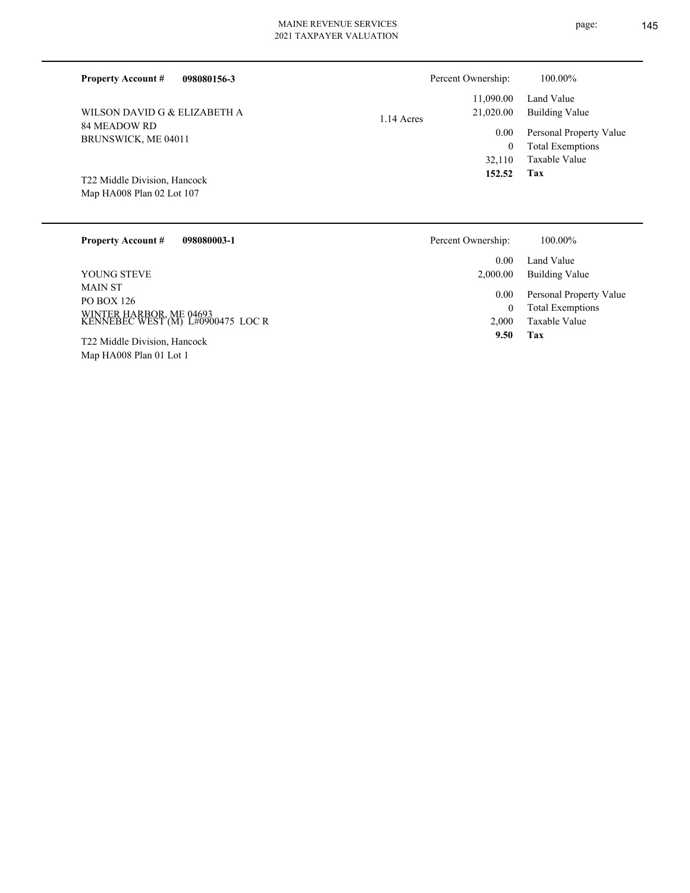**Property Account #** **098080156-3**

WILSON DAVID G & ELIZABETH A
84 MEADOW RD
BRUNSWICK, ME 04011

T22 Middle Division, Hancock
Map HA008 Plan 02 Lot 107

1.14 Acres

| Percent Ownership: | 100.00% |
|---|---|
| 11,090.00 | Land Value |
| 21,020.00 | Building Value |
| 0.00 | Personal Property Value |
| 0 | Total Exemptions |
| 32,110 | Taxable Value |
| **152.52** | **Tax** |

---

**Property Account #** **098080003-1**

YOUNG STEVE
MAIN ST
PO BOX 126
WINTER HARBOR, ME 04693
KENNEBEC WEST (M) L#0900475 LOC R

T22 Middle Division, Hancock
Map HA008 Plan 01 Lot 1

| Percent Ownership: | 100.00% |
|---|---|
| 0.00 | Land Value |
| 2,000.00 | Building Value |
| 0.00 | Personal Property Value |
| 0 | Total Exemptions |
| 2,000 | Taxable Value |
| **9.50** | **Tax** |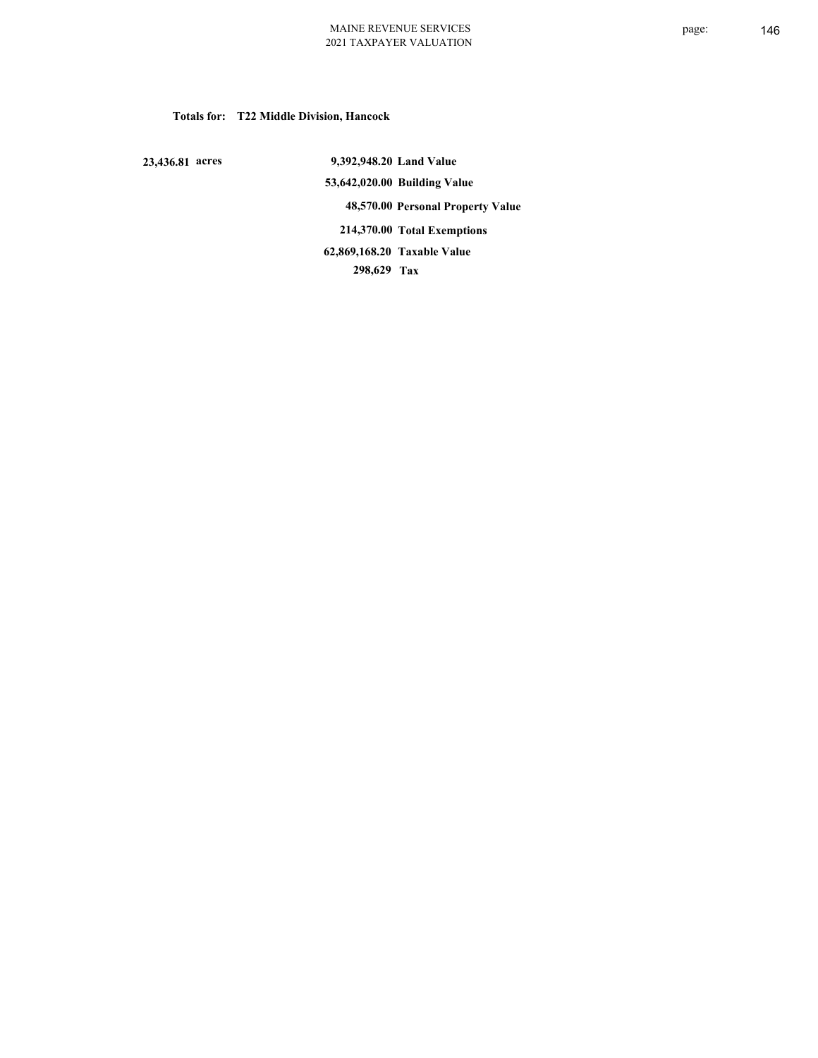**Totals for: T22 Middle Division, Hancock**

| | | |
|---|---|---|
| 23,436.81 acres | 9,392,948.20 | Land Value |
| | 53,642,020.00 | Building Value |
| | 48,570.00 | Personal Property Value |
| | 214,370.00 | Total Exemptions |
| | 62,869,168.20 | Taxable Value |
| | 298,629 | Tax |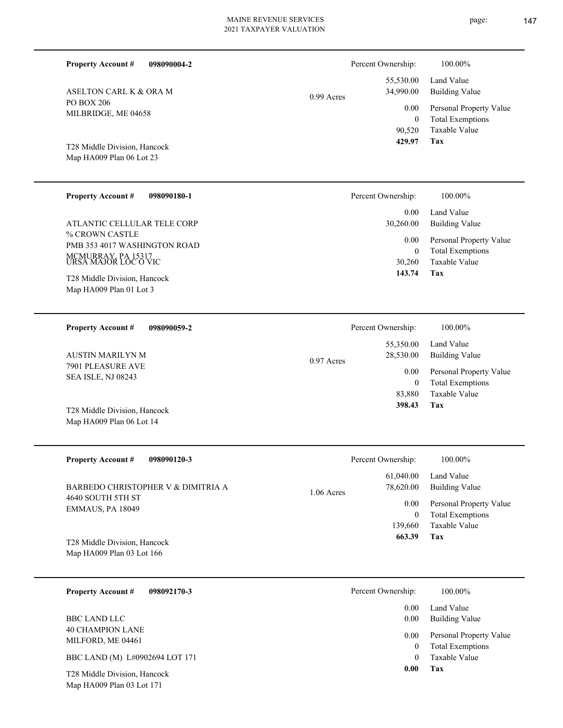**Property Account #** **098090004-2**

ASELTON CARL K & ORA M
PO BOX 206
MILBRIDGE, ME 04658

T28 Middle Division, Hancock
Map HA009 Plan 06 Lot 23

0.99 Acres

| Percent Ownership: | 100.00% |
|---|---|
| 55,530.00 | Land Value |
| 34,990.00 | Building Value |
| 0.00 | Personal Property Value |
| 0 | Total Exemptions |
| 90,520 | Taxable Value |
| **429.97** | **Tax** |

---

**Property Account #** **098090180-1**

ATLANTIC CELLULAR TELE CORP
% CROWN CASTLE
PMB 353 4017 WASHINGTON ROAD
MCMURRAY, PA 15317
URSA MAJOR LOC O VIC

T28 Middle Division, Hancock
Map HA009 Plan 01 Lot 3

| Percent Ownership: | 100.00% |
|---|---|
| 0.00 | Land Value |
| 30,260.00 | Building Value |
| 0.00 | Personal Property Value |
| 0 | Total Exemptions |
| 30,260 | Taxable Value |
| **143.74** | **Tax** |

---

**Property Account #** **098090059-2**

AUSTIN MARILYN M
7901 PLEASURE AVE
SEA ISLE, NJ 08243

T28 Middle Division, Hancock
Map HA009 Plan 06 Lot 14

0.97 Acres

| Percent Ownership: | 100.00% |
|---|---|
| 55,350.00 | Land Value |
| 28,530.00 | Building Value |
| 0.00 | Personal Property Value |
| 0 | Total Exemptions |
| 83,880 | Taxable Value |
| **398.43** | **Tax** |

---

**Property Account #** **098090120-3**

BARBEDO CHRISTOPHER V & DIMITRIA A
4640 SOUTH 5TH ST
EMMAUS, PA 18049

T28 Middle Division, Hancock
Map HA009 Plan 03 Lot 166

1.06 Acres

| Percent Ownership: | 100.00% |
|---|---|
| 61,040.00 | Land Value |
| 78,620.00 | Building Value |
| 0.00 | Personal Property Value |
| 0 | Total Exemptions |
| 139,660 | Taxable Value |
| **663.39** | **Tax** |

---

**Property Account #** **098092170-3**

BBC LAND LLC
40 CHAMPION LANE
MILFORD, ME 04461

BBC LAND (M) L#0902694 LOT 171

T28 Middle Division, Hancock
Map HA009 Plan 03 Lot 171

| Percent Ownership: | 100.00% |
|---|---|
| 0.00 | Land Value |
| 0.00 | Building Value |
| 0.00 | Personal Property Value |
| 0 | Total Exemptions |
| 0 | Taxable Value |
| **0.00** | **Tax** |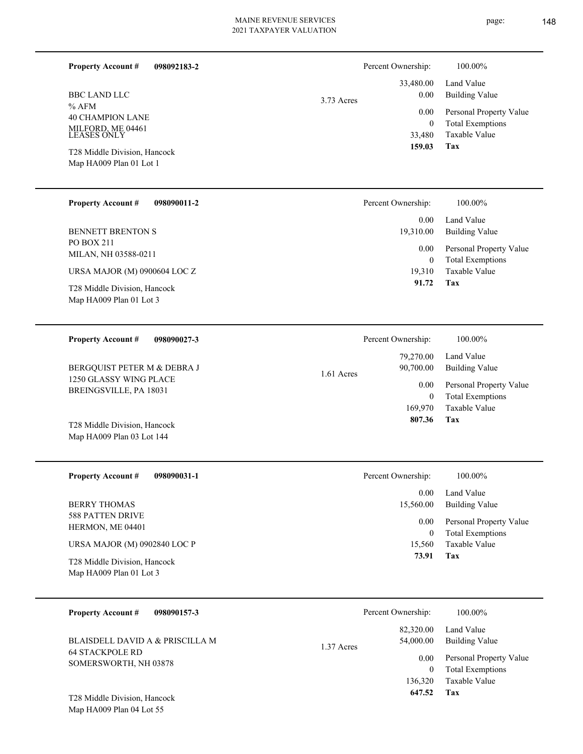**Property Account #** **098092183-2**

BBC LAND LLC
% AFM
40 CHAMPION LANE
MILFORD, ME 04461
LEASES ONLY

T28 Middle Division, Hancock
Map HA009 Plan 01 Lot 1

3.73 Acres

| Percent Ownership: | 100.00% |
|---|---|
| 33,480.00 | Land Value |
| 0.00 | Building Value |
| 0.00 | Personal Property Value |
| 0 | Total Exemptions |
| 33,480 | Taxable Value |
| **159.03** | **Tax** |

---

**Property Account #** **098090011-2**

BENNETT BRENTON S
PO BOX 211
MILAN, NH 03588-0211

URSA MAJOR (M) 0900604 LOC Z

T28 Middle Division, Hancock
Map HA009 Plan 01 Lot 3

| Percent Ownership: | 100.00% |
|---|---|
| 0.00 | Land Value |
| 19,310.00 | Building Value |
| 0.00 | Personal Property Value |
| 0 | Total Exemptions |
| 19,310 | Taxable Value |
| **91.72** | **Tax** |

---

**Property Account #** **098090027-3**

BERGQUIST PETER M & DEBRA J
1250 GLASSY WING PLACE
BREINGSVILLE, PA 18031

T28 Middle Division, Hancock
Map HA009 Plan 03 Lot 144

1.61 Acres

| Percent Ownership: | 100.00% |
|---|---|
| 79,270.00 | Land Value |
| 90,700.00 | Building Value |
| 0.00 | Personal Property Value |
| 0 | Total Exemptions |
| 169,970 | Taxable Value |
| **807.36** | **Tax** |

---

**Property Account #** **098090031-1**

BERRY THOMAS
588 PATTEN DRIVE
HERMON, ME 04401

URSA MAJOR (M) 0902840 LOC P

T28 Middle Division, Hancock
Map HA009 Plan 01 Lot 3

| Percent Ownership: | 100.00% |
|---|---|
| 0.00 | Land Value |
| 15,560.00 | Building Value |
| 0.00 | Personal Property Value |
| 0 | Total Exemptions |
| 15,560 | Taxable Value |
| **73.91** | **Tax** |

---

**Property Account #** **098090157-3**

BLAISDELL DAVID A & PRISCILLA M
64 STACKPOLE RD
SOMERSWORTH, NH 03878

T28 Middle Division, Hancock
Map HA009 Plan 04 Lot 55

1.37 Acres

| Percent Ownership: | 100.00% |
|---|---|
| 82,320.00 | Land Value |
| 54,000.00 | Building Value |
| 0.00 | Personal Property Value |
| 0 | Total Exemptions |
| 136,320 | Taxable Value |
| **647.52** | **Tax** |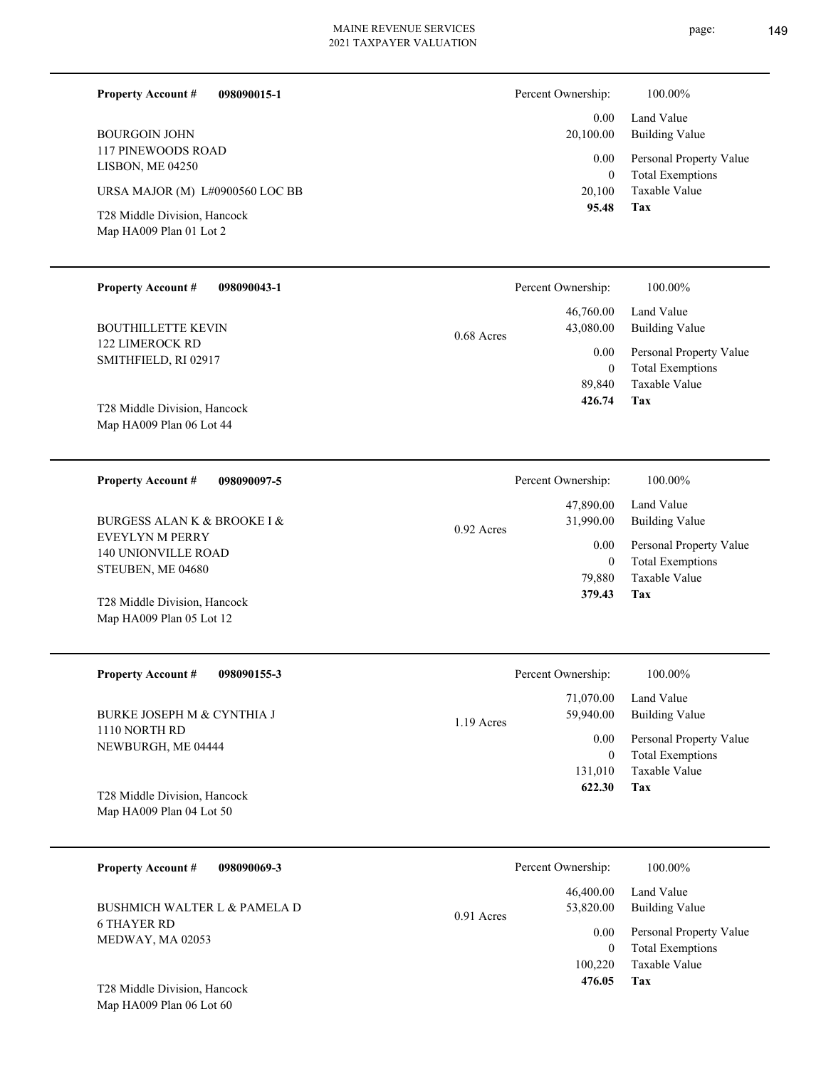**Property Account #** **098090015-1**

BOURGOIN JOHN
117 PINEWOODS ROAD
LISBON, ME 04250

URSA MAJOR (M) L#0900560 LOC BB

T28 Middle Division, Hancock
Map HA009 Plan 01 Lot 2

| Percent Ownership: | 100.00% |
|---|---|
| 0.00 | Land Value |
| 20,100.00 | Building Value |
| 0.00 | Personal Property Value |
| 0 | Total Exemptions |
| 20,100 | Taxable Value |
| **95.48** | **Tax** |

---

**Property Account #** **098090043-1**

BOUTHILLETTE KEVIN
122 LIMEROCK RD
SMITHFIELD, RI 02917

T28 Middle Division, Hancock
Map HA009 Plan 06 Lot 44

0.68 Acres

| Percent Ownership: | 100.00% |
|---|---|
| 46,760.00 | Land Value |
| 43,080.00 | Building Value |
| 0.00 | Personal Property Value |
| 0 | Total Exemptions |
| 89,840 | Taxable Value |
| **426.74** | **Tax** |

---

**Property Account #** **098090097-5**

BURGESS ALAN K & BROOKE I &
EVEYLYN M PERRY
140 UNIONVILLE ROAD
STEUBEN, ME 04680

T28 Middle Division, Hancock
Map HA009 Plan 05 Lot 12

0.92 Acres

| Percent Ownership: | 100.00% |
|---|---|
| 47,890.00 | Land Value |
| 31,990.00 | Building Value |
| 0.00 | Personal Property Value |
| 0 | Total Exemptions |
| 79,880 | Taxable Value |
| **379.43** | **Tax** |

---

**Property Account #** **098090155-3**

BURKE JOSEPH M & CYNTHIA J
1110 NORTH RD
NEWBURGH, ME 04444

T28 Middle Division, Hancock
Map HA009 Plan 04 Lot 50

1.19 Acres

| Percent Ownership: | 100.00% |
|---|---|
| 71,070.00 | Land Value |
| 59,940.00 | Building Value |
| 0.00 | Personal Property Value |
| 0 | Total Exemptions |
| 131,010 | Taxable Value |
| **622.30** | **Tax** |

---

**Property Account #** **098090069-3**

BUSHMICH WALTER L & PAMELA D
6 THAYER RD
MEDWAY, MA 02053

T28 Middle Division, Hancock
Map HA009 Plan 06 Lot 60

0.91 Acres

| Percent Ownership: | 100.00% |
|---|---|
| 46,400.00 | Land Value |
| 53,820.00 | Building Value |
| 0.00 | Personal Property Value |
| 0 | Total Exemptions |
| 100,220 | Taxable Value |
| **476.05** | **Tax** |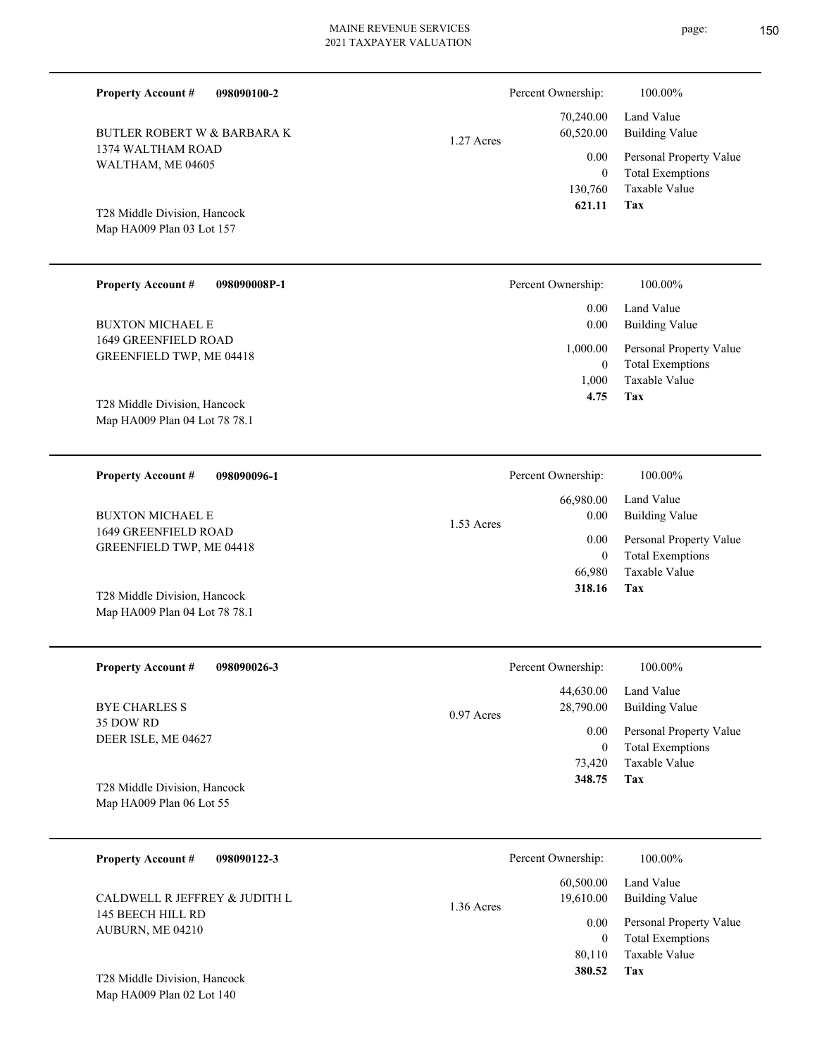**Property Account #** **098090100-2**

BUTLER ROBERT W & BARBARA K
1374 WALTHAM ROAD
WALTHAM, ME 04605

T28 Middle Division, Hancock
Map HA009 Plan 03 Lot 157

1.27 Acres

| | |
|---|---|
| Percent Ownership: | 100.00% |
| 70,240.00 | Land Value |
| 60,520.00 | Building Value |
| 0.00 | Personal Property Value |
| 0 | Total Exemptions |
| 130,760 | Taxable Value |
| **621.11** | **Tax** |

---

**Property Account #** **098090008P-1**

BUXTON MICHAEL E
1649 GREENFIELD ROAD
GREENFIELD TWP, ME 04418

T28 Middle Division, Hancock
Map HA009 Plan 04 Lot 78 78.1

| | |
|---|---|
| Percent Ownership: | 100.00% |
| 0.00 | Land Value |
| 0.00 | Building Value |
| 1,000.00 | Personal Property Value |
| 0 | Total Exemptions |
| 1,000 | Taxable Value |
| **4.75** | **Tax** |

---

**Property Account #** **098090096-1**

BUXTON MICHAEL E
1649 GREENFIELD ROAD
GREENFIELD TWP, ME 04418

T28 Middle Division, Hancock
Map HA009 Plan 04 Lot 78 78.1

1.53 Acres

| | |
|---|---|
| Percent Ownership: | 100.00% |
| 66,980.00 | Land Value |
| 0.00 | Building Value |
| 0.00 | Personal Property Value |
| 0 | Total Exemptions |
| 66,980 | Taxable Value |
| **318.16** | **Tax** |

---

**Property Account #** **098090026-3**

BYE CHARLES S
35 DOW RD
DEER ISLE, ME 04627

T28 Middle Division, Hancock
Map HA009 Plan 06 Lot 55

0.97 Acres

| | |
|---|---|
| Percent Ownership: | 100.00% |
| 44,630.00 | Land Value |
| 28,790.00 | Building Value |
| 0.00 | Personal Property Value |
| 0 | Total Exemptions |
| 73,420 | Taxable Value |
| **348.75** | **Tax** |

---

**Property Account #** **098090122-3**

CALDWELL R JEFFREY & JUDITH L
145 BEECH HILL RD
AUBURN, ME 04210

T28 Middle Division, Hancock
Map HA009 Plan 02 Lot 140

1.36 Acres

| | |
|---|---|
| Percent Ownership: | 100.00% |
| 60,500.00 | Land Value |
| 19,610.00 | Building Value |
| 0.00 | Personal Property Value |
| 0 | Total Exemptions |
| 80,110 | Taxable Value |
| **380.52** | **Tax** |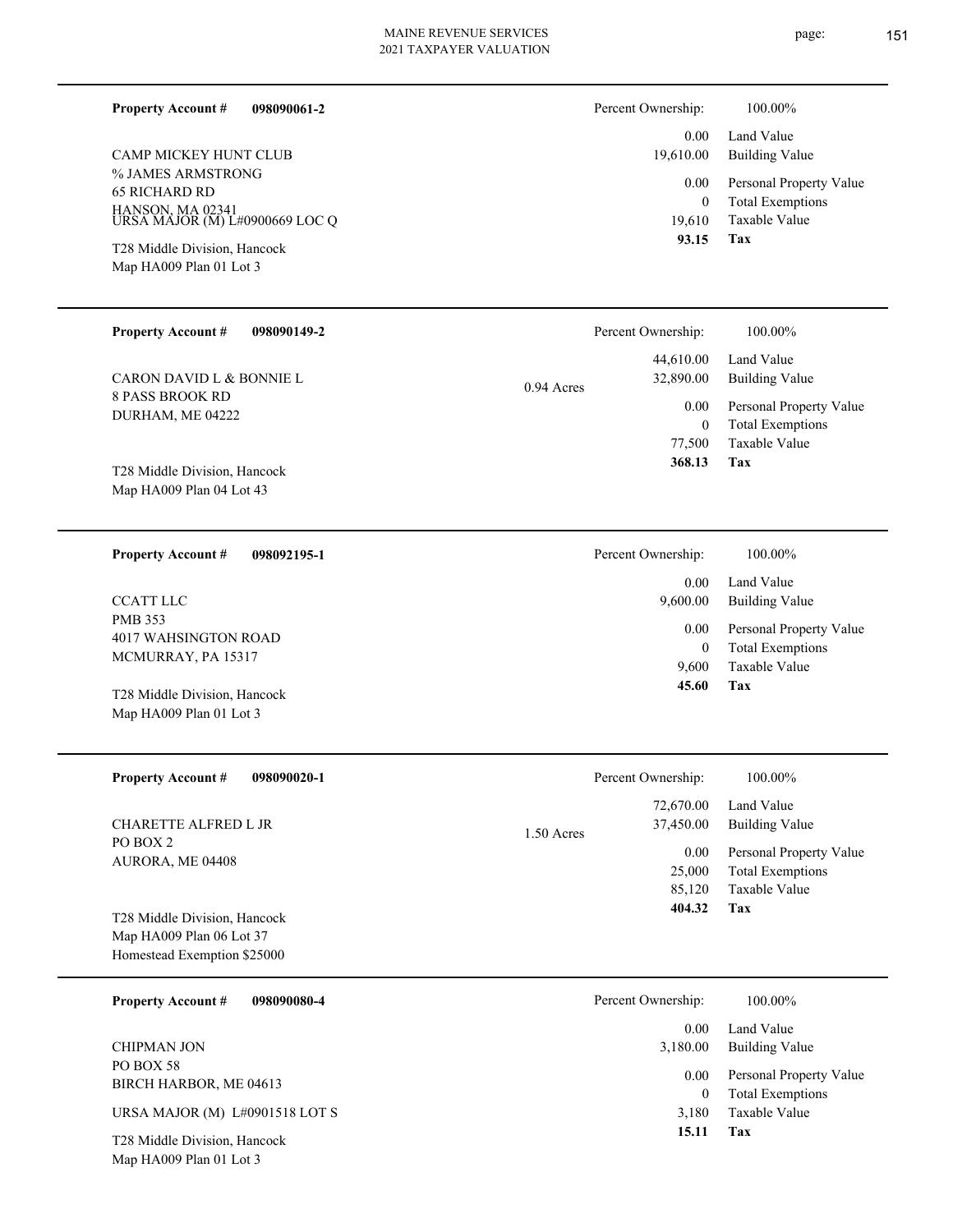**Property Account #** **098090061-2**

CAMP MICKEY HUNT CLUB
% JAMES ARMSTRONG
65 RICHARD RD
HANSON, MA 02341
URSA MAJOR (M) L#0900669 LOC Q

T28 Middle Division, Hancock
Map HA009 Plan 01 Lot 3

| Percent Ownership: | 100.00% |
|---|---|
| 0.00 | Land Value |
| 19,610.00 | Building Value |
| 0.00 | Personal Property Value |
| 0 | Total Exemptions |
| 19,610 | Taxable Value |
| **93.15** | **Tax** |

---

**Property Account #** **098090149-2**

CARON DAVID L & BONNIE L
8 PASS BROOK RD
DURHAM, ME 04222

T28 Middle Division, Hancock
Map HA009 Plan 04 Lot 43

0.94 Acres

| Percent Ownership: | 100.00% |
|---|---|
| 44,610.00 | Land Value |
| 32,890.00 | Building Value |
| 0.00 | Personal Property Value |
| 0 | Total Exemptions |
| 77,500 | Taxable Value |
| **368.13** | **Tax** |

---

**Property Account #** **098092195-1**

CCATT LLC
PMB 353
4017 WAHSINGTON ROAD
MCMURRAY, PA 15317

T28 Middle Division, Hancock
Map HA009 Plan 01 Lot 3

| Percent Ownership: | 100.00% |
|---|---|
| 0.00 | Land Value |
| 9,600.00 | Building Value |
| 0.00 | Personal Property Value |
| 0 | Total Exemptions |
| 9,600 | Taxable Value |
| **45.60** | **Tax** |

---

**Property Account #** **098090020-1**

CHARETTE ALFRED L JR
PO BOX 2
AURORA, ME 04408

T28 Middle Division, Hancock
Map HA009 Plan 06 Lot 37
Homestead Exemption $25000

1.50 Acres

| Percent Ownership: | 100.00% |
|---|---|
| 72,670.00 | Land Value |
| 37,450.00 | Building Value |
| 0.00 | Personal Property Value |
| 25,000 | Total Exemptions |
| 85,120 | Taxable Value |
| **404.32** | **Tax** |

---

**Property Account #** **098090080-4**

CHIPMAN JON
PO BOX 58
BIRCH HARBOR, ME 04613

URSA MAJOR (M) L#0901518 LOT S

T28 Middle Division, Hancock
Map HA009 Plan 01 Lot 3

| Percent Ownership: | 100.00% |
|---|---|
| 0.00 | Land Value |
| 3,180.00 | Building Value |
| 0.00 | Personal Property Value |
| 0 | Total Exemptions |
| 3,180 | Taxable Value |
| **15.11** | **Tax** |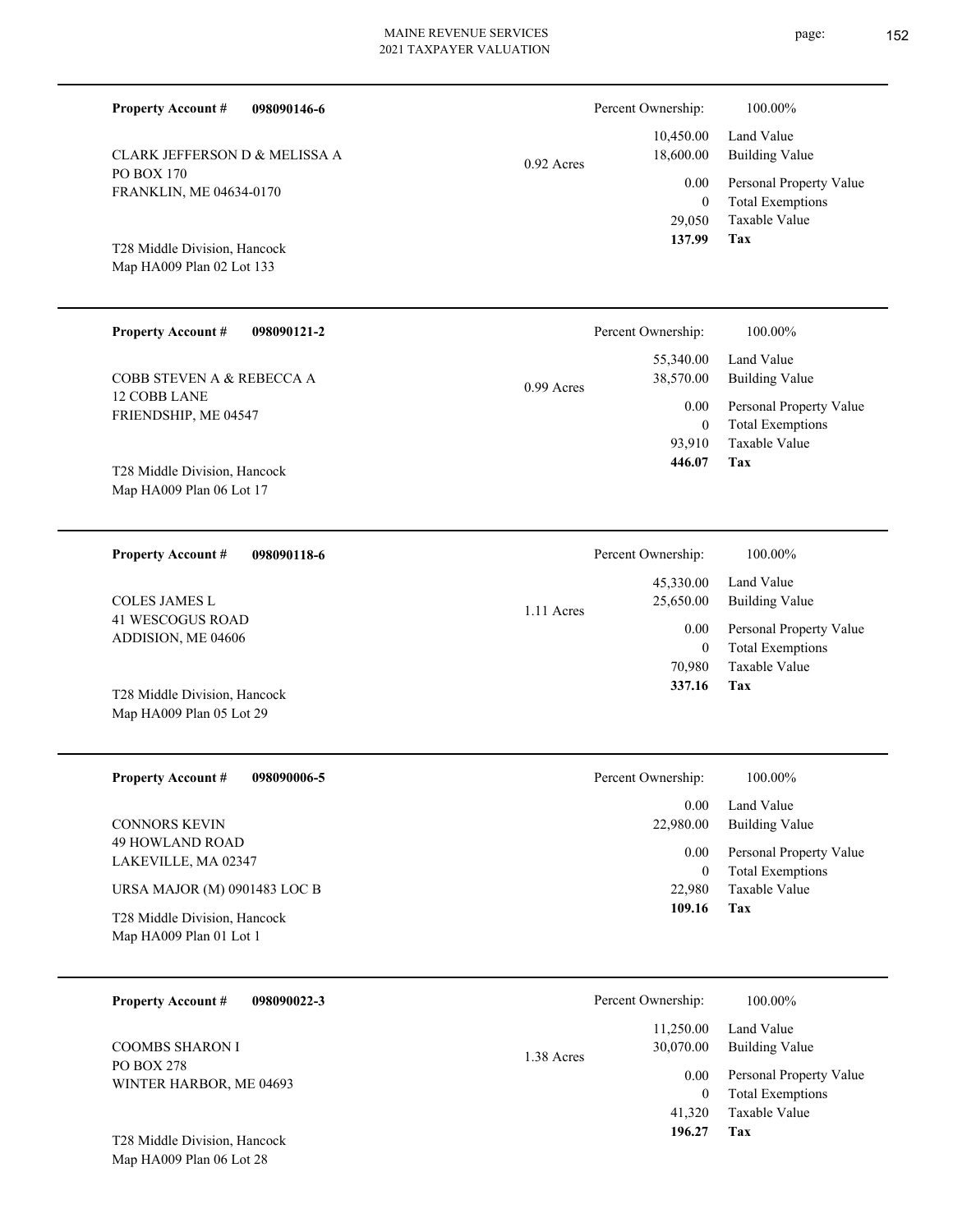**Property Account #** **098090146-6**

CLARK JEFFERSON D & MELISSA A
PO BOX 170
FRANKLIN, ME 04634-0170

T28 Middle Division, Hancock
Map HA009 Plan 02 Lot 133

0.92 Acres

| Percent Ownership: | 100.00% |
|---|---|
| 10,450.00 | Land Value |
| 18,600.00 | Building Value |
| 0.00 | Personal Property Value |
| 0 | Total Exemptions |
| 29,050 | Taxable Value |
| **137.99** | **Tax** |

---

**Property Account #** **098090121-2**

COBB STEVEN A & REBECCA A
12 COBB LANE
FRIENDSHIP, ME 04547

T28 Middle Division, Hancock
Map HA009 Plan 06 Lot 17

0.99 Acres

| Percent Ownership: | 100.00% |
|---|---|
| 55,340.00 | Land Value |
| 38,570.00 | Building Value |
| 0.00 | Personal Property Value |
| 0 | Total Exemptions |
| 93,910 | Taxable Value |
| **446.07** | **Tax** |

---

**Property Account #** **098090118-6**

COLES JAMES L
41 WESCOGUS ROAD
ADDISION, ME 04606

T28 Middle Division, Hancock
Map HA009 Plan 05 Lot 29

1.11 Acres

| Percent Ownership: | 100.00% |
|---|---|
| 45,330.00 | Land Value |
| 25,650.00 | Building Value |
| 0.00 | Personal Property Value |
| 0 | Total Exemptions |
| 70,980 | Taxable Value |
| **337.16** | **Tax** |

---

**Property Account #** **098090006-5**

CONNORS KEVIN
49 HOWLAND ROAD
LAKEVILLE, MA 02347

URSA MAJOR (M) 0901483 LOC B

T28 Middle Division, Hancock
Map HA009 Plan 01 Lot 1

| Percent Ownership: | 100.00% |
|---|---|
| 0.00 | Land Value |
| 22,980.00 | Building Value |
| 0.00 | Personal Property Value |
| 0 | Total Exemptions |
| 22,980 | Taxable Value |
| **109.16** | **Tax** |

---

**Property Account #** **098090022-3**

COOMBS SHARON I
PO BOX 278
WINTER HARBOR, ME 04693

T28 Middle Division, Hancock
Map HA009 Plan 06 Lot 28

1.38 Acres

| Percent Ownership: | 100.00% |
|---|---|
| 11,250.00 | Land Value |
| 30,070.00 | Building Value |
| 0.00 | Personal Property Value |
| 0 | Total Exemptions |
| 41,320 | Taxable Value |
| **196.27** | **Tax** |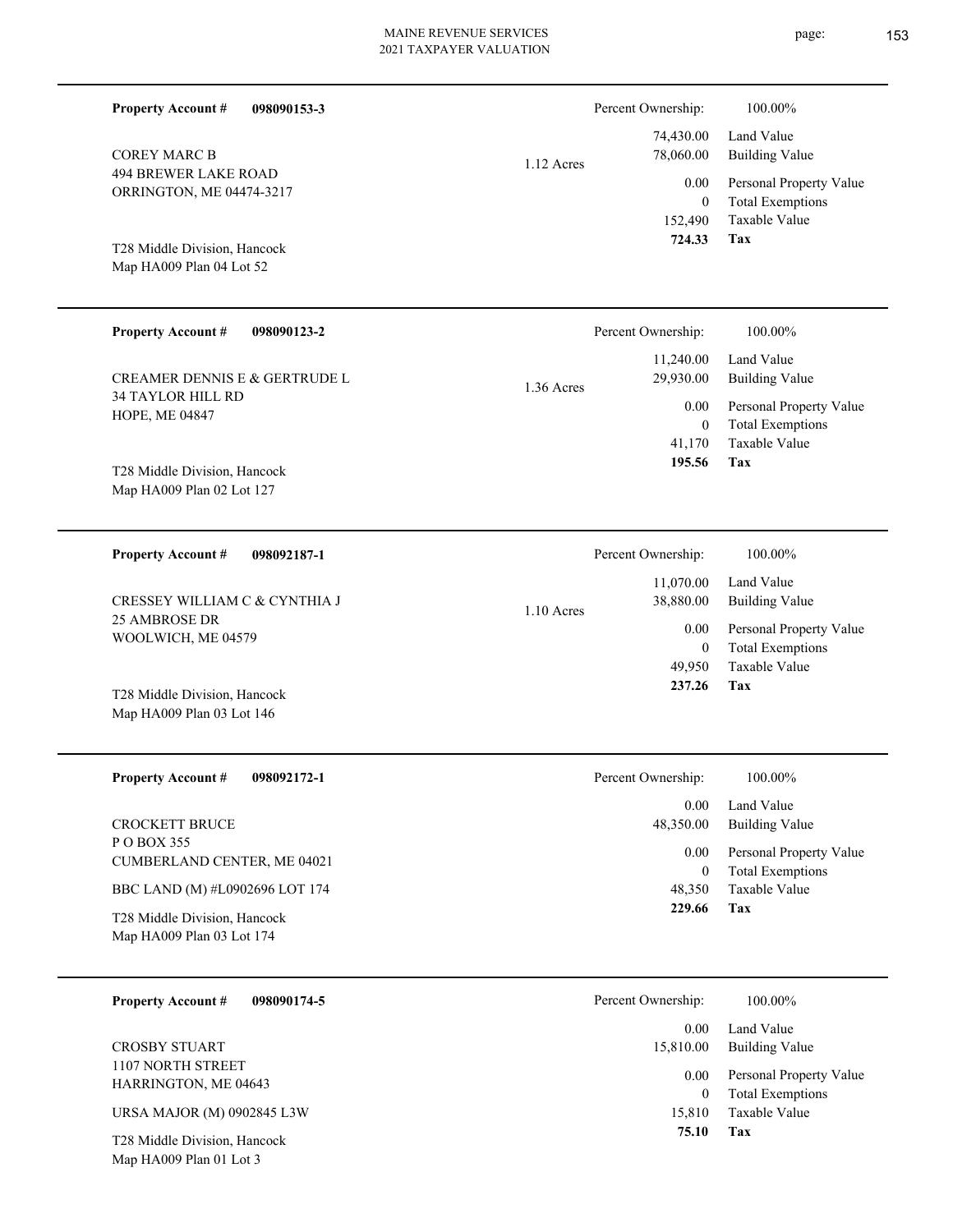**Property Account #** **098090153-3**

COREY MARC B
494 BREWER LAKE ROAD
ORRINGTON, ME 04474-3217

T28 Middle Division, Hancock
Map HA009 Plan 04 Lot 52

1.12 Acres

| Percent Ownership: | 100.00% |
|---|---|
| 74,430.00 | Land Value |
| 78,060.00 | Building Value |
| 0.00 | Personal Property Value |
| 0 | Total Exemptions |
| 152,490 | Taxable Value |
| **724.33** | **Tax** |

---

**Property Account #** **098090123-2**

CREAMER DENNIS E & GERTRUDE L
34 TAYLOR HILL RD
HOPE, ME 04847

T28 Middle Division, Hancock
Map HA009 Plan 02 Lot 127

1.36 Acres

| Percent Ownership: | 100.00% |
|---|---|
| 11,240.00 | Land Value |
| 29,930.00 | Building Value |
| 0.00 | Personal Property Value |
| 0 | Total Exemptions |
| 41,170 | Taxable Value |
| **195.56** | **Tax** |

---

**Property Account #** **098092187-1**

CRESSEY WILLIAM C & CYNTHIA J
25 AMBROSE DR
WOOLWICH, ME 04579

T28 Middle Division, Hancock
Map HA009 Plan 03 Lot 146

1.10 Acres

| Percent Ownership: | 100.00% |
|---|---|
| 11,070.00 | Land Value |
| 38,880.00 | Building Value |
| 0.00 | Personal Property Value |
| 0 | Total Exemptions |
| 49,950 | Taxable Value |
| **237.26** | **Tax** |

---

**Property Account #** **098092172-1**

CROCKETT BRUCE
P O BOX 355
CUMBERLAND CENTER, ME 04021

BBC LAND (M) #L0902696 LOT 174

T28 Middle Division, Hancock
Map HA009 Plan 03 Lot 174

| Percent Ownership: | 100.00% |
|---|---|
| 0.00 | Land Value |
| 48,350.00 | Building Value |
| 0.00 | Personal Property Value |
| 0 | Total Exemptions |
| 48,350 | Taxable Value |
| **229.66** | **Tax** |

---

**Property Account #** **098090174-5**

CROSBY STUART
1107 NORTH STREET
HARRINGTON, ME 04643

URSA MAJOR (M) 0902845 L3W

T28 Middle Division, Hancock
Map HA009 Plan 01 Lot 3

| Percent Ownership: | 100.00% |
|---|---|
| 0.00 | Land Value |
| 15,810.00 | Building Value |
| 0.00 | Personal Property Value |
| 0 | Total Exemptions |
| 15,810 | Taxable Value |
| **75.10** | **Tax** |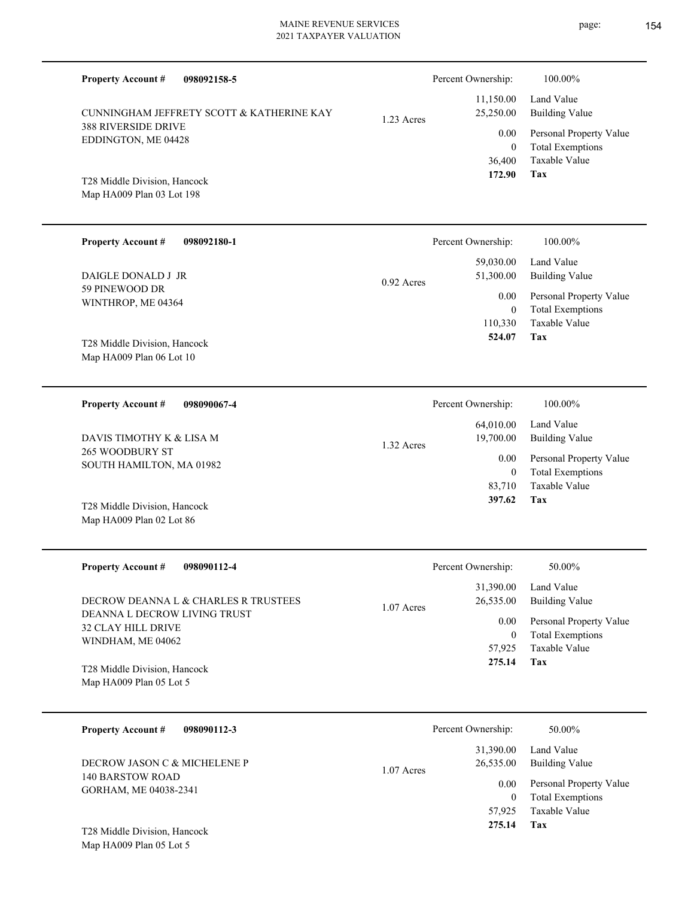**Property Account #** **098092158-5**

CUNNINGHAM JEFFRETY SCOTT & KATHERINE KAY
388 RIVERSIDE DRIVE
EDDINGTON, ME 04428

T28 Middle Division, Hancock
Map HA009 Plan 03 Lot 198

1.23 Acres

| Percent Ownership: | 100.00% |
|---|---|
| 11,150.00 | Land Value |
| 25,250.00 | Building Value |
| 0.00 | Personal Property Value |
| 0 | Total Exemptions |
| 36,400 | Taxable Value |
| **172.90** | **Tax** |

---

**Property Account #** **098092180-1**

DAIGLE DONALD J JR
59 PINEWOOD DR
WINTHROP, ME 04364

T28 Middle Division, Hancock
Map HA009 Plan 06 Lot 10

0.92 Acres

| Percent Ownership: | 100.00% |
|---|---|
| 59,030.00 | Land Value |
| 51,300.00 | Building Value |
| 0.00 | Personal Property Value |
| 0 | Total Exemptions |
| 110,330 | Taxable Value |
| **524.07** | **Tax** |

---

**Property Account #** **098090067-4**

DAVIS TIMOTHY K & LISA M
265 WOODBURY ST
SOUTH HAMILTON, MA 01982

T28 Middle Division, Hancock
Map HA009 Plan 02 Lot 86

1.32 Acres

| Percent Ownership: | 100.00% |
|---|---|
| 64,010.00 | Land Value |
| 19,700.00 | Building Value |
| 0.00 | Personal Property Value |
| 0 | Total Exemptions |
| 83,710 | Taxable Value |
| **397.62** | **Tax** |

---

**Property Account #** **098090112-4**

DECROW DEANNA L & CHARLES R TRUSTEES
DEANNA L DECROW LIVING TRUST
32 CLAY HILL DRIVE
WINDHAM, ME 04062

T28 Middle Division, Hancock
Map HA009 Plan 05 Lot 5

1.07 Acres

| Percent Ownership: | 50.00% |
|---|---|
| 31,390.00 | Land Value |
| 26,535.00 | Building Value |
| 0.00 | Personal Property Value |
| 0 | Total Exemptions |
| 57,925 | Taxable Value |
| **275.14** | **Tax** |

---

**Property Account #** **098090112-3**

DECROW JASON C & MICHELENE P
140 BARSTOW ROAD
GORHAM, ME 04038-2341

T28 Middle Division, Hancock
Map HA009 Plan 05 Lot 5

1.07 Acres

| Percent Ownership: | 50.00% |
|---|---|
| 31,390.00 | Land Value |
| 26,535.00 | Building Value |
| 0.00 | Personal Property Value |
| 0 | Total Exemptions |
| 57,925 | Taxable Value |
| **275.14** | **Tax** |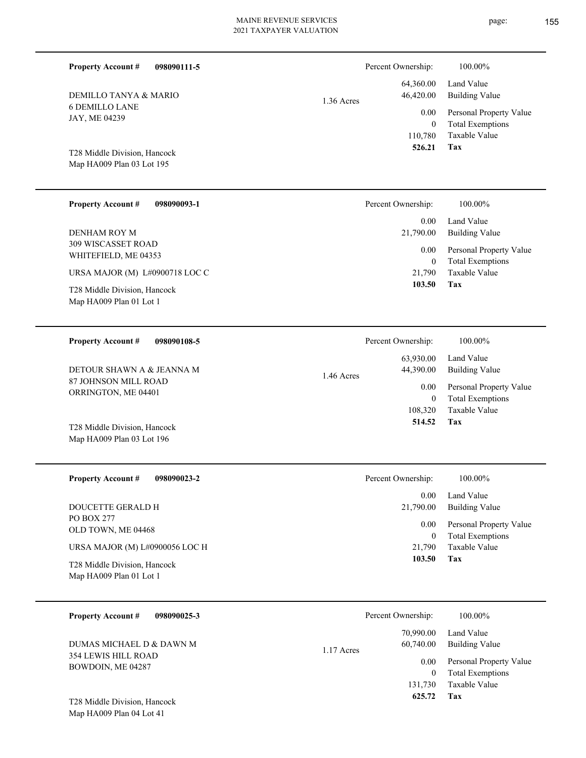**Property Account #** **098090111-5**

DEMILLO TANYA & MARIO
6 DEMILLO LANE
JAY, ME 04239

T28 Middle Division, Hancock
Map HA009 Plan 03 Lot 195

1.36 Acres

| Percent Ownership: | 100.00% |
|---|---|
| 64,360.00 | Land Value |
| 46,420.00 | Building Value |
| 0.00 | Personal Property Value |
| 0 | Total Exemptions |
| 110,780 | Taxable Value |
| **526.21** | **Tax** |

---

**Property Account #** **098090093-1**

DENHAM ROY M
309 WISCASSET ROAD
WHITEFIELD, ME 04353

URSA MAJOR (M) L#0900718 LOC C

T28 Middle Division, Hancock
Map HA009 Plan 01 Lot 1

| Percent Ownership: | 100.00% |
|---|---|
| 0.00 | Land Value |
| 21,790.00 | Building Value |
| 0.00 | Personal Property Value |
| 0 | Total Exemptions |
| 21,790 | Taxable Value |
| **103.50** | **Tax** |

---

**Property Account #** **098090108-5**

DETOUR SHAWN A & JEANNA M
87 JOHNSON MILL ROAD
ORRINGTON, ME 04401

T28 Middle Division, Hancock
Map HA009 Plan 03 Lot 196

1.46 Acres

| Percent Ownership: | 100.00% |
|---|---|
| 63,930.00 | Land Value |
| 44,390.00 | Building Value |
| 0.00 | Personal Property Value |
| 0 | Total Exemptions |
| 108,320 | Taxable Value |
| **514.52** | **Tax** |

---

**Property Account #** **098090023-2**

DOUCETTE GERALD H
PO BOX 277
OLD TOWN, ME 04468

URSA MAJOR (M) L#0900056 LOC H

T28 Middle Division, Hancock
Map HA009 Plan 01 Lot 1

| Percent Ownership: | 100.00% |
|---|---|
| 0.00 | Land Value |
| 21,790.00 | Building Value |
| 0.00 | Personal Property Value |
| 0 | Total Exemptions |
| 21,790 | Taxable Value |
| **103.50** | **Tax** |

---

**Property Account #** **098090025-3**

DUMAS MICHAEL D & DAWN M
354 LEWIS HILL ROAD
BOWDOIN, ME 04287

T28 Middle Division, Hancock
Map HA009 Plan 04 Lot 41

1.17 Acres

| Percent Ownership: | 100.00% |
|---|---|
| 70,990.00 | Land Value |
| 60,740.00 | Building Value |
| 0.00 | Personal Property Value |
| 0 | Total Exemptions |
| 131,730 | Taxable Value |
| **625.72** | **Tax** |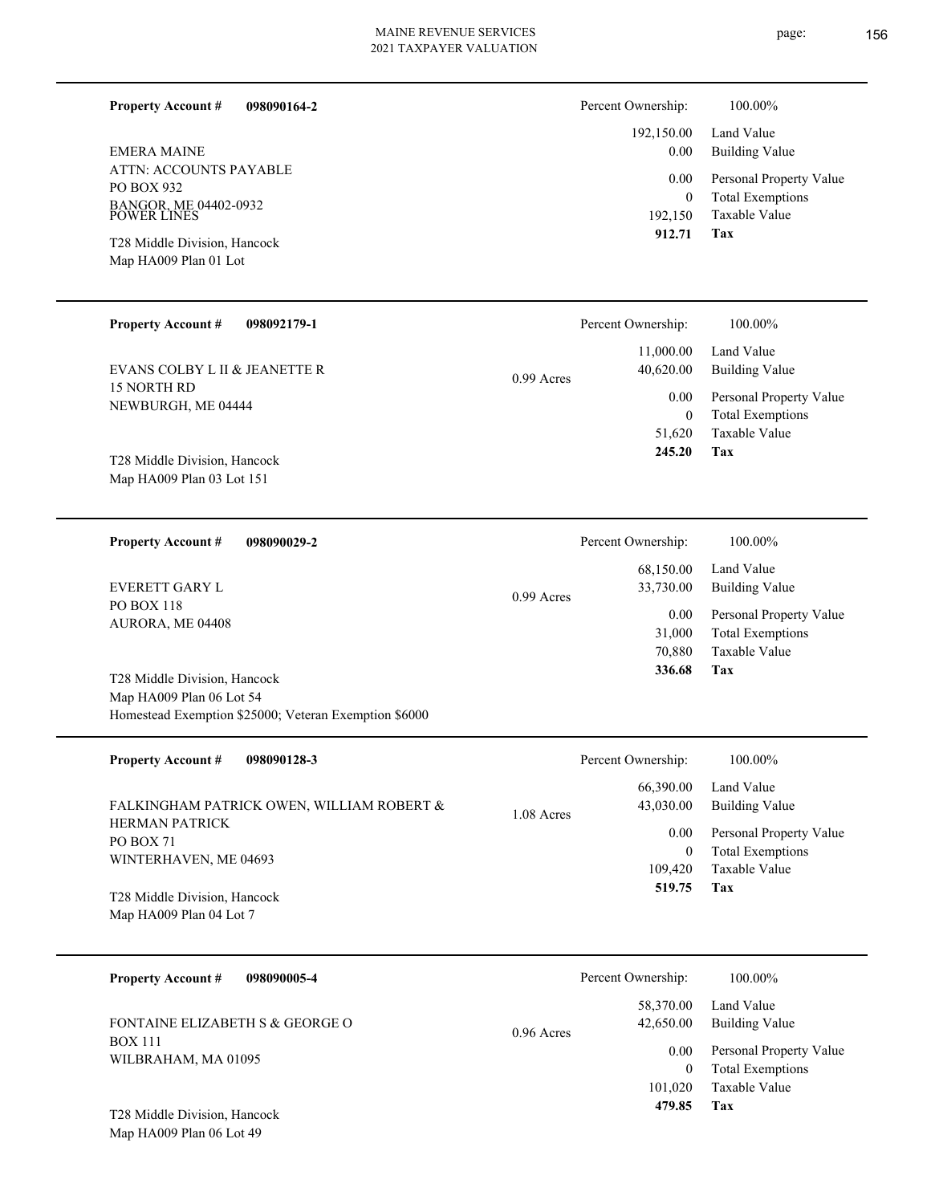**Property Account #** **098090164-2**

EMERA MAINE
ATTN: ACCOUNTS PAYABLE
PO BOX 932
BANGOR, ME 04402-0932
POWER LINES

T28 Middle Division, Hancock
Map HA009 Plan 01 Lot

| | |
|---|---|
| Percent Ownership: | 100.00% |
| 192,150.00 | Land Value |
| 0.00 | Building Value |
| 0.00 | Personal Property Value |
| 0 | Total Exemptions |
| 192,150 | Taxable Value |
| **912.71** | **Tax** |

---

**Property Account #** **098092179-1**

EVANS COLBY L II & JEANETTE R
15 NORTH RD
NEWBURGH, ME 04444

0.99 Acres

T28 Middle Division, Hancock
Map HA009 Plan 03 Lot 151

| | |
|---|---|
| Percent Ownership: | 100.00% |
| 11,000.00 | Land Value |
| 40,620.00 | Building Value |
| 0.00 | Personal Property Value |
| 0 | Total Exemptions |
| 51,620 | Taxable Value |
| **245.20** | **Tax** |

---

**Property Account #** **098090029-2**

EVERETT GARY L
PO BOX 118
AURORA, ME 04408

0.99 Acres

T28 Middle Division, Hancock
Map HA009 Plan 06 Lot 54
Homestead Exemption $25000; Veteran Exemption $6000

| | |
|---|---|
| Percent Ownership: | 100.00% |
| 68,150.00 | Land Value |
| 33,730.00 | Building Value |
| 0.00 | Personal Property Value |
| 31,000 | Total Exemptions |
| 70,880 | Taxable Value |
| **336.68** | **Tax** |

---

**Property Account #** **098090128-3**

FALKINGHAM PATRICK OWEN, WILLIAM ROBERT & HERMAN PATRICK
PO BOX 71
WINTERHAVEN, ME 04693

1.08 Acres

T28 Middle Division, Hancock
Map HA009 Plan 04 Lot 7

| | |
|---|---|
| Percent Ownership: | 100.00% |
| 66,390.00 | Land Value |
| 43,030.00 | Building Value |
| 0.00 | Personal Property Value |
| 0 | Total Exemptions |
| 109,420 | Taxable Value |
| **519.75** | **Tax** |

---

**Property Account #** **098090005-4**

FONTAINE ELIZABETH S & GEORGE O
BOX 111
WILBRAHAM, MA 01095

0.96 Acres

T28 Middle Division, Hancock
Map HA009 Plan 06 Lot 49

| | |
|---|---|
| Percent Ownership: | 100.00% |
| 58,370.00 | Land Value |
| 42,650.00 | Building Value |
| 0.00 | Personal Property Value |
| 0 | Total Exemptions |
| 101,020 | Taxable Value |
| **479.85** | **Tax** |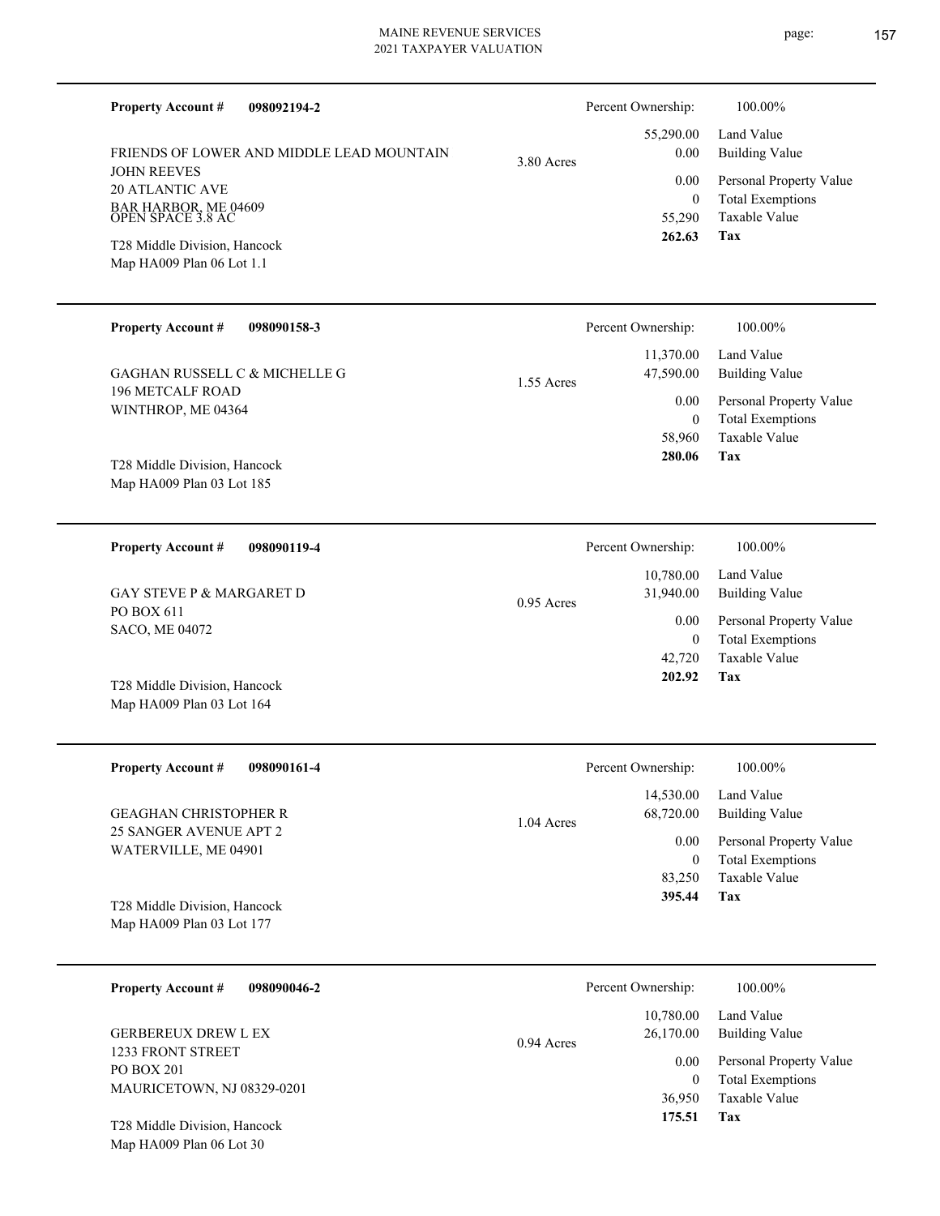**Property Account #** **098092194-2**

FRIENDS OF LOWER AND MIDDLE LEAD MOUNTAIN
JOHN REEVES
20 ATLANTIC AVE
BAR HARBOR, ME 04609
OPEN SPACE 3.8 AC

T28 Middle Division, Hancock
Map HA009 Plan 06 Lot 1.1

3.80 Acres

| Percent Ownership: | 100.00% |
|---|---|
| 55,290.00 | Land Value |
| 0.00 | Building Value |
| 0.00 | Personal Property Value |
| 0 | Total Exemptions |
| 55,290 | Taxable Value |
| **262.63** | **Tax** |

---

**Property Account #** **098090158-3**

GAGHAN RUSSELL C & MICHELLE G
196 METCALF ROAD
WINTHROP, ME 04364

T28 Middle Division, Hancock
Map HA009 Plan 03 Lot 185

1.55 Acres

| Percent Ownership: | 100.00% |
|---|---|
| 11,370.00 | Land Value |
| 47,590.00 | Building Value |
| 0.00 | Personal Property Value |
| 0 | Total Exemptions |
| 58,960 | Taxable Value |
| **280.06** | **Tax** |

---

**Property Account #** **098090119-4**

GAY STEVE P & MARGARET D
PO BOX 611
SACO, ME 04072

T28 Middle Division, Hancock
Map HA009 Plan 03 Lot 164

0.95 Acres

| Percent Ownership: | 100.00% |
|---|---|
| 10,780.00 | Land Value |
| 31,940.00 | Building Value |
| 0.00 | Personal Property Value |
| 0 | Total Exemptions |
| 42,720 | Taxable Value |
| **202.92** | **Tax** |

---

**Property Account #** **098090161-4**

GEAGHAN CHRISTOPHER R
25 SANGER AVENUE APT 2
WATERVILLE, ME 04901

T28 Middle Division, Hancock
Map HA009 Plan 03 Lot 177

1.04 Acres

| Percent Ownership: | 100.00% |
|---|---|
| 14,530.00 | Land Value |
| 68,720.00 | Building Value |
| 0.00 | Personal Property Value |
| 0 | Total Exemptions |
| 83,250 | Taxable Value |
| **395.44** | **Tax** |

---

**Property Account #** **098090046-2**

GERBEREUX DREW L EX
1233 FRONT STREET
PO BOX 201
MAURICETOWN, NJ 08329-0201

T28 Middle Division, Hancock
Map HA009 Plan 06 Lot 30

0.94 Acres

| Percent Ownership: | 100.00% |
|---|---|
| 10,780.00 | Land Value |
| 26,170.00 | Building Value |
| 0.00 | Personal Property Value |
| 0 | Total Exemptions |
| 36,950 | Taxable Value |
| **175.51** | **Tax** |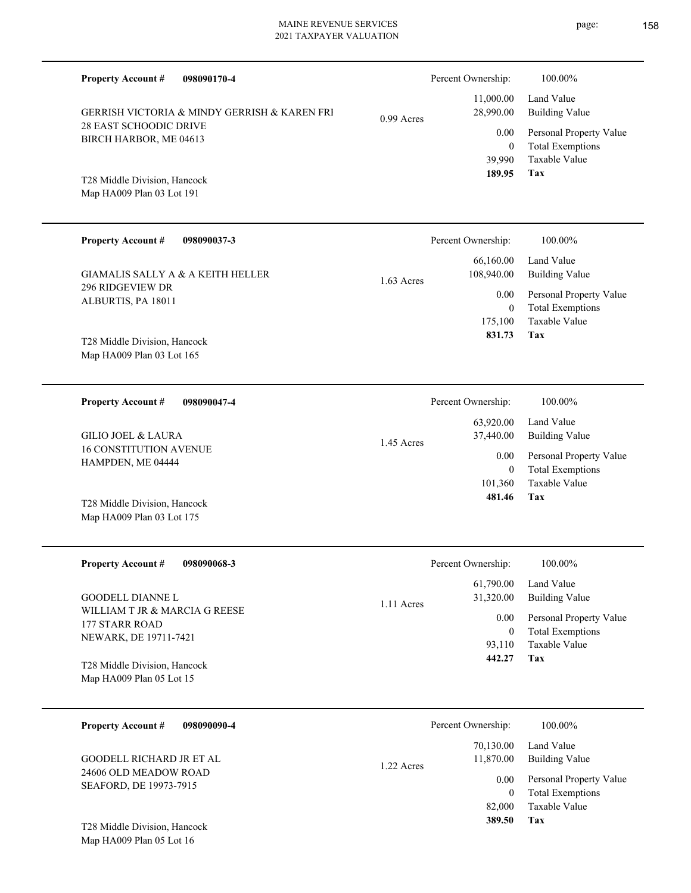**Property Account #** **098090170-4**

GERRISH VICTORIA & MINDY GERRISH & KAREN FRI
28 EAST SCHOODIC DRIVE
BIRCH HARBOR, ME 04613

T28 Middle Division, Hancock
Map HA009 Plan 03 Lot 191

0.99 Acres

| Percent Ownership: | 100.00% |
|---|---|
| 11,000.00 | Land Value |
| 28,990.00 | Building Value |
| 0.00 | Personal Property Value |
| 0 | Total Exemptions |
| 39,990 | Taxable Value |
| **189.95** | **Tax** |

---

**Property Account #** **098090037-3**

GIAMALIS SALLY A & A KEITH HELLER
296 RIDGEVIEW DR
ALBURTIS, PA 18011

T28 Middle Division, Hancock
Map HA009 Plan 03 Lot 165

1.63 Acres

| Percent Ownership: | 100.00% |
|---|---|
| 66,160.00 | Land Value |
| 108,940.00 | Building Value |
| 0.00 | Personal Property Value |
| 0 | Total Exemptions |
| 175,100 | Taxable Value |
| **831.73** | **Tax** |

---

**Property Account #** **098090047-4**

GILIO JOEL & LAURA
16 CONSTITUTION AVENUE
HAMPDEN, ME 04444

T28 Middle Division, Hancock
Map HA009 Plan 03 Lot 175

1.45 Acres

| Percent Ownership: | 100.00% |
|---|---|
| 63,920.00 | Land Value |
| 37,440.00 | Building Value |
| 0.00 | Personal Property Value |
| 0 | Total Exemptions |
| 101,360 | Taxable Value |
| **481.46** | **Tax** |

---

**Property Account #** **098090068-3**

GOODELL DIANNE L
WILLIAM T JR & MARCIA G REESE
177 STARR ROAD
NEWARK, DE 19711-7421

T28 Middle Division, Hancock
Map HA009 Plan 05 Lot 15

1.11 Acres

| Percent Ownership: | 100.00% |
|---|---|
| 61,790.00 | Land Value |
| 31,320.00 | Building Value |
| 0.00 | Personal Property Value |
| 0 | Total Exemptions |
| 93,110 | Taxable Value |
| **442.27** | **Tax** |

---

**Property Account #** **098090090-4**

GOODELL RICHARD JR ET AL
24606 OLD MEADOW ROAD
SEAFORD, DE 19973-7915

T28 Middle Division, Hancock
Map HA009 Plan 05 Lot 16

1.22 Acres

| Percent Ownership: | 100.00% |
|---|---|
| 70,130.00 | Land Value |
| 11,870.00 | Building Value |
| 0.00 | Personal Property Value |
| 0 | Total Exemptions |
| 82,000 | Taxable Value |
| **389.50** | **Tax** |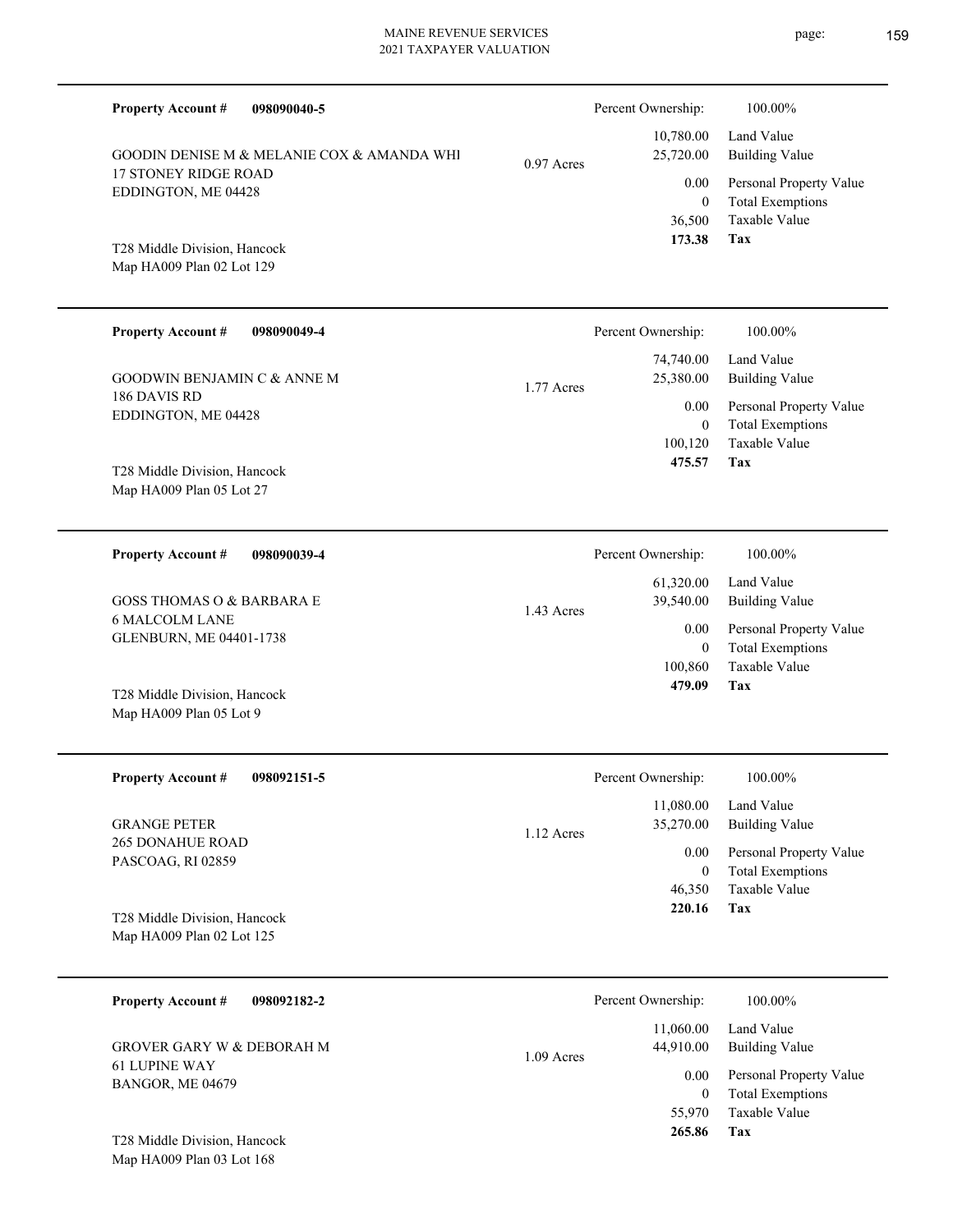**Property Account #** **098090040-5**

GOODIN DENISE M & MELANIE COX & AMANDA WHI
17 STONEY RIDGE ROAD
EDDINGTON, ME 04428

0.97 Acres

T28 Middle Division, Hancock
Map HA009 Plan 02 Lot 129

| Percent Ownership: | 100.00% |
|---|---|
| 10,780.00 | Land Value |
| 25,720.00 | Building Value |
| 0.00 | Personal Property Value |
| 0 | Total Exemptions |
| 36,500 | Taxable Value |
| **173.38** | **Tax** |

---

**Property Account #** **098090049-4**

GOODWIN BENJAMIN C & ANNE M
186 DAVIS RD
EDDINGTON, ME 04428

1.77 Acres

T28 Middle Division, Hancock
Map HA009 Plan 05 Lot 27

| Percent Ownership: | 100.00% |
|---|---|
| 74,740.00 | Land Value |
| 25,380.00 | Building Value |
| 0.00 | Personal Property Value |
| 0 | Total Exemptions |
| 100,120 | Taxable Value |
| **475.57** | **Tax** |

---

**Property Account #** **098090039-4**

GOSS THOMAS O & BARBARA E
6 MALCOLM LANE
GLENBURN, ME 04401-1738

1.43 Acres

T28 Middle Division, Hancock
Map HA009 Plan 05 Lot 9

| Percent Ownership: | 100.00% |
|---|---|
| 61,320.00 | Land Value |
| 39,540.00 | Building Value |
| 0.00 | Personal Property Value |
| 0 | Total Exemptions |
| 100,860 | Taxable Value |
| **479.09** | **Tax** |

---

**Property Account #** **098092151-5**

GRANGE PETER
265 DONAHUE ROAD
PASCOAG, RI 02859

1.12 Acres

T28 Middle Division, Hancock
Map HA009 Plan 02 Lot 125

| Percent Ownership: | 100.00% |
|---|---|
| 11,080.00 | Land Value |
| 35,270.00 | Building Value |
| 0.00 | Personal Property Value |
| 0 | Total Exemptions |
| 46,350 | Taxable Value |
| **220.16** | **Tax** |

---

**Property Account #** **098092182-2**

GROVER GARY W & DEBORAH M
61 LUPINE WAY
BANGOR, ME 04679

1.09 Acres

T28 Middle Division, Hancock
Map HA009 Plan 03 Lot 168

| Percent Ownership: | 100.00% |
|---|---|
| 11,060.00 | Land Value |
| 44,910.00 | Building Value |
| 0.00 | Personal Property Value |
| 0 | Total Exemptions |
| 55,970 | Taxable Value |
| **265.86** | **Tax** |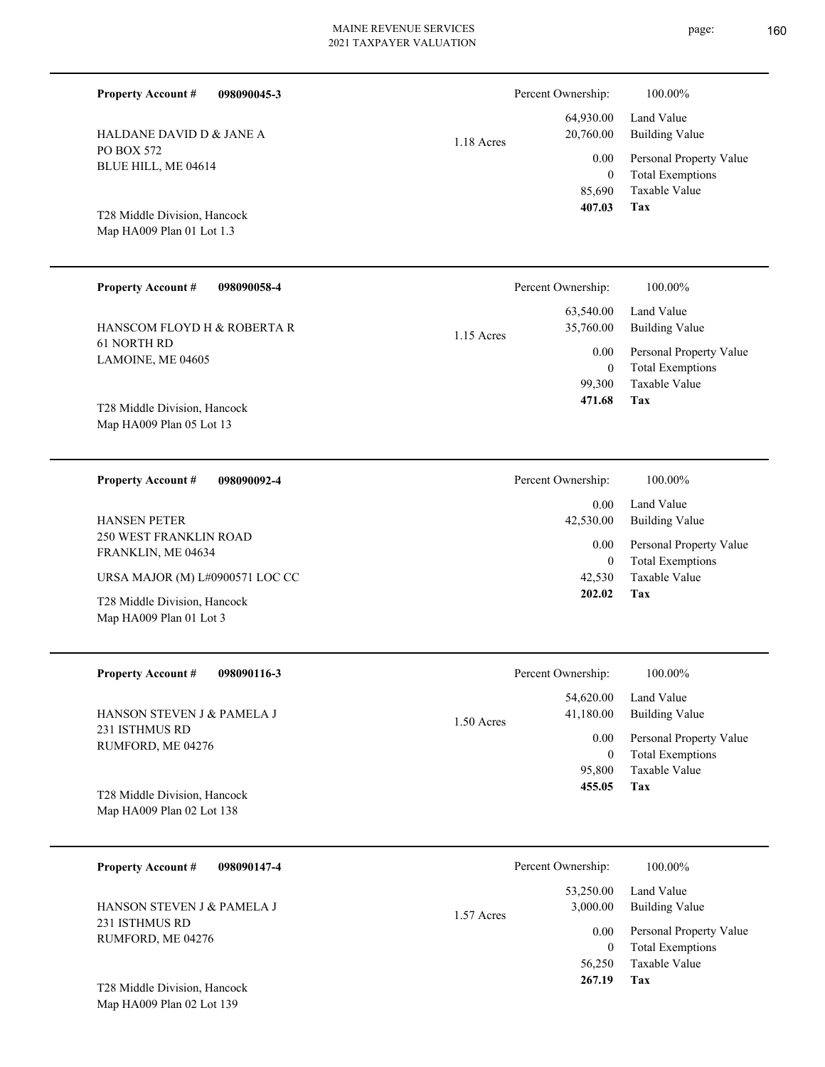**Property Account #** **098090045-3**

HALDANE DAVID D & JANE A
PO BOX 572
BLUE HILL, ME 04614

T28 Middle Division, Hancock
Map HA009 Plan 01 Lot 1.3

1.18 Acres

| Percent Ownership: | 100.00% |
|---|---|
| 64,930.00 | Land Value |
| 20,760.00 | Building Value |
| 0.00 | Personal Property Value |
| 0 | Total Exemptions |
| 85,690 | Taxable Value |
| **407.03** | **Tax** |

---

**Property Account #** **098090058-4**

HANSCOM FLOYD H & ROBERTA R
61 NORTH RD
LAMOINE, ME 04605

T28 Middle Division, Hancock
Map HA009 Plan 05 Lot 13

1.15 Acres

| Percent Ownership: | 100.00% |
|---|---|
| 63,540.00 | Land Value |
| 35,760.00 | Building Value |
| 0.00 | Personal Property Value |
| 0 | Total Exemptions |
| 99,300 | Taxable Value |
| **471.68** | **Tax** |

---

**Property Account #** **098090092-4**

HANSEN PETER
250 WEST FRANKLIN ROAD
FRANKLIN, ME 04634

URSA MAJOR (M) L#0900571 LOC CC

T28 Middle Division, Hancock
Map HA009 Plan 01 Lot 3

| Percent Ownership: | 100.00% |
|---|---|
| 0.00 | Land Value |
| 42,530.00 | Building Value |
| 0.00 | Personal Property Value |
| 0 | Total Exemptions |
| 42,530 | Taxable Value |
| **202.02** | **Tax** |

---

**Property Account #** **098090116-3**

HANSON STEVEN J & PAMELA J
231 ISTHMUS RD
RUMFORD, ME 04276

T28 Middle Division, Hancock
Map HA009 Plan 02 Lot 138

1.50 Acres

| Percent Ownership: | 100.00% |
|---|---|
| 54,620.00 | Land Value |
| 41,180.00 | Building Value |
| 0.00 | Personal Property Value |
| 0 | Total Exemptions |
| 95,800 | Taxable Value |
| **455.05** | **Tax** |

---

**Property Account #** **098090147-4**

HANSON STEVEN J & PAMELA J
231 ISTHMUS RD
RUMFORD, ME 04276

T28 Middle Division, Hancock
Map HA009 Plan 02 Lot 139

1.57 Acres

| Percent Ownership: | 100.00% |
|---|---|
| 53,250.00 | Land Value |
| 3,000.00 | Building Value |
| 0.00 | Personal Property Value |
| 0 | Total Exemptions |
| 56,250 | Taxable Value |
| **267.19** | **Tax** |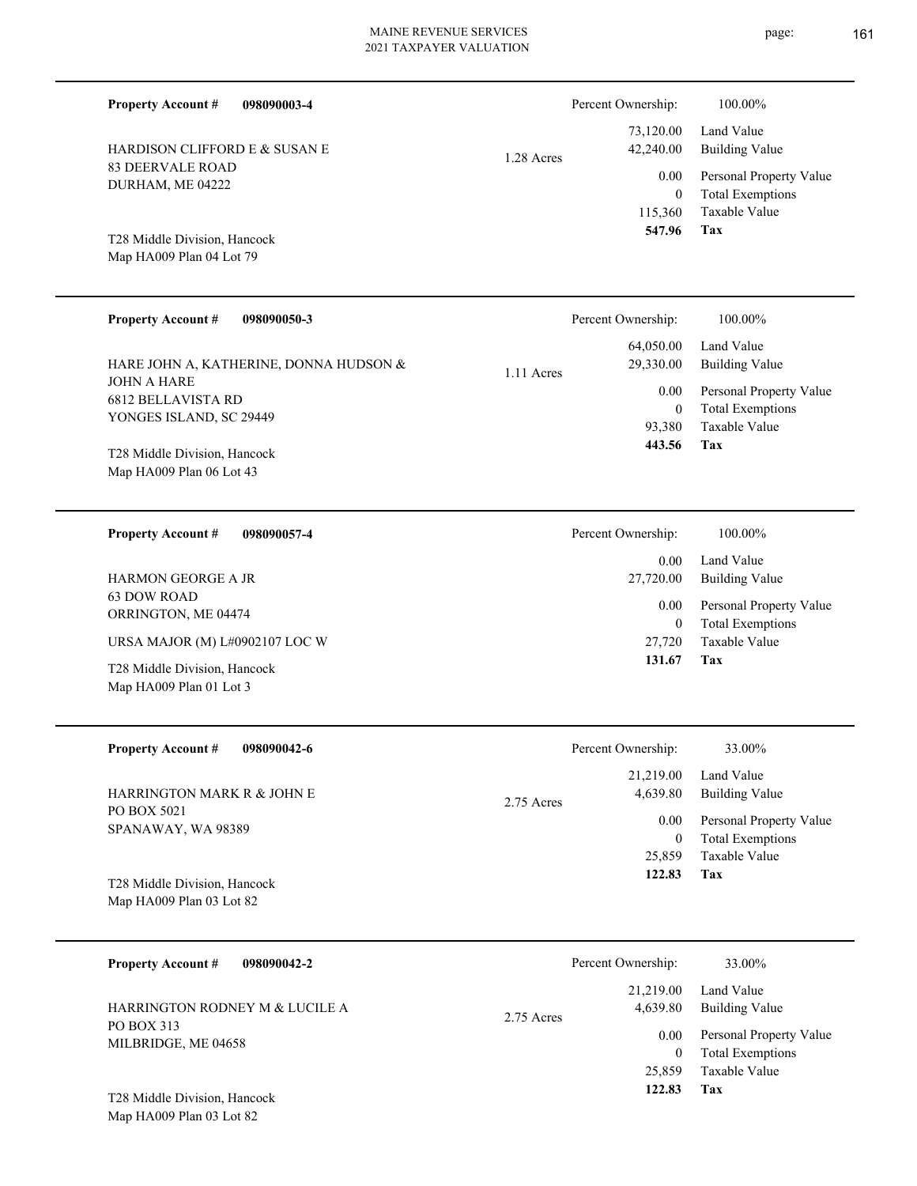**Property Account #** **098090003-4**

HARDISON CLIFFORD E & SUSAN E
83 DEERVALE ROAD
DURHAM, ME 04222

T28 Middle Division, Hancock
Map HA009 Plan 04 Lot 79

1.28 Acres

| Percent Ownership: | 100.00% |
|---|---|
| 73,120.00 | Land Value |
| 42,240.00 | Building Value |
| 0.00 | Personal Property Value |
| 0 | Total Exemptions |
| 115,360 | Taxable Value |
| **547.96** | **Tax** |

---

**Property Account #** **098090050-3**

HARE JOHN A, KATHERINE, DONNA HUDSON &
JOHN A HARE
6812 BELLAVISTA RD
YONGES ISLAND, SC 29449

T28 Middle Division, Hancock
Map HA009 Plan 06 Lot 43

1.11 Acres

| Percent Ownership: | 100.00% |
|---|---|
| 64,050.00 | Land Value |
| 29,330.00 | Building Value |
| 0.00 | Personal Property Value |
| 0 | Total Exemptions |
| 93,380 | Taxable Value |
| **443.56** | **Tax** |

---

**Property Account #** **098090057-4**

HARMON GEORGE A JR
63 DOW ROAD
ORRINGTON, ME 04474

URSA MAJOR (M) L#0902107 LOC W

T28 Middle Division, Hancock
Map HA009 Plan 01 Lot 3

| Percent Ownership: | 100.00% |
|---|---|
| 0.00 | Land Value |
| 27,720.00 | Building Value |
| 0.00 | Personal Property Value |
| 0 | Total Exemptions |
| 27,720 | Taxable Value |
| **131.67** | **Tax** |

---

**Property Account #** **098090042-6**

HARRINGTON MARK R & JOHN E
PO BOX 5021
SPANAWAY, WA 98389

T28 Middle Division, Hancock
Map HA009 Plan 03 Lot 82

2.75 Acres

| Percent Ownership: | 33.00% |
|---|---|
| 21,219.00 | Land Value |
| 4,639.80 | Building Value |
| 0.00 | Personal Property Value |
| 0 | Total Exemptions |
| 25,859 | Taxable Value |
| **122.83** | **Tax** |

---

**Property Account #** **098090042-2**

HARRINGTON RODNEY M & LUCILE A
PO BOX 313
MILBRIDGE, ME 04658

T28 Middle Division, Hancock
Map HA009 Plan 03 Lot 82

2.75 Acres

| Percent Ownership: | 33.00% |
|---|---|
| 21,219.00 | Land Value |
| 4,639.80 | Building Value |
| 0.00 | Personal Property Value |
| 0 | Total Exemptions |
| 25,859 | Taxable Value |
| **122.83** | **Tax** |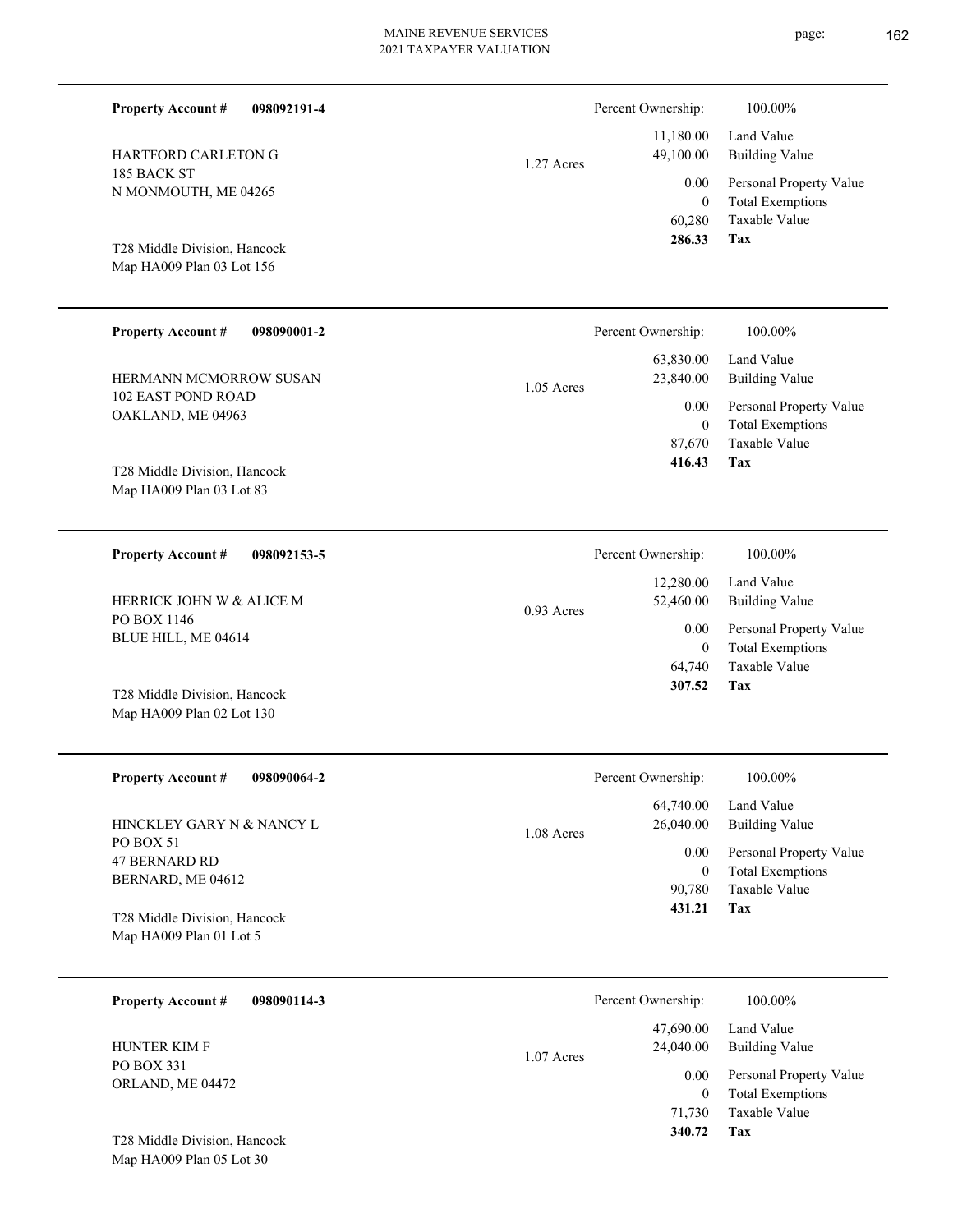**Property Account #** **098092191-4**

HARTFORD CARLETON G
185 BACK ST
N MONMOUTH, ME 04265

T28 Middle Division, Hancock
Map HA009 Plan 03 Lot 156

1.27 Acres

Percent Ownership: 100.00%

| | |
|---|---|
| 11,180.00 | Land Value |
| 49,100.00 | Building Value |
| 0.00 | Personal Property Value |
| 0 | Total Exemptions |
| 60,280 | Taxable Value |
| **286.33** | **Tax** |

---

**Property Account #** **098090001-2**

HERMANN MCMORROW SUSAN
102 EAST POND ROAD
OAKLAND, ME 04963

T28 Middle Division, Hancock
Map HA009 Plan 03 Lot 83

1.05 Acres

Percent Ownership: 100.00%

| | |
|---|---|
| 63,830.00 | Land Value |
| 23,840.00 | Building Value |
| 0.00 | Personal Property Value |
| 0 | Total Exemptions |
| 87,670 | Taxable Value |
| **416.43** | **Tax** |

---

**Property Account #** **098092153-5**

HERRICK JOHN W & ALICE M
PO BOX 1146
BLUE HILL, ME 04614

T28 Middle Division, Hancock
Map HA009 Plan 02 Lot 130

0.93 Acres

Percent Ownership: 100.00%

| | |
|---|---|
| 12,280.00 | Land Value |
| 52,460.00 | Building Value |
| 0.00 | Personal Property Value |
| 0 | Total Exemptions |
| 64,740 | Taxable Value |
| **307.52** | **Tax** |

---

**Property Account #** **098090064-2**

HINCKLEY GARY N & NANCY L
PO BOX 51
47 BERNARD RD
BERNARD, ME 04612

T28 Middle Division, Hancock
Map HA009 Plan 01 Lot 5

1.08 Acres

Percent Ownership: 100.00%

| | |
|---|---|
| 64,740.00 | Land Value |
| 26,040.00 | Building Value |
| 0.00 | Personal Property Value |
| 0 | Total Exemptions |
| 90,780 | Taxable Value |
| **431.21** | **Tax** |

---

**Property Account #** **098090114-3**

HUNTER KIM F
PO BOX 331
ORLAND, ME 04472

T28 Middle Division, Hancock
Map HA009 Plan 05 Lot 30

1.07 Acres

Percent Ownership: 100.00%

| | |
|---|---|
| 47,690.00 | Land Value |
| 24,040.00 | Building Value |
| 0.00 | Personal Property Value |
| 0 | Total Exemptions |
| 71,730 | Taxable Value |
| **340.72** | **Tax** |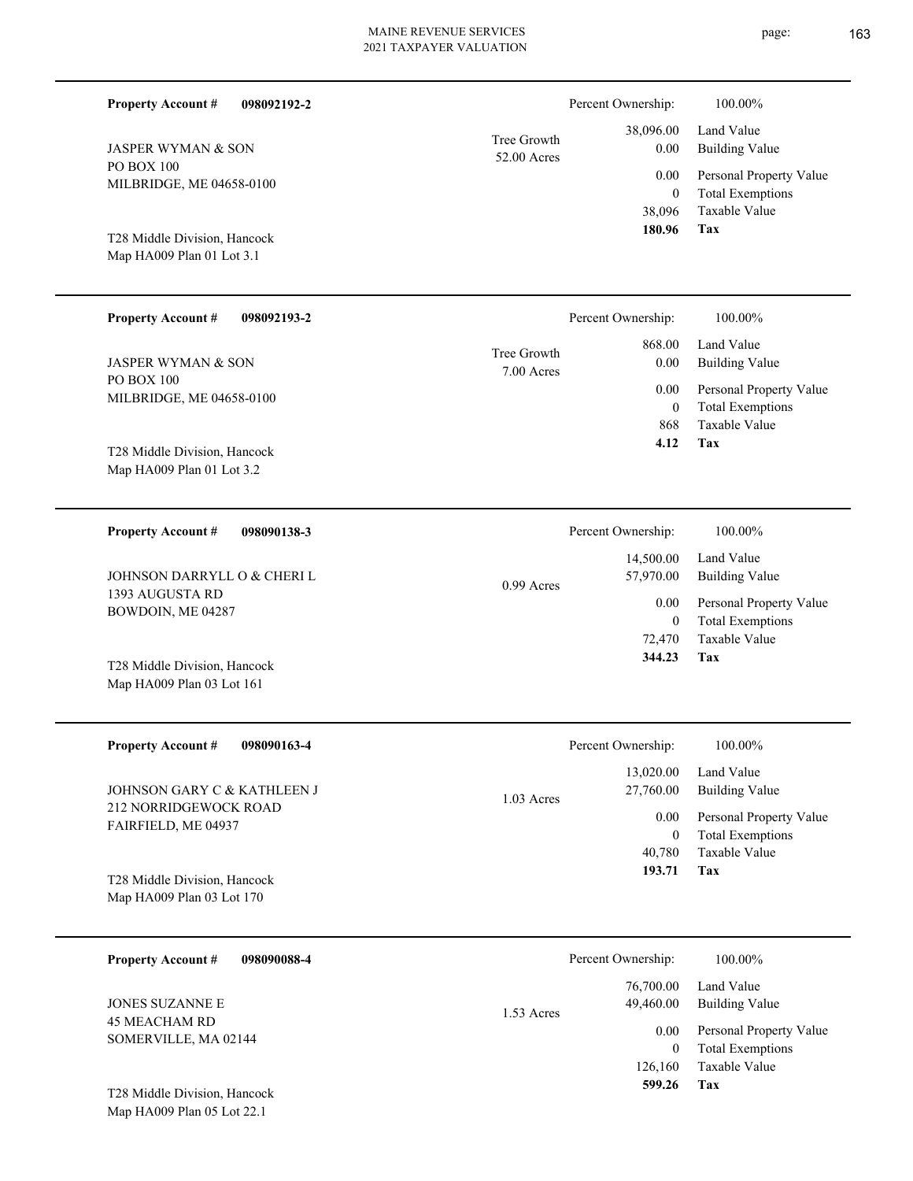**Property Account #** **098092192-2**

JASPER WYMAN & SON
PO BOX 100
MILBRIDGE, ME 04658-0100

T28 Middle Division, Hancock
Map HA009 Plan 01 Lot 3.1

Tree Growth
52.00 Acres

| Percent Ownership: | 100.00% |
|---|---|
| 38,096.00 | Land Value |
| 0.00 | Building Value |
| 0.00 | Personal Property Value |
| 0 | Total Exemptions |
| 38,096 | Taxable Value |
| **180.96** | **Tax** |

---

**Property Account #** **098092193-2**

JASPER WYMAN & SON
PO BOX 100
MILBRIDGE, ME 04658-0100

T28 Middle Division, Hancock
Map HA009 Plan 01 Lot 3.2

Tree Growth
7.00 Acres

| Percent Ownership: | 100.00% |
|---|---|
| 868.00 | Land Value |
| 0.00 | Building Value |
| 0.00 | Personal Property Value |
| 0 | Total Exemptions |
| 868 | Taxable Value |
| **4.12** | **Tax** |

---

**Property Account #** **098090138-3**

JOHNSON DARRYLL O & CHERI L
1393 AUGUSTA RD
BOWDOIN, ME 04287

T28 Middle Division, Hancock
Map HA009 Plan 03 Lot 161

0.99 Acres

| Percent Ownership: | 100.00% |
|---|---|
| 14,500.00 | Land Value |
| 57,970.00 | Building Value |
| 0.00 | Personal Property Value |
| 0 | Total Exemptions |
| 72,470 | Taxable Value |
| **344.23** | **Tax** |

---

**Property Account #** **098090163-4**

JOHNSON GARY C & KATHLEEN J
212 NORRIDGEWOCK ROAD
FAIRFIELD, ME 04937

T28 Middle Division, Hancock
Map HA009 Plan 03 Lot 170

1.03 Acres

| Percent Ownership: | 100.00% |
|---|---|
| 13,020.00 | Land Value |
| 27,760.00 | Building Value |
| 0.00 | Personal Property Value |
| 0 | Total Exemptions |
| 40,780 | Taxable Value |
| **193.71** | **Tax** |

---

**Property Account #** **098090088-4**

JONES SUZANNE E
45 MEACHAM RD
SOMERVILLE, MA 02144

T28 Middle Division, Hancock
Map HA009 Plan 05 Lot 22.1

1.53 Acres

| Percent Ownership: | 100.00% |
|---|---|
| 76,700.00 | Land Value |
| 49,460.00 | Building Value |
| 0.00 | Personal Property Value |
| 0 | Total Exemptions |
| 126,160 | Taxable Value |
| **599.26** | **Tax** |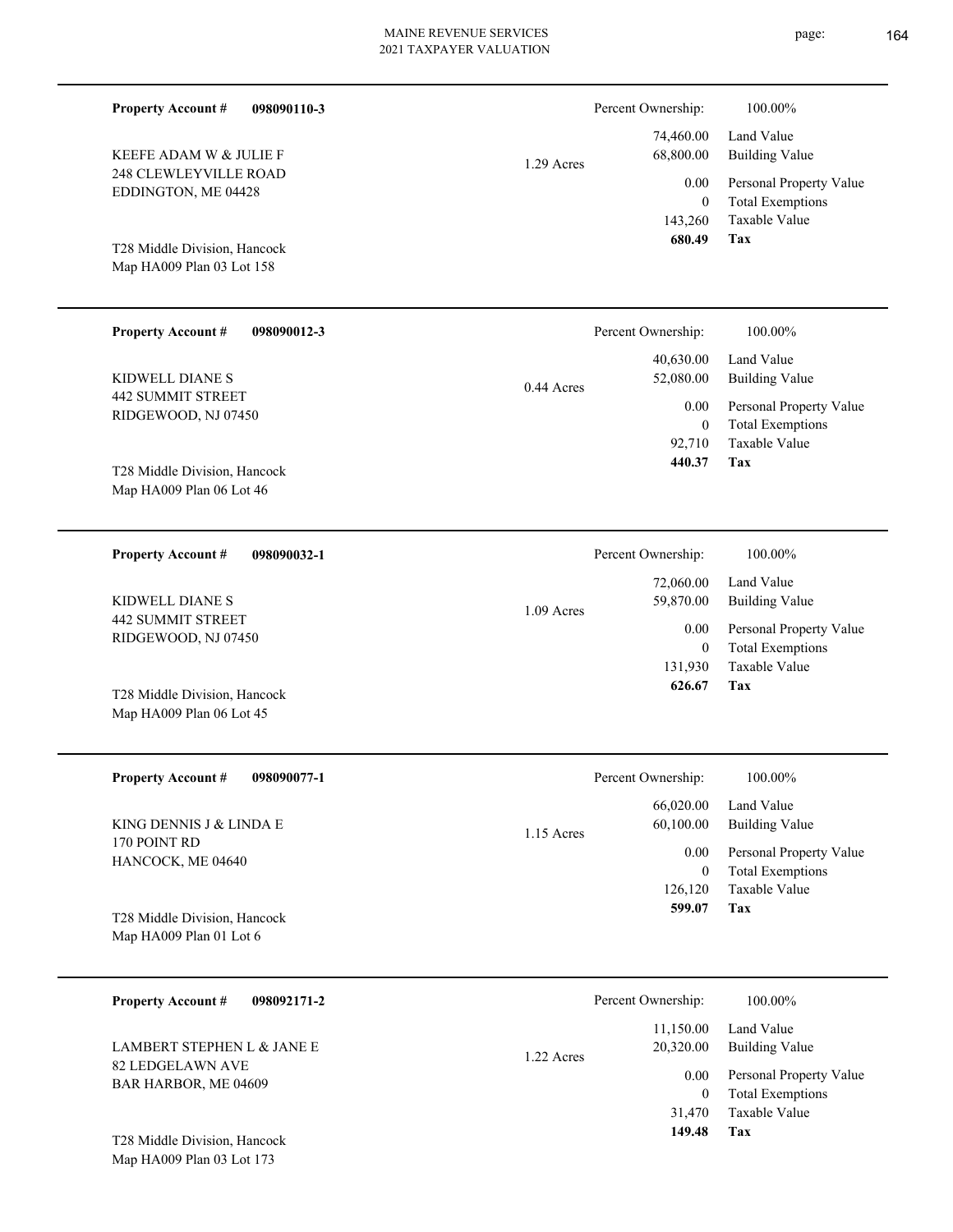| Property Account # | 098090110-3 | | Percent Ownership: | 100.00% |
|---|---|---|---|---|
| KEEFE ADAM W & JULIE F | | 1.29 Acres | 74,460.00 | Land Value |
| 248 CLEWLEYVILLE ROAD | | | 68,800.00 | Building Value |
| EDDINGTON, ME 04428 | | | 0.00 | Personal Property Value |
| | | | 0 | Total Exemptions |
| T28 Middle Division, Hancock | | | 143,260 | Taxable Value |
| Map HA009 Plan 03 Lot 158 | | | **680.49** | **Tax** |

| Property Account # | 098090012-3 | | Percent Ownership: | 100.00% |
|---|---|---|---|---|
| KIDWELL DIANE S | | 0.44 Acres | 40,630.00 | Land Value |
| 442 SUMMIT STREET | | | 52,080.00 | Building Value |
| RIDGEWOOD, NJ 07450 | | | 0.00 | Personal Property Value |
| | | | 0 | Total Exemptions |
| T28 Middle Division, Hancock | | | 92,710 | Taxable Value |
| Map HA009 Plan 06 Lot 46 | | | **440.37** | **Tax** |

| Property Account # | 098090032-1 | | Percent Ownership: | 100.00% |
|---|---|---|---|---|
| KIDWELL DIANE S | | 1.09 Acres | 72,060.00 | Land Value |
| 442 SUMMIT STREET | | | 59,870.00 | Building Value |
| RIDGEWOOD, NJ 07450 | | | 0.00 | Personal Property Value |
| | | | 0 | Total Exemptions |
| T28 Middle Division, Hancock | | | 131,930 | Taxable Value |
| Map HA009 Plan 06 Lot 45 | | | **626.67** | **Tax** |

| Property Account # | 098090077-1 | | Percent Ownership: | 100.00% |
|---|---|---|---|---|
| KING DENNIS J & LINDA E | | 1.15 Acres | 66,020.00 | Land Value |
| 170 POINT RD | | | 60,100.00 | Building Value |
| HANCOCK, ME 04640 | | | 0.00 | Personal Property Value |
| | | | 0 | Total Exemptions |
| T28 Middle Division, Hancock | | | 126,120 | Taxable Value |
| Map HA009 Plan 01 Lot 6 | | | **599.07** | **Tax** |

| Property Account # | 098092171-2 | | Percent Ownership: | 100.00% |
|---|---|---|---|---|
| LAMBERT STEPHEN L & JANE E | | 1.22 Acres | 11,150.00 | Land Value |
| 82 LEDGELAWN AVE | | | 20,320.00 | Building Value |
| BAR HARBOR, ME 04609 | | | 0.00 | Personal Property Value |
| | | | 0 | Total Exemptions |
| T28 Middle Division, Hancock | | | 31,470 | Taxable Value |
| Map HA009 Plan 03 Lot 173 | | | **149.48** | **Tax** |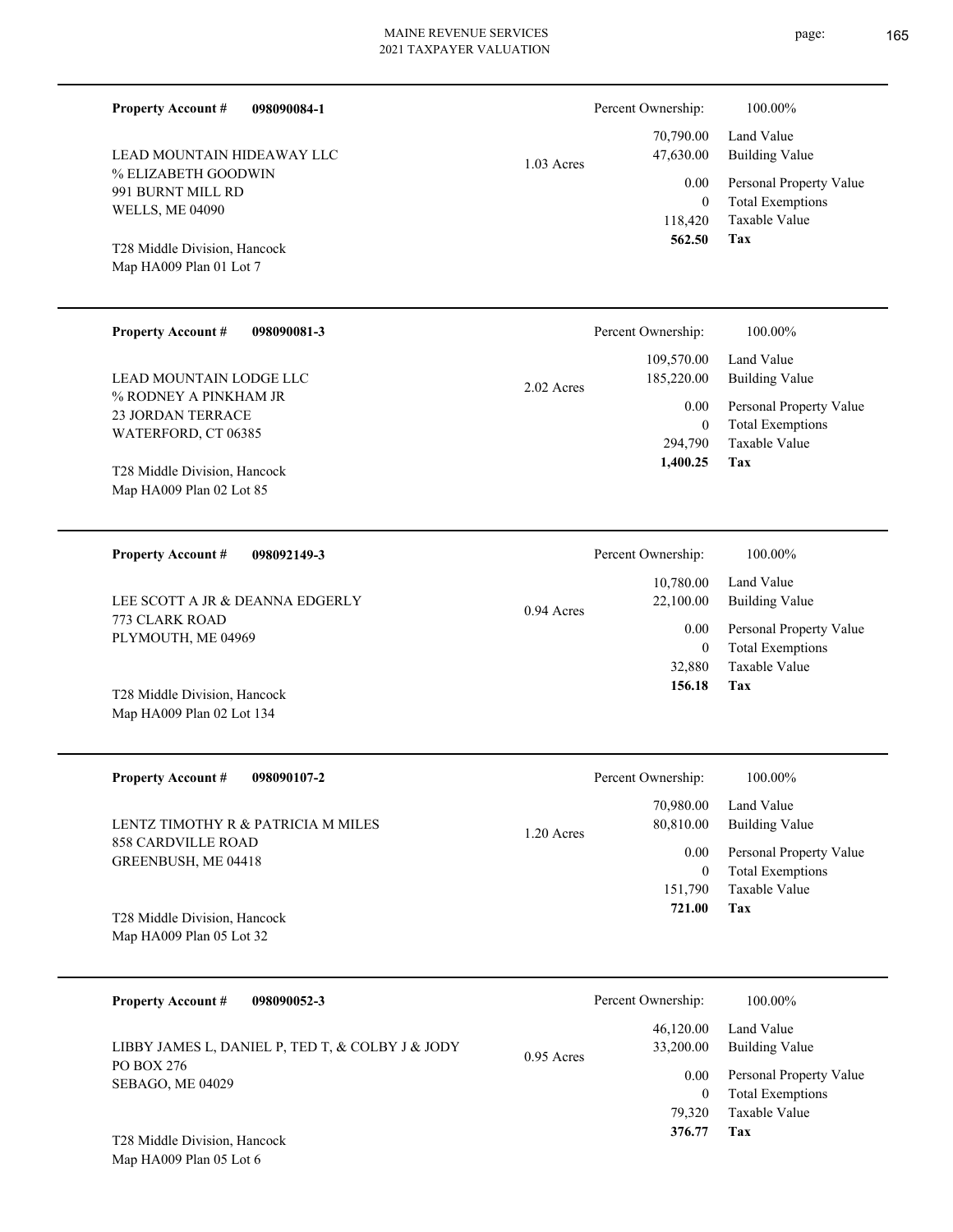**Property Account #** **098090084-1**

LEAD MOUNTAIN HIDEAWAY LLC
% ELIZABETH GOODWIN
991 BURNT MILL RD
WELLS, ME 04090

T28 Middle Division, Hancock
Map HA009 Plan 01 Lot 7

1.03 Acres

| Percent Ownership: | 100.00% |
|---|---|
| 70,790.00 | Land Value |
| 47,630.00 | Building Value |
| 0.00 | Personal Property Value |
| 0 | Total Exemptions |
| 118,420 | Taxable Value |
| **562.50** | **Tax** |

---

**Property Account #** **098090081-3**

LEAD MOUNTAIN LODGE LLC
% RODNEY A PINKHAM JR
23 JORDAN TERRACE
WATERFORD, CT 06385

T28 Middle Division, Hancock
Map HA009 Plan 02 Lot 85

2.02 Acres

| Percent Ownership: | 100.00% |
|---|---|
| 109,570.00 | Land Value |
| 185,220.00 | Building Value |
| 0.00 | Personal Property Value |
| 0 | Total Exemptions |
| 294,790 | Taxable Value |
| **1,400.25** | **Tax** |

---

**Property Account #** **098092149-3**

LEE SCOTT A JR & DEANNA EDGERLY
773 CLARK ROAD
PLYMOUTH, ME 04969

T28 Middle Division, Hancock
Map HA009 Plan 02 Lot 134

0.94 Acres

| Percent Ownership: | 100.00% |
|---|---|
| 10,780.00 | Land Value |
| 22,100.00 | Building Value |
| 0.00 | Personal Property Value |
| 0 | Total Exemptions |
| 32,880 | Taxable Value |
| **156.18** | **Tax** |

---

**Property Account #** **098090107-2**

LENTZ TIMOTHY R & PATRICIA M MILES
858 CARDVILLE ROAD
GREENBUSH, ME 04418

T28 Middle Division, Hancock
Map HA009 Plan 05 Lot 32

1.20 Acres

| Percent Ownership: | 100.00% |
|---|---|
| 70,980.00 | Land Value |
| 80,810.00 | Building Value |
| 0.00 | Personal Property Value |
| 0 | Total Exemptions |
| 151,790 | Taxable Value |
| **721.00** | **Tax** |

---

**Property Account #** **098090052-3**

LIBBY JAMES L, DANIEL P, TED T, & COLBY J & JODY
PO BOX 276
SEBAGO, ME 04029

T28 Middle Division, Hancock
Map HA009 Plan 05 Lot 6

0.95 Acres

| Percent Ownership: | 100.00% |
|---|---|
| 46,120.00 | Land Value |
| 33,200.00 | Building Value |
| 0.00 | Personal Property Value |
| 0 | Total Exemptions |
| 79,320 | Taxable Value |
| **376.77** | **Tax** |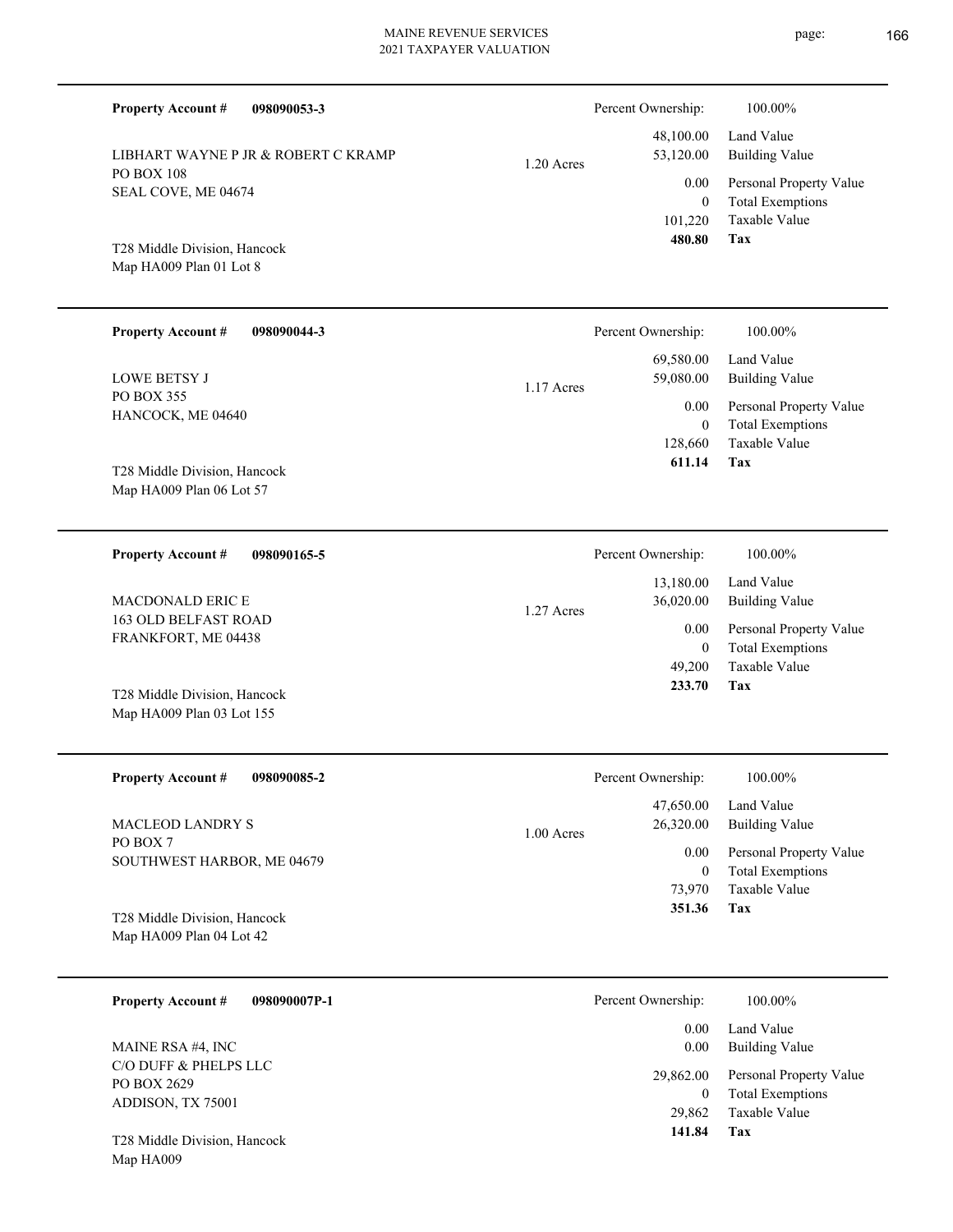**Property Account #** **098090053-3**

LIBHART WAYNE P JR & ROBERT C KRAMP
PO BOX 108
SEAL COVE, ME 04674

T28 Middle Division, Hancock
Map HA009 Plan 01 Lot 8

1.20 Acres

| Percent Ownership: | 100.00% |
|---|---|
| 48,100.00 | Land Value |
| 53,120.00 | Building Value |
| 0.00 | Personal Property Value |
| 0 | Total Exemptions |
| 101,220 | Taxable Value |
| **480.80** | **Tax** |

---

**Property Account #** **098090044-3**

LOWE BETSY J
PO BOX 355
HANCOCK, ME 04640

T28 Middle Division, Hancock
Map HA009 Plan 06 Lot 57

1.17 Acres

| Percent Ownership: | 100.00% |
|---|---|
| 69,580.00 | Land Value |
| 59,080.00 | Building Value |
| 0.00 | Personal Property Value |
| 0 | Total Exemptions |
| 128,660 | Taxable Value |
| **611.14** | **Tax** |

---

**Property Account #** **098090165-5**

MACDONALD ERIC E
163 OLD BELFAST ROAD
FRANKFORT, ME 04438

T28 Middle Division, Hancock
Map HA009 Plan 03 Lot 155

1.27 Acres

| Percent Ownership: | 100.00% |
|---|---|
| 13,180.00 | Land Value |
| 36,020.00 | Building Value |
| 0.00 | Personal Property Value |
| 0 | Total Exemptions |
| 49,200 | Taxable Value |
| **233.70** | **Tax** |

---

**Property Account #** **098090085-2**

MACLEOD LANDRY S
PO BOX 7
SOUTHWEST HARBOR, ME 04679

T28 Middle Division, Hancock
Map HA009 Plan 04 Lot 42

1.00 Acres

| Percent Ownership: | 100.00% |
|---|---|
| 47,650.00 | Land Value |
| 26,320.00 | Building Value |
| 0.00 | Personal Property Value |
| 0 | Total Exemptions |
| 73,970 | Taxable Value |
| **351.36** | **Tax** |

---

**Property Account #** **098090007P-1**

MAINE RSA #4, INC
C/O DUFF & PHELPS LLC
PO BOX 2629
ADDISON, TX 75001

T28 Middle Division, Hancock
Map HA009

| Percent Ownership: | 100.00% |
|---|---|
| 0.00 | Land Value |
| 0.00 | Building Value |
| 29,862.00 | Personal Property Value |
| 0 | Total Exemptions |
| 29,862 | Taxable Value |
| **141.84** | **Tax** |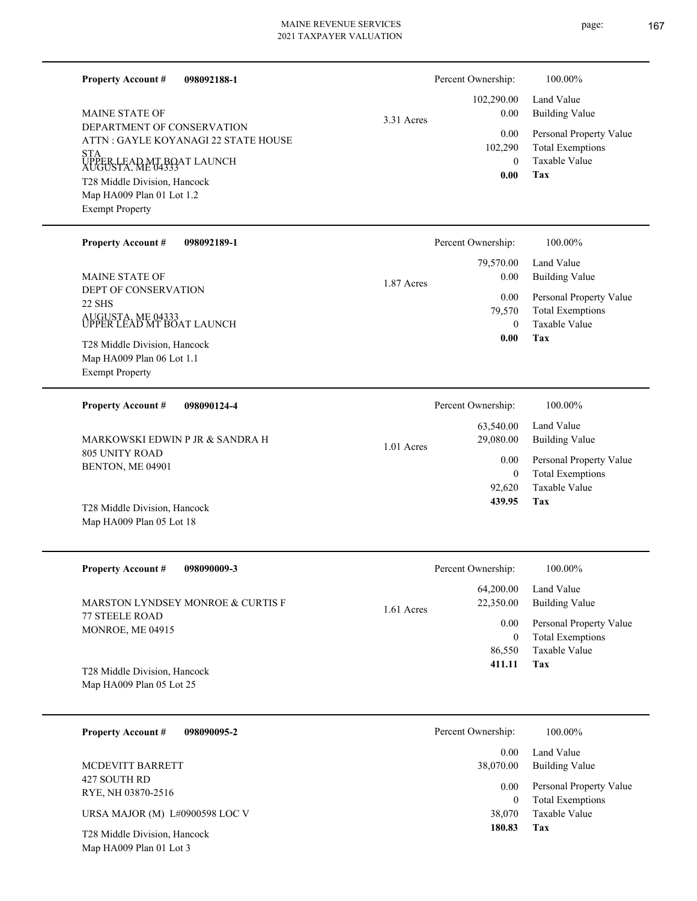**Property Account #** **098092188-1**

MAINE STATE OF
DEPARTMENT OF CONSERVATION
ATTN : GAYLE KOYANAGI 22 STATE HOUSE STA
AUGUSTA, ME 04333
UPPER LEAD MT BOAT LAUNCH
T28 Middle Division, Hancock
Map HA009 Plan 01 Lot 1.2
Exempt Property

3.31 Acres

| Percent Ownership: | 100.00% |
|---|---|
| 102,290.00 | Land Value |
| 0.00 | Building Value |
| 0.00 | Personal Property Value |
| 102,290 | Total Exemptions |
| 0 | Taxable Value |
| **0.00** | **Tax** |

---

**Property Account #** **098092189-1**

MAINE STATE OF
DEPT OF CONSERVATION
22 SHS
AUGUSTA, ME 04333
UPPER LEAD MT BOAT LAUNCH
T28 Middle Division, Hancock
Map HA009 Plan 06 Lot 1.1
Exempt Property

1.87 Acres

| Percent Ownership: | 100.00% |
|---|---|
| 79,570.00 | Land Value |
| 0.00 | Building Value |
| 0.00 | Personal Property Value |
| 79,570 | Total Exemptions |
| 0 | Taxable Value |
| **0.00** | **Tax** |

---

**Property Account #** **098090124-4**

MARKOWSKI EDWIN P JR & SANDRA H
805 UNITY ROAD
BENTON, ME 04901

T28 Middle Division, Hancock
Map HA009 Plan 05 Lot 18

1.01 Acres

| Percent Ownership: | 100.00% |
|---|---|
| 63,540.00 | Land Value |
| 29,080.00 | Building Value |
| 0.00 | Personal Property Value |
| 0 | Total Exemptions |
| 92,620 | Taxable Value |
| **439.95** | **Tax** |

---

**Property Account #** **098090009-3**

MARSTON LYNDSEY MONROE & CURTIS F
77 STEELE ROAD
MONROE, ME 04915

T28 Middle Division, Hancock
Map HA009 Plan 05 Lot 25

1.61 Acres

| Percent Ownership: | 100.00% |
|---|---|
| 64,200.00 | Land Value |
| 22,350.00 | Building Value |
| 0.00 | Personal Property Value |
| 0 | Total Exemptions |
| 86,550 | Taxable Value |
| **411.11** | **Tax** |

---

**Property Account #** **098090095-2**

MCDEVITT BARRETT
427 SOUTH RD
RYE, NH 03870-2516

URSA MAJOR (M) L#0900598 LOC V

T28 Middle Division, Hancock
Map HA009 Plan 01 Lot 3

| Percent Ownership: | 100.00% |
|---|---|
| 0.00 | Land Value |
| 38,070.00 | Building Value |
| 0.00 | Personal Property Value |
| 0 | Total Exemptions |
| 38,070 | Taxable Value |
| **180.83** | **Tax** |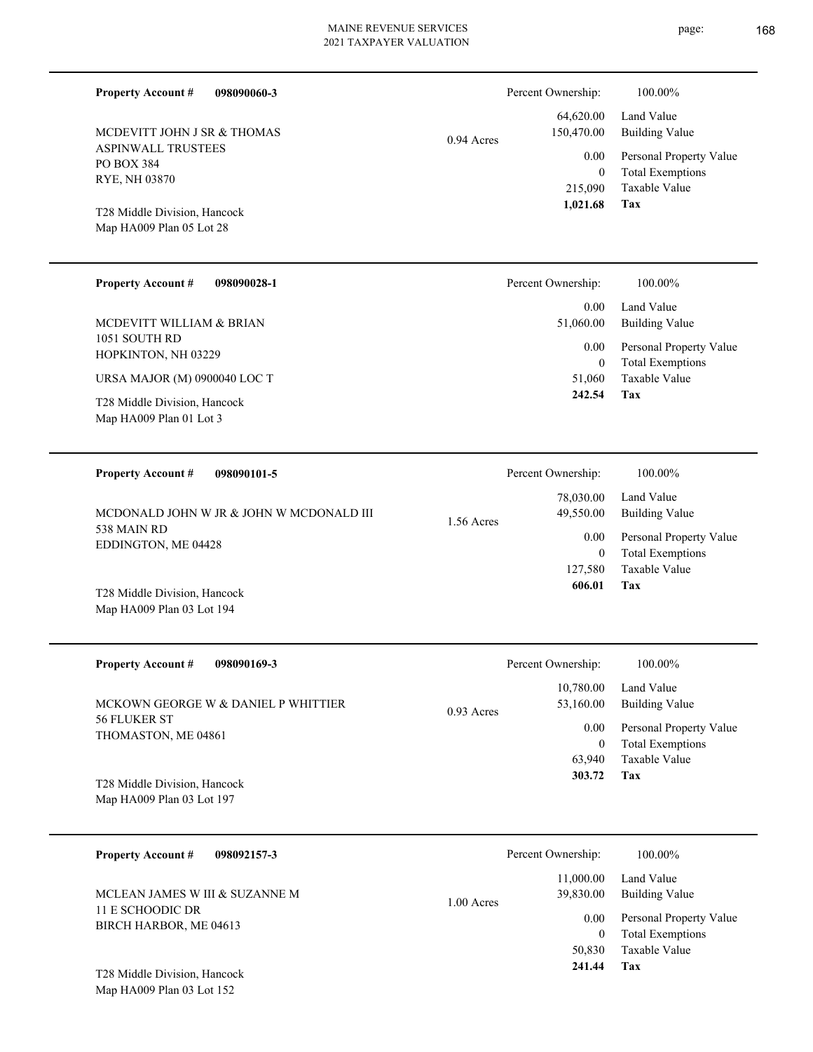**Property Account #** **098090060-3**

MCDEVITT JOHN J SR & THOMAS
ASPINWALL TRUSTEES
PO BOX 384
RYE, NH 03870

T28 Middle Division, Hancock
Map HA009 Plan 05 Lot 28

0.94 Acres

| Percent Ownership: | 100.00% |
|---|---|
| 64,620.00 | Land Value |
| 150,470.00 | Building Value |
| 0.00 | Personal Property Value |
| 0 | Total Exemptions |
| 215,090 | Taxable Value |
| **1,021.68** | **Tax** |

---

**Property Account #** **098090028-1**

MCDEVITT WILLIAM & BRIAN
1051 SOUTH RD
HOPKINTON, NH 03229

URSA MAJOR (M) 0900040 LOC T

T28 Middle Division, Hancock
Map HA009 Plan 01 Lot 3

| Percent Ownership: | 100.00% |
|---|---|
| 0.00 | Land Value |
| 51,060.00 | Building Value |
| 0.00 | Personal Property Value |
| 0 | Total Exemptions |
| 51,060 | Taxable Value |
| **242.54** | **Tax** |

---

**Property Account #** **098090101-5**

MCDONALD JOHN W JR & JOHN W MCDONALD III
538 MAIN RD
EDDINGTON, ME 04428

T28 Middle Division, Hancock
Map HA009 Plan 03 Lot 194

1.56 Acres

| Percent Ownership: | 100.00% |
|---|---|
| 78,030.00 | Land Value |
| 49,550.00 | Building Value |
| 0.00 | Personal Property Value |
| 0 | Total Exemptions |
| 127,580 | Taxable Value |
| **606.01** | **Tax** |

---

**Property Account #** **098090169-3**

MCKOWN GEORGE W & DANIEL P WHITTIER
56 FLUKER ST
THOMASTON, ME 04861

T28 Middle Division, Hancock
Map HA009 Plan 03 Lot 197

0.93 Acres

| Percent Ownership: | 100.00% |
|---|---|
| 10,780.00 | Land Value |
| 53,160.00 | Building Value |
| 0.00 | Personal Property Value |
| 0 | Total Exemptions |
| 63,940 | Taxable Value |
| **303.72** | **Tax** |

---

**Property Account #** **098092157-3**

MCLEAN JAMES W III & SUZANNE M
11 E SCHOODIC DR
BIRCH HARBOR, ME 04613

T28 Middle Division, Hancock
Map HA009 Plan 03 Lot 152

1.00 Acres

| Percent Ownership: | 100.00% |
|---|---|
| 11,000.00 | Land Value |
| 39,830.00 | Building Value |
| 0.00 | Personal Property Value |
| 0 | Total Exemptions |
| 50,830 | Taxable Value |
| **241.44** | **Tax** |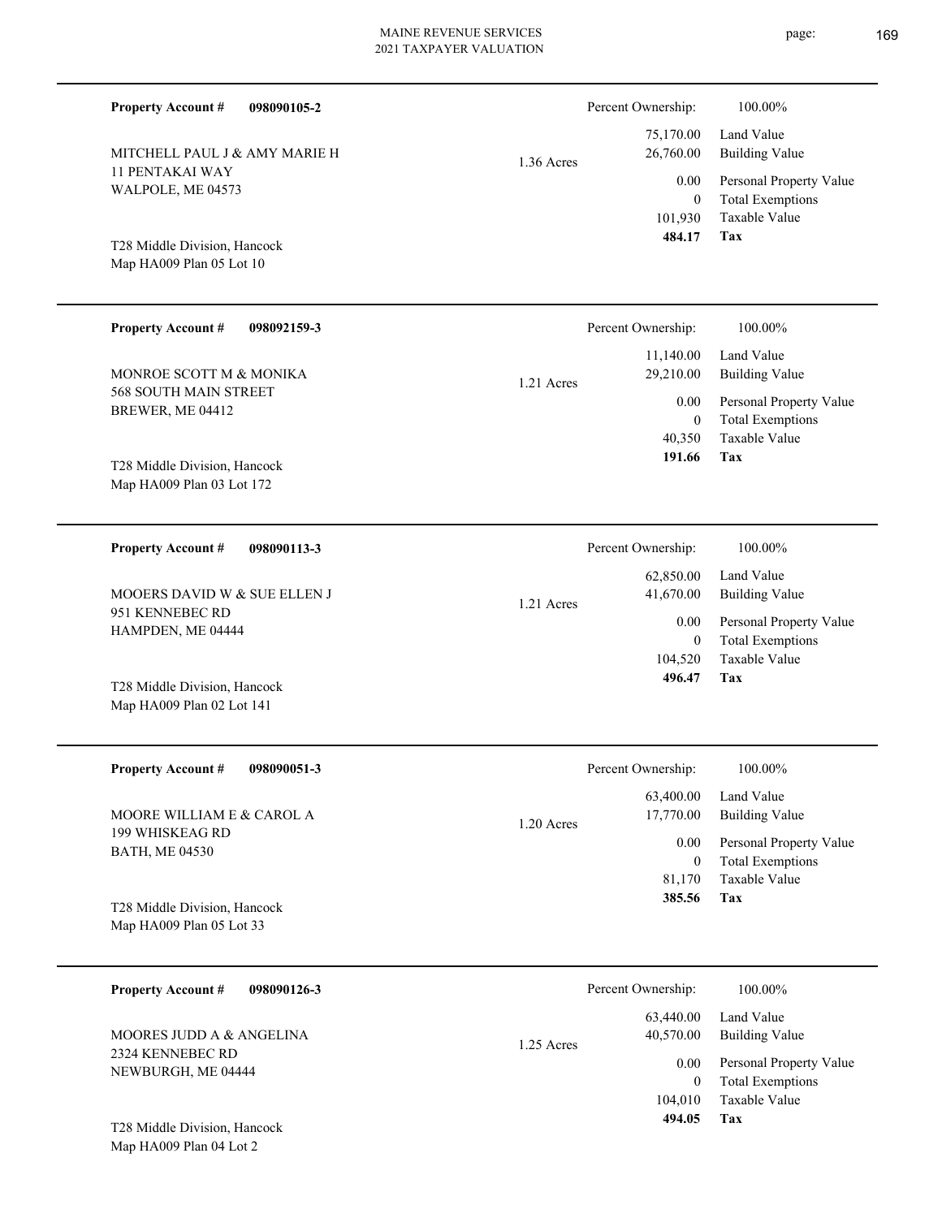**Property Account #** **098090105-2**

MITCHELL PAUL J & AMY MARIE H
11 PENTAKAI WAY
WALPOLE, ME 04573

T28 Middle Division, Hancock
Map HA009 Plan 05 Lot 10

1.36 Acres

| Percent Ownership: | 100.00% |
|---|---|
| 75,170.00 | Land Value |
| 26,760.00 | Building Value |
| 0.00 | Personal Property Value |
| 0 | Total Exemptions |
| 101,930 | Taxable Value |
| **484.17** | **Tax** |

---

**Property Account #** **098092159-3**

MONROE SCOTT M & MONIKA
568 SOUTH MAIN STREET
BREWER, ME 04412

T28 Middle Division, Hancock
Map HA009 Plan 03 Lot 172

1.21 Acres

| Percent Ownership: | 100.00% |
|---|---|
| 11,140.00 | Land Value |
| 29,210.00 | Building Value |
| 0.00 | Personal Property Value |
| 0 | Total Exemptions |
| 40,350 | Taxable Value |
| **191.66** | **Tax** |

---

**Property Account #** **098090113-3**

MOOERS DAVID W & SUE ELLEN J
951 KENNEBEC RD
HAMPDEN, ME 04444

T28 Middle Division, Hancock
Map HA009 Plan 02 Lot 141

1.21 Acres

| Percent Ownership: | 100.00% |
|---|---|
| 62,850.00 | Land Value |
| 41,670.00 | Building Value |
| 0.00 | Personal Property Value |
| 0 | Total Exemptions |
| 104,520 | Taxable Value |
| **496.47** | **Tax** |

---

**Property Account #** **098090051-3**

MOORE WILLIAM E & CAROL A
199 WHISKEAG RD
BATH, ME 04530

T28 Middle Division, Hancock
Map HA009 Plan 05 Lot 33

1.20 Acres

| Percent Ownership: | 100.00% |
|---|---|
| 63,400.00 | Land Value |
| 17,770.00 | Building Value |
| 0.00 | Personal Property Value |
| 0 | Total Exemptions |
| 81,170 | Taxable Value |
| **385.56** | **Tax** |

---

**Property Account #** **098090126-3**

MOORES JUDD A & ANGELINA
2324 KENNEBEC RD
NEWBURGH, ME 04444

T28 Middle Division, Hancock
Map HA009 Plan 04 Lot 2

1.25 Acres

| Percent Ownership: | 100.00% |
|---|---|
| 63,440.00 | Land Value |
| 40,570.00 | Building Value |
| 0.00 | Personal Property Value |
| 0 | Total Exemptions |
| 104,010 | Taxable Value |
| **494.05** | **Tax** |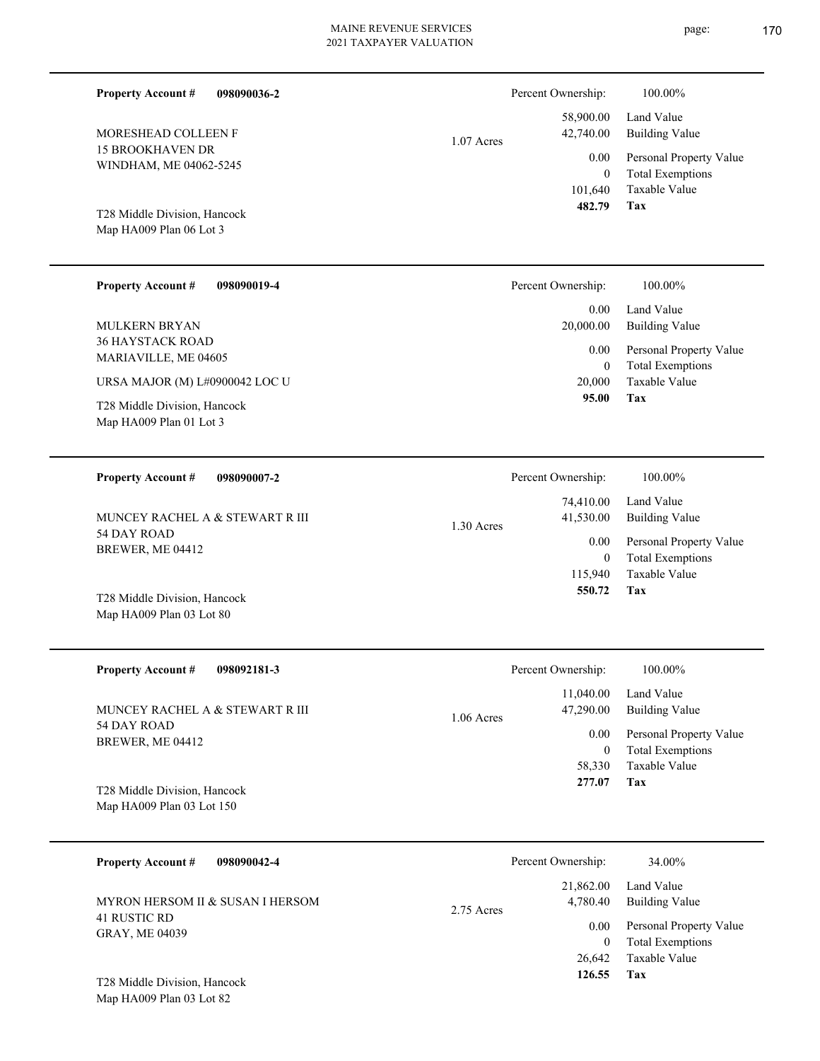**Property Account #** **098090036-2**

MORESHEAD COLLEEN F
15 BROOKHAVEN DR
WINDHAM, ME 04062-5245

T28 Middle Division, Hancock
Map HA009 Plan 06 Lot 3

1.07 Acres

| Percent Ownership: | 100.00% |
|---|---|
| 58,900.00 | Land Value |
| 42,740.00 | Building Value |
| 0.00 | Personal Property Value |
| 0 | Total Exemptions |
| 101,640 | Taxable Value |
| **482.79** | **Tax** |

---

**Property Account #** **098090019-4**

MULKERN BRYAN
36 HAYSTACK ROAD
MARIAVILLE, ME 04605

URSA MAJOR (M) L#0900042 LOC U

T28 Middle Division, Hancock
Map HA009 Plan 01 Lot 3

| Percent Ownership: | 100.00% |
|---|---|
| 0.00 | Land Value |
| 20,000.00 | Building Value |
| 0.00 | Personal Property Value |
| 0 | Total Exemptions |
| 20,000 | Taxable Value |
| **95.00** | **Tax** |

---

**Property Account #** **098090007-2**

MUNCEY RACHEL A & STEWART R III
54 DAY ROAD
BREWER, ME 04412

T28 Middle Division, Hancock
Map HA009 Plan 03 Lot 80

1.30 Acres

| Percent Ownership: | 100.00% |
|---|---|
| 74,410.00 | Land Value |
| 41,530.00 | Building Value |
| 0.00 | Personal Property Value |
| 0 | Total Exemptions |
| 115,940 | Taxable Value |
| **550.72** | **Tax** |

---

**Property Account #** **098092181-3**

MUNCEY RACHEL A & STEWART R III
54 DAY ROAD
BREWER, ME 04412

T28 Middle Division, Hancock
Map HA009 Plan 03 Lot 150

1.06 Acres

| Percent Ownership: | 100.00% |
|---|---|
| 11,040.00 | Land Value |
| 47,290.00 | Building Value |
| 0.00 | Personal Property Value |
| 0 | Total Exemptions |
| 58,330 | Taxable Value |
| **277.07** | **Tax** |

---

**Property Account #** **098090042-4**

MYRON HERSOM II & SUSAN I HERSOM
41 RUSTIC RD
GRAY, ME 04039

T28 Middle Division, Hancock
Map HA009 Plan 03 Lot 82

2.75 Acres

| Percent Ownership: | 34.00% |
|---|---|
| 21,862.00 | Land Value |
| 4,780.40 | Building Value |
| 0.00 | Personal Property Value |
| 0 | Total Exemptions |
| 26,642 | Taxable Value |
| **126.55** | **Tax** |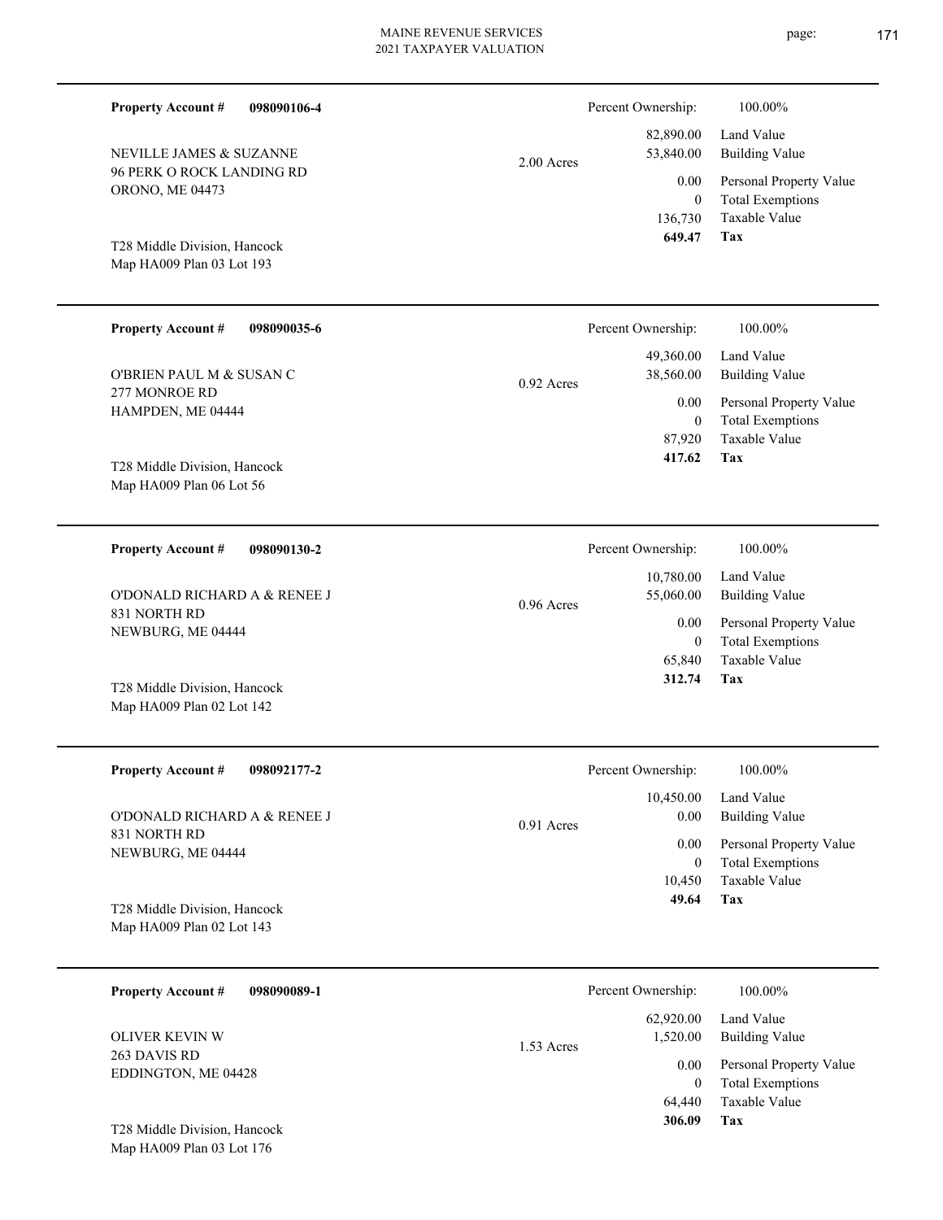**Property Account #** **098090106-4**

NEVILLE JAMES & SUZANNE
96 PERK O ROCK LANDING RD
ORONO, ME 04473

T28 Middle Division, Hancock
Map HA009 Plan 03 Lot 193

2.00 Acres

| Percent Ownership: | 100.00% |
|---|---|
| 82,890.00 | Land Value |
| 53,840.00 | Building Value |
| 0.00 | Personal Property Value |
| 0 | Total Exemptions |
| 136,730 | Taxable Value |
| **649.47** | **Tax** |

---

**Property Account #** **098090035-6**

O'BRIEN PAUL M & SUSAN C
277 MONROE RD
HAMPDEN, ME 04444

T28 Middle Division, Hancock
Map HA009 Plan 06 Lot 56

0.92 Acres

| Percent Ownership: | 100.00% |
|---|---|
| 49,360.00 | Land Value |
| 38,560.00 | Building Value |
| 0.00 | Personal Property Value |
| 0 | Total Exemptions |
| 87,920 | Taxable Value |
| **417.62** | **Tax** |

---

**Property Account #** **098090130-2**

O'DONALD RICHARD A & RENEE J
831 NORTH RD
NEWBURG, ME 04444

T28 Middle Division, Hancock
Map HA009 Plan 02 Lot 142

0.96 Acres

| Percent Ownership: | 100.00% |
|---|---|
| 10,780.00 | Land Value |
| 55,060.00 | Building Value |
| 0.00 | Personal Property Value |
| 0 | Total Exemptions |
| 65,840 | Taxable Value |
| **312.74** | **Tax** |

---

**Property Account #** **098092177-2**

O'DONALD RICHARD A & RENEE J
831 NORTH RD
NEWBURG, ME 04444

T28 Middle Division, Hancock
Map HA009 Plan 02 Lot 143

0.91 Acres

| Percent Ownership: | 100.00% |
|---|---|
| 10,450.00 | Land Value |
| 0.00 | Building Value |
| 0.00 | Personal Property Value |
| 0 | Total Exemptions |
| 10,450 | Taxable Value |
| **49.64** | **Tax** |

---

**Property Account #** **098090089-1**

OLIVER KEVIN W
263 DAVIS RD
EDDINGTON, ME 04428

T28 Middle Division, Hancock
Map HA009 Plan 03 Lot 176

1.53 Acres

| Percent Ownership: | 100.00% |
|---|---|
| 62,920.00 | Land Value |
| 1,520.00 | Building Value |
| 0.00 | Personal Property Value |
| 0 | Total Exemptions |
| 64,440 | Taxable Value |
| **306.09** | **Tax** |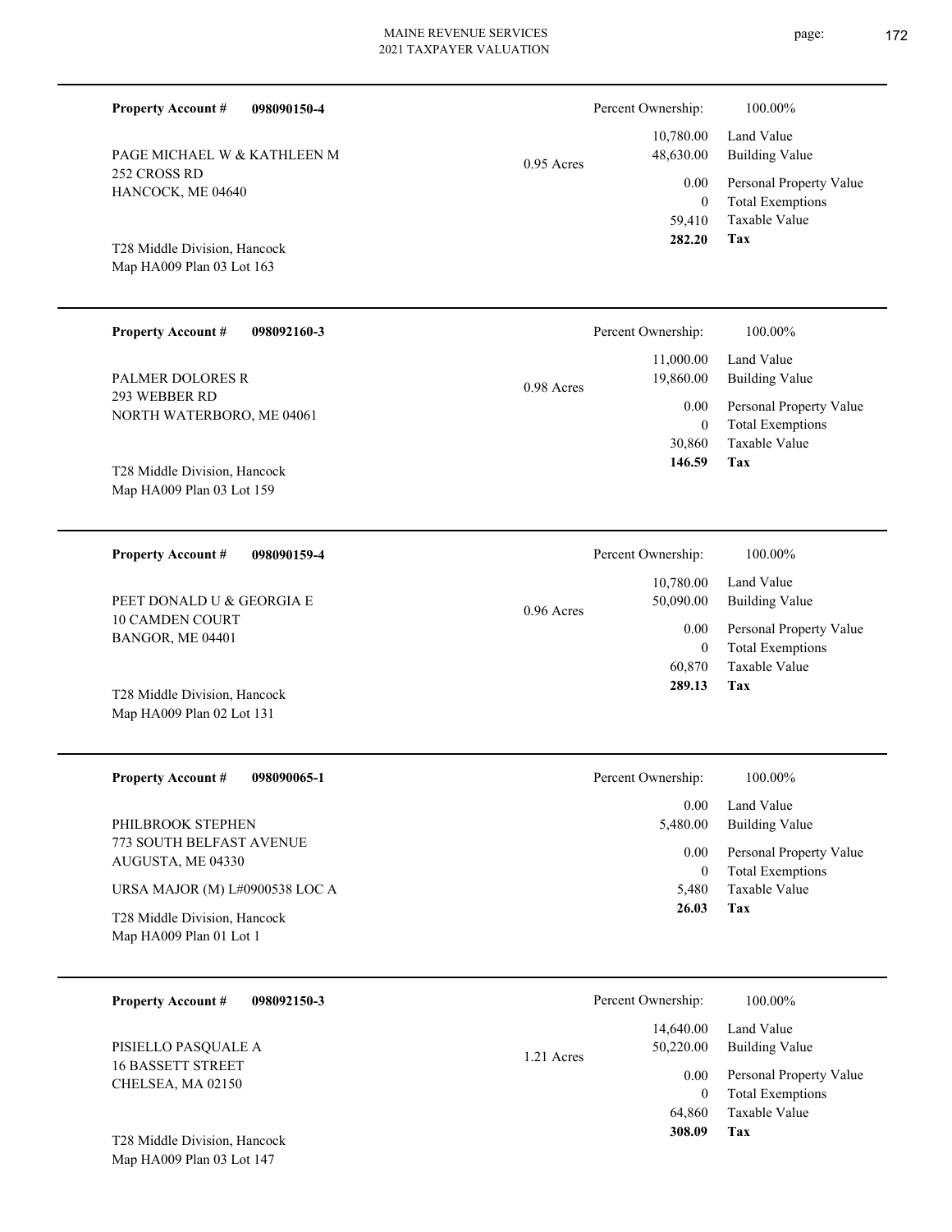**Property Account #** **098090150-4**

PAGE MICHAEL W & KATHLEEN M
252 CROSS RD
HANCOCK, ME 04640

T28 Middle Division, Hancock
Map HA009 Plan 03 Lot 163

0.95 Acres

| | |
|---|---|
| Percent Ownership: | 100.00% |
| 10,780.00 | Land Value |
| 48,630.00 | Building Value |
| 0.00 | Personal Property Value |
| 0 | Total Exemptions |
| 59,410 | Taxable Value |
| **282.20** | **Tax** |

---

**Property Account #** **098092160-3**

PALMER DOLORES R
293 WEBBER RD
NORTH WATERBORO, ME 04061

T28 Middle Division, Hancock
Map HA009 Plan 03 Lot 159

0.98 Acres

| | |
|---|---|
| Percent Ownership: | 100.00% |
| 11,000.00 | Land Value |
| 19,860.00 | Building Value |
| 0.00 | Personal Property Value |
| 0 | Total Exemptions |
| 30,860 | Taxable Value |
| **146.59** | **Tax** |

---

**Property Account #** **098090159-4**

PEET DONALD U & GEORGIA E
10 CAMDEN COURT
BANGOR, ME 04401

T28 Middle Division, Hancock
Map HA009 Plan 02 Lot 131

0.96 Acres

| | |
|---|---|
| Percent Ownership: | 100.00% |
| 10,780.00 | Land Value |
| 50,090.00 | Building Value |
| 0.00 | Personal Property Value |
| 0 | Total Exemptions |
| 60,870 | Taxable Value |
| **289.13** | **Tax** |

---

**Property Account #** **098090065-1**

PHILBROOK STEPHEN
773 SOUTH BELFAST AVENUE
AUGUSTA, ME 04330

URSA MAJOR (M) L#0900538 LOC A

T28 Middle Division, Hancock
Map HA009 Plan 01 Lot 1

| | |
|---|---|
| Percent Ownership: | 100.00% |
| 0.00 | Land Value |
| 5,480.00 | Building Value |
| 0.00 | Personal Property Value |
| 0 | Total Exemptions |
| 5,480 | Taxable Value |
| **26.03** | **Tax** |

---

**Property Account #** **098092150-3**

PISIELLO PASQUALE A
16 BASSETT STREET
CHELSEA, MA 02150

T28 Middle Division, Hancock
Map HA009 Plan 03 Lot 147

1.21 Acres

| | |
|---|---|
| Percent Ownership: | 100.00% |
| 14,640.00 | Land Value |
| 50,220.00 | Building Value |
| 0.00 | Personal Property Value |
| 0 | Total Exemptions |
| 64,860 | Taxable Value |
| **308.09** | **Tax** |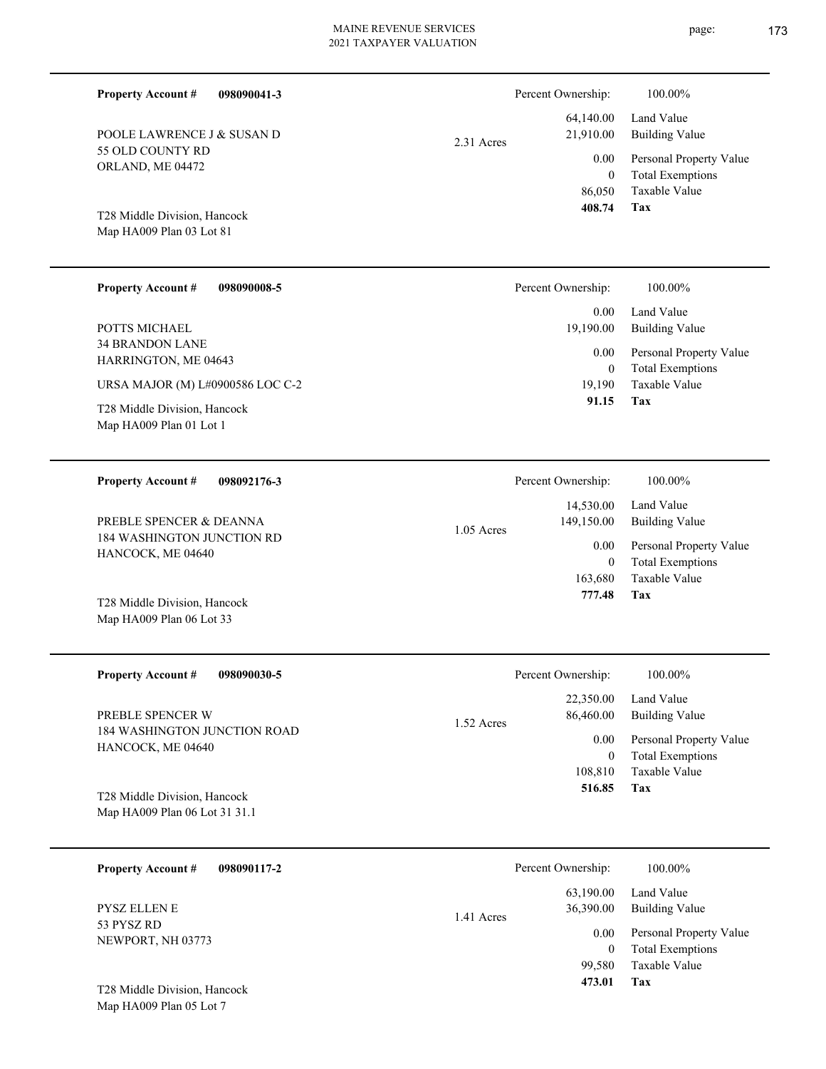**Property Account #** **098090041-3**

POOLE LAWRENCE J & SUSAN D
55 OLD COUNTY RD
ORLAND, ME 04472

T28 Middle Division, Hancock
Map HA009 Plan 03 Lot 81

2.31 Acres

| | |
|---|---|
| Percent Ownership: | 100.00% |
| 64,140.00 | Land Value |
| 21,910.00 | Building Value |
| 0.00 | Personal Property Value |
| 0 | Total Exemptions |
| 86,050 | Taxable Value |
| **408.74** | **Tax** |

---

**Property Account #** **098090008-5**

POTTS MICHAEL
34 BRANDON LANE
HARRINGTON, ME 04643

URSA MAJOR (M) L#0900586 LOC C-2

T28 Middle Division, Hancock
Map HA009 Plan 01 Lot 1

| | |
|---|---|
| Percent Ownership: | 100.00% |
| 0.00 | Land Value |
| 19,190.00 | Building Value |
| 0.00 | Personal Property Value |
| 0 | Total Exemptions |
| 19,190 | Taxable Value |
| **91.15** | **Tax** |

---

**Property Account #** **098092176-3**

PREBLE SPENCER & DEANNA
184 WASHINGTON JUNCTION RD
HANCOCK, ME 04640

T28 Middle Division, Hancock
Map HA009 Plan 06 Lot 33

1.05 Acres

| | |
|---|---|
| Percent Ownership: | 100.00% |
| 14,530.00 | Land Value |
| 149,150.00 | Building Value |
| 0.00 | Personal Property Value |
| 0 | Total Exemptions |
| 163,680 | Taxable Value |
| **777.48** | **Tax** |

---

**Property Account #** **098090030-5**

PREBLE SPENCER W
184 WASHINGTON JUNCTION ROAD
HANCOCK, ME 04640

T28 Middle Division, Hancock
Map HA009 Plan 06 Lot 31 31.1

1.52 Acres

| | |
|---|---|
| Percent Ownership: | 100.00% |
| 22,350.00 | Land Value |
| 86,460.00 | Building Value |
| 0.00 | Personal Property Value |
| 0 | Total Exemptions |
| 108,810 | Taxable Value |
| **516.85** | **Tax** |

---

**Property Account #** **098090117-2**

PYSZ ELLEN E
53 PYSZ RD
NEWPORT, NH 03773

T28 Middle Division, Hancock
Map HA009 Plan 05 Lot 7

1.41 Acres

| | |
|---|---|
| Percent Ownership: | 100.00% |
| 63,190.00 | Land Value |
| 36,390.00 | Building Value |
| 0.00 | Personal Property Value |
| 0 | Total Exemptions |
| 99,580 | Taxable Value |
| **473.01** | **Tax** |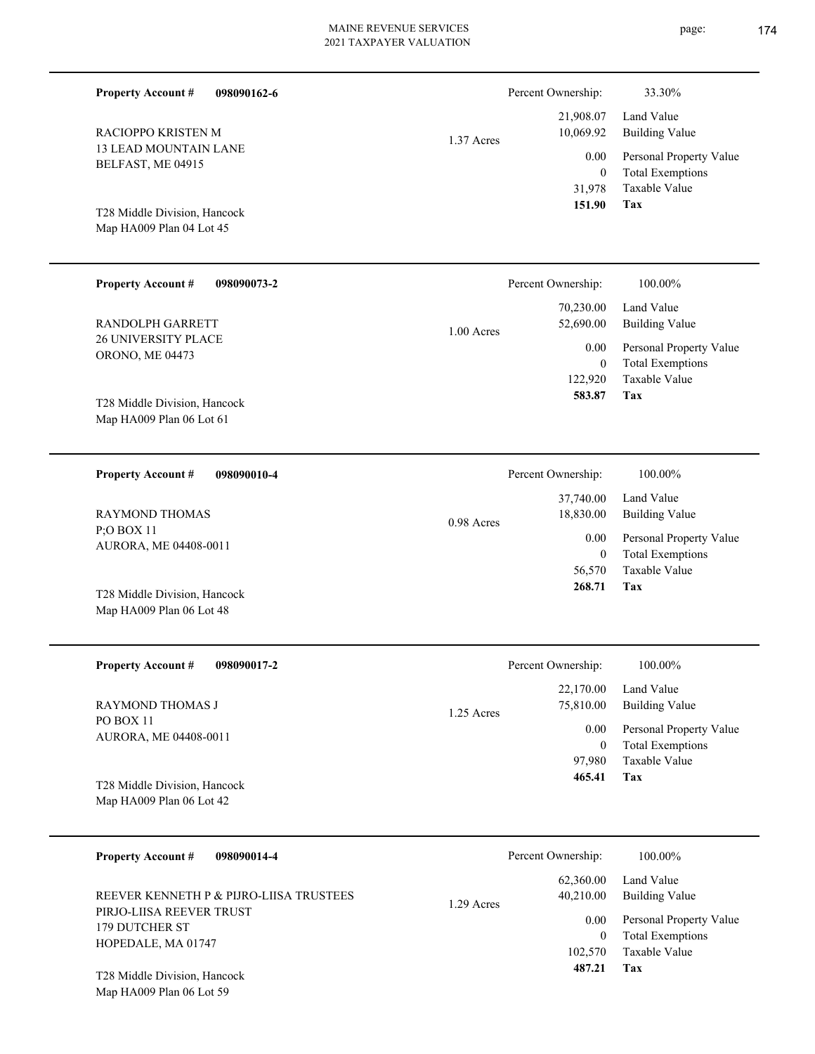**Property Account #** **098090162-6**

RACIOPPO KRISTEN M
13 LEAD MOUNTAIN LANE
BELFAST, ME 04915

T28 Middle Division, Hancock
Map HA009 Plan 04 Lot 45

1.37 Acres

| Percent Ownership: | 33.30% |
|---|---|
| 21,908.07 | Land Value |
| 10,069.92 | Building Value |
| 0.00 | Personal Property Value |
| 0 | Total Exemptions |
| 31,978 | Taxable Value |
| **151.90** | **Tax** |

---

**Property Account #** **098090073-2**

RANDOLPH GARRETT
26 UNIVERSITY PLACE
ORONO, ME 04473

T28 Middle Division, Hancock
Map HA009 Plan 06 Lot 61

1.00 Acres

| Percent Ownership: | 100.00% |
|---|---|
| 70,230.00 | Land Value |
| 52,690.00 | Building Value |
| 0.00 | Personal Property Value |
| 0 | Total Exemptions |
| 122,920 | Taxable Value |
| **583.87** | **Tax** |

---

**Property Account #** **098090010-4**

RAYMOND THOMAS
P;O BOX 11
AURORA, ME 04408-0011

T28 Middle Division, Hancock
Map HA009 Plan 06 Lot 48

0.98 Acres

| Percent Ownership: | 100.00% |
|---|---|
| 37,740.00 | Land Value |
| 18,830.00 | Building Value |
| 0.00 | Personal Property Value |
| 0 | Total Exemptions |
| 56,570 | Taxable Value |
| **268.71** | **Tax** |

---

**Property Account #** **098090017-2**

RAYMOND THOMAS J
PO BOX 11
AURORA, ME 04408-0011

T28 Middle Division, Hancock
Map HA009 Plan 06 Lot 42

1.25 Acres

| Percent Ownership: | 100.00% |
|---|---|
| 22,170.00 | Land Value |
| 75,810.00 | Building Value |
| 0.00 | Personal Property Value |
| 0 | Total Exemptions |
| 97,980 | Taxable Value |
| **465.41** | **Tax** |

---

**Property Account #** **098090014-4**

REEVER KENNETH P & PIJRO-LIISA TRUSTEES
PIRJO-LIISA REEVER TRUST
179 DUTCHER ST
HOPEDALE, MA 01747

T28 Middle Division, Hancock
Map HA009 Plan 06 Lot 59

1.29 Acres

| Percent Ownership: | 100.00% |
|---|---|
| 62,360.00 | Land Value |
| 40,210.00 | Building Value |
| 0.00 | Personal Property Value |
| 0 | Total Exemptions |
| 102,570 | Taxable Value |
| **487.21** | **Tax** |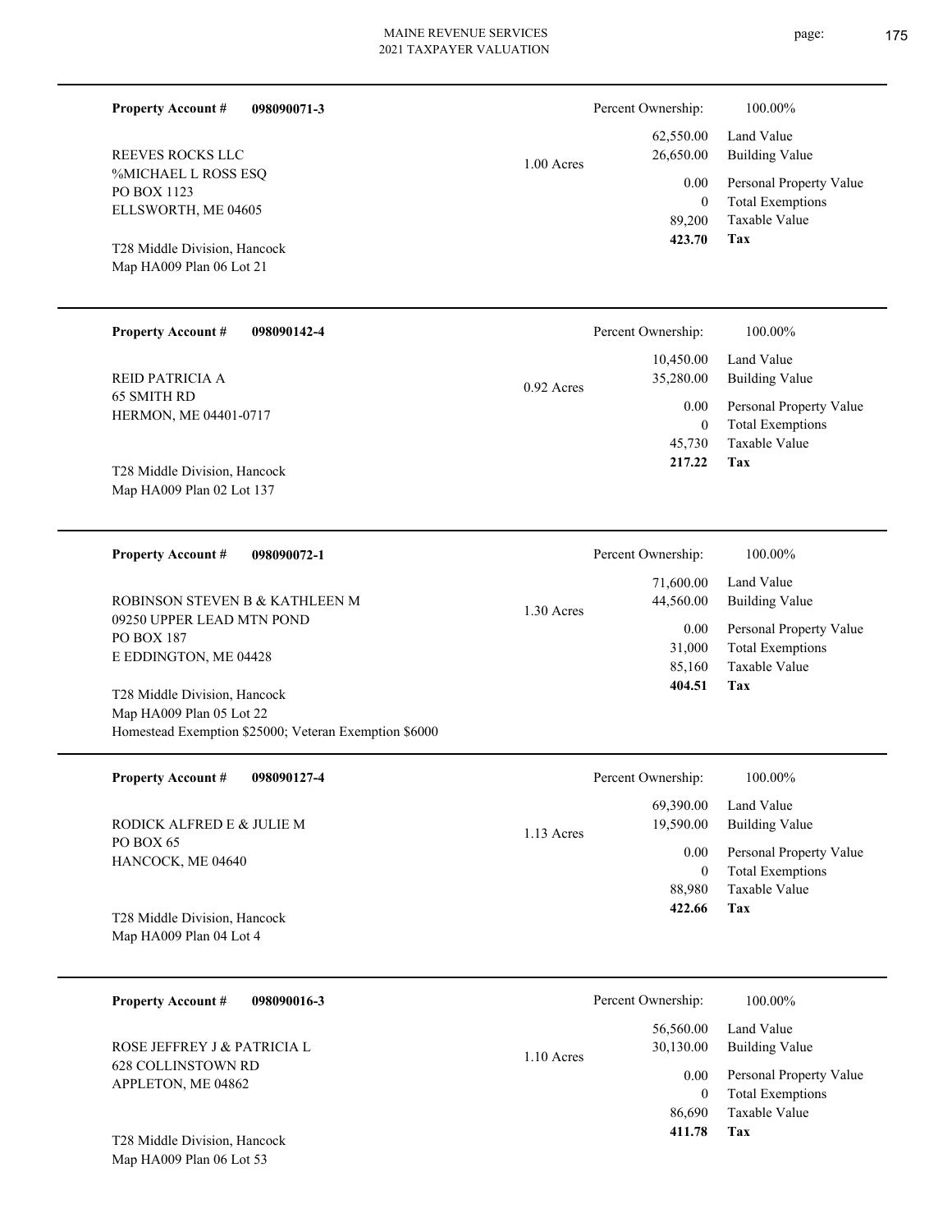**Property Account #** **098090071-3**

REEVES ROCKS LLC
%MICHAEL L ROSS ESQ
PO BOX 1123
ELLSWORTH, ME 04605

T28 Middle Division, Hancock
Map HA009 Plan 06 Lot 21

1.00 Acres

| Percent Ownership: | 100.00% |
|---|---|
| 62,550.00 | Land Value |
| 26,650.00 | Building Value |
| 0.00 | Personal Property Value |
| 0 | Total Exemptions |
| 89,200 | Taxable Value |
| **423.70** | **Tax** |

---

**Property Account #** **098090142-4**

REID PATRICIA A
65 SMITH RD
HERMON, ME 04401-0717

T28 Middle Division, Hancock
Map HA009 Plan 02 Lot 137

0.92 Acres

| Percent Ownership: | 100.00% |
|---|---|
| 10,450.00 | Land Value |
| 35,280.00 | Building Value |
| 0.00 | Personal Property Value |
| 0 | Total Exemptions |
| 45,730 | Taxable Value |
| **217.22** | **Tax** |

---

**Property Account #** **098090072-1**

ROBINSON STEVEN B & KATHLEEN M
09250 UPPER LEAD MTN POND
PO BOX 187
E EDDINGTON, ME 04428

T28 Middle Division, Hancock
Map HA009 Plan 05 Lot 22
Homestead Exemption $25000; Veteran Exemption $6000

1.30 Acres

| Percent Ownership: | 100.00% |
|---|---|
| 71,600.00 | Land Value |
| 44,560.00 | Building Value |
| 0.00 | Personal Property Value |
| 31,000 | Total Exemptions |
| 85,160 | Taxable Value |
| **404.51** | **Tax** |

---

**Property Account #** **098090127-4**

RODICK ALFRED E & JULIE M
PO BOX 65
HANCOCK, ME 04640

T28 Middle Division, Hancock
Map HA009 Plan 04 Lot 4

1.13 Acres

| Percent Ownership: | 100.00% |
|---|---|
| 69,390.00 | Land Value |
| 19,590.00 | Building Value |
| 0.00 | Personal Property Value |
| 0 | Total Exemptions |
| 88,980 | Taxable Value |
| **422.66** | **Tax** |

---

**Property Account #** **098090016-3**

ROSE JEFFREY J & PATRICIA L
628 COLLINSTOWN RD
APPLETON, ME 04862

T28 Middle Division, Hancock
Map HA009 Plan 06 Lot 53

1.10 Acres

| Percent Ownership: | 100.00% |
|---|---|
| 56,560.00 | Land Value |
| 30,130.00 | Building Value |
| 0.00 | Personal Property Value |
| 0 | Total Exemptions |
| 86,690 | Taxable Value |
| **411.78** | **Tax** |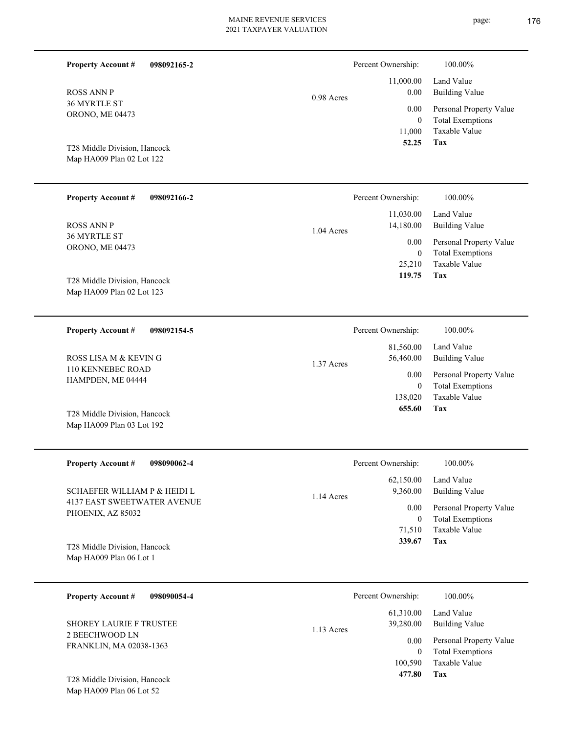**Property Account #** **098092165-2**

ROSS ANN P
36 MYRTLE ST
ORONO, ME 04473

T28 Middle Division, Hancock
Map HA009 Plan 02 Lot 122

0.98 Acres

| Percent Ownership: | 100.00% |
|---|---|
| 11,000.00 | Land Value |
| 0.00 | Building Value |
| 0.00 | Personal Property Value |
| 0 | Total Exemptions |
| 11,000 | Taxable Value |
| **52.25** | **Tax** |

---

**Property Account #** **098092166-2**

ROSS ANN P
36 MYRTLE ST
ORONO, ME 04473

T28 Middle Division, Hancock
Map HA009 Plan 02 Lot 123

1.04 Acres

| Percent Ownership: | 100.00% |
|---|---|
| 11,030.00 | Land Value |
| 14,180.00 | Building Value |
| 0.00 | Personal Property Value |
| 0 | Total Exemptions |
| 25,210 | Taxable Value |
| **119.75** | **Tax** |

---

**Property Account #** **098092154-5**

ROSS LISA M & KEVIN G
110 KENNEBEC ROAD
HAMPDEN, ME 04444

T28 Middle Division, Hancock
Map HA009 Plan 03 Lot 192

1.37 Acres

| Percent Ownership: | 100.00% |
|---|---|
| 81,560.00 | Land Value |
| 56,460.00 | Building Value |
| 0.00 | Personal Property Value |
| 0 | Total Exemptions |
| 138,020 | Taxable Value |
| **655.60** | **Tax** |

---

**Property Account #** **098090062-4**

SCHAEFER WILLIAM P & HEIDI L
4137 EAST SWEETWATER AVENUE
PHOENIX, AZ 85032

T28 Middle Division, Hancock
Map HA009 Plan 06 Lot 1

1.14 Acres

| Percent Ownership: | 100.00% |
|---|---|
| 62,150.00 | Land Value |
| 9,360.00 | Building Value |
| 0.00 | Personal Property Value |
| 0 | Total Exemptions |
| 71,510 | Taxable Value |
| **339.67** | **Tax** |

---

**Property Account #** **098090054-4**

SHOREY LAURIE F TRUSTEE
2 BEECHWOOD LN
FRANKLIN, MA 02038-1363

T28 Middle Division, Hancock
Map HA009 Plan 06 Lot 52

1.13 Acres

| Percent Ownership: | 100.00% |
|---|---|
| 61,310.00 | Land Value |
| 39,280.00 | Building Value |
| 0.00 | Personal Property Value |
| 0 | Total Exemptions |
| 100,590 | Taxable Value |
| **477.80** | **Tax** |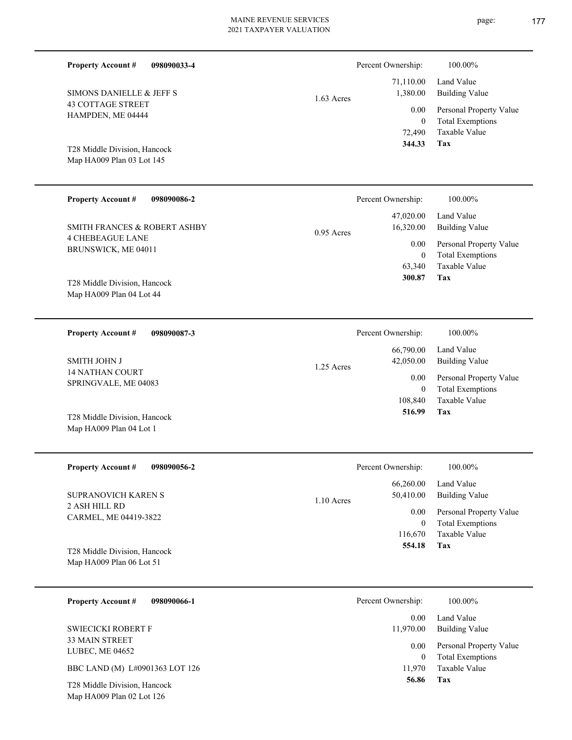**Property Account #** **098090033-4**

SIMONS DANIELLE & JEFF S
43 COTTAGE STREET
HAMPDEN, ME 04444

T28 Middle Division, Hancock
Map HA009 Plan 03 Lot 145

1.63 Acres

| Percent Ownership: | 100.00% |
|---|---|
| 71,110.00 | Land Value |
| 1,380.00 | Building Value |
| 0.00 | Personal Property Value |
| 0 | Total Exemptions |
| 72,490 | Taxable Value |
| **344.33** | **Tax** |

---

**Property Account #** **098090086-2**

SMITH FRANCES & ROBERT ASHBY
4 CHEBEAGUE LANE
BRUNSWICK, ME 04011

T28 Middle Division, Hancock
Map HA009 Plan 04 Lot 44

0.95 Acres

| Percent Ownership: | 100.00% |
|---|---|
| 47,020.00 | Land Value |
| 16,320.00 | Building Value |
| 0.00 | Personal Property Value |
| 0 | Total Exemptions |
| 63,340 | Taxable Value |
| **300.87** | **Tax** |

---

**Property Account #** **098090087-3**

SMITH JOHN J
14 NATHAN COURT
SPRINGVALE, ME 04083

T28 Middle Division, Hancock
Map HA009 Plan 04 Lot 1

1.25 Acres

| Percent Ownership: | 100.00% |
|---|---|
| 66,790.00 | Land Value |
| 42,050.00 | Building Value |
| 0.00 | Personal Property Value |
| 0 | Total Exemptions |
| 108,840 | Taxable Value |
| **516.99** | **Tax** |

---

**Property Account #** **098090056-2**

SUPRANOVICH KAREN S
2 ASH HILL RD
CARMEL, ME 04419-3822

T28 Middle Division, Hancock
Map HA009 Plan 06 Lot 51

1.10 Acres

| Percent Ownership: | 100.00% |
|---|---|
| 66,260.00 | Land Value |
| 50,410.00 | Building Value |
| 0.00 | Personal Property Value |
| 0 | Total Exemptions |
| 116,670 | Taxable Value |
| **554.18** | **Tax** |

---

**Property Account #** **098090066-1**

SWIECICKI ROBERT F
33 MAIN STREET
LUBEC, ME 04652

BBC LAND (M) L#0901363 LOT 126

T28 Middle Division, Hancock
Map HA009 Plan 02 Lot 126

| Percent Ownership: | 100.00% |
|---|---|
| 0.00 | Land Value |
| 11,970.00 | Building Value |
| 0.00 | Personal Property Value |
| 0 | Total Exemptions |
| 11,970 | Taxable Value |
| **56.86** | **Tax** |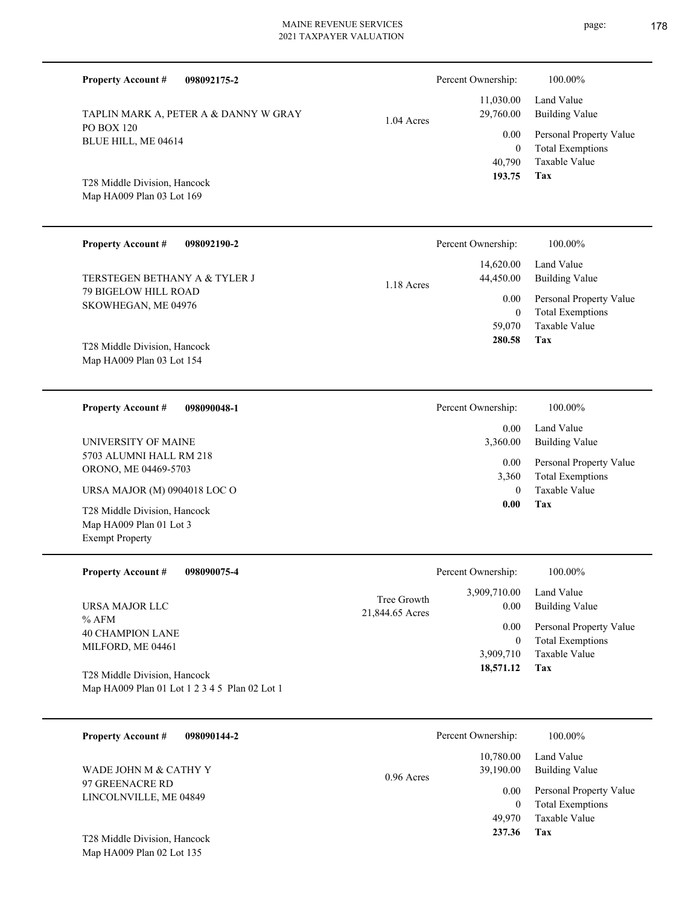**Property Account #** **098092175-2**

TAPLIN MARK A, PETER A & DANNY W GRAY
PO BOX 120
BLUE HILL, ME 04614

T28 Middle Division, Hancock
Map HA009 Plan 03 Lot 169

1.04 Acres

| Percent Ownership: | 100.00% |
|---|---|
| 11,030.00 | Land Value |
| 29,760.00 | Building Value |
| 0.00 | Personal Property Value |
| 0 | Total Exemptions |
| 40,790 | Taxable Value |
| **193.75** | **Tax** |

---

**Property Account #** **098092190-2**

TERSTEGEN BETHANY A & TYLER J
79 BIGELOW HILL ROAD
SKOWHEGAN, ME 04976

T28 Middle Division, Hancock
Map HA009 Plan 03 Lot 154

1.18 Acres

| Percent Ownership: | 100.00% |
|---|---|
| 14,620.00 | Land Value |
| 44,450.00 | Building Value |
| 0.00 | Personal Property Value |
| 0 | Total Exemptions |
| 59,070 | Taxable Value |
| **280.58** | **Tax** |

---

**Property Account #** **098090048-1**

UNIVERSITY OF MAINE
5703 ALUMNI HALL RM 218
ORONO, ME 04469-5703

URSA MAJOR (M) 0904018 LOC O

T28 Middle Division, Hancock
Map HA009 Plan 01 Lot 3
Exempt Property

| Percent Ownership: | 100.00% |
|---|---|
| 0.00 | Land Value |
| 3,360.00 | Building Value |
| 0.00 | Personal Property Value |
| 3,360 | Total Exemptions |
| 0 | Taxable Value |
| **0.00** | **Tax** |

---

**Property Account #** **098090075-4**

URSA MAJOR LLC
% AFM
40 CHAMPION LANE
MILFORD, ME 04461

T28 Middle Division, Hancock
Map HA009 Plan 01 Lot 1 2 3 4 5 Plan 02 Lot 1

Tree Growth
21,844.65 Acres

| Percent Ownership: | 100.00% |
|---|---|
| 3,909,710.00 | Land Value |
| 0.00 | Building Value |
| 0.00 | Personal Property Value |
| 0 | Total Exemptions |
| 3,909,710 | Taxable Value |
| **18,571.12** | **Tax** |

---

**Property Account #** **098090144-2**

WADE JOHN M & CATHY Y
97 GREENACRE RD
LINCOLNVILLE, ME 04849

T28 Middle Division, Hancock
Map HA009 Plan 02 Lot 135

0.96 Acres

| Percent Ownership: | 100.00% |
|---|---|
| 10,780.00 | Land Value |
| 39,190.00 | Building Value |
| 0.00 | Personal Property Value |
| 0 | Total Exemptions |
| 49,970 | Taxable Value |
| **237.36** | **Tax** |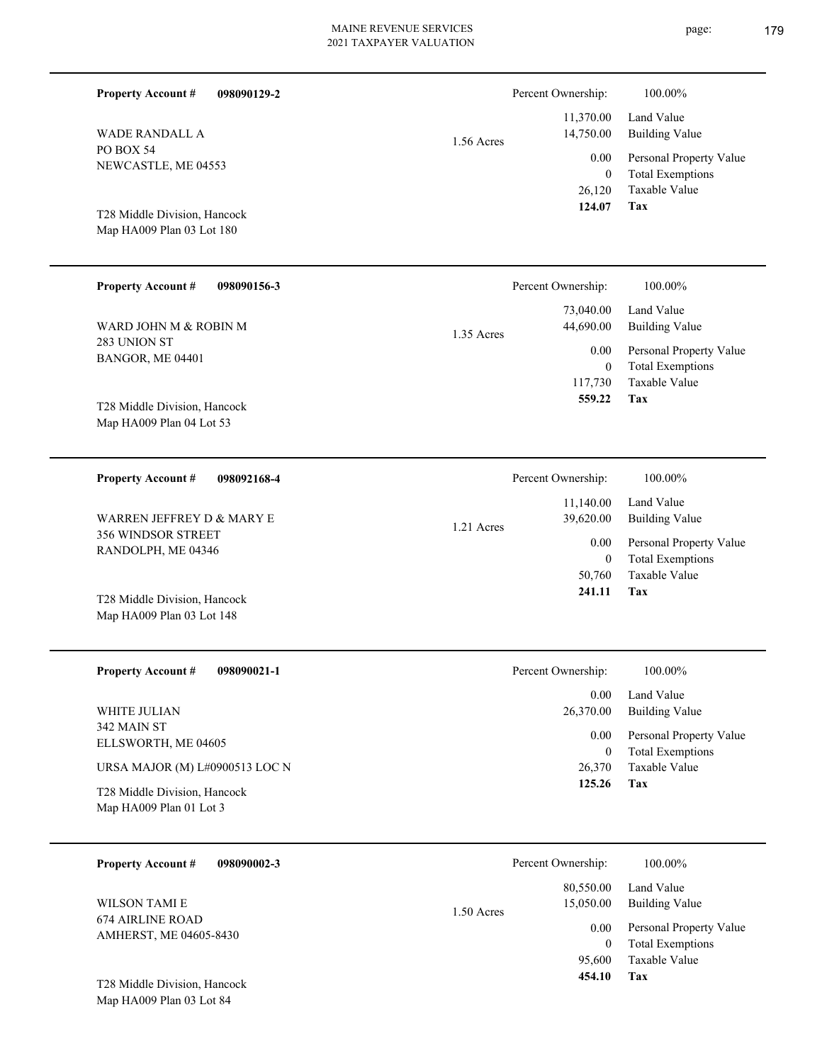**Property Account #** **098090129-2**

WADE RANDALL A
PO BOX 54
NEWCASTLE, ME 04553

T28 Middle Division, Hancock
Map HA009 Plan 03 Lot 180

1.56 Acres

| Percent Ownership: | 100.00% |
|---|---|
| 11,370.00 | Land Value |
| 14,750.00 | Building Value |
| 0.00 | Personal Property Value |
| 0 | Total Exemptions |
| 26,120 | Taxable Value |
| **124.07** | **Tax** |

---

**Property Account #** **098090156-3**

WARD JOHN M & ROBIN M
283 UNION ST
BANGOR, ME 04401

T28 Middle Division, Hancock
Map HA009 Plan 04 Lot 53

1.35 Acres

| Percent Ownership: | 100.00% |
|---|---|
| 73,040.00 | Land Value |
| 44,690.00 | Building Value |
| 0.00 | Personal Property Value |
| 0 | Total Exemptions |
| 117,730 | Taxable Value |
| **559.22** | **Tax** |

---

**Property Account #** **098092168-4**

WARREN JEFFREY D & MARY E
356 WINDSOR STREET
RANDOLPH, ME 04346

T28 Middle Division, Hancock
Map HA009 Plan 03 Lot 148

1.21 Acres

| Percent Ownership: | 100.00% |
|---|---|
| 11,140.00 | Land Value |
| 39,620.00 | Building Value |
| 0.00 | Personal Property Value |
| 0 | Total Exemptions |
| 50,760 | Taxable Value |
| **241.11** | **Tax** |

---

**Property Account #** **098090021-1**

WHITE JULIAN
342 MAIN ST
ELLSWORTH, ME 04605

URSA MAJOR (M) L#0900513 LOC N

T28 Middle Division, Hancock
Map HA009 Plan 01 Lot 3

| Percent Ownership: | 100.00% |
|---|---|
| 0.00 | Land Value |
| 26,370.00 | Building Value |
| 0.00 | Personal Property Value |
| 0 | Total Exemptions |
| 26,370 | Taxable Value |
| **125.26** | **Tax** |

---

**Property Account #** **098090002-3**

WILSON TAMI E
674 AIRLINE ROAD
AMHERST, ME 04605-8430

T28 Middle Division, Hancock
Map HA009 Plan 03 Lot 84

1.50 Acres

| Percent Ownership: | 100.00% |
|---|---|
| 80,550.00 | Land Value |
| 15,050.00 | Building Value |
| 0.00 | Personal Property Value |
| 0 | Total Exemptions |
| 95,600 | Taxable Value |
| **454.10** | **Tax** |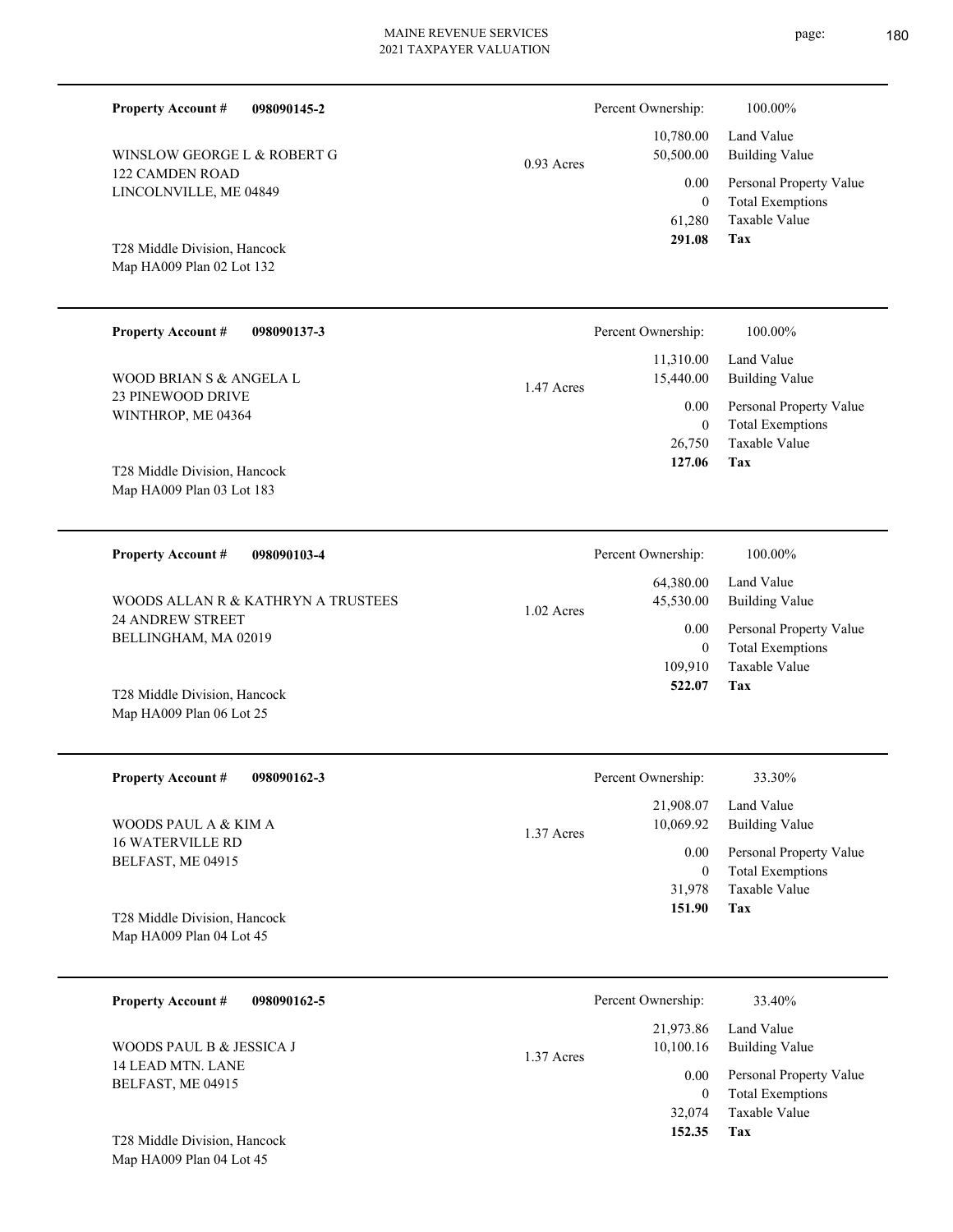**Property Account #** **098090145-2**

WINSLOW GEORGE L & ROBERT G
122 CAMDEN ROAD
LINCOLNVILLE, ME 04849

T28 Middle Division, Hancock
Map HA009 Plan 02 Lot 132

0.93 Acres

| Percent Ownership: | 100.00% |
|---|---|
| 10,780.00 | Land Value |
| 50,500.00 | Building Value |
| 0.00 | Personal Property Value |
| 0 | Total Exemptions |
| 61,280 | Taxable Value |
| **291.08** | **Tax** |

---

**Property Account #** **098090137-3**

WOOD BRIAN S & ANGELA L
23 PINEWOOD DRIVE
WINTHROP, ME 04364

T28 Middle Division, Hancock
Map HA009 Plan 03 Lot 183

1.47 Acres

| Percent Ownership: | 100.00% |
|---|---|
| 11,310.00 | Land Value |
| 15,440.00 | Building Value |
| 0.00 | Personal Property Value |
| 0 | Total Exemptions |
| 26,750 | Taxable Value |
| **127.06** | **Tax** |

---

**Property Account #** **098090103-4**

WOODS ALLAN R & KATHRYN A TRUSTEES
24 ANDREW STREET
BELLINGHAM, MA 02019

T28 Middle Division, Hancock
Map HA009 Plan 06 Lot 25

1.02 Acres

| Percent Ownership: | 100.00% |
|---|---|
| 64,380.00 | Land Value |
| 45,530.00 | Building Value |
| 0.00 | Personal Property Value |
| 0 | Total Exemptions |
| 109,910 | Taxable Value |
| **522.07** | **Tax** |

---

**Property Account #** **098090162-3**

WOODS PAUL A & KIM A
16 WATERVILLE RD
BELFAST, ME 04915

T28 Middle Division, Hancock
Map HA009 Plan 04 Lot 45

1.37 Acres

| Percent Ownership: | 33.30% |
|---|---|
| 21,908.07 | Land Value |
| 10,069.92 | Building Value |
| 0.00 | Personal Property Value |
| 0 | Total Exemptions |
| 31,978 | Taxable Value |
| **151.90** | **Tax** |

---

**Property Account #** **098090162-5**

WOODS PAUL B & JESSICA J
14 LEAD MTN. LANE
BELFAST, ME 04915

T28 Middle Division, Hancock
Map HA009 Plan 04 Lot 45

1.37 Acres

| Percent Ownership: | 33.40% |
|---|---|
| 21,973.86 | Land Value |
| 10,100.16 | Building Value |
| 0.00 | Personal Property Value |
| 0 | Total Exemptions |
| 32,074 | Taxable Value |
| **152.35** | **Tax** |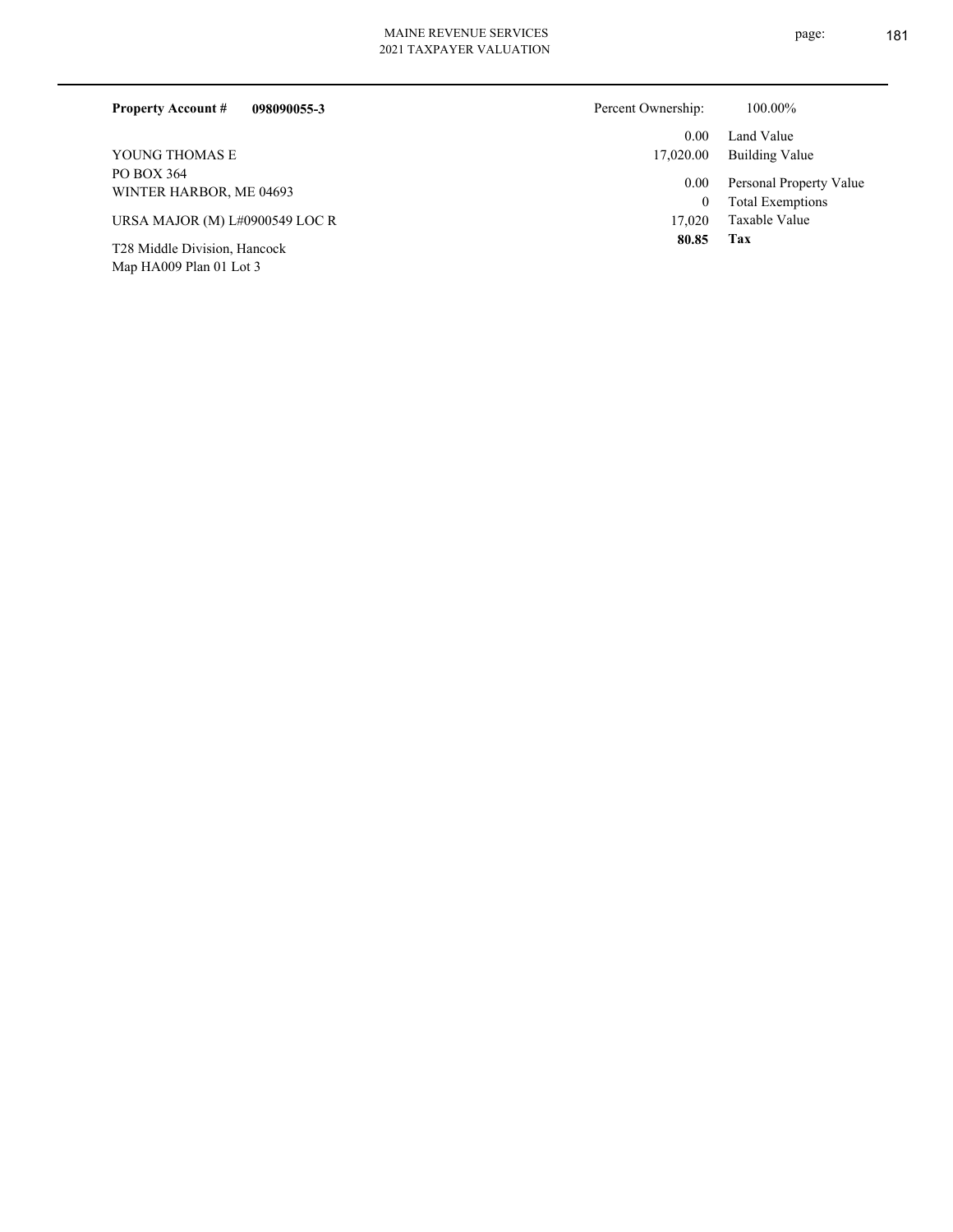**Property Account #** **098090055-3**

YOUNG THOMAS E
PO BOX 364
WINTER HARBOR, ME 04693

URSA MAJOR (M) L#0900549 LOC R

T28 Middle Division, Hancock
Map HA009 Plan 01 Lot 3

| Percent Ownership: | 100.00% |
|---|---|
| 0.00 | Land Value |
| 17,020.00 | Building Value |
| 0.00 | Personal Property Value |
| 0 | Total Exemptions |
| 17,020 | Taxable Value |
| **80.85** | **Tax** |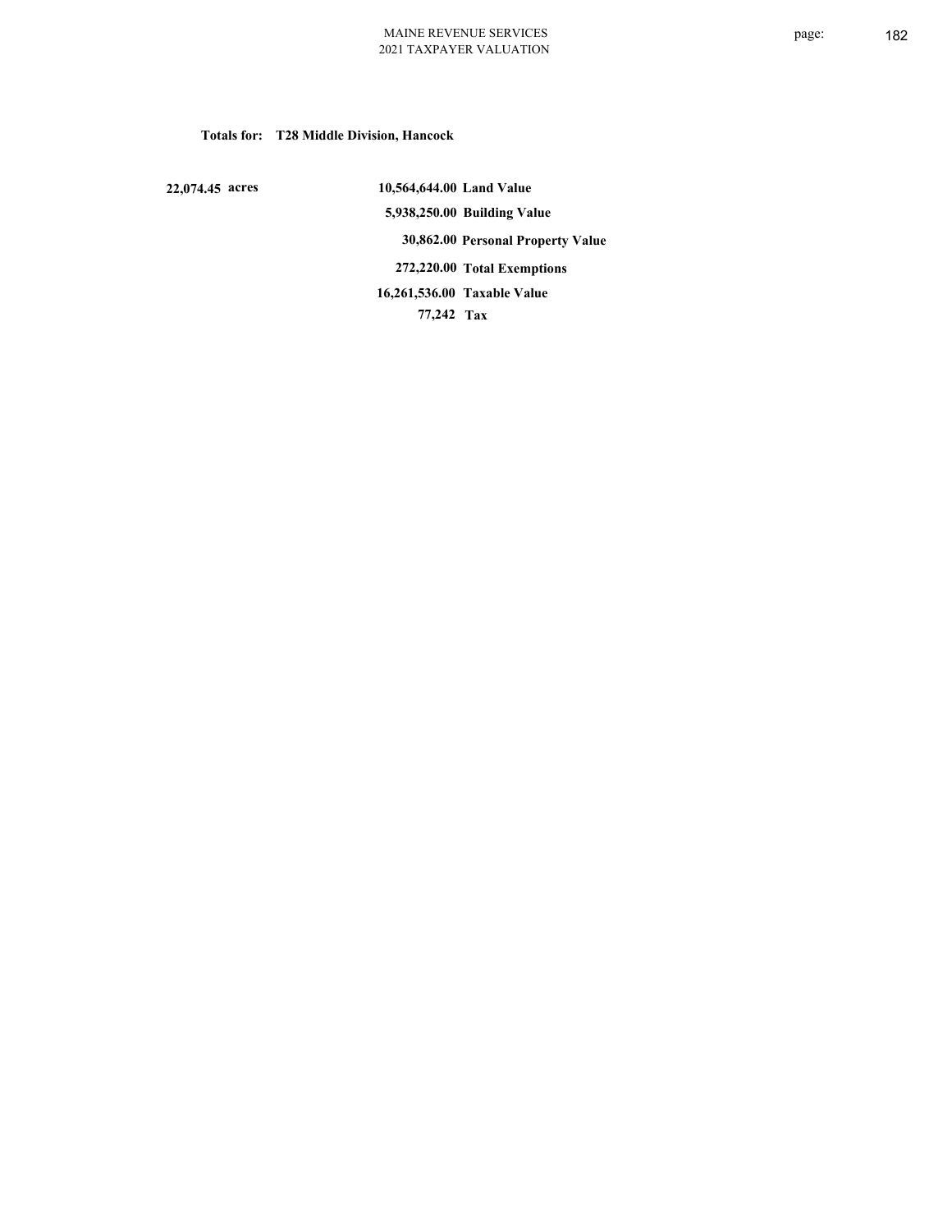**Totals for: T28 Middle Division, Hancock**

| | | |
|---|---|---|
| 22,074.45 acres | 10,564,644.00 | Land Value |
| | 5,938,250.00 | Building Value |
| | 30,862.00 | Personal Property Value |
| | 272,220.00 | Total Exemptions |
| | 16,261,536.00 | Taxable Value |
| | 77,242 | Tax |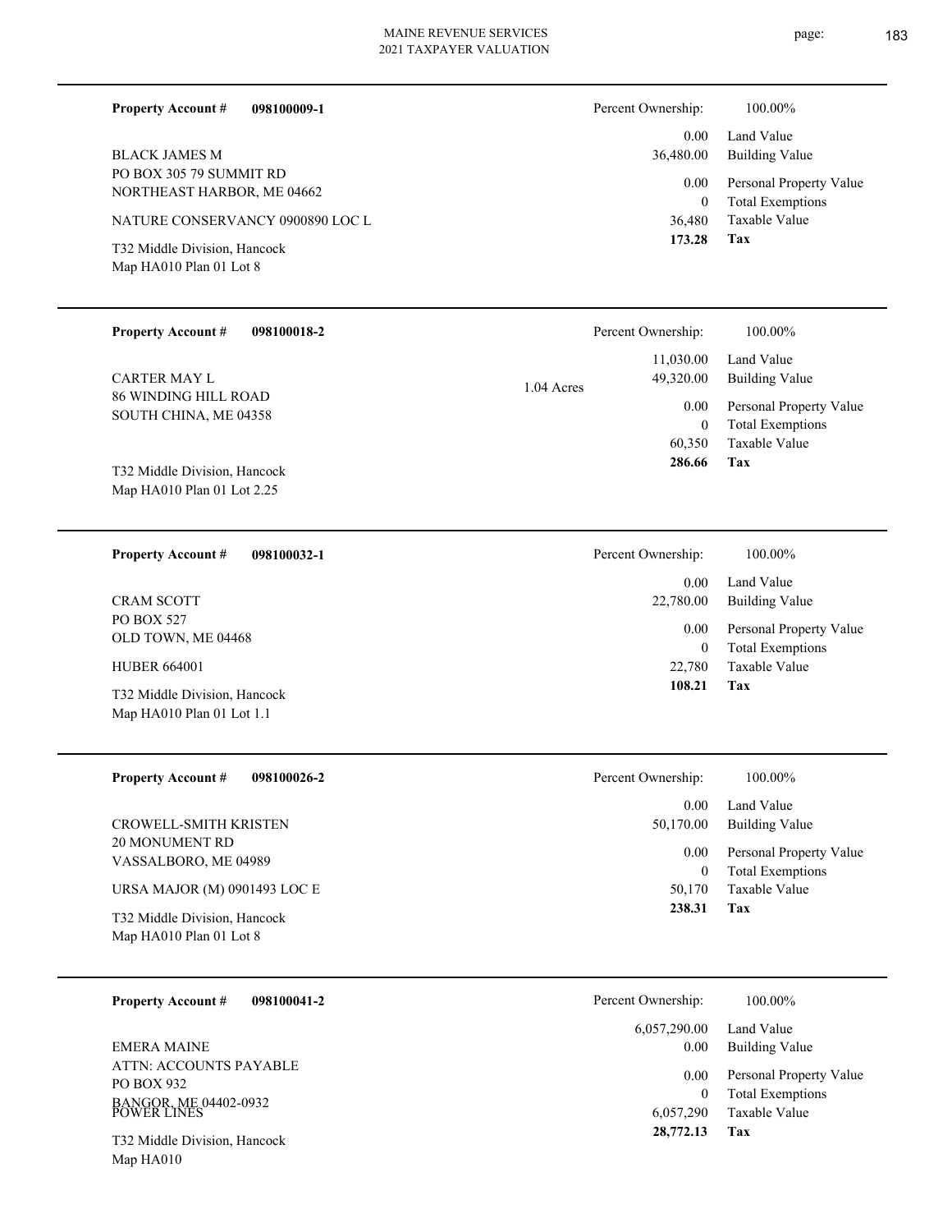**Property Account #** **098100009-1**

BLACK JAMES M
PO BOX 305 79 SUMMIT RD
NORTHEAST HARBOR, ME 04662

NATURE CONSERVANCY 0900890 LOC L

T32 Middle Division, Hancock
Map HA010 Plan 01 Lot 8

| | |
|---|---|
| Percent Ownership: | 100.00% |
| 0.00 | Land Value |
| 36,480.00 | Building Value |
| 0.00 | Personal Property Value |
| 0 | Total Exemptions |
| 36,480 | Taxable Value |
| **173.28** | **Tax** |

---

**Property Account #** **098100018-2**

CARTER MAY L
86 WINDING HILL ROAD
SOUTH CHINA, ME 04358

T32 Middle Division, Hancock
Map HA010 Plan 01 Lot 2.25

1.04 Acres

| | |
|---|---|
| Percent Ownership: | 100.00% |
| 11,030.00 | Land Value |
| 49,320.00 | Building Value |
| 0.00 | Personal Property Value |
| 0 | Total Exemptions |
| 60,350 | Taxable Value |
| **286.66** | **Tax** |

---

**Property Account #** **098100032-1**

CRAM SCOTT
PO BOX 527
OLD TOWN, ME 04468

HUBER 664001

T32 Middle Division, Hancock
Map HA010 Plan 01 Lot 1.1

| | |
|---|---|
| Percent Ownership: | 100.00% |
| 0.00 | Land Value |
| 22,780.00 | Building Value |
| 0.00 | Personal Property Value |
| 0 | Total Exemptions |
| 22,780 | Taxable Value |
| **108.21** | **Tax** |

---

**Property Account #** **098100026-2**

CROWELL-SMITH KRISTEN
20 MONUMENT RD
VASSALBORO, ME 04989

URSA MAJOR (M) 0901493 LOC E

T32 Middle Division, Hancock
Map HA010 Plan 01 Lot 8

| | |
|---|---|
| Percent Ownership: | 100.00% |
| 0.00 | Land Value |
| 50,170.00 | Building Value |
| 0.00 | Personal Property Value |
| 0 | Total Exemptions |
| 50,170 | Taxable Value |
| **238.31** | **Tax** |

---

**Property Account #** **098100041-2**

EMERA MAINE
ATTN: ACCOUNTS PAYABLE
PO BOX 932
BANGOR, ME 04402-0932

POWER LINES

T32 Middle Division, Hancock
Map HA010

| | |
|---|---|
| Percent Ownership: | 100.00% |
| 6,057,290.00 | Land Value |
| 0.00 | Building Value |
| 0.00 | Personal Property Value |
| 0 | Total Exemptions |
| 6,057,290 | Taxable Value |
| **28,772.13** | **Tax** |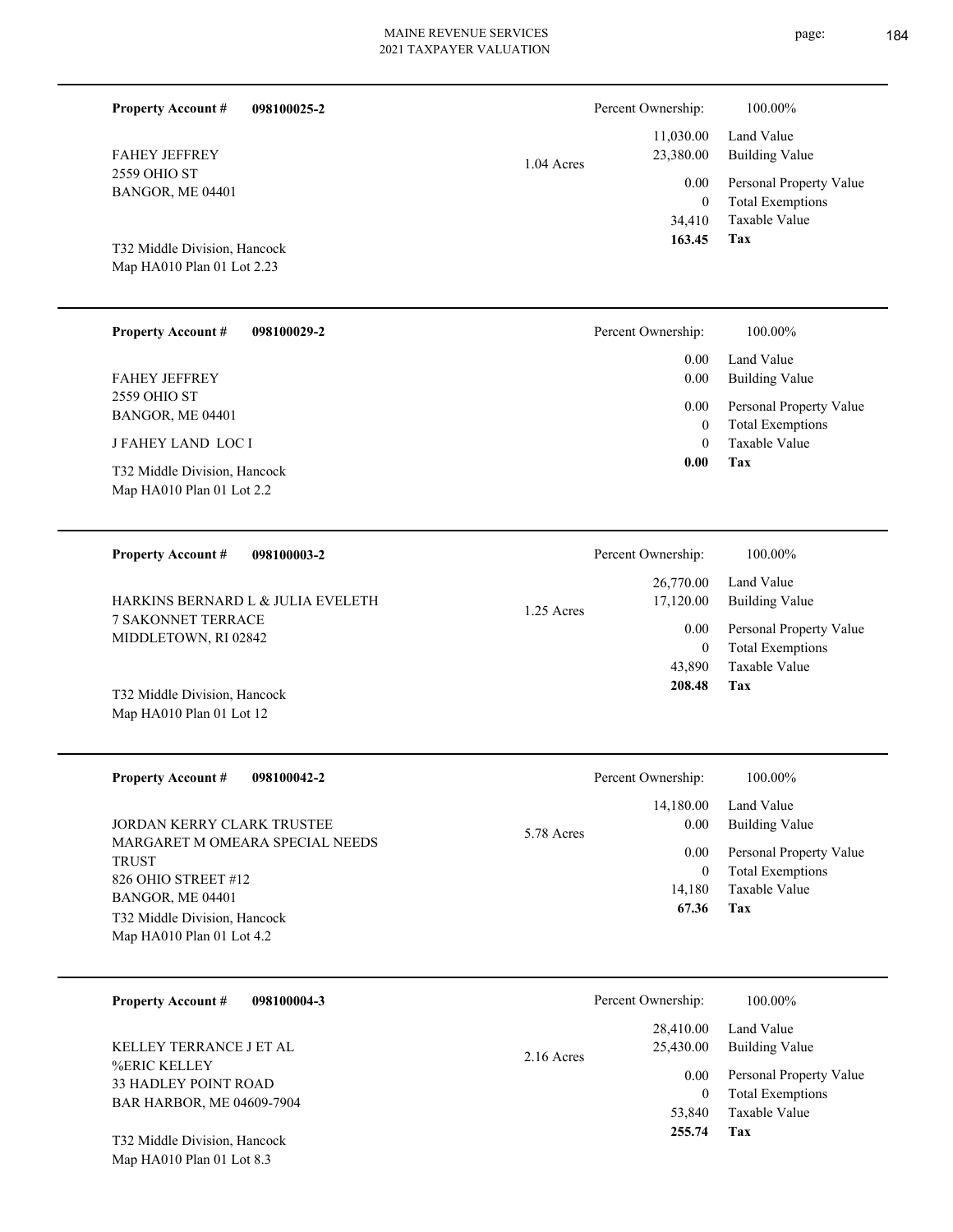**Property Account #** **098100025-2**

FAHEY JEFFREY
2559 OHIO ST
BANGOR, ME 04401

T32 Middle Division, Hancock
Map HA010 Plan 01 Lot 2.23

1.04 Acres

| Percent Ownership: | 100.00% |
|---|---|
| 11,030.00 | Land Value |
| 23,380.00 | Building Value |
| 0.00 | Personal Property Value |
| 0 | Total Exemptions |
| 34,410 | Taxable Value |
| **163.45** | **Tax** |

---

**Property Account #** **098100029-2**

FAHEY JEFFREY
2559 OHIO ST
BANGOR, ME 04401

J FAHEY LAND LOC I

T32 Middle Division, Hancock
Map HA010 Plan 01 Lot 2.2

| Percent Ownership: | 100.00% |
|---|---|
| 0.00 | Land Value |
| 0.00 | Building Value |
| 0.00 | Personal Property Value |
| 0 | Total Exemptions |
| 0 | Taxable Value |
| **0.00** | **Tax** |

---

**Property Account #** **098100003-2**

HARKINS BERNARD L & JULIA EVELETH
7 SAKONNET TERRACE
MIDDLETOWN, RI 02842

T32 Middle Division, Hancock
Map HA010 Plan 01 Lot 12

1.25 Acres

| Percent Ownership: | 100.00% |
|---|---|
| 26,770.00 | Land Value |
| 17,120.00 | Building Value |
| 0.00 | Personal Property Value |
| 0 | Total Exemptions |
| 43,890 | Taxable Value |
| **208.48** | **Tax** |

---

**Property Account #** **098100042-2**

JORDAN KERRY CLARK TRUSTEE
MARGARET M OMEARA SPECIAL NEEDS TRUST
826 OHIO STREET #12
BANGOR, ME 04401

T32 Middle Division, Hancock
Map HA010 Plan 01 Lot 4.2

5.78 Acres

| Percent Ownership: | 100.00% |
|---|---|
| 14,180.00 | Land Value |
| 0.00 | Building Value |
| 0.00 | Personal Property Value |
| 0 | Total Exemptions |
| 14,180 | Taxable Value |
| **67.36** | **Tax** |

---

**Property Account #** **098100004-3**

KELLEY TERRANCE J ET AL
%ERIC KELLEY
33 HADLEY POINT ROAD
BAR HARBOR, ME 04609-7904

T32 Middle Division, Hancock
Map HA010 Plan 01 Lot 8.3

2.16 Acres

| Percent Ownership: | 100.00% |
|---|---|
| 28,410.00 | Land Value |
| 25,430.00 | Building Value |
| 0.00 | Personal Property Value |
| 0 | Total Exemptions |
| 53,840 | Taxable Value |
| **255.74** | **Tax** |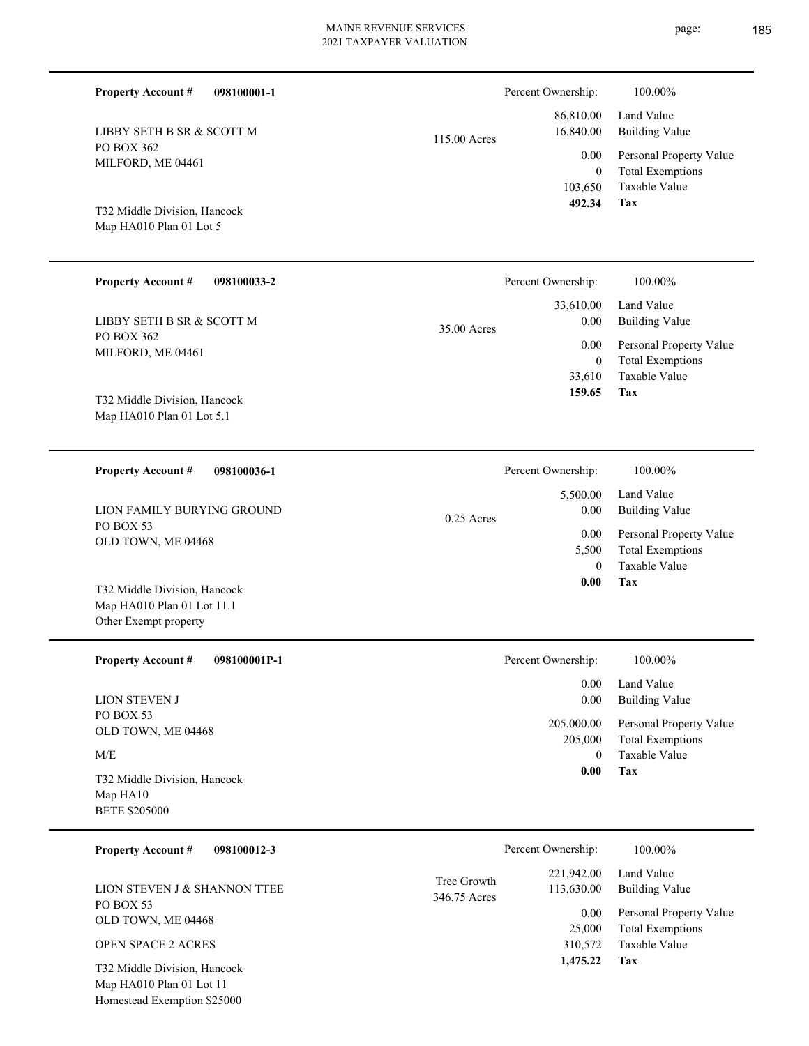**Property Account #** **098100001-1**

LIBBY SETH B SR & SCOTT M
PO BOX 362
MILFORD, ME 04461

T32 Middle Division, Hancock
Map HA010 Plan 01 Lot 5

115.00 Acres

| | |
|---|---|
| Percent Ownership: | 100.00% |
| Land Value | 86,810.00 |
| Building Value | 16,840.00 |
| Personal Property Value | 0.00 |
| Total Exemptions | 0 |
| Taxable Value | 103,650 |
| **Tax** | **492.34** |

---

**Property Account #** **098100033-2**

LIBBY SETH B SR & SCOTT M
PO BOX 362
MILFORD, ME 04461

T32 Middle Division, Hancock
Map HA010 Plan 01 Lot 5.1

35.00 Acres

| | |
|---|---|
| Percent Ownership: | 100.00% |
| Land Value | 33,610.00 |
| Building Value | 0.00 |
| Personal Property Value | 0.00 |
| Total Exemptions | 0 |
| Taxable Value | 33,610 |
| **Tax** | **159.65** |

---

**Property Account #** **098100036-1**

LION FAMILY BURYING GROUND
PO BOX 53
OLD TOWN, ME 04468

T32 Middle Division, Hancock
Map HA010 Plan 01 Lot 11.1
Other Exempt property

0.25 Acres

| | |
|---|---|
| Percent Ownership: | 100.00% |
| Land Value | 5,500.00 |
| Building Value | 0.00 |
| Personal Property Value | 0.00 |
| Total Exemptions | 5,500 |
| Taxable Value | 0 |
| **Tax** | **0.00** |

---

**Property Account #** **098100001P-1**

LION STEVEN J
PO BOX 53
OLD TOWN, ME 04468

M/E

T32 Middle Division, Hancock
Map HA10
BETE $205000

| | |
|---|---|
| Percent Ownership: | 100.00% |
| Land Value | 0.00 |
| Building Value | 0.00 |
| Personal Property Value | 205,000.00 |
| Total Exemptions | 205,000 |
| Taxable Value | 0 |
| **Tax** | **0.00** |

---

**Property Account #** **098100012-3**

LION STEVEN J & SHANNON TTEE
PO BOX 53
OLD TOWN, ME 04468

OPEN SPACE 2 ACRES

T32 Middle Division, Hancock
Map HA010 Plan 01 Lot 11
Homestead Exemption $25000

Tree Growth
346.75 Acres

| | |
|---|---|
| Percent Ownership: | 100.00% |
| Land Value | 221,942.00 |
| Building Value | 113,630.00 |
| Personal Property Value | 0.00 |
| Total Exemptions | 25,000 |
| Taxable Value | 310,572 |
| **Tax** | **1,475.22** |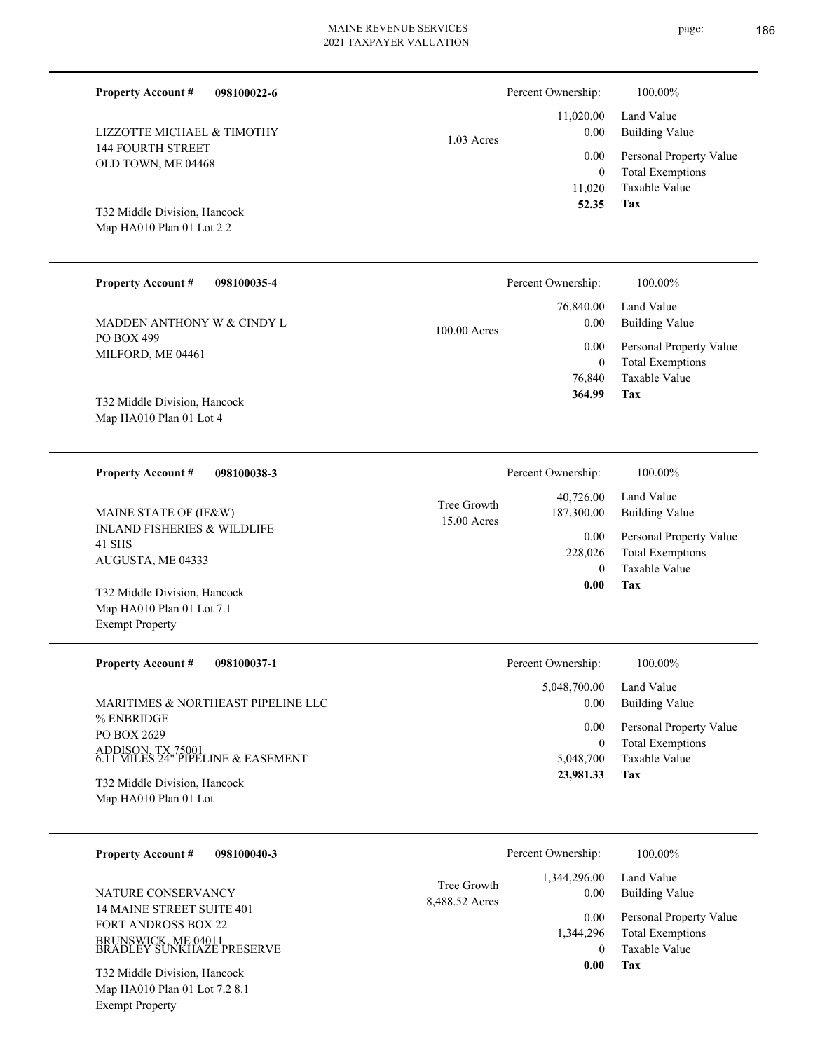**Property Account #** **098100022-6**

LIZZOTTE MICHAEL & TIMOTHY
144 FOURTH STREET
OLD TOWN, ME 04468

T32 Middle Division, Hancock
Map HA010 Plan 01 Lot 2.2

1.03 Acres

| Percent Ownership: | 100.00% |
|---|---|
| 11,020.00 | Land Value |
| 0.00 | Building Value |
| 0.00 | Personal Property Value |
| 0 | Total Exemptions |
| 11,020 | Taxable Value |
| **52.35** | **Tax** |

---

**Property Account #** **098100035-4**

MADDEN ANTHONY W & CINDY L
PO BOX 499
MILFORD, ME 04461

T32 Middle Division, Hancock
Map HA010 Plan 01 Lot 4

100.00 Acres

| Percent Ownership: | 100.00% |
|---|---|
| 76,840.00 | Land Value |
| 0.00 | Building Value |
| 0.00 | Personal Property Value |
| 0 | Total Exemptions |
| 76,840 | Taxable Value |
| **364.99** | **Tax** |

---

**Property Account #** **098100038-3**

MAINE STATE OF (IF&W)
INLAND FISHERIES & WILDLIFE
41 SHS
AUGUSTA, ME 04333

T32 Middle Division, Hancock
Map HA010 Plan 01 Lot 7.1
Exempt Property

Tree Growth
15.00 Acres

| Percent Ownership: | 100.00% |
|---|---|
| 40,726.00 | Land Value |
| 187,300.00 | Building Value |
| 0.00 | Personal Property Value |
| 228,026 | Total Exemptions |
| 0 | Taxable Value |
| **0.00** | **Tax** |

---

**Property Account #** **098100037-1**

MARITIMES & NORTHEAST PIPELINE LLC
% ENBRIDGE
PO BOX 2629
ADDISON, TX 75001
6.11 MILES 24" PIPELINE & EASEMENT

T32 Middle Division, Hancock
Map HA010 Plan 01 Lot

| Percent Ownership: | 100.00% |
|---|---|
| 5,048,700.00 | Land Value |
| 0.00 | Building Value |
| 0.00 | Personal Property Value |
| 0 | Total Exemptions |
| 5,048,700 | Taxable Value |
| **23,981.33** | **Tax** |

---

**Property Account #** **098100040-3**

NATURE CONSERVANCY
14 MAINE STREET SUITE 401
FORT ANDROSS BOX 22
BRUNSWICK, ME 04011
BRADLEY SUNKHAZE PRESERVE

T32 Middle Division, Hancock
Map HA010 Plan 01 Lot 7.2 8.1
Exempt Property

Tree Growth
8,488.52 Acres

| Percent Ownership: | 100.00% |
|---|---|
| 1,344,296.00 | Land Value |
| 0.00 | Building Value |
| 0.00 | Personal Property Value |
| 1,344,296 | Total Exemptions |
| 0 | Taxable Value |
| **0.00** | **Tax** |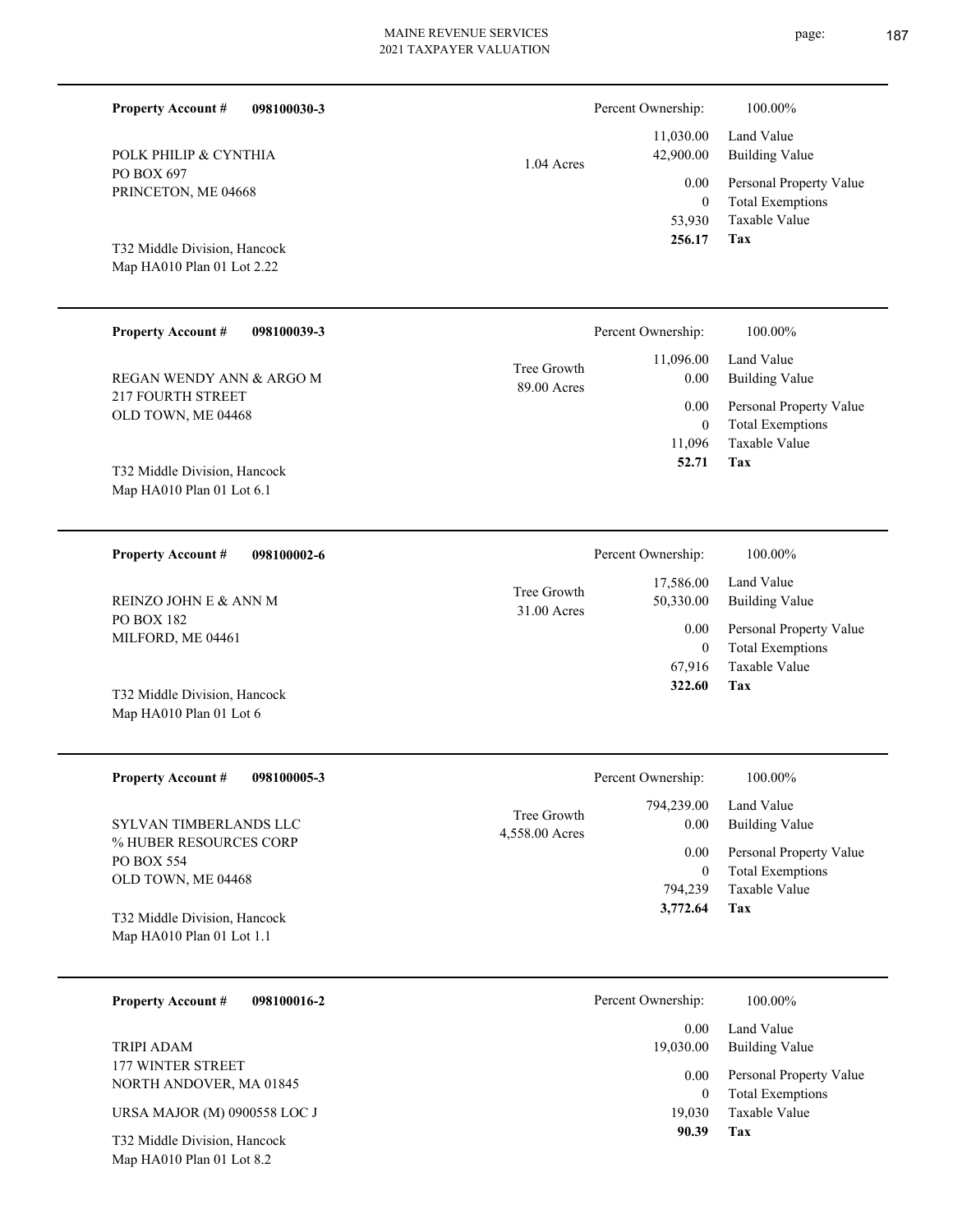**Property Account #** **098100030-3**

POLK PHILIP & CYNTHIA
PO BOX 697
PRINCETON, ME 04668

T32 Middle Division, Hancock
Map HA010 Plan 01 Lot 2.22

1.04 Acres

| | |
|---|---|
| Percent Ownership: | 100.00% |
| 11,030.00 | Land Value |
| 42,900.00 | Building Value |
| 0.00 | Personal Property Value |
| 0 | Total Exemptions |
| 53,930 | Taxable Value |
| **256.17** | **Tax** |

---

**Property Account #** **098100039-3**

REGAN WENDY ANN & ARGO M
217 FOURTH STREET
OLD TOWN, ME 04468

T32 Middle Division, Hancock
Map HA010 Plan 01 Lot 6.1

Tree Growth
89.00 Acres

| | |
|---|---|
| Percent Ownership: | 100.00% |
| 11,096.00 | Land Value |
| 0.00 | Building Value |
| 0.00 | Personal Property Value |
| 0 | Total Exemptions |
| 11,096 | Taxable Value |
| **52.71** | **Tax** |

---

**Property Account #** **098100002-6**

REINZO JOHN E & ANN M
PO BOX 182
MILFORD, ME 04461

T32 Middle Division, Hancock
Map HA010 Plan 01 Lot 6

Tree Growth
31.00 Acres

| | |
|---|---|
| Percent Ownership: | 100.00% |
| 17,586.00 | Land Value |
| 50,330.00 | Building Value |
| 0.00 | Personal Property Value |
| 0 | Total Exemptions |
| 67,916 | Taxable Value |
| **322.60** | **Tax** |

---

**Property Account #** **098100005-3**

SYLVAN TIMBERLANDS LLC
% HUBER RESOURCES CORP
PO BOX 554
OLD TOWN, ME 04468

T32 Middle Division, Hancock
Map HA010 Plan 01 Lot 1.1

Tree Growth
4,558.00 Acres

| | |
|---|---|
| Percent Ownership: | 100.00% |
| 794,239.00 | Land Value |
| 0.00 | Building Value |
| 0.00 | Personal Property Value |
| 0 | Total Exemptions |
| 794,239 | Taxable Value |
| **3,772.64** | **Tax** |

---

**Property Account #** **098100016-2**

TRIPI ADAM
177 WINTER STREET
NORTH ANDOVER, MA 01845

URSA MAJOR (M) 0900558 LOC J

T32 Middle Division, Hancock
Map HA010 Plan 01 Lot 8.2

| | |
|---|---|
| Percent Ownership: | 100.00% |
| 0.00 | Land Value |
| 19,030.00 | Building Value |
| 0.00 | Personal Property Value |
| 0 | Total Exemptions |
| 19,030 | Taxable Value |
| **90.39** | **Tax** |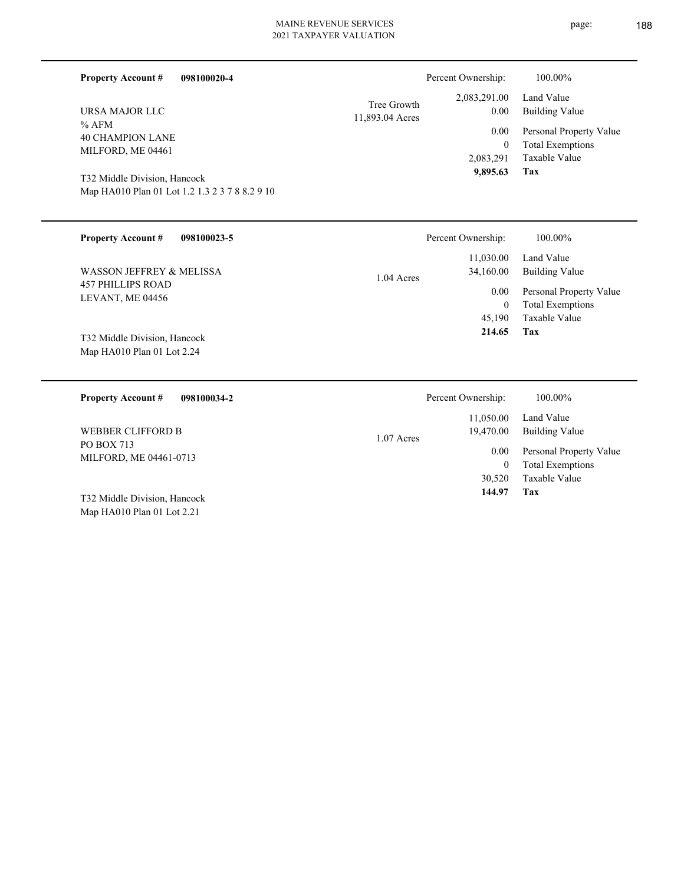**Property Account #** **098100020-4**

URSA MAJOR LLC
% AFM
40 CHAMPION LANE
MILFORD, ME 04461

T32 Middle Division, Hancock
Map HA010 Plan 01 Lot 1.2 1.3 2 3 7 8 8.2 9 10

Tree Growth
11,893.04 Acres

| Percent Ownership: | 100.00% |
|---|---|
| 2,083,291.00 | Land Value |
| 0.00 | Building Value |
| 0.00 | Personal Property Value |
| 0 | Total Exemptions |
| 2,083,291 | Taxable Value |
| **9,895.63** | **Tax** |

---

**Property Account #** **098100023-5**

WASSON JEFFREY & MELISSA
457 PHILLIPS ROAD
LEVANT, ME 04456

T32 Middle Division, Hancock
Map HA010 Plan 01 Lot 2.24

1.04 Acres

| Percent Ownership: | 100.00% |
|---|---|
| 11,030.00 | Land Value |
| 34,160.00 | Building Value |
| 0.00 | Personal Property Value |
| 0 | Total Exemptions |
| 45,190 | Taxable Value |
| **214.65** | **Tax** |

---

**Property Account #** **098100034-2**

WEBBER CLIFFORD B
PO BOX 713
MILFORD, ME 04461-0713

T32 Middle Division, Hancock
Map HA010 Plan 01 Lot 2.21

1.07 Acres

| Percent Ownership: | 100.00% |
|---|---|
| 11,050.00 | Land Value |
| 19,470.00 | Building Value |
| 0.00 | Personal Property Value |
| 0 | Total Exemptions |
| 30,520 | Taxable Value |
| **144.97** | **Tax** |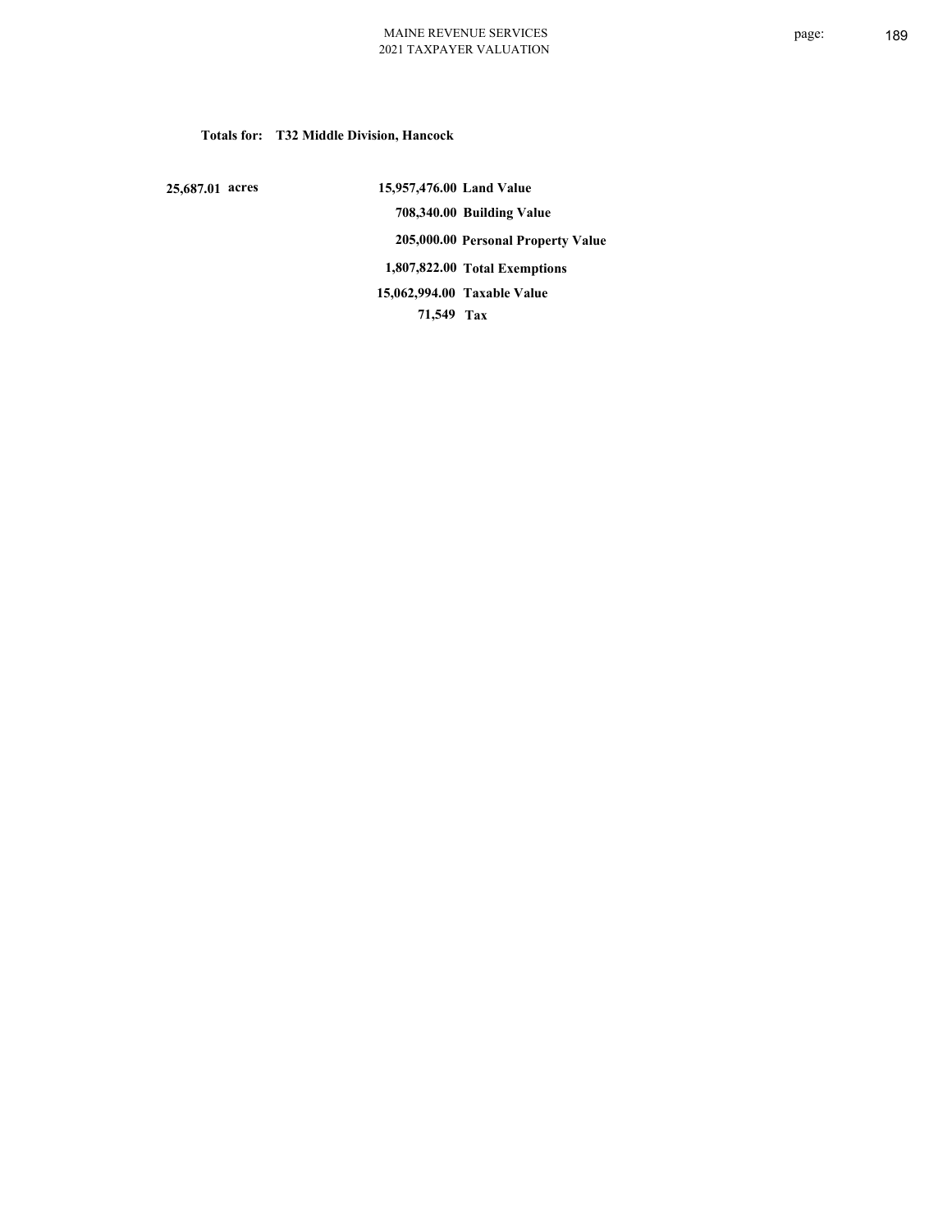**Totals for: T32 Middle Division, Hancock**

| | | |
|---|---|---|
| **25,687.01 acres** | **15,957,476.00** | **Land Value** |
| | **708,340.00** | **Building Value** |
| | **205,000.00** | **Personal Property Value** |
| | **1,807,822.00** | **Total Exemptions** |
| | **15,062,994.00** | **Taxable Value** |
| | **71,549** | **Tax** |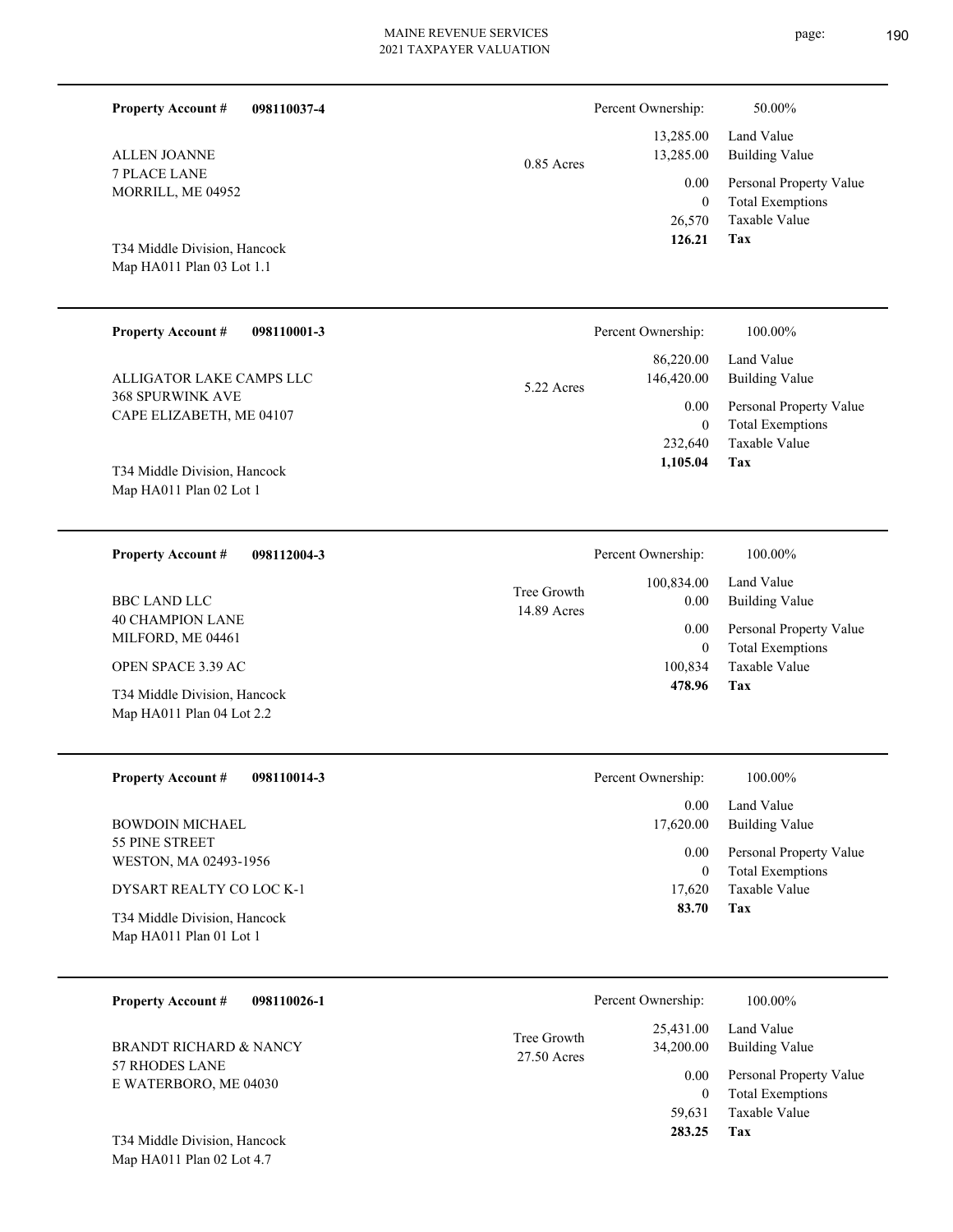**Property Account #** **098110037-4**

ALLEN JOANNE
7 PLACE LANE
MORRILL, ME 04952

T34 Middle Division, Hancock
Map HA011 Plan 03 Lot 1.1

0.85 Acres

| | |
|---|---|
| Percent Ownership: | 50.00% |
| 13,285.00 | Land Value |
| 13,285.00 | Building Value |
| 0.00 | Personal Property Value |
| 0 | Total Exemptions |
| 26,570 | Taxable Value |
| **126.21** | **Tax** |

---

**Property Account #** **098110001-3**

ALLIGATOR LAKE CAMPS LLC
368 SPURWINK AVE
CAPE ELIZABETH, ME 04107

T34 Middle Division, Hancock
Map HA011 Plan 02 Lot 1

5.22 Acres

| | |
|---|---|
| Percent Ownership: | 100.00% |
| 86,220.00 | Land Value |
| 146,420.00 | Building Value |
| 0.00 | Personal Property Value |
| 0 | Total Exemptions |
| 232,640 | Taxable Value |
| **1,105.04** | **Tax** |

---

**Property Account #** **098112004-3**

BBC LAND LLC
40 CHAMPION LANE
MILFORD, ME 04461

OPEN SPACE 3.39 AC

T34 Middle Division, Hancock
Map HA011 Plan 04 Lot 2.2

Tree Growth
14.89 Acres

| | |
|---|---|
| Percent Ownership: | 100.00% |
| 100,834.00 | Land Value |
| 0.00 | Building Value |
| 0.00 | Personal Property Value |
| 0 | Total Exemptions |
| 100,834 | Taxable Value |
| **478.96** | **Tax** |

---

**Property Account #** **098110014-3**

BOWDOIN MICHAEL
55 PINE STREET
WESTON, MA 02493-1956

DYSART REALTY CO LOC K-1

T34 Middle Division, Hancock
Map HA011 Plan 01 Lot 1

| | |
|---|---|
| Percent Ownership: | 100.00% |
| 0.00 | Land Value |
| 17,620.00 | Building Value |
| 0.00 | Personal Property Value |
| 0 | Total Exemptions |
| 17,620 | Taxable Value |
| **83.70** | **Tax** |

---

**Property Account #** **098110026-1**

BRANDT RICHARD & NANCY
57 RHODES LANE
E WATERBORO, ME 04030

T34 Middle Division, Hancock
Map HA011 Plan 02 Lot 4.7

Tree Growth
27.50 Acres

| | |
|---|---|
| Percent Ownership: | 100.00% |
| 25,431.00 | Land Value |
| 34,200.00 | Building Value |
| 0.00 | Personal Property Value |
| 0 | Total Exemptions |
| 59,631 | Taxable Value |
| **283.25** | **Tax** |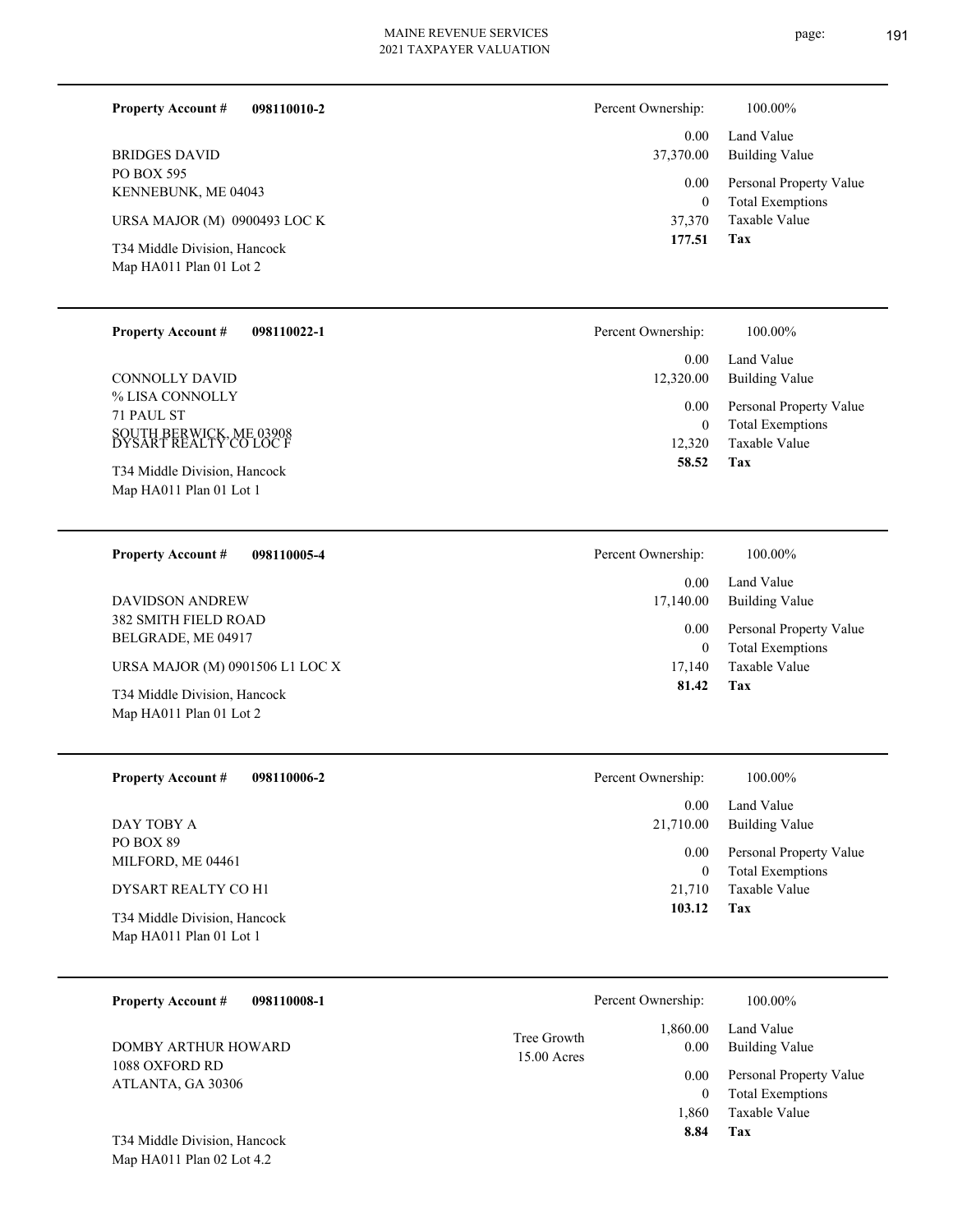**Property Account #** **098110010-2**

BRIDGES DAVID
PO BOX 595
KENNEBUNK, ME 04043

URSA MAJOR (M) 0900493 LOC K

T34 Middle Division, Hancock
Map HA011 Plan 01 Lot 2

| Percent Ownership: | 100.00% |
|---|---|
| 0.00 | Land Value |
| 37,370.00 | Building Value |
| 0.00 | Personal Property Value |
| 0 | Total Exemptions |
| 37,370 | Taxable Value |
| **177.51** | **Tax** |

---

**Property Account #** **098110022-1**

CONNOLLY DAVID
% LISA CONNOLLY
71 PAUL ST
SOUTH BERWICK, ME 03908
DYSART REALTY CO LOC F

T34 Middle Division, Hancock
Map HA011 Plan 01 Lot 1

| Percent Ownership: | 100.00% |
|---|---|
| 0.00 | Land Value |
| 12,320.00 | Building Value |
| 0.00 | Personal Property Value |
| 0 | Total Exemptions |
| 12,320 | Taxable Value |
| **58.52** | **Tax** |

---

**Property Account #** **098110005-4**

DAVIDSON ANDREW
382 SMITH FIELD ROAD
BELGRADE, ME 04917

URSA MAJOR (M) 0901506 L1 LOC X

T34 Middle Division, Hancock
Map HA011 Plan 01 Lot 2

| Percent Ownership: | 100.00% |
|---|---|
| 0.00 | Land Value |
| 17,140.00 | Building Value |
| 0.00 | Personal Property Value |
| 0 | Total Exemptions |
| 17,140 | Taxable Value |
| **81.42** | **Tax** |

---

**Property Account #** **098110006-2**

DAY TOBY A
PO BOX 89
MILFORD, ME 04461

DYSART REALTY CO H1

T34 Middle Division, Hancock
Map HA011 Plan 01 Lot 1

| Percent Ownership: | 100.00% |
|---|---|
| 0.00 | Land Value |
| 21,710.00 | Building Value |
| 0.00 | Personal Property Value |
| 0 | Total Exemptions |
| 21,710 | Taxable Value |
| **103.12** | **Tax** |

---

**Property Account #** **098110008-1**

DOMBY ARTHUR HOWARD
1088 OXFORD RD
ATLANTA, GA 30306

T34 Middle Division, Hancock
Map HA011 Plan 02 Lot 4.2

Tree Growth
15.00 Acres

| Percent Ownership: | 100.00% |
|---|---|
| 1,860.00 | Land Value |
| 0.00 | Building Value |
| 0.00 | Personal Property Value |
| 0 | Total Exemptions |
| 1,860 | Taxable Value |
| **8.84** | **Tax** |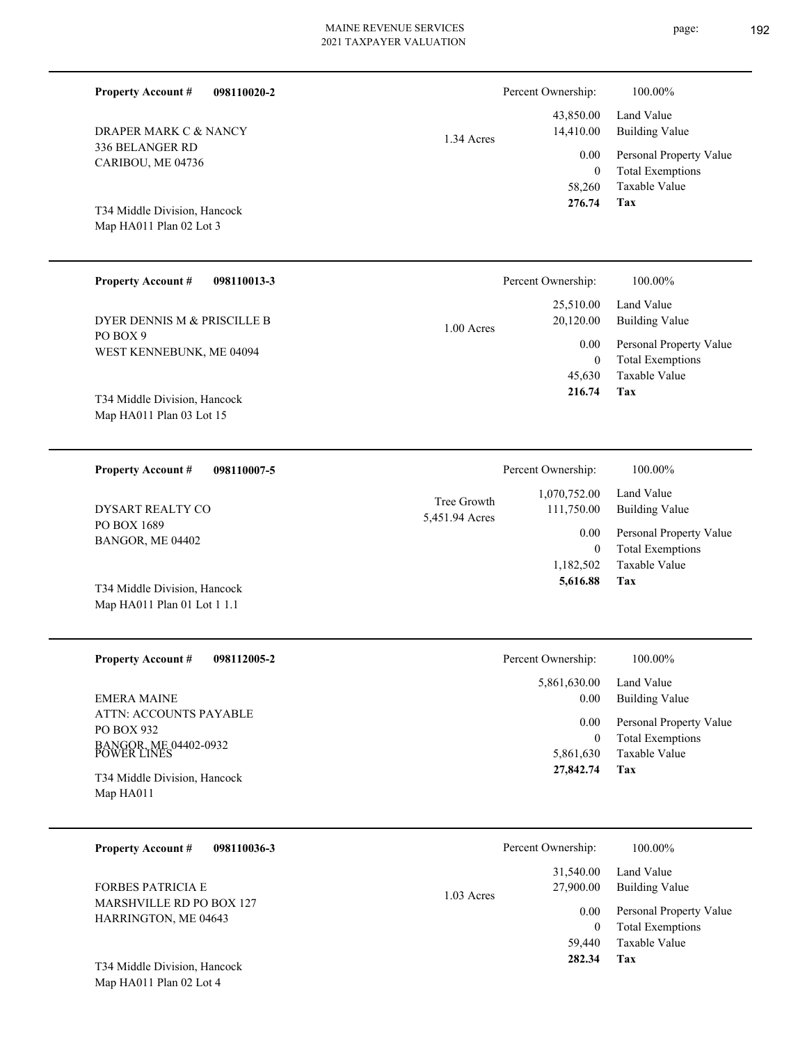**Property Account #** **098110020-2**

DRAPER MARK C & NANCY
336 BELANGER RD
CARIBOU, ME 04736

T34 Middle Division, Hancock
Map HA011 Plan 02 Lot 3

1.34 Acres

| Percent Ownership: | 100.00% |
|---|---|
| 43,850.00 | Land Value |
| 14,410.00 | Building Value |
| 0.00 | Personal Property Value |
| 0 | Total Exemptions |
| 58,260 | Taxable Value |
| **276.74** | **Tax** |

---

**Property Account #** **098110013-3**

DYER DENNIS M & PRISCILLE B
PO BOX 9
WEST KENNEBUNK, ME 04094

T34 Middle Division, Hancock
Map HA011 Plan 03 Lot 15

1.00 Acres

| Percent Ownership: | 100.00% |
|---|---|
| 25,510.00 | Land Value |
| 20,120.00 | Building Value |
| 0.00 | Personal Property Value |
| 0 | Total Exemptions |
| 45,630 | Taxable Value |
| **216.74** | **Tax** |

---

**Property Account #** **098110007-5**

DYSART REALTY CO
PO BOX 1689
BANGOR, ME 04402

T34 Middle Division, Hancock
Map HA011 Plan 01 Lot 1 1.1

Tree Growth
5,451.94 Acres

| Percent Ownership: | 100.00% |
|---|---|
| 1,070,752.00 | Land Value |
| 111,750.00 | Building Value |
| 0.00 | Personal Property Value |
| 0 | Total Exemptions |
| 1,182,502 | Taxable Value |
| **5,616.88** | **Tax** |

---

**Property Account #** **098112005-2**

EMERA MAINE
ATTN: ACCOUNTS PAYABLE
PO BOX 932
BANGOR, ME 04402-0932
POWER LINES

T34 Middle Division, Hancock
Map HA011

| Percent Ownership: | 100.00% |
|---|---|
| 5,861,630.00 | Land Value |
| 0.00 | Building Value |
| 0.00 | Personal Property Value |
| 0 | Total Exemptions |
| 5,861,630 | Taxable Value |
| **27,842.74** | **Tax** |

---

**Property Account #** **098110036-3**

FORBES PATRICIA E
MARSHVILLE RD PO BOX 127
HARRINGTON, ME 04643

T34 Middle Division, Hancock
Map HA011 Plan 02 Lot 4

1.03 Acres

| Percent Ownership: | 100.00% |
|---|---|
| 31,540.00 | Land Value |
| 27,900.00 | Building Value |
| 0.00 | Personal Property Value |
| 0 | Total Exemptions |
| 59,440 | Taxable Value |
| **282.34** | **Tax** |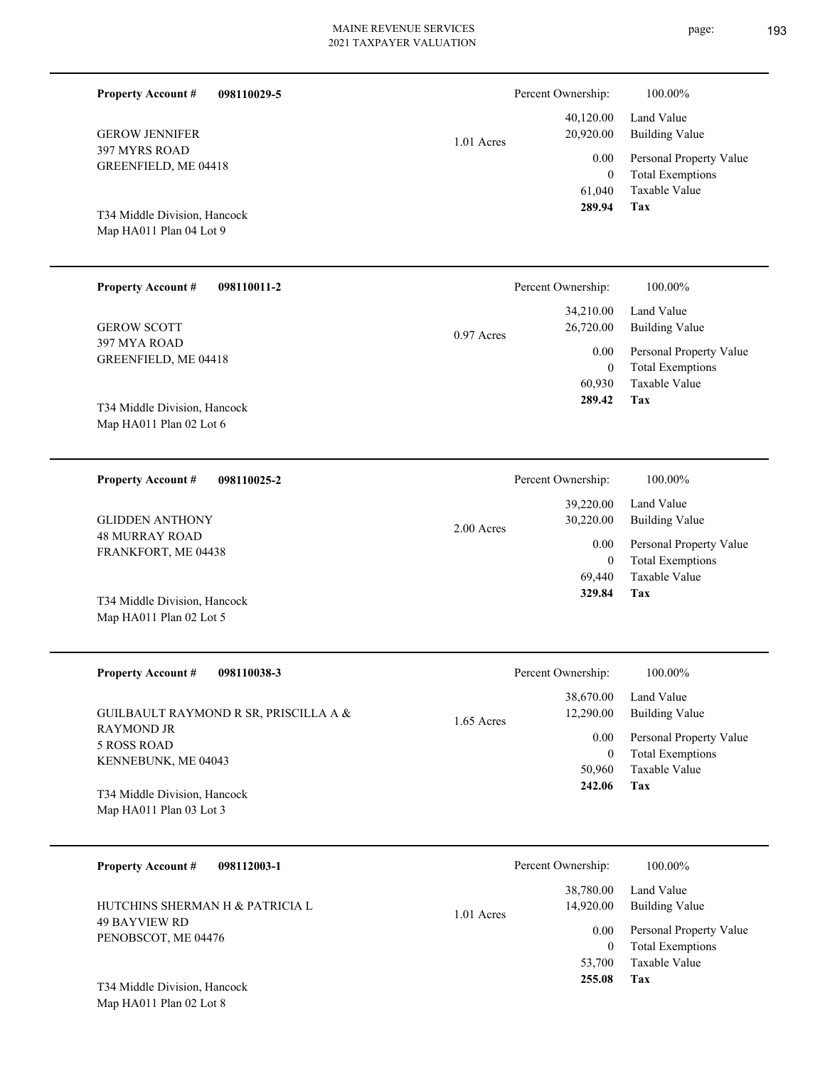**Property Account #** **098110029-5**

GEROW JENNIFER
397 MYRS ROAD
GREENFIELD, ME 04418

T34 Middle Division, Hancock
Map HA011 Plan 04 Lot 9

1.01 Acres

Percent Ownership: 100.00%

| | |
|---|---|
| 40,120.00 | Land Value |
| 20,920.00 | Building Value |
| 0.00 | Personal Property Value |
| 0 | Total Exemptions |
| 61,040 | Taxable Value |
| **289.94** | **Tax** |

---

**Property Account #** **098110011-2**

GEROW SCOTT
397 MYA ROAD
GREENFIELD, ME 04418

T34 Middle Division, Hancock
Map HA011 Plan 02 Lot 6

0.97 Acres

Percent Ownership: 100.00%

| | |
|---|---|
| 34,210.00 | Land Value |
| 26,720.00 | Building Value |
| 0.00 | Personal Property Value |
| 0 | Total Exemptions |
| 60,930 | Taxable Value |
| **289.42** | **Tax** |

---

**Property Account #** **098110025-2**

GLIDDEN ANTHONY
48 MURRAY ROAD
FRANKFORT, ME 04438

T34 Middle Division, Hancock
Map HA011 Plan 02 Lot 5

2.00 Acres

Percent Ownership: 100.00%

| | |
|---|---|
| 39,220.00 | Land Value |
| 30,220.00 | Building Value |
| 0.00 | Personal Property Value |
| 0 | Total Exemptions |
| 69,440 | Taxable Value |
| **329.84** | **Tax** |

---

**Property Account #** **098110038-3**

GUILBAULT RAYMOND R SR, PRISCILLA A & RAYMOND JR
5 ROSS ROAD
KENNEBUNK, ME 04043

T34 Middle Division, Hancock
Map HA011 Plan 03 Lot 3

1.65 Acres

Percent Ownership: 100.00%

| | |
|---|---|
| 38,670.00 | Land Value |
| 12,290.00 | Building Value |
| 0.00 | Personal Property Value |
| 0 | Total Exemptions |
| 50,960 | Taxable Value |
| **242.06** | **Tax** |

---

**Property Account #** **098112003-1**

HUTCHINS SHERMAN H & PATRICIA L
49 BAYVIEW RD
PENOBSCOT, ME 04476

T34 Middle Division, Hancock
Map HA011 Plan 02 Lot 8

1.01 Acres

Percent Ownership: 100.00%

| | |
|---|---|
| 38,780.00 | Land Value |
| 14,920.00 | Building Value |
| 0.00 | Personal Property Value |
| 0 | Total Exemptions |
| 53,700 | Taxable Value |
| **255.08** | **Tax** |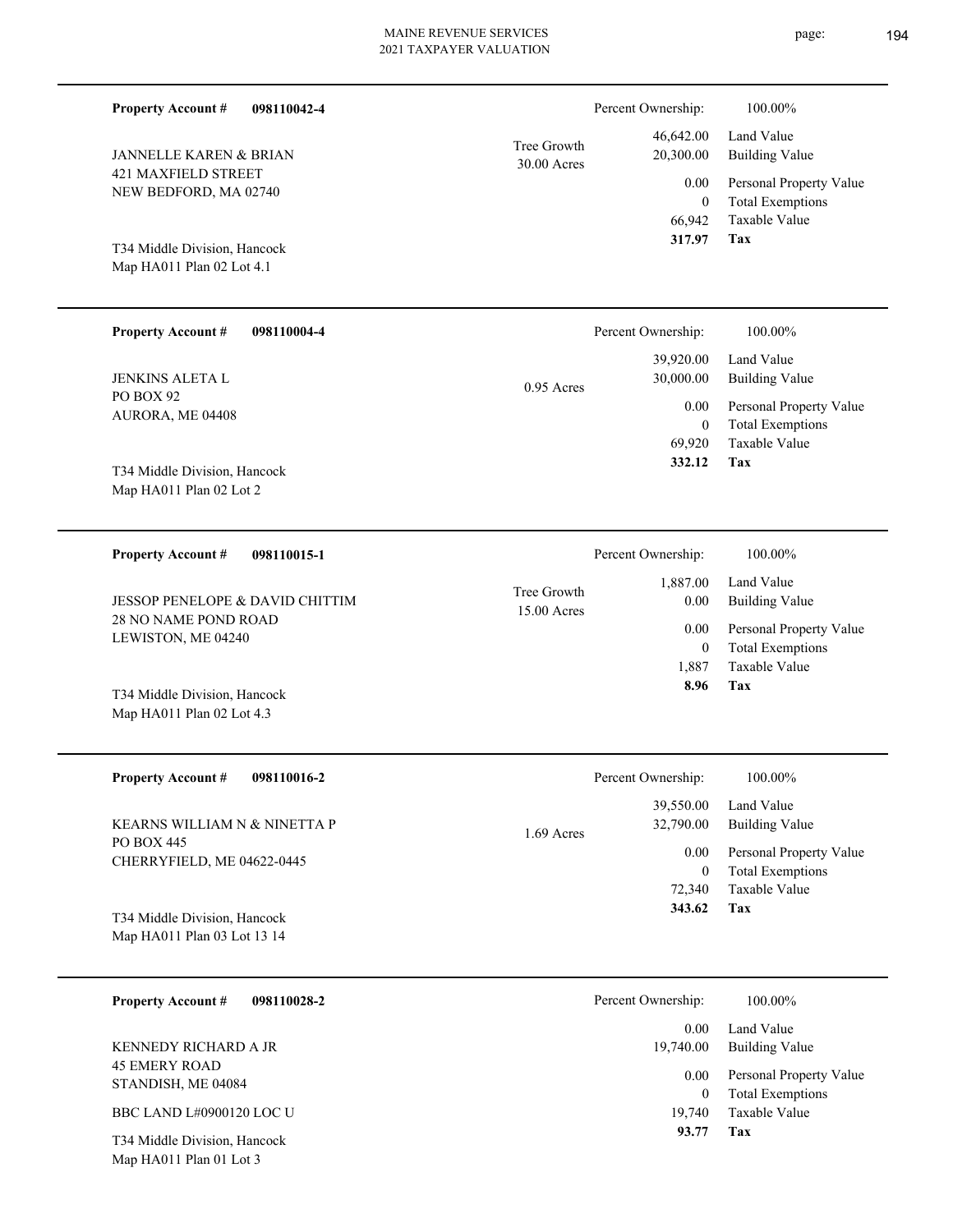**Property Account #** **098110042-4**

JANNELLE KAREN & BRIAN
421 MAXFIELD STREET
NEW BEDFORD, MA 02740

T34 Middle Division, Hancock
Map HA011 Plan 02 Lot 4.1

Tree Growth
30.00 Acres

| | |
|---|---|
| Percent Ownership: | 100.00% |
| Land Value | 46,642.00 |
| Building Value | 20,300.00 |
| Personal Property Value | 0.00 |
| Total Exemptions | 0 |
| Taxable Value | 66,942 |
| **Tax** | **317.97** |

---

**Property Account #** **098110004-4**

JENKINS ALETA L
PO BOX 92
AURORA, ME 04408

T34 Middle Division, Hancock
Map HA011 Plan 02 Lot 2

0.95 Acres

| | |
|---|---|
| Percent Ownership: | 100.00% |
| Land Value | 39,920.00 |
| Building Value | 30,000.00 |
| Personal Property Value | 0.00 |
| Total Exemptions | 0 |
| Taxable Value | 69,920 |
| **Tax** | **332.12** |

---

**Property Account #** **098110015-1**

JESSOP PENELOPE & DAVID CHITTIM
28 NO NAME POND ROAD
LEWISTON, ME 04240

T34 Middle Division, Hancock
Map HA011 Plan 02 Lot 4.3

Tree Growth
15.00 Acres

| | |
|---|---|
| Percent Ownership: | 100.00% |
| Land Value | 1,887.00 |
| Building Value | 0.00 |
| Personal Property Value | 0.00 |
| Total Exemptions | 0 |
| Taxable Value | 1,887 |
| **Tax** | **8.96** |

---

**Property Account #** **098110016-2**

KEARNS WILLIAM N & NINETTA P
PO BOX 445
CHERRYFIELD, ME 04622-0445

T34 Middle Division, Hancock
Map HA011 Plan 03 Lot 13 14

1.69 Acres

| | |
|---|---|
| Percent Ownership: | 100.00% |
| Land Value | 39,550.00 |
| Building Value | 32,790.00 |
| Personal Property Value | 0.00 |
| Total Exemptions | 0 |
| Taxable Value | 72,340 |
| **Tax** | **343.62** |

---

**Property Account #** **098110028-2**

KENNEDY RICHARD A JR
45 EMERY ROAD
STANDISH, ME 04084

BBC LAND L#0900120 LOC U

T34 Middle Division, Hancock
Map HA011 Plan 01 Lot 3

| | |
|---|---|
| Percent Ownership: | 100.00% |
| Land Value | 0.00 |
| Building Value | 19,740.00 |
| Personal Property Value | 0.00 |
| Total Exemptions | 0 |
| Taxable Value | 19,740 |
| **Tax** | **93.77** |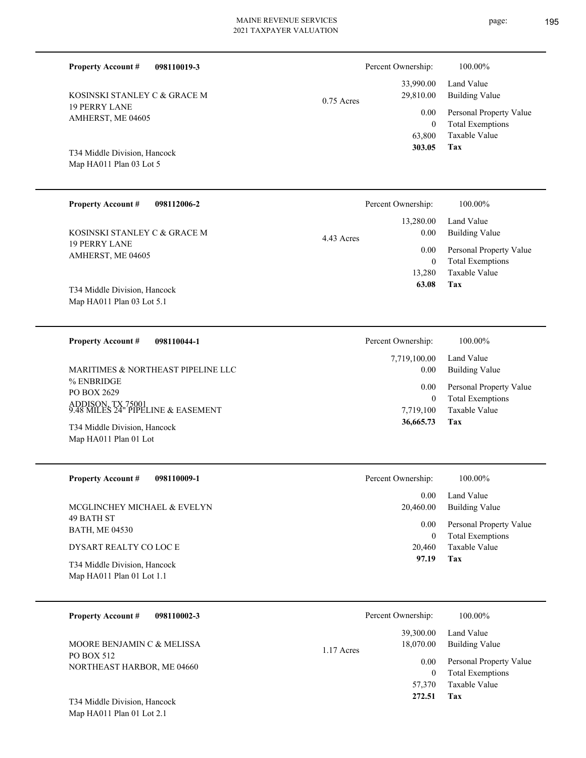**Property Account #** **098110019-3**

KOSINSKI STANLEY C & GRACE M
19 PERRY LANE
AMHERST, ME 04605

T34 Middle Division, Hancock
Map HA011 Plan 03 Lot 5

0.75 Acres

| Percent Ownership: | 100.00% |
|---|---|
| 33,990.00 | Land Value |
| 29,810.00 | Building Value |
| 0.00 | Personal Property Value |
| 0 | Total Exemptions |
| 63,800 | Taxable Value |
| **303.05** | **Tax** |

---

**Property Account #** **098112006-2**

KOSINSKI STANLEY C & GRACE M
19 PERRY LANE
AMHERST, ME 04605

T34 Middle Division, Hancock
Map HA011 Plan 03 Lot 5.1

4.43 Acres

| Percent Ownership: | 100.00% |
|---|---|
| 13,280.00 | Land Value |
| 0.00 | Building Value |
| 0.00 | Personal Property Value |
| 0 | Total Exemptions |
| 13,280 | Taxable Value |
| **63.08** | **Tax** |

---

**Property Account #** **098110044-1**

MARITIMES & NORTHEAST PIPELINE LLC
% ENBRIDGE
PO BOX 2629
ADDISON, TX 75001
9.48 MILES 24" PIPELINE & EASEMENT

T34 Middle Division, Hancock
Map HA011 Plan 01 Lot

| Percent Ownership: | 100.00% |
|---|---|
| 7,719,100.00 | Land Value |
| 0.00 | Building Value |
| 0.00 | Personal Property Value |
| 0 | Total Exemptions |
| 7,719,100 | Taxable Value |
| **36,665.73** | **Tax** |

---

**Property Account #** **098110009-1**

MCGLINCHEY MICHAEL & EVELYN
49 BATH ST
BATH, ME 04530

DYSART REALTY CO LOC E

T34 Middle Division, Hancock
Map HA011 Plan 01 Lot 1.1

| Percent Ownership: | 100.00% |
|---|---|
| 0.00 | Land Value |
| 20,460.00 | Building Value |
| 0.00 | Personal Property Value |
| 0 | Total Exemptions |
| 20,460 | Taxable Value |
| **97.19** | **Tax** |

---

**Property Account #** **098110002-3**

MOORE BENJAMIN C & MELISSA
PO BOX 512
NORTHEAST HARBOR, ME 04660

T34 Middle Division, Hancock
Map HA011 Plan 01 Lot 2.1

1.17 Acres

| Percent Ownership: | 100.00% |
|---|---|
| 39,300.00 | Land Value |
| 18,070.00 | Building Value |
| 0.00 | Personal Property Value |
| 0 | Total Exemptions |
| 57,370 | Taxable Value |
| **272.51** | **Tax** |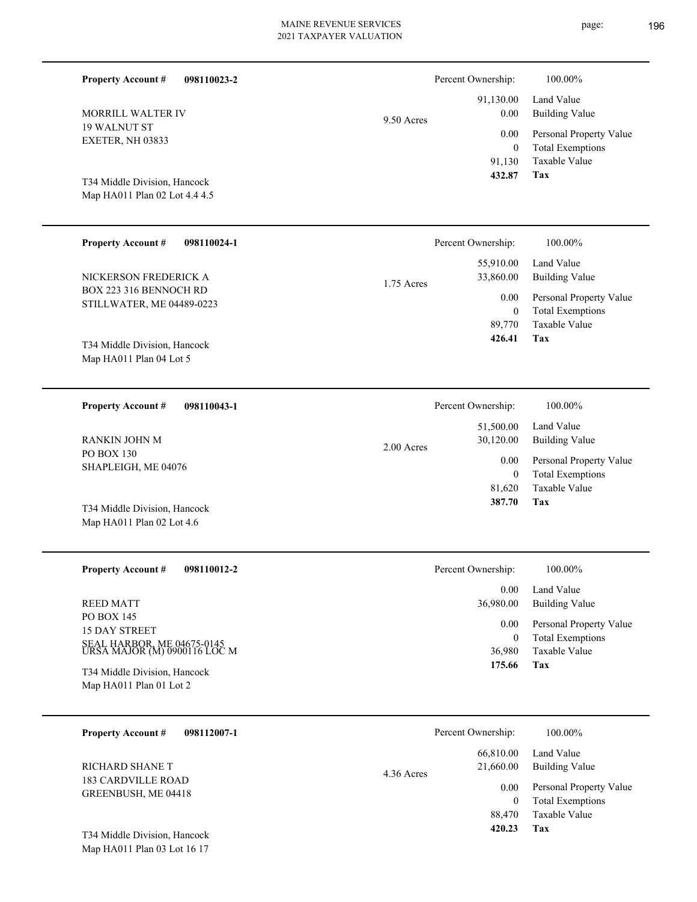**Property Account #** **098110023-2**

MORRILL WALTER IV
19 WALNUT ST
EXETER, NH 03833

T34 Middle Division, Hancock
Map HA011 Plan 02 Lot 4.4 4.5

9.50 Acres

| Percent Ownership: | 100.00% |
|---|---|
| 91,130.00 | Land Value |
| 0.00 | Building Value |
| 0.00 | Personal Property Value |
| 0 | Total Exemptions |
| 91,130 | Taxable Value |
| **432.87** | **Tax** |

---

**Property Account #** **098110024-1**

NICKERSON FREDERICK A
BOX 223 316 BENNOCH RD
STILLWATER, ME 04489-0223

T34 Middle Division, Hancock
Map HA011 Plan 04 Lot 5

1.75 Acres

| Percent Ownership: | 100.00% |
|---|---|
| 55,910.00 | Land Value |
| 33,860.00 | Building Value |
| 0.00 | Personal Property Value |
| 0 | Total Exemptions |
| 89,770 | Taxable Value |
| **426.41** | **Tax** |

---

**Property Account #** **098110043-1**

RANKIN JOHN M
PO BOX 130
SHAPLEIGH, ME 04076

T34 Middle Division, Hancock
Map HA011 Plan 02 Lot 4.6

2.00 Acres

| Percent Ownership: | 100.00% |
|---|---|
| 51,500.00 | Land Value |
| 30,120.00 | Building Value |
| 0.00 | Personal Property Value |
| 0 | Total Exemptions |
| 81,620 | Taxable Value |
| **387.70** | **Tax** |

---

**Property Account #** **098110012-2**

REED MATT
PO BOX 145
15 DAY STREET
SEAL HARBOR, ME 04675-0145
URSA MAJOR (M) 0900116 LOC M

T34 Middle Division, Hancock
Map HA011 Plan 01 Lot 2

| Percent Ownership: | 100.00% |
|---|---|
| 0.00 | Land Value |
| 36,980.00 | Building Value |
| 0.00 | Personal Property Value |
| 0 | Total Exemptions |
| 36,980 | Taxable Value |
| **175.66** | **Tax** |

---

**Property Account #** **098112007-1**

RICHARD SHANE T
183 CARDVILLE ROAD
GREENBUSH, ME 04418

T34 Middle Division, Hancock
Map HA011 Plan 03 Lot 16 17

4.36 Acres

| Percent Ownership: | 100.00% |
|---|---|
| 66,810.00 | Land Value |
| 21,660.00 | Building Value |
| 0.00 | Personal Property Value |
| 0 | Total Exemptions |
| 88,470 | Taxable Value |
| **420.23** | **Tax** |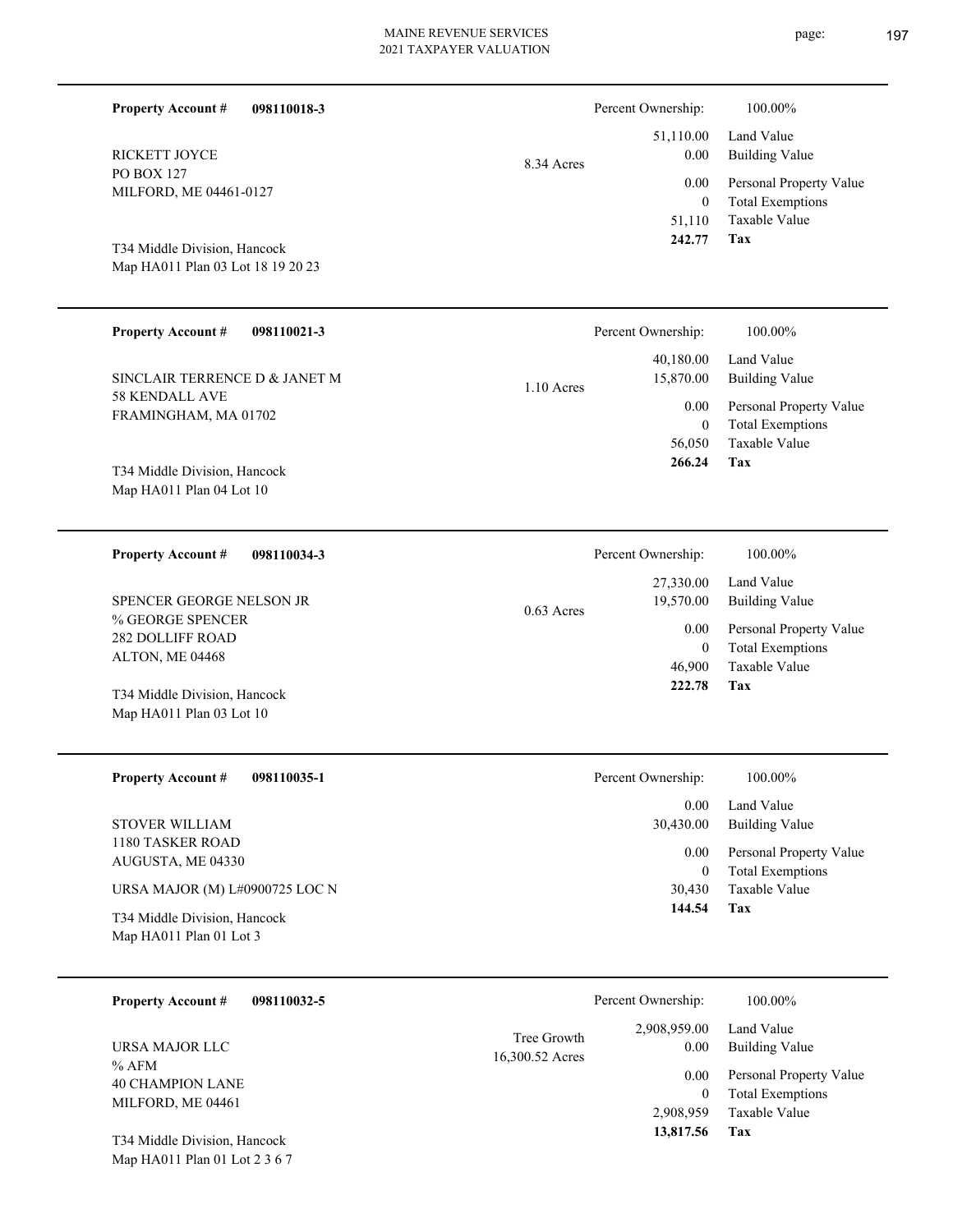**Property Account #** **098110018-3**

RICKETT JOYCE
PO BOX 127
MILFORD, ME 04461-0127

T34 Middle Division, Hancock
Map HA011 Plan 03 Lot 18 19 20 23

8.34 Acres

| | |
|---|---|
| Percent Ownership: | 100.00% |
| 51,110.00 | Land Value |
| 0.00 | Building Value |
| 0.00 | Personal Property Value |
| 0 | Total Exemptions |
| 51,110 | Taxable Value |
| **242.77** | **Tax** |

---

**Property Account #** **098110021-3**

SINCLAIR TERRENCE D & JANET M
58 KENDALL AVE
FRAMINGHAM, MA 01702

T34 Middle Division, Hancock
Map HA011 Plan 04 Lot 10

1.10 Acres

| | |
|---|---|
| Percent Ownership: | 100.00% |
| 40,180.00 | Land Value |
| 15,870.00 | Building Value |
| 0.00 | Personal Property Value |
| 0 | Total Exemptions |
| 56,050 | Taxable Value |
| **266.24** | **Tax** |

---

**Property Account #** **098110034-3**

SPENCER GEORGE NELSON JR
% GEORGE SPENCER
282 DOLLIFF ROAD
ALTON, ME 04468

T34 Middle Division, Hancock
Map HA011 Plan 03 Lot 10

0.63 Acres

| | |
|---|---|
| Percent Ownership: | 100.00% |
| 27,330.00 | Land Value |
| 19,570.00 | Building Value |
| 0.00 | Personal Property Value |
| 0 | Total Exemptions |
| 46,900 | Taxable Value |
| **222.78** | **Tax** |

---

**Property Account #** **098110035-1**

STOVER WILLIAM
1180 TASKER ROAD
AUGUSTA, ME 04330

URSA MAJOR (M) L#0900725 LOC N

T34 Middle Division, Hancock
Map HA011 Plan 01 Lot 3

| | |
|---|---|
| Percent Ownership: | 100.00% |
| 0.00 | Land Value |
| 30,430.00 | Building Value |
| 0.00 | Personal Property Value |
| 0 | Total Exemptions |
| 30,430 | Taxable Value |
| **144.54** | **Tax** |

---

**Property Account #** **098110032-5**

URSA MAJOR LLC
% AFM
40 CHAMPION LANE
MILFORD, ME 04461

T34 Middle Division, Hancock
Map HA011 Plan 01 Lot 2 3 6 7

Tree Growth
16,300.52 Acres

| | |
|---|---|
| Percent Ownership: | 100.00% |
| 2,908,959.00 | Land Value |
| 0.00 | Building Value |
| 0.00 | Personal Property Value |
| 0 | Total Exemptions |
| 2,908,959 | Taxable Value |
| **13,817.56** | **Tax** |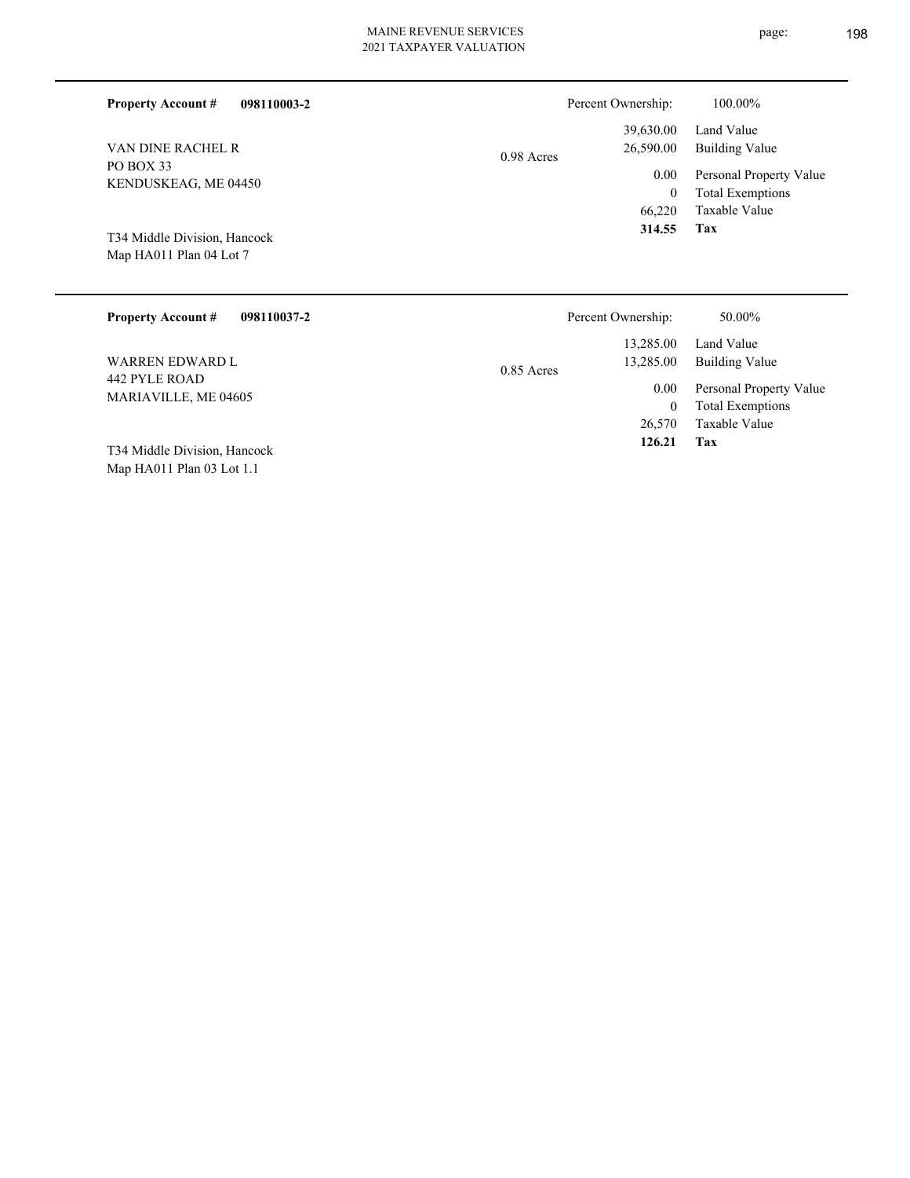**Property Account #** **098110003-2**

VAN DINE RACHEL R
PO BOX 33
KENDUSKEAG, ME 04450

T34 Middle Division, Hancock
Map HA011 Plan 04 Lot 7

0.98 Acres

| Percent Ownership: | 100.00% |
|---|---|
| 39,630.00 | Land Value |
| 26,590.00 | Building Value |
| 0.00 | Personal Property Value |
| 0 | Total Exemptions |
| 66,220 | Taxable Value |
| **314.55** | **Tax** |

---

**Property Account #** **098110037-2**

WARREN EDWARD L
442 PYLE ROAD
MARIAVILLE, ME 04605

T34 Middle Division, Hancock
Map HA011 Plan 03 Lot 1.1

0.85 Acres

| Percent Ownership: | 50.00% |
|---|---|
| 13,285.00 | Land Value |
| 13,285.00 | Building Value |
| 0.00 | Personal Property Value |
| 0 | Total Exemptions |
| 26,570 | Taxable Value |
| **126.21** | **Tax** |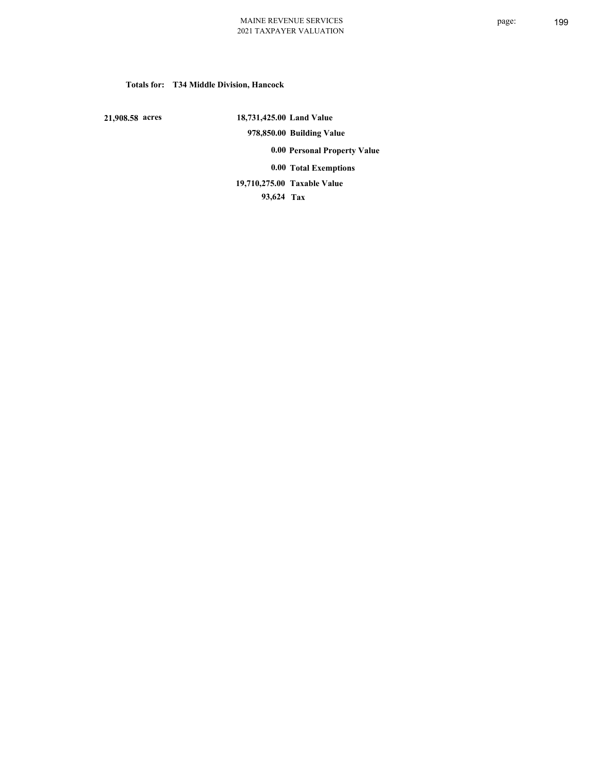**Totals for: T34 Middle Division, Hancock**

| | | |
|---|---|---|
| 21,908.58 acres | 18,731,425.00 | Land Value |
| | 978,850.00 | Building Value |
| | 0.00 | Personal Property Value |
| | 0.00 | Total Exemptions |
| | 19,710,275.00 | Taxable Value |
| | 93,624 | Tax |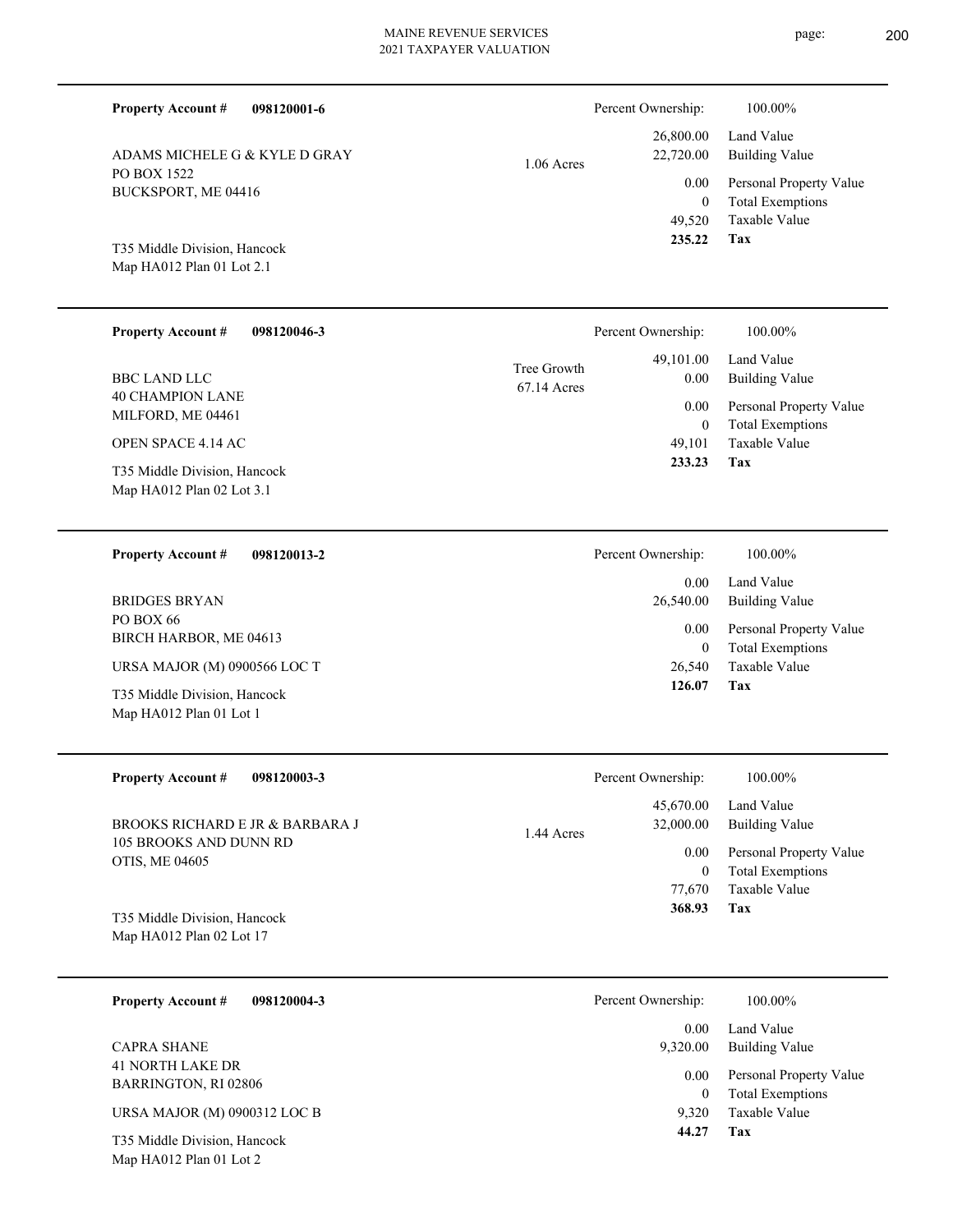**Property Account #** **098120001-6**

ADAMS MICHELE G & KYLE D GRAY
PO BOX 1522
BUCKSPORT, ME 04416

T35 Middle Division, Hancock
Map HA012 Plan 01 Lot 2.1

1.06 Acres

| Percent Ownership: | 100.00% |
|---|---|
| 26,800.00 | Land Value |
| 22,720.00 | Building Value |
| 0.00 | Personal Property Value |
| 0 | Total Exemptions |
| 49,520 | Taxable Value |
| **235.22** | **Tax** |

---

**Property Account #** **098120046-3**

BBC LAND LLC
40 CHAMPION LANE
MILFORD, ME 04461

OPEN SPACE 4.14 AC

T35 Middle Division, Hancock
Map HA012 Plan 02 Lot 3.1

Tree Growth
67.14 Acres

| Percent Ownership: | 100.00% |
|---|---|
| 49,101.00 | Land Value |
| 0.00 | Building Value |
| 0.00 | Personal Property Value |
| 0 | Total Exemptions |
| 49,101 | Taxable Value |
| **233.23** | **Tax** |

---

**Property Account #** **098120013-2**

BRIDGES BRYAN
PO BOX 66
BIRCH HARBOR, ME 04613

URSA MAJOR (M) 0900566 LOC T

T35 Middle Division, Hancock
Map HA012 Plan 01 Lot 1

| Percent Ownership: | 100.00% |
|---|---|
| 0.00 | Land Value |
| 26,540.00 | Building Value |
| 0.00 | Personal Property Value |
| 0 | Total Exemptions |
| 26,540 | Taxable Value |
| **126.07** | **Tax** |

---

**Property Account #** **098120003-3**

BROOKS RICHARD E JR & BARBARA J
105 BROOKS AND DUNN RD
OTIS, ME 04605

T35 Middle Division, Hancock
Map HA012 Plan 02 Lot 17

1.44 Acres

| Percent Ownership: | 100.00% |
|---|---|
| 45,670.00 | Land Value |
| 32,000.00 | Building Value |
| 0.00 | Personal Property Value |
| 0 | Total Exemptions |
| 77,670 | Taxable Value |
| **368.93** | **Tax** |

---

**Property Account #** **098120004-3**

CAPRA SHANE
41 NORTH LAKE DR
BARRINGTON, RI 02806

URSA MAJOR (M) 0900312 LOC B

T35 Middle Division, Hancock
Map HA012 Plan 01 Lot 2

| Percent Ownership: | 100.00% |
|---|---|
| 0.00 | Land Value |
| 9,320.00 | Building Value |
| 0.00 | Personal Property Value |
| 0 | Total Exemptions |
| 9,320 | Taxable Value |
| **44.27** | **Tax** |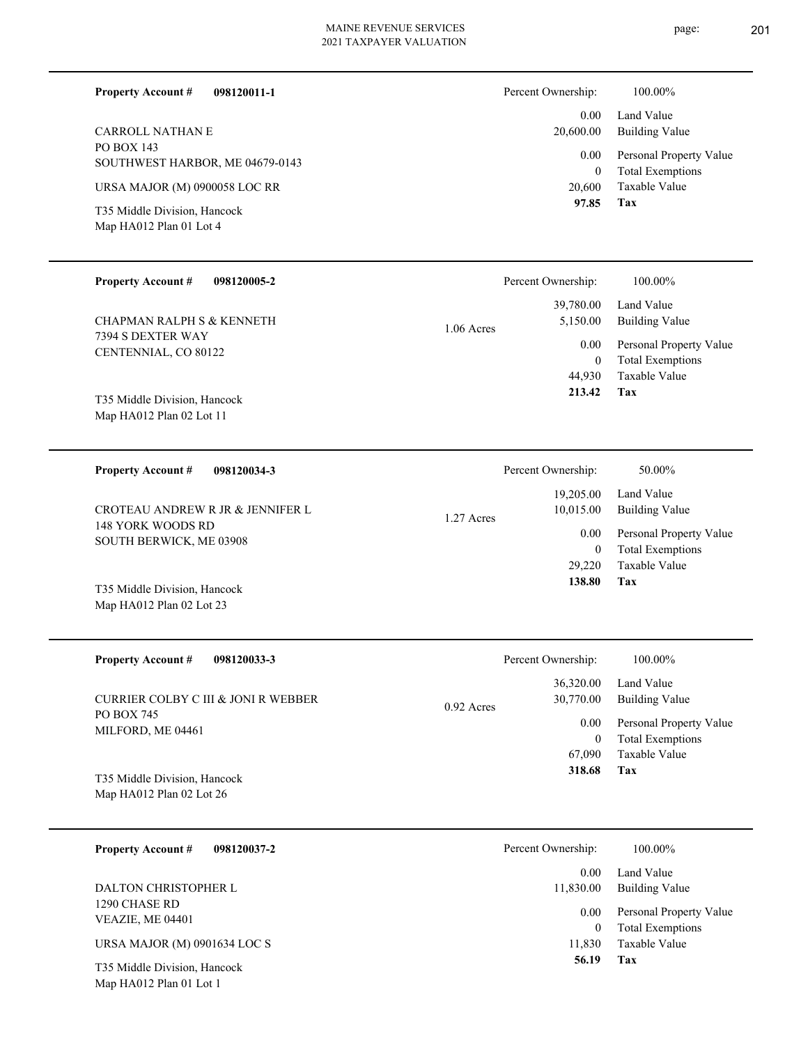**Property Account #** **098120011-1**

CARROLL NATHAN E
PO BOX 143
SOUTHWEST HARBOR, ME 04679-0143

URSA MAJOR (M) 0900058 LOC RR

T35 Middle Division, Hancock
Map HA012 Plan 01 Lot 4

| Percent Ownership: | 100.00% |
|---|---|
| 0.00 | Land Value |
| 20,600.00 | Building Value |
| 0.00 | Personal Property Value |
| 0 | Total Exemptions |
| 20,600 | Taxable Value |
| **97.85** | **Tax** |

---

**Property Account #** **098120005-2**

CHAPMAN RALPH S & KENNETH
7394 S DEXTER WAY
CENTENNIAL, CO 80122

T35 Middle Division, Hancock
Map HA012 Plan 02 Lot 11

1.06 Acres

| Percent Ownership: | 100.00% |
|---|---|
| 39,780.00 | Land Value |
| 5,150.00 | Building Value |
| 0.00 | Personal Property Value |
| 0 | Total Exemptions |
| 44,930 | Taxable Value |
| **213.42** | **Tax** |

---

**Property Account #** **098120034-3**

CROTEAU ANDREW R JR & JENNIFER L
148 YORK WOODS RD
SOUTH BERWICK, ME 03908

T35 Middle Division, Hancock
Map HA012 Plan 02 Lot 23

1.27 Acres

| Percent Ownership: | 50.00% |
|---|---|
| 19,205.00 | Land Value |
| 10,015.00 | Building Value |
| 0.00 | Personal Property Value |
| 0 | Total Exemptions |
| 29,220 | Taxable Value |
| **138.80** | **Tax** |

---

**Property Account #** **098120033-3**

CURRIER COLBY C III & JONI R WEBBER
PO BOX 745
MILFORD, ME 04461

T35 Middle Division, Hancock
Map HA012 Plan 02 Lot 26

0.92 Acres

| Percent Ownership: | 100.00% |
|---|---|
| 36,320.00 | Land Value |
| 30,770.00 | Building Value |
| 0.00 | Personal Property Value |
| 0 | Total Exemptions |
| 67,090 | Taxable Value |
| **318.68** | **Tax** |

---

**Property Account #** **098120037-2**

DALTON CHRISTOPHER L
1290 CHASE RD
VEAZIE, ME 04401

URSA MAJOR (M) 0901634 LOC S

T35 Middle Division, Hancock
Map HA012 Plan 01 Lot 1

| Percent Ownership: | 100.00% |
|---|---|
| 0.00 | Land Value |
| 11,830.00 | Building Value |
| 0.00 | Personal Property Value |
| 0 | Total Exemptions |
| 11,830 | Taxable Value |
| **56.19** | **Tax** |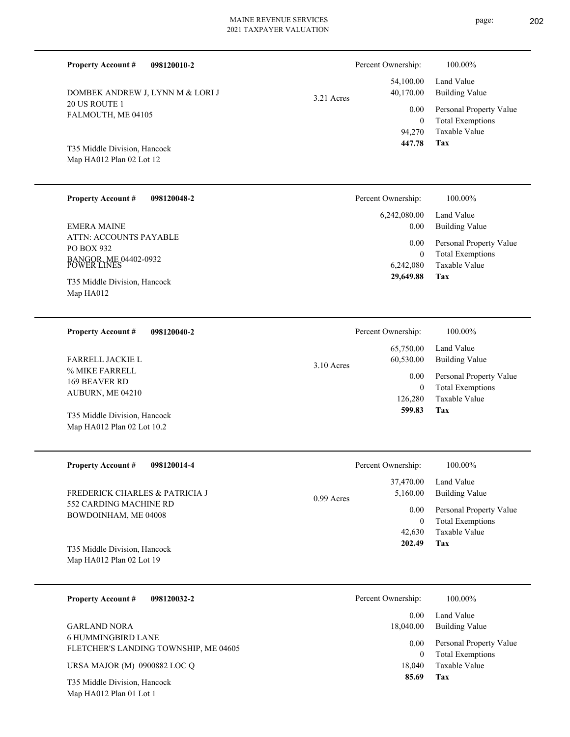**Property Account #** **098120010-2**

DOMBEK ANDREW J, LYNN M & LORI J
20 US ROUTE 1
FALMOUTH, ME 04105

T35 Middle Division, Hancock
Map HA012 Plan 02 Lot 12

3.21 Acres

| Percent Ownership: | 100.00% |
|---|---|
| 54,100.00 | Land Value |
| 40,170.00 | Building Value |
| 0.00 | Personal Property Value |
| 0 | Total Exemptions |
| 94,270 | Taxable Value |
| **447.78** | **Tax** |

---

**Property Account #** **098120048-2**

EMERA MAINE
ATTN: ACCOUNTS PAYABLE
PO BOX 932
BANGOR, ME 04402-0932
POWER LINES

T35 Middle Division, Hancock
Map HA012

| Percent Ownership: | 100.00% |
|---|---|
| 6,242,080.00 | Land Value |
| 0.00 | Building Value |
| 0.00 | Personal Property Value |
| 0 | Total Exemptions |
| 6,242,080 | Taxable Value |
| **29,649.88** | **Tax** |

---

**Property Account #** **098120040-2**

FARRELL JACKIE L
% MIKE FARRELL
169 BEAVER RD
AUBURN, ME 04210

T35 Middle Division, Hancock
Map HA012 Plan 02 Lot 10.2

3.10 Acres

| Percent Ownership: | 100.00% |
|---|---|
| 65,750.00 | Land Value |
| 60,530.00 | Building Value |
| 0.00 | Personal Property Value |
| 0 | Total Exemptions |
| 126,280 | Taxable Value |
| **599.83** | **Tax** |

---

**Property Account #** **098120014-4**

FREDERICK CHARLES & PATRICIA J
552 CARDING MACHINE RD
BOWDOINHAM, ME 04008

T35 Middle Division, Hancock
Map HA012 Plan 02 Lot 19

0.99 Acres

| Percent Ownership: | 100.00% |
|---|---|
| 37,470.00 | Land Value |
| 5,160.00 | Building Value |
| 0.00 | Personal Property Value |
| 0 | Total Exemptions |
| 42,630 | Taxable Value |
| **202.49** | **Tax** |

---

**Property Account #** **098120032-2**

GARLAND NORA
6 HUMMINGBIRD LANE
FLETCHER'S LANDING TOWNSHIP, ME 04605

URSA MAJOR (M) 0900882 LOC Q

T35 Middle Division, Hancock
Map HA012 Plan 01 Lot 1

| Percent Ownership: | 100.00% |
|---|---|
| 0.00 | Land Value |
| 18,040.00 | Building Value |
| 0.00 | Personal Property Value |
| 0 | Total Exemptions |
| 18,040 | Taxable Value |
| **85.69** | **Tax** |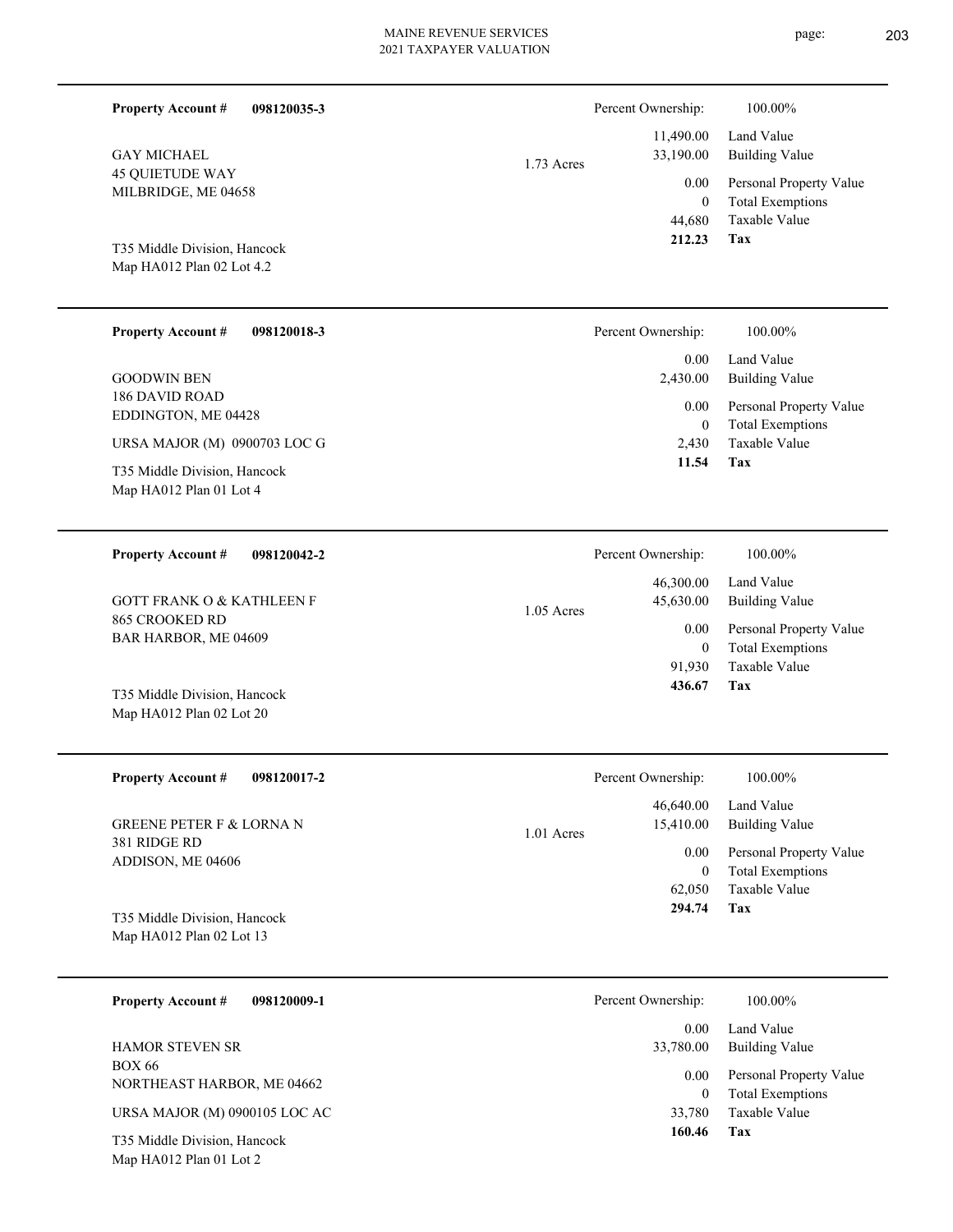MAINE REVENUE SERVICES
2021 TAXPAYER VALUATION

---

**Property Account #** **098120035-3**

GAY MICHAEL
45 QUIETUDE WAY
MILBRIDGE, ME 04658

T35 Middle Division, Hancock
Map HA012 Plan 02 Lot 4.2

1.73 Acres

| Percent Ownership: | 100.00% |
|---|---|
| 11,490.00 | Land Value |
| 33,190.00 | Building Value |
| 0.00 | Personal Property Value |
| 0 | Total Exemptions |
| 44,680 | Taxable Value |
| **212.23** | **Tax** |

---

**Property Account #** **098120018-3**

GOODWIN BEN
186 DAVID ROAD
EDDINGTON, ME 04428

URSA MAJOR (M) 0900703 LOC G

T35 Middle Division, Hancock
Map HA012 Plan 01 Lot 4

| Percent Ownership: | 100.00% |
|---|---|
| 0.00 | Land Value |
| 2,430.00 | Building Value |
| 0.00 | Personal Property Value |
| 0 | Total Exemptions |
| 2,430 | Taxable Value |
| **11.54** | **Tax** |

---

**Property Account #** **098120042-2**

GOTT FRANK O & KATHLEEN F
865 CROOKED RD
BAR HARBOR, ME 04609

T35 Middle Division, Hancock
Map HA012 Plan 02 Lot 20

1.05 Acres

| Percent Ownership: | 100.00% |
|---|---|
| 46,300.00 | Land Value |
| 45,630.00 | Building Value |
| 0.00 | Personal Property Value |
| 0 | Total Exemptions |
| 91,930 | Taxable Value |
| **436.67** | **Tax** |

---

**Property Account #** **098120017-2**

GREENE PETER F & LORNA N
381 RIDGE RD
ADDISON, ME 04606

T35 Middle Division, Hancock
Map HA012 Plan 02 Lot 13

1.01 Acres

| Percent Ownership: | 100.00% |
|---|---|
| 46,640.00 | Land Value |
| 15,410.00 | Building Value |
| 0.00 | Personal Property Value |
| 0 | Total Exemptions |
| 62,050 | Taxable Value |
| **294.74** | **Tax** |

---

**Property Account #** **098120009-1**

HAMOR STEVEN SR
BOX 66
NORTHEAST HARBOR, ME 04662

URSA MAJOR (M) 0900105 LOC AC

T35 Middle Division, Hancock
Map HA012 Plan 01 Lot 2

| Percent Ownership: | 100.00% |
|---|---|
| 0.00 | Land Value |
| 33,780.00 | Building Value |
| 0.00 | Personal Property Value |
| 0 | Total Exemptions |
| 33,780 | Taxable Value |
| **160.46** | **Tax** |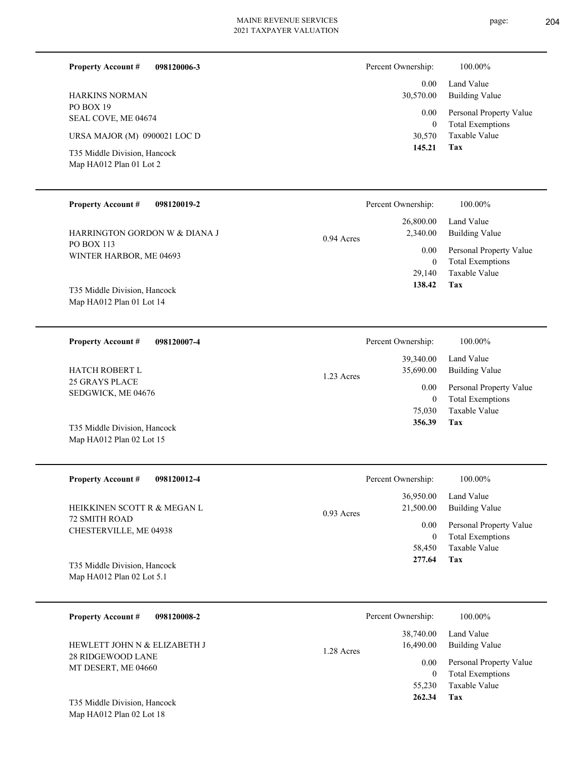**Property Account #** **098120006-3**

HARKINS NORMAN
PO BOX 19
SEAL COVE, ME 04674

URSA MAJOR (M) 0900021 LOC D

T35 Middle Division, Hancock
Map HA012 Plan 01 Lot 2

| Percent Ownership: | 100.00% |
|---|---|
| 0.00 | Land Value |
| 30,570.00 | Building Value |
| 0.00 | Personal Property Value |
| 0 | Total Exemptions |
| 30,570 | Taxable Value |
| **145.21** | **Tax** |

---

**Property Account #** **098120019-2**

HARRINGTON GORDON W & DIANA J
PO BOX 113
WINTER HARBOR, ME 04693

0.94 Acres

T35 Middle Division, Hancock
Map HA012 Plan 01 Lot 14

| Percent Ownership: | 100.00% |
|---|---|
| 26,800.00 | Land Value |
| 2,340.00 | Building Value |
| 0.00 | Personal Property Value |
| 0 | Total Exemptions |
| 29,140 | Taxable Value |
| **138.42** | **Tax** |

---

**Property Account #** **098120007-4**

HATCH ROBERT L
25 GRAYS PLACE
SEDGWICK, ME 04676

1.23 Acres

T35 Middle Division, Hancock
Map HA012 Plan 02 Lot 15

| Percent Ownership: | 100.00% |
|---|---|
| 39,340.00 | Land Value |
| 35,690.00 | Building Value |
| 0.00 | Personal Property Value |
| 0 | Total Exemptions |
| 75,030 | Taxable Value |
| **356.39** | **Tax** |

---

**Property Account #** **098120012-4**

HEIKKINEN SCOTT R & MEGAN L
72 SMITH ROAD
CHESTERVILLE, ME 04938

0.93 Acres

T35 Middle Division, Hancock
Map HA012 Plan 02 Lot 5.1

| Percent Ownership: | 100.00% |
|---|---|
| 36,950.00 | Land Value |
| 21,500.00 | Building Value |
| 0.00 | Personal Property Value |
| 0 | Total Exemptions |
| 58,450 | Taxable Value |
| **277.64** | **Tax** |

---

**Property Account #** **098120008-2**

HEWLETT JOHN N & ELIZABETH J
28 RIDGEWOOD LANE
MT DESERT, ME 04660

1.28 Acres

T35 Middle Division, Hancock
Map HA012 Plan 02 Lot 18

| Percent Ownership: | 100.00% |
|---|---|
| 38,740.00 | Land Value |
| 16,490.00 | Building Value |
| 0.00 | Personal Property Value |
| 0 | Total Exemptions |
| 55,230 | Taxable Value |
| **262.34** | **Tax** |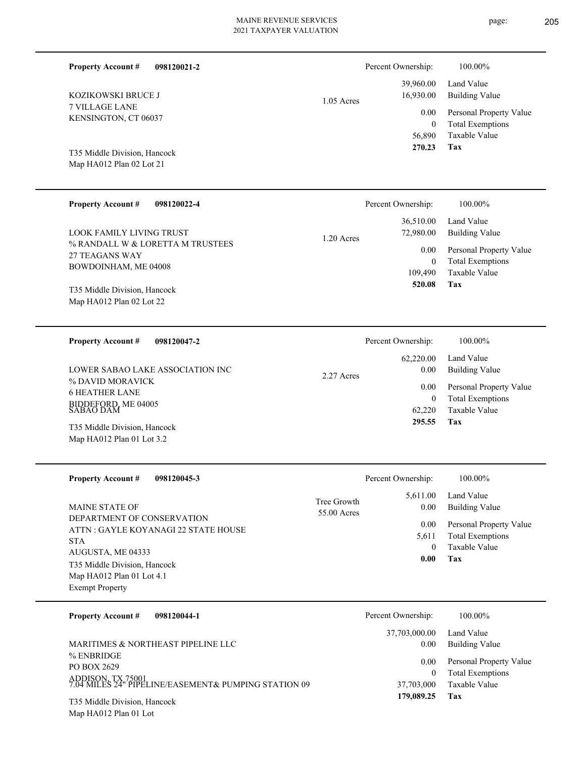**Property Account #** **098120021-2**

KOZIKOWSKI BRUCE J
7 VILLAGE LANE
KENSINGTON, CT 06037

T35 Middle Division, Hancock
Map HA012 Plan 02 Lot 21

1.05 Acres

| Percent Ownership: | 100.00% |
|---|---|
| 39,960.00 | Land Value |
| 16,930.00 | Building Value |
| 0.00 | Personal Property Value |
| 0 | Total Exemptions |
| 56,890 | Taxable Value |
| **270.23** | **Tax** |

---

**Property Account #** **098120022-4**

LOOK FAMILY LIVING TRUST
% RANDALL W & LORETTA M TRUSTEES
27 TEAGANS WAY
BOWDOINHAM, ME 04008

T35 Middle Division, Hancock
Map HA012 Plan 02 Lot 22

1.20 Acres

| Percent Ownership: | 100.00% |
|---|---|
| 36,510.00 | Land Value |
| 72,980.00 | Building Value |
| 0.00 | Personal Property Value |
| 0 | Total Exemptions |
| 109,490 | Taxable Value |
| **520.08** | **Tax** |

---

**Property Account #** **098120047-2**

LOWER SABAO LAKE ASSOCIATION INC
% DAVID MORAVICK
6 HEATHER LANE
BIDDEFORD, ME 04005
SABAO DAM

T35 Middle Division, Hancock
Map HA012 Plan 01 Lot 3.2

2.27 Acres

| Percent Ownership: | 100.00% |
|---|---|
| 62,220.00 | Land Value |
| 0.00 | Building Value |
| 0.00 | Personal Property Value |
| 0 | Total Exemptions |
| 62,220 | Taxable Value |
| **295.55** | **Tax** |

---

**Property Account #** **098120045-3**

MAINE STATE OF
DEPARTMENT OF CONSERVATION
ATTN : GAYLE KOYANAGI 22 STATE HOUSE STA
AUGUSTA, ME 04333

T35 Middle Division, Hancock
Map HA012 Plan 01 Lot 4.1
Exempt Property

Tree Growth
55.00 Acres

| Percent Ownership: | 100.00% |
|---|---|
| 5,611.00 | Land Value |
| 0.00 | Building Value |
| 0.00 | Personal Property Value |
| 5,611 | Total Exemptions |
| 0 | Taxable Value |
| **0.00** | **Tax** |

---

**Property Account #** **098120044-1**

MARITIMES & NORTHEAST PIPELINE LLC
% ENBRIDGE
PO BOX 2629
ADDISON, TX 75001
7.04 MILES 24" PIPELINE/EASEMENT& PUMPING STATION 09

T35 Middle Division, Hancock
Map HA012 Plan 01 Lot

| Percent Ownership: | 100.00% |
|---|---|
| 37,703,000.00 | Land Value |
| 0.00 | Building Value |
| 0.00 | Personal Property Value |
| 0 | Total Exemptions |
| 37,703,000 | Taxable Value |
| **179,089.25** | **Tax** |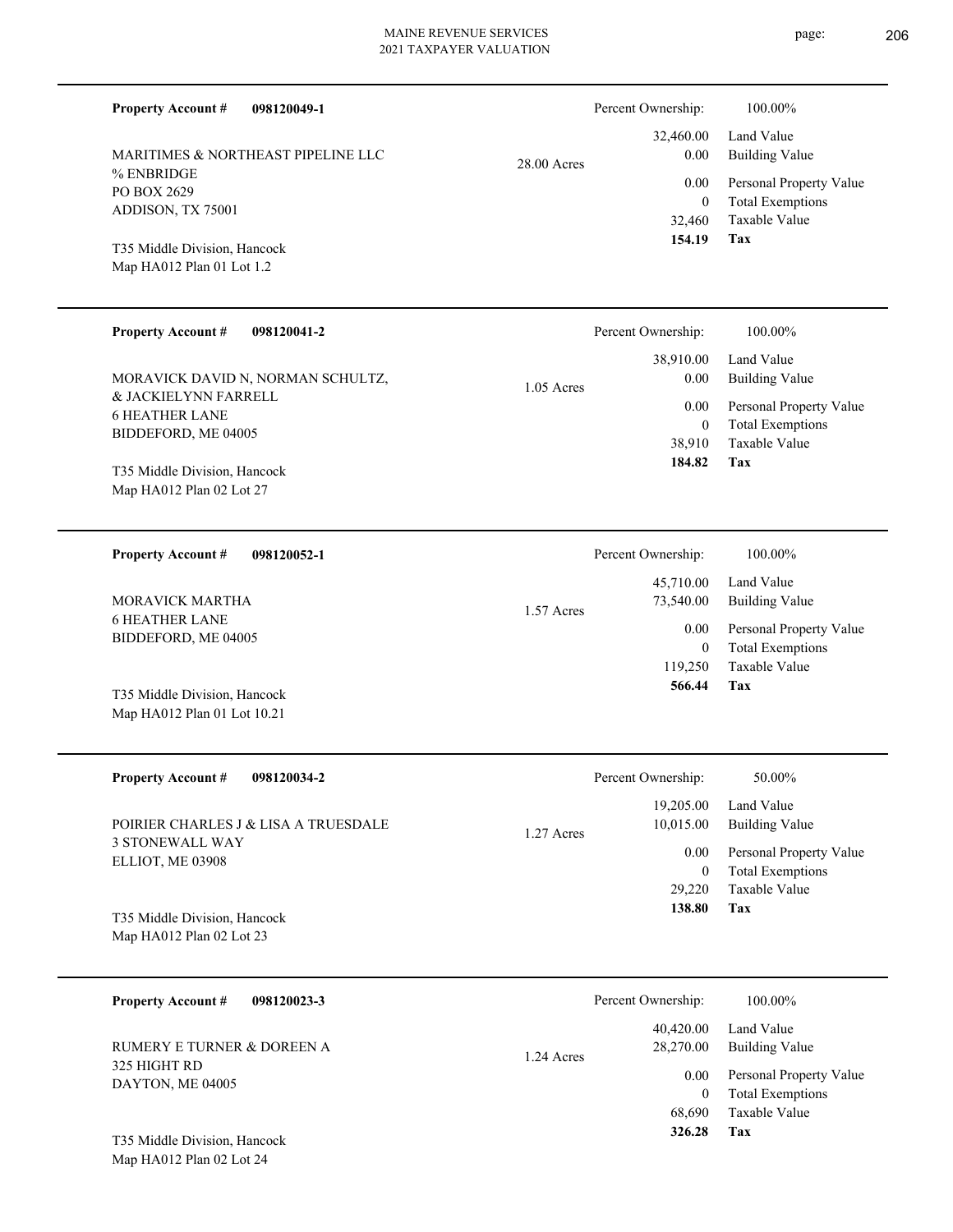**Property Account #** **098120049-1**

MARITIMES & NORTHEAST PIPELINE LLC
% ENBRIDGE
PO BOX 2629
ADDISON, TX 75001

T35 Middle Division, Hancock
Map HA012 Plan 01 Lot 1.2

28.00 Acres

| Percent Ownership: | 100.00% |
|---|---|
| 32,460.00 | Land Value |
| 0.00 | Building Value |
| 0.00 | Personal Property Value |
| 0 | Total Exemptions |
| 32,460 | Taxable Value |
| **154.19** | **Tax** |

---

**Property Account #** **098120041-2**

MORAVICK DAVID N, NORMAN SCHULTZ,
& JACKIELYNN FARRELL
6 HEATHER LANE
BIDDEFORD, ME 04005

T35 Middle Division, Hancock
Map HA012 Plan 02 Lot 27

1.05 Acres

| Percent Ownership: | 100.00% |
|---|---|
| 38,910.00 | Land Value |
| 0.00 | Building Value |
| 0.00 | Personal Property Value |
| 0 | Total Exemptions |
| 38,910 | Taxable Value |
| **184.82** | **Tax** |

---

**Property Account #** **098120052-1**

MORAVICK MARTHA
6 HEATHER LANE
BIDDEFORD, ME 04005

T35 Middle Division, Hancock
Map HA012 Plan 01 Lot 10.21

1.57 Acres

| Percent Ownership: | 100.00% |
|---|---|
| 45,710.00 | Land Value |
| 73,540.00 | Building Value |
| 0.00 | Personal Property Value |
| 0 | Total Exemptions |
| 119,250 | Taxable Value |
| **566.44** | **Tax** |

---

**Property Account #** **098120034-2**

POIRIER CHARLES J & LISA A TRUESDALE
3 STONEWALL WAY
ELLIOT, ME 03908

T35 Middle Division, Hancock
Map HA012 Plan 02 Lot 23

1.27 Acres

| Percent Ownership: | 50.00% |
|---|---|
| 19,205.00 | Land Value |
| 10,015.00 | Building Value |
| 0.00 | Personal Property Value |
| 0 | Total Exemptions |
| 29,220 | Taxable Value |
| **138.80** | **Tax** |

---

**Property Account #** **098120023-3**

RUMERY E TURNER & DOREEN A
325 HIGHT RD
DAYTON, ME 04005

T35 Middle Division, Hancock
Map HA012 Plan 02 Lot 24

1.24 Acres

| Percent Ownership: | 100.00% |
|---|---|
| 40,420.00 | Land Value |
| 28,270.00 | Building Value |
| 0.00 | Personal Property Value |
| 0 | Total Exemptions |
| 68,690 | Taxable Value |
| **326.28** | **Tax** |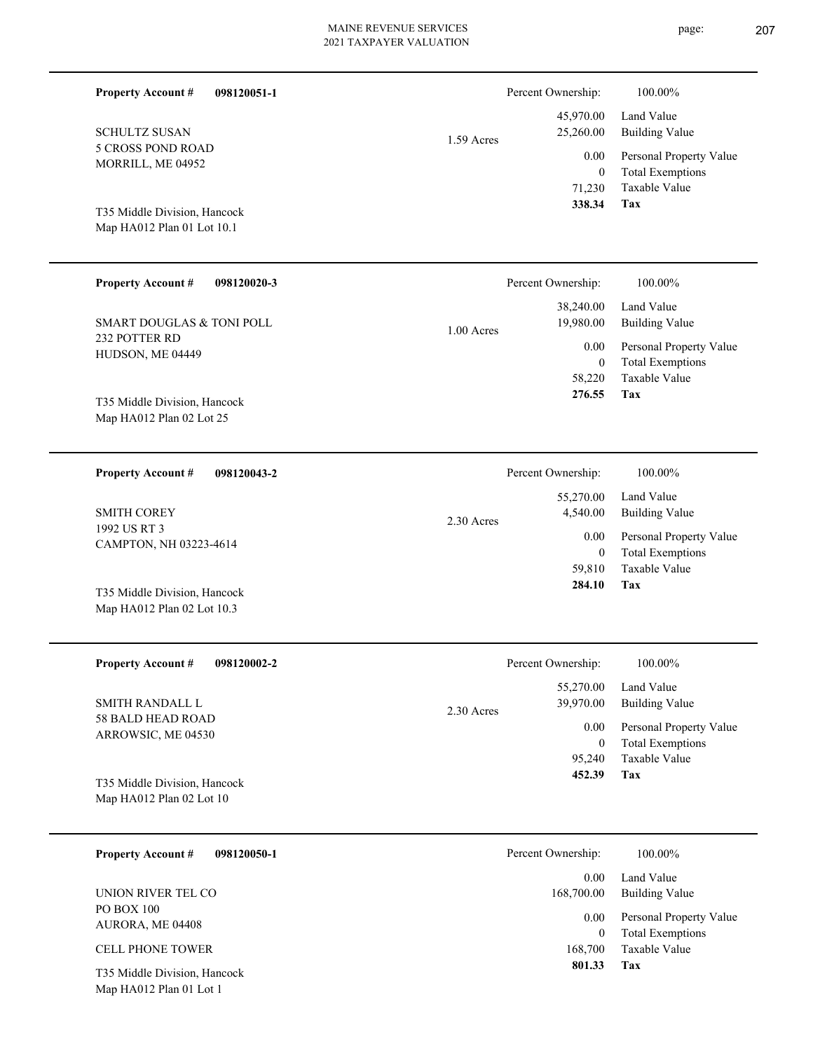MAINE REVENUE SERVICES
2021 TAXPAYER VALUATION

**Property Account #** **098120051-1**

SCHULTZ SUSAN
5 CROSS POND ROAD
MORRILL, ME 04952

T35 Middle Division, Hancock
Map HA012 Plan 01 Lot 10.1

1.59 Acres

| Percent Ownership: | 100.00% |
|---|---|
| 45,970.00 | Land Value |
| 25,260.00 | Building Value |
| 0.00 | Personal Property Value |
| 0 | Total Exemptions |
| 71,230 | Taxable Value |
| **338.34** | **Tax** |

---

**Property Account #** **098120020-3**

SMART DOUGLAS & TONI POLL
232 POTTER RD
HUDSON, ME 04449

T35 Middle Division, Hancock
Map HA012 Plan 02 Lot 25

1.00 Acres

| Percent Ownership: | 100.00% |
|---|---|
| 38,240.00 | Land Value |
| 19,980.00 | Building Value |
| 0.00 | Personal Property Value |
| 0 | Total Exemptions |
| 58,220 | Taxable Value |
| **276.55** | **Tax** |

---

**Property Account #** **098120043-2**

SMITH COREY
1992 US RT 3
CAMPTON, NH 03223-4614

T35 Middle Division, Hancock
Map HA012 Plan 02 Lot 10.3

2.30 Acres

| Percent Ownership: | 100.00% |
|---|---|
| 55,270.00 | Land Value |
| 4,540.00 | Building Value |
| 0.00 | Personal Property Value |
| 0 | Total Exemptions |
| 59,810 | Taxable Value |
| **284.10** | **Tax** |

---

**Property Account #** **098120002-2**

SMITH RANDALL L
58 BALD HEAD ROAD
ARROWSIC, ME 04530

T35 Middle Division, Hancock
Map HA012 Plan 02 Lot 10

2.30 Acres

| Percent Ownership: | 100.00% |
|---|---|
| 55,270.00 | Land Value |
| 39,970.00 | Building Value |
| 0.00 | Personal Property Value |
| 0 | Total Exemptions |
| 95,240 | Taxable Value |
| **452.39** | **Tax** |

---

**Property Account #** **098120050-1**

UNION RIVER TEL CO
PO BOX 100
AURORA, ME 04408

CELL PHONE TOWER

T35 Middle Division, Hancock
Map HA012 Plan 01 Lot 1

| Percent Ownership: | 100.00% |
|---|---|
| 0.00 | Land Value |
| 168,700.00 | Building Value |
| 0.00 | Personal Property Value |
| 0 | Total Exemptions |
| 168,700 | Taxable Value |
| **801.33** | **Tax** |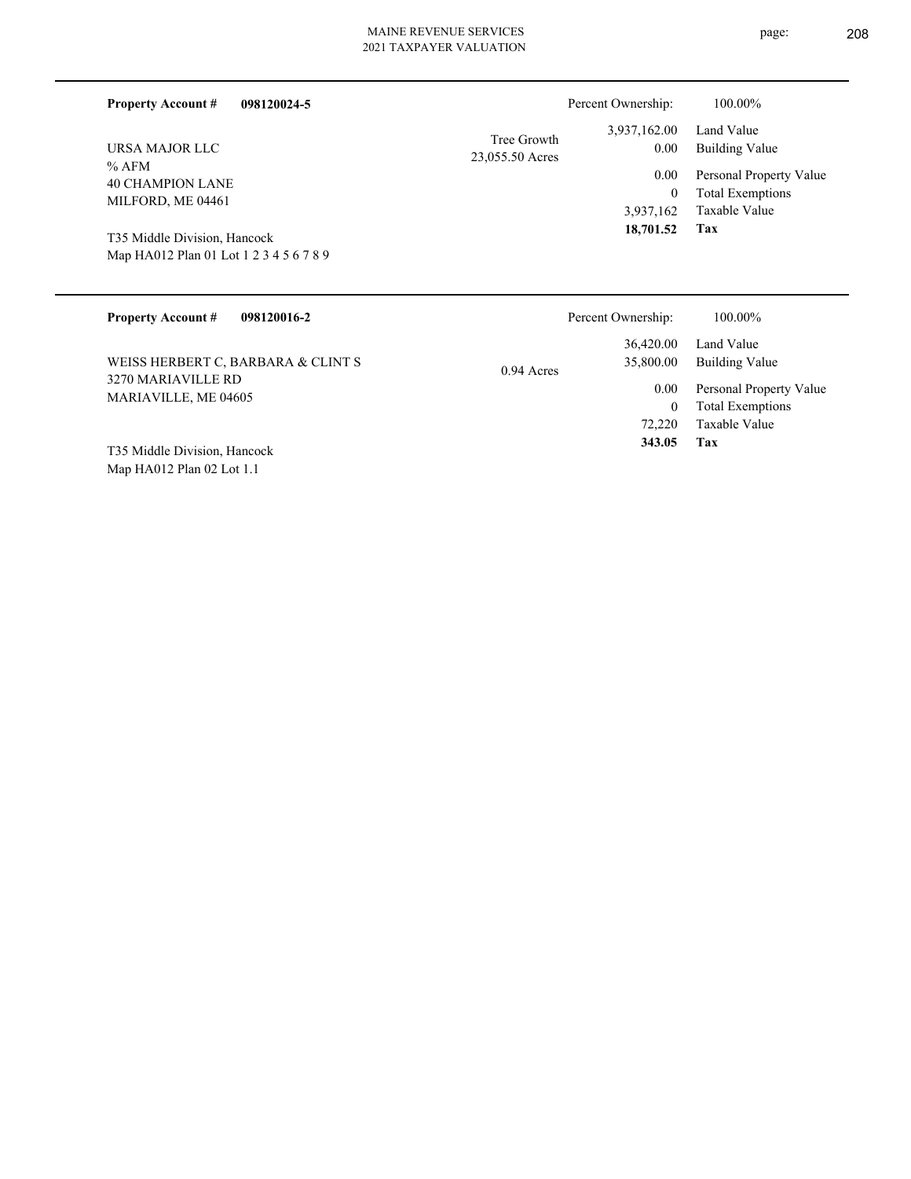**Property Account #** **098120024-5**

Percent Ownership: 100.00%

URSA MAJOR LLC
% AFM
40 CHAMPION LANE
MILFORD, ME 04461

T35 Middle Division, Hancock
Map HA012 Plan 01 Lot 1 2 3 4 5 6 7 8 9

Tree Growth
23,055.50 Acres

| | |
|---|---|
| 3,937,162.00 | Land Value |
| 0.00 | Building Value |
| 0.00 | Personal Property Value |
| 0 | Total Exemptions |
| 3,937,162 | Taxable Value |
| **18,701.52** | **Tax** |

---

**Property Account #** **098120016-2**

Percent Ownership: 100.00%

WEISS HERBERT C, BARBARA & CLINT S
3270 MARIAVILLE RD
MARIAVILLE, ME 04605

T35 Middle Division, Hancock
Map HA012 Plan 02 Lot 1.1

0.94 Acres

| | |
|---|---|
| 36,420.00 | Land Value |
| 35,800.00 | Building Value |
| 0.00 | Personal Property Value |
| 0 | Total Exemptions |
| 72,220 | Taxable Value |
| **343.05** | **Tax** |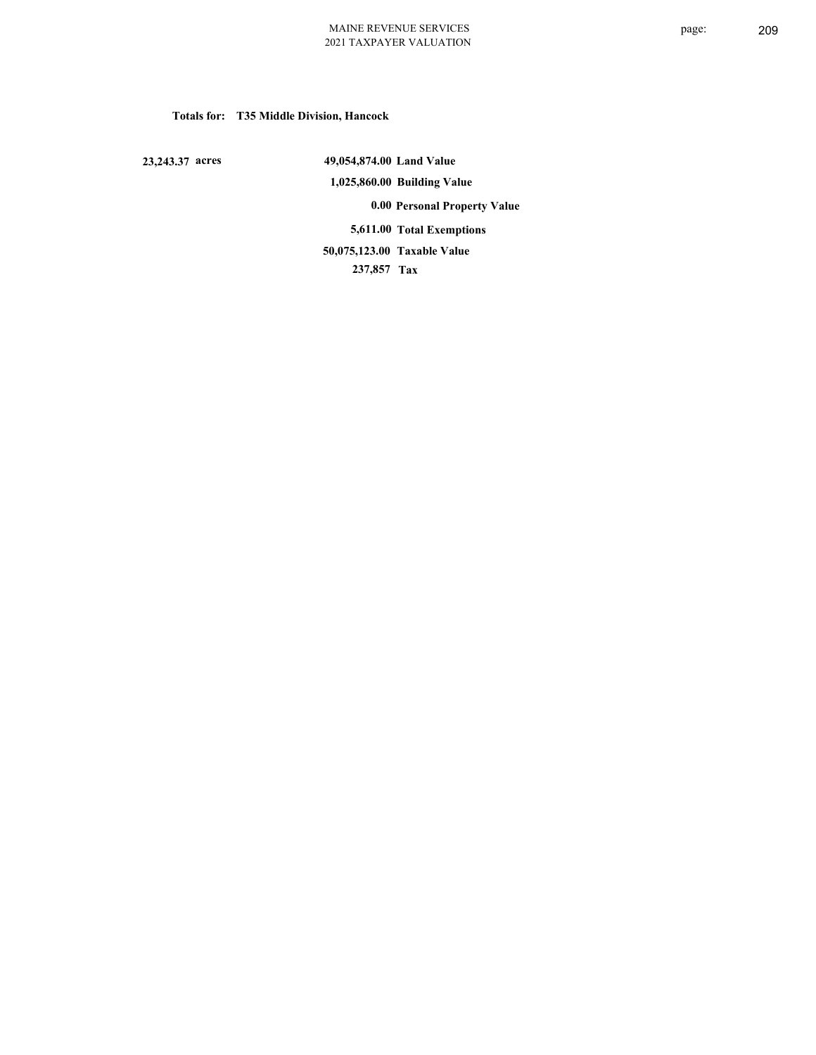**Totals for: T35 Middle Division, Hancock**

| | | |
|---|---|---|
| 23,243.37 acres | 49,054,874.00 | Land Value |
| | 1,025,860.00 | Building Value |
| | 0.00 | Personal Property Value |
| | 5,611.00 | Total Exemptions |
| | 50,075,123.00 | Taxable Value |
| | 237,857 | Tax |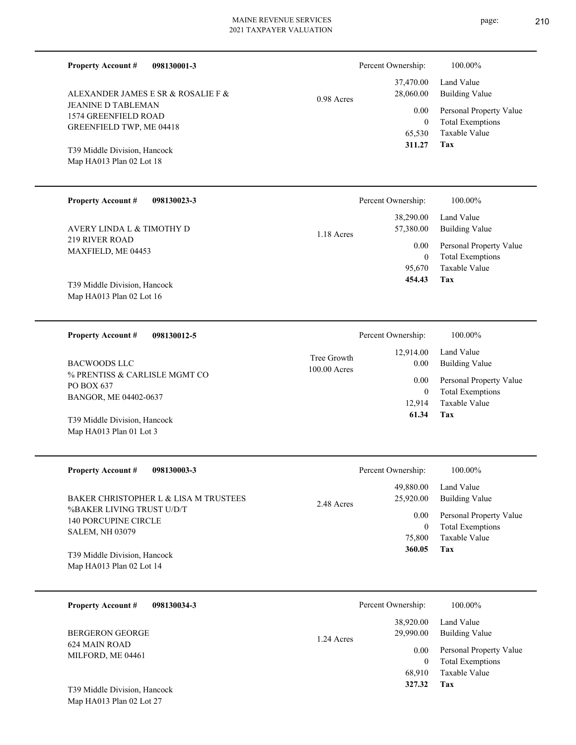**Property Account #** **098130001-3**

ALEXANDER JAMES E SR & ROSALIE F &
JEANINE D TABLEMAN
1574 GREENFIELD ROAD
GREENFIELD TWP, ME 04418

T39 Middle Division, Hancock
Map HA013 Plan 02 Lot 18

0.98 Acres

| Percent Ownership: | 100.00% |
|---|---|
| 37,470.00 | Land Value |
| 28,060.00 | Building Value |
| 0.00 | Personal Property Value |
| 0 | Total Exemptions |
| 65,530 | Taxable Value |
| **311.27** | **Tax** |

---

**Property Account #** **098130023-3**

AVERY LINDA L & TIMOTHY D
219 RIVER ROAD
MAXFIELD, ME 04453

T39 Middle Division, Hancock
Map HA013 Plan 02 Lot 16

1.18 Acres

| Percent Ownership: | 100.00% |
|---|---|
| 38,290.00 | Land Value |
| 57,380.00 | Building Value |
| 0.00 | Personal Property Value |
| 0 | Total Exemptions |
| 95,670 | Taxable Value |
| **454.43** | **Tax** |

---

**Property Account #** **098130012-5**

BACWOODS LLC
% PRENTISS & CARLISLE MGMT CO
PO BOX 637
BANGOR, ME 04402-0637

T39 Middle Division, Hancock
Map HA013 Plan 01 Lot 3

Tree Growth
100.00 Acres

| Percent Ownership: | 100.00% |
|---|---|
| 12,914.00 | Land Value |
| 0.00 | Building Value |
| 0.00 | Personal Property Value |
| 0 | Total Exemptions |
| 12,914 | Taxable Value |
| **61.34** | **Tax** |

---

**Property Account #** **098130003-3**

BAKER CHRISTOPHER L & LISA M TRUSTEES
%BAKER LIVING TRUST U/D/T
140 PORCUPINE CIRCLE
SALEM, NH 03079

T39 Middle Division, Hancock
Map HA013 Plan 02 Lot 14

2.48 Acres

| Percent Ownership: | 100.00% |
|---|---|
| 49,880.00 | Land Value |
| 25,920.00 | Building Value |
| 0.00 | Personal Property Value |
| 0 | Total Exemptions |
| 75,800 | Taxable Value |
| **360.05** | **Tax** |

---

**Property Account #** **098130034-3**

BERGERON GEORGE
624 MAIN ROAD
MILFORD, ME 04461

T39 Middle Division, Hancock
Map HA013 Plan 02 Lot 27

1.24 Acres

| Percent Ownership: | 100.00% |
|---|---|
| 38,920.00 | Land Value |
| 29,990.00 | Building Value |
| 0.00 | Personal Property Value |
| 0 | Total Exemptions |
| 68,910 | Taxable Value |
| **327.32** | **Tax** |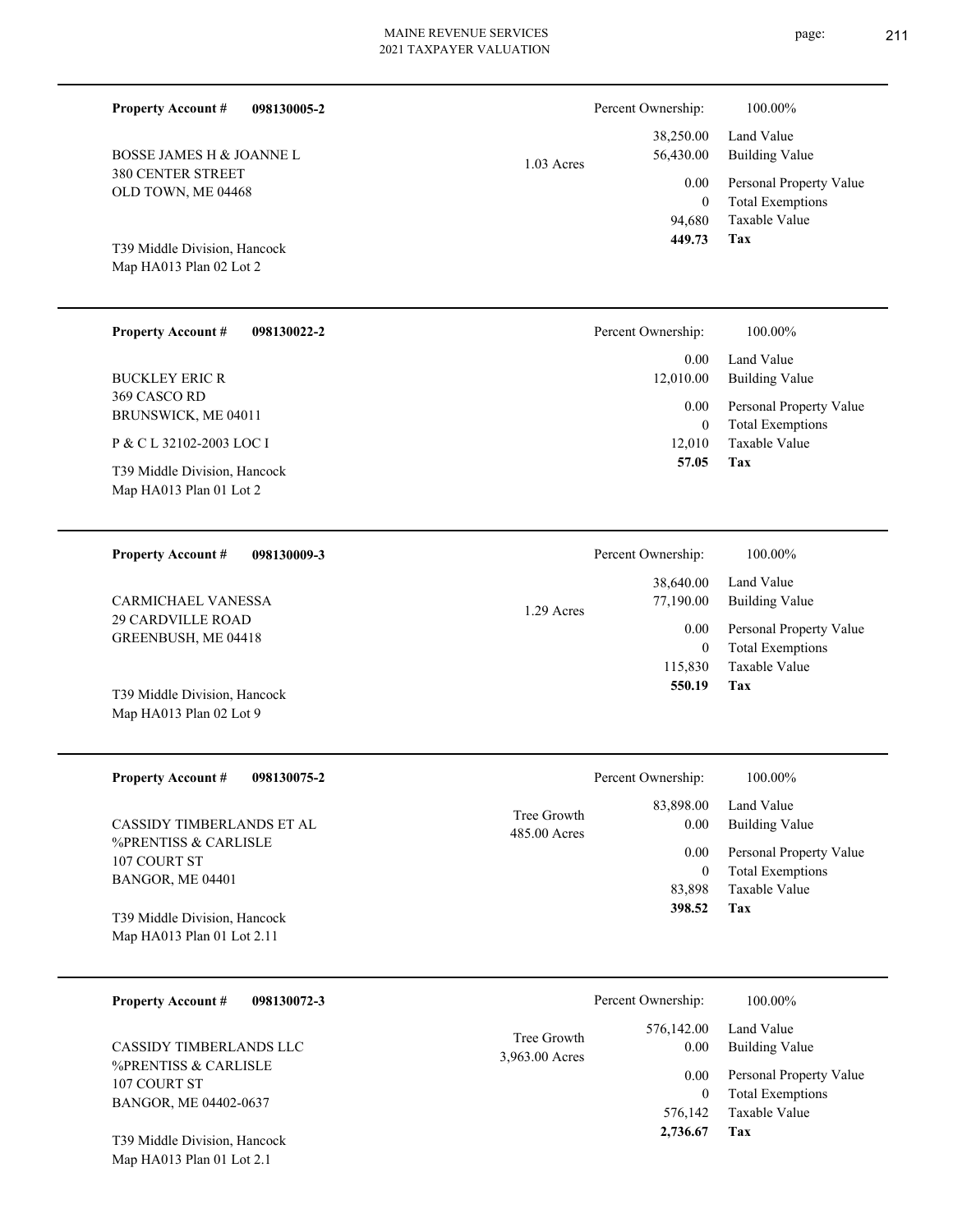**Property Account #** **098130005-2**

BOSSE JAMES H & JOANNE L
380 CENTER STREET
OLD TOWN, ME 04468

T39 Middle Division, Hancock
Map HA013 Plan 02 Lot 2

1.03 Acres

| Percent Ownership: | 100.00% |
|---|---|
| 38,250.00 | Land Value |
| 56,430.00 | Building Value |
| 0.00 | Personal Property Value |
| 0 | Total Exemptions |
| 94,680 | Taxable Value |
| **449.73** | **Tax** |

---

**Property Account #** **098130022-2**

BUCKLEY ERIC R
369 CASCO RD
BRUNSWICK, ME 04011

P & C L 32102-2003 LOC I

T39 Middle Division, Hancock
Map HA013 Plan 01 Lot 2

| Percent Ownership: | 100.00% |
|---|---|
| 0.00 | Land Value |
| 12,010.00 | Building Value |
| 0.00 | Personal Property Value |
| 0 | Total Exemptions |
| 12,010 | Taxable Value |
| **57.05** | **Tax** |

---

**Property Account #** **098130009-3**

CARMICHAEL VANESSA
29 CARDVILLE ROAD
GREENBUSH, ME 04418

T39 Middle Division, Hancock
Map HA013 Plan 02 Lot 9

1.29 Acres

| Percent Ownership: | 100.00% |
|---|---|
| 38,640.00 | Land Value |
| 77,190.00 | Building Value |
| 0.00 | Personal Property Value |
| 0 | Total Exemptions |
| 115,830 | Taxable Value |
| **550.19** | **Tax** |

---

**Property Account #** **098130075-2**

CASSIDY TIMBERLANDS ET AL
%PRENTISS & CARLISLE
107 COURT ST
BANGOR, ME 04401

T39 Middle Division, Hancock
Map HA013 Plan 01 Lot 2.11

Tree Growth
485.00 Acres

| Percent Ownership: | 100.00% |
|---|---|
| 83,898.00 | Land Value |
| 0.00 | Building Value |
| 0.00 | Personal Property Value |
| 0 | Total Exemptions |
| 83,898 | Taxable Value |
| **398.52** | **Tax** |

---

**Property Account #** **098130072-3**

CASSIDY TIMBERLANDS LLC
%PRENTISS & CARLISLE
107 COURT ST
BANGOR, ME 04402-0637

T39 Middle Division, Hancock
Map HA013 Plan 01 Lot 2.1

Tree Growth
3,963.00 Acres

| Percent Ownership: | 100.00% |
|---|---|
| 576,142.00 | Land Value |
| 0.00 | Building Value |
| 0.00 | Personal Property Value |
| 0 | Total Exemptions |
| 576,142 | Taxable Value |
| **2,736.67** | **Tax** |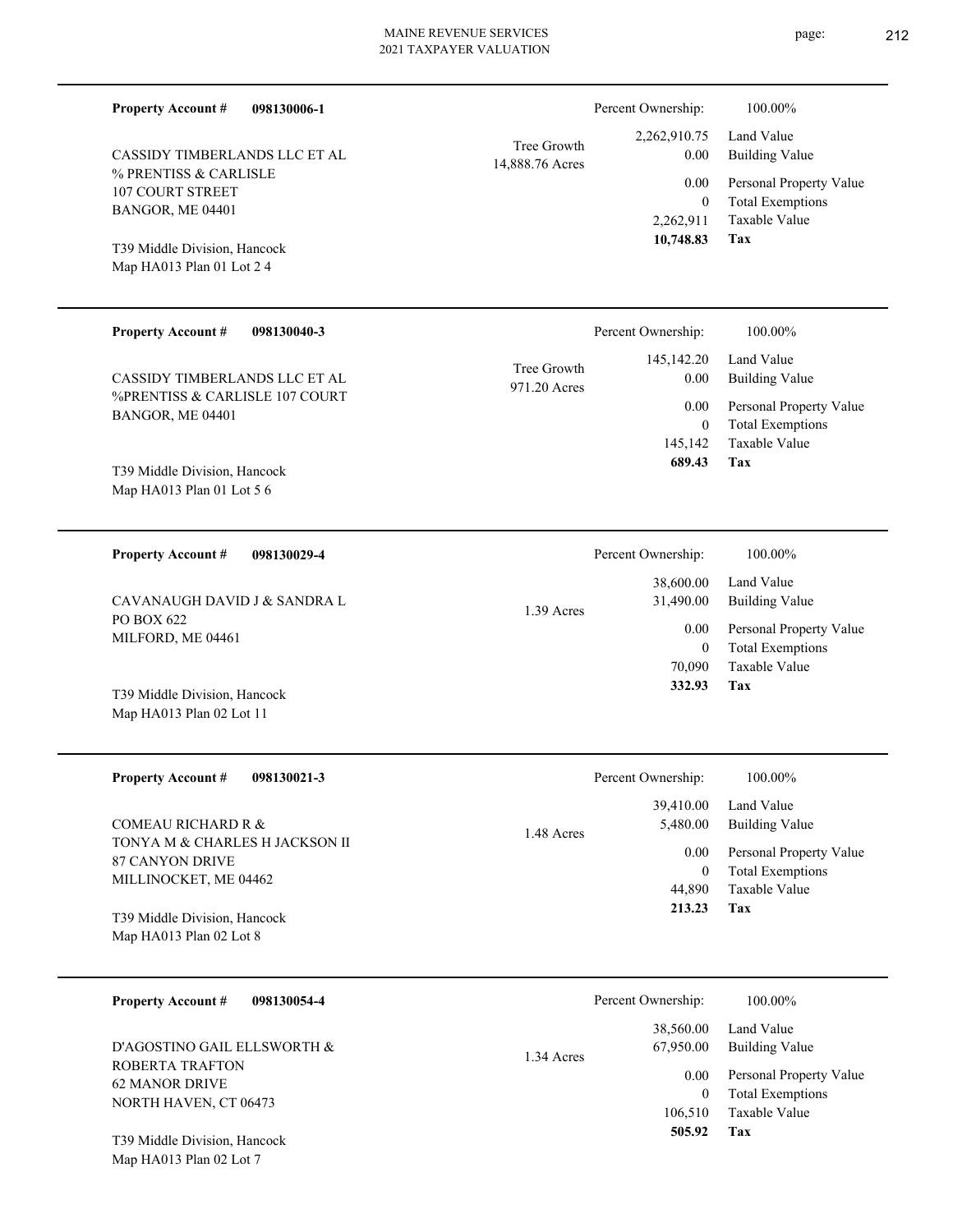**Property Account #** **098130006-1**

CASSIDY TIMBERLANDS LLC ET AL
% PRENTISS & CARLISLE
107 COURT STREET
BANGOR, ME 04401

T39 Middle Division, Hancock
Map HA013 Plan 01 Lot 2 4

Tree Growth
14,888.76 Acres

| | |
|---|---|
| Percent Ownership: | 100.00% |
| Land Value | 2,262,910.75 |
| Building Value | 0.00 |
| Personal Property Value | 0.00 |
| Total Exemptions | 0 |
| Taxable Value | 2,262,911 |
| **Tax** | **10,748.83** |

---

**Property Account #** **098130040-3**

CASSIDY TIMBERLANDS LLC ET AL
%PRENTISS & CARLISLE 107 COURT
BANGOR, ME 04401

T39 Middle Division, Hancock
Map HA013 Plan 01 Lot 5 6

Tree Growth
971.20 Acres

| | |
|---|---|
| Percent Ownership: | 100.00% |
| Land Value | 145,142.20 |
| Building Value | 0.00 |
| Personal Property Value | 0.00 |
| Total Exemptions | 0 |
| Taxable Value | 145,142 |
| **Tax** | **689.43** |

---

**Property Account #** **098130029-4**

CAVANAUGH DAVID J & SANDRA L
PO BOX 622
MILFORD, ME 04461

T39 Middle Division, Hancock
Map HA013 Plan 02 Lot 11

1.39 Acres

| | |
|---|---|
| Percent Ownership: | 100.00% |
| Land Value | 38,600.00 |
| Building Value | 31,490.00 |
| Personal Property Value | 0.00 |
| Total Exemptions | 0 |
| Taxable Value | 70,090 |
| **Tax** | **332.93** |

---

**Property Account #** **098130021-3**

COMEAU RICHARD R &
TONYA M & CHARLES H JACKSON II
87 CANYON DRIVE
MILLINOCKET, ME 04462

T39 Middle Division, Hancock
Map HA013 Plan 02 Lot 8

1.48 Acres

| | |
|---|---|
| Percent Ownership: | 100.00% |
| Land Value | 39,410.00 |
| Building Value | 5,480.00 |
| Personal Property Value | 0.00 |
| Total Exemptions | 0 |
| Taxable Value | 44,890 |
| **Tax** | **213.23** |

---

**Property Account #** **098130054-4**

D'AGOSTINO GAIL ELLSWORTH &
ROBERTA TRAFTON
62 MANOR DRIVE
NORTH HAVEN, CT 06473

T39 Middle Division, Hancock
Map HA013 Plan 02 Lot 7

1.34 Acres

| | |
|---|---|
| Percent Ownership: | 100.00% |
| Land Value | 38,560.00 |
| Building Value | 67,950.00 |
| Personal Property Value | 0.00 |
| Total Exemptions | 0 |
| Taxable Value | 106,510 |
| **Tax** | **505.92** |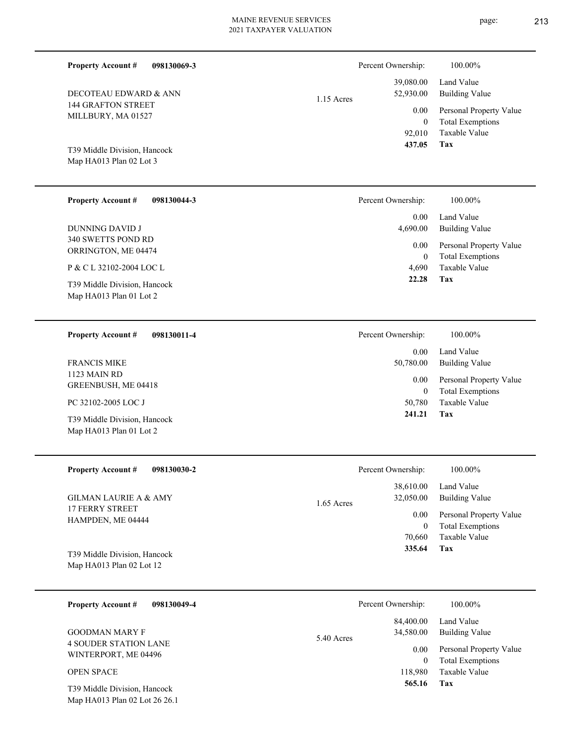**Property Account #** **098130069-3**

DECOTEAU EDWARD & ANN
144 GRAFTON STREET
MILLBURY, MA 01527

T39 Middle Division, Hancock
Map HA013 Plan 02 Lot 3

1.15 Acres

| Percent Ownership: | 100.00% |
|---|---|
| 39,080.00 | Land Value |
| 52,930.00 | Building Value |
| 0.00 | Personal Property Value |
| 0 | Total Exemptions |
| 92,010 | Taxable Value |
| **437.05** | **Tax** |

---

**Property Account #** **098130044-3**

DUNNING DAVID J
340 SWETTS POND RD
ORRINGTON, ME 04474

P & C L 32102-2004 LOC L

T39 Middle Division, Hancock
Map HA013 Plan 01 Lot 2

| Percent Ownership: | 100.00% |
|---|---|
| 0.00 | Land Value |
| 4,690.00 | Building Value |
| 0.00 | Personal Property Value |
| 0 | Total Exemptions |
| 4,690 | Taxable Value |
| **22.28** | **Tax** |

---

**Property Account #** **098130011-4**

FRANCIS MIKE
1123 MAIN RD
GREENBUSH, ME 04418

PC 32102-2005 LOC J

T39 Middle Division, Hancock
Map HA013 Plan 01 Lot 2

| Percent Ownership: | 100.00% |
|---|---|
| 0.00 | Land Value |
| 50,780.00 | Building Value |
| 0.00 | Personal Property Value |
| 0 | Total Exemptions |
| 50,780 | Taxable Value |
| **241.21** | **Tax** |

---

**Property Account #** **098130030-2**

GILMAN LAURIE A & AMY
17 FERRY STREET
HAMPDEN, ME 04444

T39 Middle Division, Hancock
Map HA013 Plan 02 Lot 12

1.65 Acres

| Percent Ownership: | 100.00% |
|---|---|
| 38,610.00 | Land Value |
| 32,050.00 | Building Value |
| 0.00 | Personal Property Value |
| 0 | Total Exemptions |
| 70,660 | Taxable Value |
| **335.64** | **Tax** |

---

**Property Account #** **098130049-4**

GOODMAN MARY F
4 SOUDER STATION LANE
WINTERPORT, ME 04496

OPEN SPACE

T39 Middle Division, Hancock
Map HA013 Plan 02 Lot 26 26.1

5.40 Acres

| Percent Ownership: | 100.00% |
|---|---|
| 84,400.00 | Land Value |
| 34,580.00 | Building Value |
| 0.00 | Personal Property Value |
| 0 | Total Exemptions |
| 118,980 | Taxable Value |
| **565.16** | **Tax** |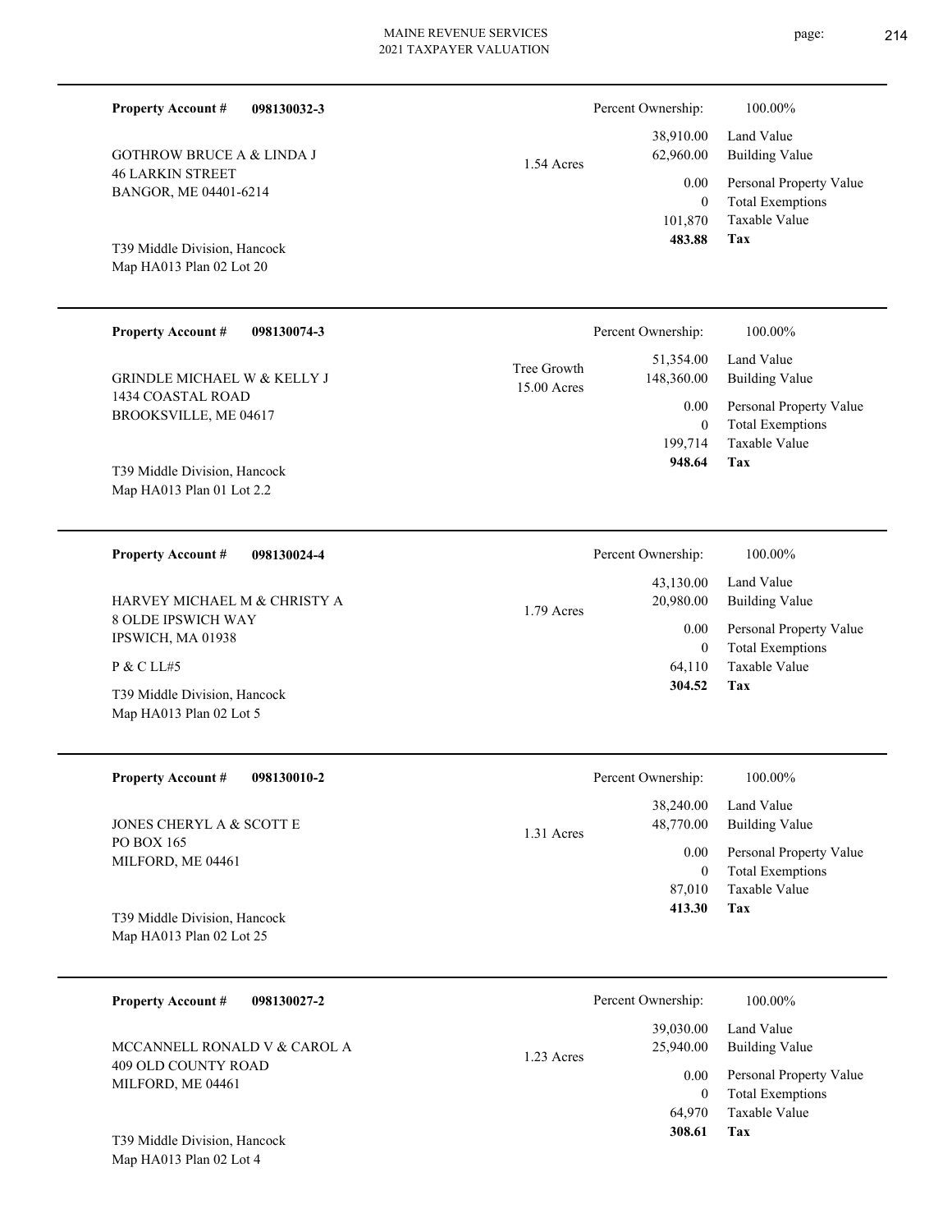**Property Account #** **098130032-3**

GOTHROW BRUCE A & LINDA J
46 LARKIN STREET
BANGOR, ME 04401-6214

T39 Middle Division, Hancock
Map HA013 Plan 02 Lot 20

1.54 Acres

| Percent Ownership: | 100.00% |
|---|---|
| 38,910.00 | Land Value |
| 62,960.00 | Building Value |
| 0.00 | Personal Property Value |
| 0 | Total Exemptions |
| 101,870 | Taxable Value |
| **483.88** | **Tax** |

---

**Property Account #** **098130074-3**

GRINDLE MICHAEL W & KELLY J
1434 COASTAL ROAD
BROOKSVILLE, ME 04617

T39 Middle Division, Hancock
Map HA013 Plan 01 Lot 2.2

Tree Growth
15.00 Acres

| Percent Ownership: | 100.00% |
|---|---|
| 51,354.00 | Land Value |
| 148,360.00 | Building Value |
| 0.00 | Personal Property Value |
| 0 | Total Exemptions |
| 199,714 | Taxable Value |
| **948.64** | **Tax** |

---

**Property Account #** **098130024-4**

HARVEY MICHAEL M & CHRISTY A
8 OLDE IPSWICH WAY
IPSWICH, MA 01938

P & C LL#5

T39 Middle Division, Hancock
Map HA013 Plan 02 Lot 5

1.79 Acres

| Percent Ownership: | 100.00% |
|---|---|
| 43,130.00 | Land Value |
| 20,980.00 | Building Value |
| 0.00 | Personal Property Value |
| 0 | Total Exemptions |
| 64,110 | Taxable Value |
| **304.52** | **Tax** |

---

**Property Account #** **098130010-2**

JONES CHERYL A & SCOTT E
PO BOX 165
MILFORD, ME 04461

T39 Middle Division, Hancock
Map HA013 Plan 02 Lot 25

1.31 Acres

| Percent Ownership: | 100.00% |
|---|---|
| 38,240.00 | Land Value |
| 48,770.00 | Building Value |
| 0.00 | Personal Property Value |
| 0 | Total Exemptions |
| 87,010 | Taxable Value |
| **413.30** | **Tax** |

---

**Property Account #** **098130027-2**

MCCANNELL RONALD V & CAROL A
409 OLD COUNTY ROAD
MILFORD, ME 04461

T39 Middle Division, Hancock
Map HA013 Plan 02 Lot 4

1.23 Acres

| Percent Ownership: | 100.00% |
|---|---|
| 39,030.00 | Land Value |
| 25,940.00 | Building Value |
| 0.00 | Personal Property Value |
| 0 | Total Exemptions |
| 64,970 | Taxable Value |
| **308.61** | **Tax** |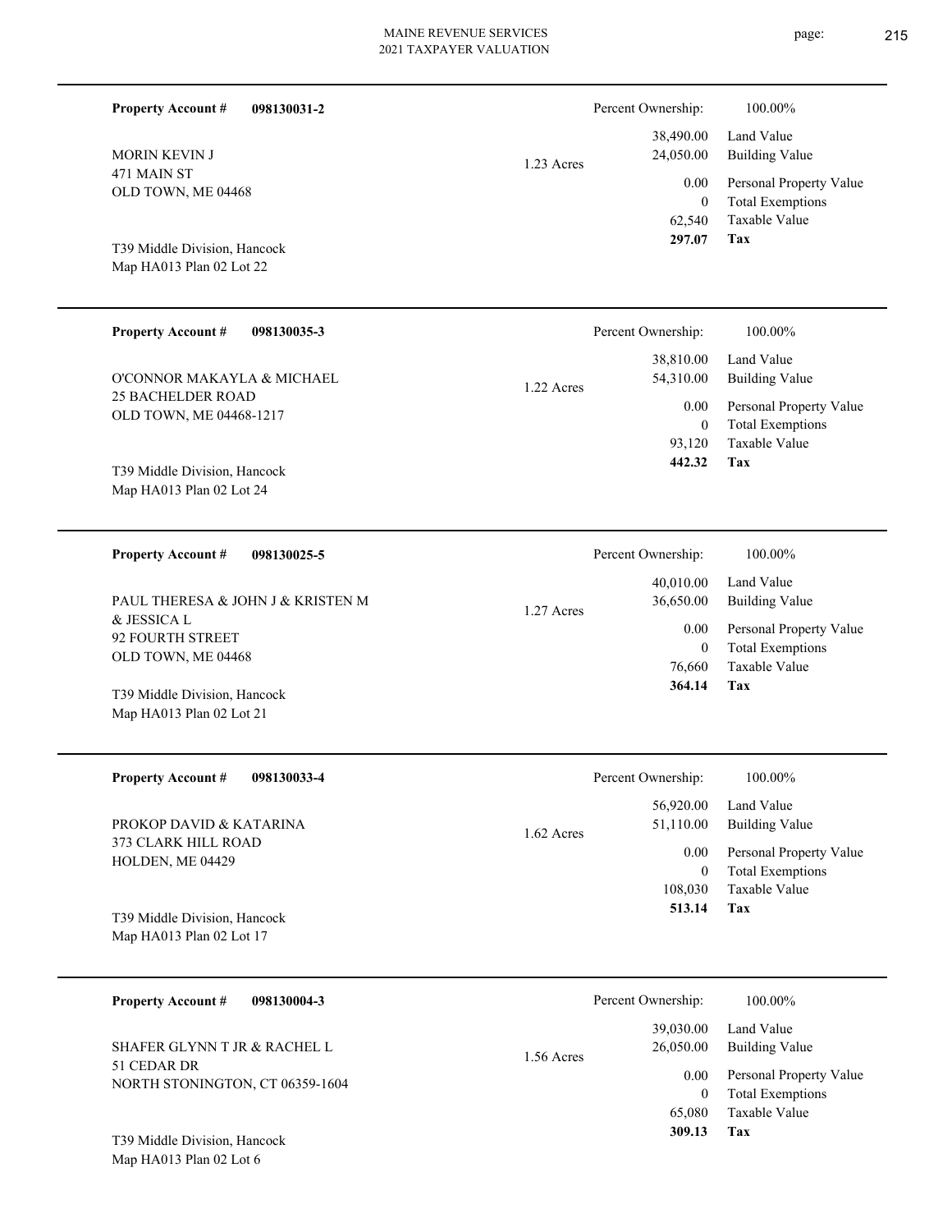**Property Account #** **098130031-2**

MORIN KEVIN J
471 MAIN ST
OLD TOWN, ME 04468

T39 Middle Division, Hancock
Map HA013 Plan 02 Lot 22

1.23 Acres

| Percent Ownership: | 100.00% |
|---|---|
| 38,490.00 | Land Value |
| 24,050.00 | Building Value |
| 0.00 | Personal Property Value |
| 0 | Total Exemptions |
| 62,540 | Taxable Value |
| **297.07** | **Tax** |

---

**Property Account #** **098130035-3**

O'CONNOR MAKAYLA & MICHAEL
25 BACHELDER ROAD
OLD TOWN, ME 04468-1217

T39 Middle Division, Hancock
Map HA013 Plan 02 Lot 24

1.22 Acres

| Percent Ownership: | 100.00% |
|---|---|
| 38,810.00 | Land Value |
| 54,310.00 | Building Value |
| 0.00 | Personal Property Value |
| 0 | Total Exemptions |
| 93,120 | Taxable Value |
| **442.32** | **Tax** |

---

**Property Account #** **098130025-5**

PAUL THERESA & JOHN J & KRISTEN M
& JESSICA L
92 FOURTH STREET
OLD TOWN, ME 04468

T39 Middle Division, Hancock
Map HA013 Plan 02 Lot 21

1.27 Acres

| Percent Ownership: | 100.00% |
|---|---|
| 40,010.00 | Land Value |
| 36,650.00 | Building Value |
| 0.00 | Personal Property Value |
| 0 | Total Exemptions |
| 76,660 | Taxable Value |
| **364.14** | **Tax** |

---

**Property Account #** **098130033-4**

PROKOP DAVID & KATARINA
373 CLARK HILL ROAD
HOLDEN, ME 04429

T39 Middle Division, Hancock
Map HA013 Plan 02 Lot 17

1.62 Acres

| Percent Ownership: | 100.00% |
|---|---|
| 56,920.00 | Land Value |
| 51,110.00 | Building Value |
| 0.00 | Personal Property Value |
| 0 | Total Exemptions |
| 108,030 | Taxable Value |
| **513.14** | **Tax** |

---

**Property Account #** **098130004-3**

SHAFER GLYNN T JR & RACHEL L
51 CEDAR DR
NORTH STONINGTON, CT 06359-1604

T39 Middle Division, Hancock
Map HA013 Plan 02 Lot 6

1.56 Acres

| Percent Ownership: | 100.00% |
|---|---|
| 39,030.00 | Land Value |
| 26,050.00 | Building Value |
| 0.00 | Personal Property Value |
| 0 | Total Exemptions |
| 65,080 | Taxable Value |
| **309.13** | **Tax** |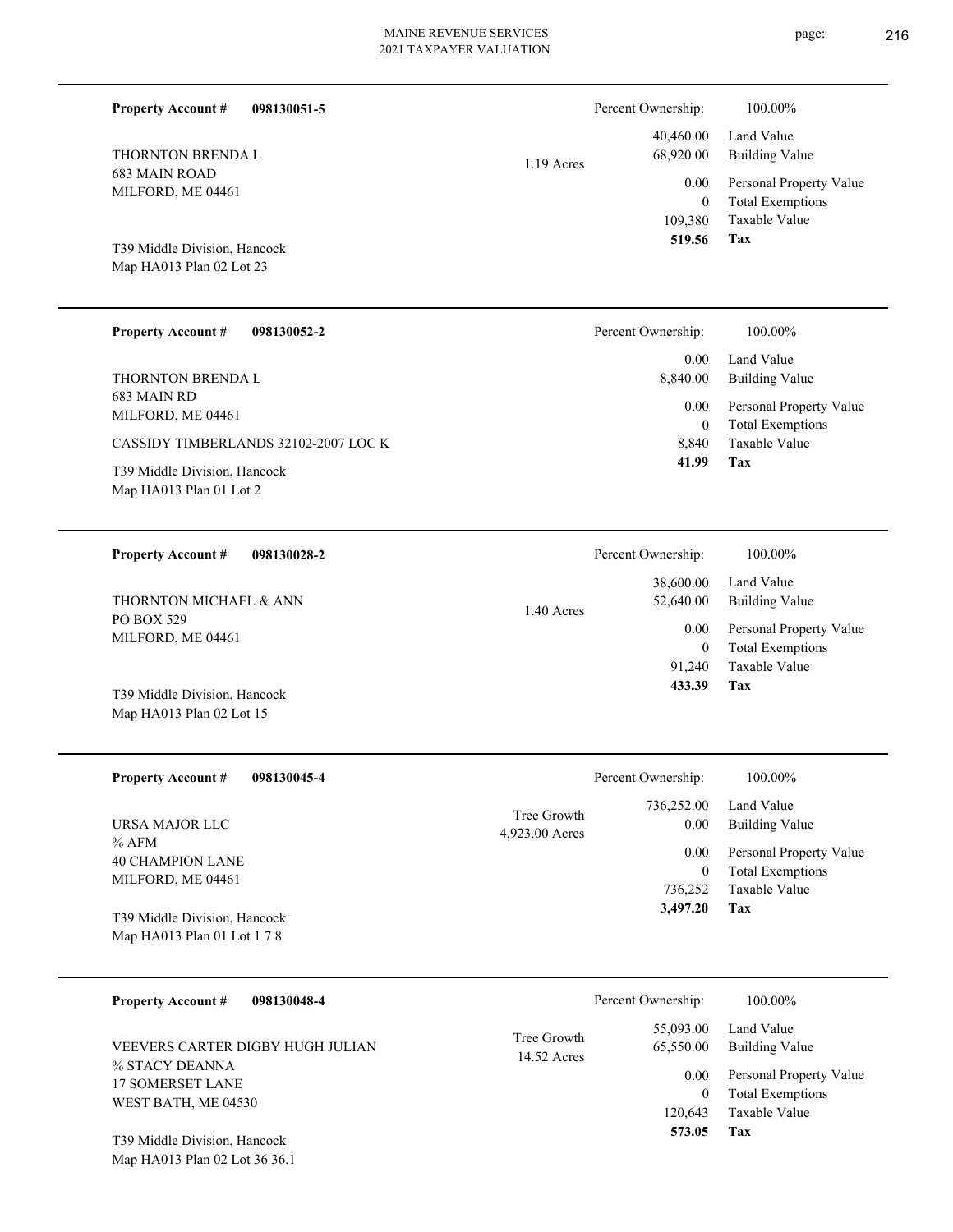| **Property Account #** | **098130051-5** | | Percent Ownership: | 100.00% |
|---|---|---|---|---|
| THORNTON BRENDA L | | 1.19 Acres | 40,460.00 | Land Value |
| 683 MAIN ROAD | | | 68,920.00 | Building Value |
| MILFORD, ME 04461 | | | 0.00 | Personal Property Value |
| | | | 0 | Total Exemptions |
| | | | 109,380 | Taxable Value |
| T39 Middle Division, Hancock | | | **519.56** | **Tax** |
| Map HA013 Plan 02 Lot 23 | | | | |

| **Property Account #** | **098130052-2** | | Percent Ownership: | 100.00% |
|---|---|---|---|---|
| THORNTON BRENDA L | | | 0.00 | Land Value |
| 683 MAIN RD | | | 8,840.00 | Building Value |
| MILFORD, ME 04461 | | | 0.00 | Personal Property Value |
| | | | 0 | Total Exemptions |
| CASSIDY TIMBERLANDS 32102-2007 LOC K | | | 8,840 | Taxable Value |
| T39 Middle Division, Hancock | | | **41.99** | **Tax** |
| Map HA013 Plan 01 Lot 2 | | | | |

| **Property Account #** | **098130028-2** | | Percent Ownership: | 100.00% |
|---|---|---|---|---|
| THORNTON MICHAEL & ANN | | 1.40 Acres | 38,600.00 | Land Value |
| PO BOX 529 | | | 52,640.00 | Building Value |
| MILFORD, ME 04461 | | | 0.00 | Personal Property Value |
| | | | 0 | Total Exemptions |
| | | | 91,240 | Taxable Value |
| T39 Middle Division, Hancock | | | **433.39** | **Tax** |
| Map HA013 Plan 02 Lot 15 | | | | |

| **Property Account #** | **098130045-4** | | Percent Ownership: | 100.00% |
|---|---|---|---|---|
| URSA MAJOR LLC | | Tree Growth | 736,252.00 | Land Value |
| % AFM | | 4,923.00 Acres | 0.00 | Building Value |
| 40 CHAMPION LANE | | | 0.00 | Personal Property Value |
| MILFORD, ME 04461 | | | 0 | Total Exemptions |
| | | | 736,252 | Taxable Value |
| T39 Middle Division, Hancock | | | **3,497.20** | **Tax** |
| Map HA013 Plan 01 Lot 1 7 8 | | | | |

| **Property Account #** | **098130048-4** | | Percent Ownership: | 100.00% |
|---|---|---|---|---|
| VEEVERS CARTER DIGBY HUGH JULIAN | | Tree Growth | 55,093.00 | Land Value |
| % STACY DEANNA | | 14.52 Acres | 65,550.00 | Building Value |
| 17 SOMERSET LANE | | | 0.00 | Personal Property Value |
| WEST BATH, ME 04530 | | | 0 | Total Exemptions |
| | | | 120,643 | Taxable Value |
| T39 Middle Division, Hancock | | | **573.05** | **Tax** |
| Map HA013 Plan 02 Lot 36 36.1 | | | | |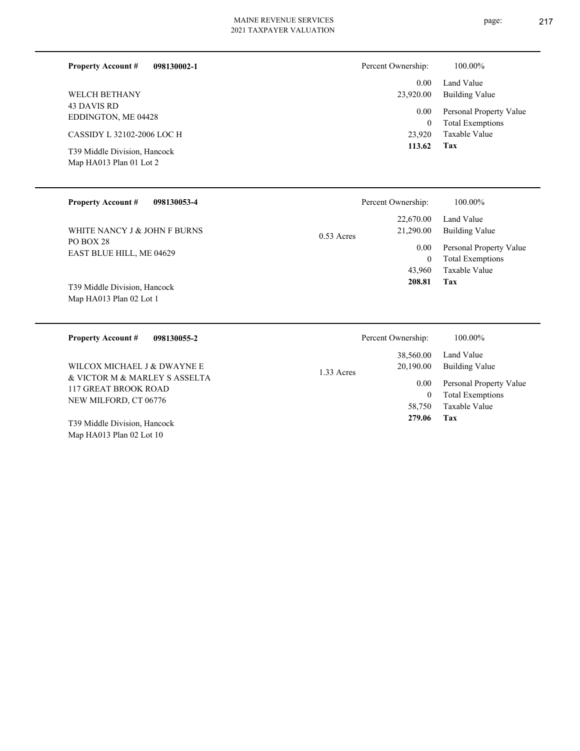**Property Account #** **098130002-1**

WELCH BETHANY
43 DAVIS RD
EDDINGTON, ME 04428

CASSIDY L 32102-2006 LOC H

T39 Middle Division, Hancock
Map HA013 Plan 01 Lot 2

| Percent Ownership: | 100.00% |
|---|---|
| 0.00 | Land Value |
| 23,920.00 | Building Value |
| 0.00 | Personal Property Value |
| 0 | Total Exemptions |
| 23,920 | Taxable Value |
| **113.62** | **Tax** |

---

**Property Account #** **098130053-4**

WHITE NANCY J & JOHN F BURNS
PO BOX 28
EAST BLUE HILL, ME 04629

T39 Middle Division, Hancock
Map HA013 Plan 02 Lot 1

0.53 Acres

| Percent Ownership: | 100.00% |
|---|---|
| 22,670.00 | Land Value |
| 21,290.00 | Building Value |
| 0.00 | Personal Property Value |
| 0 | Total Exemptions |
| 43,960 | Taxable Value |
| **208.81** | **Tax** |

---

**Property Account #** **098130055-2**

WILCOX MICHAEL J & DWAYNE E
& VICTOR M & MARLEY S ASSELTA
117 GREAT BROOK ROAD
NEW MILFORD, CT 06776

T39 Middle Division, Hancock
Map HA013 Plan 02 Lot 10

1.33 Acres

| Percent Ownership: | 100.00% |
|---|---|
| 38,560.00 | Land Value |
| 20,190.00 | Building Value |
| 0.00 | Personal Property Value |
| 0 | Total Exemptions |
| 58,750 | Taxable Value |
| **279.06** | **Tax** |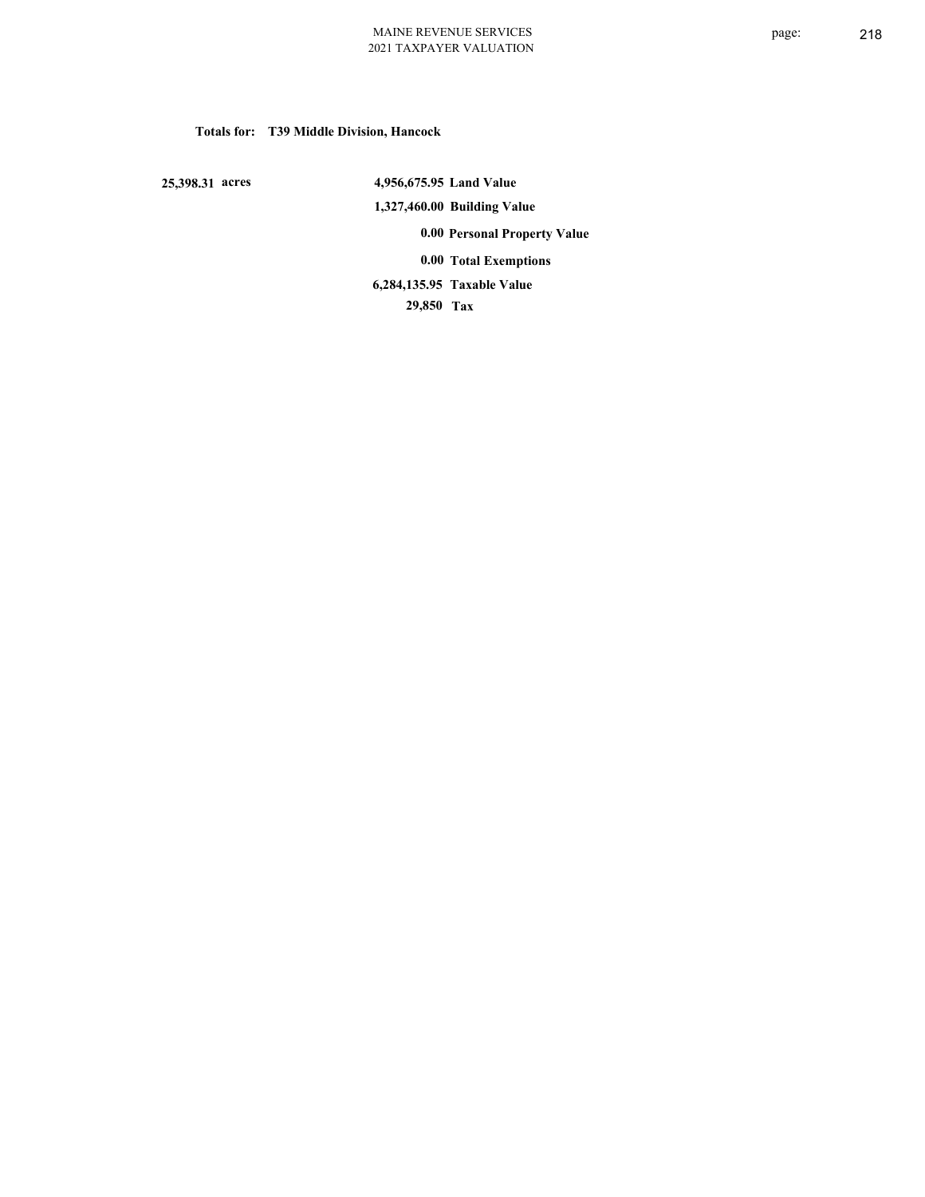**Totals for: T39 Middle Division, Hancock**

| | | |
|---|---|---|
| 25,398.31 acres | 4,956,675.95 | Land Value |
| | 1,327,460.00 | Building Value |
| | 0.00 | Personal Property Value |
| | 0.00 | Total Exemptions |
| | 6,284,135.95 | Taxable Value |
| | 29,850 | Tax |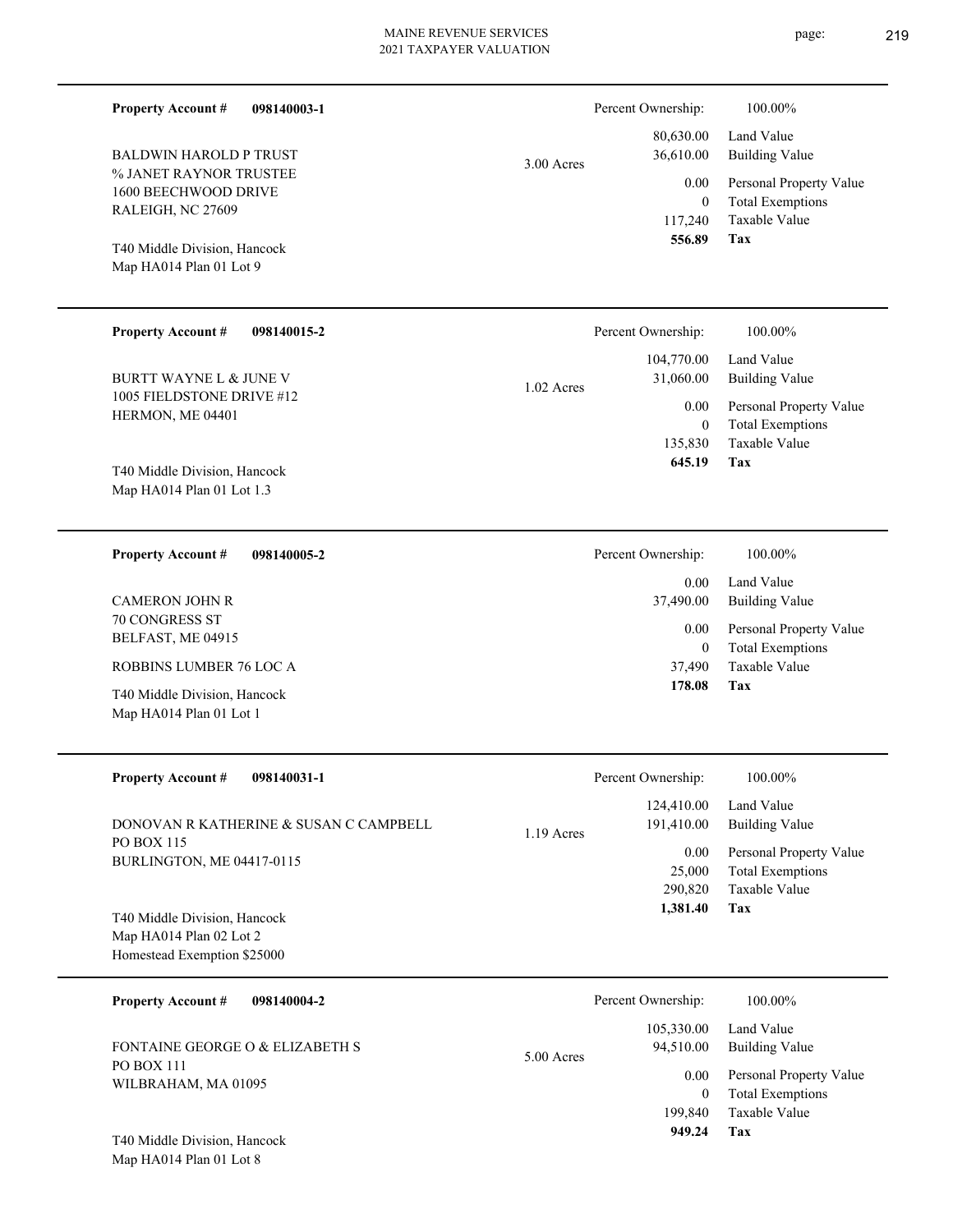**Property Account #** **098140003-1**

BALDWIN HAROLD P TRUST
% JANET RAYNOR TRUSTEE
1600 BEECHWOOD DRIVE
RALEIGH, NC 27609

T40 Middle Division, Hancock
Map HA014 Plan 01 Lot 9

3.00 Acres

| Percent Ownership: | 100.00% |
|---|---|
| 80,630.00 | Land Value |
| 36,610.00 | Building Value |
| 0.00 | Personal Property Value |
| 0 | Total Exemptions |
| 117,240 | Taxable Value |
| **556.89** | **Tax** |

---

**Property Account #** **098140015-2**

BURTT WAYNE L & JUNE V
1005 FIELDSTONE DRIVE #12
HERMON, ME 04401

T40 Middle Division, Hancock
Map HA014 Plan 01 Lot 1.3

1.02 Acres

| Percent Ownership: | 100.00% |
|---|---|
| 104,770.00 | Land Value |
| 31,060.00 | Building Value |
| 0.00 | Personal Property Value |
| 0 | Total Exemptions |
| 135,830 | Taxable Value |
| **645.19** | **Tax** |

---

**Property Account #** **098140005-2**

CAMERON JOHN R
70 CONGRESS ST
BELFAST, ME 04915

ROBBINS LUMBER 76 LOC A

T40 Middle Division, Hancock
Map HA014 Plan 01 Lot 1

| Percent Ownership: | 100.00% |
|---|---|
| 0.00 | Land Value |
| 37,490.00 | Building Value |
| 0.00 | Personal Property Value |
| 0 | Total Exemptions |
| 37,490 | Taxable Value |
| **178.08** | **Tax** |

---

**Property Account #** **098140031-1**

DONOVAN R KATHERINE & SUSAN C CAMPBELL
PO BOX 115
BURLINGTON, ME 04417-0115

T40 Middle Division, Hancock
Map HA014 Plan 02 Lot 2
Homestead Exemption $25000

1.19 Acres

| Percent Ownership: | 100.00% |
|---|---|
| 124,410.00 | Land Value |
| 191,410.00 | Building Value |
| 0.00 | Personal Property Value |
| 25,000 | Total Exemptions |
| 290,820 | Taxable Value |
| **1,381.40** | **Tax** |

---

**Property Account #** **098140004-2**

FONTAINE GEORGE O & ELIZABETH S
PO BOX 111
WILBRAHAM, MA 01095

T40 Middle Division, Hancock
Map HA014 Plan 01 Lot 8

5.00 Acres

| Percent Ownership: | 100.00% |
|---|---|
| 105,330.00 | Land Value |
| 94,510.00 | Building Value |
| 0.00 | Personal Property Value |
| 0 | Total Exemptions |
| 199,840 | Taxable Value |
| **949.24** | **Tax** |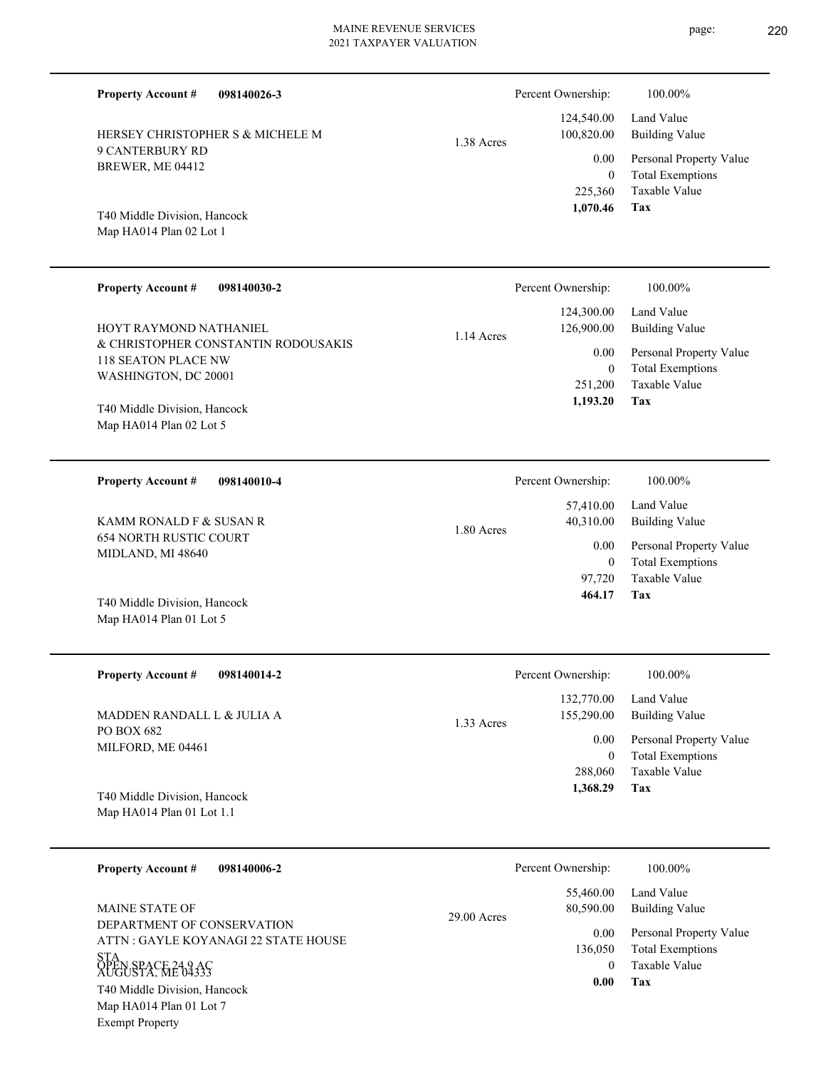**Property Account #** **098140026-3**

HERSEY CHRISTOPHER S & MICHELE M
9 CANTERBURY RD
BREWER, ME 04412

T40 Middle Division, Hancock
Map HA014 Plan 02 Lot 1

1.38 Acres

| Percent Ownership: | 100.00% |
|---|---|
| 124,540.00 | Land Value |
| 100,820.00 | Building Value |
| 0.00 | Personal Property Value |
| 0 | Total Exemptions |
| 225,360 | Taxable Value |
| **1,070.46** | **Tax** |

---

**Property Account #** **098140030-2**

HOYT RAYMOND NATHANIEL
& CHRISTOPHER CONSTANTIN RODOUSAKIS
118 SEATON PLACE NW
WASHINGTON, DC 20001

T40 Middle Division, Hancock
Map HA014 Plan 02 Lot 5

1.14 Acres

| Percent Ownership: | 100.00% |
|---|---|
| 124,300.00 | Land Value |
| 126,900.00 | Building Value |
| 0.00 | Personal Property Value |
| 0 | Total Exemptions |
| 251,200 | Taxable Value |
| **1,193.20** | **Tax** |

---

**Property Account #** **098140010-4**

KAMM RONALD F & SUSAN R
654 NORTH RUSTIC COURT
MIDLAND, MI 48640

T40 Middle Division, Hancock
Map HA014 Plan 01 Lot 5

1.80 Acres

| Percent Ownership: | 100.00% |
|---|---|
| 57,410.00 | Land Value |
| 40,310.00 | Building Value |
| 0.00 | Personal Property Value |
| 0 | Total Exemptions |
| 97,720 | Taxable Value |
| **464.17** | **Tax** |

---

**Property Account #** **098140014-2**

MADDEN RANDALL L & JULIA A
PO BOX 682
MILFORD, ME 04461

T40 Middle Division, Hancock
Map HA014 Plan 01 Lot 1.1

1.33 Acres

| Percent Ownership: | 100.00% |
|---|---|
| 132,770.00 | Land Value |
| 155,290.00 | Building Value |
| 0.00 | Personal Property Value |
| 0 | Total Exemptions |
| 288,060 | Taxable Value |
| **1,368.29** | **Tax** |

---

**Property Account #** **098140006-2**

MAINE STATE OF
DEPARTMENT OF CONSERVATION
ATTN : GAYLE KOYANAGI 22 STATE HOUSE STA
AUGUSTA, ME 04333
OPEN SPACE 24.9 AC

T40 Middle Division, Hancock
Map HA014 Plan 01 Lot 7
Exempt Property

29.00 Acres

| Percent Ownership: | 100.00% |
|---|---|
| 55,460.00 | Land Value |
| 80,590.00 | Building Value |
| 0.00 | Personal Property Value |
| 136,050 | Total Exemptions |
| 0 | Taxable Value |
| **0.00** | **Tax** |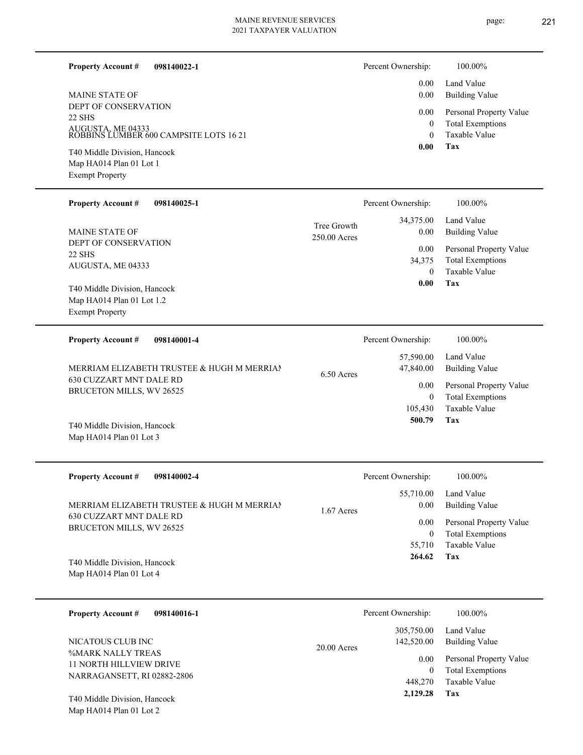**Property Account #** **098140022-1**

MAINE STATE OF
DEPT OF CONSERVATION
22 SHS
AUGUSTA, ME 04333
ROBBINS LUMBER 600 CAMPSITE LOTS 16 21

T40 Middle Division, Hancock
Map HA014 Plan 01 Lot 1
Exempt Property

| Percent Ownership: | 100.00% |
|---|---|
| 0.00 | Land Value |
| 0.00 | Building Value |
| 0.00 | Personal Property Value |
| 0 | Total Exemptions |
| 0 | Taxable Value |
| **0.00** | **Tax** |

---

**Property Account #** **098140025-1**

MAINE STATE OF
DEPT OF CONSERVATION
22 SHS
AUGUSTA, ME 04333

T40 Middle Division, Hancock
Map HA014 Plan 01 Lot 1.2
Exempt Property

Tree Growth
250.00 Acres

| Percent Ownership: | 100.00% |
|---|---|
| 34,375.00 | Land Value |
| 0.00 | Building Value |
| 0.00 | Personal Property Value |
| 34,375 | Total Exemptions |
| 0 | Taxable Value |
| **0.00** | **Tax** |

---

**Property Account #** **098140001-4**

MERRIAM ELIZABETH TRUSTEE & HUGH M MERRIAM
630 CUZZART MNT DALE RD
BRUCETON MILLS, WV 26525

T40 Middle Division, Hancock
Map HA014 Plan 01 Lot 3

6.50 Acres

| Percent Ownership: | 100.00% |
|---|---|
| 57,590.00 | Land Value |
| 47,840.00 | Building Value |
| 0.00 | Personal Property Value |
| 0 | Total Exemptions |
| 105,430 | Taxable Value |
| **500.79** | **Tax** |

---

**Property Account #** **098140002-4**

MERRIAM ELIZABETH TRUSTEE & HUGH M MERRIAM
630 CUZZART MNT DALE RD
BRUCETON MILLS, WV 26525

T40 Middle Division, Hancock
Map HA014 Plan 01 Lot 4

1.67 Acres

| Percent Ownership: | 100.00% |
|---|---|
| 55,710.00 | Land Value |
| 0.00 | Building Value |
| 0.00 | Personal Property Value |
| 0 | Total Exemptions |
| 55,710 | Taxable Value |
| **264.62** | **Tax** |

---

**Property Account #** **098140016-1**

NICATOUS CLUB INC
%MARK NALLY TREAS
11 NORTH HILLVIEW DRIVE
NARRAGANSETT, RI 02882-2806

T40 Middle Division, Hancock
Map HA014 Plan 01 Lot 2

20.00 Acres

| Percent Ownership: | 100.00% |
|---|---|
| 305,750.00 | Land Value |
| 142,520.00 | Building Value |
| 0.00 | Personal Property Value |
| 0 | Total Exemptions |
| 448,270 | Taxable Value |
| **2,129.28** | **Tax** |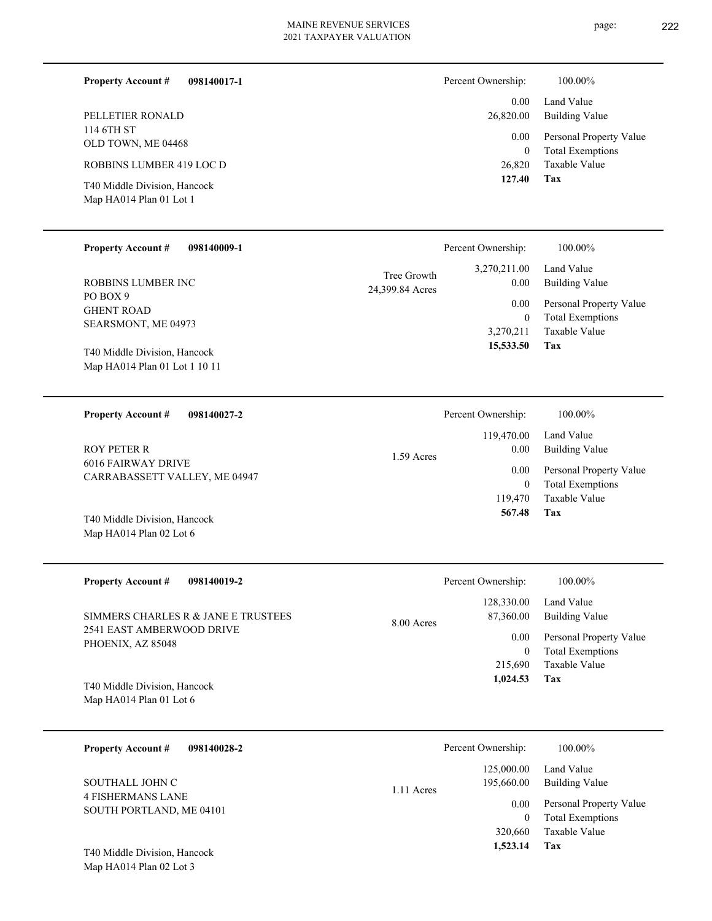**Property Account #** **098140017-1**

PELLETIER RONALD
114 6TH ST
OLD TOWN, ME 04468

ROBBINS LUMBER 419 LOC D

T40 Middle Division, Hancock
Map HA014 Plan 01 Lot 1

| Percent Ownership: | 100.00% |
|---|---|
| 0.00 | Land Value |
| 26,820.00 | Building Value |
| 0.00 | Personal Property Value |
| 0 | Total Exemptions |
| 26,820 | Taxable Value |
| **127.40** | **Tax** |

---

**Property Account #** **098140009-1**

ROBBINS LUMBER INC
PO BOX 9
GHENT ROAD
SEARSMONT, ME 04973

T40 Middle Division, Hancock
Map HA014 Plan 01 Lot 1 10 11

Tree Growth
24,399.84 Acres

| Percent Ownership: | 100.00% |
|---|---|
| 3,270,211.00 | Land Value |
| 0.00 | Building Value |
| 0.00 | Personal Property Value |
| 0 | Total Exemptions |
| 3,270,211 | Taxable Value |
| **15,533.50** | **Tax** |

---

**Property Account #** **098140027-2**

ROY PETER R
6016 FAIRWAY DRIVE
CARRABASSETT VALLEY, ME 04947

T40 Middle Division, Hancock
Map HA014 Plan 02 Lot 6

1.59 Acres

| Percent Ownership: | 100.00% |
|---|---|
| 119,470.00 | Land Value |
| 0.00 | Building Value |
| 0.00 | Personal Property Value |
| 0 | Total Exemptions |
| 119,470 | Taxable Value |
| **567.48** | **Tax** |

---

**Property Account #** **098140019-2**

SIMMERS CHARLES R & JANE E TRUSTEES
2541 EAST AMBERWOOD DRIVE
PHOENIX, AZ 85048

T40 Middle Division, Hancock
Map HA014 Plan 01 Lot 6

8.00 Acres

| Percent Ownership: | 100.00% |
|---|---|
| 128,330.00 | Land Value |
| 87,360.00 | Building Value |
| 0.00 | Personal Property Value |
| 0 | Total Exemptions |
| 215,690 | Taxable Value |
| **1,024.53** | **Tax** |

---

**Property Account #** **098140028-2**

SOUTHALL JOHN C
4 FISHERMANS LANE
SOUTH PORTLAND, ME 04101

T40 Middle Division, Hancock
Map HA014 Plan 02 Lot 3

1.11 Acres

| Percent Ownership: | 100.00% |
|---|---|
| 125,000.00 | Land Value |
| 195,660.00 | Building Value |
| 0.00 | Personal Property Value |
| 0 | Total Exemptions |
| 320,660 | Taxable Value |
| **1,523.14** | **Tax** |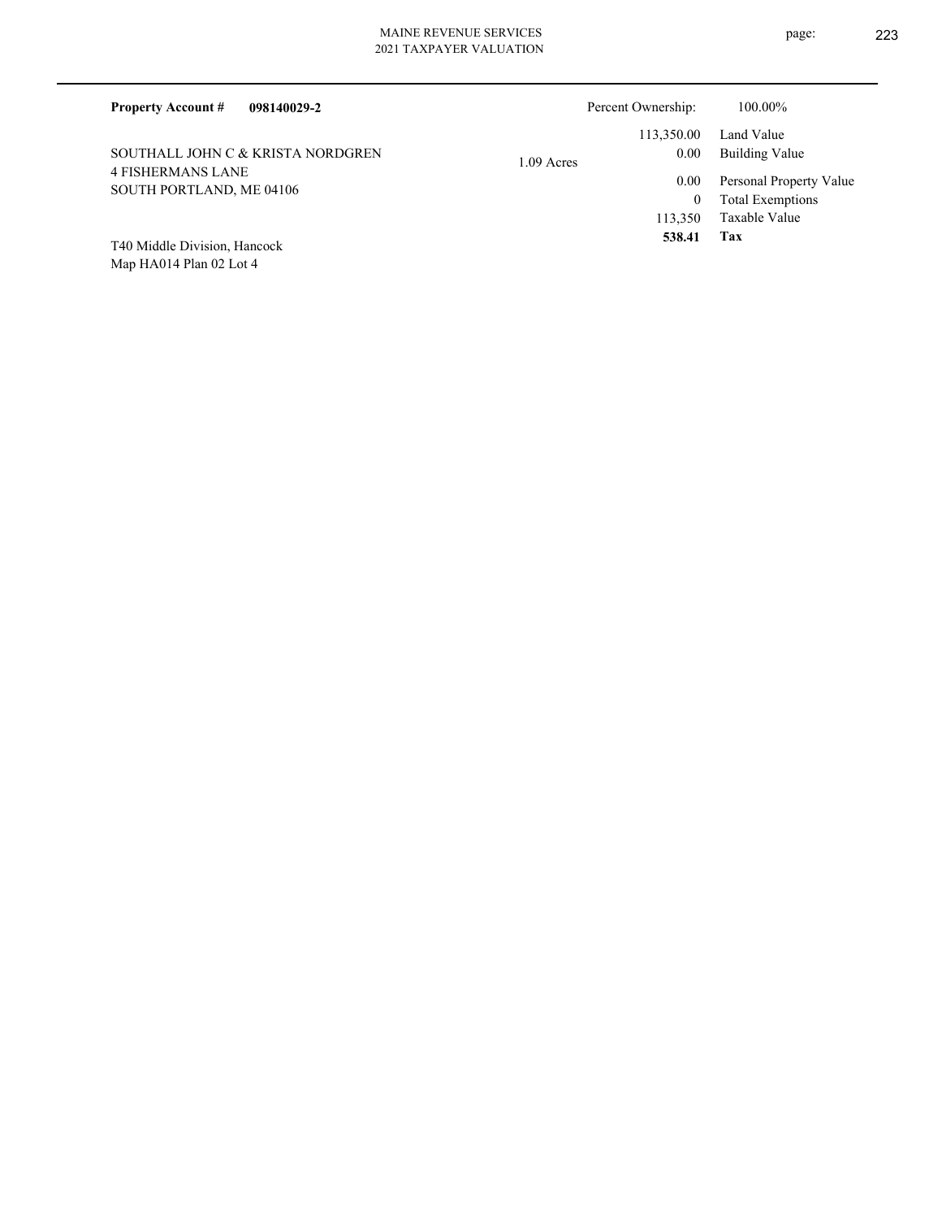**Property Account #** **098140029-2**

SOUTHALL JOHN C & KRISTA NORDGREN
4 FISHERMANS LANE
SOUTH PORTLAND, ME 04106

T40 Middle Division, Hancock
Map HA014 Plan 02 Lot 4

1.09 Acres

| | |
|---|---|
| Percent Ownership: | 100.00% |
| Land Value | 113,350.00 |
| Building Value | 0.00 |
| Personal Property Value | 0.00 |
| Total Exemptions | 0 |
| Taxable Value | 113,350 |
| **Tax** | **538.41** |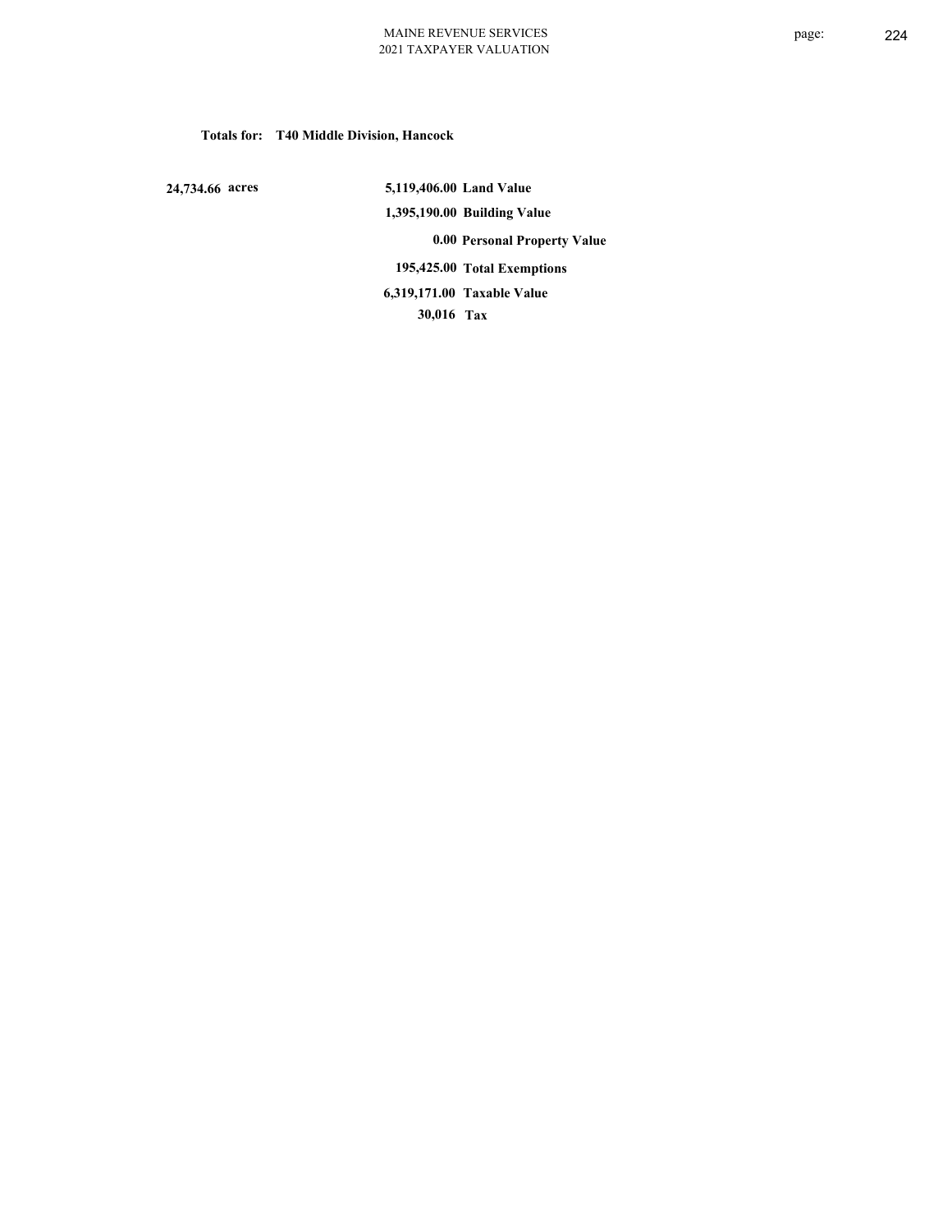**Totals for: T40 Middle Division, Hancock**

| | | |
|---|---|---|
| **24,734.66 acres** | **5,119,406.00** | **Land Value** |
| | **1,395,190.00** | **Building Value** |
| | **0.00** | **Personal Property Value** |
| | **195,425.00** | **Total Exemptions** |
| | **6,319,171.00** | **Taxable Value** |
| | **30,016** | **Tax** |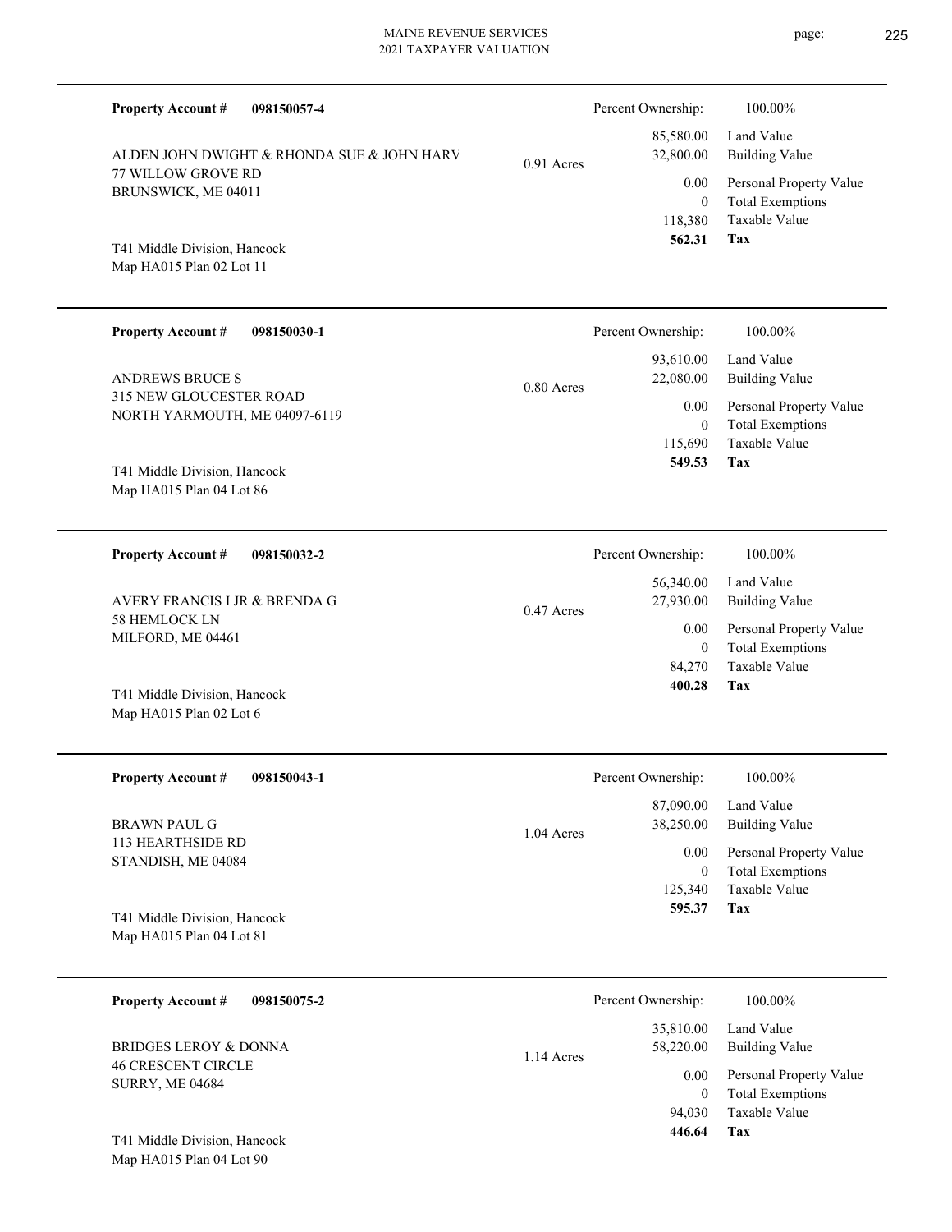**Property Account #** **098150057-4**

ALDEN JOHN DWIGHT & RHONDA SUE & JOHN HARV
77 WILLOW GROVE RD
BRUNSWICK, ME 04011

T41 Middle Division, Hancock
Map HA015 Plan 02 Lot 11

0.91 Acres

| Percent Ownership: | 100.00% |
|---|---|
| 85,580.00 | Land Value |
| 32,800.00 | Building Value |
| 0.00 | Personal Property Value |
| 0 | Total Exemptions |
| 118,380 | Taxable Value |
| **562.31** | **Tax** |

---

**Property Account #** **098150030-1**

ANDREWS BRUCE S
315 NEW GLOUCESTER ROAD
NORTH YARMOUTH, ME 04097-6119

T41 Middle Division, Hancock
Map HA015 Plan 04 Lot 86

0.80 Acres

| Percent Ownership: | 100.00% |
|---|---|
| 93,610.00 | Land Value |
| 22,080.00 | Building Value |
| 0.00 | Personal Property Value |
| 0 | Total Exemptions |
| 115,690 | Taxable Value |
| **549.53** | **Tax** |

---

**Property Account #** **098150032-2**

AVERY FRANCIS I JR & BRENDA G
58 HEMLOCK LN
MILFORD, ME 04461

T41 Middle Division, Hancock
Map HA015 Plan 02 Lot 6

0.47 Acres

| Percent Ownership: | 100.00% |
|---|---|
| 56,340.00 | Land Value |
| 27,930.00 | Building Value |
| 0.00 | Personal Property Value |
| 0 | Total Exemptions |
| 84,270 | Taxable Value |
| **400.28** | **Tax** |

---

**Property Account #** **098150043-1**

BRAWN PAUL G
113 HEARTHSIDE RD
STANDISH, ME 04084

T41 Middle Division, Hancock
Map HA015 Plan 04 Lot 81

1.04 Acres

| Percent Ownership: | 100.00% |
|---|---|
| 87,090.00 | Land Value |
| 38,250.00 | Building Value |
| 0.00 | Personal Property Value |
| 0 | Total Exemptions |
| 125,340 | Taxable Value |
| **595.37** | **Tax** |

---

**Property Account #** **098150075-2**

BRIDGES LEROY & DONNA
46 CRESCENT CIRCLE
SURRY, ME 04684

T41 Middle Division, Hancock
Map HA015 Plan 04 Lot 90

1.14 Acres

| Percent Ownership: | 100.00% |
|---|---|
| 35,810.00 | Land Value |
| 58,220.00 | Building Value |
| 0.00 | Personal Property Value |
| 0 | Total Exemptions |
| 94,030 | Taxable Value |
| **446.64** | **Tax** |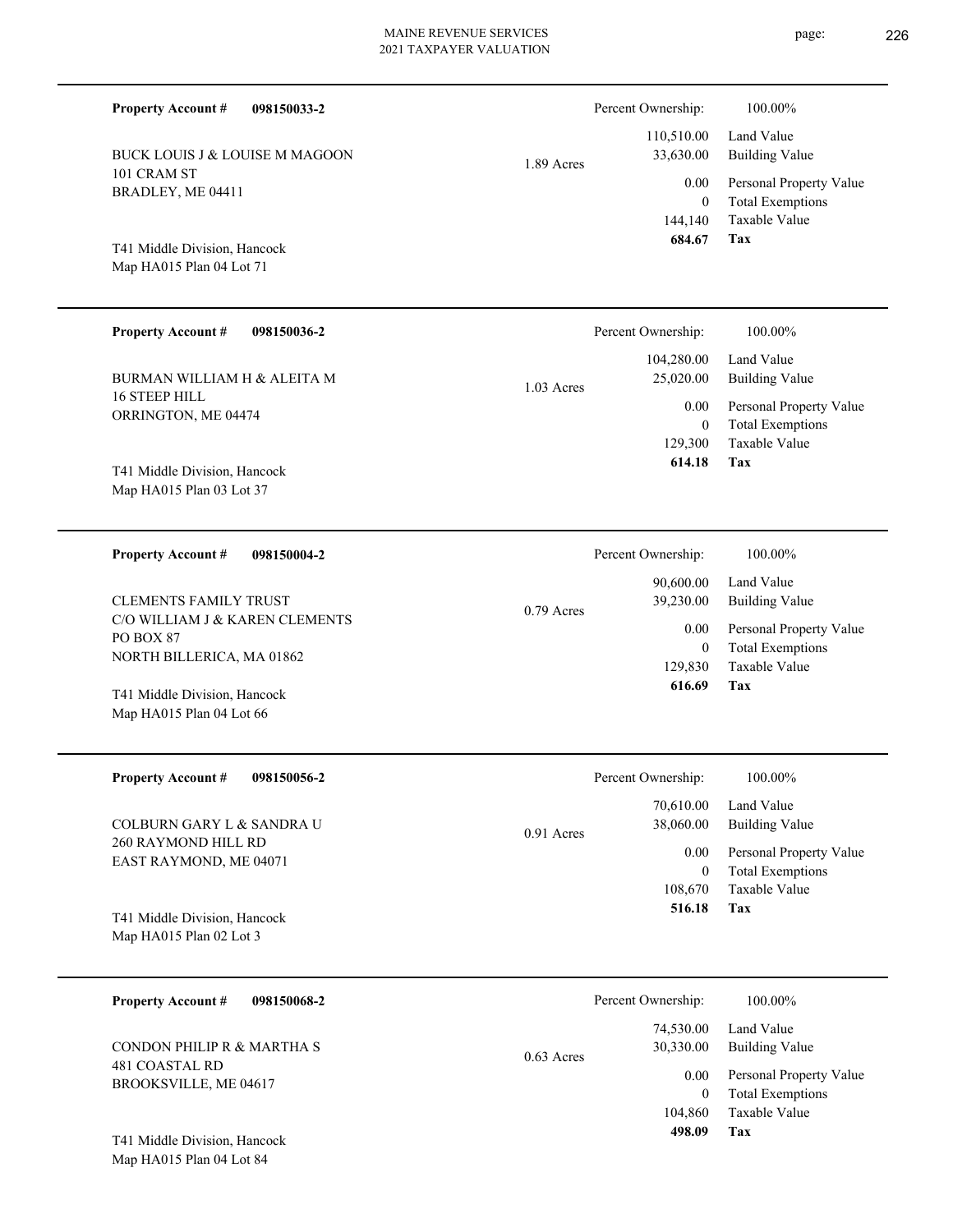**Property Account #** **098150033-2**

BUCK LOUIS J & LOUISE M MAGOON
101 CRAM ST
BRADLEY, ME 04411

T41 Middle Division, Hancock
Map HA015 Plan 04 Lot 71

1.89 Acres

| Percent Ownership: | 100.00% |
|---|---|
| 110,510.00 | Land Value |
| 33,630.00 | Building Value |
| 0.00 | Personal Property Value |
| 0 | Total Exemptions |
| 144,140 | Taxable Value |
| **684.67** | **Tax** |

---

**Property Account #** **098150036-2**

BURMAN WILLIAM H & ALEITA M
16 STEEP HILL
ORRINGTON, ME 04474

T41 Middle Division, Hancock
Map HA015 Plan 03 Lot 37

1.03 Acres

| Percent Ownership: | 100.00% |
|---|---|
| 104,280.00 | Land Value |
| 25,020.00 | Building Value |
| 0.00 | Personal Property Value |
| 0 | Total Exemptions |
| 129,300 | Taxable Value |
| **614.18** | **Tax** |

---

**Property Account #** **098150004-2**

CLEMENTS FAMILY TRUST
C/O WILLIAM J & KAREN CLEMENTS
PO BOX 87
NORTH BILLERICA, MA 01862

T41 Middle Division, Hancock
Map HA015 Plan 04 Lot 66

0.79 Acres

| Percent Ownership: | 100.00% |
|---|---|
| 90,600.00 | Land Value |
| 39,230.00 | Building Value |
| 0.00 | Personal Property Value |
| 0 | Total Exemptions |
| 129,830 | Taxable Value |
| **616.69** | **Tax** |

---

**Property Account #** **098150056-2**

COLBURN GARY L & SANDRA U
260 RAYMOND HILL RD
EAST RAYMOND, ME 04071

T41 Middle Division, Hancock
Map HA015 Plan 02 Lot 3

0.91 Acres

| Percent Ownership: | 100.00% |
|---|---|
| 70,610.00 | Land Value |
| 38,060.00 | Building Value |
| 0.00 | Personal Property Value |
| 0 | Total Exemptions |
| 108,670 | Taxable Value |
| **516.18** | **Tax** |

---

**Property Account #** **098150068-2**

CONDON PHILIP R & MARTHA S
481 COASTAL RD
BROOKSVILLE, ME 04617

T41 Middle Division, Hancock
Map HA015 Plan 04 Lot 84

0.63 Acres

| Percent Ownership: | 100.00% |
|---|---|
| 74,530.00 | Land Value |
| 30,330.00 | Building Value |
| 0.00 | Personal Property Value |
| 0 | Total Exemptions |
| 104,860 | Taxable Value |
| **498.09** | **Tax** |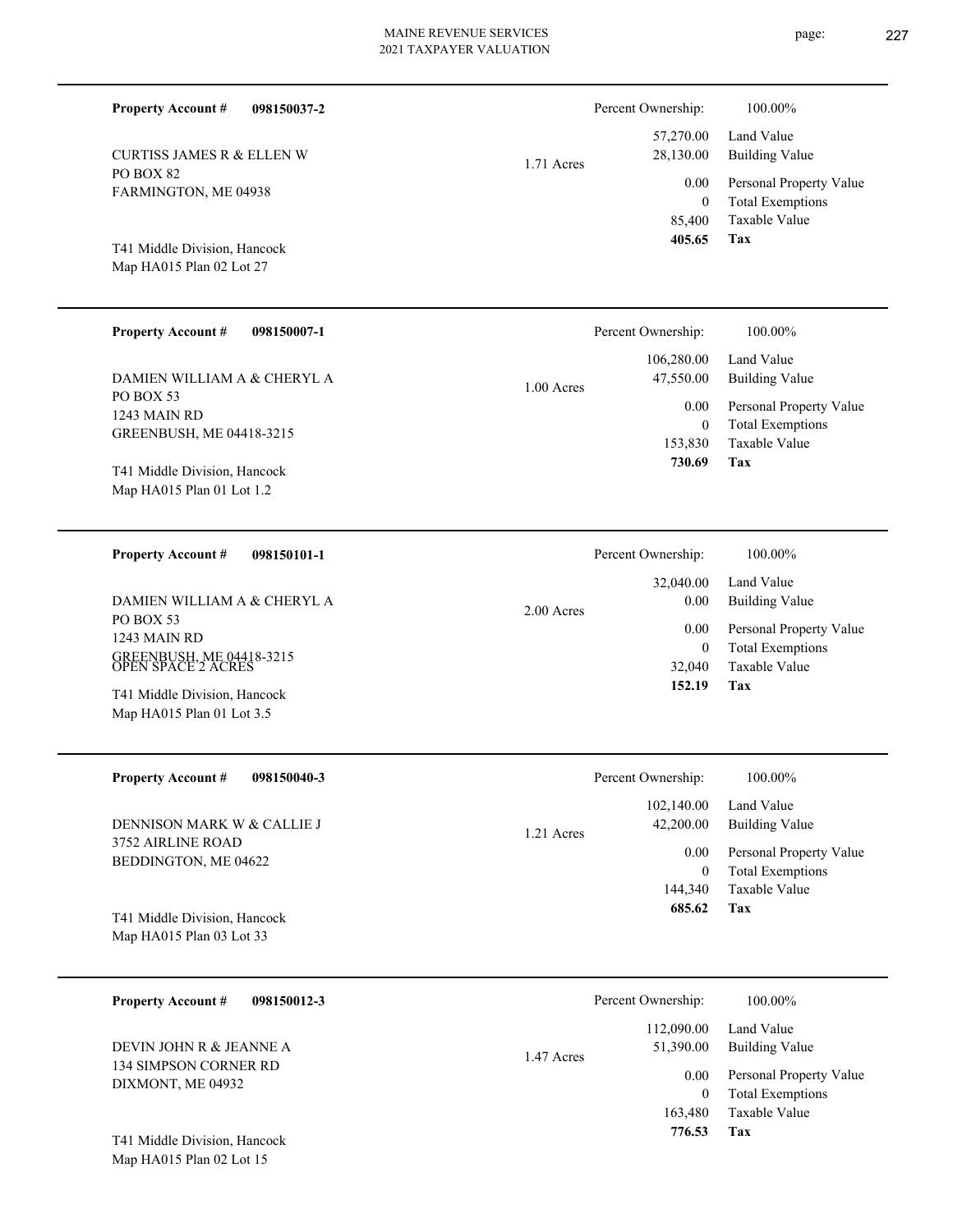**Property Account #** **098150037-2**

CURTISS JAMES R & ELLEN W
PO BOX 82
FARMINGTON, ME 04938

T41 Middle Division, Hancock
Map HA015 Plan 02 Lot 27

1.71 Acres

| | |
|---|---|
| Percent Ownership: | 100.00% |
| 57,270.00 | Land Value |
| 28,130.00 | Building Value |
| 0.00 | Personal Property Value |
| 0 | Total Exemptions |
| 85,400 | Taxable Value |
| **405.65** | **Tax** |

---

**Property Account #** **098150007-1**

DAMIEN WILLIAM A & CHERYL A
PO BOX 53
1243 MAIN RD
GREENBUSH, ME 04418-3215

T41 Middle Division, Hancock
Map HA015 Plan 01 Lot 1.2

1.00 Acres

| | |
|---|---|
| Percent Ownership: | 100.00% |
| 106,280.00 | Land Value |
| 47,550.00 | Building Value |
| 0.00 | Personal Property Value |
| 0 | Total Exemptions |
| 153,830 | Taxable Value |
| **730.69** | **Tax** |

---

**Property Account #** **098150101-1**

DAMIEN WILLIAM A & CHERYL A
PO BOX 53
1243 MAIN RD
GREENBUSH, ME 04418-3215
OPEN SPACE 2 ACRES

T41 Middle Division, Hancock
Map HA015 Plan 01 Lot 3.5

2.00 Acres

| | |
|---|---|
| Percent Ownership: | 100.00% |
| 32,040.00 | Land Value |
| 0.00 | Building Value |
| 0.00 | Personal Property Value |
| 0 | Total Exemptions |
| 32,040 | Taxable Value |
| **152.19** | **Tax** |

---

**Property Account #** **098150040-3**

DENNISON MARK W & CALLIE J
3752 AIRLINE ROAD
BEDDINGTON, ME 04622

T41 Middle Division, Hancock
Map HA015 Plan 03 Lot 33

1.21 Acres

| | |
|---|---|
| Percent Ownership: | 100.00% |
| 102,140.00 | Land Value |
| 42,200.00 | Building Value |
| 0.00 | Personal Property Value |
| 0 | Total Exemptions |
| 144,340 | Taxable Value |
| **685.62** | **Tax** |

---

**Property Account #** **098150012-3**

DEVIN JOHN R & JEANNE A
134 SIMPSON CORNER RD
DIXMONT, ME 04932

T41 Middle Division, Hancock
Map HA015 Plan 02 Lot 15

1.47 Acres

| | |
|---|---|
| Percent Ownership: | 100.00% |
| 112,090.00 | Land Value |
| 51,390.00 | Building Value |
| 0.00 | Personal Property Value |
| 0 | Total Exemptions |
| 163,480 | Taxable Value |
| **776.53** | **Tax** |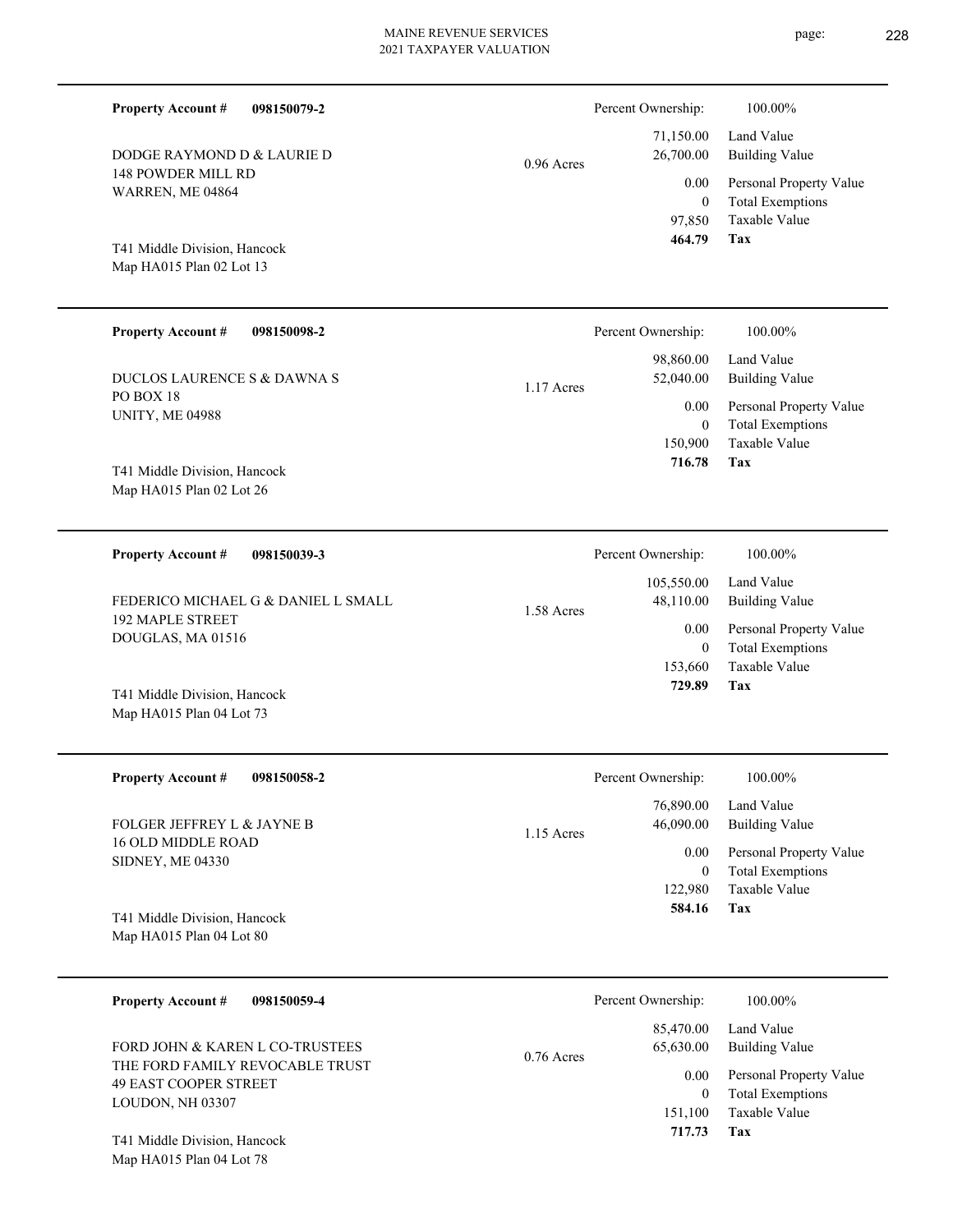**Property Account #** **098150079-2**

DODGE RAYMOND D & LAURIE D
148 POWDER MILL RD
WARREN, ME 04864

T41 Middle Division, Hancock
Map HA015 Plan 02 Lot 13

0.96 Acres

| Percent Ownership: | 100.00% |
|---|---|
| 71,150.00 | Land Value |
| 26,700.00 | Building Value |
| 0.00 | Personal Property Value |
| 0 | Total Exemptions |
| 97,850 | Taxable Value |
| **464.79** | **Tax** |

---

**Property Account #** **098150098-2**

DUCLOS LAURENCE S & DAWNA S
PO BOX 18
UNITY, ME 04988

T41 Middle Division, Hancock
Map HA015 Plan 02 Lot 26

1.17 Acres

| Percent Ownership: | 100.00% |
|---|---|
| 98,860.00 | Land Value |
| 52,040.00 | Building Value |
| 0.00 | Personal Property Value |
| 0 | Total Exemptions |
| 150,900 | Taxable Value |
| **716.78** | **Tax** |

---

**Property Account #** **098150039-3**

FEDERICO MICHAEL G & DANIEL L SMALL
192 MAPLE STREET
DOUGLAS, MA 01516

T41 Middle Division, Hancock
Map HA015 Plan 04 Lot 73

1.58 Acres

| Percent Ownership: | 100.00% |
|---|---|
| 105,550.00 | Land Value |
| 48,110.00 | Building Value |
| 0.00 | Personal Property Value |
| 0 | Total Exemptions |
| 153,660 | Taxable Value |
| **729.89** | **Tax** |

---

**Property Account #** **098150058-2**

FOLGER JEFFREY L & JAYNE B
16 OLD MIDDLE ROAD
SIDNEY, ME 04330

T41 Middle Division, Hancock
Map HA015 Plan 04 Lot 80

1.15 Acres

| Percent Ownership: | 100.00% |
|---|---|
| 76,890.00 | Land Value |
| 46,090.00 | Building Value |
| 0.00 | Personal Property Value |
| 0 | Total Exemptions |
| 122,980 | Taxable Value |
| **584.16** | **Tax** |

---

**Property Account #** **098150059-4**

FORD JOHN & KAREN L CO-TRUSTEES
THE FORD FAMILY REVOCABLE TRUST
49 EAST COOPER STREET
LOUDON, NH 03307

T41 Middle Division, Hancock
Map HA015 Plan 04 Lot 78

0.76 Acres

| Percent Ownership: | 100.00% |
|---|---|
| 85,470.00 | Land Value |
| 65,630.00 | Building Value |
| 0.00 | Personal Property Value |
| 0 | Total Exemptions |
| 151,100 | Taxable Value |
| **717.73** | **Tax** |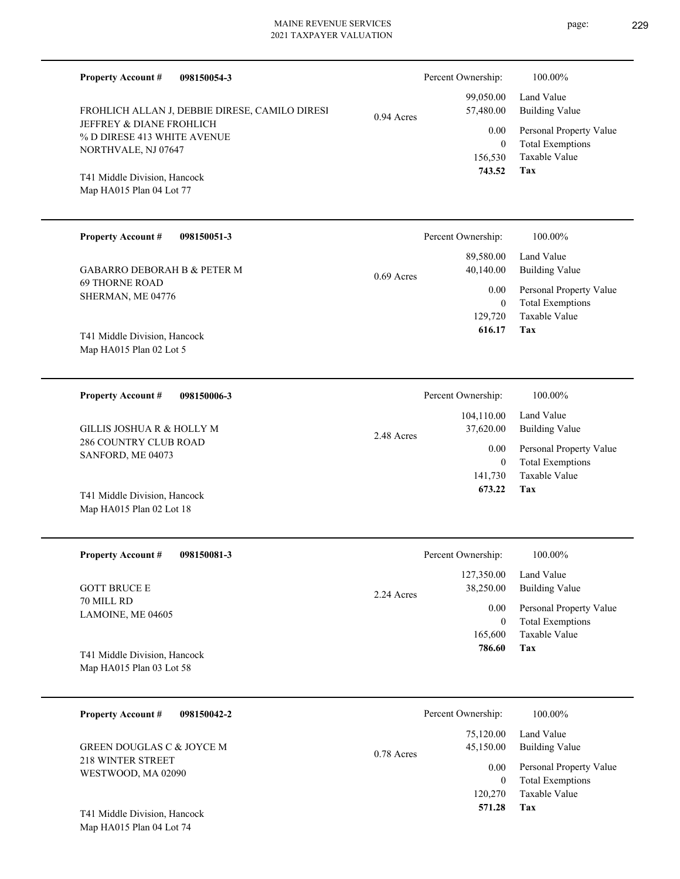**Property Account #** **098150054-3**

FROHLICH ALLAN J, DEBBIE DIRESE, CAMILO DIRESI
JEFFREY & DIANE FROHLICH
% D DIRESE 413 WHITE AVENUE
NORTHVALE, NJ 07647

T41 Middle Division, Hancock
Map HA015 Plan 04 Lot 77

0.94 Acres

| Percent Ownership: | 100.00% |
|---|---|
| 99,050.00 | Land Value |
| 57,480.00 | Building Value |
| 0.00 | Personal Property Value |
| 0 | Total Exemptions |
| 156,530 | Taxable Value |
| **743.52** | **Tax** |

---

**Property Account #** **098150051-3**

GABARRO DEBORAH B & PETER M
69 THORNE ROAD
SHERMAN, ME 04776

T41 Middle Division, Hancock
Map HA015 Plan 02 Lot 5

0.69 Acres

| Percent Ownership: | 100.00% |
|---|---|
| 89,580.00 | Land Value |
| 40,140.00 | Building Value |
| 0.00 | Personal Property Value |
| 0 | Total Exemptions |
| 129,720 | Taxable Value |
| **616.17** | **Tax** |

---

**Property Account #** **098150006-3**

GILLIS JOSHUA R & HOLLY M
286 COUNTRY CLUB ROAD
SANFORD, ME 04073

T41 Middle Division, Hancock
Map HA015 Plan 02 Lot 18

2.48 Acres

| Percent Ownership: | 100.00% |
|---|---|
| 104,110.00 | Land Value |
| 37,620.00 | Building Value |
| 0.00 | Personal Property Value |
| 0 | Total Exemptions |
| 141,730 | Taxable Value |
| **673.22** | **Tax** |

---

**Property Account #** **098150081-3**

GOTT BRUCE E
70 MILL RD
LAMOINE, ME 04605

T41 Middle Division, Hancock
Map HA015 Plan 03 Lot 58

2.24 Acres

| Percent Ownership: | 100.00% |
|---|---|
| 127,350.00 | Land Value |
| 38,250.00 | Building Value |
| 0.00 | Personal Property Value |
| 0 | Total Exemptions |
| 165,600 | Taxable Value |
| **786.60** | **Tax** |

---

**Property Account #** **098150042-2**

GREEN DOUGLAS C & JOYCE M
218 WINTER STREET
WESTWOOD, MA 02090

T41 Middle Division, Hancock
Map HA015 Plan 04 Lot 74

0.78 Acres

| Percent Ownership: | 100.00% |
|---|---|
| 75,120.00 | Land Value |
| 45,150.00 | Building Value |
| 0.00 | Personal Property Value |
| 0 | Total Exemptions |
| 120,270 | Taxable Value |
| **571.28** | **Tax** |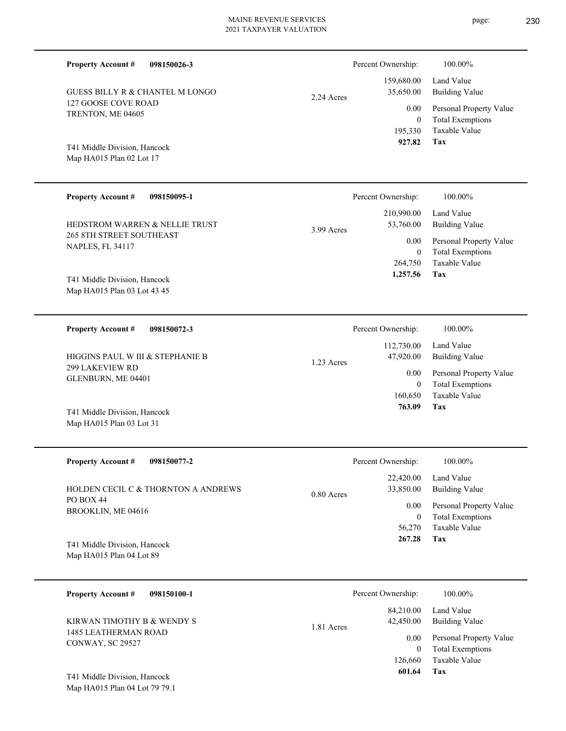**Property Account #** **098150026-3**

GUESS BILLY R & CHANTEL M LONGO
127 GOOSE COVE ROAD
TRENTON, ME 04605

2.24 Acres

T41 Middle Division, Hancock
Map HA015 Plan 02 Lot 17

| | |
|---|---|
| Percent Ownership: | 100.00% |
| 159,680.00 | Land Value |
| 35,650.00 | Building Value |
| 0.00 | Personal Property Value |
| 0 | Total Exemptions |
| 195,330 | Taxable Value |
| **927.82** | **Tax** |

---

**Property Account #** **098150095-1**

HEDSTROM WARREN & NELLIE TRUST
265 8TH STREET SOUTHEAST
NAPLES, FL 34117

3.99 Acres

T41 Middle Division, Hancock
Map HA015 Plan 03 Lot 43 45

| | |
|---|---|
| Percent Ownership: | 100.00% |
| 210,990.00 | Land Value |
| 53,760.00 | Building Value |
| 0.00 | Personal Property Value |
| 0 | Total Exemptions |
| 264,750 | Taxable Value |
| **1,257.56** | **Tax** |

---

**Property Account #** **098150072-3**

HIGGINS PAUL W III & STEPHANIE B
299 LAKEVIEW RD
GLENBURN, ME 04401

1.23 Acres

T41 Middle Division, Hancock
Map HA015 Plan 03 Lot 31

| | |
|---|---|
| Percent Ownership: | 100.00% |
| 112,730.00 | Land Value |
| 47,920.00 | Building Value |
| 0.00 | Personal Property Value |
| 0 | Total Exemptions |
| 160,650 | Taxable Value |
| **763.09** | **Tax** |

---

**Property Account #** **098150077-2**

HOLDEN CECIL C & THORNTON A ANDREWS
PO BOX 44
BROOKLIN, ME 04616

0.80 Acres

T41 Middle Division, Hancock
Map HA015 Plan 04 Lot 89

| | |
|---|---|
| Percent Ownership: | 100.00% |
| 22,420.00 | Land Value |
| 33,850.00 | Building Value |
| 0.00 | Personal Property Value |
| 0 | Total Exemptions |
| 56,270 | Taxable Value |
| **267.28** | **Tax** |

---

**Property Account #** **098150100-1**

KIRWAN TIMOTHY B & WENDY S
1485 LEATHERMAN ROAD
CONWAY, SC 29527

1.81 Acres

T41 Middle Division, Hancock
Map HA015 Plan 04 Lot 79 79.1

| | |
|---|---|
| Percent Ownership: | 100.00% |
| 84,210.00 | Land Value |
| 42,450.00 | Building Value |
| 0.00 | Personal Property Value |
| 0 | Total Exemptions |
| 126,660 | Taxable Value |
| **601.64** | **Tax** |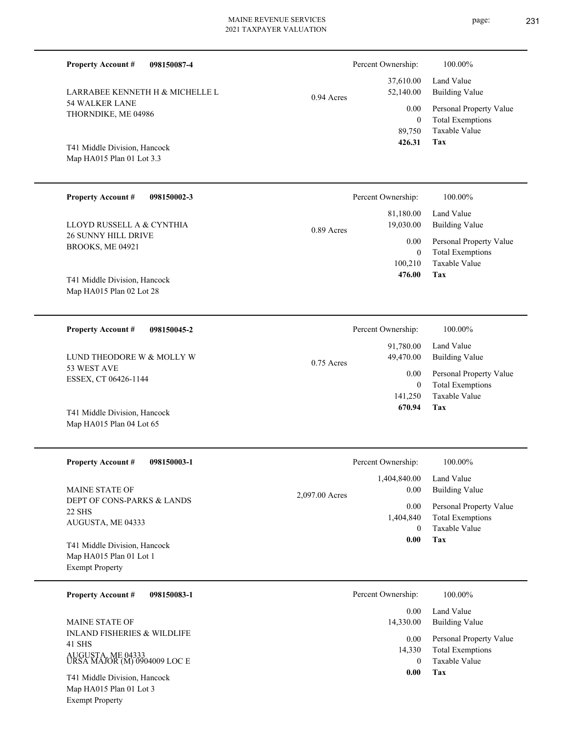**Property Account #** **098150087-4**

LARRABEE KENNETH H & MICHELLE L
54 WALKER LANE
THORNDIKE, ME 04986

T41 Middle Division, Hancock
Map HA015 Plan 01 Lot 3.3

0.94 Acres

| Percent Ownership: | 100.00% |
|---|---|
| 37,610.00 | Land Value |
| 52,140.00 | Building Value |
| 0.00 | Personal Property Value |
| 0 | Total Exemptions |
| 89,750 | Taxable Value |
| **426.31** | **Tax** |

---

**Property Account #** **098150002-3**

LLOYD RUSSELL A & CYNTHIA
26 SUNNY HILL DRIVE
BROOKS, ME 04921

T41 Middle Division, Hancock
Map HA015 Plan 02 Lot 28

0.89 Acres

| Percent Ownership: | 100.00% |
|---|---|
| 81,180.00 | Land Value |
| 19,030.00 | Building Value |
| 0.00 | Personal Property Value |
| 0 | Total Exemptions |
| 100,210 | Taxable Value |
| **476.00** | **Tax** |

---

**Property Account #** **098150045-2**

LUND THEODORE W & MOLLY W
53 WEST AVE
ESSEX, CT 06426-1144

T41 Middle Division, Hancock
Map HA015 Plan 04 Lot 65

0.75 Acres

| Percent Ownership: | 100.00% |
|---|---|
| 91,780.00 | Land Value |
| 49,470.00 | Building Value |
| 0.00 | Personal Property Value |
| 0 | Total Exemptions |
| 141,250 | Taxable Value |
| **670.94** | **Tax** |

---

**Property Account #** **098150003-1**

MAINE STATE OF
DEPT OF CONS-PARKS & LANDS
22 SHS
AUGUSTA, ME 04333

T41 Middle Division, Hancock
Map HA015 Plan 01 Lot 1
Exempt Property

2,097.00 Acres

| Percent Ownership: | 100.00% |
|---|---|
| 1,404,840.00 | Land Value |
| 0.00 | Building Value |
| 0.00 | Personal Property Value |
| 1,404,840 | Total Exemptions |
| 0 | Taxable Value |
| **0.00** | **Tax** |

---

**Property Account #** **098150083-1**

MAINE STATE OF
INLAND FISHERIES & WILDLIFE
41 SHS
AUGUSTA, ME 04333
URSA MAJOR (M) 0904009 LOC E

T41 Middle Division, Hancock
Map HA015 Plan 01 Lot 3
Exempt Property

| Percent Ownership: | 100.00% |
|---|---|
| 0.00 | Land Value |
| 14,330.00 | Building Value |
| 0.00 | Personal Property Value |
| 14,330 | Total Exemptions |
| 0 | Taxable Value |
| **0.00** | **Tax** |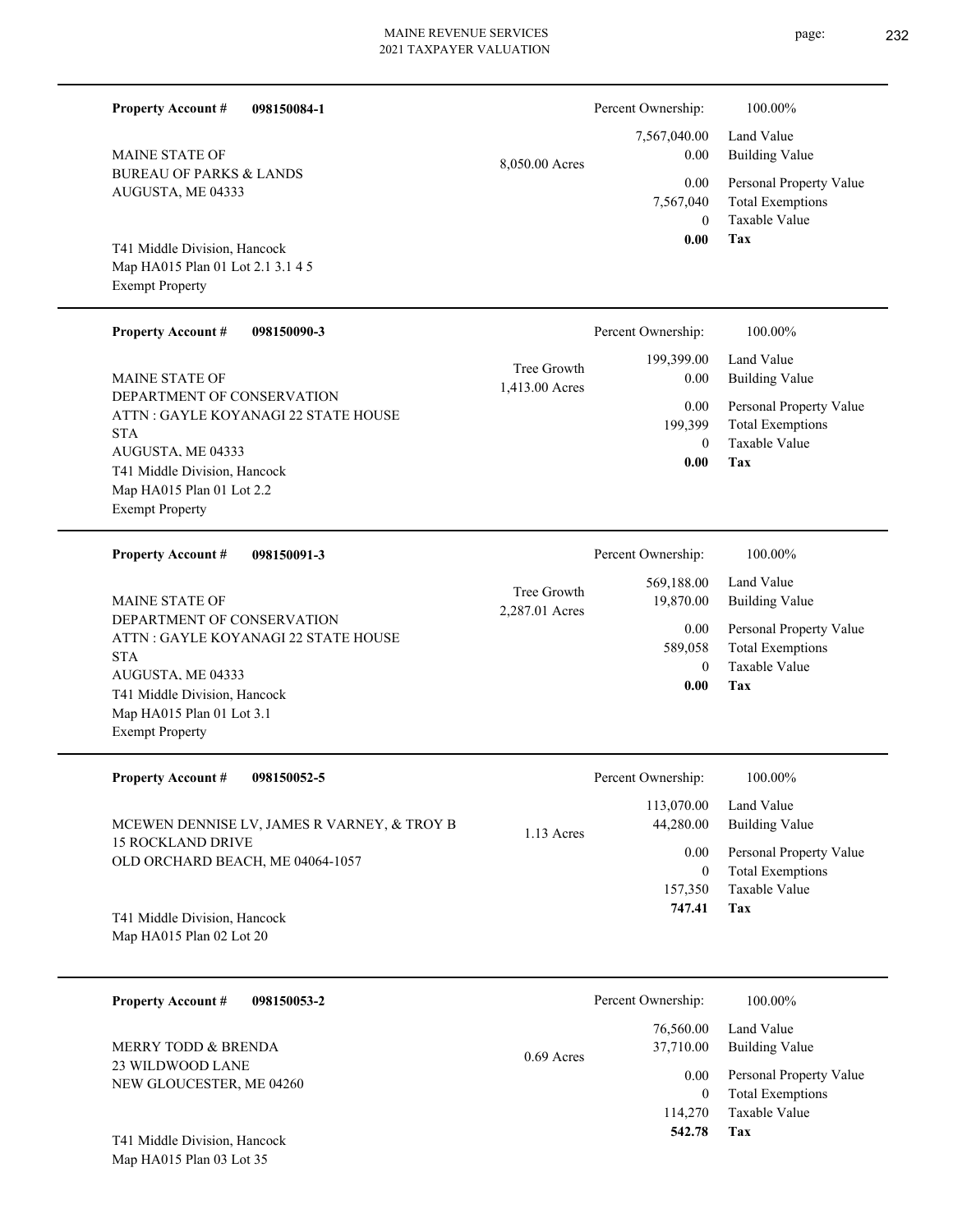**Property Account #** **098150084-1**

MAINE STATE OF
BUREAU OF PARKS & LANDS
AUGUSTA, ME 04333

8,050.00 Acres

T41 Middle Division, Hancock
Map HA015 Plan 01 Lot 2.1 3.1 4 5
Exempt Property

| Percent Ownership: | 100.00% |
|---|---|
| 7,567,040.00 | Land Value |
| 0.00 | Building Value |
| 0.00 | Personal Property Value |
| 7,567,040 | Total Exemptions |
| 0 | Taxable Value |
| **0.00** | **Tax** |

---

**Property Account #** **098150090-3**

MAINE STATE OF
DEPARTMENT OF CONSERVATION
ATTN : GAYLE KOYANAGI 22 STATE HOUSE STA
AUGUSTA, ME 04333

Tree Growth
1,413.00 Acres

T41 Middle Division, Hancock
Map HA015 Plan 01 Lot 2.2
Exempt Property

| Percent Ownership: | 100.00% |
|---|---|
| 199,399.00 | Land Value |
| 0.00 | Building Value |
| 0.00 | Personal Property Value |
| 199,399 | Total Exemptions |
| 0 | Taxable Value |
| **0.00** | **Tax** |

---

**Property Account #** **098150091-3**

MAINE STATE OF
DEPARTMENT OF CONSERVATION
ATTN : GAYLE KOYANAGI 22 STATE HOUSE STA
AUGUSTA, ME 04333

Tree Growth
2,287.01 Acres

T41 Middle Division, Hancock
Map HA015 Plan 01 Lot 3.1
Exempt Property

| Percent Ownership: | 100.00% |
|---|---|
| 569,188.00 | Land Value |
| 19,870.00 | Building Value |
| 0.00 | Personal Property Value |
| 589,058 | Total Exemptions |
| 0 | Taxable Value |
| **0.00** | **Tax** |

---

**Property Account #** **098150052-5**

MCEWEN DENNISE LV, JAMES R VARNEY, & TROY B
15 ROCKLAND DRIVE
OLD ORCHARD BEACH, ME 04064-1057

1.13 Acres

T41 Middle Division, Hancock
Map HA015 Plan 02 Lot 20

| Percent Ownership: | 100.00% |
|---|---|
| 113,070.00 | Land Value |
| 44,280.00 | Building Value |
| 0.00 | Personal Property Value |
| 0 | Total Exemptions |
| 157,350 | Taxable Value |
| **747.41** | **Tax** |

---

**Property Account #** **098150053-2**

MERRY TODD & BRENDA
23 WILDWOOD LANE
NEW GLOUCESTER, ME 04260

0.69 Acres

T41 Middle Division, Hancock
Map HA015 Plan 03 Lot 35

| Percent Ownership: | 100.00% |
|---|---|
| 76,560.00 | Land Value |
| 37,710.00 | Building Value |
| 0.00 | Personal Property Value |
| 0 | Total Exemptions |
| 114,270 | Taxable Value |
| **542.78** | **Tax** |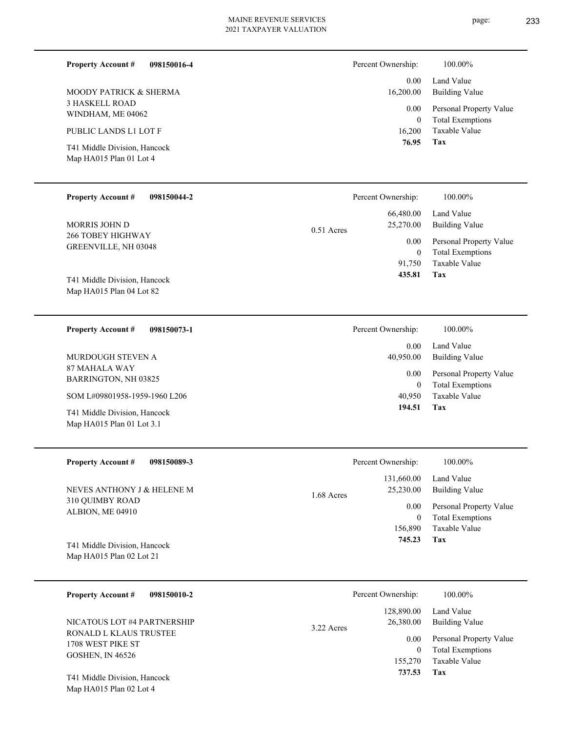**Property Account #** **098150016-4**

MOODY PATRICK & SHERMA
3 HASKELL ROAD
WINDHAM, ME 04062

PUBLIC LANDS L1 LOT F

T41 Middle Division, Hancock
Map HA015 Plan 01 Lot 4

| | |
|---|---|
| Percent Ownership: | 100.00% |
| 0.00 | Land Value |
| 16,200.00 | Building Value |
| 0.00 | Personal Property Value |
| 0 | Total Exemptions |
| 16,200 | Taxable Value |
| **76.95** | **Tax** |

---

**Property Account #** **098150044-2**

MORRIS JOHN D
266 TOBEY HIGHWAY
GREENVILLE, NH 03048

T41 Middle Division, Hancock
Map HA015 Plan 04 Lot 82

0.51 Acres

| | |
|---|---|
| Percent Ownership: | 100.00% |
| 66,480.00 | Land Value |
| 25,270.00 | Building Value |
| 0.00 | Personal Property Value |
| 0 | Total Exemptions |
| 91,750 | Taxable Value |
| **435.81** | **Tax** |

---

**Property Account #** **098150073-1**

MURDOUGH STEVEN A
87 MAHALA WAY
BARRINGTON, NH 03825

SOM L#09801958-1959-1960 L206

T41 Middle Division, Hancock
Map HA015 Plan 01 Lot 3.1

| | |
|---|---|
| Percent Ownership: | 100.00% |
| 0.00 | Land Value |
| 40,950.00 | Building Value |
| 0.00 | Personal Property Value |
| 0 | Total Exemptions |
| 40,950 | Taxable Value |
| **194.51** | **Tax** |

---

**Property Account #** **098150089-3**

NEVES ANTHONY J & HELENE M
310 QUIMBY ROAD
ALBION, ME 04910

T41 Middle Division, Hancock
Map HA015 Plan 02 Lot 21

1.68 Acres

| | |
|---|---|
| Percent Ownership: | 100.00% |
| 131,660.00 | Land Value |
| 25,230.00 | Building Value |
| 0.00 | Personal Property Value |
| 0 | Total Exemptions |
| 156,890 | Taxable Value |
| **745.23** | **Tax** |

---

**Property Account #** **098150010-2**

NICATOUS LOT #4 PARTNERSHIP
RONALD L KLAUS TRUSTEE
1708 WEST PIKE ST
GOSHEN, IN 46526

T41 Middle Division, Hancock
Map HA015 Plan 02 Lot 4

3.22 Acres

| | |
|---|---|
| Percent Ownership: | 100.00% |
| 128,890.00 | Land Value |
| 26,380.00 | Building Value |
| 0.00 | Personal Property Value |
| 0 | Total Exemptions |
| 155,270 | Taxable Value |
| **737.53** | **Tax** |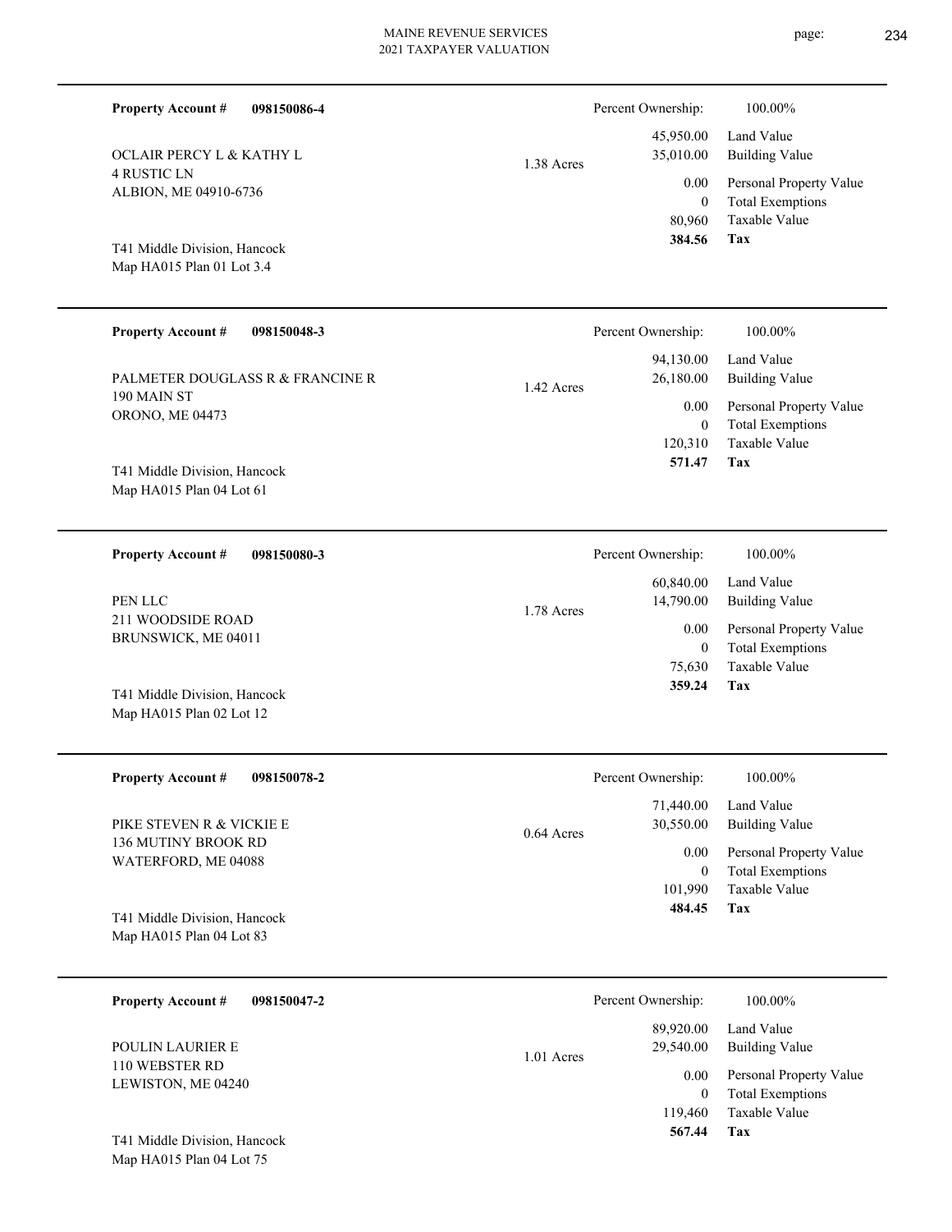**Property Account #** **098150086-4**

OCLAIR PERCY L & KATHY L
4 RUSTIC LN
ALBION, ME 04910-6736

T41 Middle Division, Hancock
Map HA015 Plan 01 Lot 3.4

1.38 Acres

| Percent Ownership: | 100.00% |
|---|---|
| 45,950.00 | Land Value |
| 35,010.00 | Building Value |
| 0.00 | Personal Property Value |
| 0 | Total Exemptions |
| 80,960 | Taxable Value |
| **384.56** | **Tax** |

---

**Property Account #** **098150048-3**

PALMETER DOUGLASS R & FRANCINE R
190 MAIN ST
ORONO, ME 04473

T41 Middle Division, Hancock
Map HA015 Plan 04 Lot 61

1.42 Acres

| Percent Ownership: | 100.00% |
|---|---|
| 94,130.00 | Land Value |
| 26,180.00 | Building Value |
| 0.00 | Personal Property Value |
| 0 | Total Exemptions |
| 120,310 | Taxable Value |
| **571.47** | **Tax** |

---

**Property Account #** **098150080-3**

PEN LLC
211 WOODSIDE ROAD
BRUNSWICK, ME 04011

T41 Middle Division, Hancock
Map HA015 Plan 02 Lot 12

1.78 Acres

| Percent Ownership: | 100.00% |
|---|---|
| 60,840.00 | Land Value |
| 14,790.00 | Building Value |
| 0.00 | Personal Property Value |
| 0 | Total Exemptions |
| 75,630 | Taxable Value |
| **359.24** | **Tax** |

---

**Property Account #** **098150078-2**

PIKE STEVEN R & VICKIE E
136 MUTINY BROOK RD
WATERFORD, ME 04088

T41 Middle Division, Hancock
Map HA015 Plan 04 Lot 83

0.64 Acres

| Percent Ownership: | 100.00% |
|---|---|
| 71,440.00 | Land Value |
| 30,550.00 | Building Value |
| 0.00 | Personal Property Value |
| 0 | Total Exemptions |
| 101,990 | Taxable Value |
| **484.45** | **Tax** |

---

**Property Account #** **098150047-2**

POULIN LAURIER E
110 WEBSTER RD
LEWISTON, ME 04240

T41 Middle Division, Hancock
Map HA015 Plan 04 Lot 75

1.01 Acres

| Percent Ownership: | 100.00% |
|---|---|
| 89,920.00 | Land Value |
| 29,540.00 | Building Value |
| 0.00 | Personal Property Value |
| 0 | Total Exemptions |
| 119,460 | Taxable Value |
| **567.44** | **Tax** |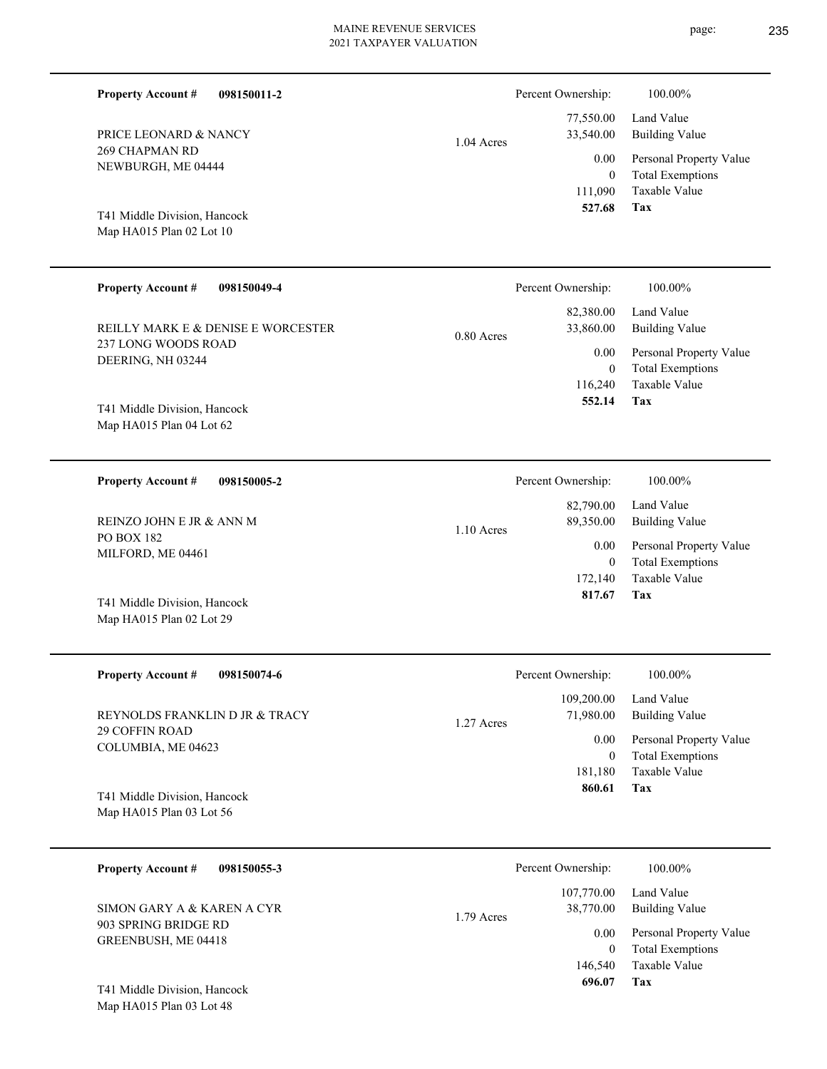**Property Account #** **098150011-2**

PRICE LEONARD & NANCY
269 CHAPMAN RD
NEWBURGH, ME 04444

T41 Middle Division, Hancock
Map HA015 Plan 02 Lot 10

1.04 Acres

| Percent Ownership: | 100.00% |
|---|---|
| 77,550.00 | Land Value |
| 33,540.00 | Building Value |
| 0.00 | Personal Property Value |
| 0 | Total Exemptions |
| 111,090 | Taxable Value |
| **527.68** | **Tax** |

---

**Property Account #** **098150049-4**

REILLY MARK E & DENISE E WORCESTER
237 LONG WOODS ROAD
DEERING, NH 03244

T41 Middle Division, Hancock
Map HA015 Plan 04 Lot 62

0.80 Acres

| Percent Ownership: | 100.00% |
|---|---|
| 82,380.00 | Land Value |
| 33,860.00 | Building Value |
| 0.00 | Personal Property Value |
| 0 | Total Exemptions |
| 116,240 | Taxable Value |
| **552.14** | **Tax** |

---

**Property Account #** **098150005-2**

REINZO JOHN E JR & ANN M
PO BOX 182
MILFORD, ME 04461

T41 Middle Division, Hancock
Map HA015 Plan 02 Lot 29

1.10 Acres

| Percent Ownership: | 100.00% |
|---|---|
| 82,790.00 | Land Value |
| 89,350.00 | Building Value |
| 0.00 | Personal Property Value |
| 0 | Total Exemptions |
| 172,140 | Taxable Value |
| **817.67** | **Tax** |

---

**Property Account #** **098150074-6**

REYNOLDS FRANKLIN D JR & TRACY
29 COFFIN ROAD
COLUMBIA, ME 04623

T41 Middle Division, Hancock
Map HA015 Plan 03 Lot 56

1.27 Acres

| Percent Ownership: | 100.00% |
|---|---|
| 109,200.00 | Land Value |
| 71,980.00 | Building Value |
| 0.00 | Personal Property Value |
| 0 | Total Exemptions |
| 181,180 | Taxable Value |
| **860.61** | **Tax** |

---

**Property Account #** **098150055-3**

SIMON GARY A & KAREN A CYR
903 SPRING BRIDGE RD
GREENBUSH, ME 04418

T41 Middle Division, Hancock
Map HA015 Plan 03 Lot 48

1.79 Acres

| Percent Ownership: | 100.00% |
|---|---|
| 107,770.00 | Land Value |
| 38,770.00 | Building Value |
| 0.00 | Personal Property Value |
| 0 | Total Exemptions |
| 146,540 | Taxable Value |
| **696.07** | **Tax** |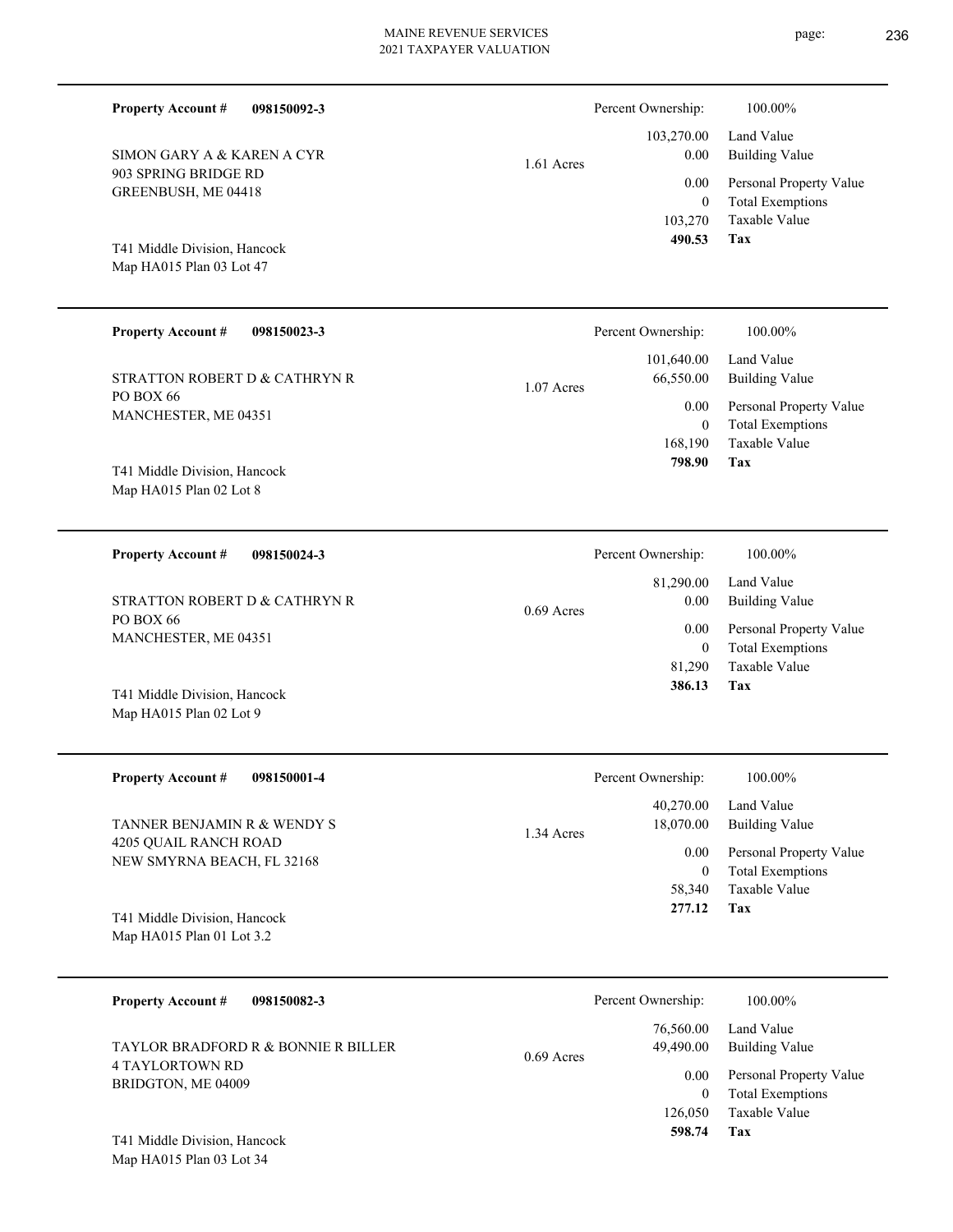**Property Account #** **098150092-3**

SIMON GARY A & KAREN A CYR
903 SPRING BRIDGE RD
GREENBUSH, ME 04418

T41 Middle Division, Hancock
Map HA015 Plan 03 Lot 47

1.61 Acres

| Percent Ownership: | 100.00% |
|---|---|
| 103,270.00 | Land Value |
| 0.00 | Building Value |
| 0.00 | Personal Property Value |
| 0 | Total Exemptions |
| 103,270 | Taxable Value |
| **490.53** | **Tax** |

---

**Property Account #** **098150023-3**

STRATTON ROBERT D & CATHRYN R
PO BOX 66
MANCHESTER, ME 04351

T41 Middle Division, Hancock
Map HA015 Plan 02 Lot 8

1.07 Acres

| Percent Ownership: | 100.00% |
|---|---|
| 101,640.00 | Land Value |
| 66,550.00 | Building Value |
| 0.00 | Personal Property Value |
| 0 | Total Exemptions |
| 168,190 | Taxable Value |
| **798.90** | **Tax** |

---

**Property Account #** **098150024-3**

STRATTON ROBERT D & CATHRYN R
PO BOX 66
MANCHESTER, ME 04351

T41 Middle Division, Hancock
Map HA015 Plan 02 Lot 9

0.69 Acres

| Percent Ownership: | 100.00% |
|---|---|
| 81,290.00 | Land Value |
| 0.00 | Building Value |
| 0.00 | Personal Property Value |
| 0 | Total Exemptions |
| 81,290 | Taxable Value |
| **386.13** | **Tax** |

---

**Property Account #** **098150001-4**

TANNER BENJAMIN R & WENDY S
4205 QUAIL RANCH ROAD
NEW SMYRNA BEACH, FL 32168

T41 Middle Division, Hancock
Map HA015 Plan 01 Lot 3.2

1.34 Acres

| Percent Ownership: | 100.00% |
|---|---|
| 40,270.00 | Land Value |
| 18,070.00 | Building Value |
| 0.00 | Personal Property Value |
| 0 | Total Exemptions |
| 58,340 | Taxable Value |
| **277.12** | **Tax** |

---

**Property Account #** **098150082-3**

TAYLOR BRADFORD R & BONNIE R BILLER
4 TAYLORTOWN RD
BRIDGTON, ME 04009

T41 Middle Division, Hancock
Map HA015 Plan 03 Lot 34

0.69 Acres

| Percent Ownership: | 100.00% |
|---|---|
| 76,560.00 | Land Value |
| 49,490.00 | Building Value |
| 0.00 | Personal Property Value |
| 0 | Total Exemptions |
| 126,050 | Taxable Value |
| **598.74** | **Tax** |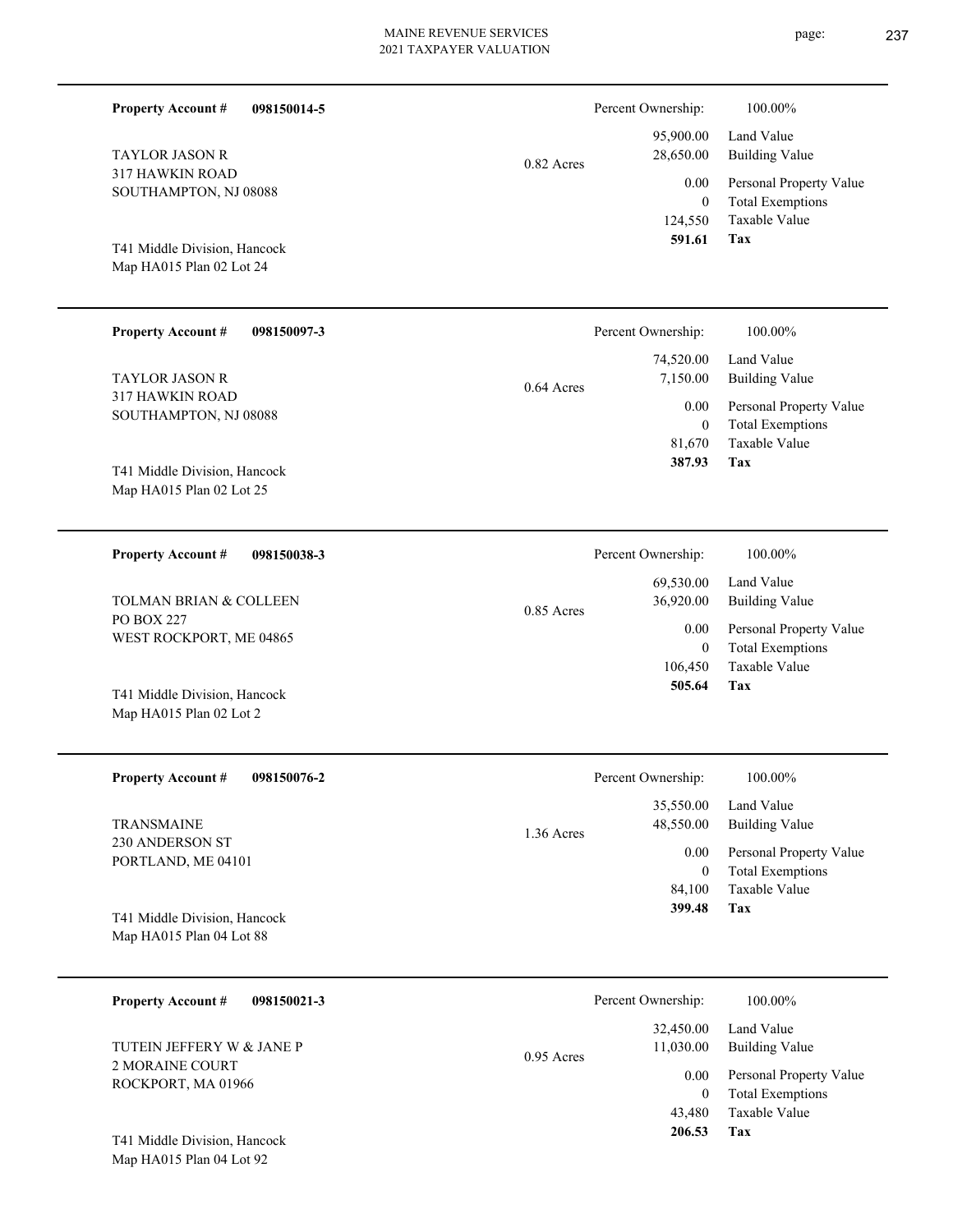**Property Account #** **098150014-5**

TAYLOR JASON R
317 HAWKIN ROAD
SOUTHAMPTON, NJ 08088

T41 Middle Division, Hancock
Map HA015 Plan 02 Lot 24

0.82 Acres

| Percent Ownership: | 100.00% |
|---|---|
| 95,900.00 | Land Value |
| 28,650.00 | Building Value |
| 0.00 | Personal Property Value |
| 0 | Total Exemptions |
| 124,550 | Taxable Value |
| **591.61** | **Tax** |

---

**Property Account #** **098150097-3**

TAYLOR JASON R
317 HAWKIN ROAD
SOUTHAMPTON, NJ 08088

T41 Middle Division, Hancock
Map HA015 Plan 02 Lot 25

0.64 Acres

| Percent Ownership: | 100.00% |
|---|---|
| 74,520.00 | Land Value |
| 7,150.00 | Building Value |
| 0.00 | Personal Property Value |
| 0 | Total Exemptions |
| 81,670 | Taxable Value |
| **387.93** | **Tax** |

---

**Property Account #** **098150038-3**

TOLMAN BRIAN & COLLEEN
PO BOX 227
WEST ROCKPORT, ME 04865

T41 Middle Division, Hancock
Map HA015 Plan 02 Lot 2

0.85 Acres

| Percent Ownership: | 100.00% |
|---|---|
| 69,530.00 | Land Value |
| 36,920.00 | Building Value |
| 0.00 | Personal Property Value |
| 0 | Total Exemptions |
| 106,450 | Taxable Value |
| **505.64** | **Tax** |

---

**Property Account #** **098150076-2**

TRANSMAINE
230 ANDERSON ST
PORTLAND, ME 04101

T41 Middle Division, Hancock
Map HA015 Plan 04 Lot 88

1.36 Acres

| Percent Ownership: | 100.00% |
|---|---|
| 35,550.00 | Land Value |
| 48,550.00 | Building Value |
| 0.00 | Personal Property Value |
| 0 | Total Exemptions |
| 84,100 | Taxable Value |
| **399.48** | **Tax** |

---

**Property Account #** **098150021-3**

TUTEIN JEFFERY W & JANE P
2 MORAINE COURT
ROCKPORT, MA 01966

T41 Middle Division, Hancock
Map HA015 Plan 04 Lot 92

0.95 Acres

| Percent Ownership: | 100.00% |
|---|---|
| 32,450.00 | Land Value |
| 11,030.00 | Building Value |
| 0.00 | Personal Property Value |
| 0 | Total Exemptions |
| 43,480 | Taxable Value |
| **206.53** | **Tax** |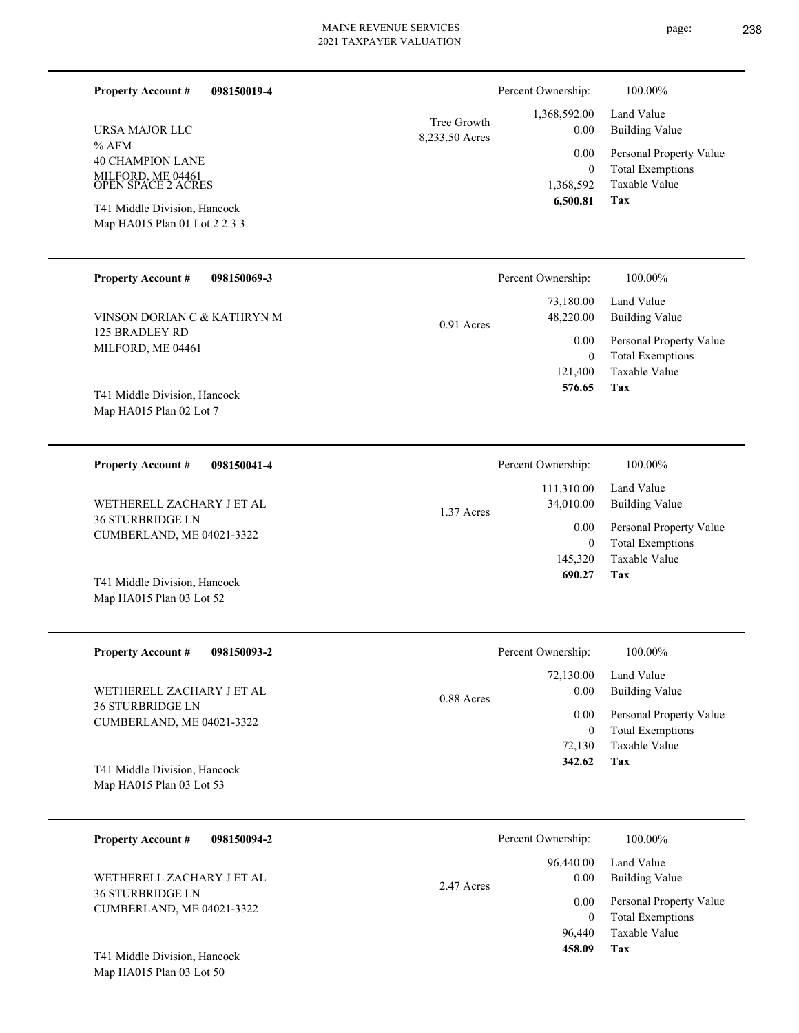**Property Account #** **098150019-4**

URSA MAJOR LLC
% AFM
40 CHAMPION LANE
MILFORD, ME 04461
OPEN SPACE 2 ACRES

T41 Middle Division, Hancock
Map HA015 Plan 01 Lot 2 2.3 3

Tree Growth
8,233.50 Acres

| Percent Ownership: | 100.00% |
|---|---|
| 1,368,592.00 | Land Value |
| 0.00 | Building Value |
| 0.00 | Personal Property Value |
| 0 | Total Exemptions |
| 1,368,592 | Taxable Value |
| **6,500.81** | **Tax** |

---

**Property Account #** **098150069-3**

VINSON DORIAN C & KATHRYN M
125 BRADLEY RD
MILFORD, ME 04461

T41 Middle Division, Hancock
Map HA015 Plan 02 Lot 7

0.91 Acres

| Percent Ownership: | 100.00% |
|---|---|
| 73,180.00 | Land Value |
| 48,220.00 | Building Value |
| 0.00 | Personal Property Value |
| 0 | Total Exemptions |
| 121,400 | Taxable Value |
| **576.65** | **Tax** |

---

**Property Account #** **098150041-4**

WETHERELL ZACHARY J ET AL
36 STURBRIDGE LN
CUMBERLAND, ME 04021-3322

T41 Middle Division, Hancock
Map HA015 Plan 03 Lot 52

1.37 Acres

| Percent Ownership: | 100.00% |
|---|---|
| 111,310.00 | Land Value |
| 34,010.00 | Building Value |
| 0.00 | Personal Property Value |
| 0 | Total Exemptions |
| 145,320 | Taxable Value |
| **690.27** | **Tax** |

---

**Property Account #** **098150093-2**

WETHERELL ZACHARY J ET AL
36 STURBRIDGE LN
CUMBERLAND, ME 04021-3322

T41 Middle Division, Hancock
Map HA015 Plan 03 Lot 53

0.88 Acres

| Percent Ownership: | 100.00% |
|---|---|
| 72,130.00 | Land Value |
| 0.00 | Building Value |
| 0.00 | Personal Property Value |
| 0 | Total Exemptions |
| 72,130 | Taxable Value |
| **342.62** | **Tax** |

---

**Property Account #** **098150094-2**

WETHERELL ZACHARY J ET AL
36 STURBRIDGE LN
CUMBERLAND, ME 04021-3322

T41 Middle Division, Hancock
Map HA015 Plan 03 Lot 50

2.47 Acres

| Percent Ownership: | 100.00% |
|---|---|
| 96,440.00 | Land Value |
| 0.00 | Building Value |
| 0.00 | Personal Property Value |
| 0 | Total Exemptions |
| 96,440 | Taxable Value |
| **458.09** | **Tax** |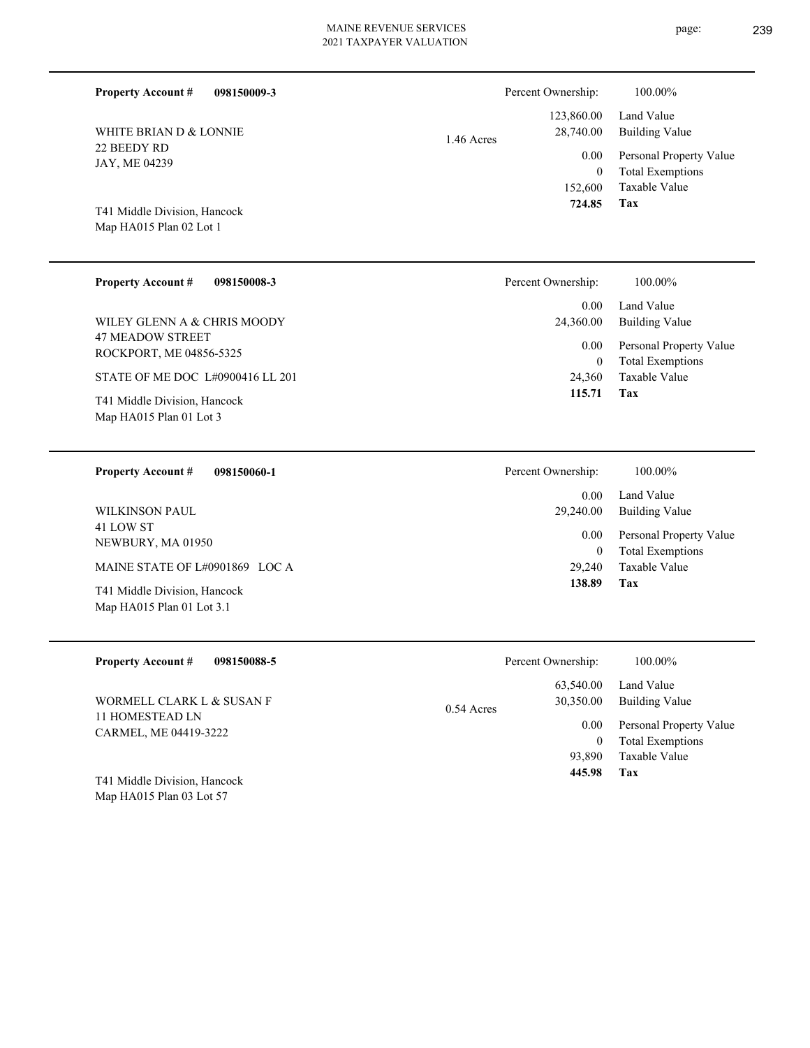**Property Account #** **098150009-3**

WHITE BRIAN D & LONNIE
22 BEEDY RD
JAY, ME 04239

T41 Middle Division, Hancock
Map HA015 Plan 02 Lot 1

1.46 Acres

| Percent Ownership: | 100.00% |
|---|---|
| 123,860.00 | Land Value |
| 28,740.00 | Building Value |
| 0.00 | Personal Property Value |
| 0 | Total Exemptions |
| 152,600 | Taxable Value |
| **724.85** | **Tax** |

---

**Property Account #** **098150008-3**

WILEY GLENN A & CHRIS MOODY
47 MEADOW STREET
ROCKPORT, ME 04856-5325

STATE OF ME DOC L#0900416 LL 201

T41 Middle Division, Hancock
Map HA015 Plan 01 Lot 3

| Percent Ownership: | 100.00% |
|---|---|
| 0.00 | Land Value |
| 24,360.00 | Building Value |
| 0.00 | Personal Property Value |
| 0 | Total Exemptions |
| 24,360 | Taxable Value |
| **115.71** | **Tax** |

---

**Property Account #** **098150060-1**

WILKINSON PAUL
41 LOW ST
NEWBURY, MA 01950

MAINE STATE OF L#0901869 LOC A

T41 Middle Division, Hancock
Map HA015 Plan 01 Lot 3.1

| Percent Ownership: | 100.00% |
|---|---|
| 0.00 | Land Value |
| 29,240.00 | Building Value |
| 0.00 | Personal Property Value |
| 0 | Total Exemptions |
| 29,240 | Taxable Value |
| **138.89** | **Tax** |

---

**Property Account #** **098150088-5**

WORMELL CLARK L & SUSAN F
11 HOMESTEAD LN
CARMEL, ME 04419-3222

T41 Middle Division, Hancock
Map HA015 Plan 03 Lot 57

0.54 Acres

| Percent Ownership: | 100.00% |
|---|---|
| 63,540.00 | Land Value |
| 30,350.00 | Building Value |
| 0.00 | Personal Property Value |
| 0 | Total Exemptions |
| 93,890 | Taxable Value |
| **445.98** | **Tax** |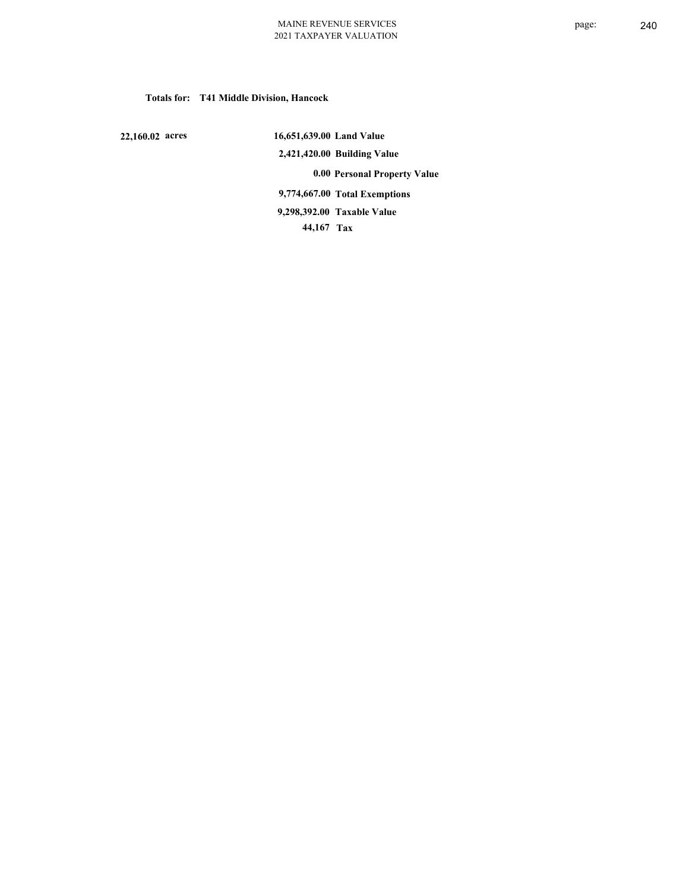**Totals for: T41 Middle Division, Hancock**

| | | |
|---|---|---|
| 22,160.02 acres | 16,651,639.00 | Land Value |
| | 2,421,420.00 | Building Value |
| | 0.00 | Personal Property Value |
| | 9,774,667.00 | Total Exemptions |
| | 9,298,392.00 | Taxable Value |
| | 44,167 | Tax |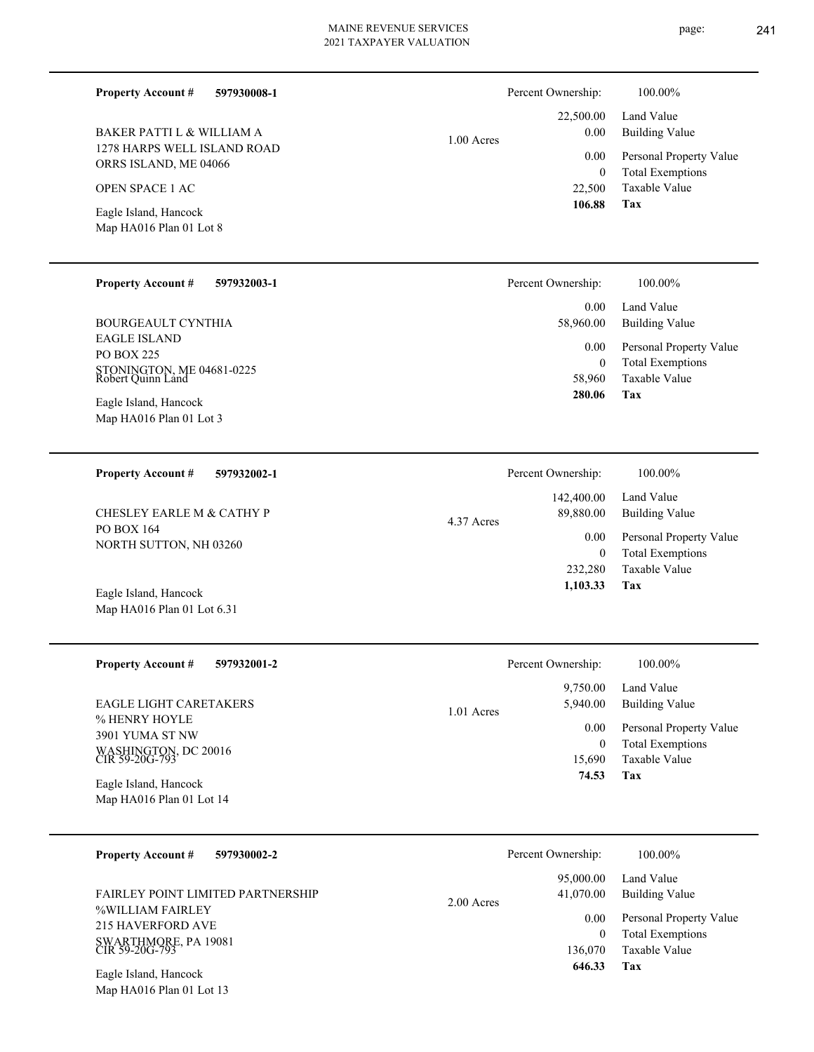**Property Account #** **597930008-1**

BAKER PATTI L & WILLIAM A
1278 HARPS WELL ISLAND ROAD
ORRS ISLAND, ME 04066

OPEN SPACE 1 AC

Eagle Island, Hancock
Map HA016 Plan 01 Lot 8

1.00 Acres

| Percent Ownership: | 100.00% |
|---|---|
| 22,500.00 | Land Value |
| 0.00 | Building Value |
| 0.00 | Personal Property Value |
| 0 | Total Exemptions |
| 22,500 | Taxable Value |
| **106.88** | **Tax** |

---

**Property Account #** **597932003-1**

BOURGEAULT CYNTHIA
EAGLE ISLAND
PO BOX 225
STONINGTON, ME 04681-0225
Robert Quinn Land

Eagle Island, Hancock
Map HA016 Plan 01 Lot 3

| Percent Ownership: | 100.00% |
|---|---|
| 0.00 | Land Value |
| 58,960.00 | Building Value |
| 0.00 | Personal Property Value |
| 0 | Total Exemptions |
| 58,960 | Taxable Value |
| **280.06** | **Tax** |

---

**Property Account #** **597932002-1**

CHESLEY EARLE M & CATHY P
PO BOX 164
NORTH SUTTON, NH 03260

Eagle Island, Hancock
Map HA016 Plan 01 Lot 6.31

4.37 Acres

| Percent Ownership: | 100.00% |
|---|---|
| 142,400.00 | Land Value |
| 89,880.00 | Building Value |
| 0.00 | Personal Property Value |
| 0 | Total Exemptions |
| 232,280 | Taxable Value |
| **1,103.33** | **Tax** |

---

**Property Account #** **597932001-2**

EAGLE LIGHT CARETAKERS
% HENRY HOYLE
3901 YUMA ST NW
WASHINGTON, DC 20016
CIR 59-20G-793

Eagle Island, Hancock
Map HA016 Plan 01 Lot 14

1.01 Acres

| Percent Ownership: | 100.00% |
|---|---|
| 9,750.00 | Land Value |
| 5,940.00 | Building Value |
| 0.00 | Personal Property Value |
| 0 | Total Exemptions |
| 15,690 | Taxable Value |
| **74.53** | **Tax** |

---

**Property Account #** **597930002-2**

FAIRLEY POINT LIMITED PARTNERSHIP
%WILLIAM FAIRLEY
215 HAVERFORD AVE
SWARTHMORE, PA 19081
CIR 59-20G-793

Eagle Island, Hancock
Map HA016 Plan 01 Lot 13

2.00 Acres

| Percent Ownership: | 100.00% |
|---|---|
| 95,000.00 | Land Value |
| 41,070.00 | Building Value |
| 0.00 | Personal Property Value |
| 0 | Total Exemptions |
| 136,070 | Taxable Value |
| **646.33** | **Tax** |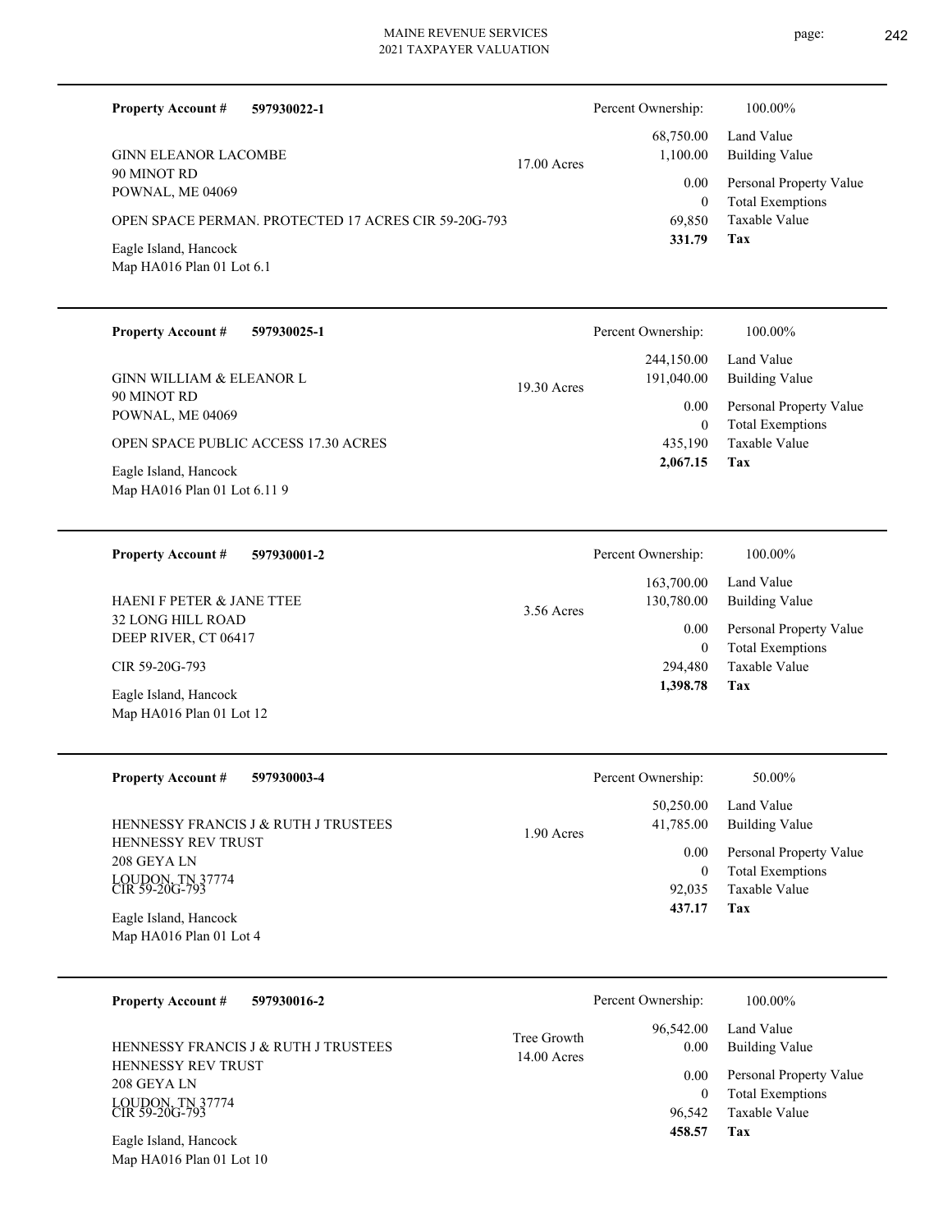**Property Account #** **597930022-1**

GINN ELEANOR LACOMBE
90 MINOT RD
POWNAL, ME 04069

OPEN SPACE PERMAN. PROTECTED 17 ACRES CIR 59-20G-793

Eagle Island, Hancock
Map HA016 Plan 01 Lot 6.1

17.00 Acres

| Percent Ownership: | 100.00% |
|---|---|
| 68,750.00 | Land Value |
| 1,100.00 | Building Value |
| 0.00 | Personal Property Value |
| 0 | Total Exemptions |
| 69,850 | Taxable Value |
| **331.79** | **Tax** |

---

**Property Account #** **597930025-1**

GINN WILLIAM & ELEANOR L
90 MINOT RD
POWNAL, ME 04069

OPEN SPACE PUBLIC ACCESS 17.30 ACRES

Eagle Island, Hancock
Map HA016 Plan 01 Lot 6.11 9

19.30 Acres

| Percent Ownership: | 100.00% |
|---|---|
| 244,150.00 | Land Value |
| 191,040.00 | Building Value |
| 0.00 | Personal Property Value |
| 0 | Total Exemptions |
| 435,190 | Taxable Value |
| **2,067.15** | **Tax** |

---

**Property Account #** **597930001-2**

HAENI F PETER & JANE TTEE
32 LONG HILL ROAD
DEEP RIVER, CT 06417

CIR 59-20G-793

Eagle Island, Hancock
Map HA016 Plan 01 Lot 12

3.56 Acres

| Percent Ownership: | 100.00% |
|---|---|
| 163,700.00 | Land Value |
| 130,780.00 | Building Value |
| 0.00 | Personal Property Value |
| 0 | Total Exemptions |
| 294,480 | Taxable Value |
| **1,398.78** | **Tax** |

---

**Property Account #** **597930003-4**

HENNESSY FRANCIS J & RUTH J TRUSTEES
HENNESSY REV TRUST
208 GEYA LN
LOUDON, TN 37774
CIR 59-20G-793

Eagle Island, Hancock
Map HA016 Plan 01 Lot 4

1.90 Acres

| Percent Ownership: | 50.00% |
|---|---|
| 50,250.00 | Land Value |
| 41,785.00 | Building Value |
| 0.00 | Personal Property Value |
| 0 | Total Exemptions |
| 92,035 | Taxable Value |
| **437.17** | **Tax** |

---

**Property Account #** **597930016-2**

HENNESSY FRANCIS J & RUTH J TRUSTEES
HENNESSY REV TRUST
208 GEYA LN
LOUDON, TN 37774
CIR 59-20G-793

Eagle Island, Hancock
Map HA016 Plan 01 Lot 10

Tree Growth
14.00 Acres

| Percent Ownership: | 100.00% |
|---|---|
| 96,542.00 | Land Value |
| 0.00 | Building Value |
| 0.00 | Personal Property Value |
| 0 | Total Exemptions |
| 96,542 | Taxable Value |
| **458.57** | **Tax** |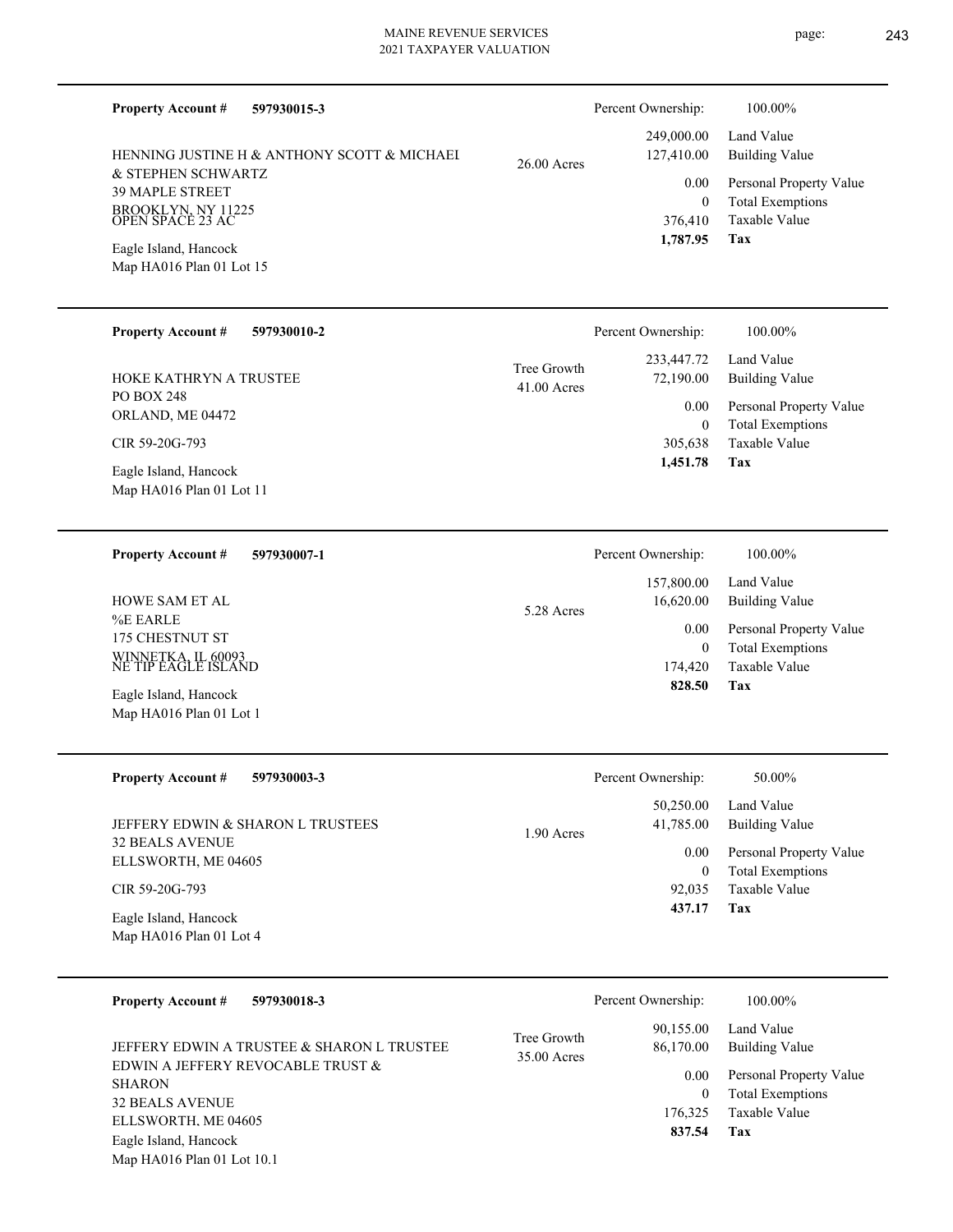**Property Account #** **597930015-3**

Percent Ownership: 100.00%

HENNING JUSTINE H & ANTHONY SCOTT & MICHAEL & STEPHEN SCHWARTZ
39 MAPLE STREET
BROOKLYN, NY 11225
OPEN SPACE 23 AC

Eagle Island, Hancock
Map HA016 Plan 01 Lot 15

26.00 Acres

| | |
|---|---|
| 249,000.00 | Land Value |
| 127,410.00 | Building Value |
| 0.00 | Personal Property Value |
| 0 | Total Exemptions |
| 376,410 | Taxable Value |
| **1,787.95** | **Tax** |

---

**Property Account #** **597930010-2**

Percent Ownership: 100.00%

HOKE KATHRYN A TRUSTEE
PO BOX 248
ORLAND, ME 04472
CIR 59-20G-793

Eagle Island, Hancock
Map HA016 Plan 01 Lot 11

Tree Growth
41.00 Acres

| | |
|---|---|
| 233,447.72 | Land Value |
| 72,190.00 | Building Value |
| 0.00 | Personal Property Value |
| 0 | Total Exemptions |
| 305,638 | Taxable Value |
| **1,451.78** | **Tax** |

---

**Property Account #** **597930007-1**

Percent Ownership: 100.00%

HOWE SAM ET AL
%E EARLE
175 CHESTNUT ST
WINNETKA, IL 60093
NE TIP EAGLE ISLAND

Eagle Island, Hancock
Map HA016 Plan 01 Lot 1

5.28 Acres

| | |
|---|---|
| 157,800.00 | Land Value |
| 16,620.00 | Building Value |
| 0.00 | Personal Property Value |
| 0 | Total Exemptions |
| 174,420 | Taxable Value |
| **828.50** | **Tax** |

---

**Property Account #** **597930003-3**

Percent Ownership: 50.00%

JEFFERY EDWIN & SHARON L TRUSTEES
32 BEALS AVENUE
ELLSWORTH, ME 04605
CIR 59-20G-793

Eagle Island, Hancock
Map HA016 Plan 01 Lot 4

1.90 Acres

| | |
|---|---|
| 50,250.00 | Land Value |
| 41,785.00 | Building Value |
| 0.00 | Personal Property Value |
| 0 | Total Exemptions |
| 92,035 | Taxable Value |
| **437.17** | **Tax** |

---

**Property Account #** **597930018-3**

Percent Ownership: 100.00%

JEFFERY EDWIN A TRUSTEE & SHARON L TRUSTEE
EDWIN A JEFFERY REVOCABLE TRUST & SHARON
32 BEALS AVENUE
ELLSWORTH, ME 04605

Eagle Island, Hancock
Map HA016 Plan 01 Lot 10.1

Tree Growth
35.00 Acres

| | |
|---|---|
| 90,155.00 | Land Value |
| 86,170.00 | Building Value |
| 0.00 | Personal Property Value |
| 0 | Total Exemptions |
| 176,325 | Taxable Value |
| **837.54** | **Tax** |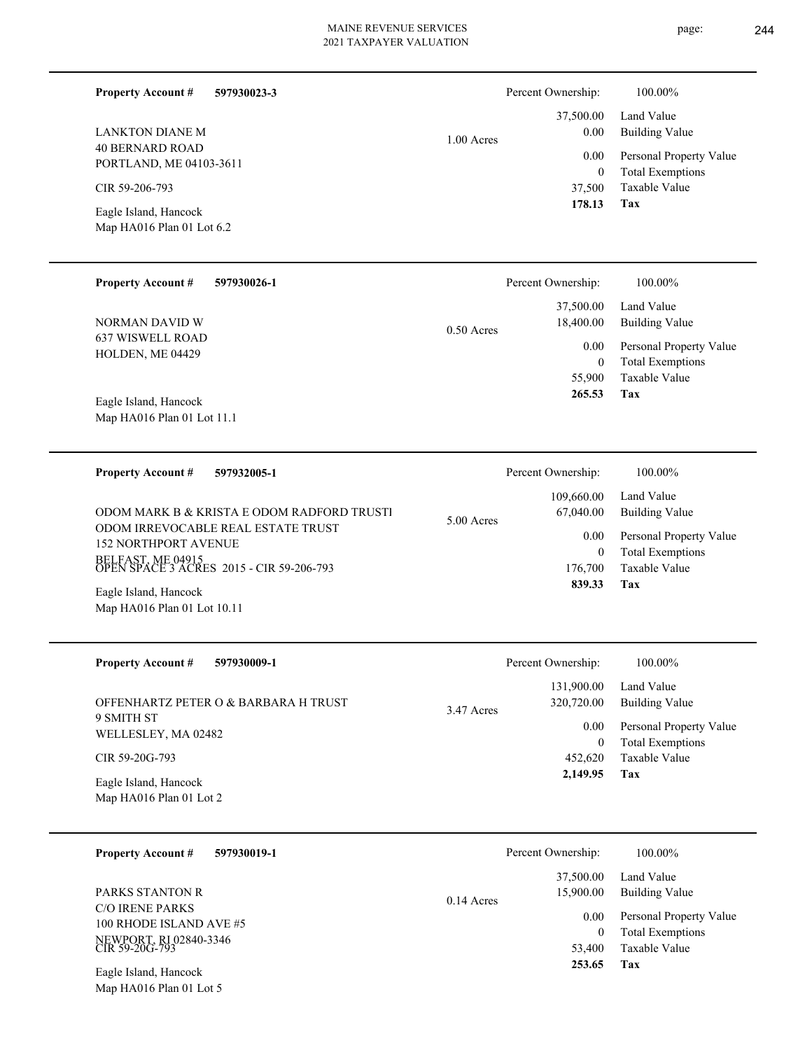**Property Account #** **597930023-3**

LANKTON DIANE M
40 BERNARD ROAD
PORTLAND, ME 04103-3611

CIR 59-206-793

Eagle Island, Hancock
Map HA016 Plan 01 Lot 6.2

1.00 Acres

| | |
|---|---|
| Percent Ownership: | 100.00% |
| 37,500.00 | Land Value |
| 0.00 | Building Value |
| 0.00 | Personal Property Value |
| 0 | Total Exemptions |
| 37,500 | Taxable Value |
| **178.13** | **Tax** |

---

**Property Account #** **597930026-1**

NORMAN DAVID W
637 WISWELL ROAD
HOLDEN, ME 04429

Eagle Island, Hancock
Map HA016 Plan 01 Lot 11.1

0.50 Acres

| | |
|---|---|
| Percent Ownership: | 100.00% |
| 37,500.00 | Land Value |
| 18,400.00 | Building Value |
| 0.00 | Personal Property Value |
| 0 | Total Exemptions |
| 55,900 | Taxable Value |
| **265.53** | **Tax** |

---

**Property Account #** **597932005-1**

ODOM MARK B & KRISTA E ODOM RADFORD TRUSTI
ODOM IRREVOCABLE REAL ESTATE TRUST
152 NORTHPORT AVENUE
BELFAST, ME 04915
OPEN SPACE 3 ACRES 2015 - CIR 59-206-793

Eagle Island, Hancock
Map HA016 Plan 01 Lot 10.11

5.00 Acres

| | |
|---|---|
| Percent Ownership: | 100.00% |
| 109,660.00 | Land Value |
| 67,040.00 | Building Value |
| 0.00 | Personal Property Value |
| 0 | Total Exemptions |
| 176,700 | Taxable Value |
| **839.33** | **Tax** |

---

**Property Account #** **597930009-1**

OFFENHARTZ PETER O & BARBARA H TRUST
9 SMITH ST
WELLESLEY, MA 02482

CIR 59-20G-793

Eagle Island, Hancock
Map HA016 Plan 01 Lot 2

3.47 Acres

| | |
|---|---|
| Percent Ownership: | 100.00% |
| 131,900.00 | Land Value |
| 320,720.00 | Building Value |
| 0.00 | Personal Property Value |
| 0 | Total Exemptions |
| 452,620 | Taxable Value |
| **2,149.95** | **Tax** |

---

**Property Account #** **597930019-1**

PARKS STANTON R
C/O IRENE PARKS
100 RHODE ISLAND AVE #5
NEWPORT, RI 02840-3346
CIR 59-20G-793

Eagle Island, Hancock
Map HA016 Plan 01 Lot 5

0.14 Acres

| | |
|---|---|
| Percent Ownership: | 100.00% |
| 37,500.00 | Land Value |
| 15,900.00 | Building Value |
| 0.00 | Personal Property Value |
| 0 | Total Exemptions |
| 53,400 | Taxable Value |
| **253.65** | **Tax** |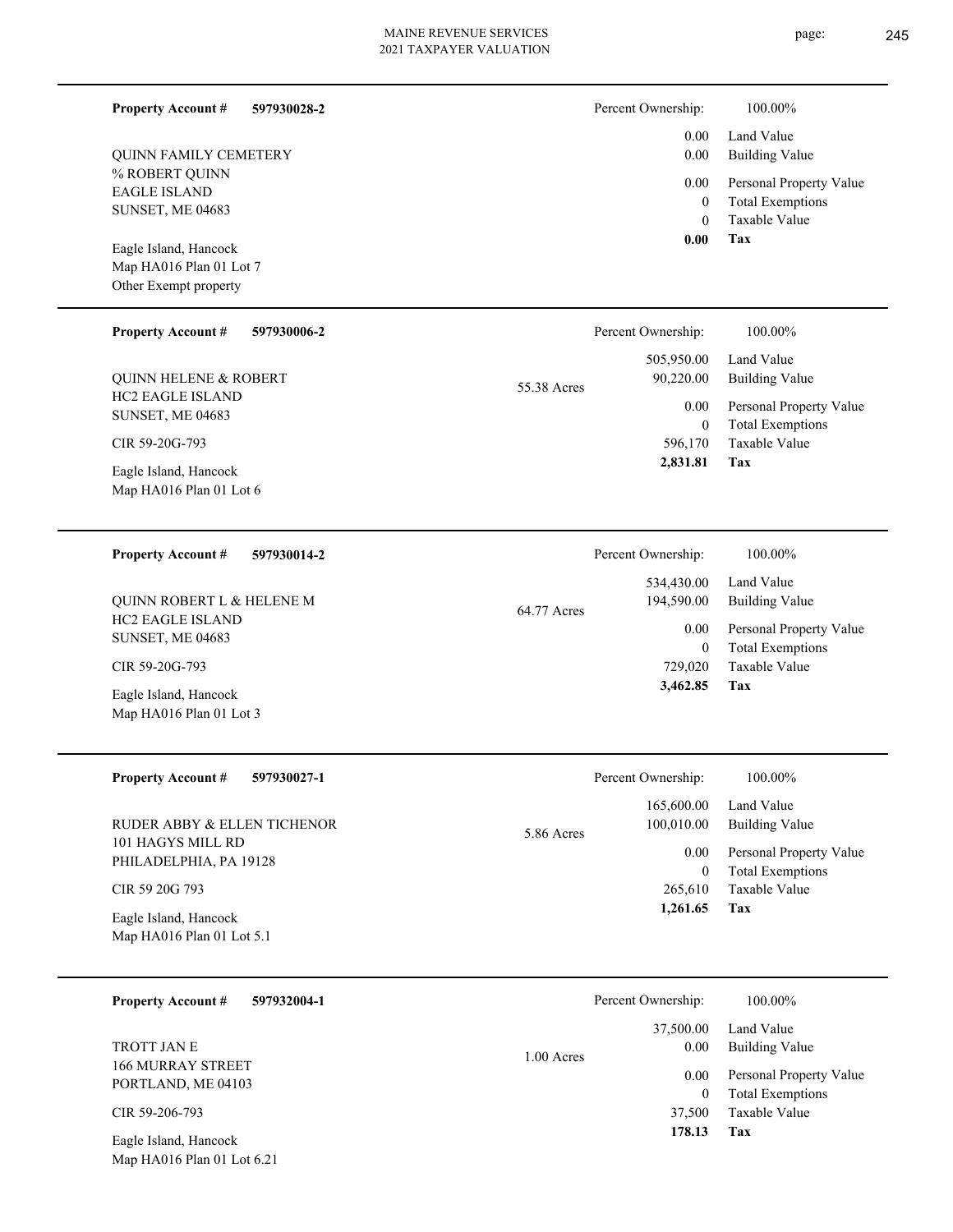**Property Account #** **597930028-2**

QUINN FAMILY CEMETERY
% ROBERT QUINN
EAGLE ISLAND
SUNSET, ME 04683

Eagle Island, Hancock
Map HA016 Plan 01 Lot 7
Other Exempt property

| Percent Ownership: | 100.00% |
|---|---|
| 0.00 | Land Value |
| 0.00 | Building Value |
| 0.00 | Personal Property Value |
| 0 | Total Exemptions |
| 0 | Taxable Value |
| **0.00** | **Tax** |

---

**Property Account #** **597930006-2**

QUINN HELENE & ROBERT
HC2 EAGLE ISLAND
SUNSET, ME 04683

CIR 59-20G-793

Eagle Island, Hancock
Map HA016 Plan 01 Lot 6

55.38 Acres

| Percent Ownership: | 100.00% |
|---|---|
| 505,950.00 | Land Value |
| 90,220.00 | Building Value |
| 0.00 | Personal Property Value |
| 0 | Total Exemptions |
| 596,170 | Taxable Value |
| **2,831.81** | **Tax** |

---

**Property Account #** **597930014-2**

QUINN ROBERT L & HELENE M
HC2 EAGLE ISLAND
SUNSET, ME 04683

CIR 59-20G-793

Eagle Island, Hancock
Map HA016 Plan 01 Lot 3

64.77 Acres

| Percent Ownership: | 100.00% |
|---|---|
| 534,430.00 | Land Value |
| 194,590.00 | Building Value |
| 0.00 | Personal Property Value |
| 0 | Total Exemptions |
| 729,020 | Taxable Value |
| **3,462.85** | **Tax** |

---

**Property Account #** **597930027-1**

RUDER ABBY & ELLEN TICHENOR
101 HAGYS MILL RD
PHILADELPHIA, PA 19128

CIR 59 20G 793

Eagle Island, Hancock
Map HA016 Plan 01 Lot 5.1

5.86 Acres

| Percent Ownership: | 100.00% |
|---|---|
| 165,600.00 | Land Value |
| 100,010.00 | Building Value |
| 0.00 | Personal Property Value |
| 0 | Total Exemptions |
| 265,610 | Taxable Value |
| **1,261.65** | **Tax** |

---

**Property Account #** **597932004-1**

TROTT JAN E
166 MURRAY STREET
PORTLAND, ME 04103

CIR 59-206-793

Eagle Island, Hancock
Map HA016 Plan 01 Lot 6.21

1.00 Acres

| Percent Ownership: | 100.00% |
|---|---|
| 37,500.00 | Land Value |
| 0.00 | Building Value |
| 0.00 | Personal Property Value |
| 0 | Total Exemptions |
| 37,500 | Taxable Value |
| **178.13** | **Tax** |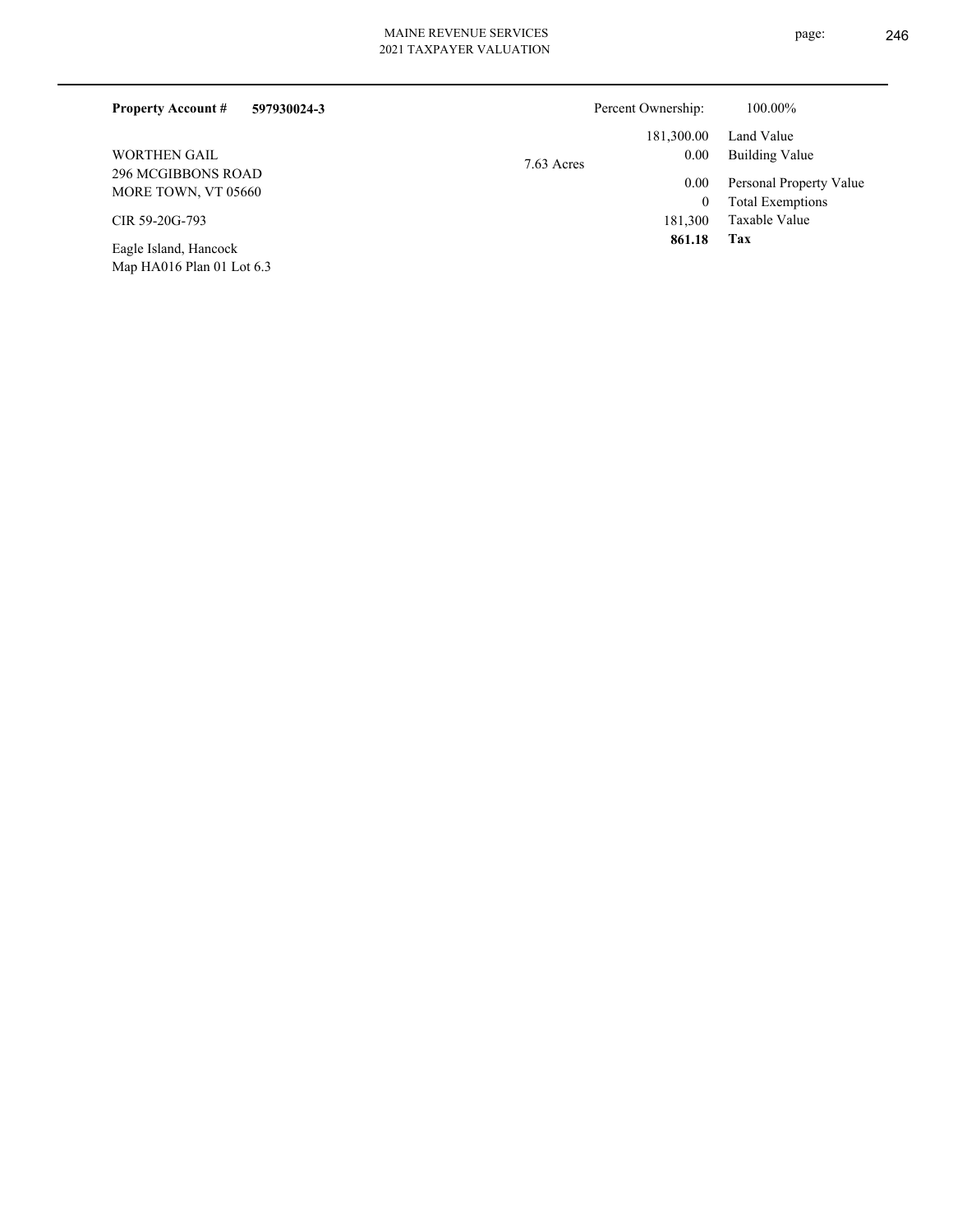**Property Account #** **597930024-3**

Percent Ownership: 100.00%

WORTHEN GAIL
296 MCGIBBONS ROAD
MORE TOWN, VT 05660

CIR 59-20G-793

Eagle Island, Hancock
Map HA016 Plan 01 Lot 6.3

7.63 Acres

| | |
|---|---|
| 181,300.00 | Land Value |
| 0.00 | Building Value |
| 0.00 | Personal Property Value |
| 0 | Total Exemptions |
| 181,300 | Taxable Value |
| **861.18** | **Tax** |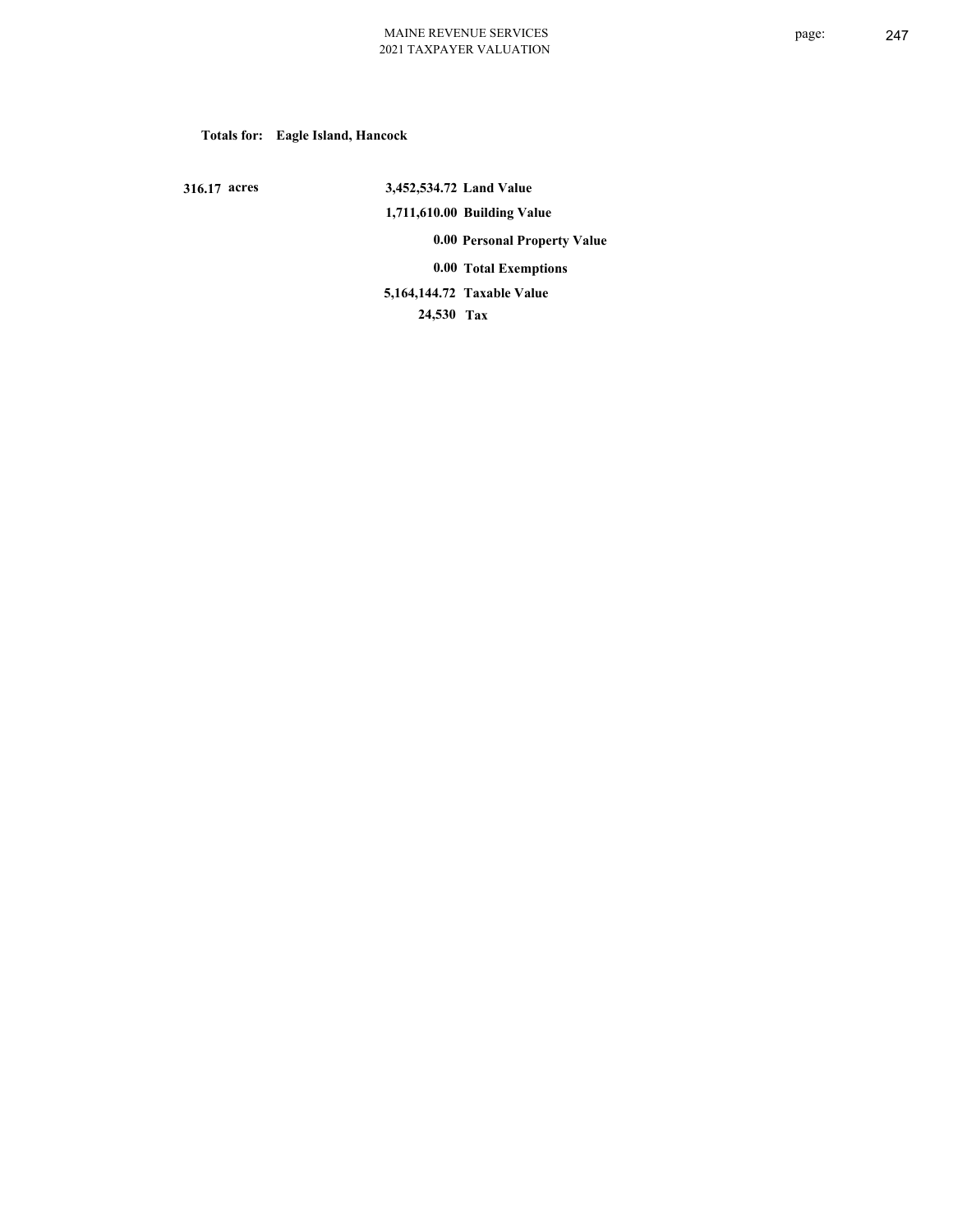**Totals for: Eagle Island, Hancock**

| | | |
|---|---|---|
| 316.17 acres | 3,452,534.72 | Land Value |
| | 1,711,610.00 | Building Value |
| | 0.00 | Personal Property Value |
| | 0.00 | Total Exemptions |
| | 5,164,144.72 | Taxable Value |
| | 24,530 | Tax |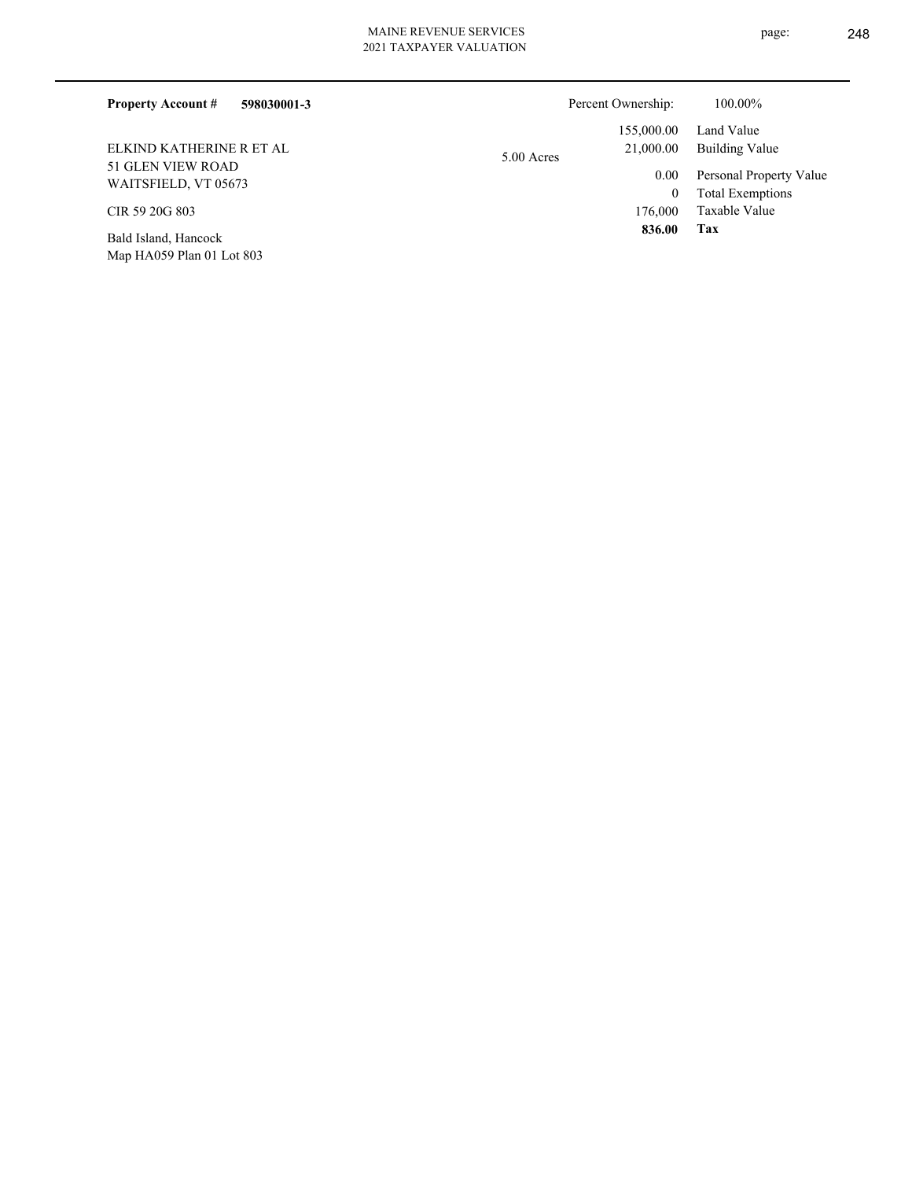**Property Account #** **598030001-3**

Percent Ownership: 100.00%

ELKIND KATHERINE R ET AL
51 GLEN VIEW ROAD
WAITSFIELD, VT 05673

CIR 59 20G 803

Bald Island, Hancock
Map HA059 Plan 01 Lot 803

5.00 Acres

| | |
|---|---|
| 155,000.00 | Land Value |
| 21,000.00 | Building Value |
| 0.00 | Personal Property Value |
| 0 | Total Exemptions |
| 176,000 | Taxable Value |
| **836.00** | **Tax** |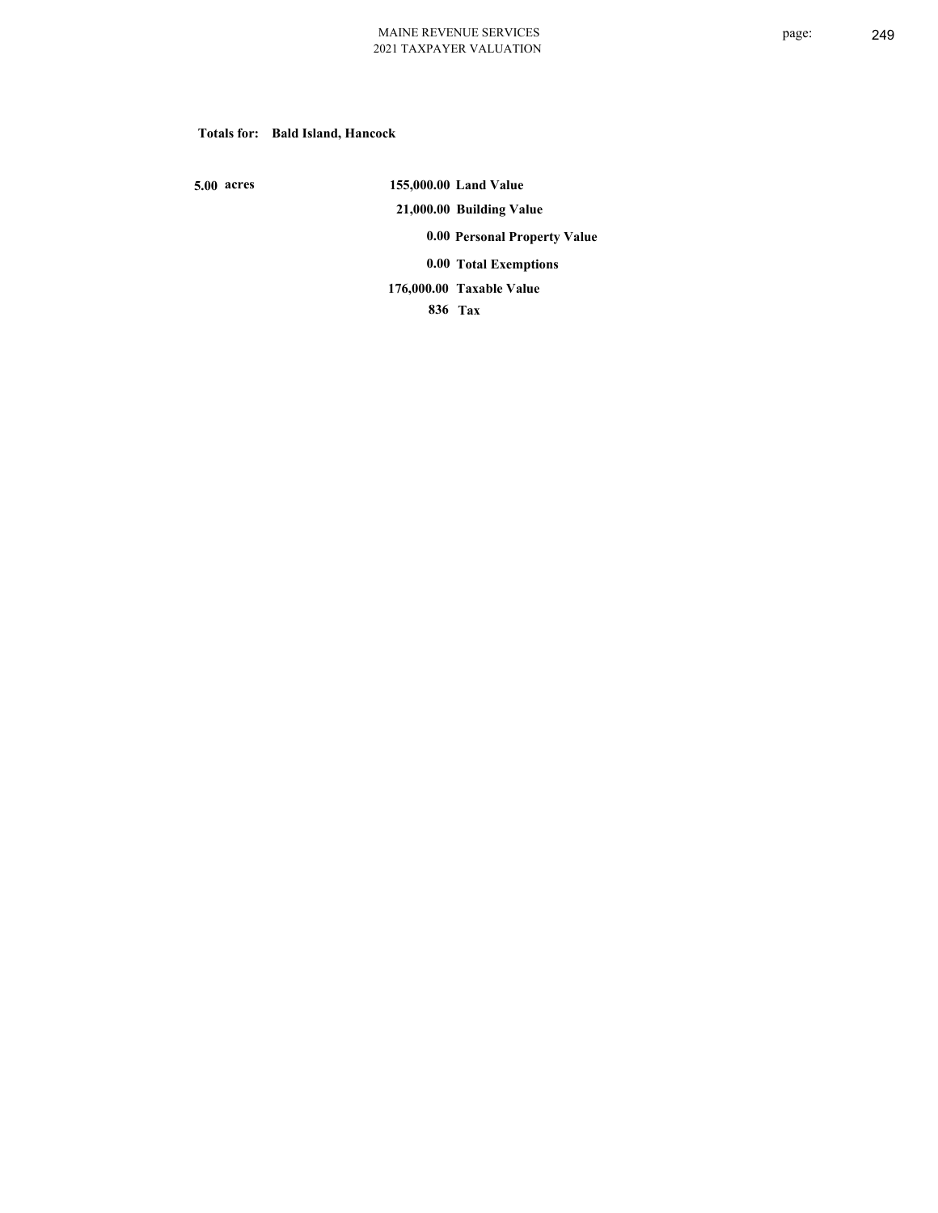**Totals for: Bald Island, Hancock**

**5.00 acres**

| | |
|---|---|
| **155,000.00** | **Land Value** |
| **21,000.00** | **Building Value** |
| **0.00** | **Personal Property Value** |
| **0.00** | **Total Exemptions** |
| **176,000.00** | **Taxable Value** |
| **836** | **Tax** |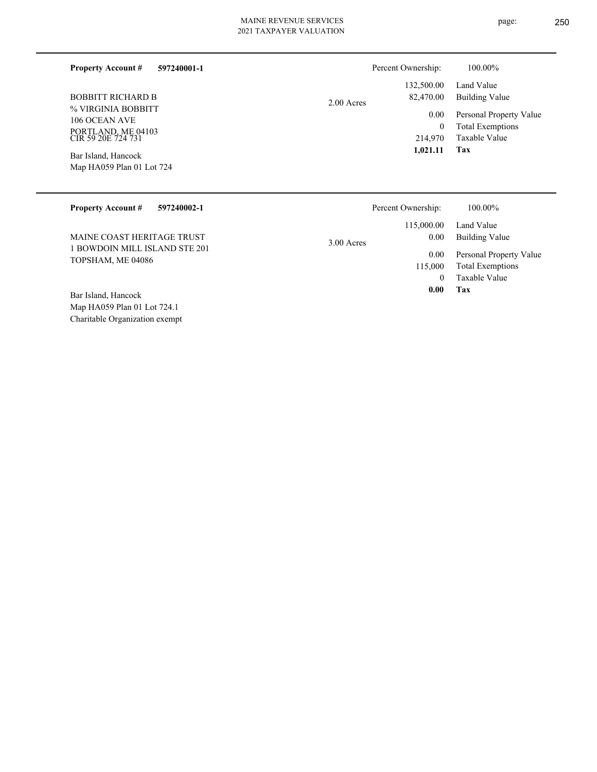**Property Account #** **597240001-1**

BOBBITT RICHARD B
% VIRGINIA BOBBITT
106 OCEAN AVE
PORTLAND, ME 04103
CIR 59 20E 724 731

Bar Island, Hancock
Map HA059 Plan 01 Lot 724

2.00 Acres

| | |
|---|---|
| Percent Ownership: | 100.00% |
| Land Value | 132,500.00 |
| Building Value | 82,470.00 |
| Personal Property Value | 0.00 |
| Total Exemptions | 0 |
| Taxable Value | 214,970 |
| **Tax** | **1,021.11** |

---

**Property Account #** **597240002-1**

MAINE COAST HERITAGE TRUST
1 BOWDOIN MILL ISLAND STE 201
TOPSHAM, ME 04086

Bar Island, Hancock
Map HA059 Plan 01 Lot 724.1
Charitable Organization exempt

3.00 Acres

| | |
|---|---|
| Percent Ownership: | 100.00% |
| Land Value | 115,000.00 |
| Building Value | 0.00 |
| Personal Property Value | 0.00 |
| Total Exemptions | 115,000 |
| Taxable Value | 0 |
| **Tax** | **0.00** |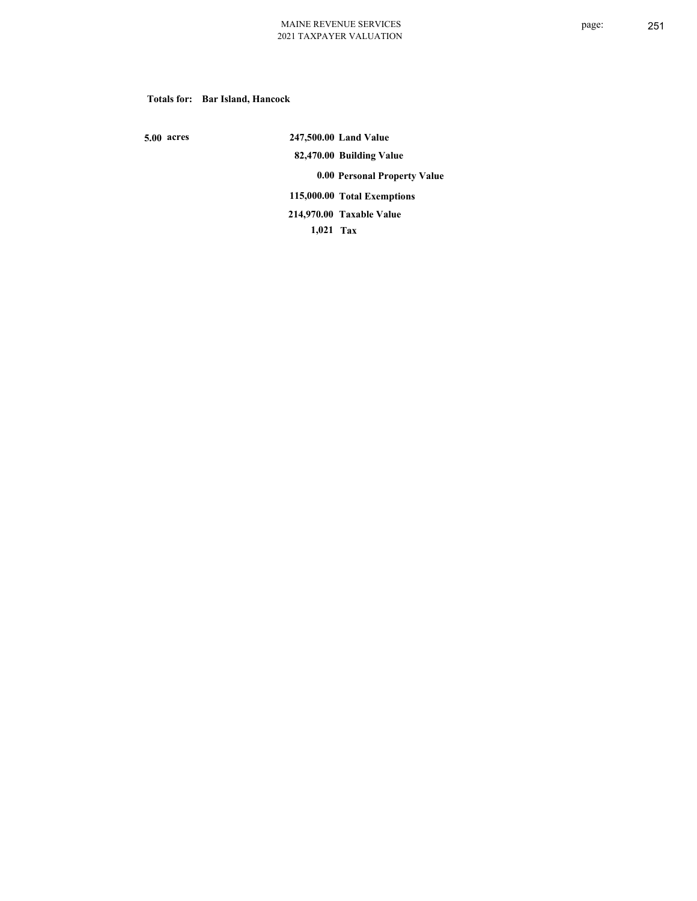**Totals for: Bar Island, Hancock**

| | | |
|---|---|---|
| **5.00 acres** | **247,500.00** | **Land Value** |
| | **82,470.00** | **Building Value** |
| | **0.00** | **Personal Property Value** |
| | **115,000.00** | **Total Exemptions** |
| | **214,970.00** | **Taxable Value** |
| | **1,021** | **Tax** |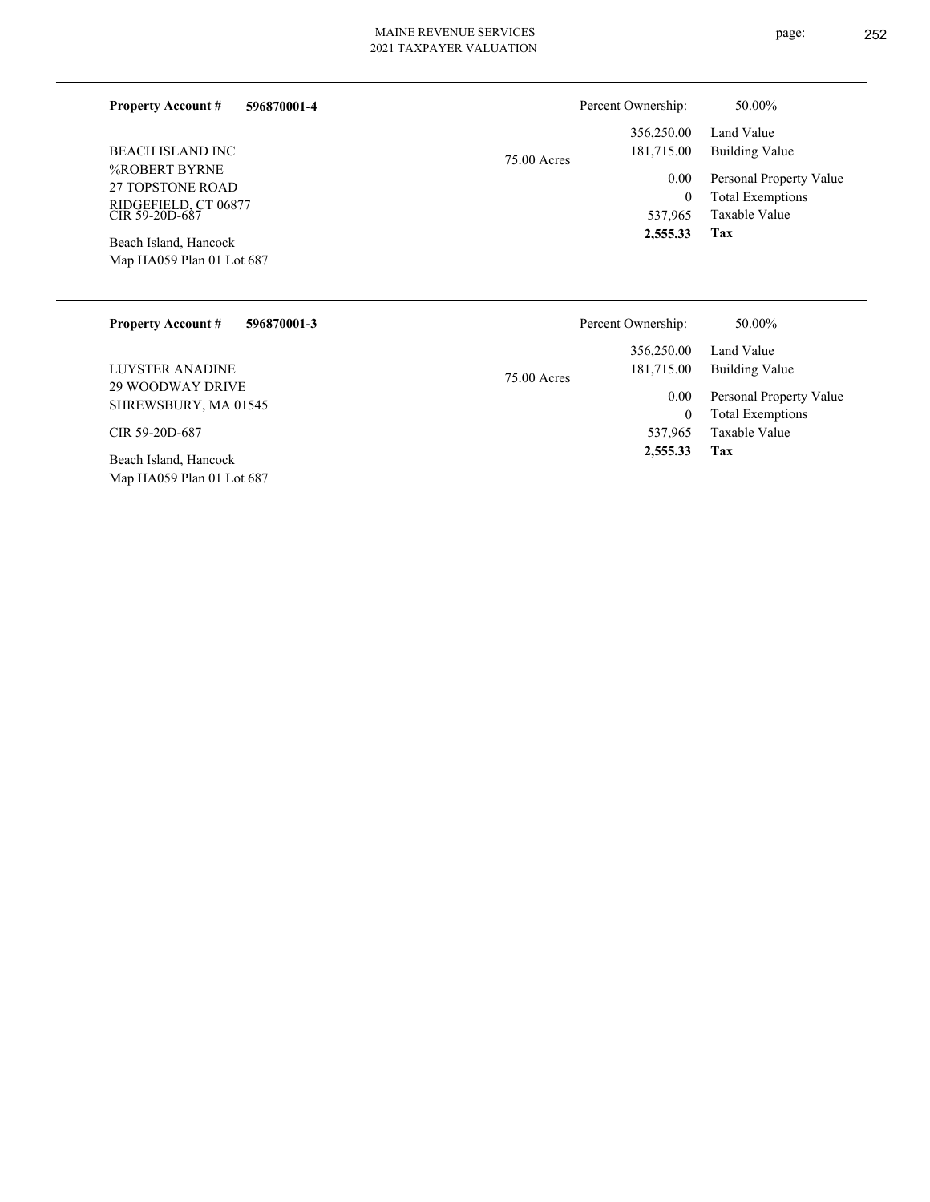**Property Account #** **596870001-4**

Percent Ownership: 50.00%

BEACH ISLAND INC
%ROBERT BYRNE
27 TOPSTONE ROAD
RIDGEFIELD, CT 06877
CIR 59-20D-687

Beach Island, Hancock
Map HA059 Plan 01 Lot 687

75.00 Acres

| | |
|---|---|
| 356,250.00 | Land Value |
| 181,715.00 | Building Value |
| 0.00 | Personal Property Value |
| 0 | Total Exemptions |
| 537,965 | Taxable Value |
| **2,555.33** | **Tax** |

---

**Property Account #** **596870001-3**

Percent Ownership: 50.00%

LUYSTER ANADINE
29 WOODWAY DRIVE
SHREWSBURY, MA 01545

CIR 59-20D-687

Beach Island, Hancock
Map HA059 Plan 01 Lot 687

75.00 Acres

| | |
|---|---|
| 356,250.00 | Land Value |
| 181,715.00 | Building Value |
| 0.00 | Personal Property Value |
| 0 | Total Exemptions |
| 537,965 | Taxable Value |
| **2,555.33** | **Tax** |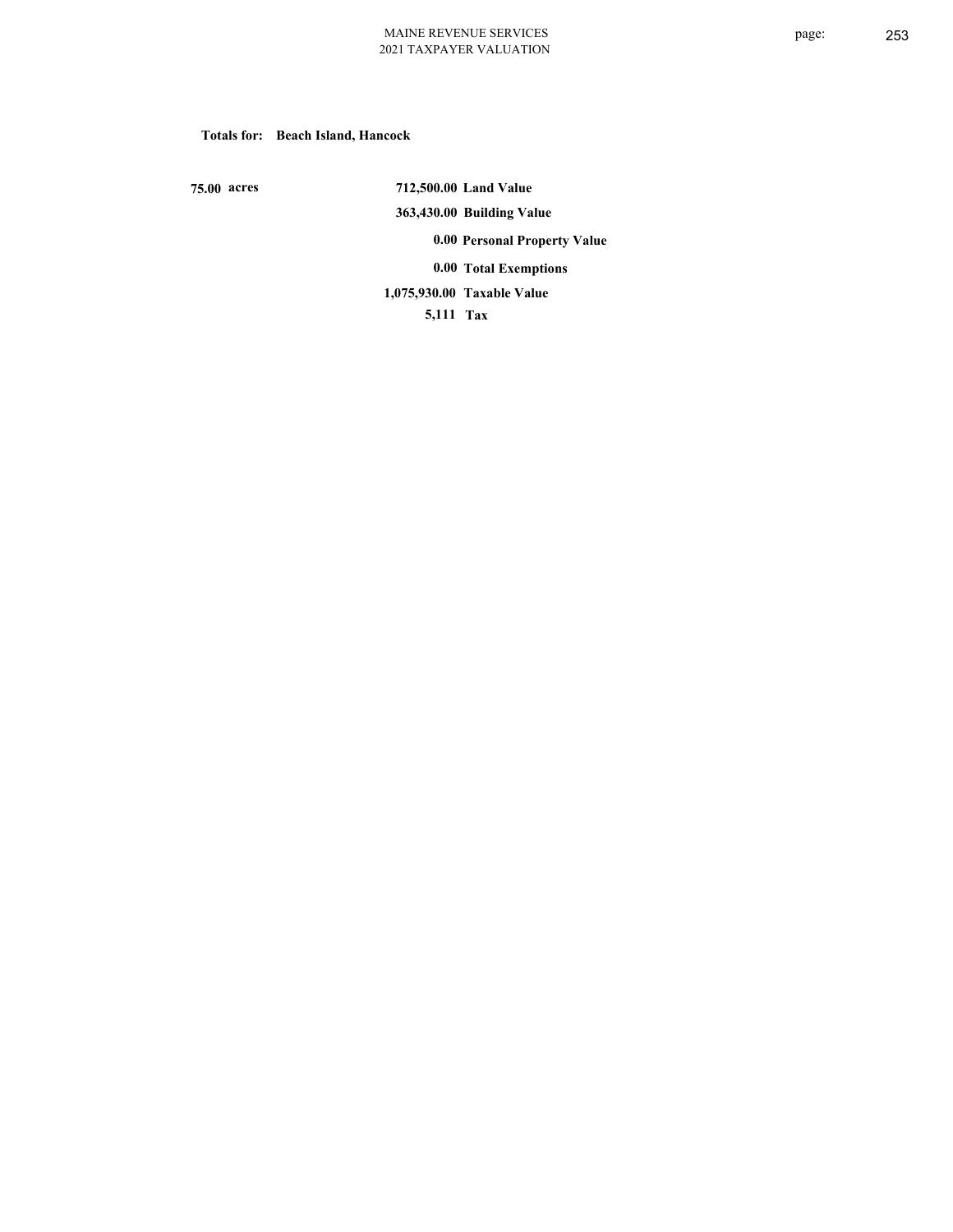**Totals for: Beach Island, Hancock**

| | | |
|---|---|---|
| **75.00 acres** | **712,500.00** | **Land Value** |
| | **363,430.00** | **Building Value** |
| | **0.00** | **Personal Property Value** |
| | **0.00** | **Total Exemptions** |
| | **1,075,930.00** | **Taxable Value** |
| | **5,111** | **Tax** |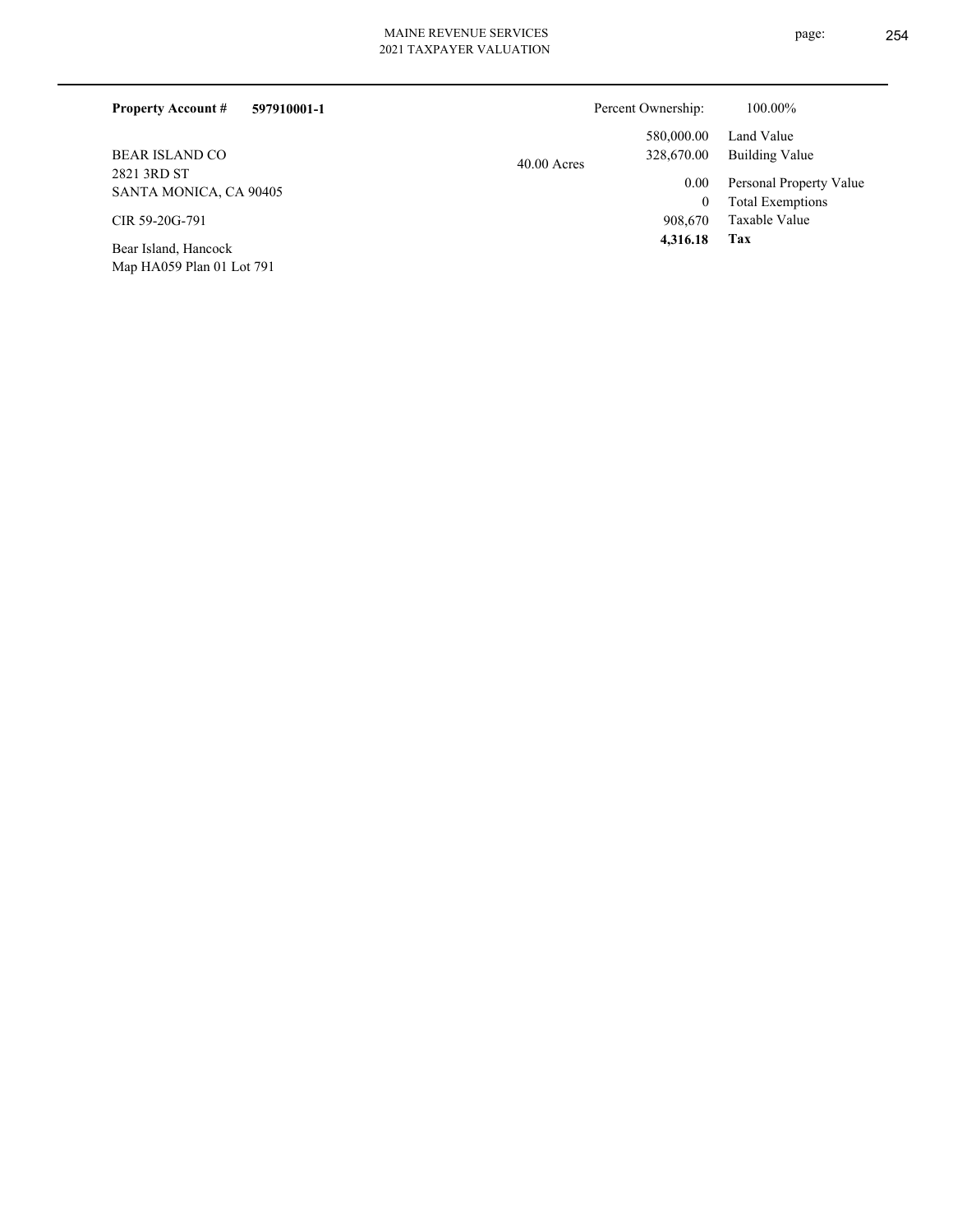**Property Account #** **597910001-1**

Percent Ownership: 100.00%

BEAR ISLAND CO
2821 3RD ST
SANTA MONICA, CA 90405

CIR 59-20G-791

Bear Island, Hancock
Map HA059 Plan 01 Lot 791

40.00 Acres

| | |
|---|---|
| 580,000.00 | Land Value |
| 328,670.00 | Building Value |
| 0.00 | Personal Property Value |
| 0 | Total Exemptions |
| 908,670 | Taxable Value |
| **4,316.18** | **Tax** |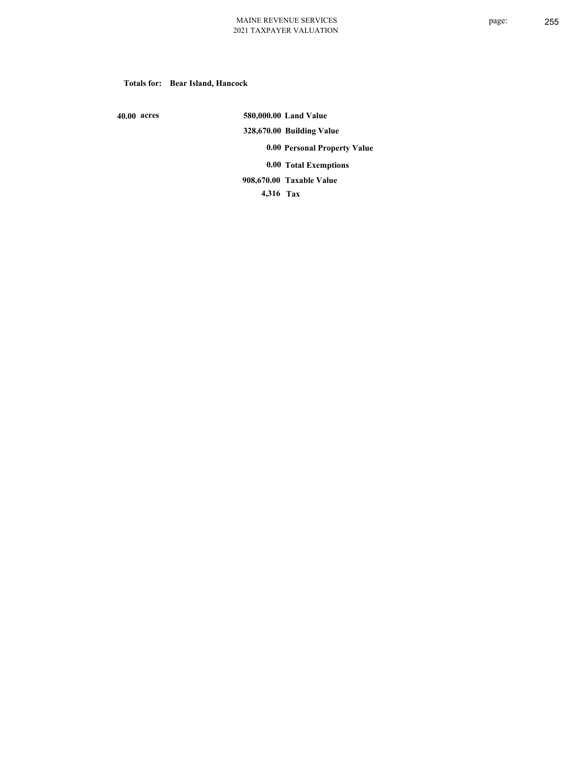**Totals for: Bear Island, Hancock**

| | | |
|---|---|---|
| 40.00 acres | 580,000.00 | Land Value |
| | 328,670.00 | Building Value |
| | 0.00 | Personal Property Value |
| | 0.00 | Total Exemptions |
| | 908,670.00 | Taxable Value |
| | 4,316 | Tax |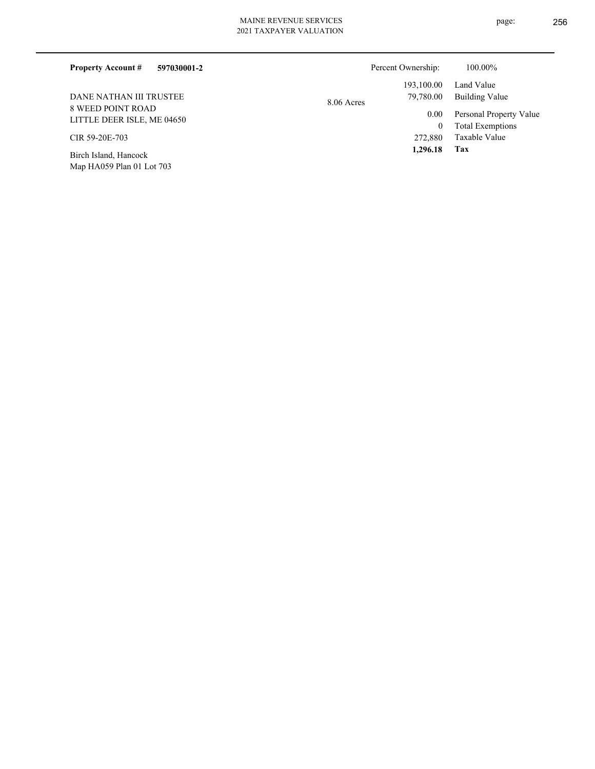**Property Account #** **597030001-2**

DANE NATHAN III TRUSTEE
8 WEED POINT ROAD
LITTLE DEER ISLE, ME 04650

CIR 59-20E-703

Birch Island, Hancock
Map HA059 Plan 01 Lot 703

8.06 Acres

| | |
|---|---|
| Percent Ownership: | 100.00% |
| 193,100.00 | Land Value |
| 79,780.00 | Building Value |
| 0.00 | Personal Property Value |
| 0 | Total Exemptions |
| 272,880 | Taxable Value |
| **1,296.18** | **Tax** |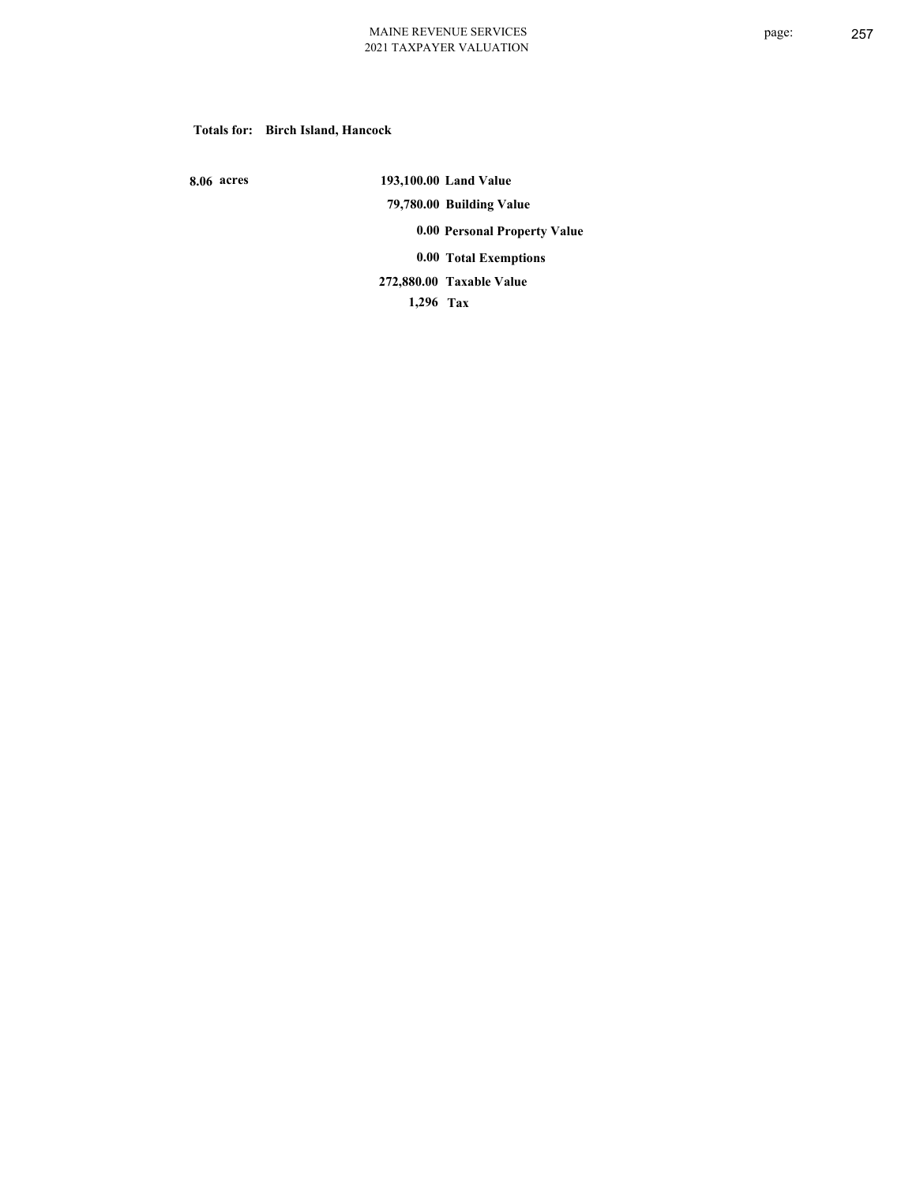**Totals for: Birch Island, Hancock**

| | | |
|---|---|---|
| 8.06 acres | 193,100.00 | Land Value |
| | 79,780.00 | Building Value |
| | 0.00 | Personal Property Value |
| | 0.00 | Total Exemptions |
| | 272,880.00 | Taxable Value |
| | 1,296 | Tax |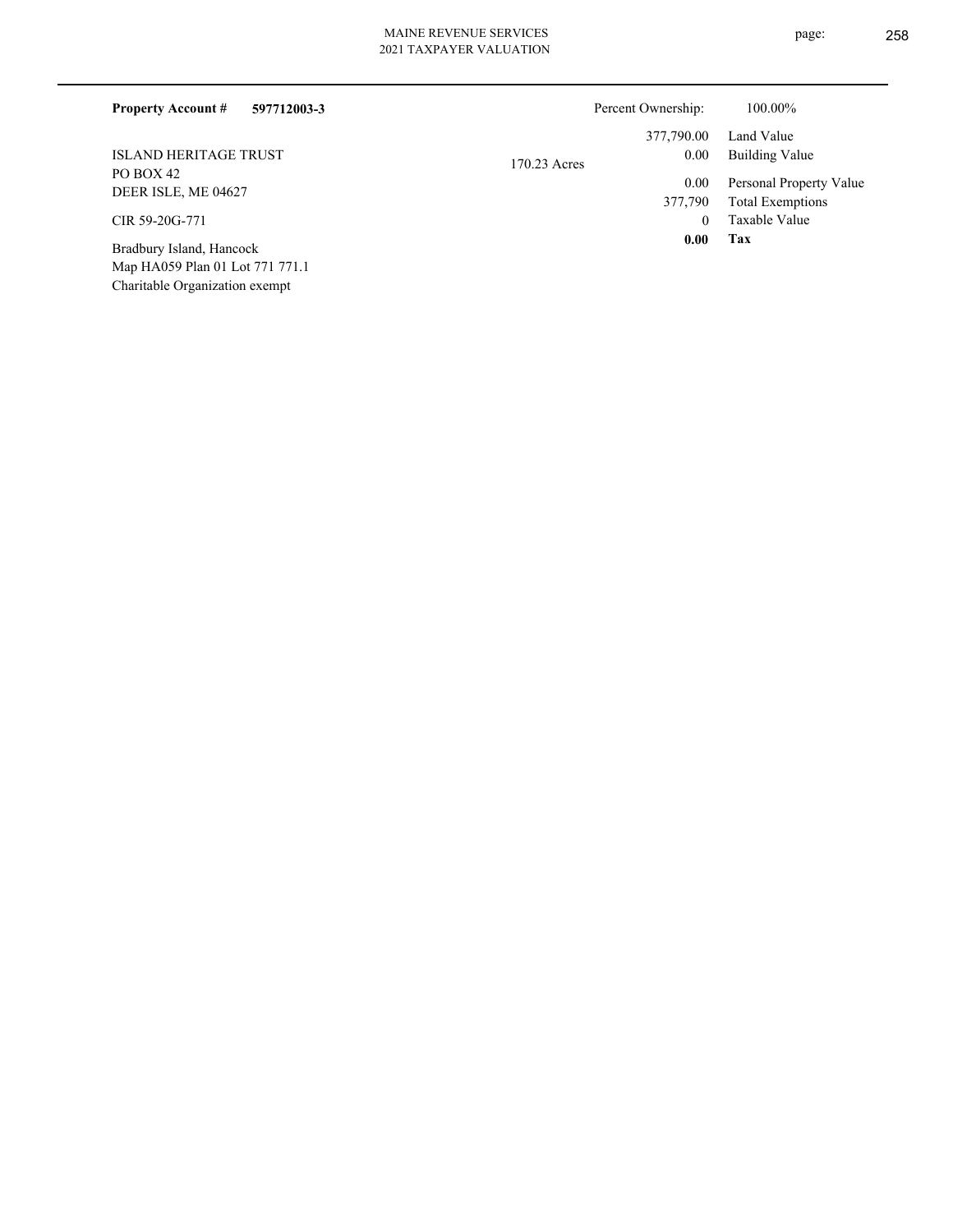**Property Account #** **597712003-3**

ISLAND HERITAGE TRUST
PO BOX 42
DEER ISLE, ME 04627

CIR 59-20G-771

Bradbury Island, Hancock
Map HA059 Plan 01 Lot 771 771.1
Charitable Organization exempt

170.23 Acres

| | |
|---|---|
| Percent Ownership: | 100.00% |
| 377,790.00 | Land Value |
| 0.00 | Building Value |
| 0.00 | Personal Property Value |
| 377,790 | Total Exemptions |
| 0 | Taxable Value |
| **0.00** | **Tax** |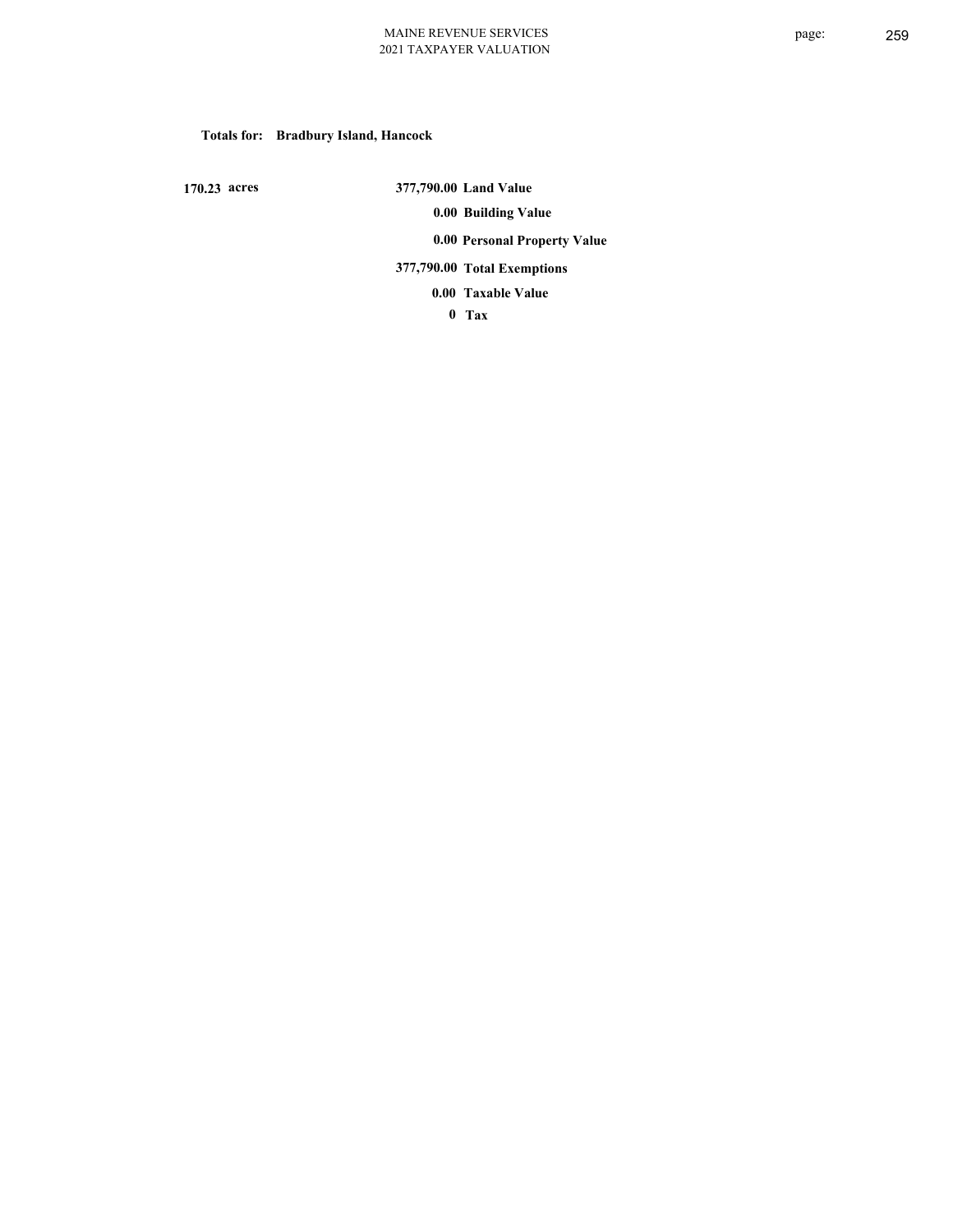**Totals for: Bradbury Island, Hancock**

| | | |
|---|---|---|
| **170.23 acres** | **377,790.00** | **Land Value** |
| | **0.00** | **Building Value** |
| | **0.00** | **Personal Property Value** |
| | **377,790.00** | **Total Exemptions** |
| | **0.00** | **Taxable Value** |
| | **0** | **Tax** |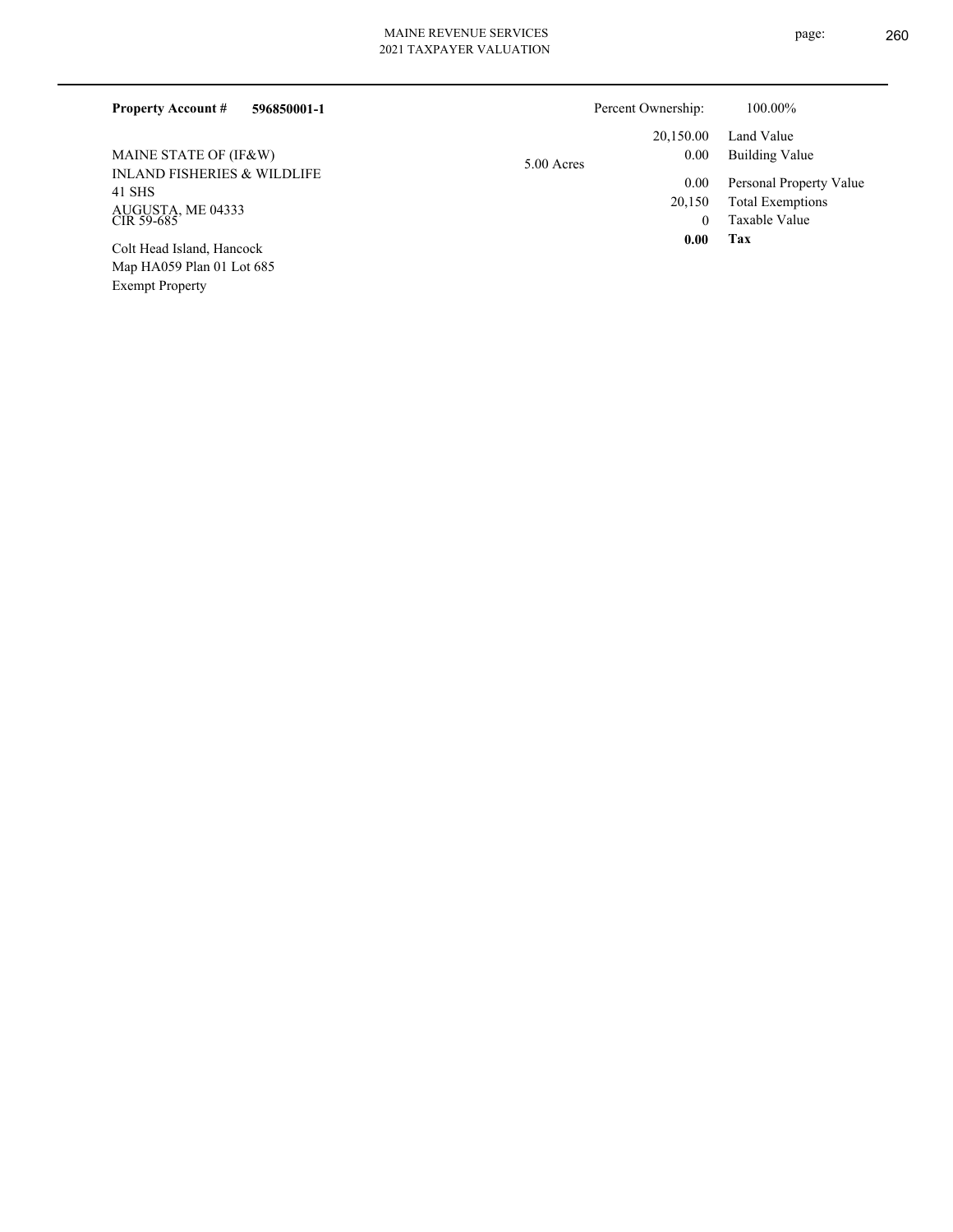**Property Account #** **596850001-1**

Percent Ownership: 100.00%

MAINE STATE OF (IF&W)
INLAND FISHERIES & WILDLIFE
41 SHS
AUGUSTA, ME 04333
CIR 59-685

Colt Head Island, Hancock
Map HA059 Plan 01 Lot 685
Exempt Property

5.00 Acres

| | |
|---|---|
| 20,150.00 | Land Value |
| 0.00 | Building Value |
| 0.00 | Personal Property Value |
| 20,150 | Total Exemptions |
| 0 | Taxable Value |
| **0.00** | **Tax** |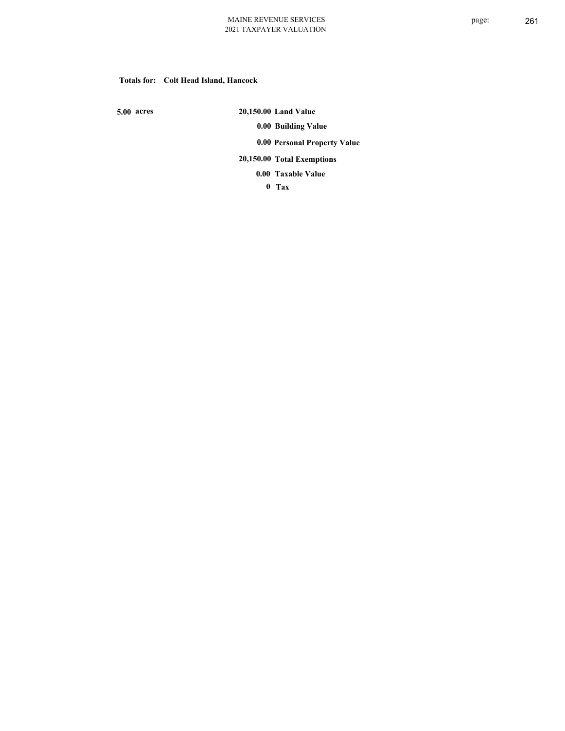**Totals for: Colt Head Island, Hancock**

| | | |
|---|---|---|
| 5.00 acres | 20,150.00 | Land Value |
| | 0.00 | Building Value |
| | 0.00 | Personal Property Value |
| | 20,150.00 | Total Exemptions |
| | 0.00 | Taxable Value |
| | 0 | Tax |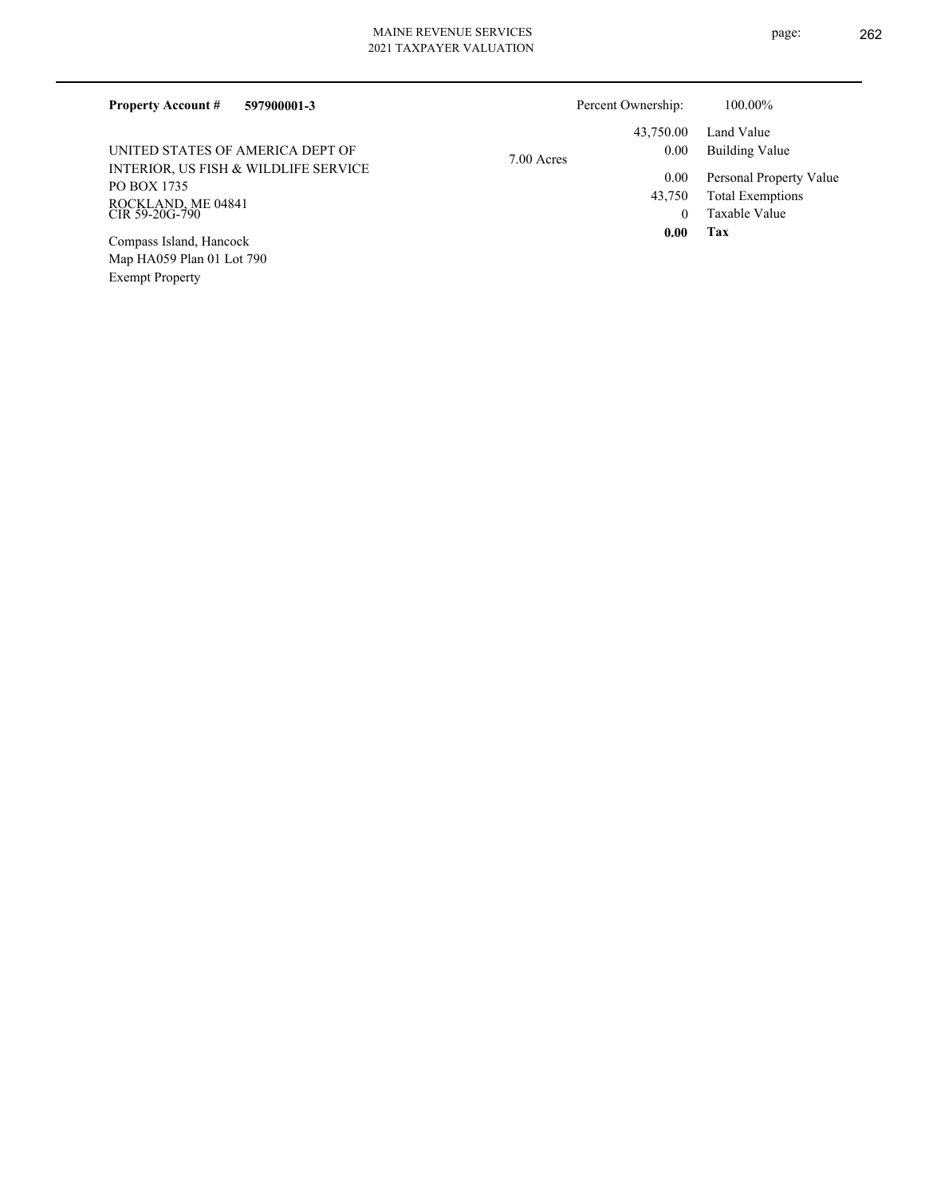**Property Account # 597900001-3**

UNITED STATES OF AMERICA DEPT OF
INTERIOR, US FISH & WILDLIFE SERVICE
PO BOX 1735
ROCKLAND, ME 04841
CIR 59-20G-790

Compass Island, Hancock
Map HA059 Plan 01 Lot 790
Exempt Property

7.00 Acres

| | | |
|---|---|---|
| Percent Ownership: | | 100.00% |
| | 43,750.00 | Land Value |
| | 0.00 | Building Value |
| | 0.00 | Personal Property Value |
| | 43,750 | Total Exemptions |
| | 0 | Taxable Value |
| | **0.00** | **Tax** |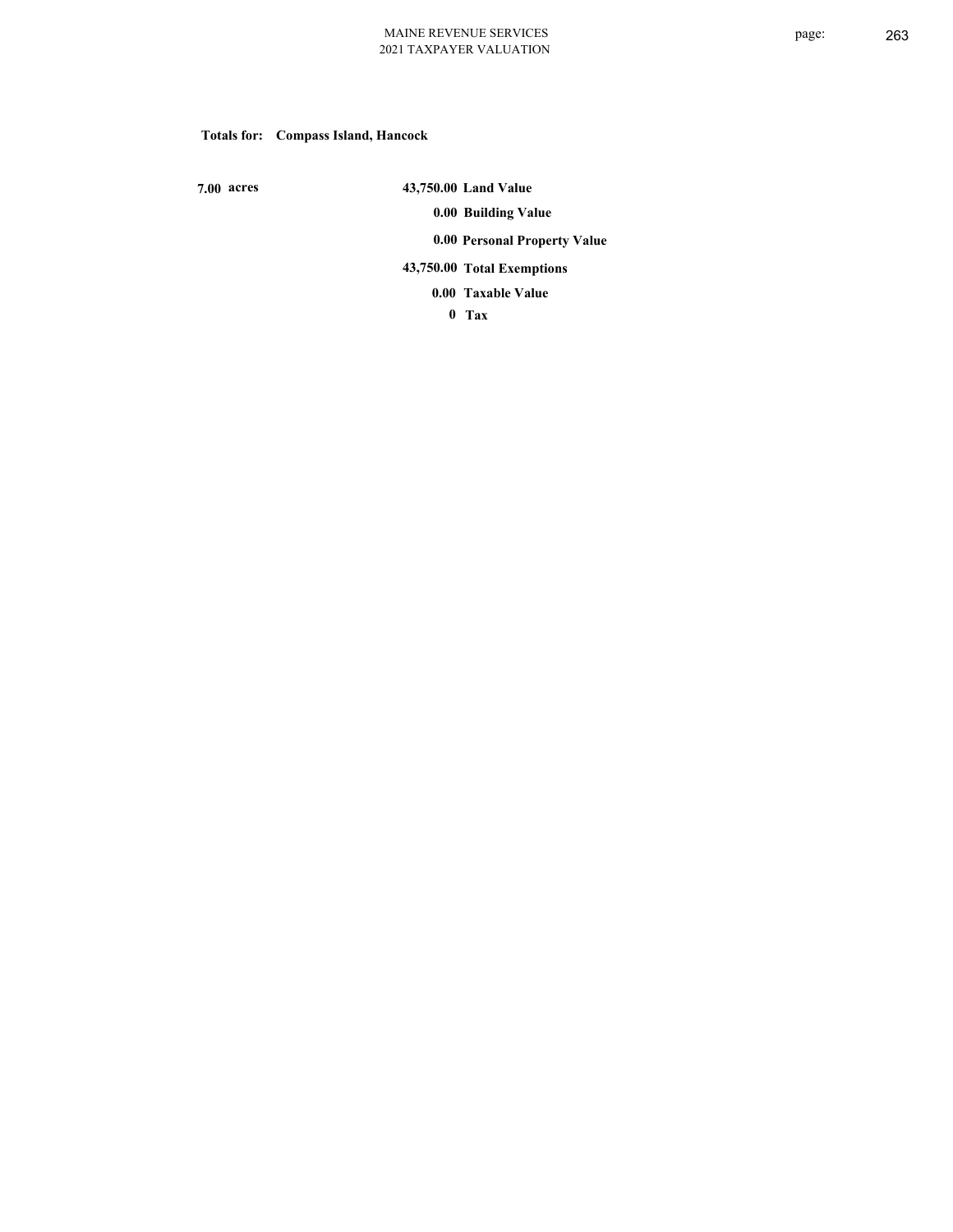**Totals for: Compass Island, Hancock**

**7.00 acres**

| | |
|---|---|
| **43,750.00** | **Land Value** |
| **0.00** | **Building Value** |
| **0.00** | **Personal Property Value** |
| **43,750.00** | **Total Exemptions** |
| **0.00** | **Taxable Value** |
| **0** | **Tax** |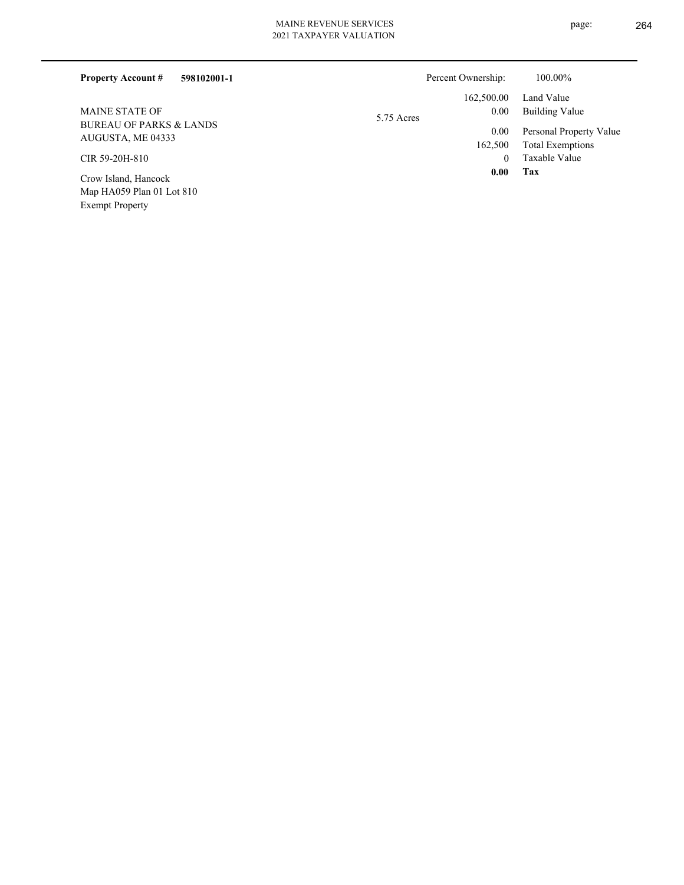**Property Account #** **598102001-1**

Percent Ownership: 100.00%

MAINE STATE OF
BUREAU OF PARKS & LANDS
AUGUSTA, ME 04333

CIR 59-20H-810

Crow Island, Hancock
Map HA059 Plan 01 Lot 810
Exempt Property

5.75 Acres

| | |
|---|---|
| 162,500.00 | Land Value |
| 0.00 | Building Value |
| 0.00 | Personal Property Value |
| 162,500 | Total Exemptions |
| 0 | Taxable Value |
| **0.00** | **Tax** |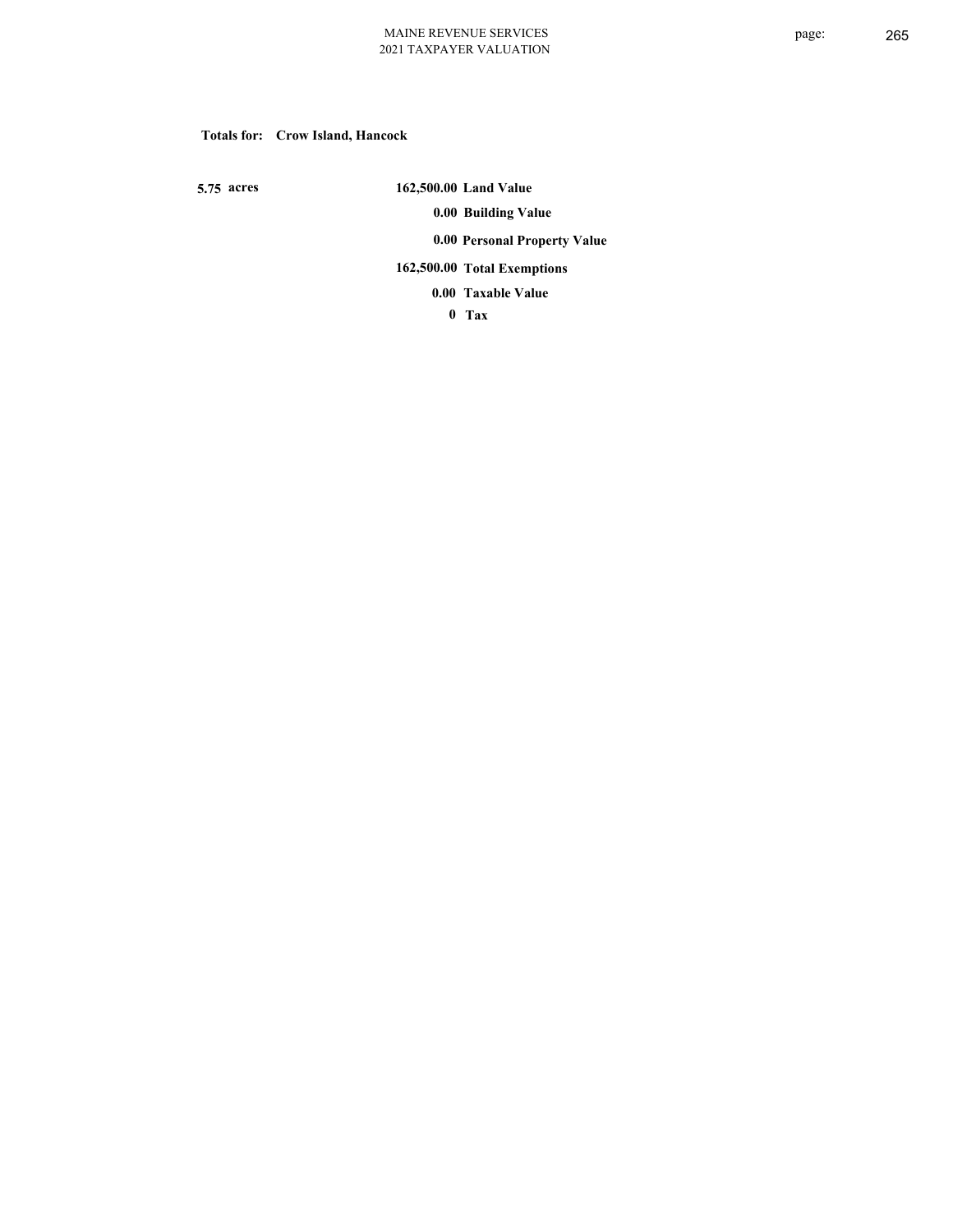**Totals for: Crow Island, Hancock**

| | | |
|---|---|---|
| 5.75 acres | 162,500.00 | Land Value |
| | 0.00 | Building Value |
| | 0.00 | Personal Property Value |
| | 162,500.00 | Total Exemptions |
| | 0.00 | Taxable Value |
| | 0 | Tax |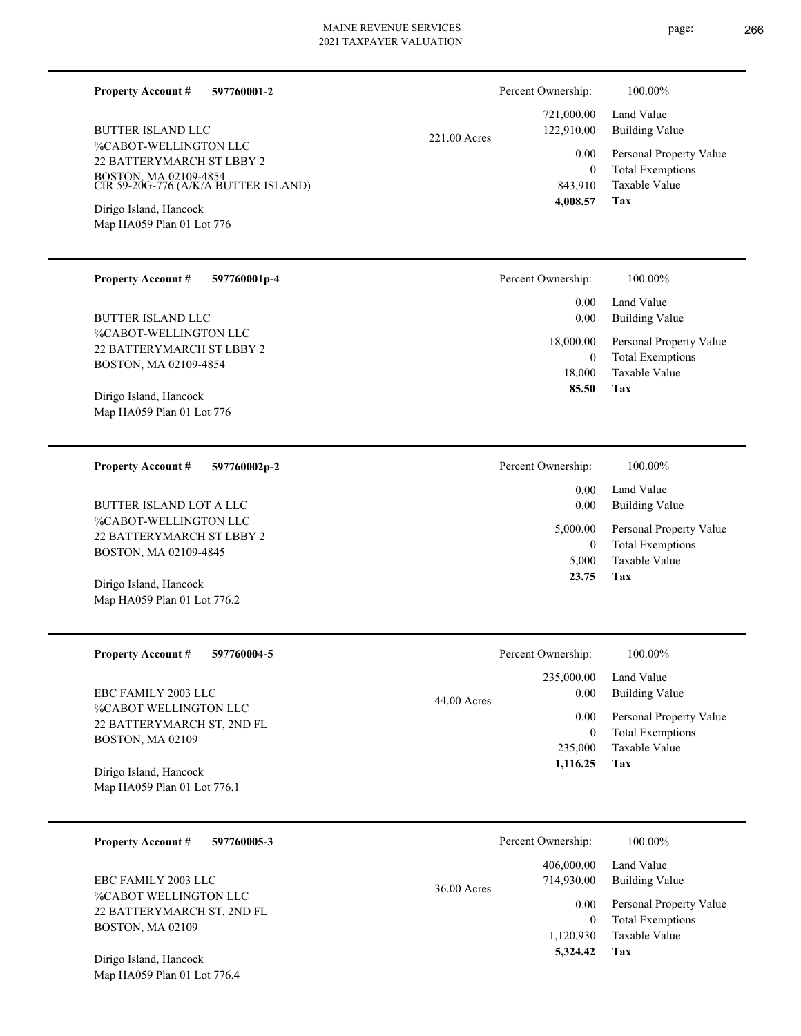**Property Account #** **597760001-2**

BUTTER ISLAND LLC
%CABOT-WELLINGTON LLC
22 BATTERYMARCH ST LBBY 2
BOSTON, MA 02109-4854
CIR 59-20G-776 (A/K/A BUTTER ISLAND)

Dirigo Island, Hancock
Map HA059 Plan 01 Lot 776

221.00 Acres

| | |
|---|---|
| Percent Ownership: | 100.00% |
| Land Value | 721,000.00 |
| Building Value | 122,910.00 |
| Personal Property Value | 0.00 |
| Total Exemptions | 0 |
| Taxable Value | 843,910 |
| **Tax** | **4,008.57** |

---

**Property Account #** **597760001p-4**

BUTTER ISLAND LLC
%CABOT-WELLINGTON LLC
22 BATTERYMARCH ST LBBY 2
BOSTON, MA 02109-4854

Dirigo Island, Hancock
Map HA059 Plan 01 Lot 776

| | |
|---|---|
| Percent Ownership: | 100.00% |
| Land Value | 0.00 |
| Building Value | 0.00 |
| Personal Property Value | 18,000.00 |
| Total Exemptions | 0 |
| Taxable Value | 18,000 |
| **Tax** | **85.50** |

---

**Property Account #** **597760002p-2**

BUTTER ISLAND LOT A LLC
%CABOT-WELLINGTON LLC
22 BATTERYMARCH ST LBBY 2
BOSTON, MA 02109-4845

Dirigo Island, Hancock
Map HA059 Plan 01 Lot 776.2

| | |
|---|---|
| Percent Ownership: | 100.00% |
| Land Value | 0.00 |
| Building Value | 0.00 |
| Personal Property Value | 5,000.00 |
| Total Exemptions | 0 |
| Taxable Value | 5,000 |
| **Tax** | **23.75** |

---

**Property Account #** **597760004-5**

EBC FAMILY 2003 LLC
%CABOT WELLINGTON LLC
22 BATTERYMARCH ST, 2ND FL
BOSTON, MA 02109

Dirigo Island, Hancock
Map HA059 Plan 01 Lot 776.1

44.00 Acres

| | |
|---|---|
| Percent Ownership: | 100.00% |
| Land Value | 235,000.00 |
| Building Value | 0.00 |
| Personal Property Value | 0.00 |
| Total Exemptions | 0 |
| Taxable Value | 235,000 |
| **Tax** | **1,116.25** |

---

**Property Account #** **597760005-3**

EBC FAMILY 2003 LLC
%CABOT WELLINGTON LLC
22 BATTERYMARCH ST, 2ND FL
BOSTON, MA 02109

Dirigo Island, Hancock
Map HA059 Plan 01 Lot 776.4

36.00 Acres

| | |
|---|---|
| Percent Ownership: | 100.00% |
| Land Value | 406,000.00 |
| Building Value | 714,930.00 |
| Personal Property Value | 0.00 |
| Total Exemptions | 0 |
| Taxable Value | 1,120,930 |
| **Tax** | **5,324.42** |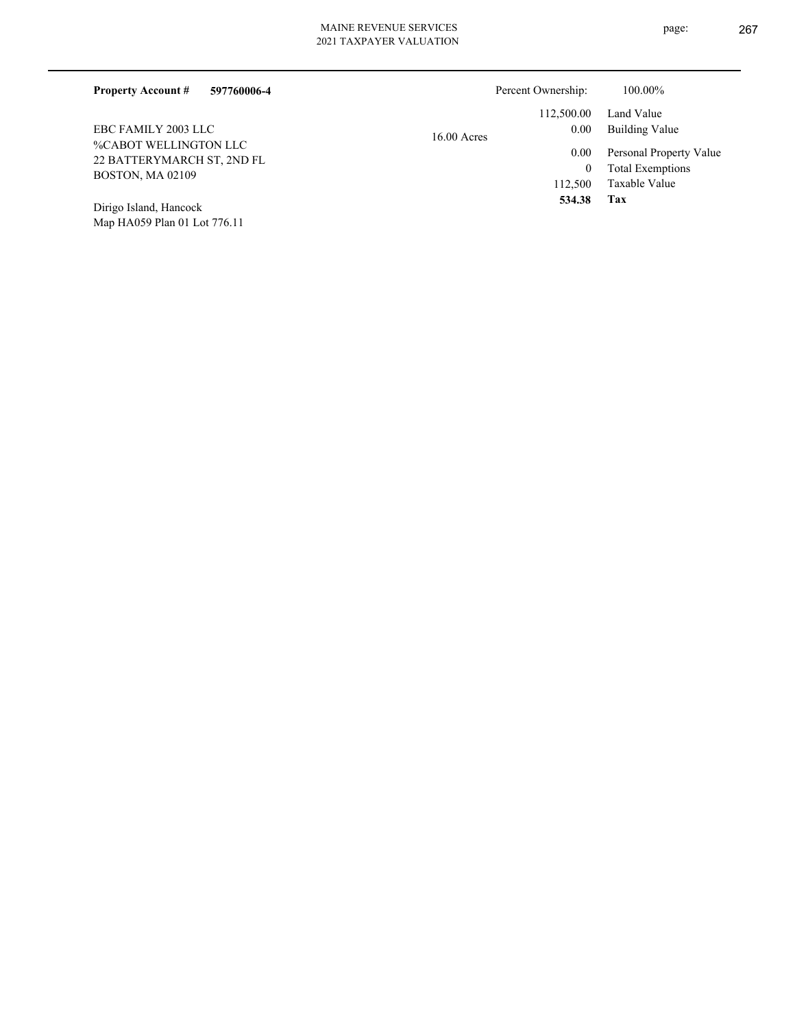**Property Account #** **597760006-4**

EBC FAMILY 2003 LLC
%CABOT WELLINGTON LLC
22 BATTERYMARCH ST, 2ND FL
BOSTON, MA 02109

Dirigo Island, Hancock
Map HA059 Plan 01 Lot 776.11

16.00 Acres

| | |
|---|---|
| Percent Ownership: | 100.00% |
| 112,500.00 | Land Value |
| 0.00 | Building Value |
| 0.00 | Personal Property Value |
| 0 | Total Exemptions |
| 112,500 | Taxable Value |
| **534.38** | **Tax** |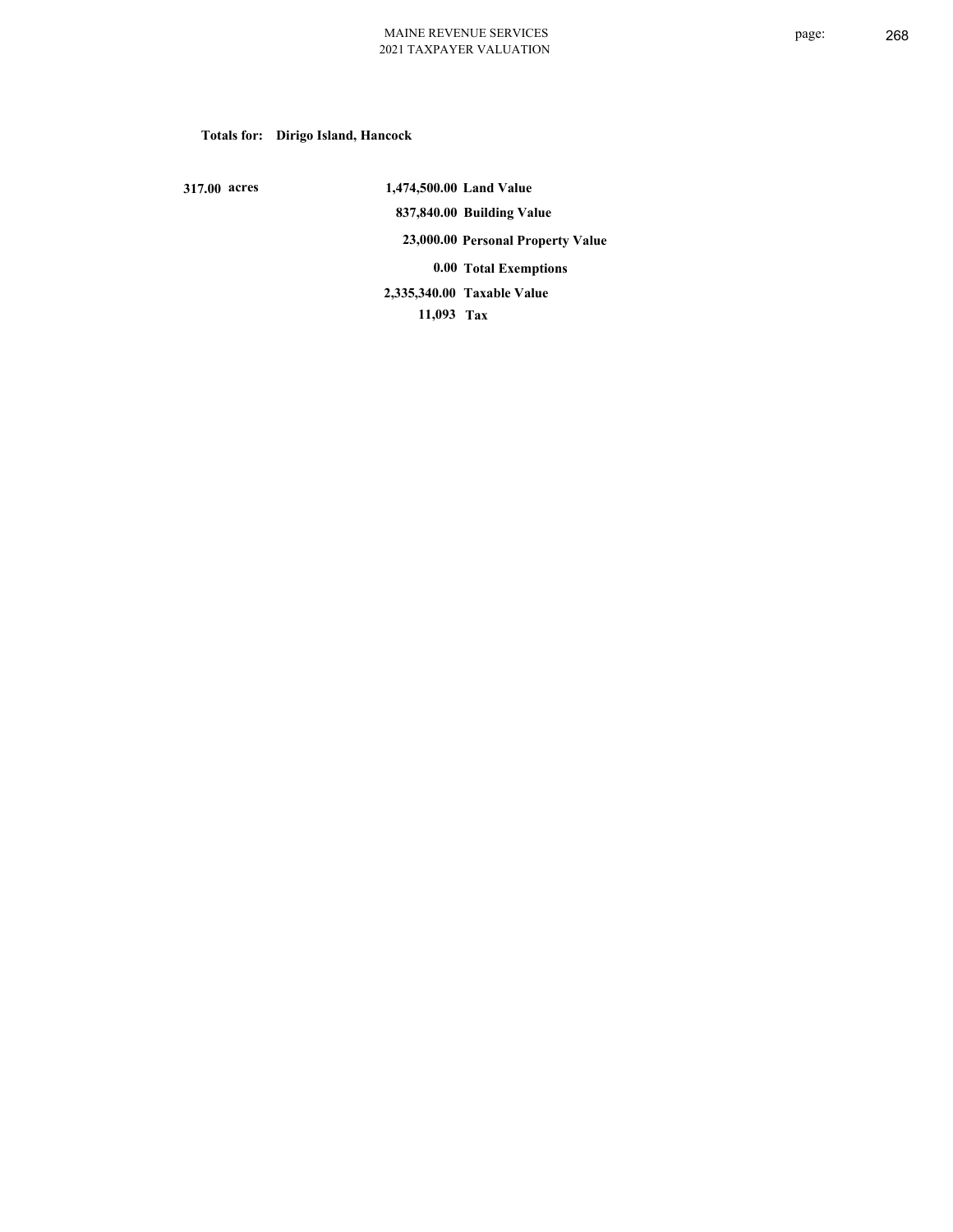**Totals for: Dirigo Island, Hancock**

| | | |
|---|---|---|
| 317.00 acres | 1,474,500.00 | Land Value |
| | 837,840.00 | Building Value |
| | 23,000.00 | Personal Property Value |
| | 0.00 | Total Exemptions |
| | 2,335,340.00 | Taxable Value |
| | 11,093 | Tax |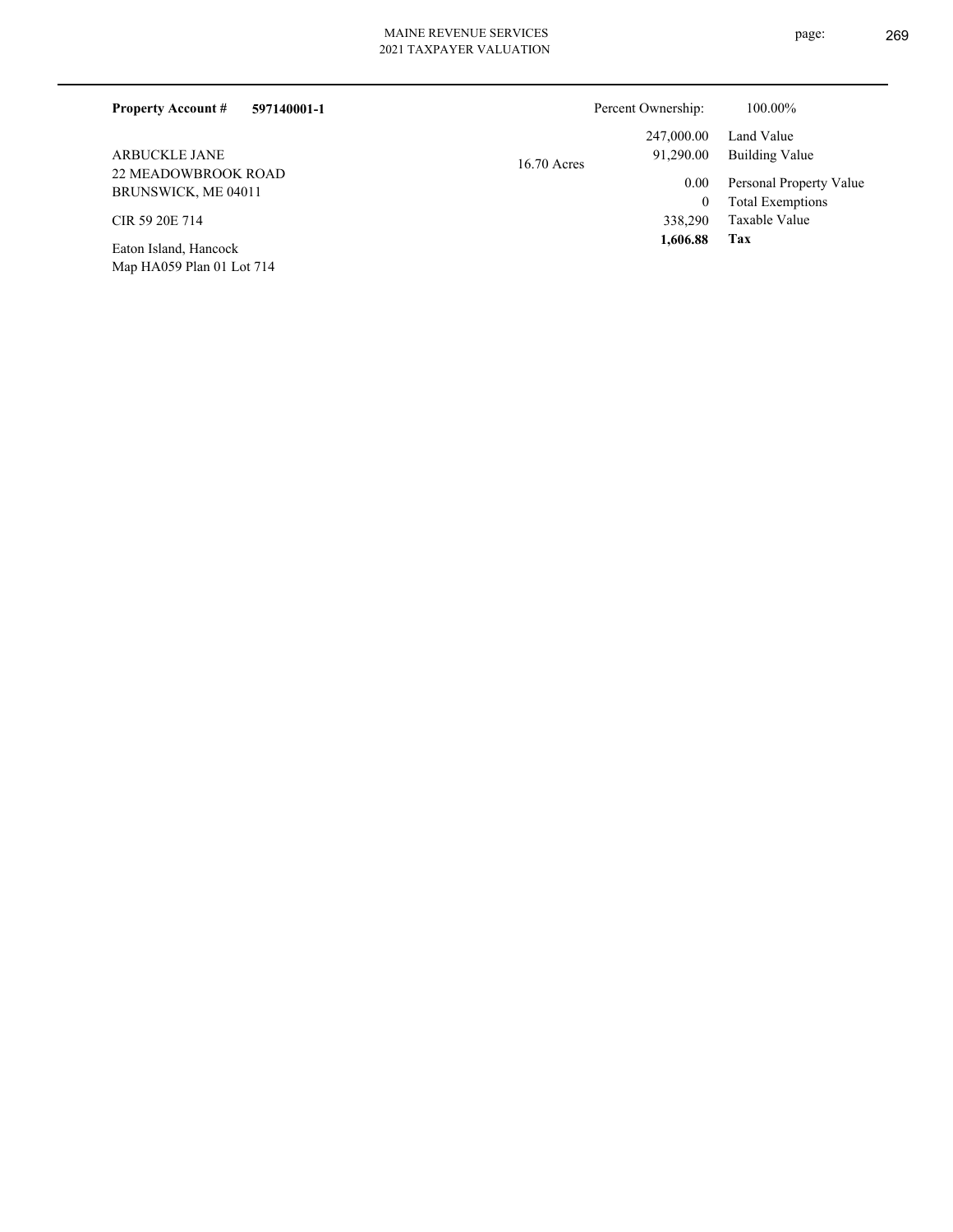**Property Account #** **597140001-1**

ARBUCKLE JANE
22 MEADOWBROOK ROAD
BRUNSWICK, ME 04011

CIR 59 20E 714

Eaton Island, Hancock
Map HA059 Plan 01 Lot 714

16.70 Acres

| | |
|---|---|
| Percent Ownership: | 100.00% |
| Land Value | 247,000.00 |
| Building Value | 91,290.00 |
| Personal Property Value | 0.00 |
| Total Exemptions | 0 |
| Taxable Value | 338,290 |
| **Tax** | **1,606.88** |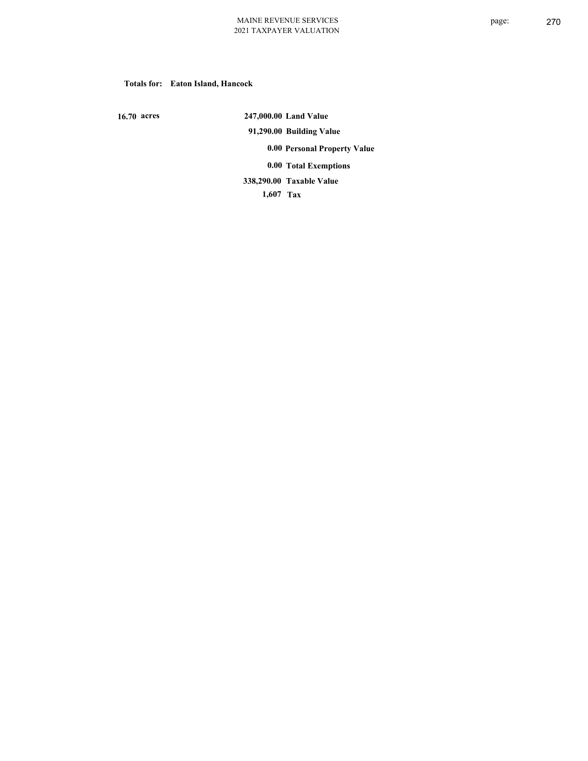**Totals for: Eaton Island, Hancock**

| | | |
|---|---|---|
| 16.70 acres | 247,000.00 | Land Value |
| | 91,290.00 | Building Value |
| | 0.00 | Personal Property Value |
| | 0.00 | Total Exemptions |
| | 338,290.00 | Taxable Value |
| | 1,607 | Tax |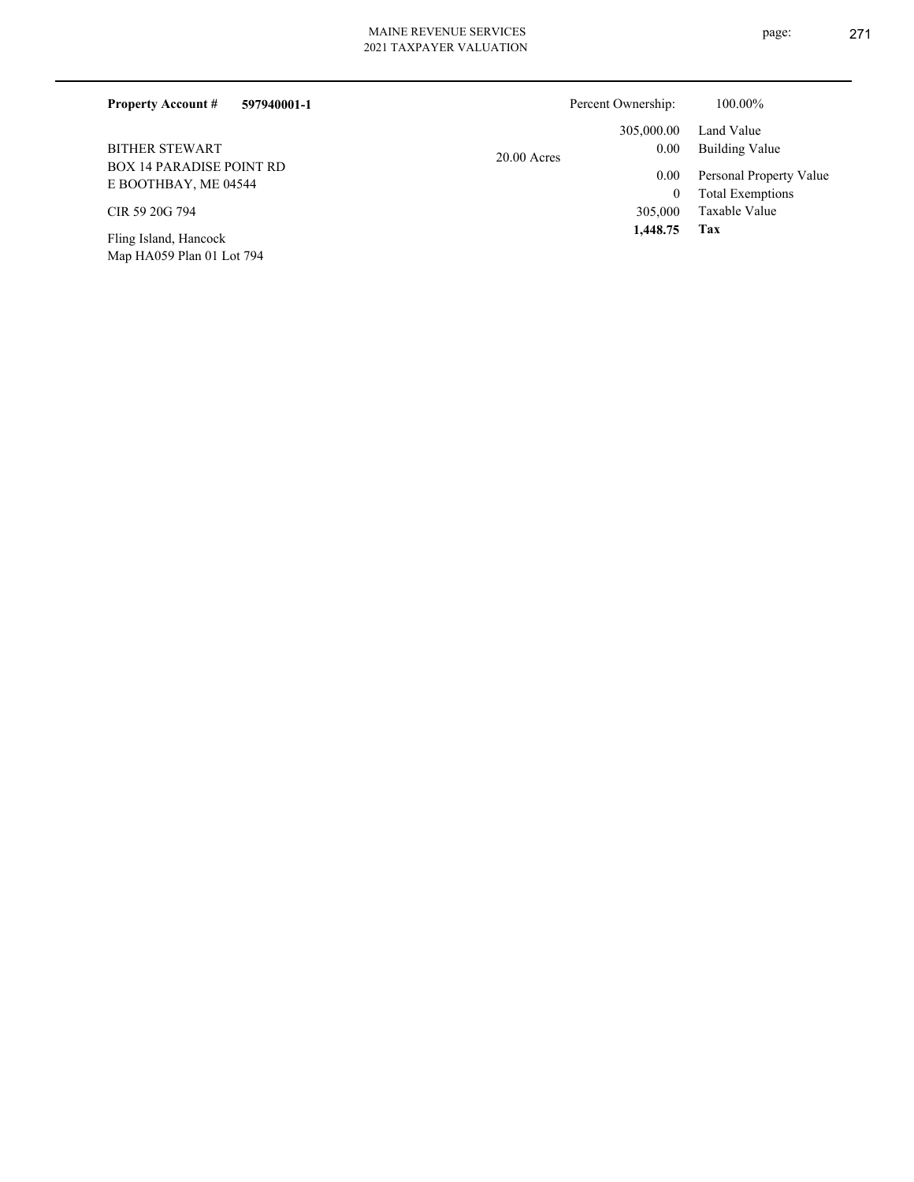**Property Account #** **597940001-1**

Percent Ownership: 100.00%

BITHER STEWART
BOX 14 PARADISE POINT RD
E BOOTHBAY, ME 04544

CIR 59 20G 794

Fling Island, Hancock
Map HA059 Plan 01 Lot 794

20.00 Acres

| | |
|---|---|
| 305,000.00 | Land Value |
| 0.00 | Building Value |
| 0.00 | Personal Property Value |
| 0 | Total Exemptions |
| 305,000 | Taxable Value |
| **1,448.75** | **Tax** |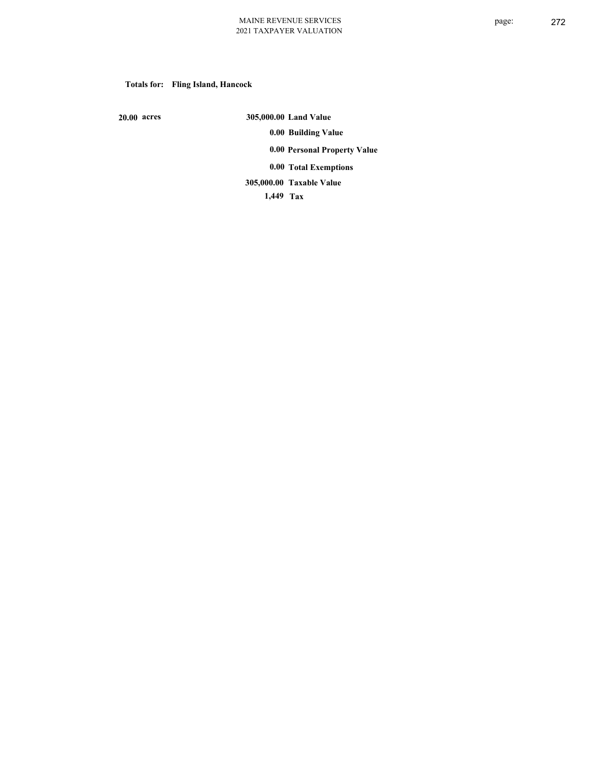**Totals for: Fling Island, Hancock**

| | | |
|---|---|---|
| **20.00 acres** | **305,000.00** | **Land Value** |
| | **0.00** | **Building Value** |
| | **0.00** | **Personal Property Value** |
| | **0.00** | **Total Exemptions** |
| | **305,000.00** | **Taxable Value** |
| | **1,449** | **Tax** |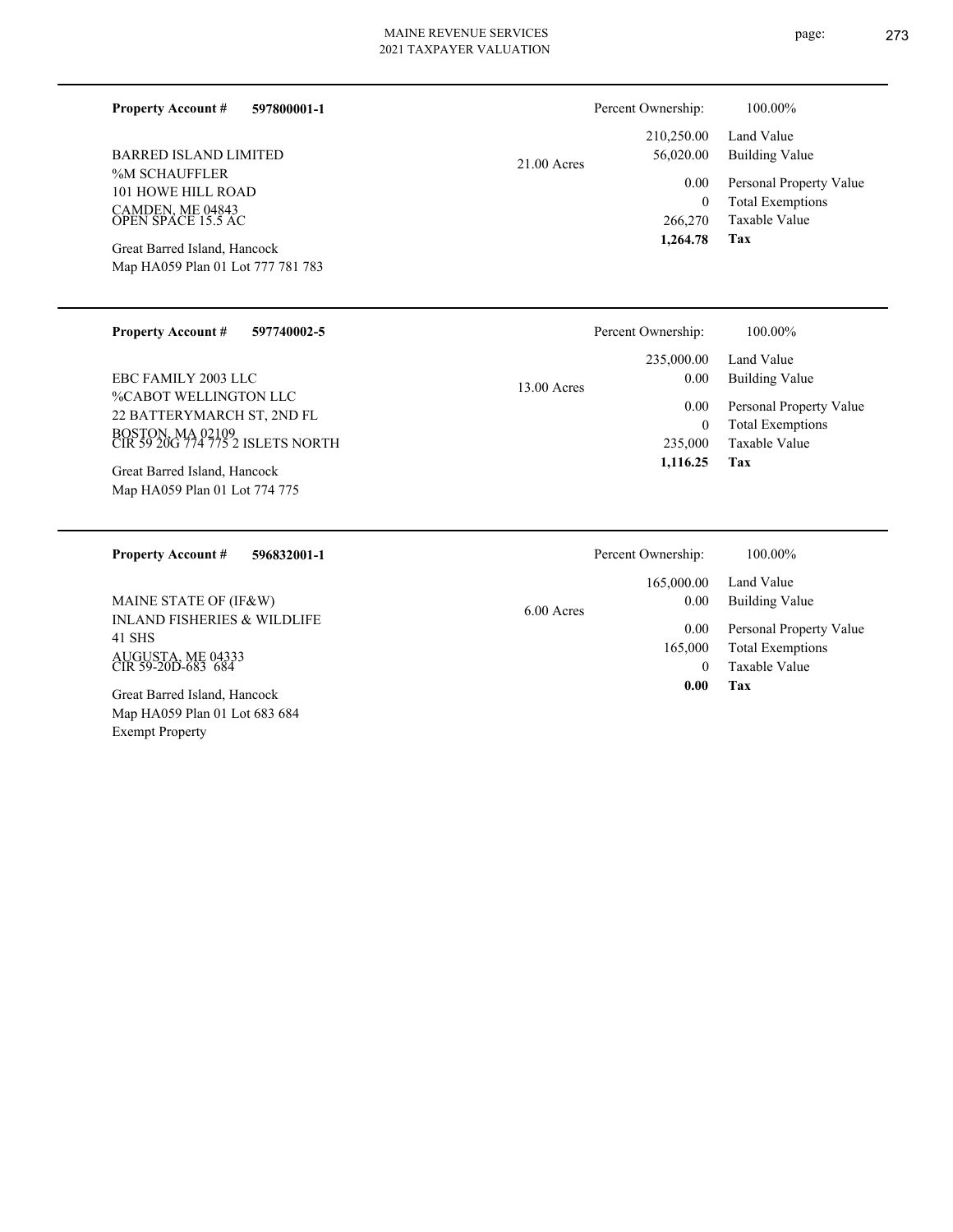**Property Account #** **597800001-1**

BARRED ISLAND LIMITED
%M SCHAUFFLER
101 HOWE HILL ROAD
CAMDEN, ME 04843
OPEN SPACE 15.5 AC

Great Barred Island, Hancock
Map HA059 Plan 01 Lot 777 781 783

21.00 Acres

| Percent Ownership: | 100.00% |
| --- | --- |
| 210,250.00 | Land Value |
| 56,020.00 | Building Value |
| 0.00 | Personal Property Value |
| 0 | Total Exemptions |
| 266,270 | Taxable Value |
| **1,264.78** | **Tax** |

---

**Property Account #** **597740002-5**

EBC FAMILY 2003 LLC
%CABOT WELLINGTON LLC
22 BATTERYMARCH ST, 2ND FL
BOSTON, MA 02109
CIR 59 20G 774 775 2 ISLETS NORTH

Great Barred Island, Hancock
Map HA059 Plan 01 Lot 774 775

13.00 Acres

| Percent Ownership: | 100.00% |
| --- | --- |
| 235,000.00 | Land Value |
| 0.00 | Building Value |
| 0.00 | Personal Property Value |
| 0 | Total Exemptions |
| 235,000 | Taxable Value |
| **1,116.25** | **Tax** |

---

**Property Account #** **596832001-1**

MAINE STATE OF (IF&W)
INLAND FISHERIES & WILDLIFE
41 SHS
AUGUSTA, ME 04333
CIR 59-20D-683 684

Great Barred Island, Hancock
Map HA059 Plan 01 Lot 683 684
Exempt Property

6.00 Acres

| Percent Ownership: | 100.00% |
| --- | --- |
| 165,000.00 | Land Value |
| 0.00 | Building Value |
| 0.00 | Personal Property Value |
| 165,000 | Total Exemptions |
| 0 | Taxable Value |
| **0.00** | **Tax** |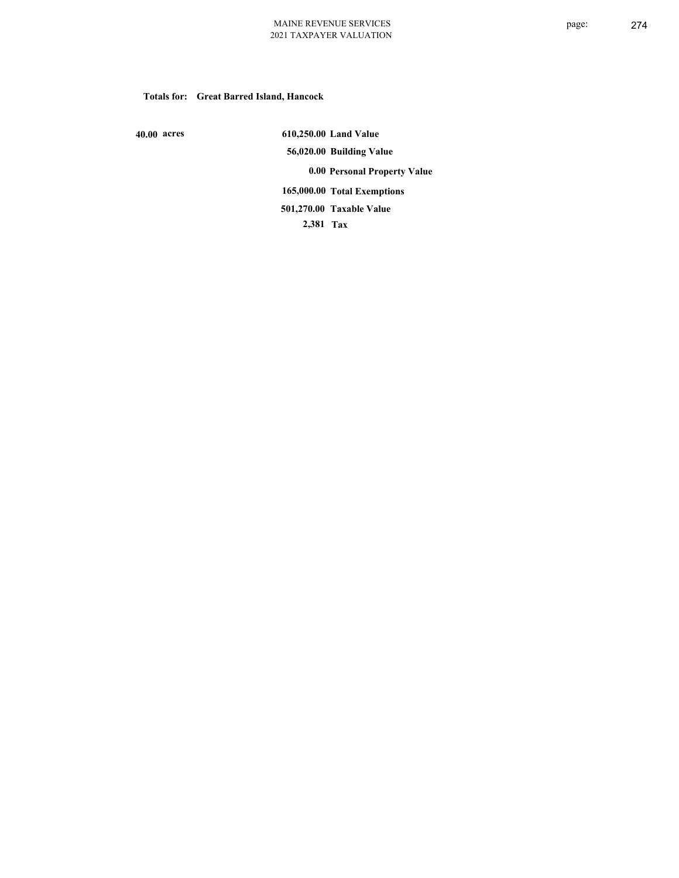**Totals for: Great Barred Island, Hancock**

**40.00 acres**

| | |
|---|---|
| **610,250.00** | **Land Value** |
| **56,020.00** | **Building Value** |
| **0.00** | **Personal Property Value** |
| **165,000.00** | **Total Exemptions** |
| **501,270.00** | **Taxable Value** |
| **2,381** | **Tax** |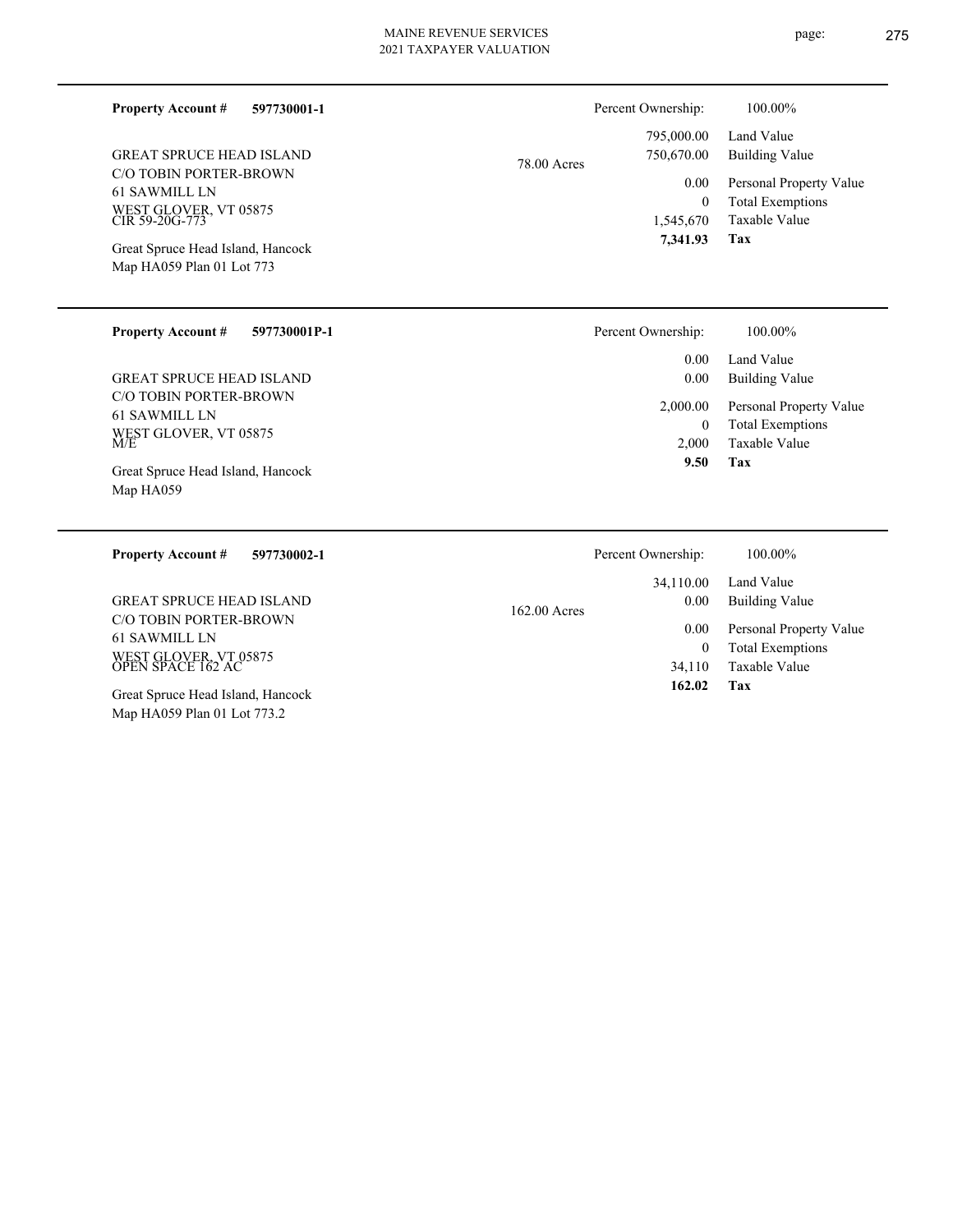**Property Account #** **597730001-1**

GREAT SPRUCE HEAD ISLAND
C/O TOBIN PORTER-BROWN
61 SAWMILL LN
WEST GLOVER, VT 05875
CIR 59-20G-773

Great Spruce Head Island, Hancock
Map HA059 Plan 01 Lot 773

78.00 Acres

| Percent Ownership: | 100.00% |
|---|---|
| 795,000.00 | Land Value |
| 750,670.00 | Building Value |
| 0.00 | Personal Property Value |
| 0 | Total Exemptions |
| 1,545,670 | Taxable Value |
| **7,341.93** | **Tax** |

---

**Property Account #** **597730001P-1**

GREAT SPRUCE HEAD ISLAND
C/O TOBIN PORTER-BROWN
61 SAWMILL LN
WEST GLOVER, VT 05875
M/E

Great Spruce Head Island, Hancock
Map HA059

| Percent Ownership: | 100.00% |
|---|---|
| 0.00 | Land Value |
| 0.00 | Building Value |
| 2,000.00 | Personal Property Value |
| 0 | Total Exemptions |
| 2,000 | Taxable Value |
| **9.50** | **Tax** |

---

**Property Account #** **597730002-1**

GREAT SPRUCE HEAD ISLAND
C/O TOBIN PORTER-BROWN
61 SAWMILL LN
WEST GLOVER, VT 05875
OPEN SPACE 162 AC

Great Spruce Head Island, Hancock
Map HA059 Plan 01 Lot 773.2

162.00 Acres

| Percent Ownership: | 100.00% |
|---|---|
| 34,110.00 | Land Value |
| 0.00 | Building Value |
| 0.00 | Personal Property Value |
| 0 | Total Exemptions |
| 34,110 | Taxable Value |
| **162.02** | **Tax** |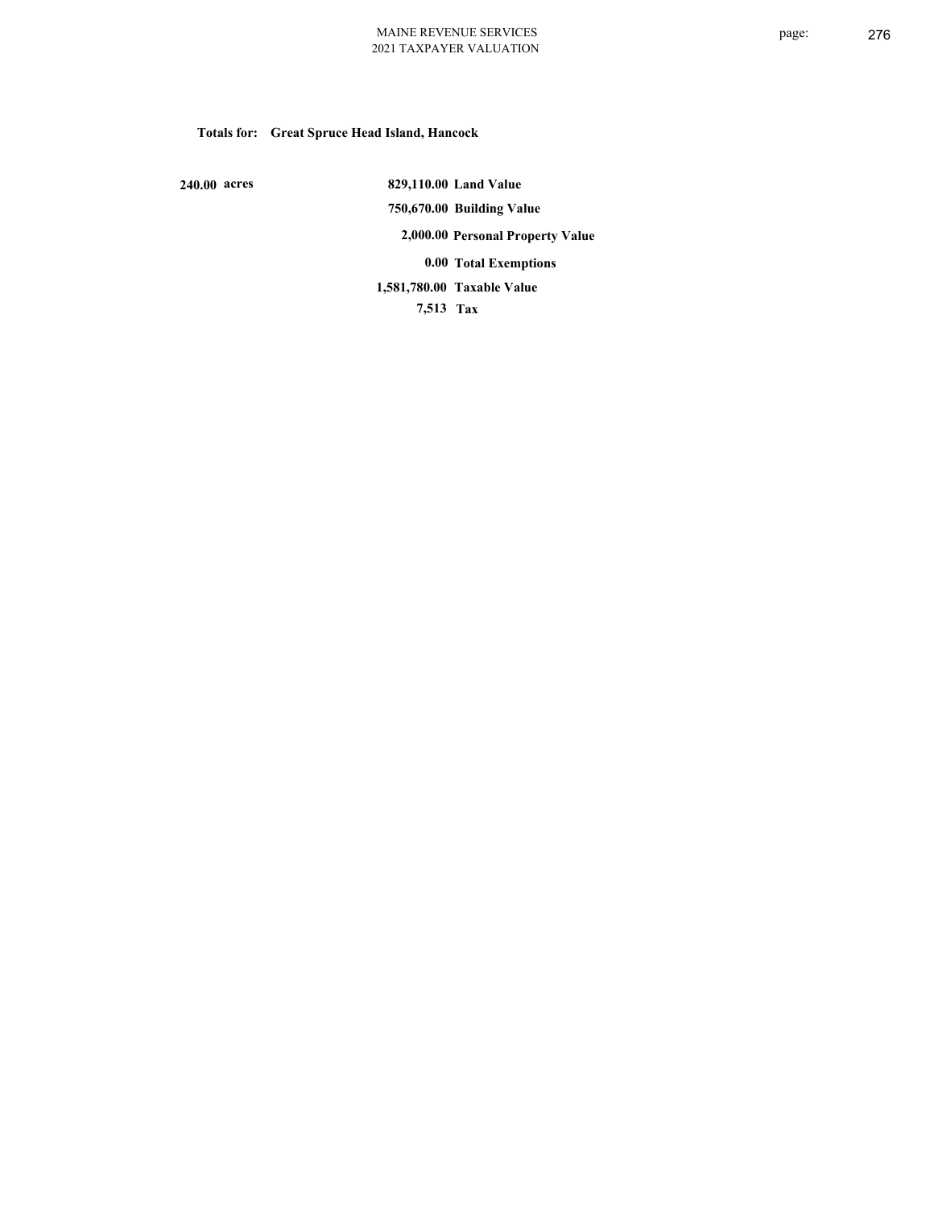**Totals for: Great Spruce Head Island, Hancock**

| | | |
|---|---|---|
| 240.00 acres | 829,110.00 | Land Value |
| | 750,670.00 | Building Value |
| | 2,000.00 | Personal Property Value |
| | 0.00 | Total Exemptions |
| | 1,581,780.00 | Taxable Value |
| | 7,513 | Tax |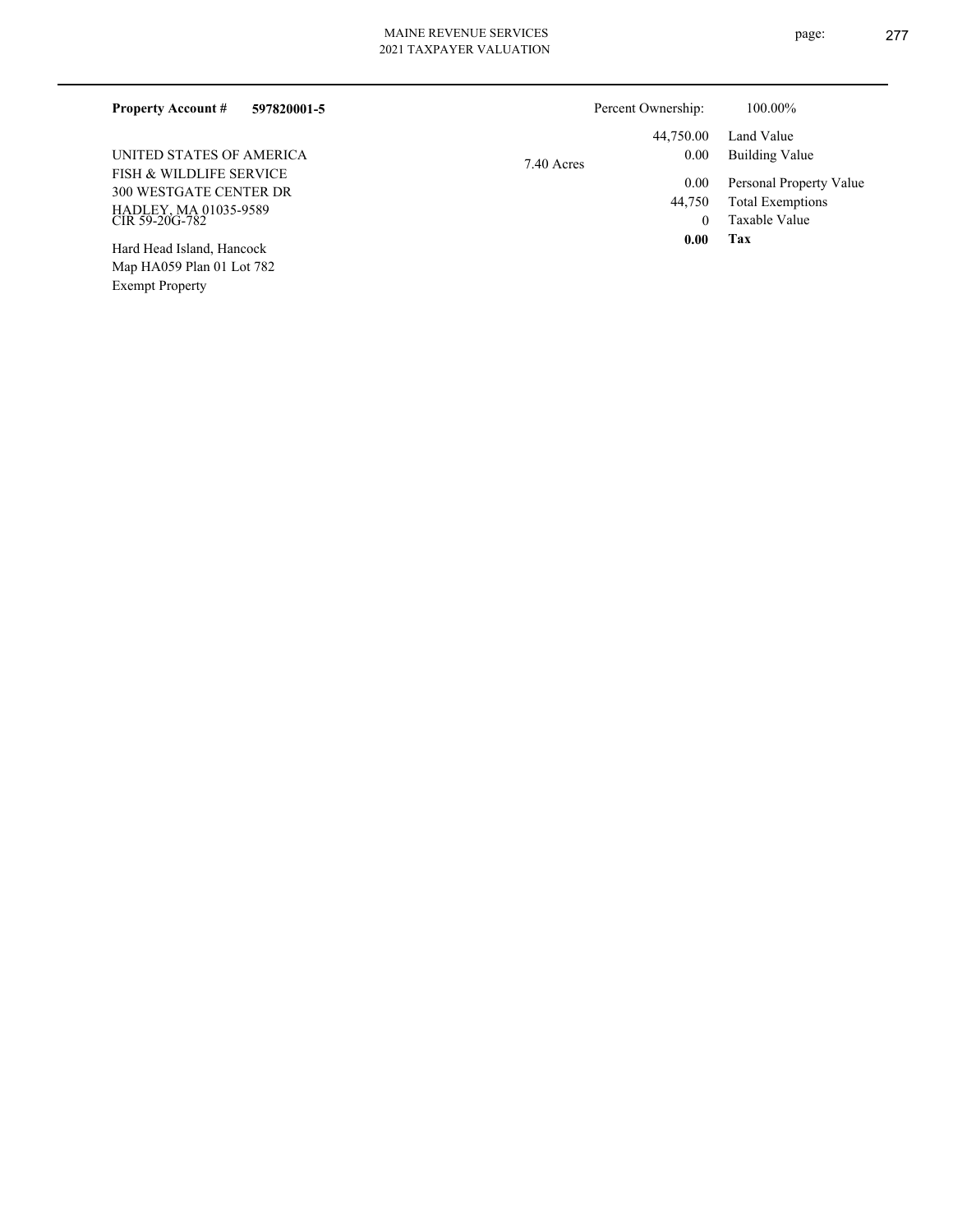**Property Account #** **597820001-5**

Percent Ownership: 100.00%

UNITED STATES OF AMERICA
FISH & WILDLIFE SERVICE
300 WESTGATE CENTER DR
HADLEY, MA 01035-9589
CIR 59-20G-782

Hard Head Island, Hancock
Map HA059 Plan 01 Lot 782
Exempt Property

7.40 Acres

| | |
|---|---|
| 44,750.00 | Land Value |
| 0.00 | Building Value |
| 0.00 | Personal Property Value |
| 44,750 | Total Exemptions |
| 0 | Taxable Value |
| **0.00** | **Tax** |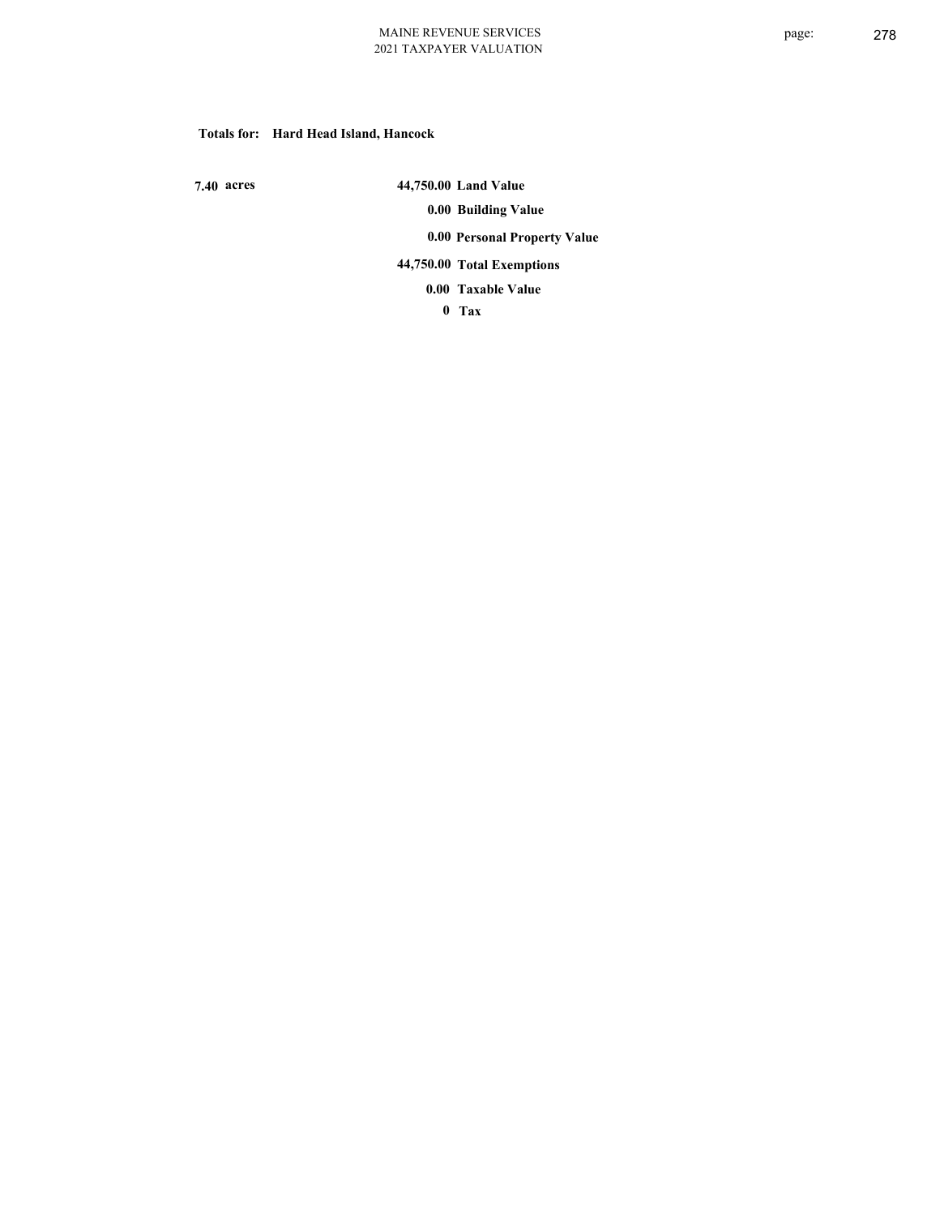**Totals for: Hard Head Island, Hancock**

| | | |
|---|---|---|
| 7.40 acres | 44,750.00 | Land Value |
| | 0.00 | Building Value |
| | 0.00 | Personal Property Value |
| | 44,750.00 | Total Exemptions |
| | 0.00 | Taxable Value |
| | 0 | Tax |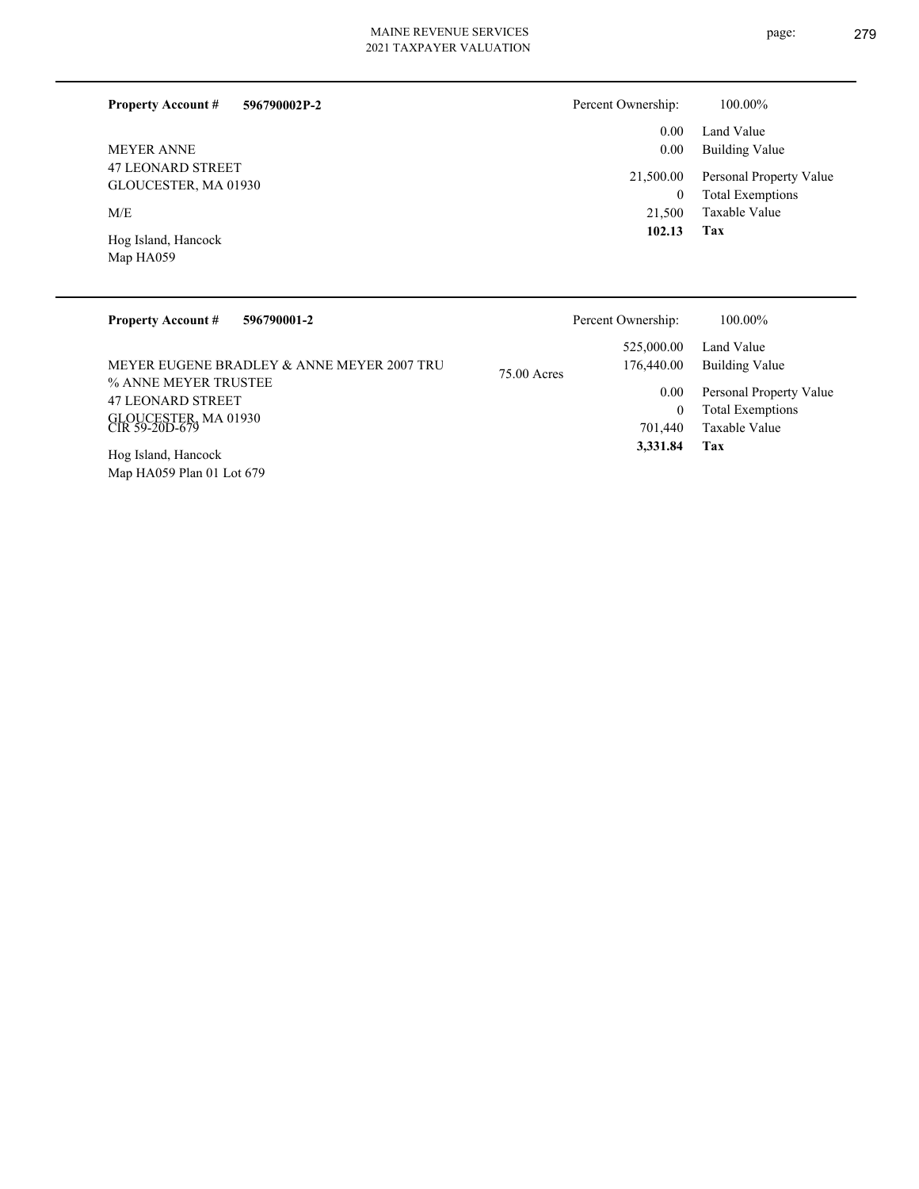**Property Account #** **596790002P-2**

MEYER ANNE
47 LEONARD STREET
GLOUCESTER, MA 01930

M/E

Hog Island, Hancock
Map HA059

| | |
|---|---|
| Percent Ownership: | 100.00% |
| 0.00 | Land Value |
| 0.00 | Building Value |
| 21,500.00 | Personal Property Value |
| 0 | Total Exemptions |
| 21,500 | Taxable Value |
| **102.13** | **Tax** |

---

**Property Account #** **596790001-2**

MEYER EUGENE BRADLEY & ANNE MEYER 2007 TRU
% ANNE MEYER TRUSTEE
47 LEONARD STREET
GLOUCESTER, MA 01930
CIR 59-20D-679

Hog Island, Hancock
Map HA059 Plan 01 Lot 679

75.00 Acres

| | |
|---|---|
| Percent Ownership: | 100.00% |
| 525,000.00 | Land Value |
| 176,440.00 | Building Value |
| 0.00 | Personal Property Value |
| 0 | Total Exemptions |
| 701,440 | Taxable Value |
| **3,331.84** | **Tax** |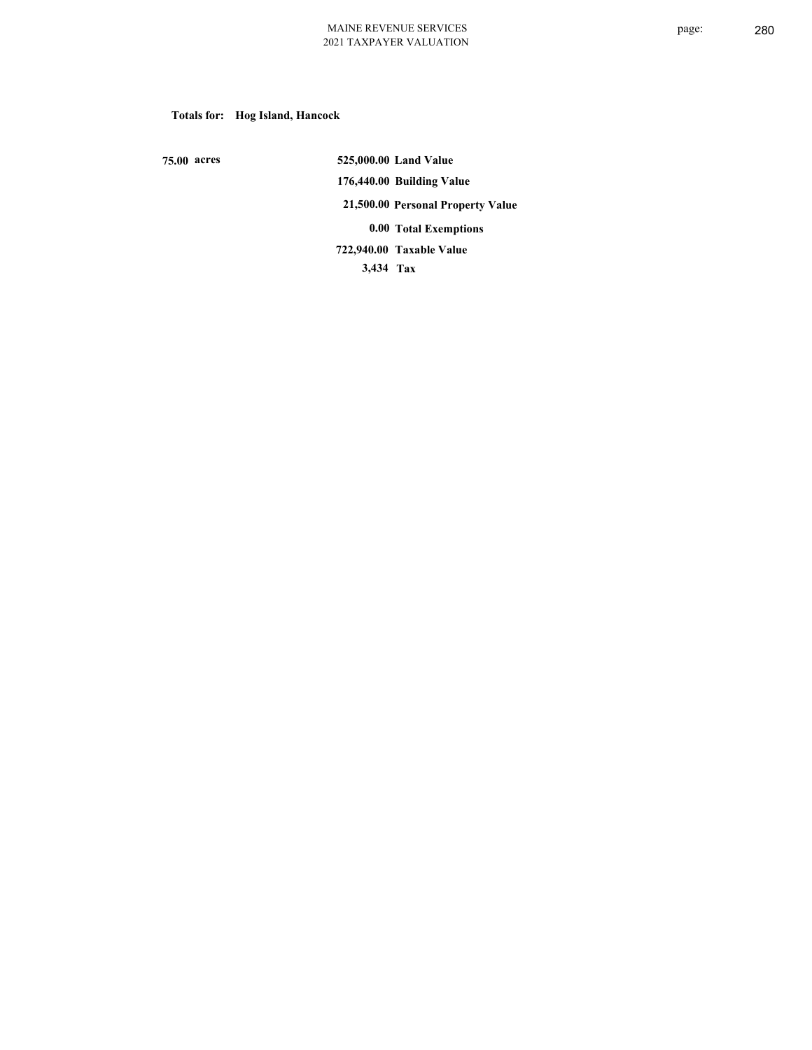**Totals for: Hog Island, Hancock**

**75.00 acres**

| | |
|---|---|
| **525,000.00** | **Land Value** |
| **176,440.00** | **Building Value** |
| **21,500.00** | **Personal Property Value** |
| **0.00** | **Total Exemptions** |
| **722,940.00** | **Taxable Value** |
| **3,434** | **Tax** |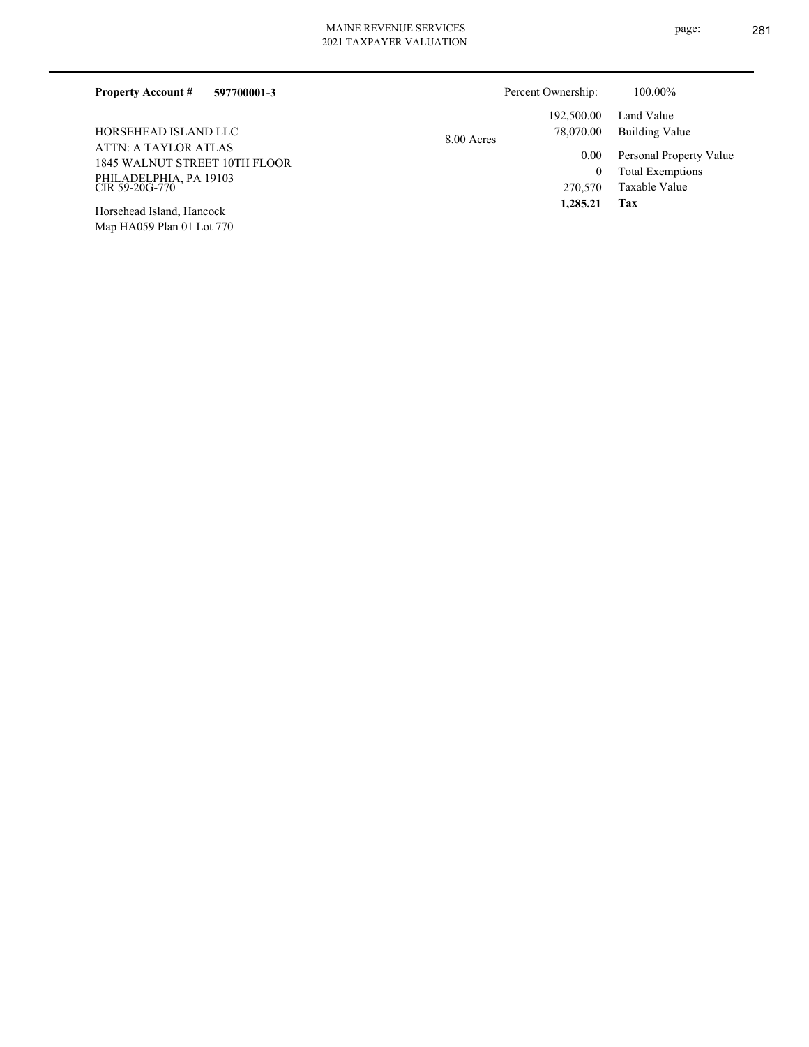**Property Account #** **597700001-3**

Percent Ownership: 100.00%

HORSEHEAD ISLAND LLC
ATTN: A TAYLOR ATLAS
1845 WALNUT STREET 10TH FLOOR
PHILADELPHIA, PA 19103
CIR 59-20G-770

Horsehead Island, Hancock
Map HA059 Plan 01 Lot 770

8.00 Acres

| | |
|---|---|
| 192,500.00 | Land Value |
| 78,070.00 | Building Value |
| 0.00 | Personal Property Value |
| 0 | Total Exemptions |
| 270,570 | Taxable Value |
| **1,285.21** | **Tax** |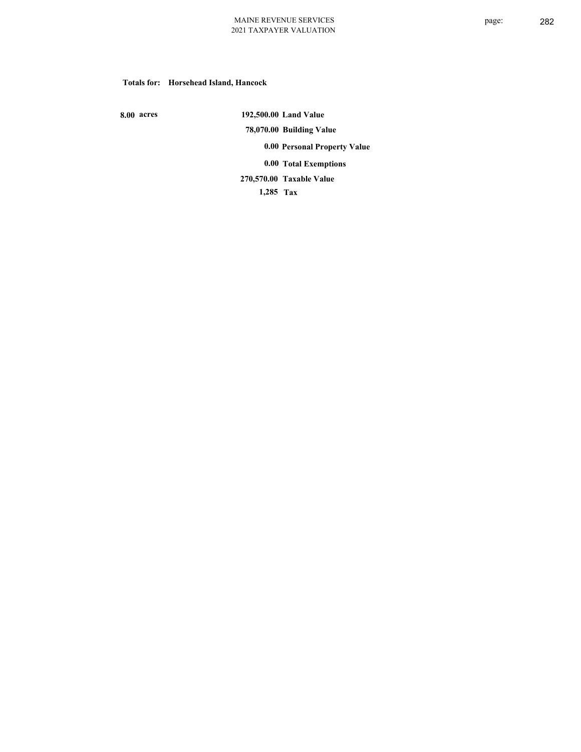**Totals for: Horsehead Island, Hancock**

| | | |
|---|---|---|
| 8.00 acres | 192,500.00 | Land Value |
| | 78,070.00 | Building Value |
| | 0.00 | Personal Property Value |
| | 0.00 | Total Exemptions |
| | 270,570.00 | Taxable Value |
| | 1,285 | Tax |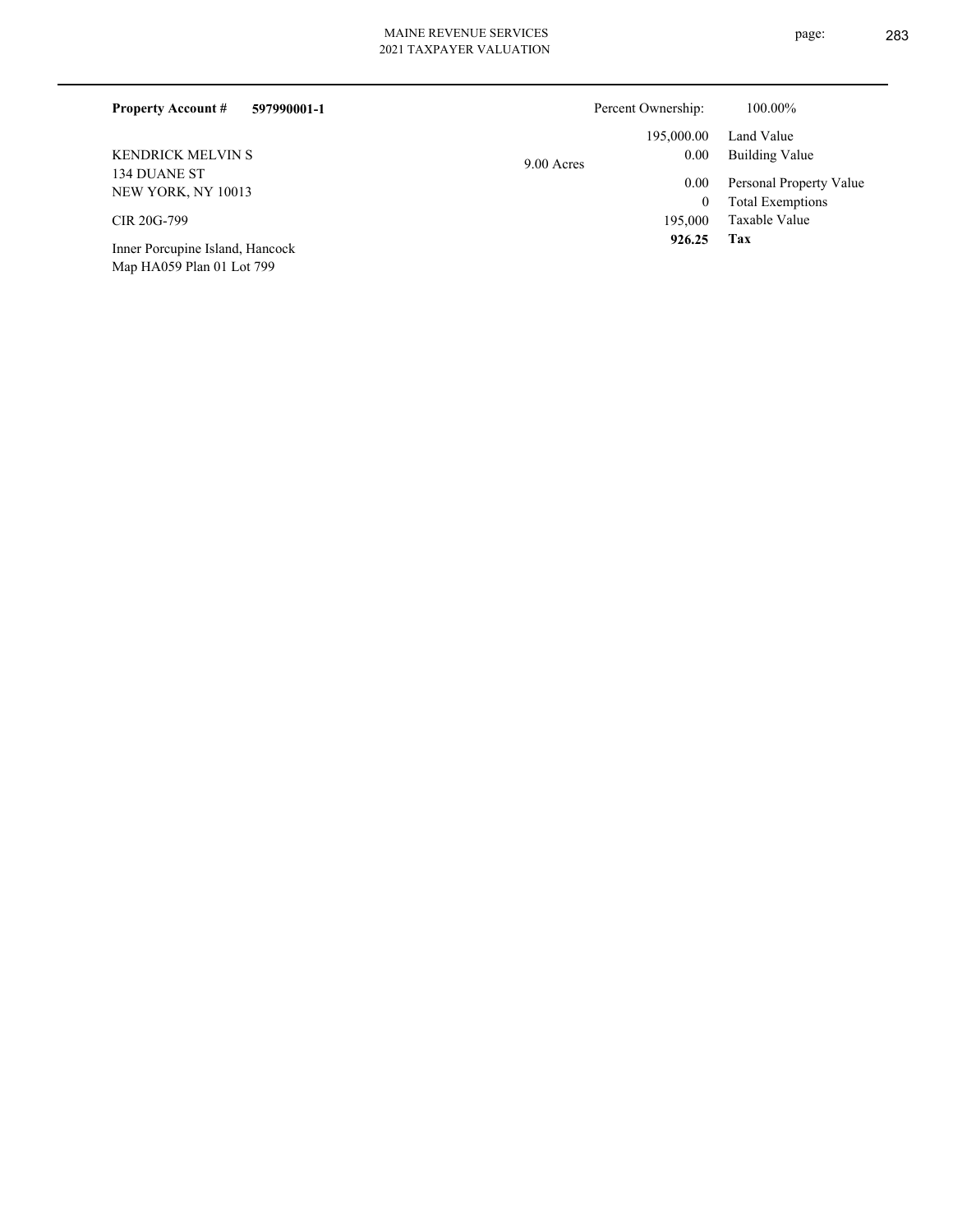**Property Account #** **597990001-1**

Percent Ownership: 100.00%

KENDRICK MELVIN S
134 DUANE ST
NEW YORK, NY 10013

CIR 20G-799

Inner Porcupine Island, Hancock
Map HA059 Plan 01 Lot 799

9.00 Acres

| | |
|---|---|
| 195,000.00 | Land Value |
| 0.00 | Building Value |
| 0.00 | Personal Property Value |
| 0 | Total Exemptions |
| 195,000 | Taxable Value |
| **926.25** | **Tax** |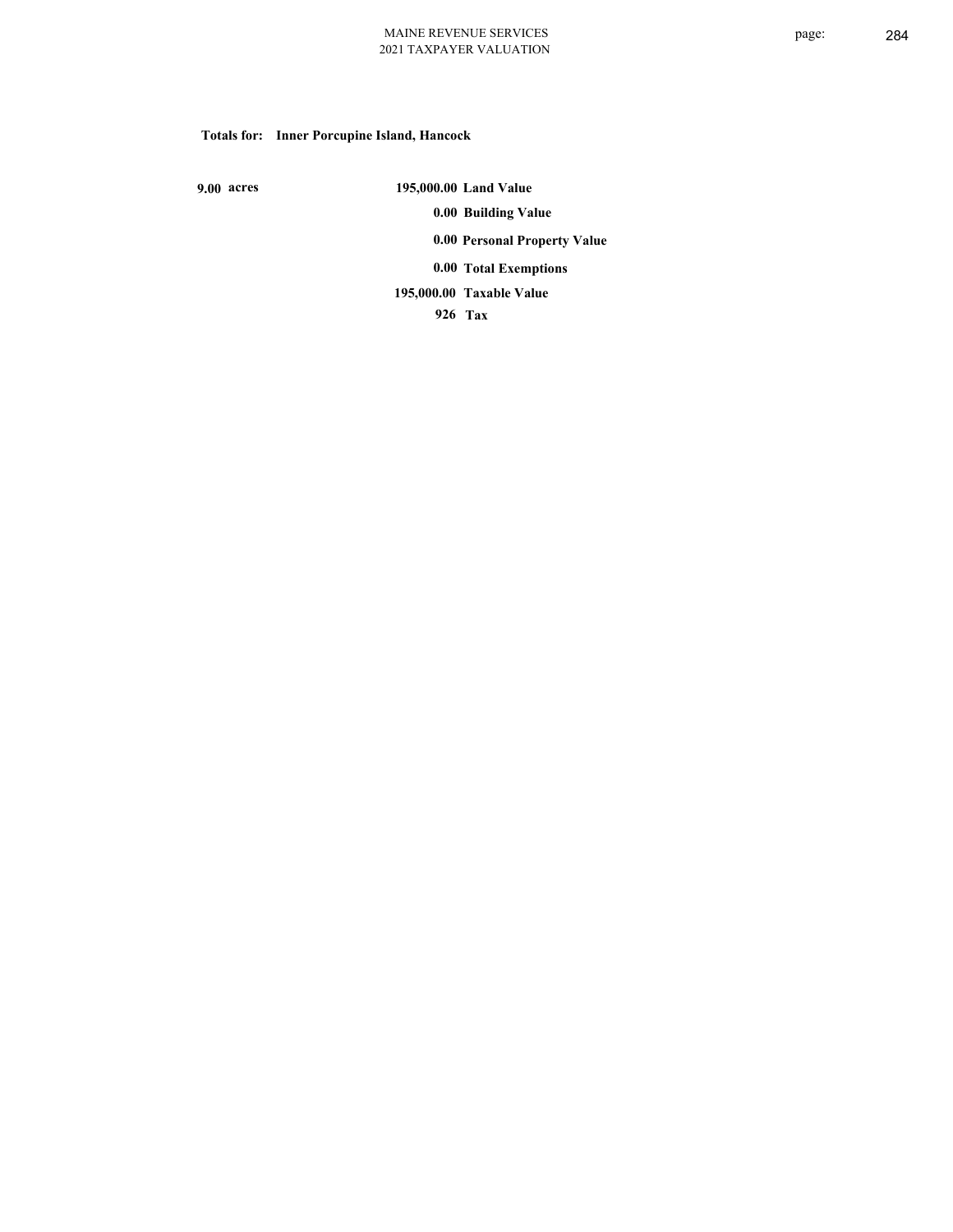**Totals for: Inner Porcupine Island, Hancock**

**9.00 acres**

| | |
|---|---|
| **195,000.00** | **Land Value** |
| **0.00** | **Building Value** |
| **0.00** | **Personal Property Value** |
| **0.00** | **Total Exemptions** |
| **195,000.00** | **Taxable Value** |
| **926** | **Tax** |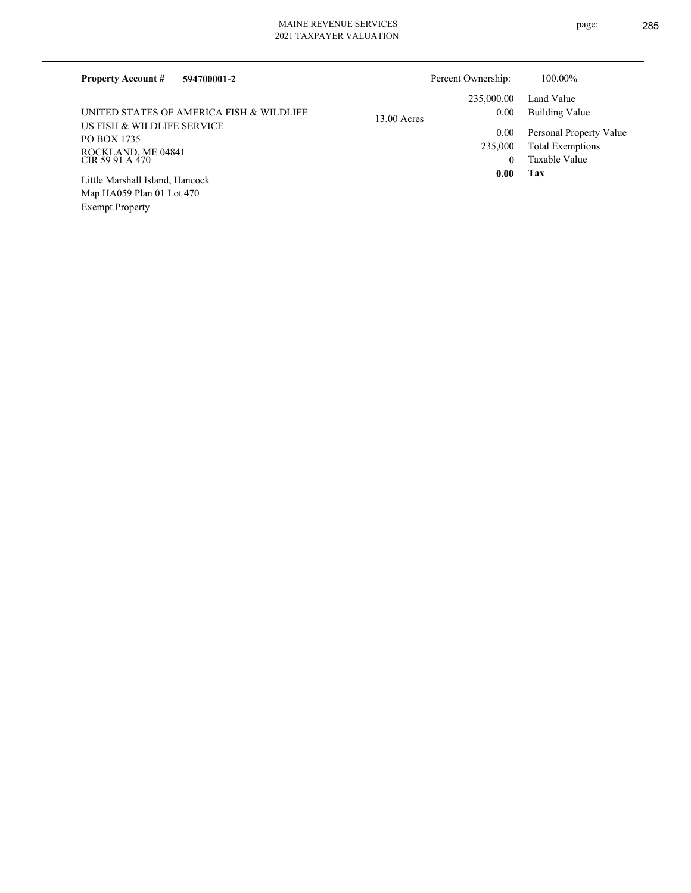**Property Account #** **594700001-2**

Percent Ownership: 100.00%

UNITED STATES OF AMERICA FISH & WILDLIFE
US FISH & WILDLIFE SERVICE
PO BOX 1735
ROCKLAND, ME 04841
CIR 59 91 A 470

Little Marshall Island, Hancock
Map HA059 Plan 01 Lot 470
Exempt Property

13.00 Acres

| | |
|---|---|
| 235,000.00 | Land Value |
| 0.00 | Building Value |
| 0.00 | Personal Property Value |
| 235,000 | Total Exemptions |
| 0 | Taxable Value |
| **0.00** | **Tax** |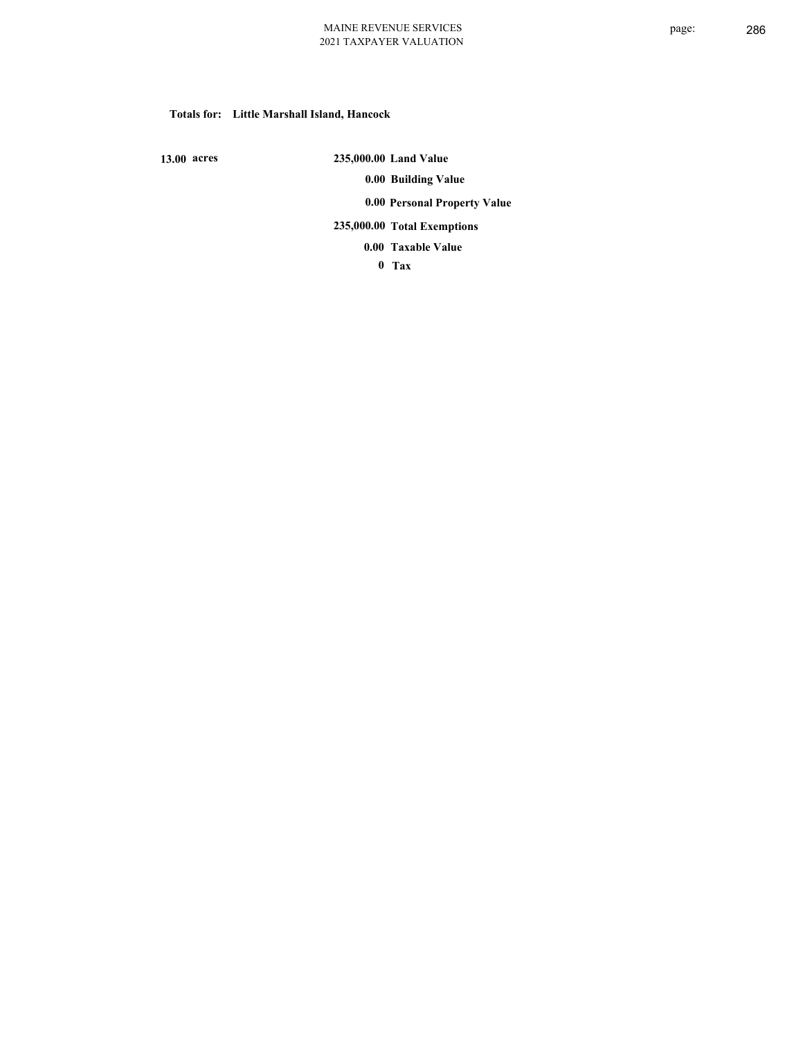**Totals for: Little Marshall Island, Hancock**

| | | |
|---|---|---|
| 13.00 acres | 235,000.00 | Land Value |
| | 0.00 | Building Value |
| | 0.00 | Personal Property Value |
| | 235,000.00 | Total Exemptions |
| | 0.00 | Taxable Value |
| | 0 | Tax |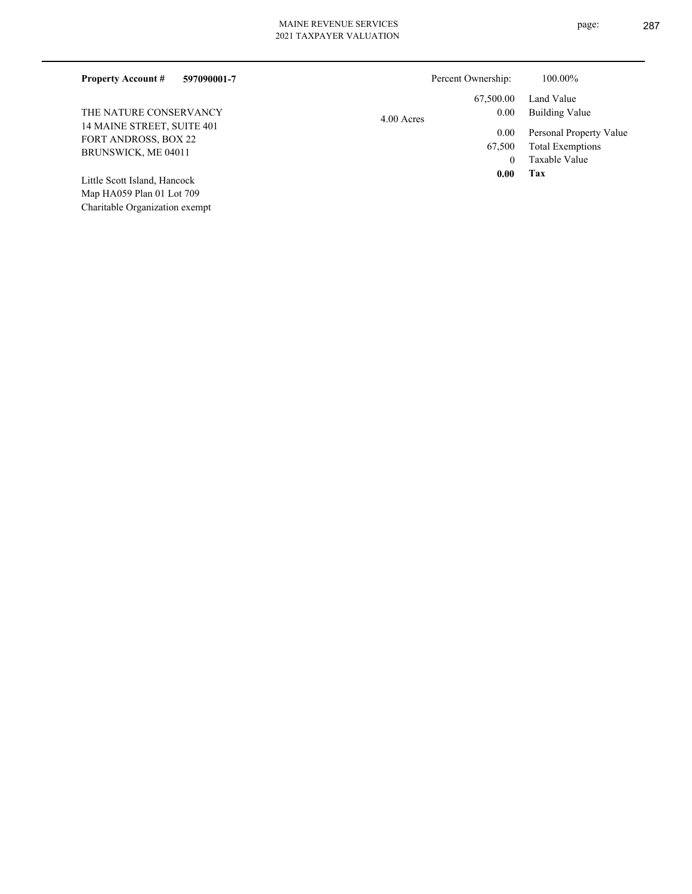**Property Account #** **597090001-7**

Percent Ownership: 100.00%

THE NATURE CONSERVANCY
14 MAINE STREET, SUITE 401
FORT ANDROSS, BOX 22
BRUNSWICK, ME 04011

Little Scott Island, Hancock
Map HA059 Plan 01 Lot 709
Charitable Organization exempt

4.00 Acres

| | |
|---|---|
| 67,500.00 | Land Value |
| 0.00 | Building Value |
| 0.00 | Personal Property Value |
| 67,500 | Total Exemptions |
| 0 | Taxable Value |
| **0.00** | **Tax** |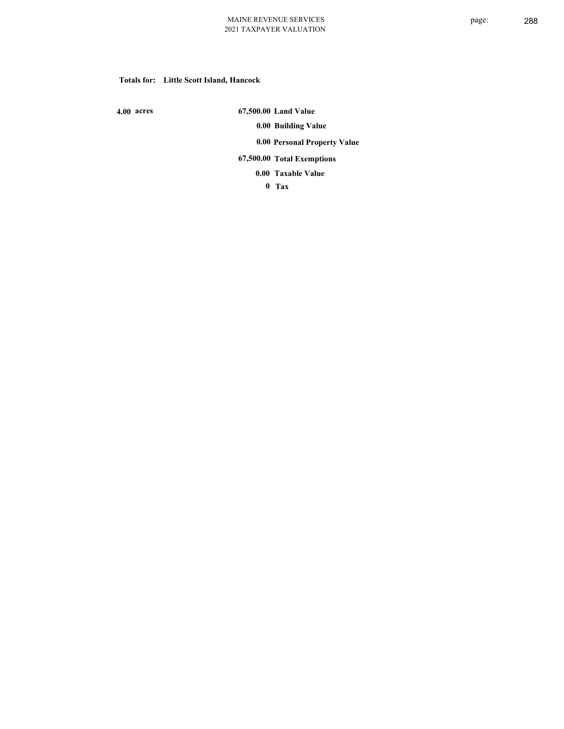**Totals for: Little Scott Island, Hancock**

| | | |
|---|---|---|
| **4.00 acres** | **67,500.00** | **Land Value** |
| | **0.00** | **Building Value** |
| | **0.00** | **Personal Property Value** |
| | **67,500.00** | **Total Exemptions** |
| | **0.00** | **Taxable Value** |
| | **0** | **Tax** |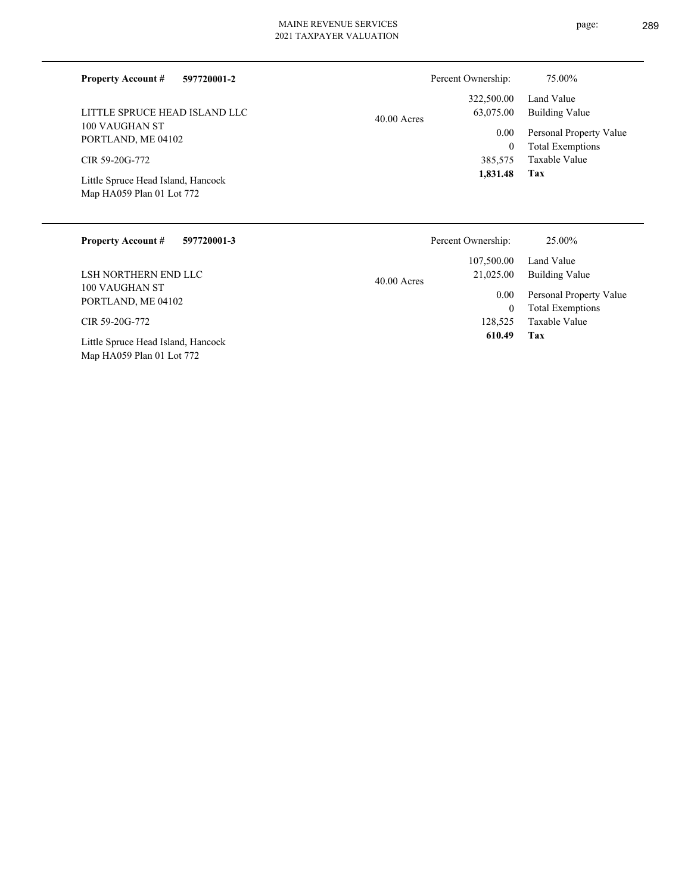**Property Account #** **597720001-2**

Percent Ownership: 75.00%

LITTLE SPRUCE HEAD ISLAND LLC
100 VAUGHAN ST
PORTLAND, ME 04102

CIR 59-20G-772

Little Spruce Head Island, Hancock
Map HA059 Plan 01 Lot 772

40.00 Acres

| | |
|---|---|
| 322,500.00 | Land Value |
| 63,075.00 | Building Value |
| 0.00 | Personal Property Value |
| 0 | Total Exemptions |
| 385,575 | Taxable Value |
| **1,831.48** | **Tax** |

---

**Property Account #** **597720001-3**

Percent Ownership: 25.00%

LSH NORTHERN END LLC
100 VAUGHAN ST
PORTLAND, ME 04102

CIR 59-20G-772

Little Spruce Head Island, Hancock
Map HA059 Plan 01 Lot 772

40.00 Acres

| | |
|---|---|
| 107,500.00 | Land Value |
| 21,025.00 | Building Value |
| 0.00 | Personal Property Value |
| 0 | Total Exemptions |
| 128,525 | Taxable Value |
| **610.49** | **Tax** |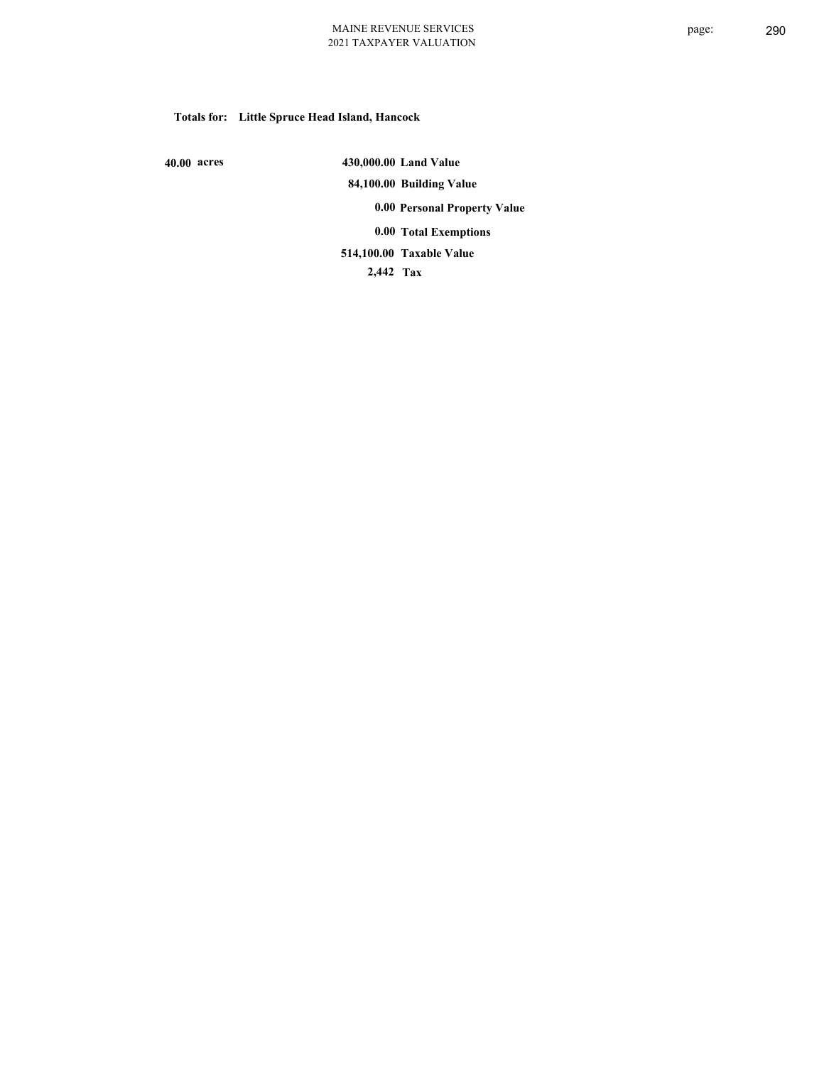**Totals for: Little Spruce Head Island, Hancock**

| | | |
|---|---|---|
| 40.00 acres | 430,000.00 | Land Value |
| | 84,100.00 | Building Value |
| | 0.00 | Personal Property Value |
| | 0.00 | Total Exemptions |
| | 514,100.00 | Taxable Value |
| | 2,442 | Tax |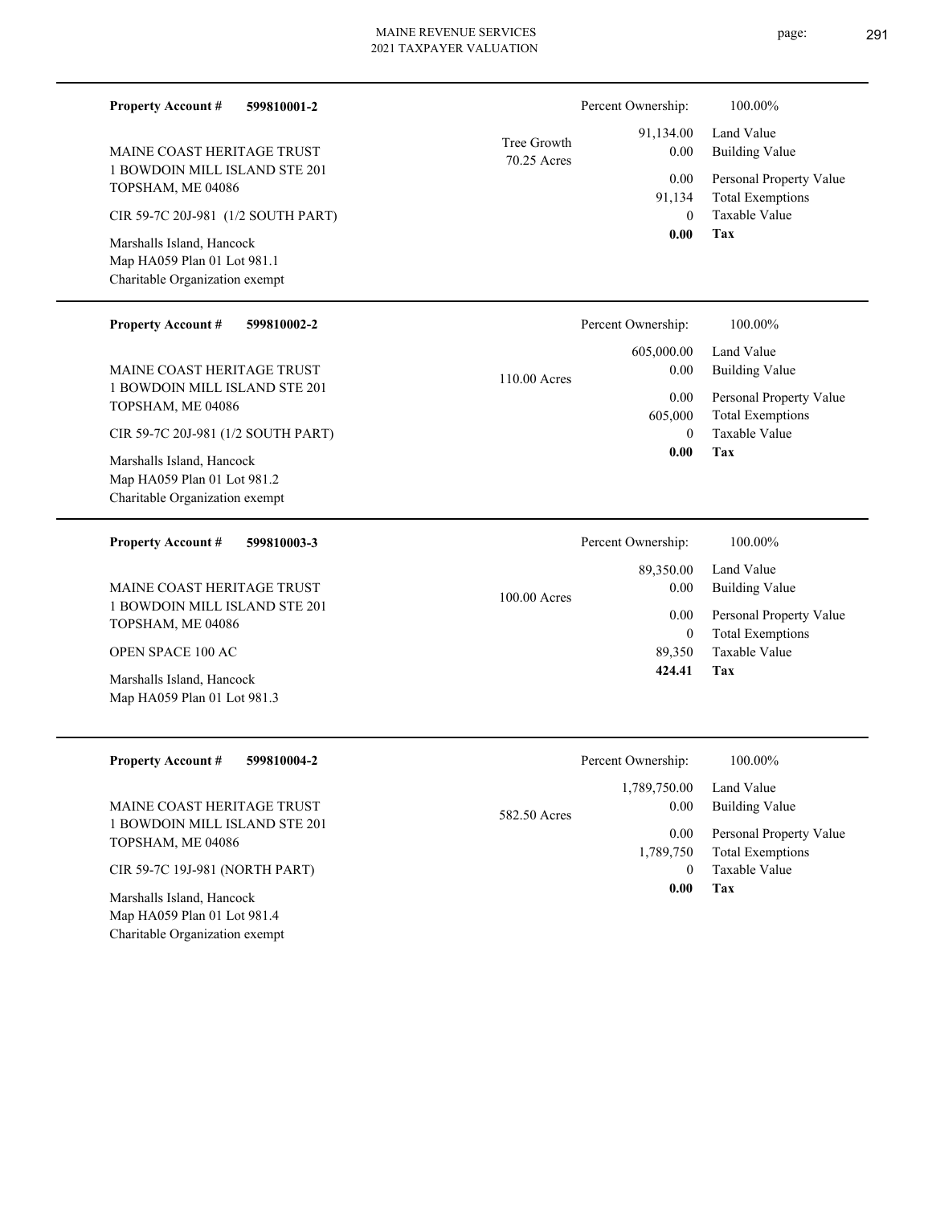**Property Account #** **599810001-2**

MAINE COAST HERITAGE TRUST
1 BOWDOIN MILL ISLAND STE 201
TOPSHAM, ME 04086

CIR 59-7C 20J-981 (1/2 SOUTH PART)

Marshalls Island, Hancock
Map HA059 Plan 01 Lot 981.1
Charitable Organization exempt

Tree Growth
70.25 Acres

| Percent Ownership: | 100.00% |
|---|---|
| 91,134.00 | Land Value |
| 0.00 | Building Value |
| 0.00 | Personal Property Value |
| 91,134 | Total Exemptions |
| 0 | Taxable Value |
| **0.00** | **Tax** |

---

**Property Account #** **599810002-2**

MAINE COAST HERITAGE TRUST
1 BOWDOIN MILL ISLAND STE 201
TOPSHAM, ME 04086

CIR 59-7C 20J-981 (1/2 SOUTH PART)

Marshalls Island, Hancock
Map HA059 Plan 01 Lot 981.2
Charitable Organization exempt

110.00 Acres

| Percent Ownership: | 100.00% |
|---|---|
| 605,000.00 | Land Value |
| 0.00 | Building Value |
| 0.00 | Personal Property Value |
| 605,000 | Total Exemptions |
| 0 | Taxable Value |
| **0.00** | **Tax** |

---

**Property Account #** **599810003-3**

MAINE COAST HERITAGE TRUST
1 BOWDOIN MILL ISLAND STE 201
TOPSHAM, ME 04086

OPEN SPACE 100 AC

Marshalls Island, Hancock
Map HA059 Plan 01 Lot 981.3

100.00 Acres

| Percent Ownership: | 100.00% |
|---|---|
| 89,350.00 | Land Value |
| 0.00 | Building Value |
| 0.00 | Personal Property Value |
| 0 | Total Exemptions |
| 89,350 | Taxable Value |
| **424.41** | **Tax** |

---

**Property Account #** **599810004-2**

MAINE COAST HERITAGE TRUST
1 BOWDOIN MILL ISLAND STE 201
TOPSHAM, ME 04086

CIR 59-7C 19J-981 (NORTH PART)

Marshalls Island, Hancock
Map HA059 Plan 01 Lot 981.4
Charitable Organization exempt

582.50 Acres

| Percent Ownership: | 100.00% |
|---|---|
| 1,789,750.00 | Land Value |
| 0.00 | Building Value |
| 0.00 | Personal Property Value |
| 1,789,750 | Total Exemptions |
| 0 | Taxable Value |
| **0.00** | **Tax** |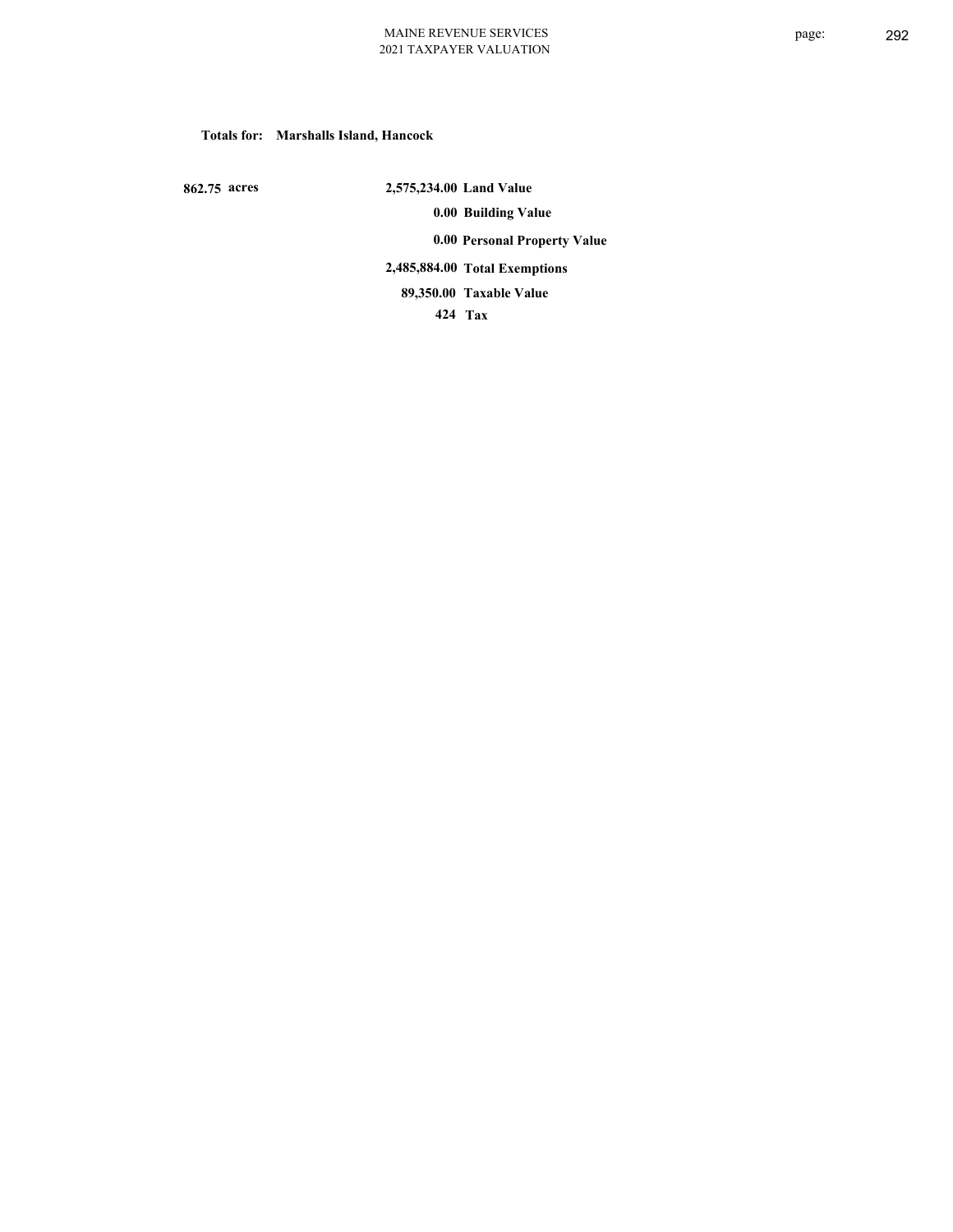**Totals for: Marshalls Island, Hancock**

| | | |
|---|---|---|
| 862.75 acres | 2,575,234.00 | Land Value |
| | 0.00 | Building Value |
| | 0.00 | Personal Property Value |
| | 2,485,884.00 | Total Exemptions |
| | 89,350.00 | Taxable Value |
| | 424 | Tax |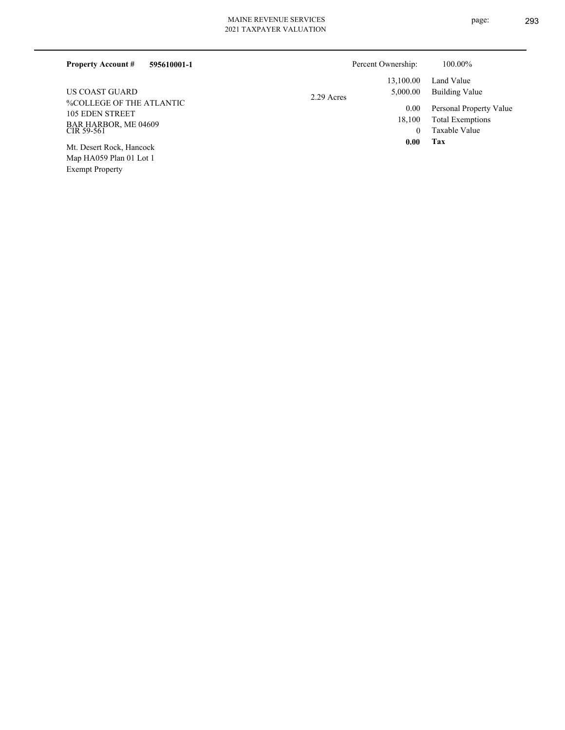**Property Account #** **595610001-1**

Percent Ownership: 100.00%

US COAST GUARD
%COLLEGE OF THE ATLANTIC
105 EDEN STREET
BAR HARBOR, ME 04609
CIR 59-561

Mt. Desert Rock, Hancock
Map HA059 Plan 01 Lot 1
Exempt Property

2.29 Acres

| | |
|---|---|
| 13,100.00 | Land Value |
| 5,000.00 | Building Value |
| 0.00 | Personal Property Value |
| 18,100 | Total Exemptions |
| 0 | Taxable Value |
| **0.00** | **Tax** |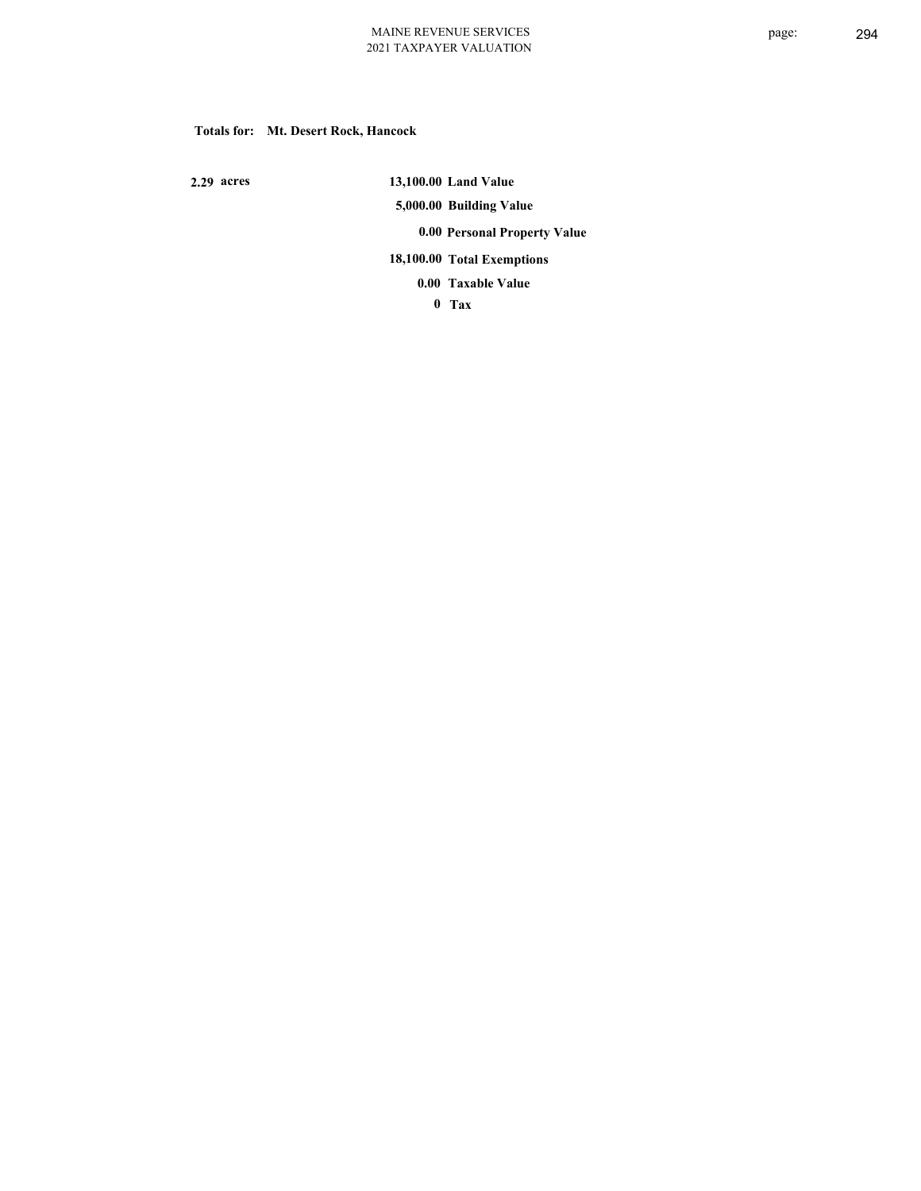**Totals for: Mt. Desert Rock, Hancock**

| | | |
|---|---|---|
| 2.29 acres | 13,100.00 | Land Value |
| | 5,000.00 | Building Value |
| | 0.00 | Personal Property Value |
| | 18,100.00 | Total Exemptions |
| | 0.00 | Taxable Value |
| | 0 | Tax |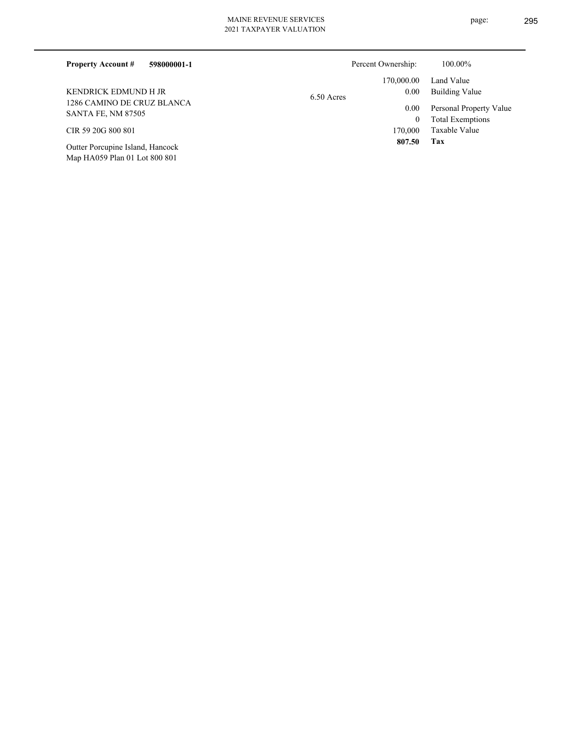**Property Account #** **598000001-1**

KENDRICK EDMUND H JR
1286 CAMINO DE CRUZ BLANCA
SANTA FE, NM 87505

CIR 59 20G 800 801

Outter Porcupine Island, Hancock
Map HA059 Plan 01 Lot 800 801

6.50 Acres

| | |
|---|---|
| Percent Ownership: | 100.00% |
| 170,000.00 | Land Value |
| 0.00 | Building Value |
| 0.00 | Personal Property Value |
| 0 | Total Exemptions |
| 170,000 | Taxable Value |
| **807.50** | **Tax** |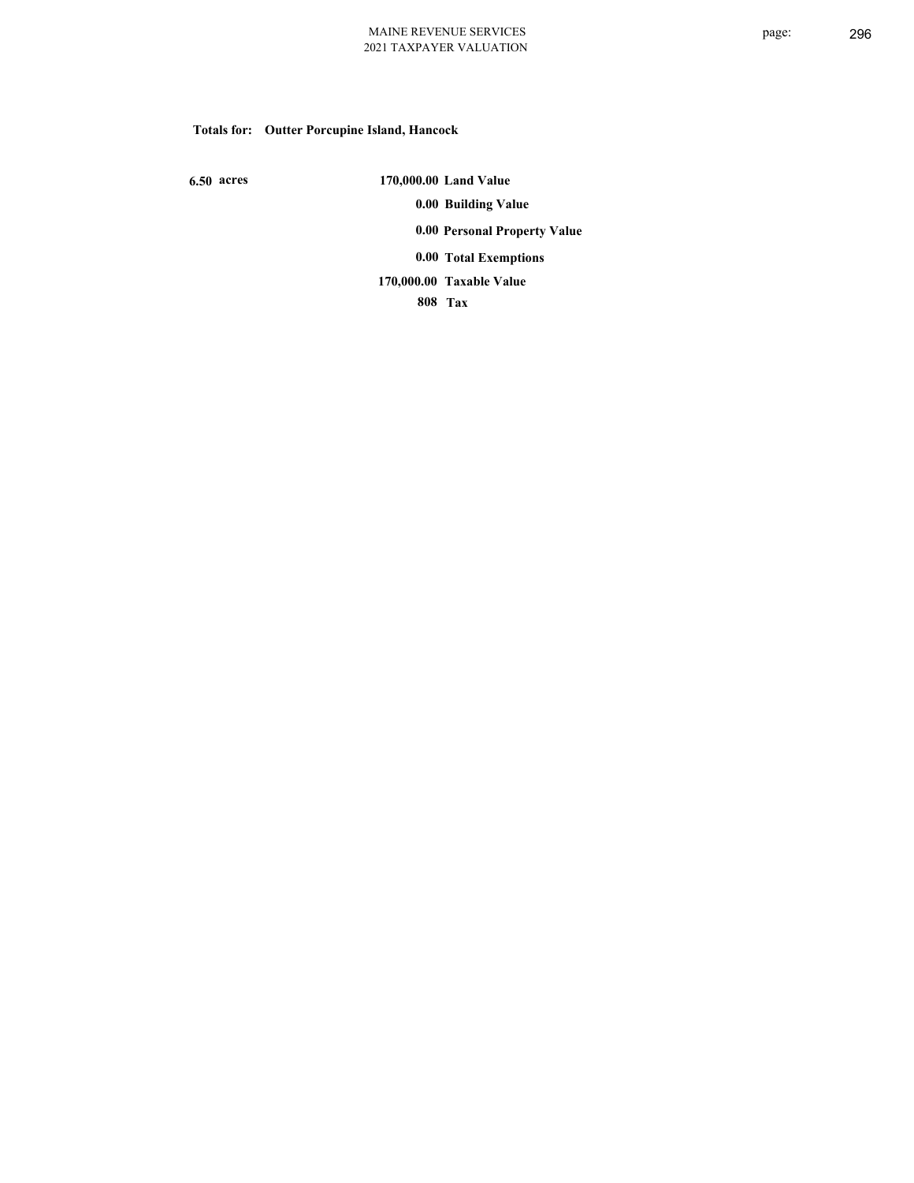**Totals for: Outter Porcupine Island, Hancock**

| | | |
|---|---|---|
| 6.50 acres | 170,000.00 | Land Value |
| | 0.00 | Building Value |
| | 0.00 | Personal Property Value |
| | 0.00 | Total Exemptions |
| | 170,000.00 | Taxable Value |
| | 808 | Tax |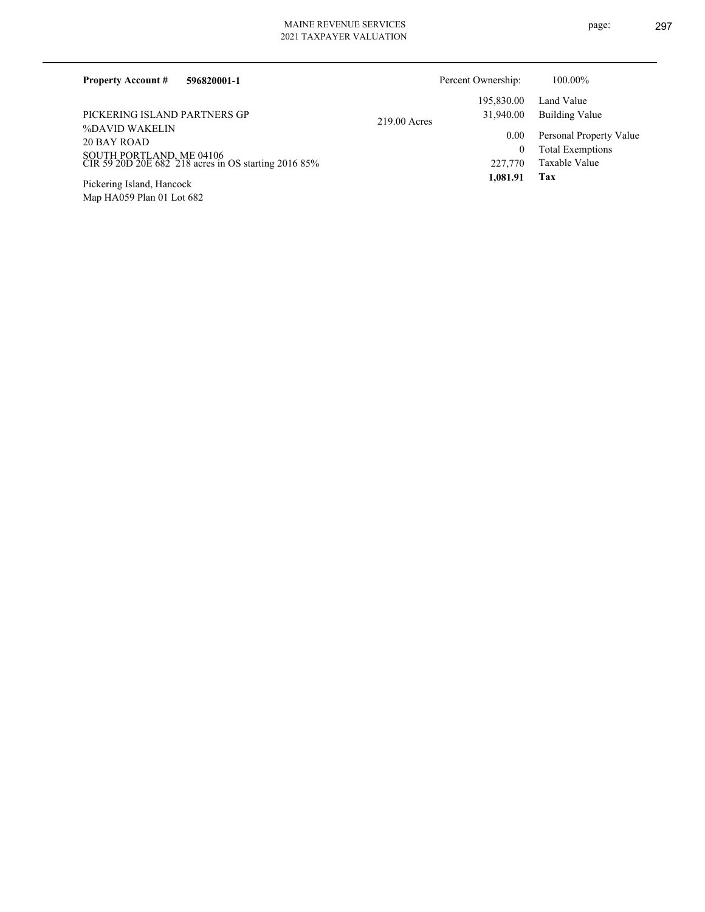**Property Account #** **596820001-1**

Percent Ownership: 100.00%

PICKERING ISLAND PARTNERS GP
%DAVID WAKELIN
20 BAY ROAD
SOUTH PORTLAND, ME 04106
CIR 59 20D 20E 682 218 acres in OS starting 2016 85%

Pickering Island, Hancock
Map HA059 Plan 01 Lot 682

219.00 Acres

| | |
|---|---|
| 195,830.00 | Land Value |
| 31,940.00 | Building Value |
| 0.00 | Personal Property Value |
| 0 | Total Exemptions |
| 227,770 | Taxable Value |
| **1,081.91** | **Tax** |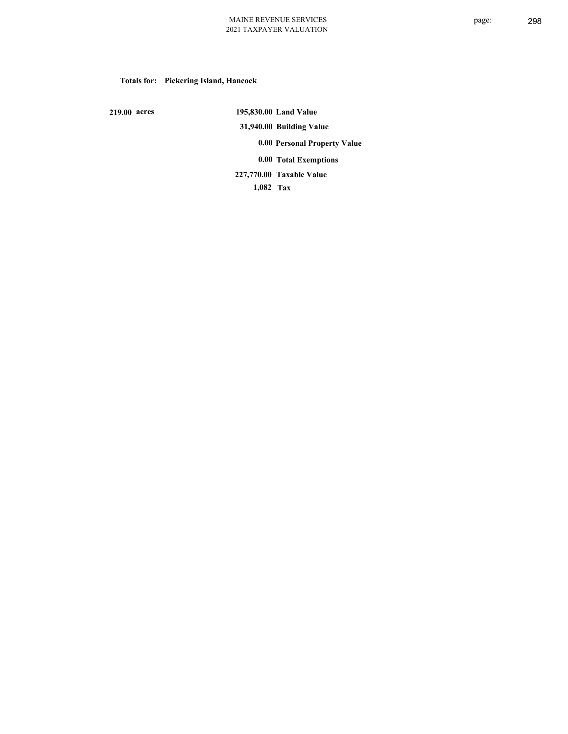**Totals for: Pickering Island, Hancock**

| | | |
|---|---|---|
| **219.00 acres** | **195,830.00** | **Land Value** |
| | **31,940.00** | **Building Value** |
| | **0.00** | **Personal Property Value** |
| | **0.00** | **Total Exemptions** |
| | **227,770.00** | **Taxable Value** |
| | **1,082** | **Tax** |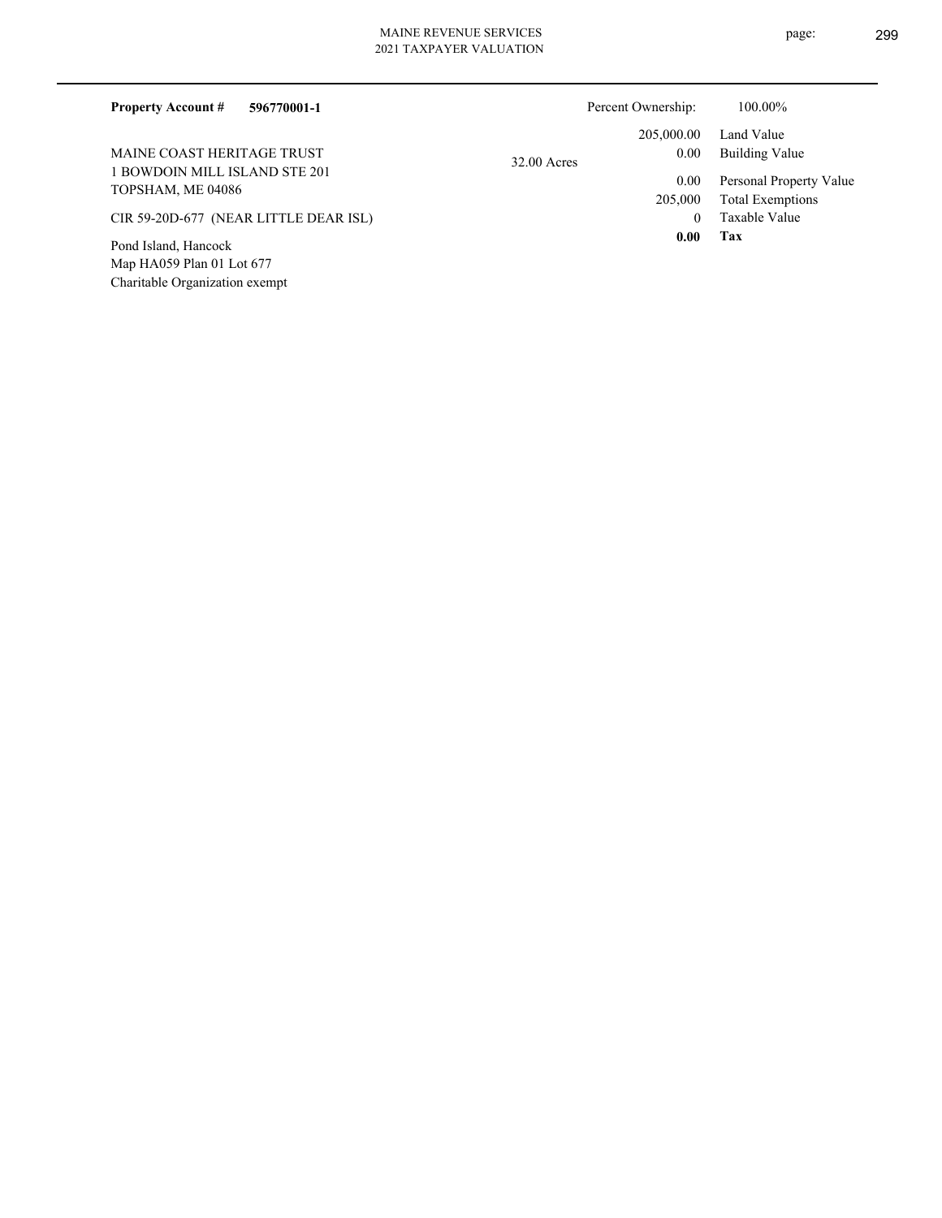**Property Account #** **596770001-1**

Percent Ownership: 100.00%

MAINE COAST HERITAGE TRUST
1 BOWDOIN MILL ISLAND STE 201
TOPSHAM, ME 04086

CIR 59-20D-677 (NEAR LITTLE DEAR ISL)

Pond Island, Hancock
Map HA059 Plan 01 Lot 677
Charitable Organization exempt

32.00 Acres

| | |
|---|---|
| 205,000.00 | Land Value |
| 0.00 | Building Value |
| 0.00 | Personal Property Value |
| 205,000 | Total Exemptions |
| 0 | Taxable Value |
| **0.00** | **Tax** |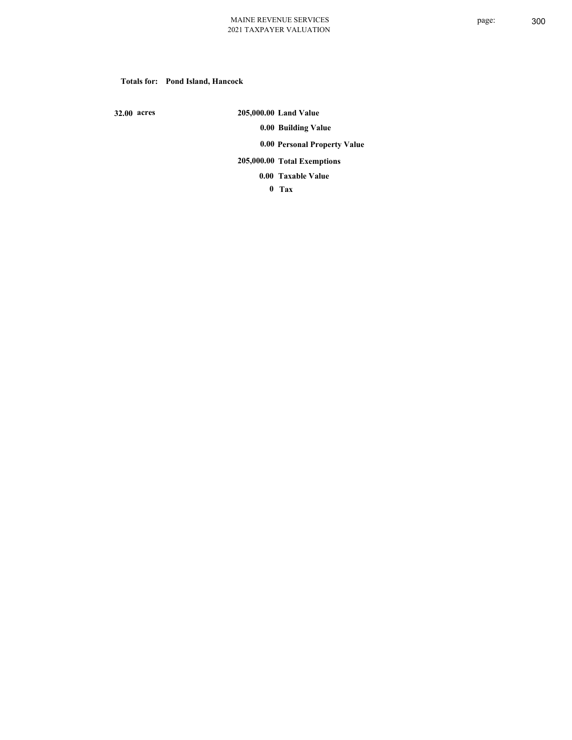**Totals for: Pond Island, Hancock**

**32.00 acres**

| | |
|---|---|
| 205,000.00 | Land Value |
| 0.00 | Building Value |
| 0.00 | Personal Property Value |
| 205,000.00 | Total Exemptions |
| 0.00 | Taxable Value |
| 0 | Tax |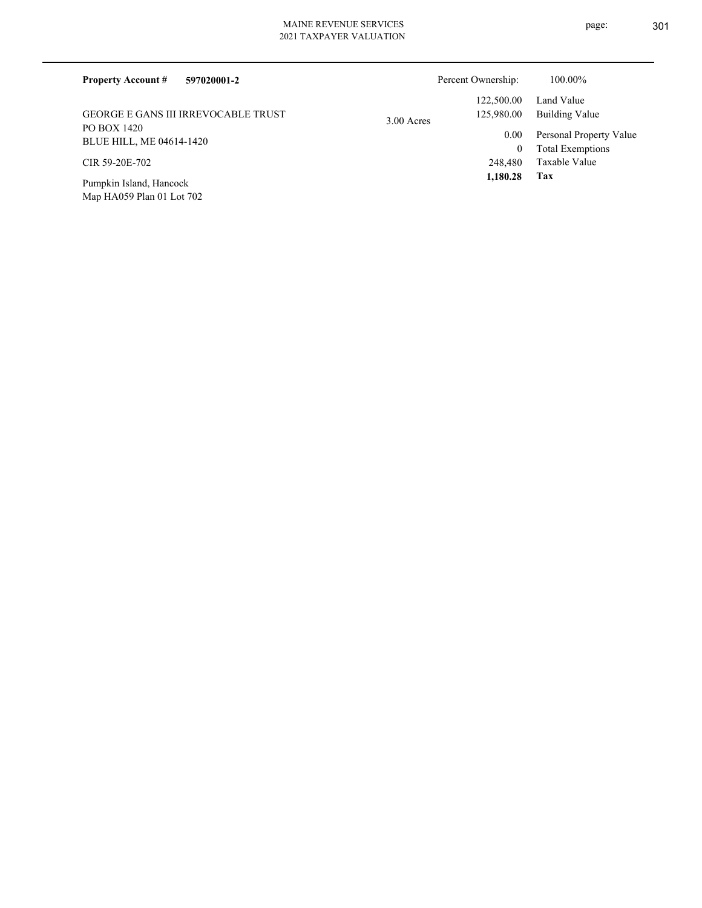**Property Account #** **597020001-2**

Percent Ownership: 100.00%

GEORGE E GANS III IRREVOCABLE TRUST
PO BOX 1420
BLUE HILL, ME 04614-1420

CIR 59-20E-702

Pumpkin Island, Hancock
Map HA059 Plan 01 Lot 702

3.00 Acres

| | |
|---|---|
| 122,500.00 | Land Value |
| 125,980.00 | Building Value |
| 0.00 | Personal Property Value |
| 0 | Total Exemptions |
| 248,480 | Taxable Value |
| **1,180.28** | **Tax** |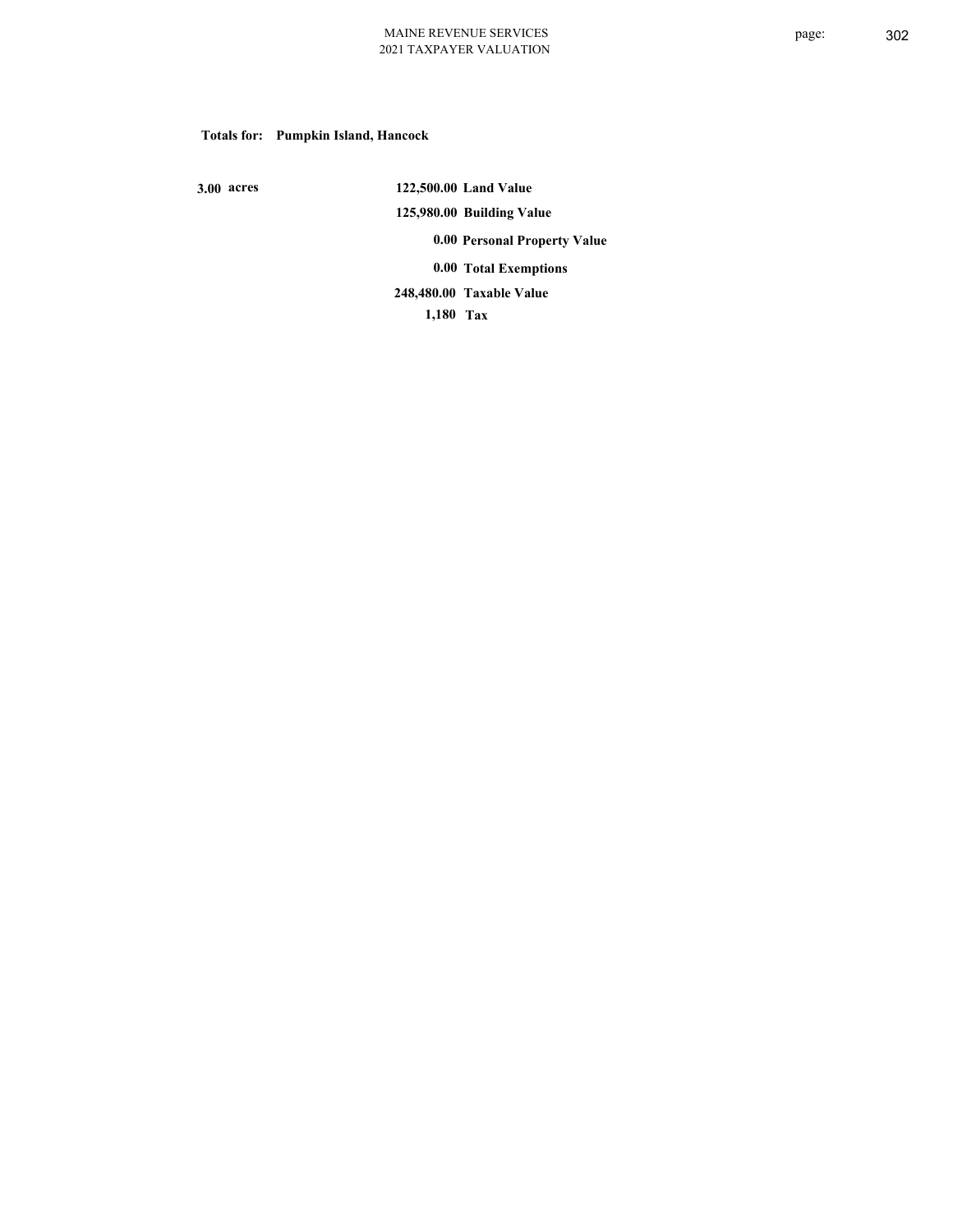**Totals for: Pumpkin Island, Hancock**

**3.00 acres**

| | |
|---|---|
| 122,500.00 | Land Value |
| 125,980.00 | Building Value |
| 0.00 | Personal Property Value |
| 0.00 | Total Exemptions |
| 248,480.00 | Taxable Value |
| 1,180 | Tax |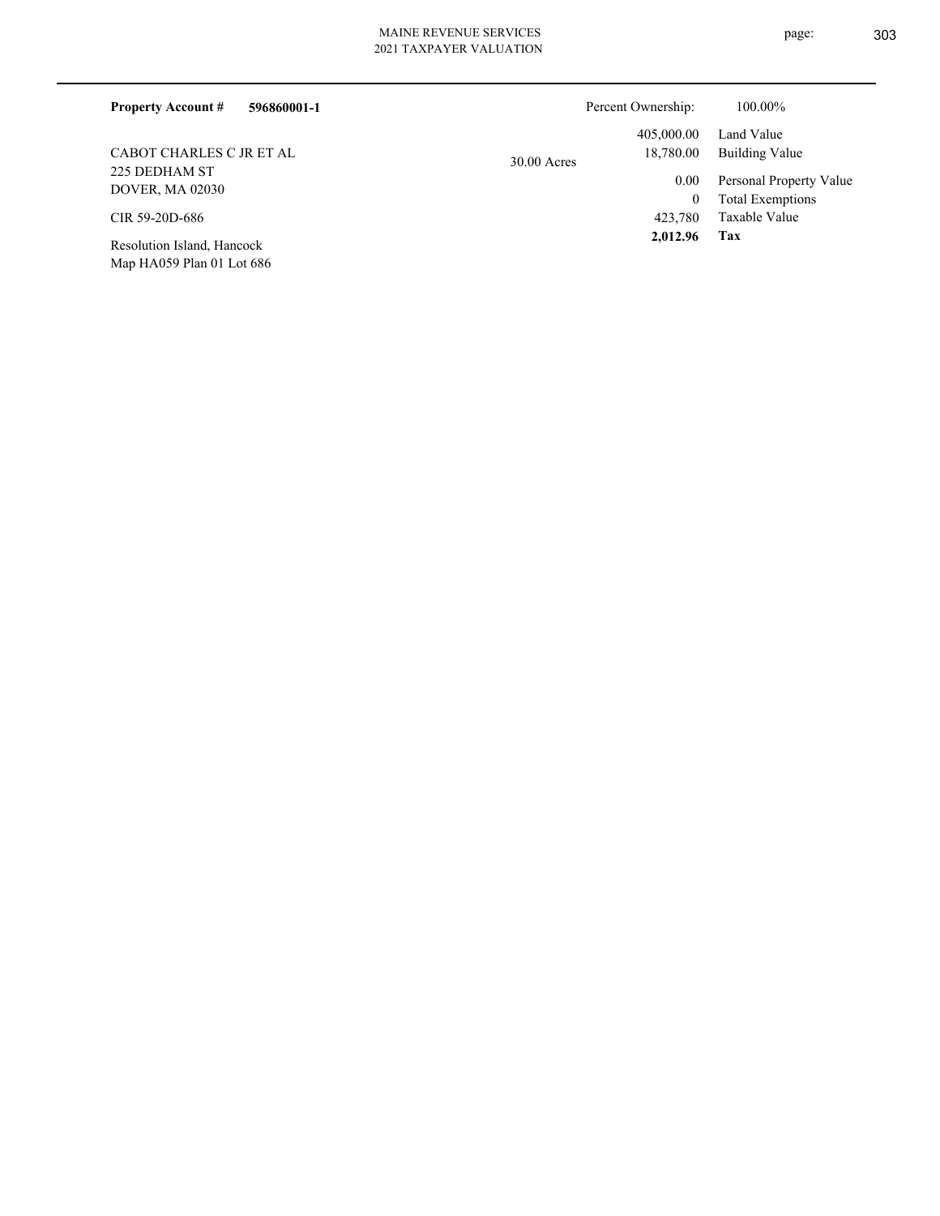**Property Account #** **596860001-1**

Percent Ownership: 100.00%

CABOT CHARLES C JR ET AL
225 DEDHAM ST
DOVER, MA 02030

CIR 59-20D-686

Resolution Island, Hancock
Map HA059 Plan 01 Lot 686

30.00 Acres

| | |
|---|---|
| 405,000.00 | Land Value |
| 18,780.00 | Building Value |
| 0.00 | Personal Property Value |
| 0 | Total Exemptions |
| 423,780 | Taxable Value |
| **2,012.96** | **Tax** |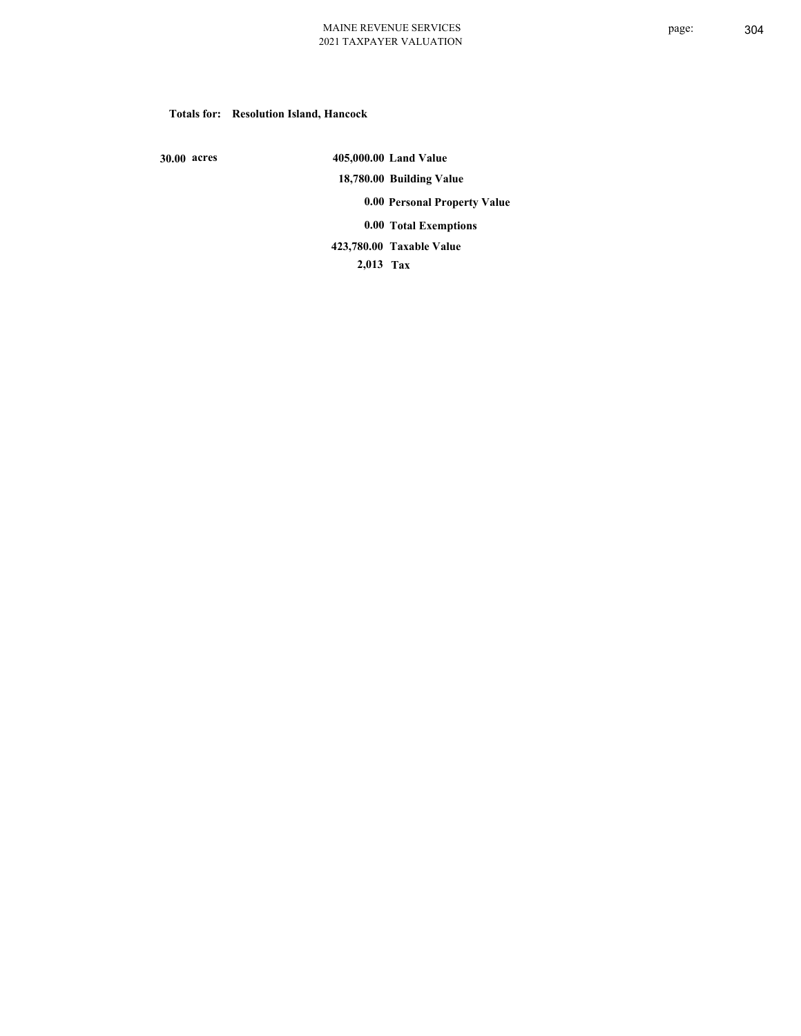**Totals for: Resolution Island, Hancock**

| | | |
|---|---|---|
| 30.00 acres | 405,000.00 | Land Value |
| | 18,780.00 | Building Value |
| | 0.00 | Personal Property Value |
| | 0.00 | Total Exemptions |
| | 423,780.00 | Taxable Value |
| | 2,013 | Tax |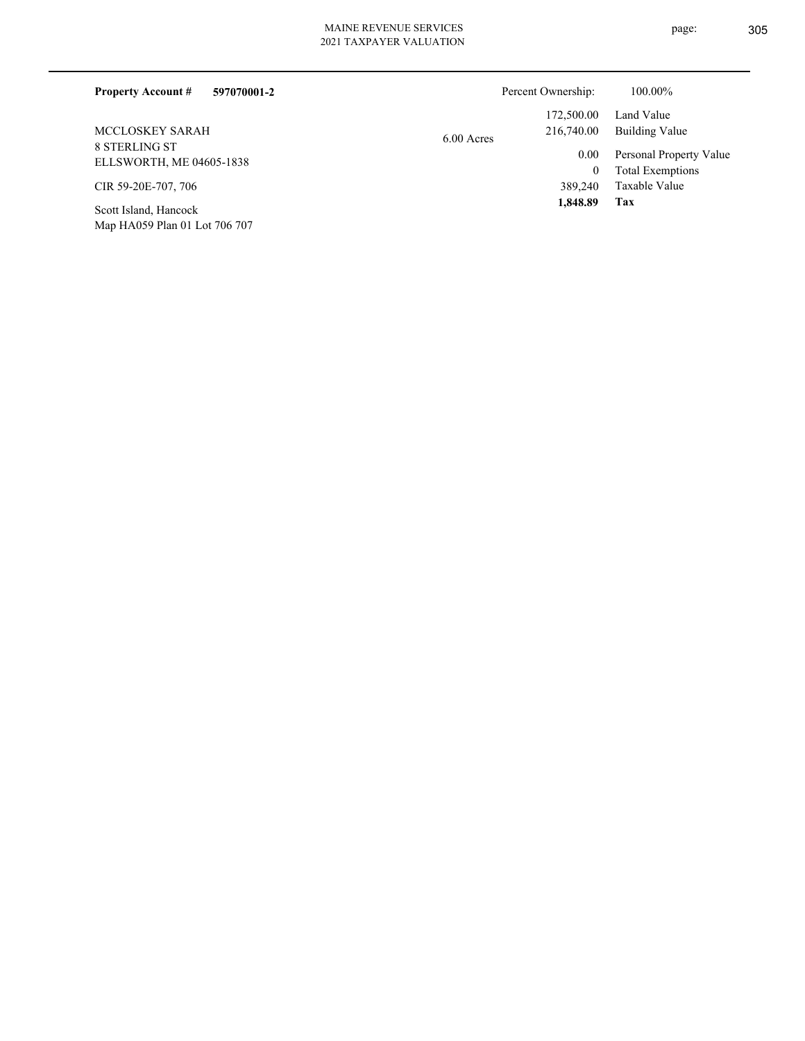**Property Account #** **597070001-2**

Percent Ownership: 100.00%

MCCLOSKEY SARAH
8 STERLING ST
ELLSWORTH, ME 04605-1838

CIR 59-20E-707, 706

Scott Island, Hancock
Map HA059 Plan 01 Lot 706 707

6.00 Acres

| | |
|---|---|
| 172,500.00 | Land Value |
| 216,740.00 | Building Value |
| 0.00 | Personal Property Value |
| 0 | Total Exemptions |
| 389,240 | Taxable Value |
| **1,848.89** | **Tax** |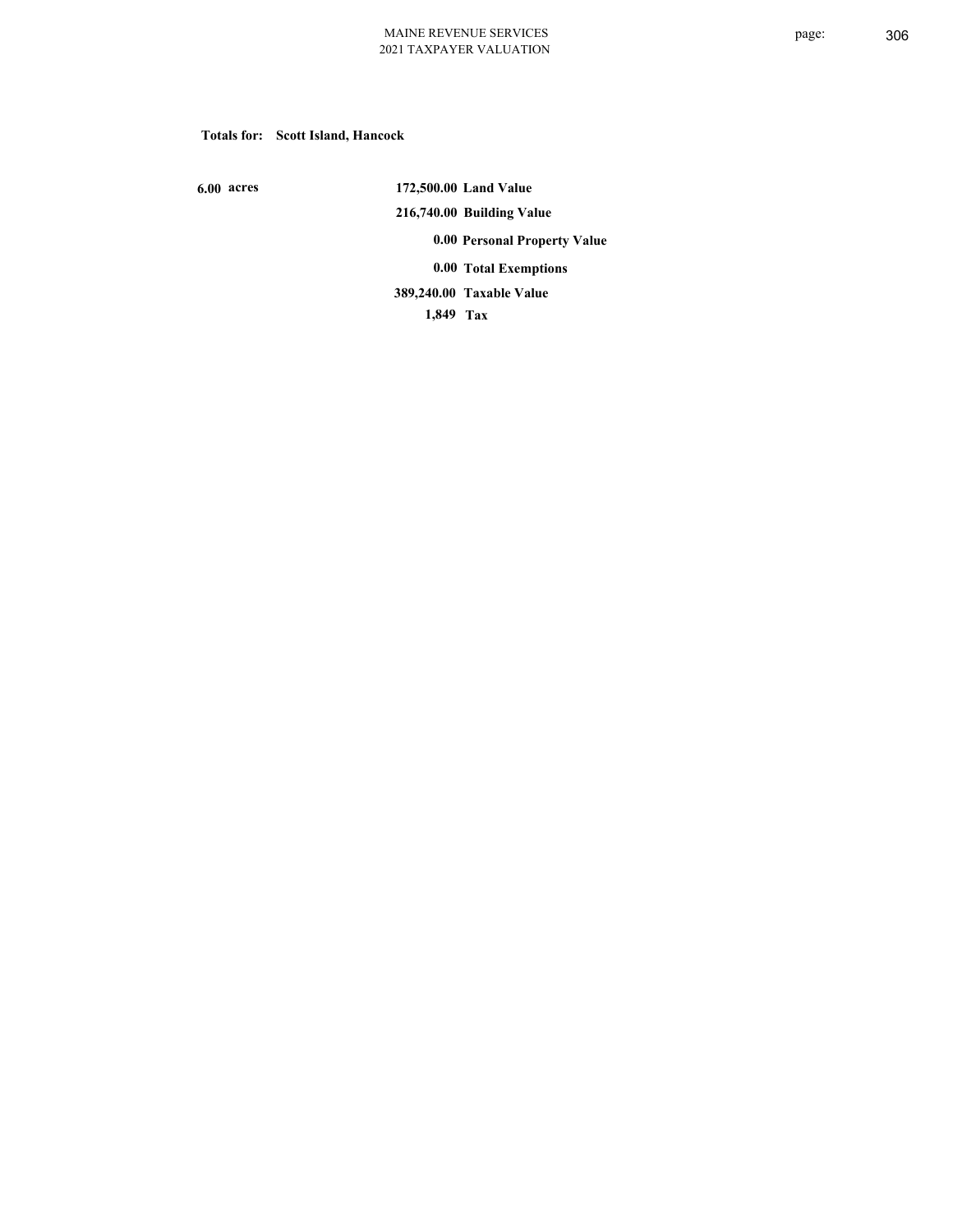**Totals for: Scott Island, Hancock**

| | | |
|---|---|---|
| **6.00 acres** | **172,500.00** | **Land Value** |
| | **216,740.00** | **Building Value** |
| | **0.00** | **Personal Property Value** |
| | **0.00** | **Total Exemptions** |
| | **389,240.00** | **Taxable Value** |
| | **1,849** | **Tax** |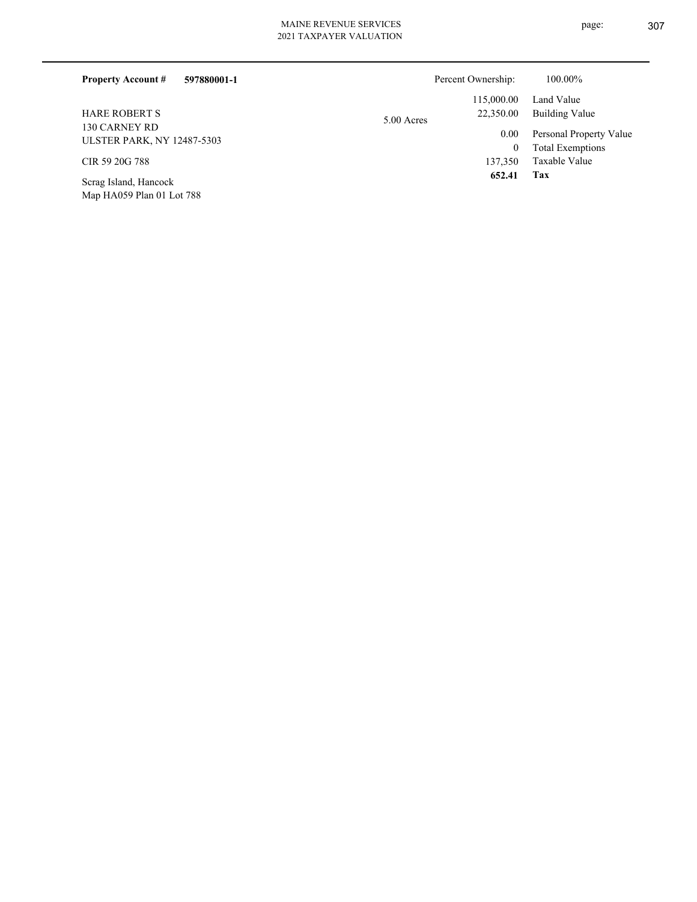**Property Account #** **597880001-1**

Percent Ownership: 100.00%

HARE ROBERT S
130 CARNEY RD
ULSTER PARK, NY 12487-5303

CIR 59 20G 788

Scrag Island, Hancock
Map HA059 Plan 01 Lot 788

5.00 Acres

| | |
|---|---|
| 115,000.00 | Land Value |
| 22,350.00 | Building Value |
| 0.00 | Personal Property Value |
| 0 | Total Exemptions |
| 137,350 | Taxable Value |
| **652.41** | **Tax** |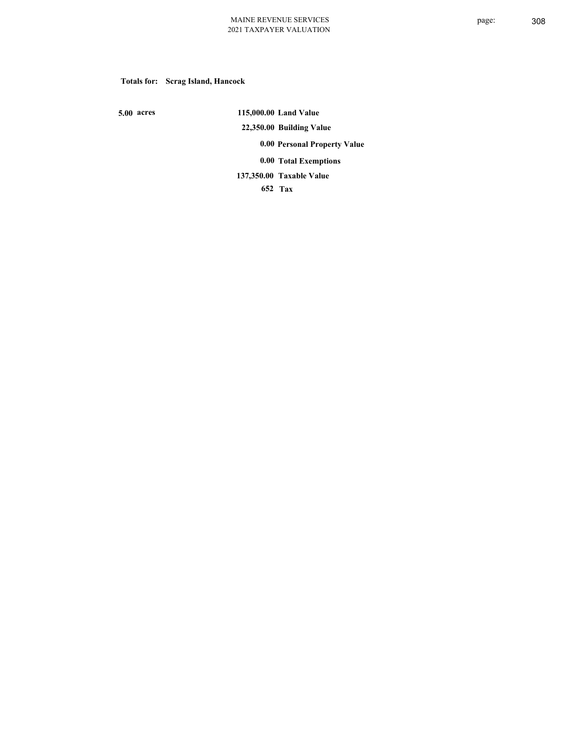**Totals for: Scrag Island, Hancock**

| | | |
|---|---|---|
| 5.00 acres | 115,000.00 | Land Value |
| | 22,350.00 | Building Value |
| | 0.00 | Personal Property Value |
| | 0.00 | Total Exemptions |
| | 137,350.00 | Taxable Value |
| | 652 | Tax |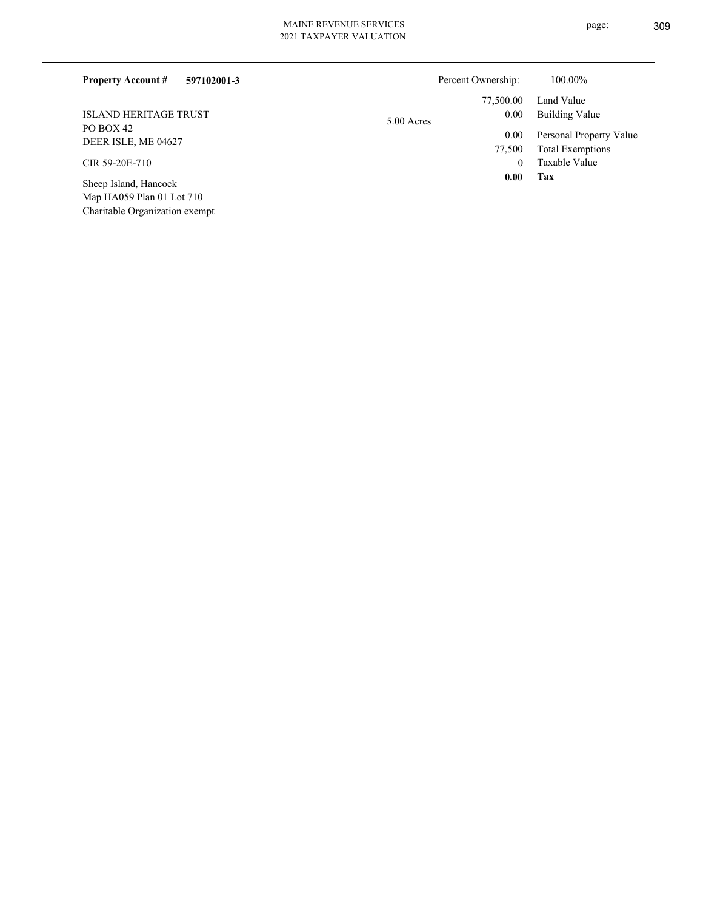**Property Account #** **597102001-3**

ISLAND HERITAGE TRUST
PO BOX 42
DEER ISLE, ME 04627

CIR 59-20E-710

Sheep Island, Hancock
Map HA059 Plan 01 Lot 710
Charitable Organization exempt

5.00 Acres

| | |
|---|---|
| Percent Ownership: | 100.00% |
| 77,500.00 | Land Value |
| 0.00 | Building Value |
| 0.00 | Personal Property Value |
| 77,500 | Total Exemptions |
| 0 | Taxable Value |
| **0.00** | **Tax** |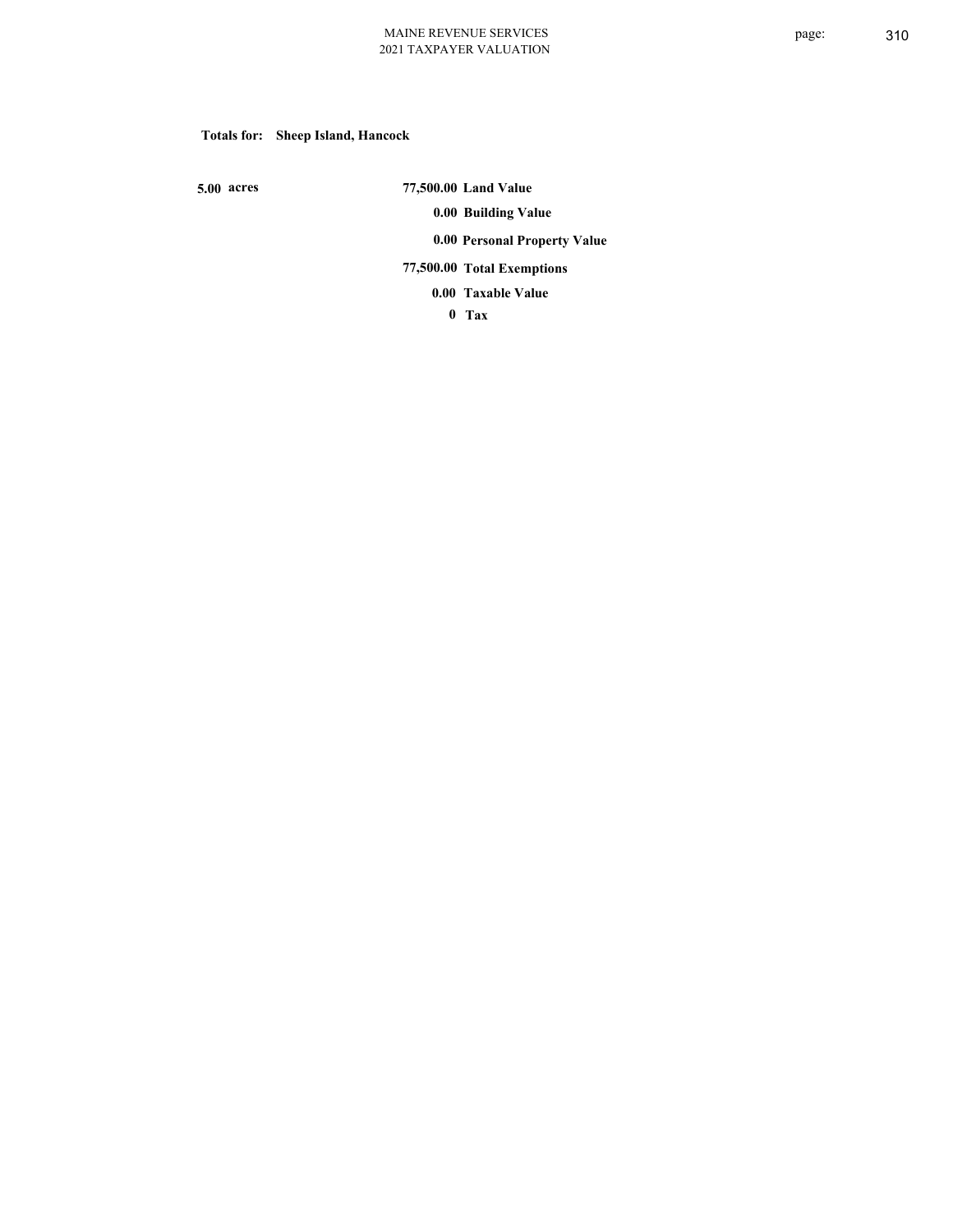**Totals for: Sheep Island, Hancock**

| | | |
|---|---|---|
| **5.00 acres** | **77,500.00** | **Land Value** |
| | **0.00** | **Building Value** |
| | **0.00** | **Personal Property Value** |
| | **77,500.00** | **Total Exemptions** |
| | **0.00** | **Taxable Value** |
| | **0** | **Tax** |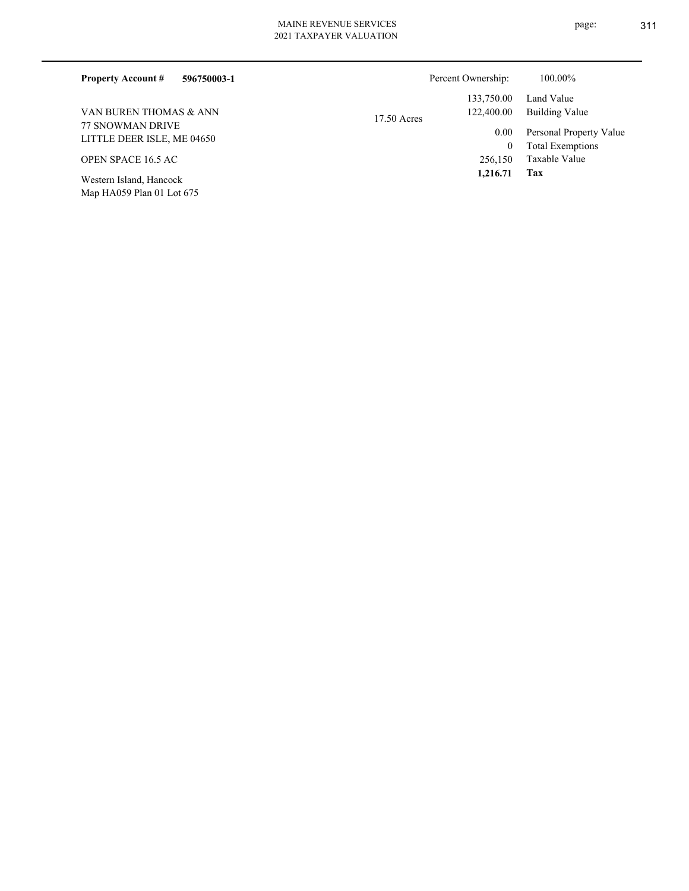**Property Account #** **596750003-1**

Percent Ownership: 100.00%

VAN BUREN THOMAS & ANN
77 SNOWMAN DRIVE
LITTLE DEER ISLE, ME 04650

OPEN SPACE 16.5 AC

Western Island, Hancock
Map HA059 Plan 01 Lot 675

17.50 Acres

| | |
|---|---|
| 133,750.00 | Land Value |
| 122,400.00 | Building Value |
| 0.00 | Personal Property Value |
| 0 | Total Exemptions |
| 256,150 | Taxable Value |
| **1,216.71** | **Tax** |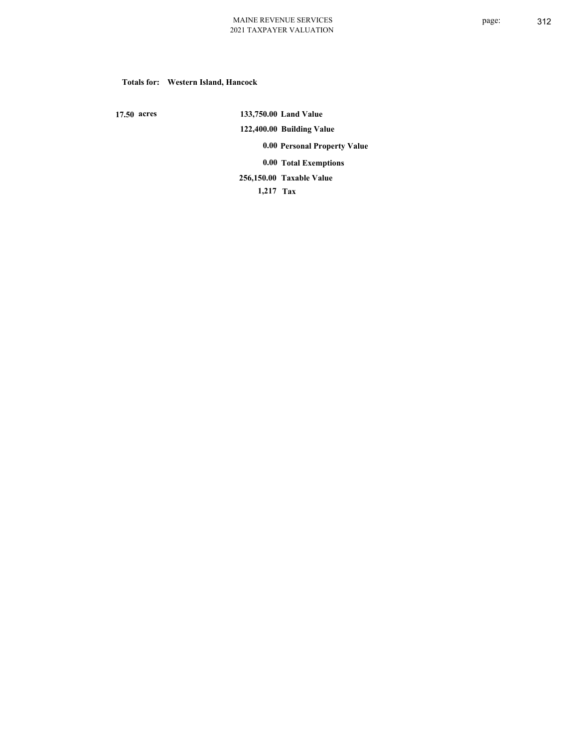**Totals for: Western Island, Hancock**

| | | |
|---|---|---|
| 17.50 acres | 133,750.00 | Land Value |
| | 122,400.00 | Building Value |
| | 0.00 | Personal Property Value |
| | 0.00 | Total Exemptions |
| | 256,150.00 | Taxable Value |
| | 1,217 | Tax |